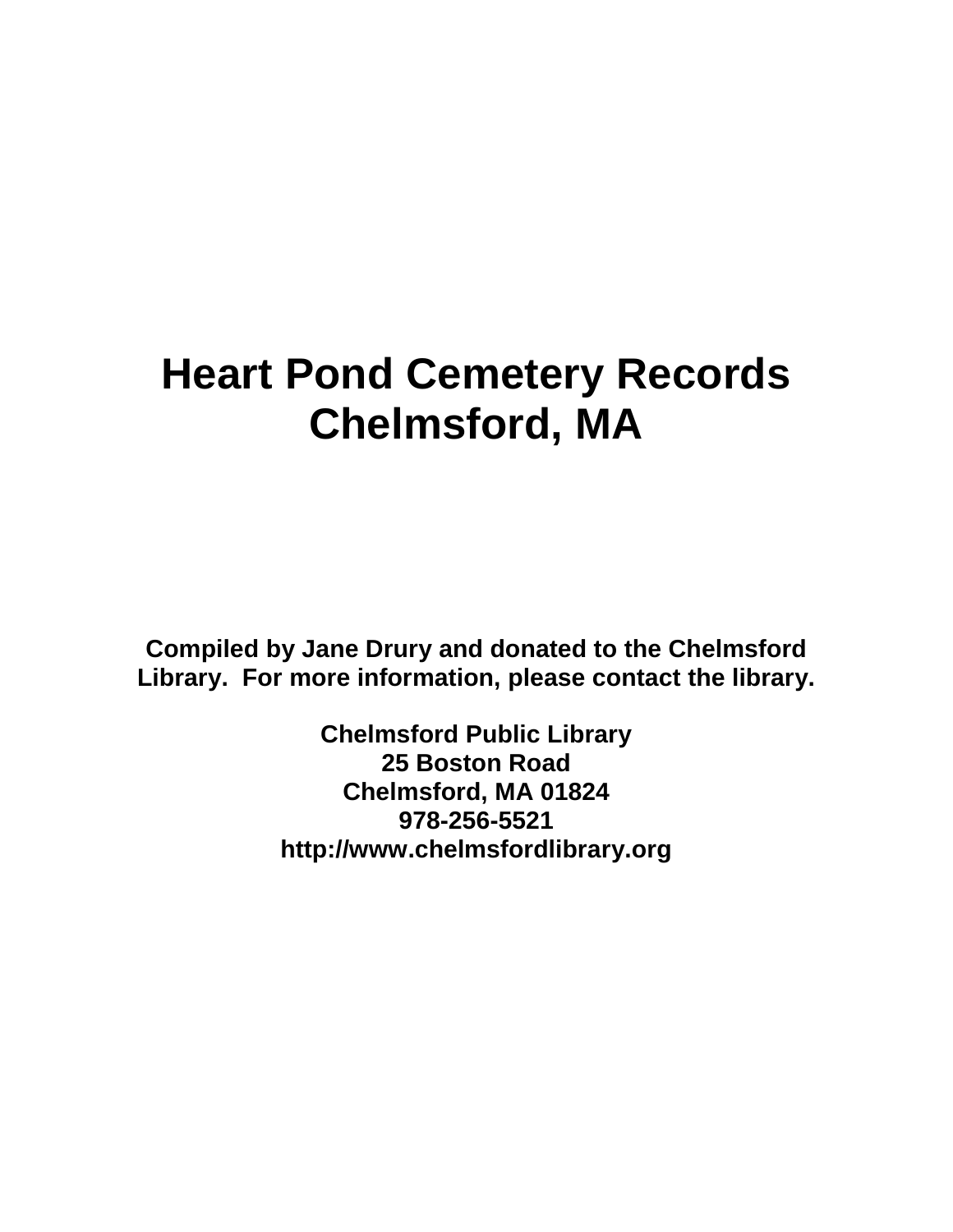# Heart Pond Cemetery Records
# Chelmsford, MA

**Compiled by Jane Drury and donated to the Chelmsford Library. For more information, please contact the library.**

**Chelmsford Public Library**
**25 Boston Road**
**Chelmsford, MA 01824**
**978-256-5521**
**http://www.chelmsfordlibrary.org**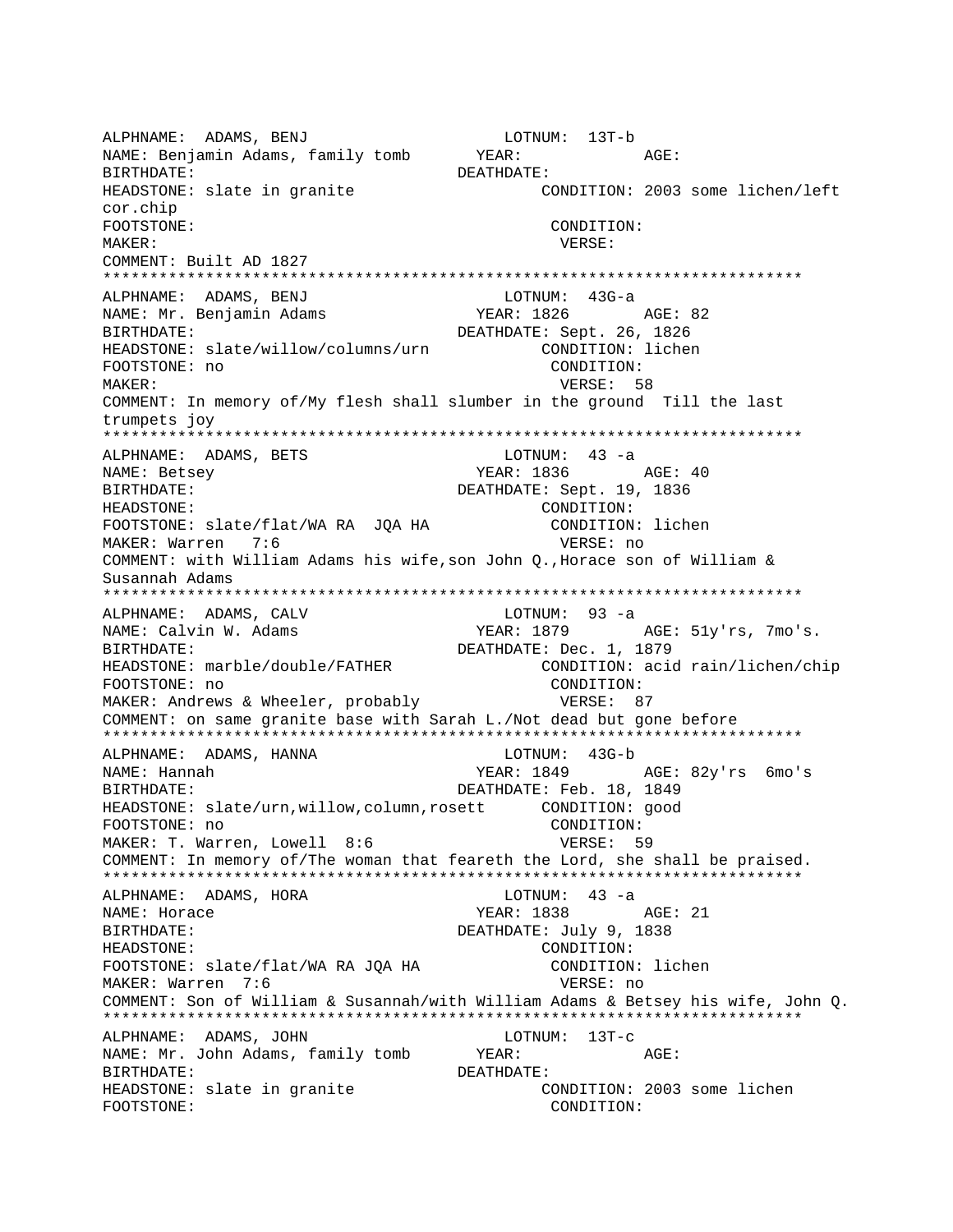ALPHNAME: ADAMS, BENJ LOTNUM: 13T-b
NAME: Benjamin Adams, family tomb YEAR: AGE:
BIRTHDATE: DEATHDATE:
HEADSTONE: slate in granite CONDITION: 2003 some lichen/left cor.chip
FOOTSTONE: CONDITION:
MAKER: VERSE:
COMMENT: Built AD 1827

***************************************************************************

ALPHNAME: ADAMS, BENJ LOTNUM: 43G-a
NAME: Mr. Benjamin Adams YEAR: 1826 AGE: 82
BIRTHDATE: DEATHDATE: Sept. 26, 1826
HEADSTONE: slate/willow/columns/urn CONDITION: lichen
FOOTSTONE: no CONDITION:
MAKER: VERSE: 58
COMMENT: In memory of/My flesh shall slumber in the ground Till the last trumpets joy

***************************************************************************

ALPHNAME: ADAMS, BETS LOTNUM: 43 -a
NAME: Betsey YEAR: 1836 AGE: 40
BIRTHDATE: DEATHDATE: Sept. 19, 1836
HEADSTONE: CONDITION:
FOOTSTONE: slate/flat/WA RA JQA HA CONDITION: lichen
MAKER: Warren 7:6 VERSE: no
COMMENT: with William Adams his wife,son John Q.,Horace son of William & Susannah Adams

***************************************************************************

ALPHNAME: ADAMS, CALV LOTNUM: 93 -a
NAME: Calvin W. Adams YEAR: 1879 AGE: 51y'rs, 7mo's.
BIRTHDATE: DEATHDATE: Dec. 1, 1879
HEADSTONE: marble/double/FATHER CONDITION: acid rain/lichen/chip
FOOTSTONE: no CONDITION:
MAKER: Andrews & Wheeler, probably VERSE: 87
COMMENT: on same granite base with Sarah L./Not dead but gone before

***************************************************************************

ALPHNAME: ADAMS, HANNA LOTNUM: 43G-b
NAME: Hannah YEAR: 1849 AGE: 82y'rs 6mo's
BIRTHDATE: DEATHDATE: Feb. 18, 1849
HEADSTONE: slate/urn,willow,column,rosett CONDITION: good
FOOTSTONE: no CONDITION:
MAKER: T. Warren, Lowell 8:6 VERSE: 59
COMMENT: In memory of/The woman that feareth the Lord, she shall be praised.

***************************************************************************

ALPHNAME: ADAMS, HORA LOTNUM: 43 -a
NAME: Horace YEAR: 1838 AGE: 21
BIRTHDATE: DEATHDATE: July 9, 1838
HEADSTONE: CONDITION:
FOOTSTONE: slate/flat/WA RA JQA HA CONDITION: lichen
MAKER: Warren 7:6 VERSE: no
COMMENT: Son of William & Susannah/with William Adams & Betsey his wife, John Q.

***************************************************************************

ALPHNAME: ADAMS, JOHN LOTNUM: 13T-c
NAME: Mr. John Adams, family tomb YEAR: AGE:
BIRTHDATE: DEATHDATE:
HEADSTONE: slate in granite CONDITION: 2003 some lichen
FOOTSTONE: CONDITION: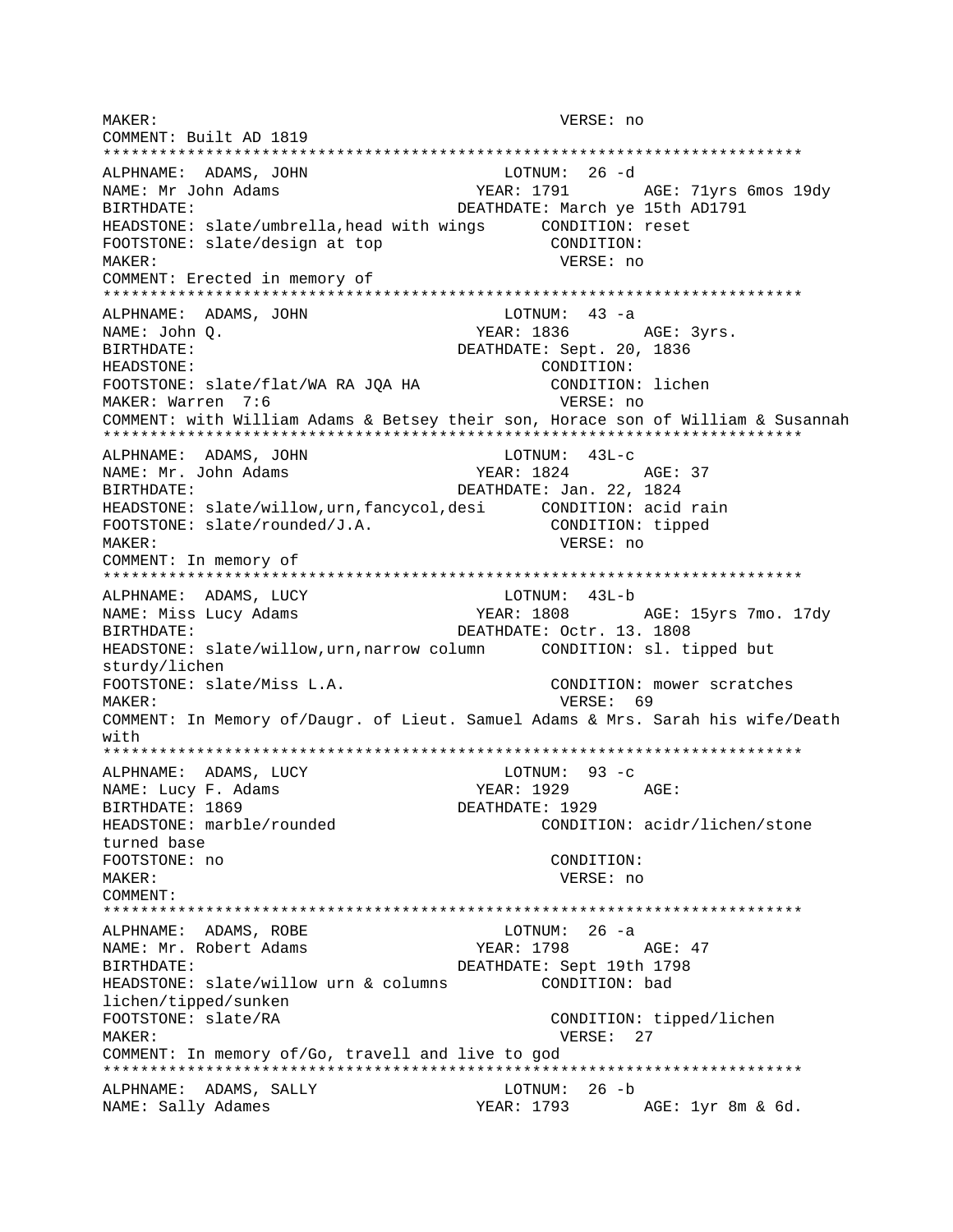```
MAKER:                                          VERSE: no
COMMENT: Built AD 1819
*************************************************************************
ALPHNAME:  ADAMS, JOHN                      LOTNUM:  26 -d
NAME: Mr John Adams                        YEAR: 1791       AGE: 71yrs 6mos 19dy
BIRTHDATE:                              DEATHDATE: March ye 15th AD1791
HEADSTONE: slate/umbrella,head with wings      CONDITION: reset
FOOTSTONE: slate/design at top                CONDITION:
MAKER:                                          VERSE: no
COMMENT: Erected in memory of
*************************************************************************
ALPHNAME:  ADAMS, JOHN                      LOTNUM:  43 -a
NAME: John Q.                              YEAR: 1836       AGE: 3yrs.
BIRTHDATE:                              DEATHDATE: Sept. 20, 1836
HEADSTONE:                                    CONDITION:
FOOTSTONE: slate/flat/WA RA JQA HA            CONDITION: lichen
MAKER: Warren  7:6                              VERSE: no
COMMENT: with William Adams & Betsey their son, Horace son of William & Susannah
*************************************************************************
ALPHNAME:  ADAMS, JOHN                      LOTNUM:  43L-c
NAME: Mr. John Adams                       YEAR: 1824       AGE: 37
BIRTHDATE:                              DEATHDATE: Jan. 22, 1824
HEADSTONE: slate/willow,urn,fancycol,desi      CONDITION: acid rain
FOOTSTONE: slate/rounded/J.A.                 CONDITION: tipped
MAKER:                                          VERSE: no
COMMENT: In memory of
*************************************************************************
ALPHNAME:  ADAMS, LUCY                      LOTNUM:  43L-b
NAME: Miss Lucy Adams                      YEAR: 1808       AGE: 15yrs 7mo. 17dy
BIRTHDATE:                              DEATHDATE: Octr. 13. 1808
HEADSTONE: slate/willow,urn,narrow column      CONDITION: sl. tipped but
sturdy/lichen
FOOTSTONE: slate/Miss L.A.                    CONDITION: mower scratches
MAKER:                                          VERSE:  69
COMMENT: In Memory of/Daugr. of Lieut. Samuel Adams & Mrs. Sarah his wife/Death
with
*************************************************************************
ALPHNAME:  ADAMS, LUCY                      LOTNUM:  93 -c
NAME: Lucy F. Adams                        YEAR: 1929       AGE:
BIRTHDATE: 1869                         DEATHDATE: 1929
HEADSTONE: marble/rounded                     CONDITION: acidr/lichen/stone
turned base
FOOTSTONE: no                                 CONDITION:
MAKER:                                          VERSE: no
COMMENT:
*************************************************************************
ALPHNAME:  ADAMS, ROBE                      LOTNUM:  26 -a
NAME: Mr. Robert Adams                     YEAR: 1798       AGE: 47
BIRTHDATE:                              DEATHDATE: Sept 19th 1798
HEADSTONE: slate/willow urn & columns         CONDITION: bad
lichen/tipped/sunken
FOOTSTONE: slate/RA                           CONDITION: tipped/lichen
MAKER:                                          VERSE:  27
COMMENT: In memory of/Go, travell and live to god
*************************************************************************
ALPHNAME:  ADAMS, SALLY                     LOTNUM:  26 -b
NAME: Sally Adames                         YEAR: 1793       AGE: 1yr 8m & 6d.
```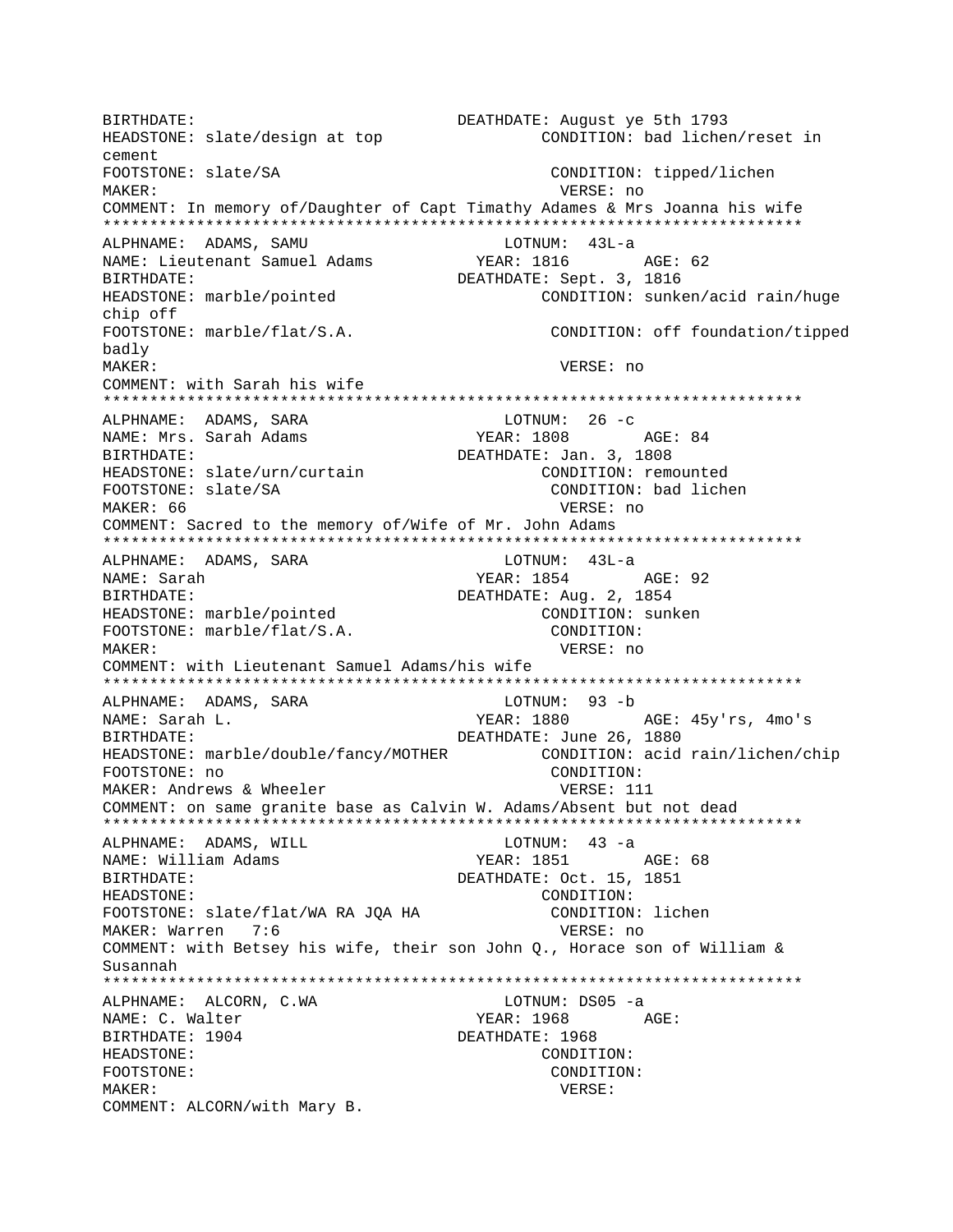BIRTHDATE: DEATHDATE: August ye 5th 1793
HEADSTONE: slate/design at top CONDITION: bad lichen/reset in cement
FOOTSTONE: slate/SA CONDITION: tipped/lichen
MAKER: VERSE: no
COMMENT: In memory of/Daughter of Capt Timathy Adames & Mrs Joanna his wife
***************************************************************************
ALPHNAME: ADAMS, SAMU LOTNUM: 43L-a
NAME: Lieutenant Samuel Adams YEAR: 1816 AGE: 62
BIRTHDATE: DEATHDATE: Sept. 3, 1816
HEADSTONE: marble/pointed CONDITION: sunken/acid rain/huge chip off
FOOTSTONE: marble/flat/S.A. CONDITION: off foundation/tipped badly
MAKER: VERSE: no
COMMENT: with Sarah his wife
***************************************************************************
ALPHNAME: ADAMS, SARA LOTNUM: 26 -c
NAME: Mrs. Sarah Adams YEAR: 1808 AGE: 84
BIRTHDATE: DEATHDATE: Jan. 3, 1808
HEADSTONE: slate/urn/curtain CONDITION: remounted
FOOTSTONE: slate/SA CONDITION: bad lichen
MAKER: 66 VERSE: no
COMMENT: Sacred to the memory of/Wife of Mr. John Adams
***************************************************************************
ALPHNAME: ADAMS, SARA LOTNUM: 43L-a
NAME: Sarah YEAR: 1854 AGE: 92
BIRTHDATE: DEATHDATE: Aug. 2, 1854
HEADSTONE: marble/pointed CONDITION: sunken
FOOTSTONE: marble/flat/S.A. CONDITION:
MAKER: VERSE: no
COMMENT: with Lieutenant Samuel Adams/his wife
***************************************************************************
ALPHNAME: ADAMS, SARA LOTNUM: 93 -b
NAME: Sarah L. YEAR: 1880 AGE: 45y'rs, 4mo's
BIRTHDATE: DEATHDATE: June 26, 1880
HEADSTONE: marble/double/fancy/MOTHER CONDITION: acid rain/lichen/chip
FOOTSTONE: no CONDITION:
MAKER: Andrews & Wheeler VERSE: 111
COMMENT: on same granite base as Calvin W. Adams/Absent but not dead
***************************************************************************
ALPHNAME: ADAMS, WILL LOTNUM: 43 -a
NAME: William Adams YEAR: 1851 AGE: 68
BIRTHDATE: DEATHDATE: Oct. 15, 1851
HEADSTONE: CONDITION:
FOOTSTONE: slate/flat/WA RA JQA HA CONDITION: lichen
MAKER: Warren 7:6 VERSE: no
COMMENT: with Betsey his wife, their son John Q., Horace son of William & Susannah
***************************************************************************
ALPHNAME: ALCORN, C.WA LOTNUM: DS05 -a
NAME: C. Walter YEAR: 1968 AGE:
BIRTHDATE: 1904 DEATHDATE: 1968
HEADSTONE: CONDITION:
FOOTSTONE: CONDITION:
MAKER: VERSE:
COMMENT: ALCORN/with Mary B.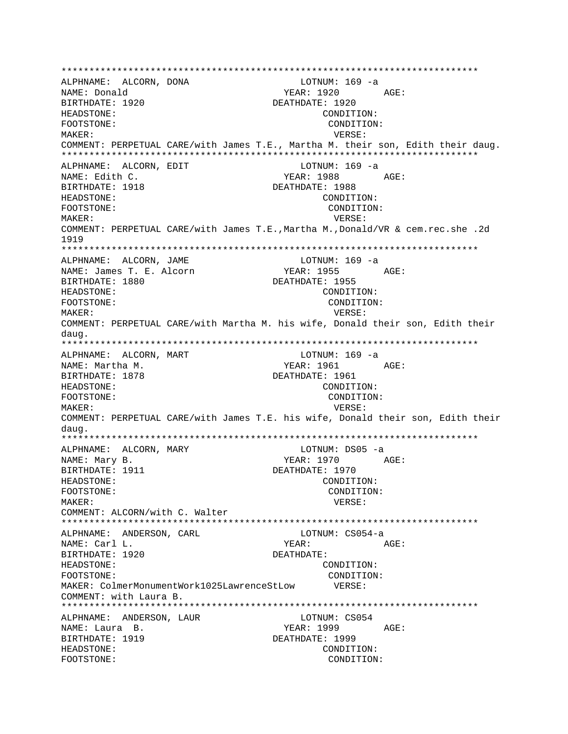```
****************************************************************************
ALPHNAME:  ALCORN, DONA                    LOTNUM: 169 -a
NAME: Donald                              YEAR: 1920       AGE:
BIRTHDATE: 1920                          DEATHDATE: 1920
HEADSTONE:                                      CONDITION:
FOOTSTONE:                                      CONDITION:
MAKER:                                            VERSE:
COMMENT: PERPETUAL CARE/with James T.E., Martha M. their son, Edith their daug.
****************************************************************************
ALPHNAME:  ALCORN, EDIT                    LOTNUM: 169 -a
NAME: Edith C.                            YEAR: 1988       AGE:
BIRTHDATE: 1918                          DEATHDATE: 1988
HEADSTONE:                                      CONDITION:
FOOTSTONE:                                      CONDITION:
MAKER:                                            VERSE:
COMMENT: PERPETUAL CARE/with James T.E.,Martha M.,Donald/VR & cem.rec.she .2d
1919
****************************************************************************
ALPHNAME:  ALCORN, JAME                    LOTNUM: 169 -a
NAME: James T. E. Alcorn                  YEAR: 1955       AGE:
BIRTHDATE: 1880                          DEATHDATE: 1955
HEADSTONE:                                      CONDITION:
FOOTSTONE:                                      CONDITION:
MAKER:                                            VERSE:
COMMENT: PERPETUAL CARE/with Martha M. his wife, Donald their son, Edith their
daug.
****************************************************************************
ALPHNAME:  ALCORN, MART                    LOTNUM: 169 -a
NAME: Martha M.                           YEAR: 1961       AGE:
BIRTHDATE: 1878                          DEATHDATE: 1961
HEADSTONE:                                      CONDITION:
FOOTSTONE:                                      CONDITION:
MAKER:                                            VERSE:
COMMENT: PERPETUAL CARE/with James T.E. his wife, Donald their son, Edith their
daug.
****************************************************************************
ALPHNAME:  ALCORN, MARY                    LOTNUM: DS05 -a
NAME: Mary B.                             YEAR: 1970       AGE:
BIRTHDATE: 1911                          DEATHDATE: 1970
HEADSTONE:                                      CONDITION:
FOOTSTONE:                                      CONDITION:
MAKER:                                            VERSE:
COMMENT: ALCORN/with C. Walter
****************************************************************************
ALPHNAME:  ANDERSON, CARL                  LOTNUM: CS054-a
NAME: Carl L.                             YEAR:            AGE:
BIRTHDATE: 1920                          DEATHDATE:
HEADSTONE:                                      CONDITION:
FOOTSTONE:                                      CONDITION:
MAKER: ColmerMonumentWork1025LawrenceStLow      VERSE:
COMMENT: with Laura B.
****************************************************************************
ALPHNAME:  ANDERSON, LAUR                  LOTNUM: CS054
NAME: Laura  B.                           YEAR: 1999       AGE:
BIRTHDATE: 1919                          DEATHDATE: 1999
HEADSTONE:                                      CONDITION:
FOOTSTONE:                                      CONDITION:
```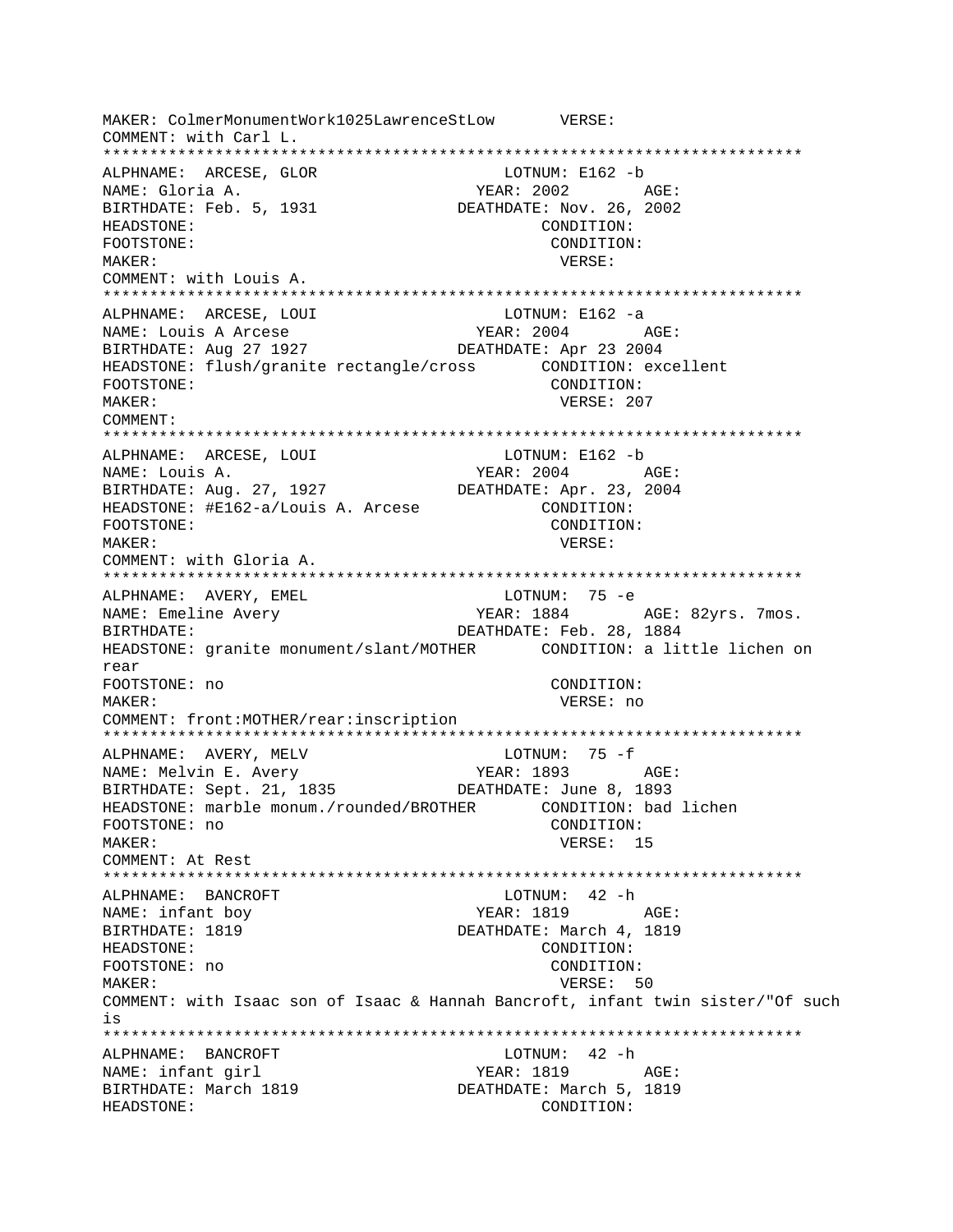```
MAKER: ColmerMonumentWork1025LawrenceStLow       VERSE:
COMMENT: with Carl L.
***************************************************************************
ALPHNAME:  ARCESE, GLOR                      LOTNUM: E162 -b
NAME: Gloria A.                          YEAR: 2002        AGE:
BIRTHDATE: Feb. 5, 1931                DEATHDATE: Nov. 26, 2002
HEADSTONE:                                     CONDITION:
FOOTSTONE:                                      CONDITION:
MAKER:                                          VERSE:
COMMENT: with Louis A.
***************************************************************************
ALPHNAME:  ARCESE, LOUI                      LOTNUM: E162 -a
NAME: Louis A Arcese                     YEAR: 2004        AGE:
BIRTHDATE: Aug 27 1927                 DEATHDATE: Apr 23 2004
HEADSTONE: flush/granite rectangle/cross       CONDITION: excellent
FOOTSTONE:                                      CONDITION:
MAKER:                                          VERSE: 207
COMMENT:
***************************************************************************
ALPHNAME:  ARCESE, LOUI                      LOTNUM: E162 -b
NAME: Louis A.                           YEAR: 2004        AGE:
BIRTHDATE: Aug. 27, 1927               DEATHDATE: Apr. 23, 2004
HEADSTONE: #E162-a/Louis A. Arcese             CONDITION:
FOOTSTONE:                                      CONDITION:
MAKER:                                          VERSE:
COMMENT: with Gloria A.
***************************************************************************
ALPHNAME:  AVERY, EMEL                       LOTNUM:  75 -e
NAME: Emeline Avery                      YEAR: 1884        AGE: 82yrs. 7mos.
BIRTHDATE:                             DEATHDATE: Feb. 28, 1884
HEADSTONE: granite monument/slant/MOTHER       CONDITION: a little lichen on
rear
FOOTSTONE: no                                   CONDITION:
MAKER:                                          VERSE: no
COMMENT: front:MOTHER/rear:inscription
***************************************************************************
ALPHNAME:  AVERY, MELV                       LOTNUM:  75 -f
NAME: Melvin E. Avery                    YEAR: 1893        AGE:
BIRTHDATE: Sept. 21, 1835              DEATHDATE: June 8, 1893
HEADSTONE: marble monum./rounded/BROTHER       CONDITION: bad lichen
FOOTSTONE: no                                   CONDITION:
MAKER:                                          VERSE:  15
COMMENT: At Rest
***************************************************************************
ALPHNAME:  BANCROFT                          LOTNUM:  42 -h
NAME: infant boy                         YEAR: 1819        AGE:
BIRTHDATE: 1819                        DEATHDATE: March 4, 1819
HEADSTONE:                                     CONDITION:
FOOTSTONE: no                                   CONDITION:
MAKER:                                          VERSE:  50
COMMENT: with Isaac son of Isaac & Hannah Bancroft, infant twin sister/"Of such
is
***************************************************************************
ALPHNAME:  BANCROFT                          LOTNUM:  42 -h
NAME: infant girl                        YEAR: 1819        AGE:
BIRTHDATE: March 1819                  DEATHDATE: March 5, 1819
HEADSTONE:                                     CONDITION:
```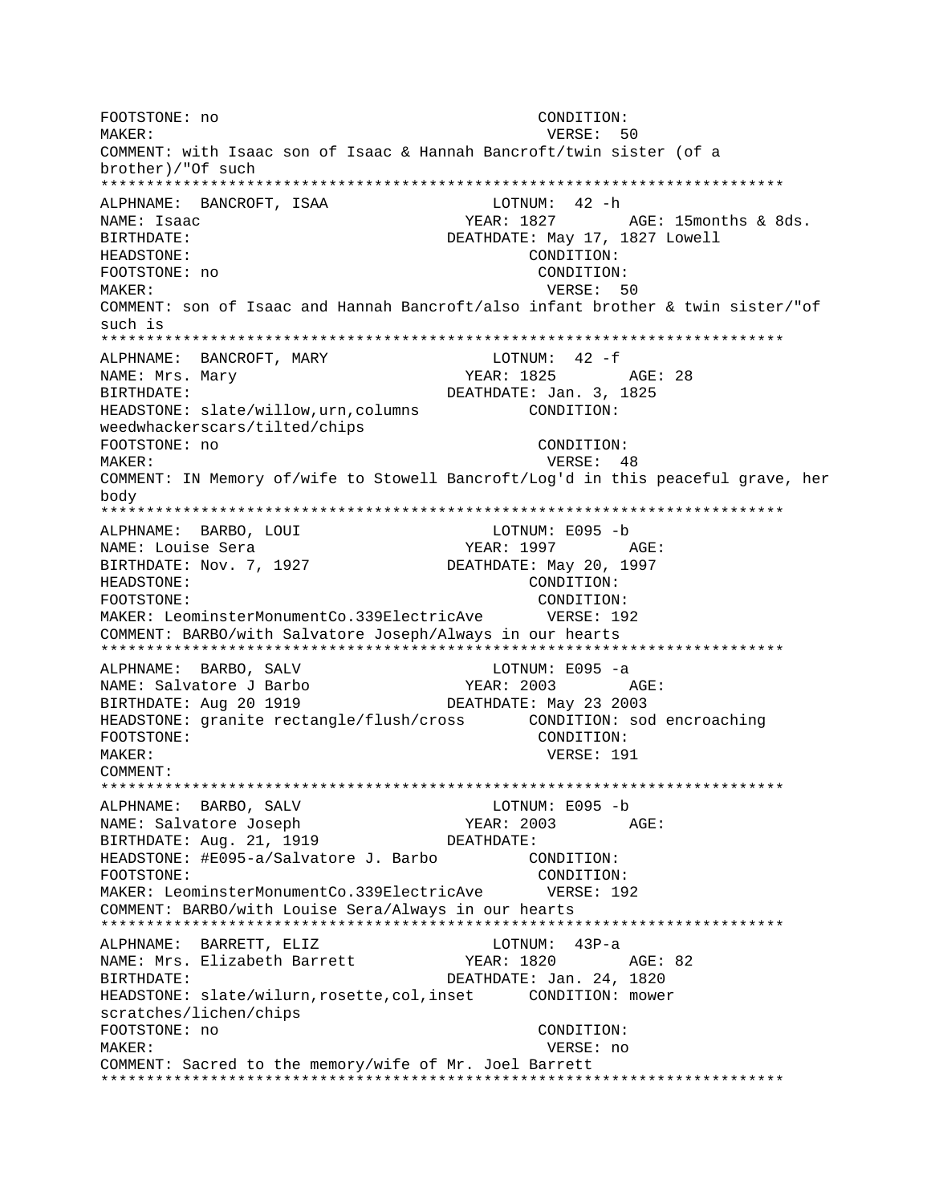```
FOOTSTONE: no                                    CONDITION:
MAKER:                                            VERSE: 50
COMMENT: with Isaac son of Isaac & Hannah Bancroft/twin sister (of a
brother)/"Of such
**************************************************************************
ALPHNAME:  BANCROFT, ISAA                    LOTNUM:  42 -h
NAME: Isaac                              YEAR: 1827        AGE: 15months & 8ds.
BIRTHDATE:                              DEATHDATE: May 17, 1827 Lowell
HEADSTONE:                                       CONDITION:
FOOTSTONE: no                                    CONDITION:
MAKER:                                            VERSE: 50
COMMENT: son of Isaac and Hannah Bancroft/also infant brother & twin sister/"of
such is
**************************************************************************
ALPHNAME:  BANCROFT, MARY                    LOTNUM:  42 -f
NAME: Mrs. Mary                          YEAR: 1825        AGE: 28
BIRTHDATE:                              DEATHDATE: Jan. 3, 1825
HEADSTONE: slate/willow,urn,columns              CONDITION:
weedwhackerscars/tilted/chips
FOOTSTONE: no                                    CONDITION:
MAKER:                                            VERSE: 48
COMMENT: IN Memory of/wife to Stowell Bancroft/Log'd in this peaceful grave, her
body
**************************************************************************
ALPHNAME:  BARBO, LOUI                       LOTNUM: E095 -b
NAME: Louise Sera                        YEAR: 1997        AGE:
BIRTHDATE: Nov. 7, 1927                 DEATHDATE: May 20, 1997
HEADSTONE:                                       CONDITION:
FOOTSTONE:                                       CONDITION:
MAKER: LeominsterMonumentCo.339ElectricAve       VERSE: 192
COMMENT: BARBO/with Salvatore Joseph/Always in our hearts
**************************************************************************
ALPHNAME:  BARBO, SALV                       LOTNUM: E095 -a
NAME: Salvatore J Barbo                  YEAR: 2003        AGE:
BIRTHDATE: Aug 20 1919                  DEATHDATE: May 23 2003
HEADSTONE: granite rectangle/flush/cross         CONDITION: sod encroaching
FOOTSTONE:                                       CONDITION:
MAKER:                                            VERSE: 191
COMMENT:
**************************************************************************
ALPHNAME:  BARBO, SALV                       LOTNUM: E095 -b
NAME: Salvatore Joseph                   YEAR: 2003        AGE:
BIRTHDATE: Aug. 21, 1919                DEATHDATE:
HEADSTONE: #E095-a/Salvatore J. Barbo            CONDITION:
FOOTSTONE:                                       CONDITION:
MAKER: LeominsterMonumentCo.339ElectricAve       VERSE: 192
COMMENT: BARBO/with Louise Sera/Always in our hearts
**************************************************************************
ALPHNAME:  BARRETT, ELIZ                     LOTNUM:  43P-a
NAME: Mrs. Elizabeth Barrett             YEAR: 1820        AGE: 82
BIRTHDATE:                              DEATHDATE: Jan. 24, 1820
HEADSTONE: slate/wilurn,rosette,col,inset        CONDITION: mower
scratches/lichen/chips
FOOTSTONE: no                                    CONDITION:
MAKER:                                            VERSE: no
COMMENT: Sacred to the memory/wife of Mr. Joel Barrett
**************************************************************************
```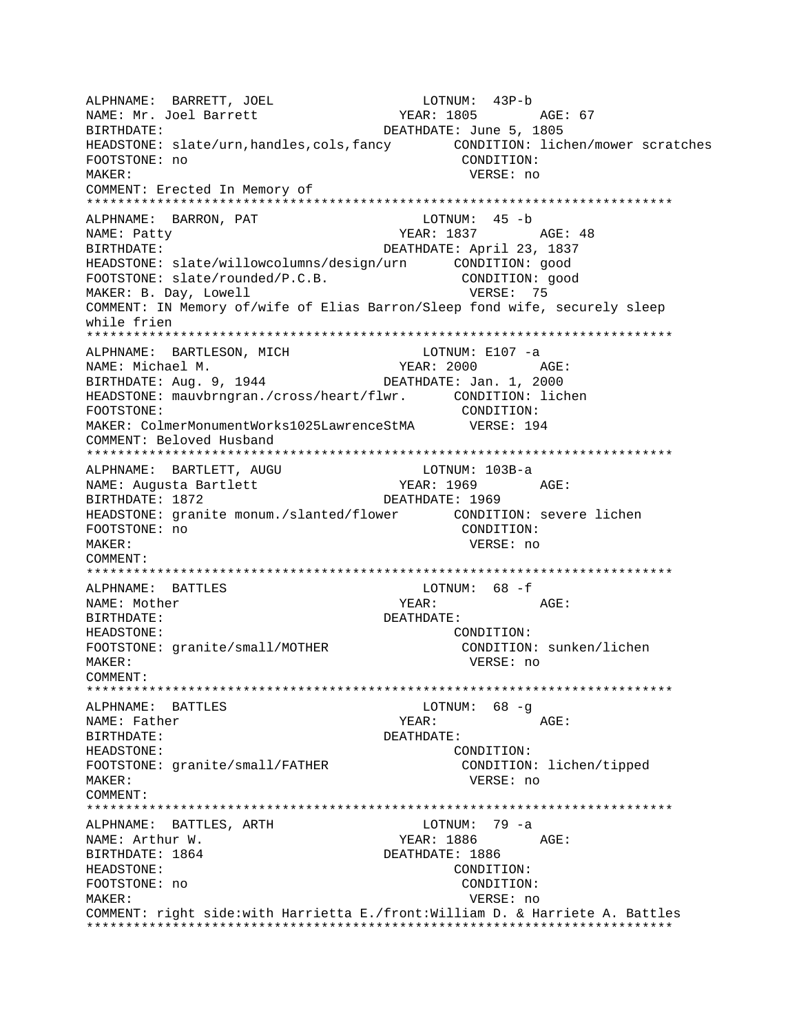```
ALPHNAME:  BARRETT, JOEL                    LOTNUM:  43P-b
NAME: Mr. Joel Barrett                  YEAR: 1805        AGE: 67
BIRTHDATE:                            DEATHDATE: June 5, 1805
HEADSTONE: slate/urn,handles,cols,fancy        CONDITION: lichen/mower scratches
FOOTSTONE: no                                   CONDITION:
MAKER:                                           VERSE: no
COMMENT: Erected In Memory of
****************************************************************************
ALPHNAME:  BARRON, PAT                      LOTNUM:  45 -b
NAME: Patty                             YEAR: 1837        AGE: 48
BIRTHDATE:                            DEATHDATE: April 23, 1837
HEADSTONE: slate/willowcolumns/design/urn      CONDITION: good
FOOTSTONE: slate/rounded/P.C.B.                 CONDITION: good
MAKER: B. Day, Lowell                            VERSE:  75
COMMENT: IN Memory of/wife of Elias Barron/Sleep fond wife, securely sleep
while frien
****************************************************************************
ALPHNAME:  BARTLESON, MICH                  LOTNUM: E107 -a
NAME: Michael M.                        YEAR: 2000        AGE:
BIRTHDATE: Aug. 9, 1944               DEATHDATE: Jan. 1, 2000
HEADSTONE: mauvbrngran./cross/heart/flwr.      CONDITION: lichen
FOOTSTONE:                                      CONDITION:
MAKER: ColmerMonumentWorks1025LawrenceStMA      VERSE: 194
COMMENT: Beloved Husband
****************************************************************************
ALPHNAME:  BARTLETT, AUGU                   LOTNUM: 103B-a
NAME: Augusta Bartlett                  YEAR: 1969        AGE:
BIRTHDATE: 1872                       DEATHDATE: 1969
HEADSTONE: granite monum./slanted/flower       CONDITION: severe lichen
FOOTSTONE: no                                   CONDITION:
MAKER:                                           VERSE: no
COMMENT:
****************************************************************************
ALPHNAME:  BATTLES                          LOTNUM:  68 -f
NAME: Mother                            YEAR:             AGE:
BIRTHDATE:                            DEATHDATE:
HEADSTONE:                                      CONDITION:
FOOTSTONE: granite/small/MOTHER                 CONDITION: sunken/lichen
MAKER:                                           VERSE: no
COMMENT:
****************************************************************************
ALPHNAME:  BATTLES                          LOTNUM:  68 -g
NAME: Father                            YEAR:             AGE:
BIRTHDATE:                            DEATHDATE:
HEADSTONE:                                      CONDITION:
FOOTSTONE: granite/small/FATHER                 CONDITION: lichen/tipped
MAKER:                                           VERSE: no
COMMENT:
****************************************************************************
ALPHNAME:  BATTLES, ARTH                    LOTNUM:  79 -a
NAME: Arthur W.                         YEAR: 1886        AGE:
BIRTHDATE: 1864                       DEATHDATE: 1886
HEADSTONE:                                      CONDITION:
FOOTSTONE: no                                   CONDITION:
MAKER:                                           VERSE: no
COMMENT: right side:with Harrietta E./front:William D. & Harriete A. Battles
****************************************************************************
```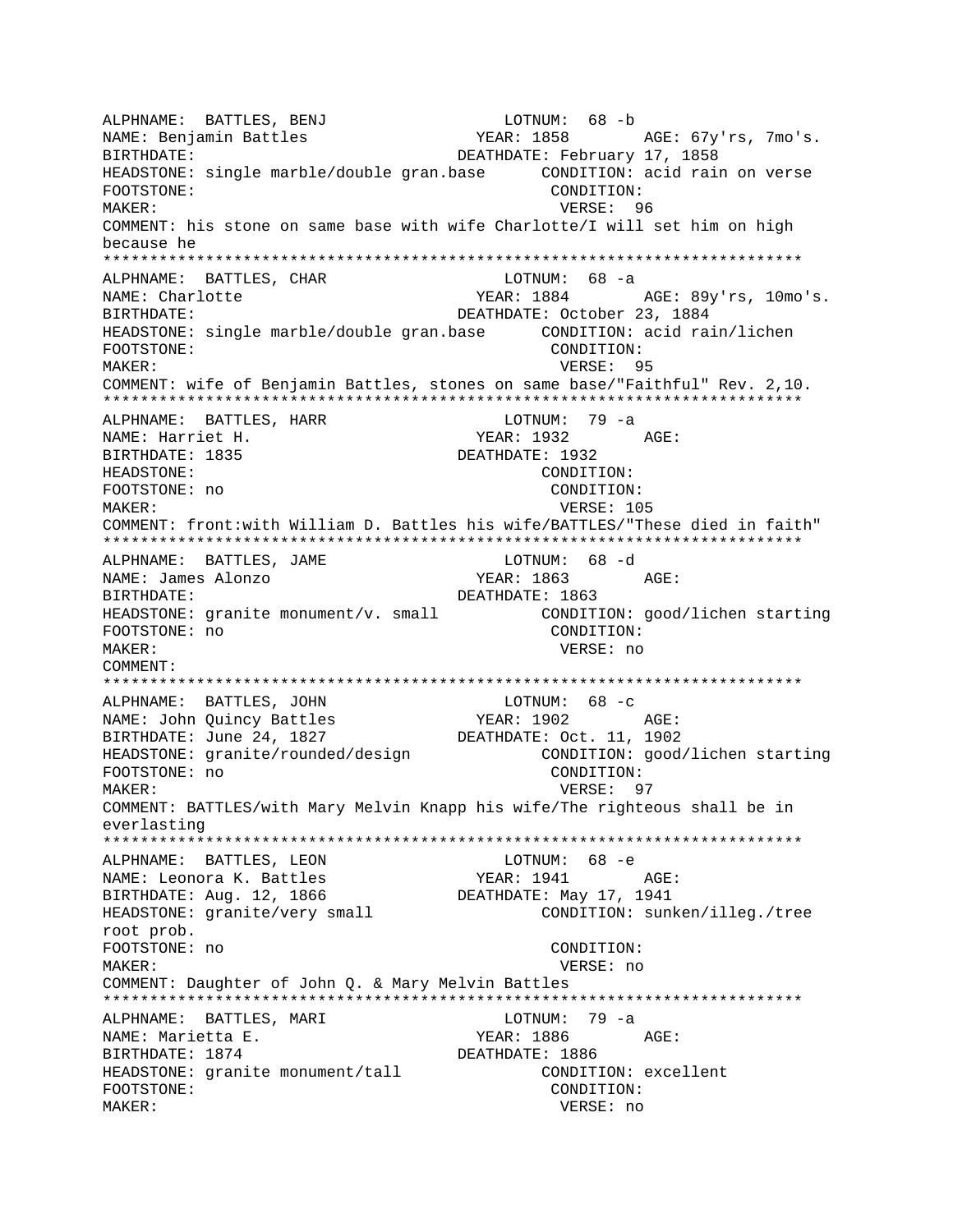ALPHNAME: BATTLES, BENJ LOTNUM: 68 -b
NAME: Benjamin Battles YEAR: 1858 AGE: 67y'rs, 7mo's.
BIRTHDATE: DEATHDATE: February 17, 1858
HEADSTONE: single marble/double gran.base CONDITION: acid rain on verse
FOOTSTONE: CONDITION:
MAKER: VERSE: 96
COMMENT: his stone on same base with wife Charlotte/I will set him on high because he

***************************************************************************

ALPHNAME: BATTLES, CHAR LOTNUM: 68 -a
NAME: Charlotte YEAR: 1884 AGE: 89y'rs, 10mo's.
BIRTHDATE: DEATHDATE: October 23, 1884
HEADSTONE: single marble/double gran.base CONDITION: acid rain/lichen
FOOTSTONE: CONDITION:
MAKER: VERSE: 95
COMMENT: wife of Benjamin Battles, stones on same base/"Faithful" Rev. 2,10.

***************************************************************************

ALPHNAME: BATTLES, HARR LOTNUM: 79 -a
NAME: Harriet H. YEAR: 1932 AGE:
BIRTHDATE: 1835 DEATHDATE: 1932
HEADSTONE: CONDITION:
FOOTSTONE: no CONDITION:
MAKER: VERSE: 105
COMMENT: front:with William D. Battles his wife/BATTLES/"These died in faith"

***************************************************************************

ALPHNAME: BATTLES, JAME LOTNUM: 68 -d
NAME: James Alonzo YEAR: 1863 AGE:
BIRTHDATE: DEATHDATE: 1863
HEADSTONE: granite monument/v. small CONDITION: good/lichen starting
FOOTSTONE: no CONDITION:
MAKER: VERSE: no
COMMENT:

***************************************************************************

ALPHNAME: BATTLES, JOHN LOTNUM: 68 -c
NAME: John Quincy Battles YEAR: 1902 AGE:
BIRTHDATE: June 24, 1827 DEATHDATE: Oct. 11, 1902
HEADSTONE: granite/rounded/design CONDITION: good/lichen starting
FOOTSTONE: no CONDITION:
MAKER: VERSE: 97
COMMENT: BATTLES/with Mary Melvin Knapp his wife/The righteous shall be in everlasting

***************************************************************************

ALPHNAME: BATTLES, LEON LOTNUM: 68 -e
NAME: Leonora K. Battles YEAR: 1941 AGE:
BIRTHDATE: Aug. 12, 1866 DEATHDATE: May 17, 1941
HEADSTONE: granite/very small CONDITION: sunken/illeg./tree root prob.
FOOTSTONE: no CONDITION:
MAKER: VERSE: no
COMMENT: Daughter of John Q. & Mary Melvin Battles

***************************************************************************

ALPHNAME: BATTLES, MARI LOTNUM: 79 -a
NAME: Marietta E. YEAR: 1886 AGE:
BIRTHDATE: 1874 DEATHDATE: 1886
HEADSTONE: granite monument/tall CONDITION: excellent
FOOTSTONE: CONDITION:
MAKER: VERSE: no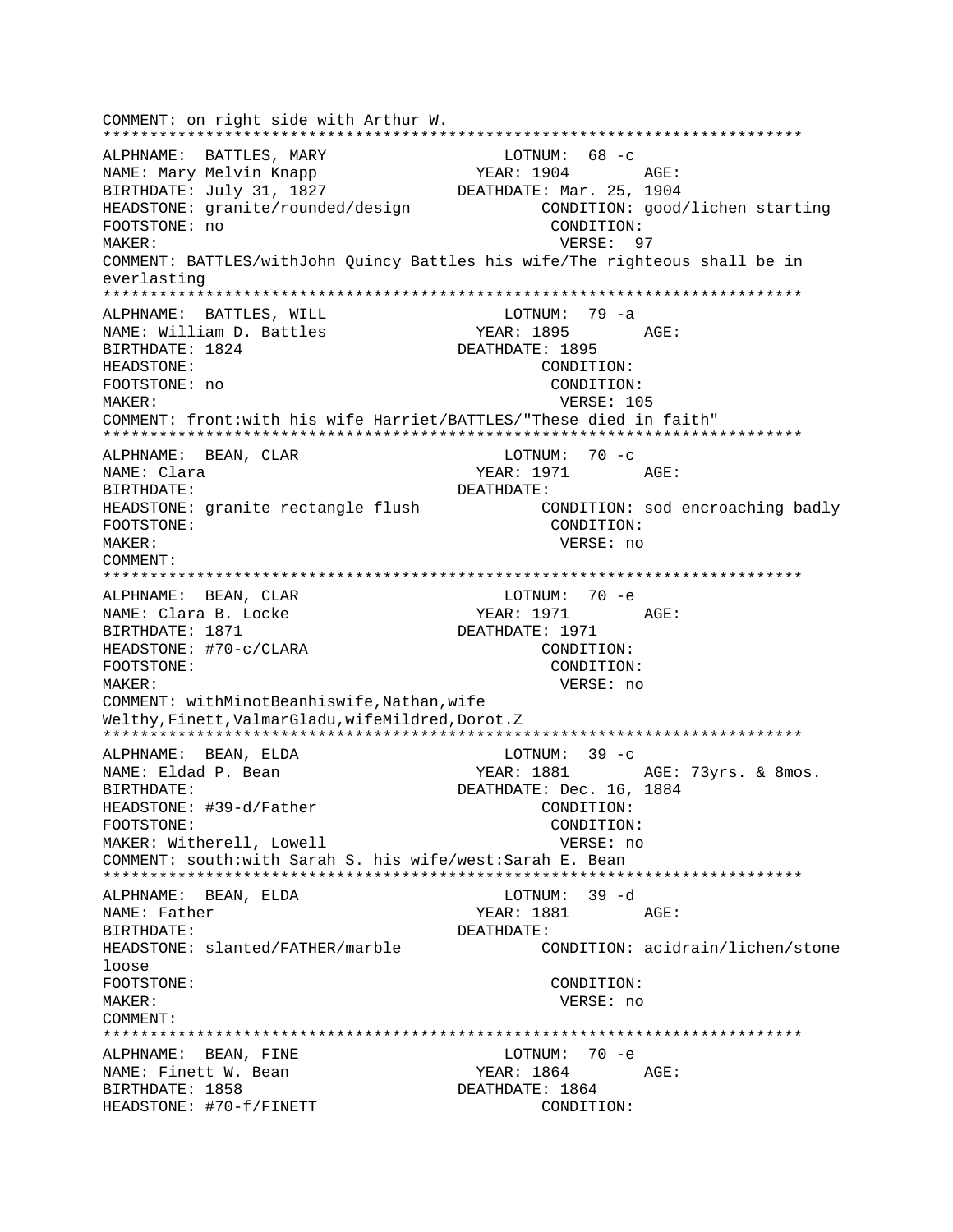COMMENT: on right side with Arthur W.
***************************************************************************
ALPHNAME: BATTLES, MARY LOTNUM: 68 -c
NAME: Mary Melvin Knapp YEAR: 1904 AGE:
BIRTHDATE: July 31, 1827 DEATHDATE: Mar. 25, 1904
HEADSTONE: granite/rounded/design CONDITION: good/lichen starting
FOOTSTONE: no CONDITION:
MAKER: VERSE: 97
COMMENT: BATTLES/withJohn Quincy Battles his wife/The righteous shall be in everlasting
***************************************************************************
ALPHNAME: BATTLES, WILL LOTNUM: 79 -a
NAME: William D. Battles YEAR: 1895 AGE:
BIRTHDATE: 1824 DEATHDATE: 1895
HEADSTONE: CONDITION:
FOOTSTONE: no CONDITION:
MAKER: VERSE: 105
COMMENT: front:with his wife Harriet/BATTLES/"These died in faith"
***************************************************************************
ALPHNAME: BEAN, CLAR LOTNUM: 70 -c
NAME: Clara YEAR: 1971 AGE:
BIRTHDATE: DEATHDATE:
HEADSTONE: granite rectangle flush CONDITION: sod encroaching badly
FOOTSTONE: CONDITION:
MAKER: VERSE: no
COMMENT:
***************************************************************************
ALPHNAME: BEAN, CLAR LOTNUM: 70 -e
NAME: Clara B. Locke YEAR: 1971 AGE:
BIRTHDATE: 1871 DEATHDATE: 1971
HEADSTONE: #70-c/CLARA CONDITION:
FOOTSTONE: CONDITION:
MAKER: VERSE: no
COMMENT: withMinotBeanhiswife,Nathan,wife Welthy,Finett,ValmarGladu,wifeMildred,Dorot.Z
***************************************************************************
ALPHNAME: BEAN, ELDA LOTNUM: 39 -c
NAME: Eldad P. Bean YEAR: 1881 AGE: 73yrs. & 8mos.
BIRTHDATE: DEATHDATE: Dec. 16, 1884
HEADSTONE: #39-d/Father CONDITION:
FOOTSTONE: CONDITION:
MAKER: Witherell, Lowell VERSE: no
COMMENT: south:with Sarah S. his wife/west:Sarah E. Bean
***************************************************************************
ALPHNAME: BEAN, ELDA LOTNUM: 39 -d
NAME: Father YEAR: 1881 AGE:
BIRTHDATE: DEATHDATE:
HEADSTONE: slanted/FATHER/marble CONDITION: acidrain/lichen/stone loose
FOOTSTONE: CONDITION:
MAKER: VERSE: no
COMMENT:
***************************************************************************
ALPHNAME: BEAN, FINE LOTNUM: 70 -e
NAME: Finett W. Bean YEAR: 1864 AGE:
BIRTHDATE: 1858 DEATHDATE: 1864
HEADSTONE: #70-f/FINETT CONDITION: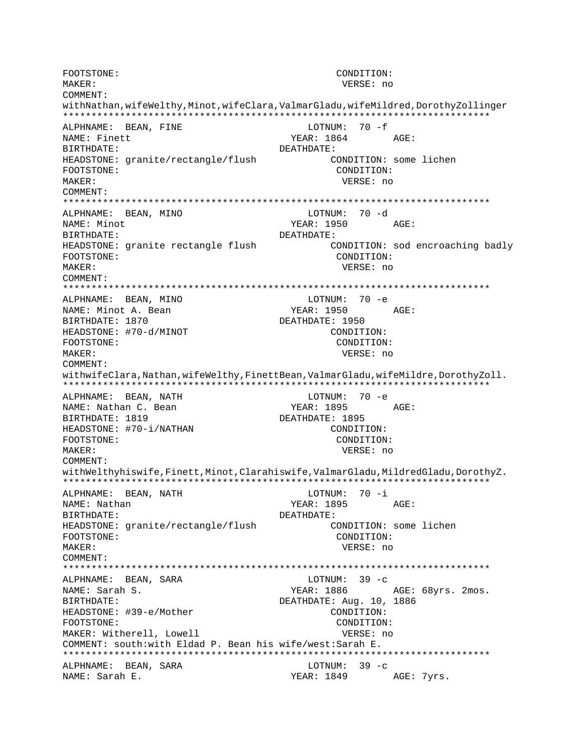```
FOOTSTONE:                                         CONDITION:
MAKER:                                              VERSE: no
COMMENT:
withNathan,wifeWelthy,Minot,wifeClara,ValmarGladu,wifeMildred,DorothyZollinger
***************************************************************************
ALPHNAME:  BEAN, FINE                        LOTNUM:  70 -f
NAME: Finett                                YEAR: 1864        AGE:
BIRTHDATE:                                DEATHDATE:
HEADSTONE: granite/rectangle/flush             CONDITION: some lichen
FOOTSTONE:                                         CONDITION:
MAKER:                                              VERSE: no
COMMENT:
***************************************************************************
ALPHNAME:  BEAN, MINO                        LOTNUM:  70 -d
NAME: Minot                                 YEAR: 1950        AGE:
BIRTHDATE:                                DEATHDATE:
HEADSTONE: granite rectangle flush             CONDITION: sod encroaching badly
FOOTSTONE:                                         CONDITION:
MAKER:                                              VERSE: no
COMMENT:
***************************************************************************
ALPHNAME:  BEAN, MINO                        LOTNUM:  70 -e
NAME: Minot A. Bean                         YEAR: 1950        AGE:
BIRTHDATE: 1870                           DEATHDATE: 1950
HEADSTONE: #70-d/MINOT                             CONDITION:
FOOTSTONE:                                         CONDITION:
MAKER:                                              VERSE: no
COMMENT:
withwifeClara,Nathan,wifeWelthy,FinettBean,ValmarGladu,wifeMildre,DorothyZoll.
***************************************************************************
ALPHNAME:  BEAN, NATH                        LOTNUM:  70 -e
NAME: Nathan C. Bean                        YEAR: 1895        AGE:
BIRTHDATE: 1819                           DEATHDATE: 1895
HEADSTONE: #70-i/NATHAN                            CONDITION:
FOOTSTONE:                                         CONDITION:
MAKER:                                              VERSE: no
COMMENT:
withWelthyhiswife,Finett,Minot,Clarahiswife,ValmarGladu,MildredGladu,DorothyZ.
***************************************************************************
ALPHNAME:  BEAN, NATH                        LOTNUM:  70 -i
NAME: Nathan                                YEAR: 1895        AGE:
BIRTHDATE:                                DEATHDATE:
HEADSTONE: granite/rectangle/flush             CONDITION: some lichen
FOOTSTONE:                                         CONDITION:
MAKER:                                              VERSE: no
COMMENT:
***************************************************************************
ALPHNAME:  BEAN, SARA                        LOTNUM:  39 -c
NAME: Sarah S.                              YEAR: 1886        AGE: 68yrs. 2mos.
BIRTHDATE:                                DEATHDATE: Aug. 10, 1886
HEADSTONE: #39-e/Mother                            CONDITION:
FOOTSTONE:                                         CONDITION:
MAKER: Witherell, Lowell                            VERSE: no
COMMENT: south:with Eldad P. Bean his wife/west:Sarah E.
***************************************************************************
ALPHNAME:  BEAN, SARA                        LOTNUM:  39 -c
NAME: Sarah E.                              YEAR: 1849        AGE: 7yrs.
```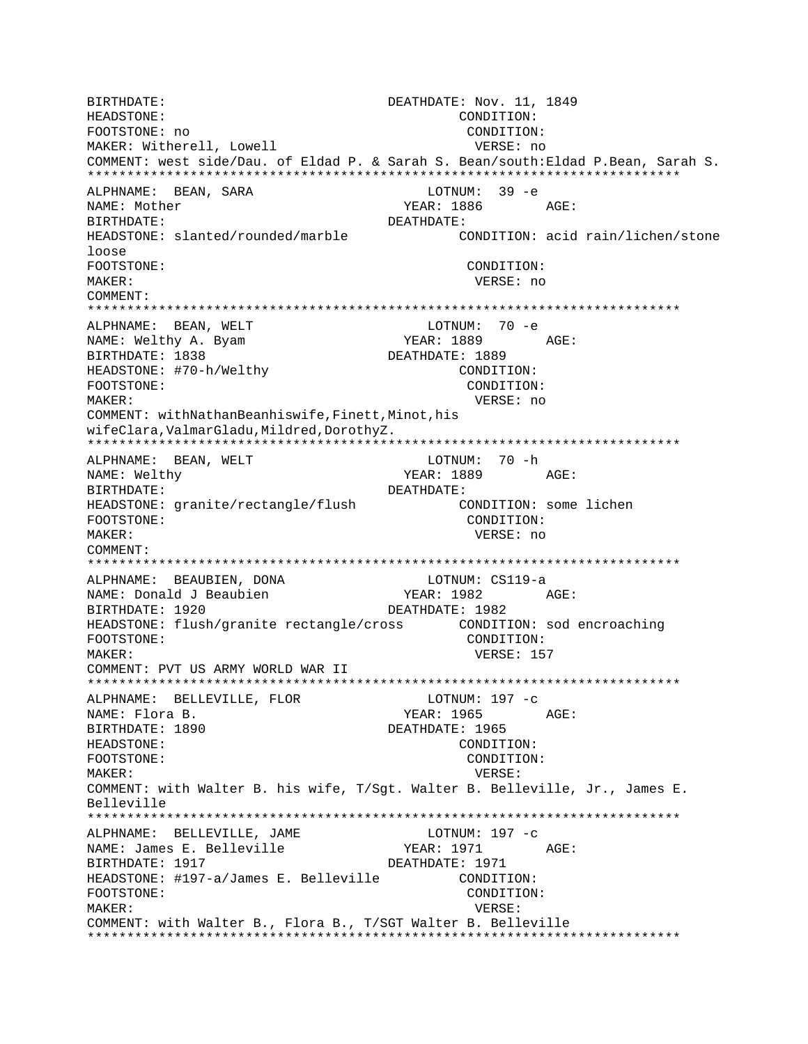```
BIRTHDATE:                              DEATHDATE: Nov. 11, 1849
HEADSTONE:                                        CONDITION:
FOOTSTONE: no                                      CONDITION:
MAKER: Witherell, Lowell                            VERSE: no
COMMENT: west side/Dau. of Eldad P. & Sarah S. Bean/south:Eldad P.Bean, Sarah S.
***************************************************************************
ALPHNAME:  BEAN, SARA                          LOTNUM:  39 -e
NAME: Mother                                YEAR: 1886        AGE:
BIRTHDATE:                              DEATHDATE:
HEADSTONE: slanted/rounded/marble              CONDITION: acid rain/lichen/stone
loose
FOOTSTONE:                                         CONDITION:
MAKER:                                              VERSE: no
COMMENT:
***************************************************************************
ALPHNAME:  BEAN, WELT                          LOTNUM:  70 -e
NAME: Welthy A. Byam                        YEAR: 1889        AGE:
BIRTHDATE: 1838                         DEATHDATE: 1889
HEADSTONE: #70-h/Welthy                           CONDITION:
FOOTSTONE:                                         CONDITION:
MAKER:                                              VERSE: no
COMMENT: withNathanBeanhiswife,Finett,Minot,his
wifeClara,ValmarGladu,Mildred,DorothyZ.
***************************************************************************
ALPHNAME:  BEAN, WELT                          LOTNUM:  70 -h
NAME: Welthy                                YEAR: 1889        AGE:
BIRTHDATE:                              DEATHDATE:
HEADSTONE: granite/rectangle/flush             CONDITION: some lichen
FOOTSTONE:                                         CONDITION:
MAKER:                                              VERSE: no
COMMENT:
***************************************************************************
ALPHNAME:  BEAUBIEN, DONA                      LOTNUM: CS119-a
NAME: Donald J Beaubien                     YEAR: 1982        AGE:
BIRTHDATE: 1920                         DEATHDATE: 1982
HEADSTONE: flush/granite rectangle/cross       CONDITION: sod encroaching
FOOTSTONE:                                         CONDITION:
MAKER:                                              VERSE: 157
COMMENT: PVT US ARMY WORLD WAR II
***************************************************************************
ALPHNAME:  BELLEVILLE, FLOR                    LOTNUM: 197 -c
NAME: Flora B.                              YEAR: 1965        AGE:
BIRTHDATE: 1890                         DEATHDATE: 1965
HEADSTONE:                                        CONDITION:
FOOTSTONE:                                         CONDITION:
MAKER:                                              VERSE:
COMMENT: with Walter B. his wife, T/Sgt. Walter B. Belleville, Jr., James E.
Belleville
***************************************************************************
ALPHNAME:  BELLEVILLE, JAME                    LOTNUM: 197 -c
NAME: James E. Belleville                   YEAR: 1971        AGE:
BIRTHDATE: 1917                         DEATHDATE: 1971
HEADSTONE: #197-a/James E. Belleville          CONDITION:
FOOTSTONE:                                         CONDITION:
MAKER:                                              VERSE:
COMMENT: with Walter B., Flora B., T/SGT Walter B. Belleville
***************************************************************************
```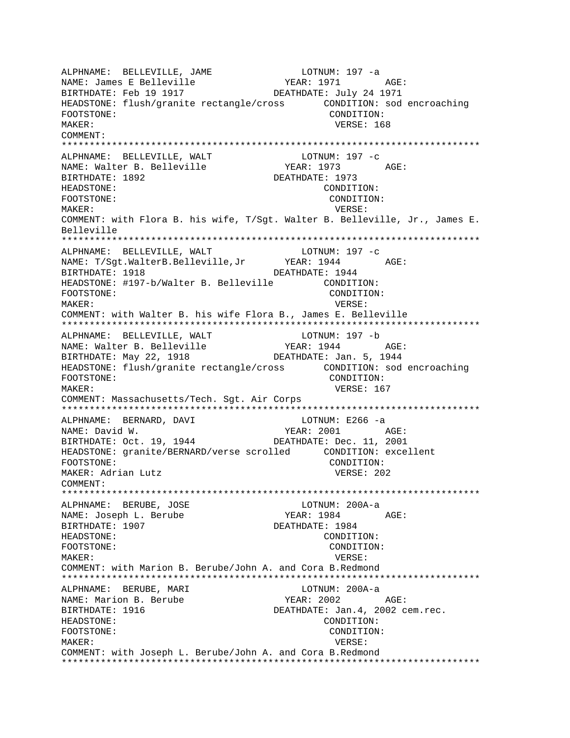```
ALPHNAME:  BELLEVILLE, JAME                LOTNUM: 197 -a
NAME: James E Belleville              YEAR: 1971        AGE:
BIRTHDATE: Feb 19 1917              DEATHDATE: July 24 1971
HEADSTONE: flush/granite rectangle/cross       CONDITION: sod encroaching
FOOTSTONE:                                      CONDITION:
MAKER:                                           VERSE: 168
COMMENT:
***************************************************************************
ALPHNAME:  BELLEVILLE, WALT                LOTNUM: 197 -c
NAME: Walter B. Belleville            YEAR: 1973        AGE:
BIRTHDATE: 1892                     DEATHDATE: 1973
HEADSTONE:                                      CONDITION:
FOOTSTONE:                                      CONDITION:
MAKER:                                           VERSE:
COMMENT: with Flora B. his wife, T/Sgt. Walter B. Belleville, Jr., James E.
Belleville
***************************************************************************
ALPHNAME:  BELLEVILLE, WALT                LOTNUM: 197 -c
NAME: T/Sgt.WalterB.Belleville,Jr       YEAR: 1944        AGE:
BIRTHDATE: 1918                     DEATHDATE: 1944
HEADSTONE: #197-b/Walter B. Belleville         CONDITION:
FOOTSTONE:                                      CONDITION:
MAKER:                                           VERSE:
COMMENT: with Walter B. his wife Flora B., James E. Belleville
***************************************************************************
ALPHNAME:  BELLEVILLE, WALT                LOTNUM: 197 -b
NAME: Walter B. Belleville            YEAR: 1944        AGE:
BIRTHDATE: May 22, 1918             DEATHDATE: Jan. 5, 1944
HEADSTONE: flush/granite rectangle/cross       CONDITION: sod encroaching
FOOTSTONE:                                      CONDITION:
MAKER:                                           VERSE: 167
COMMENT: Massachusetts/Tech. Sgt. Air Corps
***************************************************************************
ALPHNAME:  BERNARD, DAVI                   LOTNUM: E266 -a
NAME: David W.                        YEAR: 2001        AGE:
BIRTHDATE: Oct. 19, 1944            DEATHDATE: Dec. 11, 2001
HEADSTONE: granite/BERNARD/verse scrolled      CONDITION: excellent
FOOTSTONE:                                      CONDITION:
MAKER: Adrian Lutz                               VERSE: 202
COMMENT:
***************************************************************************
ALPHNAME:  BERUBE, JOSE                    LOTNUM: 200A-a
NAME: Joseph L. Berube                YEAR: 1984        AGE:
BIRTHDATE: 1907                     DEATHDATE: 1984
HEADSTONE:                                      CONDITION:
FOOTSTONE:                                      CONDITION:
MAKER:                                           VERSE:
COMMENT: with Marion B. Berube/John A. and Cora B.Redmond
***************************************************************************
ALPHNAME:  BERUBE, MARI                    LOTNUM: 200A-a
NAME: Marion B. Berube                YEAR: 2002        AGE:
BIRTHDATE: 1916                     DEATHDATE: Jan.4, 2002 cem.rec.
HEADSTONE:                                      CONDITION:
FOOTSTONE:                                      CONDITION:
MAKER:                                           VERSE:
COMMENT: with Joseph L. Berube/John A. and Cora B.Redmond
***************************************************************************
```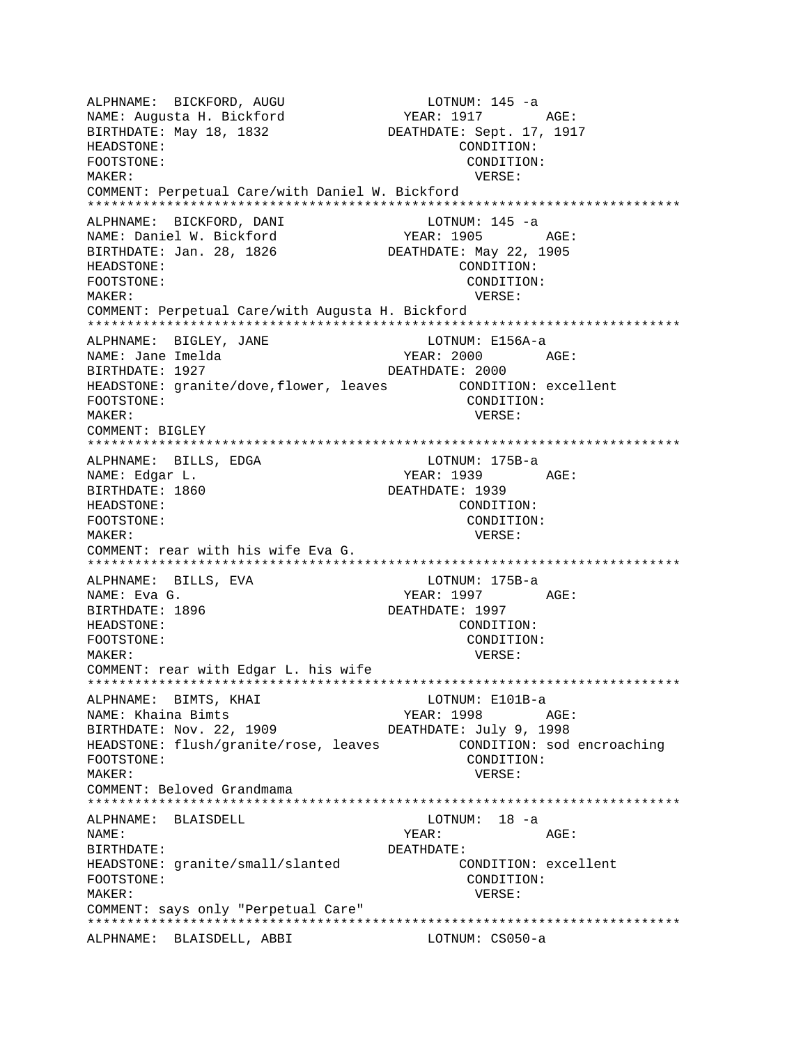```
ALPHNAME:  BICKFORD, AUGU                    LOTNUM: 145 -a
NAME: Augusta H. Bickford              YEAR: 1917        AGE:
BIRTHDATE: May 18, 1832              DEATHDATE: Sept. 17, 1917
HEADSTONE:                                   CONDITION:
FOOTSTONE:                                    CONDITION:
MAKER:                                         VERSE:
COMMENT: Perpetual Care/with Daniel W. Bickford
**************************************************************************
ALPHNAME:  BICKFORD, DANI                    LOTNUM: 145 -a
NAME: Daniel W. Bickford               YEAR: 1905        AGE:
BIRTHDATE: Jan. 28, 1826             DEATHDATE: May 22, 1905
HEADSTONE:                                   CONDITION:
FOOTSTONE:                                    CONDITION:
MAKER:                                         VERSE:
COMMENT: Perpetual Care/with Augusta H. Bickford
**************************************************************************
ALPHNAME:  BIGLEY, JANE                      LOTNUM: E156A-a
NAME: Jane Imelda                      YEAR: 2000        AGE:
BIRTHDATE: 1927                      DEATHDATE: 2000
HEADSTONE: granite/dove,flower, leaves        CONDITION: excellent
FOOTSTONE:                                    CONDITION:
MAKER:                                         VERSE:
COMMENT: BIGLEY
**************************************************************************
ALPHNAME:  BILLS, EDGA                       LOTNUM: 175B-a
NAME: Edgar L.                         YEAR: 1939        AGE:
BIRTHDATE: 1860                      DEATHDATE: 1939
HEADSTONE:                                   CONDITION:
FOOTSTONE:                                    CONDITION:
MAKER:                                         VERSE:
COMMENT: rear with his wife Eva G.
**************************************************************************
ALPHNAME:  BILLS, EVA                        LOTNUM: 175B-a
NAME: Eva G.                           YEAR: 1997        AGE:
BIRTHDATE: 1896                      DEATHDATE: 1997
HEADSTONE:                                   CONDITION:
FOOTSTONE:                                    CONDITION:
MAKER:                                         VERSE:
COMMENT: rear with Edgar L. his wife
**************************************************************************
ALPHNAME:  BIMTS, KHAI                       LOTNUM: E101B-a
NAME: Khaina Bimts                     YEAR: 1998        AGE:
BIRTHDATE: Nov. 22, 1909             DEATHDATE: July 9, 1998
HEADSTONE: flush/granite/rose, leaves         CONDITION: sod encroaching
FOOTSTONE:                                    CONDITION:
MAKER:                                         VERSE:
COMMENT: Beloved Grandmama
**************************************************************************
ALPHNAME:  BLAISDELL                         LOTNUM:  18 -a
NAME:                                  YEAR:             AGE:
BIRTHDATE:                           DEATHDATE:
HEADSTONE: granite/small/slanted              CONDITION: excellent
FOOTSTONE:                                    CONDITION:
MAKER:                                         VERSE:
COMMENT: says only "Perpetual Care"
**************************************************************************
ALPHNAME:  BLAISDELL, ABBI                   LOTNUM: CS050-a
```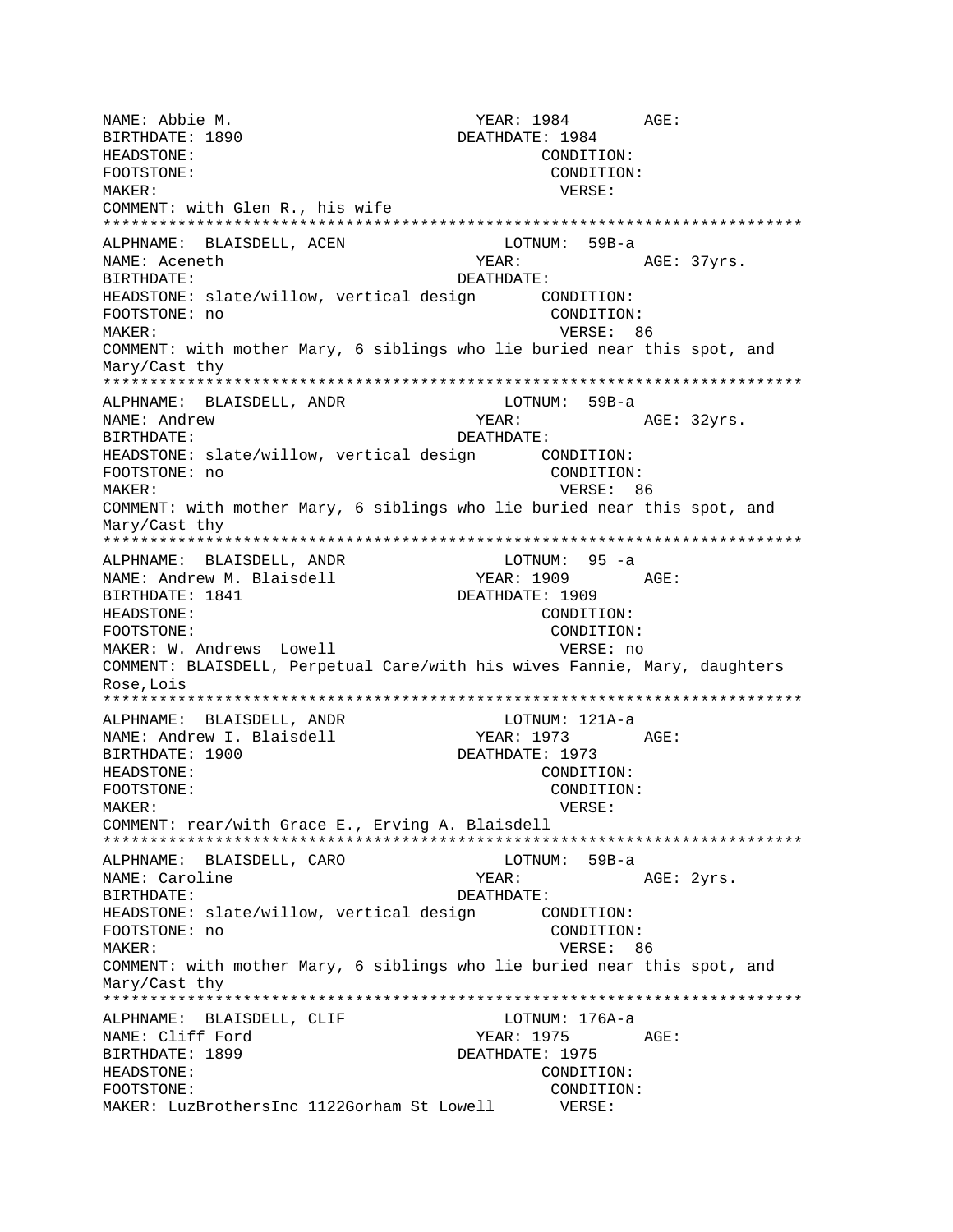```
NAME: Abbie M.                          YEAR: 1984        AGE:
BIRTHDATE: 1890                       DEATHDATE: 1984
HEADSTONE:                                        CONDITION:
FOOTSTONE:                                         CONDITION:
MAKER:                                               VERSE:
COMMENT: with Glen R., his wife
****************************************************************************
ALPHNAME:  BLAISDELL, ACEN                 LOTNUM:  59B-a
NAME: Aceneth                           YEAR:              AGE: 37yrs.
BIRTHDATE:                            DEATHDATE:
HEADSTONE: slate/willow, vertical design       CONDITION:
FOOTSTONE: no                                      CONDITION:
MAKER:                                               VERSE:  86
COMMENT: with mother Mary, 6 siblings who lie buried near this spot, and
Mary/Cast thy
****************************************************************************
ALPHNAME:  BLAISDELL, ANDR                 LOTNUM:  59B-a
NAME: Andrew                            YEAR:              AGE: 32yrs.
BIRTHDATE:                            DEATHDATE:
HEADSTONE: slate/willow, vertical design       CONDITION:
FOOTSTONE: no                                      CONDITION:
MAKER:                                               VERSE:  86
COMMENT: with mother Mary, 6 siblings who lie buried near this spot, and
Mary/Cast thy
****************************************************************************
ALPHNAME:  BLAISDELL, ANDR                 LOTNUM:  95 -a
NAME: Andrew M. Blaisdell               YEAR: 1909        AGE:
BIRTHDATE: 1841                       DEATHDATE: 1909
HEADSTONE:                                        CONDITION:
FOOTSTONE:                                         CONDITION:
MAKER: W. Andrews  Lowell                          VERSE: no
COMMENT: BLAISDELL, Perpetual Care/with his wives Fannie, Mary, daughters
Rose,Lois
****************************************************************************
ALPHNAME:  BLAISDELL, ANDR                 LOTNUM: 121A-a
NAME: Andrew I. Blaisdell               YEAR: 1973        AGE:
BIRTHDATE: 1900                       DEATHDATE: 1973
HEADSTONE:                                        CONDITION:
FOOTSTONE:                                         CONDITION:
MAKER:                                               VERSE:
COMMENT: rear/with Grace E., Erving A. Blaisdell
****************************************************************************
ALPHNAME:  BLAISDELL, CARO                 LOTNUM:  59B-a
NAME: Caroline                          YEAR:              AGE: 2yrs.
BIRTHDATE:                            DEATHDATE:
HEADSTONE: slate/willow, vertical design       CONDITION:
FOOTSTONE: no                                      CONDITION:
MAKER:                                               VERSE:  86
COMMENT: with mother Mary, 6 siblings who lie buried near this spot, and
Mary/Cast thy
****************************************************************************
ALPHNAME:  BLAISDELL, CLIF                 LOTNUM: 176A-a
NAME: Cliff Ford                        YEAR: 1975        AGE:
BIRTHDATE: 1899                       DEATHDATE: 1975
HEADSTONE:                                        CONDITION:
FOOTSTONE:                                         CONDITION:
MAKER: LuzBrothersInc 1122Gorham St Lowell       VERSE:
```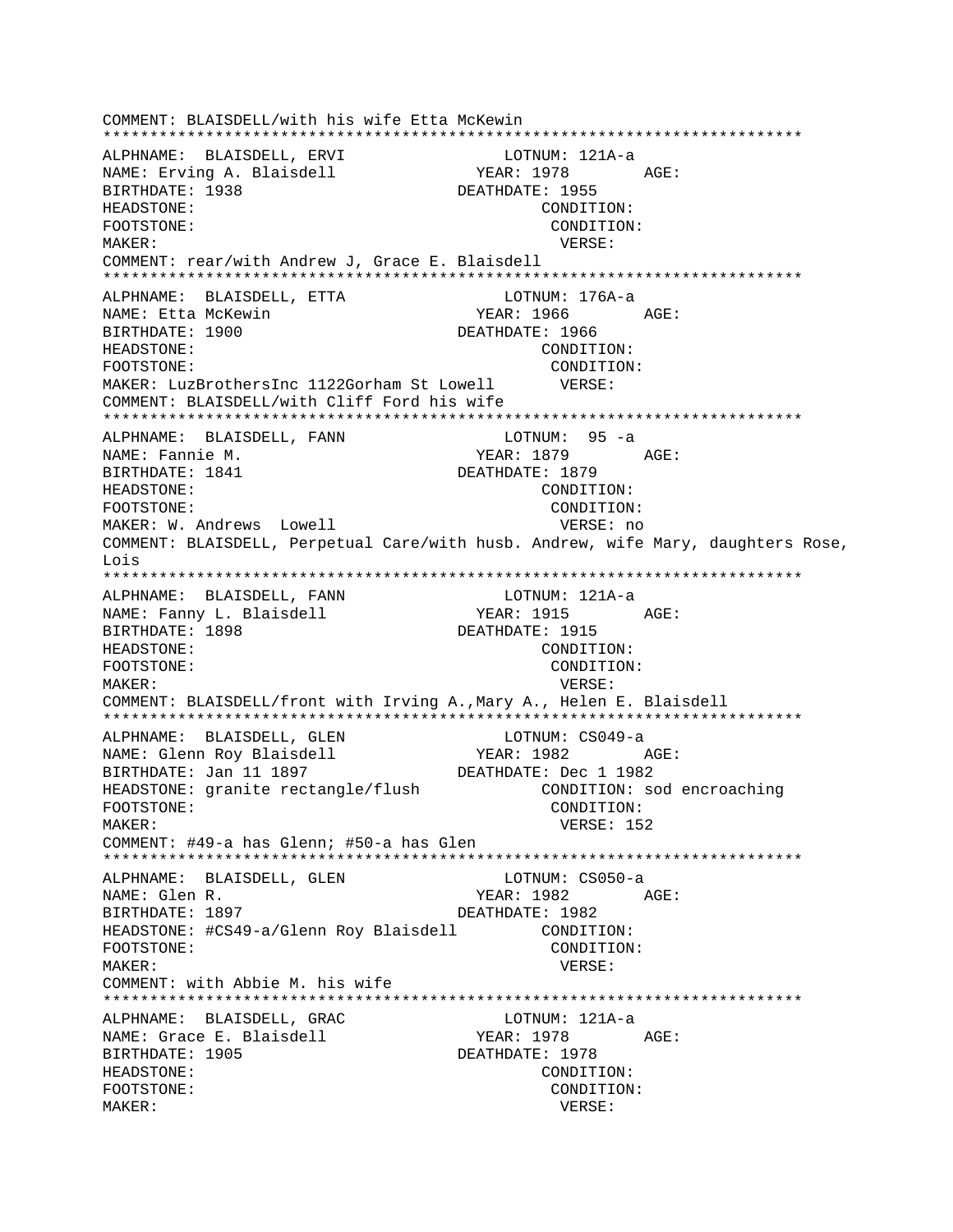```
COMMENT: BLAISDELL/with his wife Etta McKewin
***************************************************************************
ALPHNAME:  BLAISDELL, ERVI                   LOTNUM: 121A-a
NAME: Erving A. Blaisdell                  YEAR: 1978        AGE:
BIRTHDATE: 1938                           DEATHDATE: 1955
HEADSTONE:                                      CONDITION:
FOOTSTONE:                                       CONDITION:
MAKER:                                            VERSE:
COMMENT: rear/with Andrew J, Grace E. Blaisdell
***************************************************************************
ALPHNAME:  BLAISDELL, ETTA                   LOTNUM: 176A-a
NAME: Etta McKewin                         YEAR: 1966        AGE:
BIRTHDATE: 1900                           DEATHDATE: 1966
HEADSTONE:                                      CONDITION:
FOOTSTONE:                                      CONDITION:
MAKER: LuzBrothersInc 1122Gorham St Lowell       VERSE:
COMMENT: BLAISDELL/with Cliff Ford his wife
***************************************************************************
ALPHNAME:  BLAISDELL, FANN                   LOTNUM:  95 -a
NAME: Fannie M.                            YEAR: 1879        AGE:
BIRTHDATE: 1841                           DEATHDATE: 1879
HEADSTONE:                                      CONDITION:
FOOTSTONE:                                      CONDITION:
MAKER: W. Andrews  Lowell                        VERSE: no
COMMENT: BLAISDELL, Perpetual Care/with husb. Andrew, wife Mary, daughters Rose,
Lois
***************************************************************************
ALPHNAME:  BLAISDELL, FANN                   LOTNUM: 121A-a
NAME: Fanny L. Blaisdell                   YEAR: 1915        AGE:
BIRTHDATE: 1898                           DEATHDATE: 1915
HEADSTONE:                                      CONDITION:
FOOTSTONE:                                      CONDITION:
MAKER:                                           VERSE:
COMMENT: BLAISDELL/front with Irving A.,Mary A., Helen E. Blaisdell
***************************************************************************
ALPHNAME:  BLAISDELL, GLEN                   LOTNUM: CS049-a
NAME: Glenn Roy Blaisdell                  YEAR: 1982        AGE:
BIRTHDATE: Jan 11 1897                    DEATHDATE: Dec 1 1982
HEADSTONE: granite rectangle/flush             CONDITION: sod encroaching
FOOTSTONE:                                      CONDITION:
MAKER:                                           VERSE: 152
COMMENT: #49-a has Glenn; #50-a has Glen
***************************************************************************
ALPHNAME:  BLAISDELL, GLEN                   LOTNUM: CS050-a
NAME: Glen R.                              YEAR: 1982        AGE:
BIRTHDATE: 1897                           DEATHDATE: 1982
HEADSTONE: #CS49-a/Glenn Roy Blaisdell         CONDITION:
FOOTSTONE:                                      CONDITION:
MAKER:                                           VERSE:
COMMENT: with Abbie M. his wife
***************************************************************************
ALPHNAME:  BLAISDELL, GRAC                   LOTNUM: 121A-a
NAME: Grace E. Blaisdell                   YEAR: 1978        AGE:
BIRTHDATE: 1905                           DEATHDATE: 1978
HEADSTONE:                                      CONDITION:
FOOTSTONE:                                      CONDITION:
MAKER:                                           VERSE:
```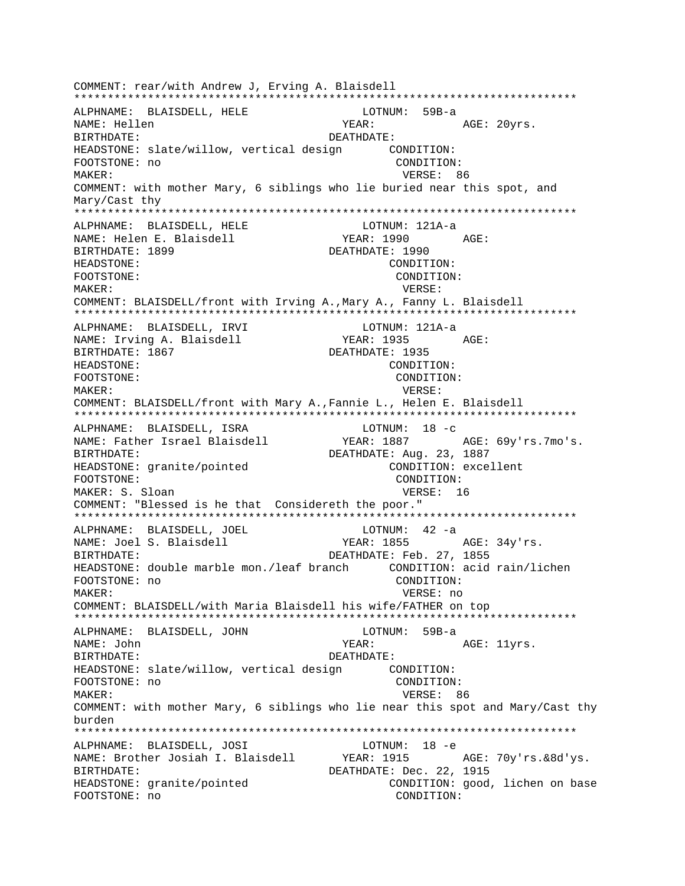COMMENT: rear/with Andrew J, Erving A. Blaisdell
***************************************************************************
ALPHNAME: BLAISDELL, HELE LOTNUM: 59B-a
NAME: Hellen YEAR: AGE: 20yrs.
BIRTHDATE: DEATHDATE:
HEADSTONE: slate/willow, vertical design CONDITION:
FOOTSTONE: no CONDITION:
MAKER: VERSE: 86
COMMENT: with mother Mary, 6 siblings who lie buried near this spot, and Mary/Cast thy
***************************************************************************
ALPHNAME: BLAISDELL, HELE LOTNUM: 121A-a
NAME: Helen E. Blaisdell YEAR: 1990 AGE:
BIRTHDATE: 1899 DEATHDATE: 1990
HEADSTONE: CONDITION:
FOOTSTONE: CONDITION:
MAKER: VERSE:
COMMENT: BLAISDELL/front with Irving A.,Mary A., Fanny L. Blaisdell
***************************************************************************
ALPHNAME: BLAISDELL, IRVI LOTNUM: 121A-a
NAME: Irving A. Blaisdell YEAR: 1935 AGE:
BIRTHDATE: 1867 DEATHDATE: 1935
HEADSTONE: CONDITION:
FOOTSTONE: CONDITION:
MAKER: VERSE:
COMMENT: BLAISDELL/front with Mary A.,Fannie L., Helen E. Blaisdell
***************************************************************************
ALPHNAME: BLAISDELL, ISRA LOTNUM: 18 -c
NAME: Father Israel Blaisdell YEAR: 1887 AGE: 69y'rs.7mo's.
BIRTHDATE: DEATHDATE: Aug. 23, 1887
HEADSTONE: granite/pointed CONDITION: excellent
FOOTSTONE: CONDITION:
MAKER: S. Sloan VERSE: 16
COMMENT: "Blessed is he that Considereth the poor."
***************************************************************************
ALPHNAME: BLAISDELL, JOEL LOTNUM: 42 -a
NAME: Joel S. Blaisdell YEAR: 1855 AGE: 34y'rs.
BIRTHDATE: DEATHDATE: Feb. 27, 1855
HEADSTONE: double marble mon./leaf branch CONDITION: acid rain/lichen
FOOTSTONE: no CONDITION:
MAKER: VERSE: no
COMMENT: BLAISDELL/with Maria Blaisdell his wife/FATHER on top
***************************************************************************
ALPHNAME: BLAISDELL, JOHN LOTNUM: 59B-a
NAME: John YEAR: AGE: 11yrs.
BIRTHDATE: DEATHDATE:
HEADSTONE: slate/willow, vertical design CONDITION:
FOOTSTONE: no CONDITION:
MAKER: VERSE: 86
COMMENT: with mother Mary, 6 siblings who lie near this spot and Mary/Cast thy burden
***************************************************************************
ALPHNAME: BLAISDELL, JOSI LOTNUM: 18 -e
NAME: Brother Josiah I. Blaisdell YEAR: 1915 AGE: 70y'rs.&8d'ys.
BIRTHDATE: DEATHDATE: Dec. 22, 1915
HEADSTONE: granite/pointed CONDITION: good, lichen on base
FOOTSTONE: no CONDITION: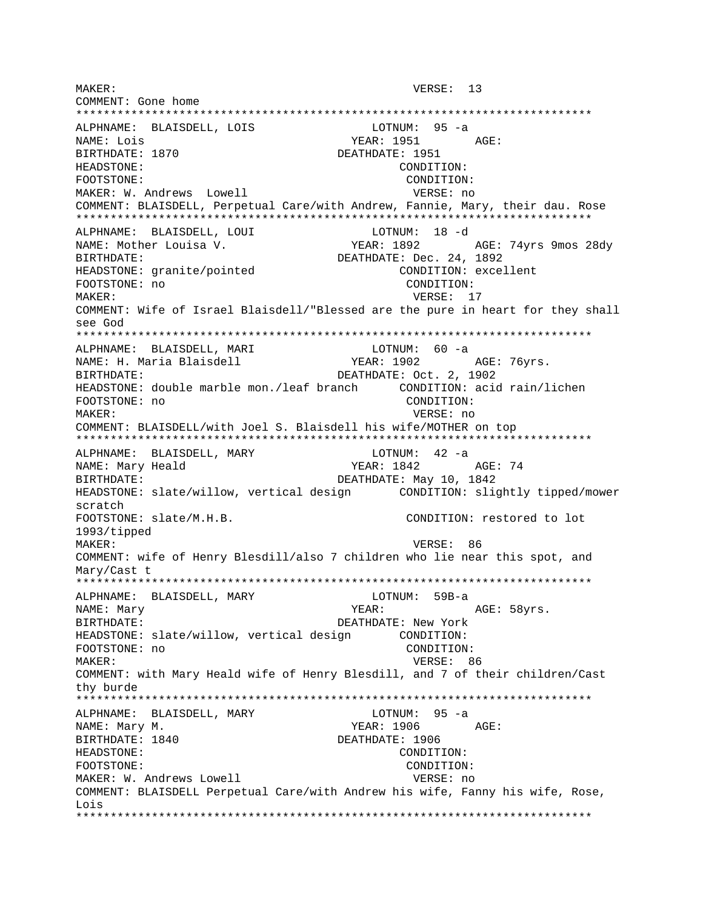MAKER: VERSE: 13
COMMENT: Gone home
***************************************************************************
ALPHNAME: BLAISDELL, LOIS LOTNUM: 95 -a
NAME: Lois YEAR: 1951 AGE:
BIRTHDATE: 1870 DEATHDATE: 1951
HEADSTONE: CONDITION:
FOOTSTONE: CONDITION:
MAKER: W. Andrews Lowell VERSE: no
COMMENT: BLAISDELL, Perpetual Care/with Andrew, Fannie, Mary, their dau. Rose
***************************************************************************
ALPHNAME: BLAISDELL, LOUI LOTNUM: 18 -d
NAME: Mother Louisa V. YEAR: 1892 AGE: 74yrs 9mos 28dy
BIRTHDATE: DEATHDATE: Dec. 24, 1892
HEADSTONE: granite/pointed CONDITION: excellent
FOOTSTONE: no CONDITION:
MAKER: VERSE: 17
COMMENT: Wife of Israel Blaisdell/"Blessed are the pure in heart for they shall see God
***************************************************************************
ALPHNAME: BLAISDELL, MARI LOTNUM: 60 -a
NAME: H. Maria Blaisdell YEAR: 1902 AGE: 76yrs.
BIRTHDATE: DEATHDATE: Oct. 2, 1902
HEADSTONE: double marble mon./leaf branch CONDITION: acid rain/lichen
FOOTSTONE: no CONDITION:
MAKER: VERSE: no
COMMENT: BLAISDELL/with Joel S. Blaisdell his wife/MOTHER on top
***************************************************************************
ALPHNAME: BLAISDELL, MARY LOTNUM: 42 -a
NAME: Mary Heald YEAR: 1842 AGE: 74
BIRTHDATE: DEATHDATE: May 10, 1842
HEADSTONE: slate/willow, vertical design CONDITION: slightly tipped/mower scratch
FOOTSTONE: slate/M.H.B. CONDITION: restored to lot 1993/tipped
MAKER: VERSE: 86
COMMENT: wife of Henry Blesdill/also 7 children who lie near this spot, and Mary/Cast t
***************************************************************************
ALPHNAME: BLAISDELL, MARY LOTNUM: 59B-a
NAME: Mary YEAR: AGE: 58yrs.
BIRTHDATE: DEATHDATE: New York
HEADSTONE: slate/willow, vertical design CONDITION:
FOOTSTONE: no CONDITION:
MAKER: VERSE: 86
COMMENT: with Mary Heald wife of Henry Blesdill, and 7 of their children/Cast thy burde
***************************************************************************
ALPHNAME: BLAISDELL, MARY LOTNUM: 95 -a
NAME: Mary M. YEAR: 1906 AGE:
BIRTHDATE: 1840 DEATHDATE: 1906
HEADSTONE: CONDITION:
FOOTSTONE: CONDITION:
MAKER: W. Andrews Lowell VERSE: no
COMMENT: BLAISDELL Perpetual Care/with Andrew his wife, Fanny his wife, Rose, Lois
***************************************************************************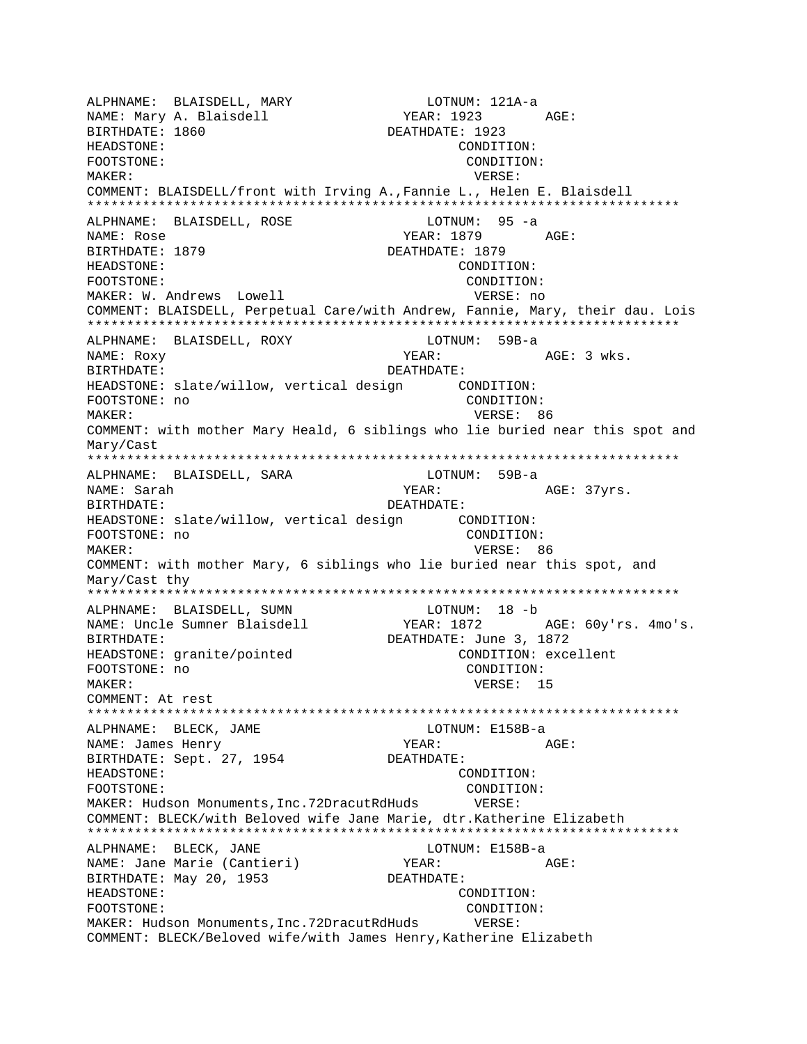```
ALPHNAME:  BLAISDELL, MARY                  LOTNUM: 121A-a
NAME: Mary A. Blaisdell                 YEAR: 1923        AGE:
BIRTHDATE: 1860                        DEATHDATE: 1923
HEADSTONE:                                     CONDITION:
FOOTSTONE:                                      CONDITION:
MAKER:                                           VERSE:
COMMENT: BLAISDELL/front with Irving A.,Fannie L., Helen E. Blaisdell
****************************************************************************
ALPHNAME:  BLAISDELL, ROSE                  LOTNUM:  95 -a
NAME: Rose                              YEAR: 1879        AGE:
BIRTHDATE: 1879                        DEATHDATE: 1879
HEADSTONE:                                     CONDITION:
FOOTSTONE:                                      CONDITION:
MAKER: W. Andrews  Lowell                        VERSE: no
COMMENT: BLAISDELL, Perpetual Care/with Andrew, Fannie, Mary, their dau. Lois
****************************************************************************
ALPHNAME:  BLAISDELL, ROXY                  LOTNUM:  59B-a
NAME: Roxy                              YEAR:             AGE: 3 wks.
BIRTHDATE:                             DEATHDATE:
HEADSTONE: slate/willow, vertical design       CONDITION:
FOOTSTONE: no                                   CONDITION:
MAKER:                                           VERSE:  86
COMMENT: with mother Mary Heald, 6 siblings who lie buried near this spot and
Mary/Cast
****************************************************************************
ALPHNAME:  BLAISDELL, SARA                  LOTNUM:  59B-a
NAME: Sarah                             YEAR:             AGE: 37yrs.
BIRTHDATE:                             DEATHDATE:
HEADSTONE: slate/willow, vertical design       CONDITION:
FOOTSTONE: no                                   CONDITION:
MAKER:                                           VERSE:  86
COMMENT: with mother Mary, 6 siblings who lie buried near this spot, and
Mary/Cast thy
****************************************************************************
ALPHNAME:  BLAISDELL, SUMN                  LOTNUM:  18 -b
NAME: Uncle Sumner Blaisdell            YEAR: 1872        AGE: 60y'rs. 4mo's.
BIRTHDATE:                             DEATHDATE: June 3, 1872
HEADSTONE: granite/pointed                     CONDITION: excellent
FOOTSTONE: no                                   CONDITION:
MAKER:                                           VERSE:  15
COMMENT: At rest
****************************************************************************
ALPHNAME:  BLECK, JAME                      LOTNUM: E158B-a
NAME: James Henry                       YEAR:             AGE:
BIRTHDATE: Sept. 27, 1954              DEATHDATE:
HEADSTONE:                                     CONDITION:
FOOTSTONE:                                      CONDITION:
MAKER: Hudson Monuments,Inc.72DracutRdHuds      VERSE:
COMMENT: BLECK/with Beloved wife Jane Marie, dtr.Katherine Elizabeth
****************************************************************************
ALPHNAME:  BLECK, JANE                      LOTNUM: E158B-a
NAME: Jane Marie (Cantieri)             YEAR:             AGE:
BIRTHDATE: May 20, 1953                DEATHDATE:
HEADSTONE:                                     CONDITION:
FOOTSTONE:                                      CONDITION:
MAKER: Hudson Monuments,Inc.72DracutRdHuds      VERSE:
COMMENT: BLECK/Beloved wife/with James Henry,Katherine Elizabeth
```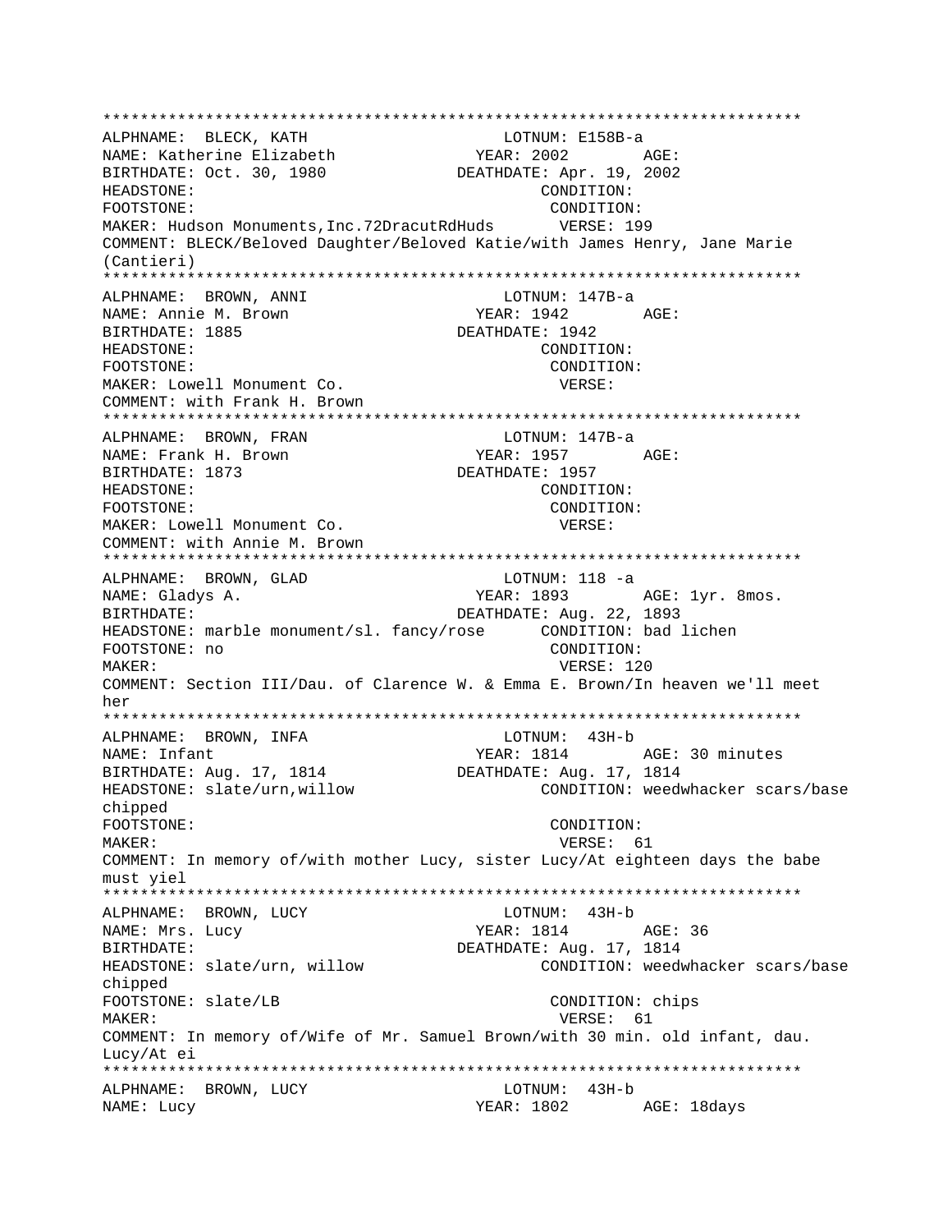```
***************************************************************************
ALPHNAME:  BLECK, KATH                        LOTNUM: E158B-a
NAME: Katherine Elizabeth                   YEAR: 2002        AGE:
BIRTHDATE: Oct. 30, 1980                DEATHDATE: Apr. 19, 2002
HEADSTONE:                                         CONDITION:
FOOTSTONE:                                         CONDITION:
MAKER: Hudson Monuments,Inc.72DracutRdHuds       VERSE: 199
COMMENT: BLECK/Beloved Daughter/Beloved Katie/with James Henry, Jane Marie
(Cantieri)
***************************************************************************
ALPHNAME:  BROWN, ANNI                        LOTNUM: 147B-a
NAME: Annie M. Brown                        YEAR: 1942        AGE:
BIRTHDATE: 1885                             DEATHDATE: 1942
HEADSTONE:                                         CONDITION:
FOOTSTONE:                                         CONDITION:
MAKER: Lowell Monument Co.                          VERSE:
COMMENT: with Frank H. Brown
***************************************************************************
ALPHNAME:  BROWN, FRAN                        LOTNUM: 147B-a
NAME: Frank H. Brown                        YEAR: 1957        AGE:
BIRTHDATE: 1873                             DEATHDATE: 1957
HEADSTONE:                                         CONDITION:
FOOTSTONE:                                         CONDITION:
MAKER: Lowell Monument Co.                          VERSE:
COMMENT: with Annie M. Brown
***************************************************************************
ALPHNAME:  BROWN, GLAD                        LOTNUM: 118 -a
NAME: Gladys A.                             YEAR: 1893        AGE: 1yr. 8mos.
BIRTHDATE:                                  DEATHDATE: Aug. 22, 1893
HEADSTONE: marble monument/sl. fancy/rose      CONDITION: bad lichen
FOOTSTONE: no                                      CONDITION:
MAKER:                                              VERSE: 120
COMMENT: Section III/Dau. of Clarence W. & Emma E. Brown/In heaven we'll meet
her
***************************************************************************
ALPHNAME:  BROWN, INFA                        LOTNUM:  43H-b
NAME: Infant                                YEAR: 1814        AGE: 30 minutes
BIRTHDATE: Aug. 17, 1814                DEATHDATE: Aug. 17, 1814
HEADSTONE: slate/urn,willow                      CONDITION: weedwhacker scars/base
chipped
FOOTSTONE:                                         CONDITION:
MAKER:                                              VERSE:  61
COMMENT: In memory of/with mother Lucy, sister Lucy/At eighteen days the babe
must yiel
***************************************************************************
ALPHNAME:  BROWN, LUCY                        LOTNUM:  43H-b
NAME: Mrs. Lucy                             YEAR: 1814        AGE: 36
BIRTHDATE:                                  DEATHDATE: Aug. 17, 1814
HEADSTONE: slate/urn, willow                     CONDITION: weedwhacker scars/base
chipped
FOOTSTONE: slate/LB                                 CONDITION: chips
MAKER:                                              VERSE:  61
COMMENT: In memory of/Wife of Mr. Samuel Brown/with 30 min. old infant, dau.
Lucy/At ei
***************************************************************************
ALPHNAME:  BROWN, LUCY                        LOTNUM:  43H-b
NAME: Lucy                                  YEAR: 1802        AGE: 18days
```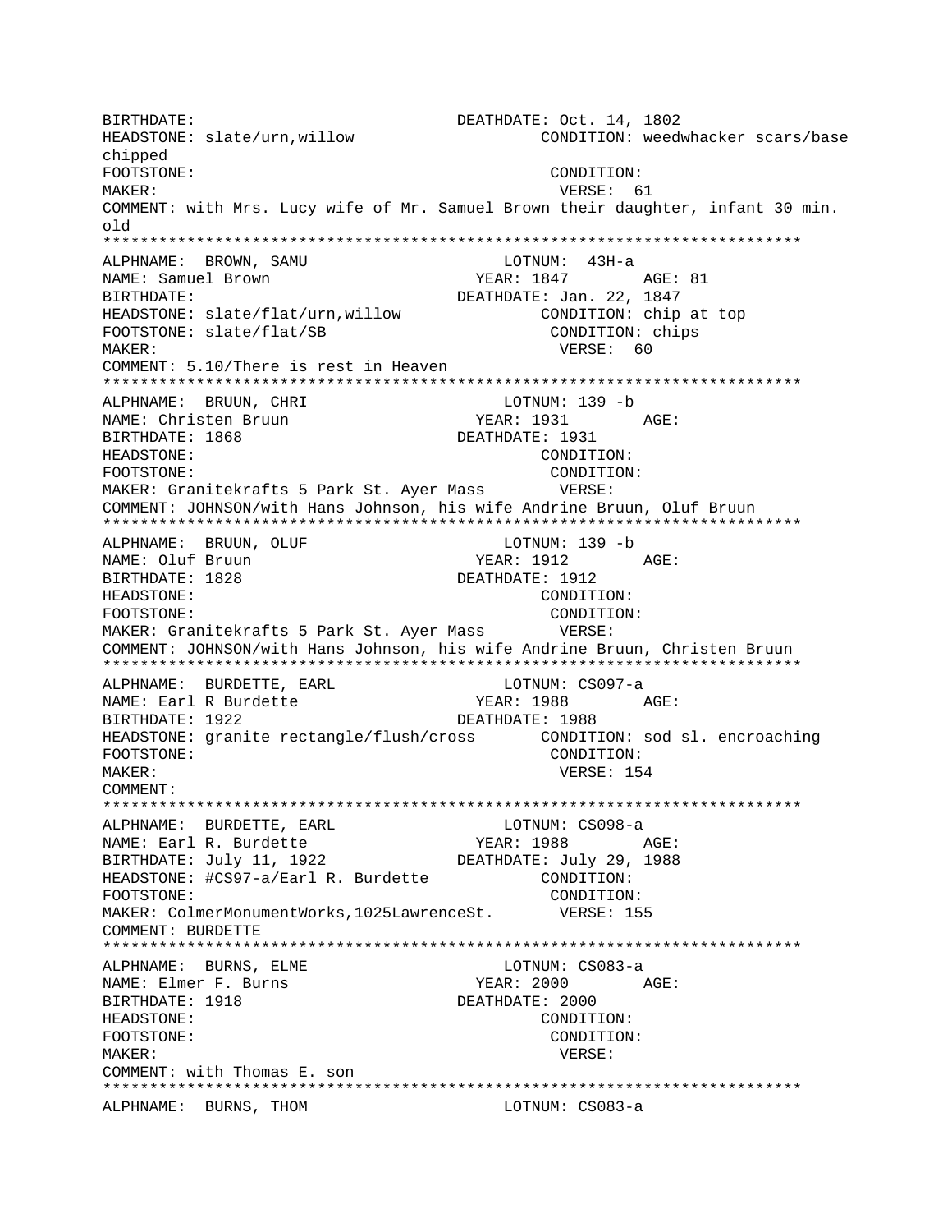BIRTHDATE: DEATHDATE: Oct. 14, 1802
HEADSTONE: slate/urn,willow CONDITION: weedwhacker scars/base chipped
FOOTSTONE: CONDITION:
MAKER: VERSE: 61
COMMENT: with Mrs. Lucy wife of Mr. Samuel Brown their daughter, infant 30 min. old

***************************************************************************

ALPHNAME: BROWN, SAMU LOTNUM: 43H-a
NAME: Samuel Brown YEAR: 1847 AGE: 81
BIRTHDATE: DEATHDATE: Jan. 22, 1847
HEADSTONE: slate/flat/urn,willow CONDITION: chip at top
FOOTSTONE: slate/flat/SB CONDITION: chips
MAKER: VERSE: 60
COMMENT: 5.10/There is rest in Heaven

***************************************************************************

ALPHNAME: BRUUN, CHRI LOTNUM: 139 -b
NAME: Christen Bruun YEAR: 1931 AGE:
BIRTHDATE: 1868 DEATHDATE: 1931
HEADSTONE: CONDITION:
FOOTSTONE: CONDITION:
MAKER: Granitekrafts 5 Park St. Ayer Mass VERSE:
COMMENT: JOHNSON/with Hans Johnson, his wife Andrine Bruun, Oluf Bruun

***************************************************************************

ALPHNAME: BRUUN, OLUF LOTNUM: 139 -b
NAME: Oluf Bruun YEAR: 1912 AGE:
BIRTHDATE: 1828 DEATHDATE: 1912
HEADSTONE: CONDITION:
FOOTSTONE: CONDITION:
MAKER: Granitekrafts 5 Park St. Ayer Mass VERSE:
COMMENT: JOHNSON/with Hans Johnson, his wife Andrine Bruun, Christen Bruun

***************************************************************************

ALPHNAME: BURDETTE, EARL LOTNUM: CS097-a
NAME: Earl R Burdette YEAR: 1988 AGE:
BIRTHDATE: 1922 DEATHDATE: 1988
HEADSTONE: granite rectangle/flush/cross CONDITION: sod sl. encroaching
FOOTSTONE: CONDITION:
MAKER: VERSE: 154
COMMENT:

***************************************************************************

ALPHNAME: BURDETTE, EARL LOTNUM: CS098-a
NAME: Earl R. Burdette YEAR: 1988 AGE:
BIRTHDATE: July 11, 1922 DEATHDATE: July 29, 1988
HEADSTONE: #CS97-a/Earl R. Burdette CONDITION:
FOOTSTONE: CONDITION:
MAKER: ColmerMonumentWorks,1025LawrenceSt. VERSE: 155
COMMENT: BURDETTE

***************************************************************************

ALPHNAME: BURNS, ELME LOTNUM: CS083-a
NAME: Elmer F. Burns YEAR: 2000 AGE:
BIRTHDATE: 1918 DEATHDATE: 2000
HEADSTONE: CONDITION:
FOOTSTONE: CONDITION:
MAKER: VERSE:
COMMENT: with Thomas E. son

***************************************************************************

ALPHNAME: BURNS, THOM LOTNUM: CS083-a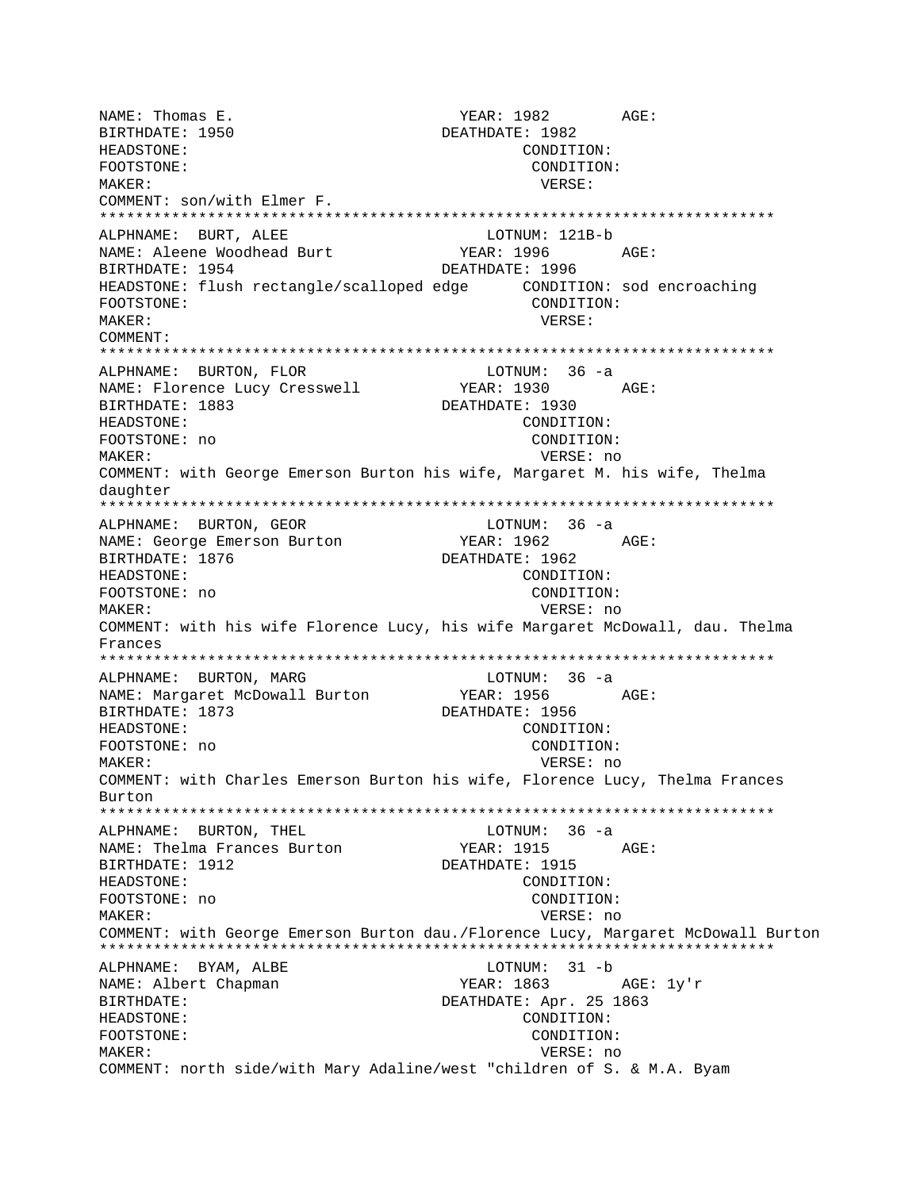NAME: Thomas E.                              YEAR: 1982        AGE:
BIRTHDATE: 1950                           DEATHDATE: 1982
HEADSTONE:                                        CONDITION:
FOOTSTONE:                                         CONDITION:
MAKER:                                                VERSE:
COMMENT: son/with Elmer F.

***************************************************************************

ALPHNAME:  BURT, ALEE                       LOTNUM: 121B-b
NAME: Aleene Woodhead Burt              YEAR: 1996        AGE:
BIRTHDATE: 1954                           DEATHDATE: 1996
HEADSTONE: flush rectangle/scalloped edge      CONDITION: sod encroaching
FOOTSTONE:                                         CONDITION:
MAKER:                                                VERSE:
COMMENT:

***************************************************************************

ALPHNAME:  BURTON, FLOR                     LOTNUM:  36 -a
NAME: Florence Lucy Cresswell           YEAR: 1930        AGE:
BIRTHDATE: 1883                           DEATHDATE: 1930
HEADSTONE:                                        CONDITION:
FOOTSTONE: no                                     CONDITION:
MAKER:                                                VERSE: no
COMMENT: with George Emerson Burton his wife, Margaret M. his wife, Thelma daughter

***************************************************************************

ALPHNAME:  BURTON, GEOR                     LOTNUM:  36 -a
NAME: George Emerson Burton             YEAR: 1962        AGE:
BIRTHDATE: 1876                           DEATHDATE: 1962
HEADSTONE:                                        CONDITION:
FOOTSTONE: no                                     CONDITION:
MAKER:                                                VERSE: no
COMMENT: with his wife Florence Lucy, his wife Margaret McDowall, dau. Thelma Frances

***************************************************************************

ALPHNAME:  BURTON, MARG                     LOTNUM:  36 -a
NAME: Margaret McDowall Burton          YEAR: 1956        AGE:
BIRTHDATE: 1873                           DEATHDATE: 1956
HEADSTONE:                                        CONDITION:
FOOTSTONE: no                                     CONDITION:
MAKER:                                                VERSE: no
COMMENT: with Charles Emerson Burton his wife, Florence Lucy, Thelma Frances Burton

***************************************************************************

ALPHNAME:  BURTON, THEL                     LOTNUM:  36 -a
NAME: Thelma Frances Burton             YEAR: 1915        AGE:
BIRTHDATE: 1912                           DEATHDATE: 1915
HEADSTONE:                                        CONDITION:
FOOTSTONE: no                                     CONDITION:
MAKER:                                                VERSE: no
COMMENT: with George Emerson Burton dau./Florence Lucy, Margaret McDowall Burton

***************************************************************************

ALPHNAME:  BYAM, ALBE                       LOTNUM:  31 -b
NAME: Albert Chapman                    YEAR: 1863        AGE: 1y'r
BIRTHDATE:                                DEATHDATE: Apr. 25 1863
HEADSTONE:                                        CONDITION:
FOOTSTONE:                                         CONDITION:
MAKER:                                                VERSE: no
COMMENT: north side/with Mary Adaline/west "children of S. & M.A. Byam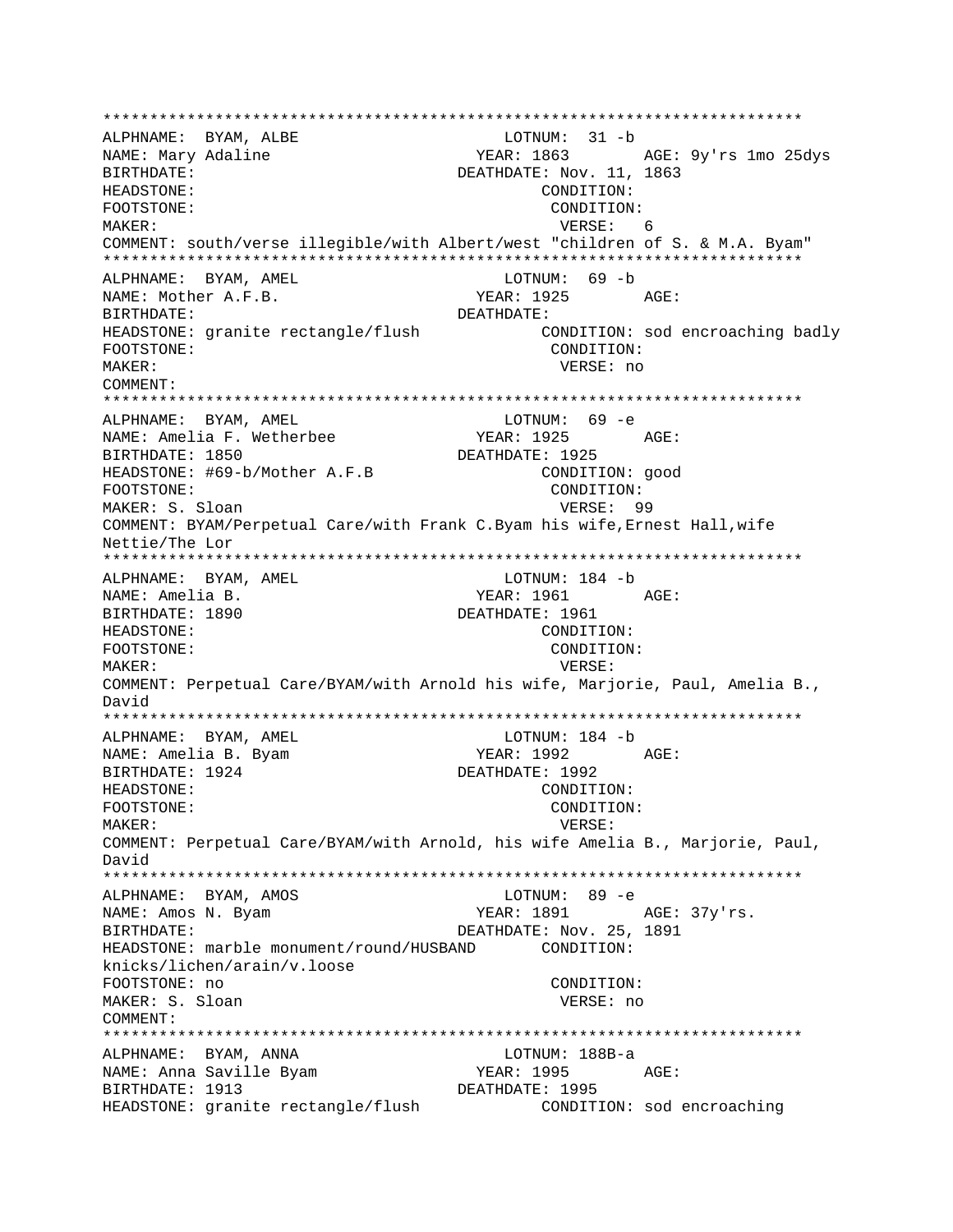```
***************************************************************************
ALPHNAME:  BYAM, ALBE                         LOTNUM:  31 -b
NAME: Mary Adaline                         YEAR: 1863        AGE: 9y'rs 1mo 25dys
BIRTHDATE:                              DEATHDATE: Nov. 11, 1863
HEADSTONE:                                        CONDITION:
FOOTSTONE:                                        CONDITION:
MAKER:                                             VERSE:  6
COMMENT: south/verse illegible/with Albert/west "children of S. & M.A. Byam"
***************************************************************************
ALPHNAME:  BYAM, AMEL                         LOTNUM:  69 -b
NAME: Mother A.F.B.                        YEAR: 1925        AGE:
BIRTHDATE:                              DEATHDATE:
HEADSTONE: granite rectangle/flush            CONDITION: sod encroaching badly
FOOTSTONE:                                        CONDITION:
MAKER:                                             VERSE: no
COMMENT:
***************************************************************************
ALPHNAME:  BYAM, AMEL                         LOTNUM:  69 -e
NAME: Amelia F. Wetherbee                  YEAR: 1925        AGE:
BIRTHDATE: 1850                         DEATHDATE: 1925
HEADSTONE: #69-b/Mother A.F.B                    CONDITION: good
FOOTSTONE:                                        CONDITION:
MAKER: S. Sloan                                    VERSE:  99
COMMENT: BYAM/Perpetual Care/with Frank C.Byam his wife,Ernest Hall,wife
Nettie/The Lor
***************************************************************************
ALPHNAME:  BYAM, AMEL                         LOTNUM: 184 -b
NAME: Amelia B.                            YEAR: 1961        AGE:
BIRTHDATE: 1890                         DEATHDATE: 1961
HEADSTONE:                                        CONDITION:
FOOTSTONE:                                        CONDITION:
MAKER:                                             VERSE:
COMMENT: Perpetual Care/BYAM/with Arnold his wife, Marjorie, Paul, Amelia B.,
David
***************************************************************************
ALPHNAME:  BYAM, AMEL                         LOTNUM: 184 -b
NAME: Amelia B. Byam                       YEAR: 1992        AGE:
BIRTHDATE: 1924                         DEATHDATE: 1992
HEADSTONE:                                        CONDITION:
FOOTSTONE:                                        CONDITION:
MAKER:                                             VERSE:
COMMENT: Perpetual Care/BYAM/with Arnold, his wife Amelia B., Marjorie, Paul,
David
***************************************************************************
ALPHNAME:  BYAM, AMOS                         LOTNUM:  89 -e
NAME: Amos N. Byam                         YEAR: 1891        AGE: 37y'rs.
BIRTHDATE:                              DEATHDATE: Nov. 25, 1891
HEADSTONE: marble monument/round/HUSBAND       CONDITION:
knicks/lichen/arain/v.loose
FOOTSTONE: no                                     CONDITION:
MAKER: S. Sloan                                    VERSE: no
COMMENT:
***************************************************************************
ALPHNAME:  BYAM, ANNA                         LOTNUM: 188B-a
NAME: Anna Saville Byam                    YEAR: 1995        AGE:
BIRTHDATE: 1913                         DEATHDATE: 1995
HEADSTONE: granite rectangle/flush            CONDITION: sod encroaching
```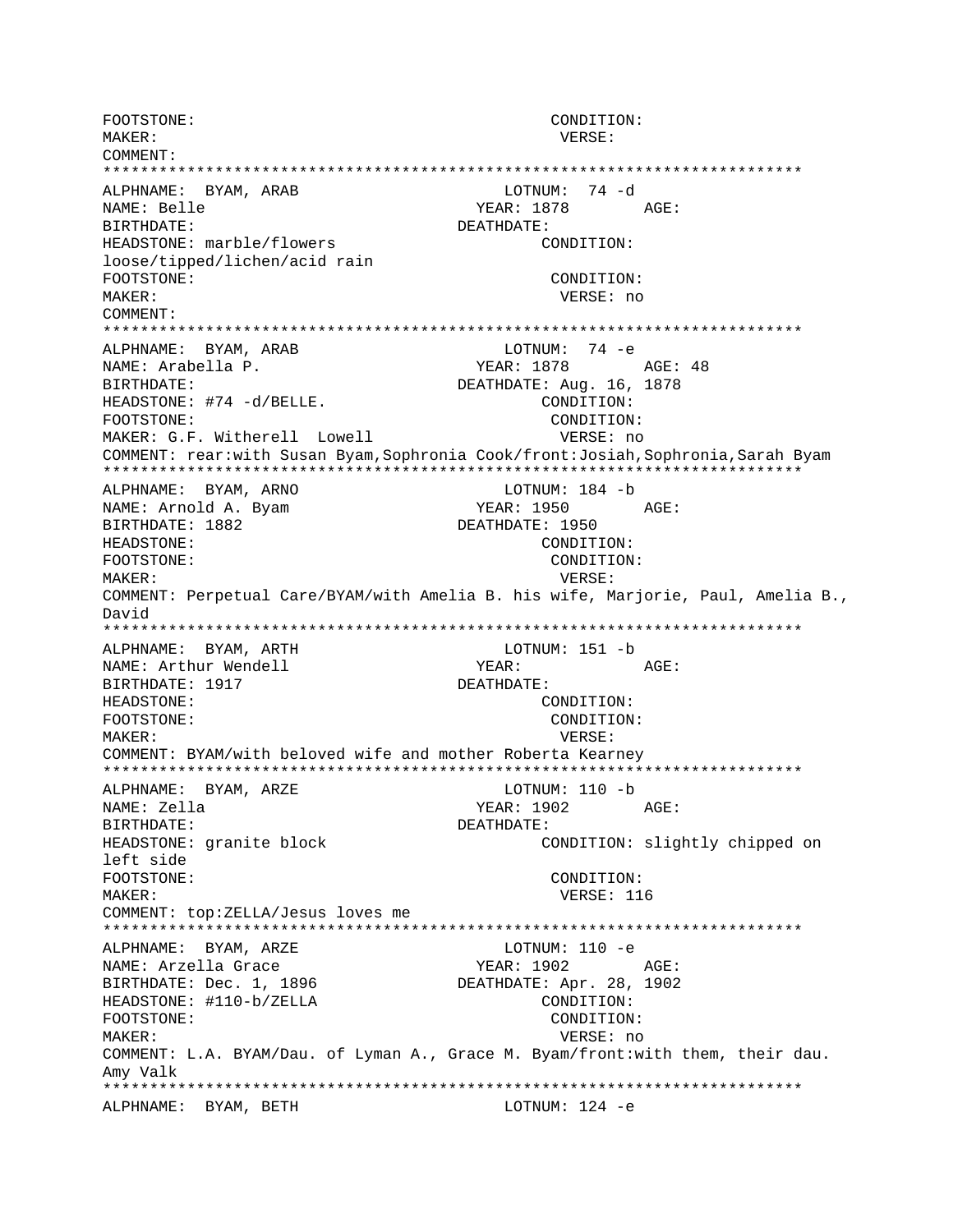FOOTSTONE: CONDITION:
MAKER: VERSE:
COMMENT:

***************************************************************************

ALPHNAME: BYAM, ARAB LOTNUM: 74 -d
NAME: Belle YEAR: 1878 AGE:
BIRTHDATE: DEATHDATE:
HEADSTONE: marble/flowers CONDITION:
loose/tipped/lichen/acid rain
FOOTSTONE: CONDITION:
MAKER: VERSE: no
COMMENT:

***************************************************************************

ALPHNAME: BYAM, ARAB LOTNUM: 74 -e
NAME: Arabella P. YEAR: 1878 AGE: 48
BIRTHDATE: DEATHDATE: Aug. 16, 1878
HEADSTONE: #74 -d/BELLE. CONDITION:
FOOTSTONE: CONDITION:
MAKER: G.F. Witherell Lowell VERSE: no
COMMENT: rear:with Susan Byam,Sophronia Cook/front:Josiah,Sophronia,Sarah Byam

***************************************************************************

ALPHNAME: BYAM, ARNO LOTNUM: 184 -b
NAME: Arnold A. Byam YEAR: 1950 AGE:
BIRTHDATE: 1882 DEATHDATE: 1950
HEADSTONE: CONDITION:
FOOTSTONE: CONDITION:
MAKER: VERSE:
COMMENT: Perpetual Care/BYAM/with Amelia B. his wife, Marjorie, Paul, Amelia B., David

***************************************************************************

ALPHNAME: BYAM, ARTH LOTNUM: 151 -b
NAME: Arthur Wendell YEAR: AGE:
BIRTHDATE: 1917 DEATHDATE:
HEADSTONE: CONDITION:
FOOTSTONE: CONDITION:
MAKER: VERSE:
COMMENT: BYAM/with beloved wife and mother Roberta Kearney

***************************************************************************

ALPHNAME: BYAM, ARZE LOTNUM: 110 -b
NAME: Zella YEAR: 1902 AGE:
BIRTHDATE: DEATHDATE:
HEADSTONE: granite block CONDITION: slightly chipped on left side
FOOTSTONE: CONDITION:
MAKER: VERSE: 116
COMMENT: top:ZELLA/Jesus loves me

***************************************************************************

ALPHNAME: BYAM, ARZE LOTNUM: 110 -e
NAME: Arzella Grace YEAR: 1902 AGE:
BIRTHDATE: Dec. 1, 1896 DEATHDATE: Apr. 28, 1902
HEADSTONE: #110-b/ZELLA CONDITION:
FOOTSTONE: CONDITION:
MAKER: VERSE: no
COMMENT: L.A. BYAM/Dau. of Lyman A., Grace M. Byam/front:with them, their dau. Amy Valk

***************************************************************************

ALPHNAME: BYAM, BETH LOTNUM: 124 -e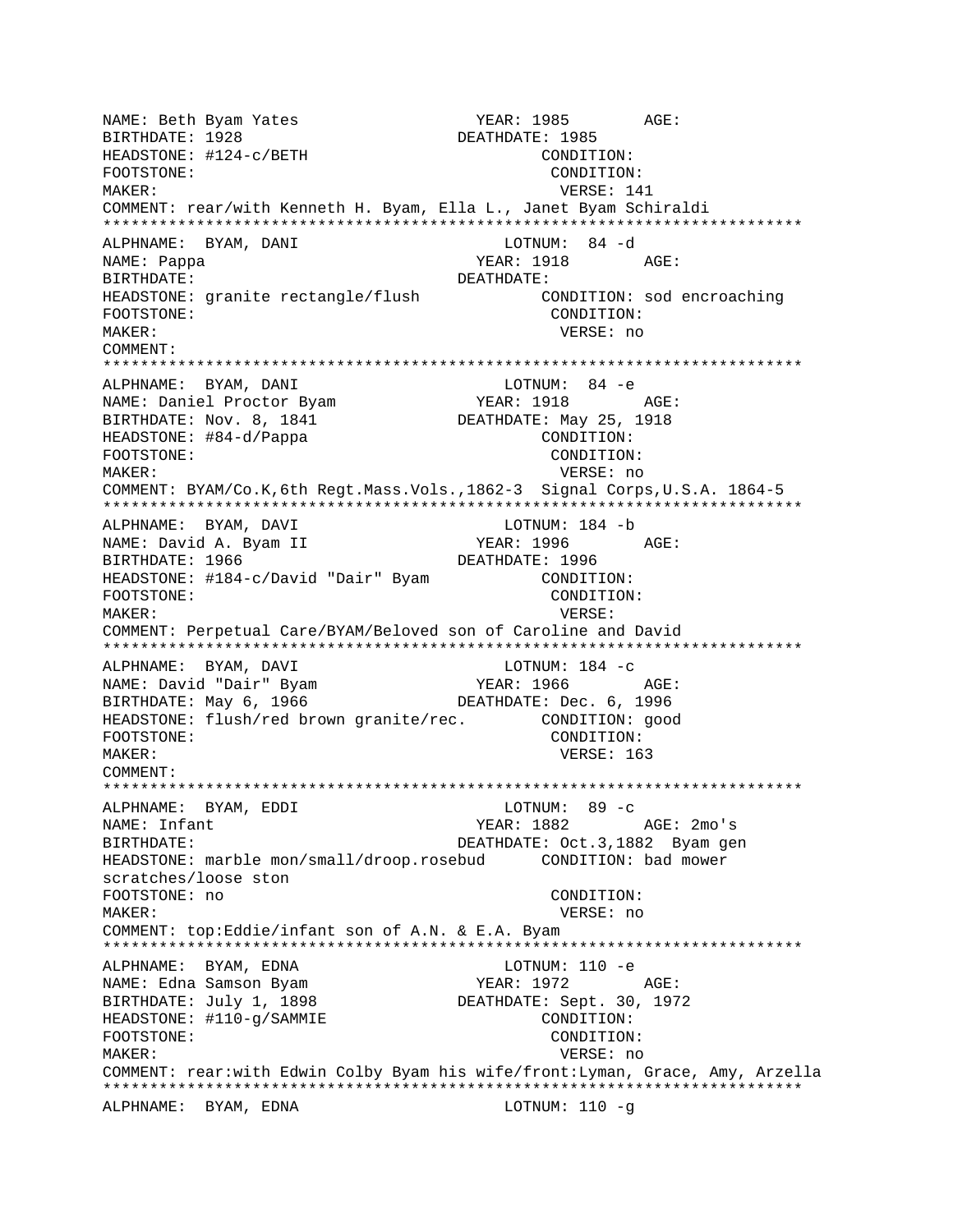```
NAME: Beth Byam Yates                    YEAR: 1985        AGE:
BIRTHDATE: 1928                        DEATHDATE: 1985
HEADSTONE: #124-c/BETH                          CONDITION:
FOOTSTONE:                                       CONDITION:
MAKER:                                            VERSE: 141
COMMENT: rear/with Kenneth H. Byam, Ella L., Janet Byam Schiraldi
*************************************************************************
ALPHNAME:  BYAM, DANI                       LOTNUM:  84 -d
NAME: Pappa                              YEAR: 1918        AGE:
BIRTHDATE:                             DEATHDATE:
HEADSTONE: granite rectangle/flush            CONDITION: sod encroaching
FOOTSTONE:                                       CONDITION:
MAKER:                                            VERSE: no
COMMENT:
*************************************************************************
ALPHNAME:  BYAM, DANI                       LOTNUM:  84 -e
NAME: Daniel Proctor Byam                YEAR: 1918        AGE:
BIRTHDATE: Nov. 8, 1841                DEATHDATE: May 25, 1918
HEADSTONE: #84-d/Pappa                          CONDITION:
FOOTSTONE:                                       CONDITION:
MAKER:                                            VERSE: no
COMMENT: BYAM/Co.K,6th Regt.Mass.Vols.,1862-3  Signal Corps,U.S.A. 1864-5
*************************************************************************
ALPHNAME:  BYAM, DAVI                       LOTNUM: 184 -b
NAME: David A. Byam II                   YEAR: 1996        AGE:
BIRTHDATE: 1966                        DEATHDATE: 1996
HEADSTONE: #184-c/David "Dair" Byam             CONDITION:
FOOTSTONE:                                       CONDITION:
MAKER:                                            VERSE:
COMMENT: Perpetual Care/BYAM/Beloved son of Caroline and David
*************************************************************************
ALPHNAME:  BYAM, DAVI                       LOTNUM: 184 -c
NAME: David "Dair" Byam                  YEAR: 1966        AGE:
BIRTHDATE: May 6, 1966                 DEATHDATE: Dec. 6, 1996
HEADSTONE: flush/red brown granite/rec.        CONDITION: good
FOOTSTONE:                                       CONDITION:
MAKER:                                            VERSE: 163
COMMENT:
*************************************************************************
ALPHNAME:  BYAM, EDDI                       LOTNUM:  89 -c
NAME: Infant                             YEAR: 1882        AGE: 2mo's
BIRTHDATE:                             DEATHDATE: Oct.3,1882  Byam gen
HEADSTONE: marble mon/small/droop.rosebud      CONDITION: bad mower
scratches/loose ston
FOOTSTONE: no                                    CONDITION:
MAKER:                                            VERSE: no
COMMENT: top:Eddie/infant son of A.N. & E.A. Byam
*************************************************************************
ALPHNAME:  BYAM, EDNA                       LOTNUM: 110 -e
NAME: Edna Samson Byam                   YEAR: 1972        AGE:
BIRTHDATE: July 1, 1898                DEATHDATE: Sept. 30, 1972
HEADSTONE: #110-g/SAMMIE                        CONDITION:
FOOTSTONE:                                       CONDITION:
MAKER:                                            VERSE: no
COMMENT: rear:with Edwin Colby Byam his wife/front:Lyman, Grace, Amy, Arzella
*************************************************************************
ALPHNAME:  BYAM, EDNA                       LOTNUM: 110 -g
```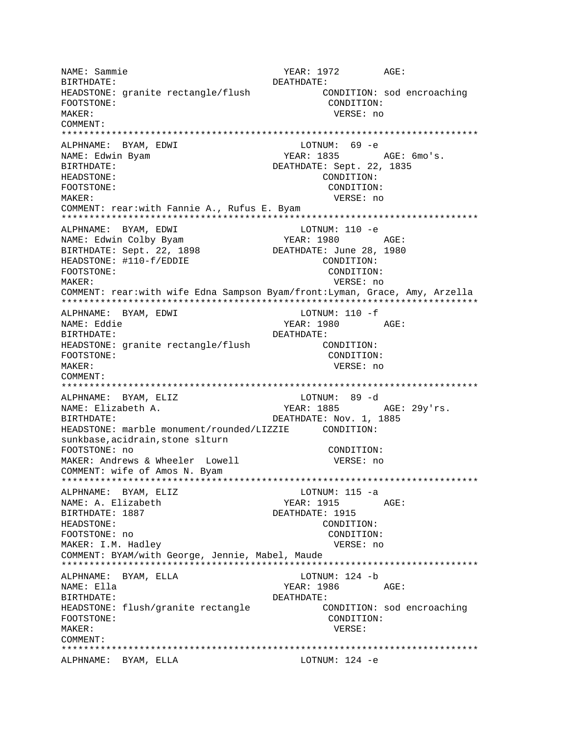NAME: Sammie YEAR: 1972 AGE:
BIRTHDATE: DEATHDATE:
HEADSTONE: granite rectangle/flush CONDITION: sod encroaching
FOOTSTONE: CONDITION:
MAKER: VERSE: no
COMMENT:
***************************************************************************
ALPHNAME: BYAM, EDWI LOTNUM: 69 -e
NAME: Edwin Byam YEAR: 1835 AGE: 6mo's.
BIRTHDATE: DEATHDATE: Sept. 22, 1835
HEADSTONE: CONDITION:
FOOTSTONE: CONDITION:
MAKER: VERSE: no
COMMENT: rear:with Fannie A., Rufus E. Byam
***************************************************************************
ALPHNAME: BYAM, EDWI LOTNUM: 110 -e
NAME: Edwin Colby Byam YEAR: 1980 AGE:
BIRTHDATE: Sept. 22, 1898 DEATHDATE: June 28, 1980
HEADSTONE: #110-f/EDDIE CONDITION:
FOOTSTONE: CONDITION:
MAKER: VERSE: no
COMMENT: rear:with wife Edna Sampson Byam/front:Lyman, Grace, Amy, Arzella
***************************************************************************
ALPHNAME: BYAM, EDWI LOTNUM: 110 -f
NAME: Eddie YEAR: 1980 AGE:
BIRTHDATE: DEATHDATE:
HEADSTONE: granite rectangle/flush CONDITION:
FOOTSTONE: CONDITION:
MAKER: VERSE: no
COMMENT:
***************************************************************************
ALPHNAME: BYAM, ELIZ LOTNUM: 89 -d
NAME: Elizabeth A. YEAR: 1885 AGE: 29y'rs.
BIRTHDATE: DEATHDATE: Nov. 1, 1885
HEADSTONE: marble monument/rounded/LIZZIE CONDITION:
sunkbase,acidrain,stone slturn
FOOTSTONE: no CONDITION:
MAKER: Andrews & Wheeler Lowell VERSE: no
COMMENT: wife of Amos N. Byam
***************************************************************************
ALPHNAME: BYAM, ELIZ LOTNUM: 115 -a
NAME: A. Elizabeth YEAR: 1915 AGE:
BIRTHDATE: 1887 DEATHDATE: 1915
HEADSTONE: CONDITION:
FOOTSTONE: no CONDITION:
MAKER: I.M. Hadley VERSE: no
COMMENT: BYAM/with George, Jennie, Mabel, Maude
***************************************************************************
ALPHNAME: BYAM, ELLA LOTNUM: 124 -b
NAME: Ella YEAR: 1986 AGE:
BIRTHDATE: DEATHDATE:
HEADSTONE: flush/granite rectangle CONDITION: sod encroaching
FOOTSTONE: CONDITION:
MAKER: VERSE:
COMMENT:
***************************************************************************
ALPHNAME: BYAM, ELLA LOTNUM: 124 -e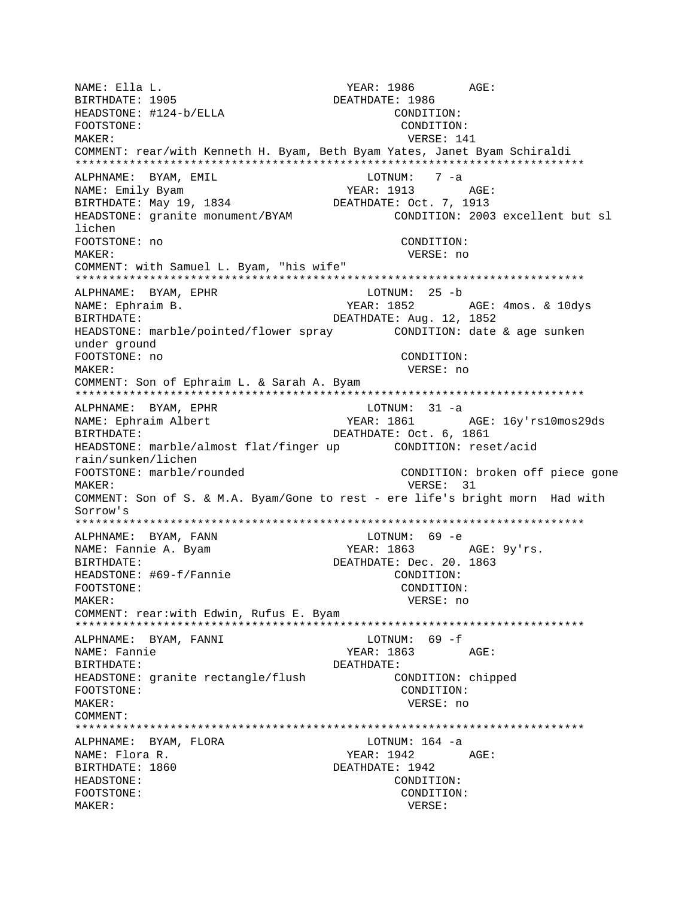NAME: Ella L.                    YEAR: 1986       AGE:
BIRTHDATE: 1905                  DEATHDATE: 1986
HEADSTONE: #124-b/ELLA                     CONDITION:
FOOTSTONE:                                 CONDITION:
MAKER:                                     VERSE: 141
COMMENT: rear/with Kenneth H. Byam, Beth Byam Yates, Janet Byam Schiraldi
***************************************************************************
ALPHNAME: BYAM, EMIL                       LOTNUM: 7 -a
NAME: Emily Byam                 YEAR: 1913       AGE:
BIRTHDATE: May 19, 1834          DEATHDATE: Oct. 7, 1913
HEADSTONE: granite monument/BYAM           CONDITION: 2003 excellent but sl lichen
FOOTSTONE: no                              CONDITION:
MAKER:                                     VERSE: no
COMMENT: with Samuel L. Byam, "his wife"
***************************************************************************
ALPHNAME: BYAM, EPHR                       LOTNUM: 25 -b
NAME: Ephraim B.                 YEAR: 1852       AGE: 4mos. & 10dys
BIRTHDATE:                       DEATHDATE: Aug. 12, 1852
HEADSTONE: marble/pointed/flower spray     CONDITION: date & age sunken under ground
FOOTSTONE: no                              CONDITION:
MAKER:                                     VERSE: no
COMMENT: Son of Ephraim L. & Sarah A. Byam
***************************************************************************
ALPHNAME: BYAM, EPHR                       LOTNUM: 31 -a
NAME: Ephraim Albert             YEAR: 1861       AGE: 16y'rs10mos29ds
BIRTHDATE:                       DEATHDATE: Oct. 6, 1861
HEADSTONE: marble/almost flat/finger up    CONDITION: reset/acid rain/sunken/lichen
FOOTSTONE: marble/rounded                  CONDITION: broken off piece gone
MAKER:                                     VERSE: 31
COMMENT: Son of S. & M.A. Byam/Gone to rest - ere life's bright morn Had with Sorrow's
***************************************************************************
ALPHNAME: BYAM, FANN                       LOTNUM: 69 -e
NAME: Fannie A. Byam             YEAR: 1863       AGE: 9y'rs.
BIRTHDATE:                       DEATHDATE: Dec. 20. 1863
HEADSTONE: #69-f/Fannie                    CONDITION:
FOOTSTONE:                                 CONDITION:
MAKER:                                     VERSE: no
COMMENT: rear:with Edwin, Rufus E. Byam
***************************************************************************
ALPHNAME: BYAM, FANNI                      LOTNUM: 69 -f
NAME: Fannie                     YEAR: 1863       AGE:
BIRTHDATE:                       DEATHDATE:
HEADSTONE: granite rectangle/flush         CONDITION: chipped
FOOTSTONE:                                 CONDITION:
MAKER:                                     VERSE: no
COMMENT:
***************************************************************************
ALPHNAME: BYAM, FLORA                      LOTNUM: 164 -a
NAME: Flora R.                   YEAR: 1942       AGE:
BIRTHDATE: 1860                  DEATHDATE: 1942
HEADSTONE:                                 CONDITION:
FOOTSTONE:                                 CONDITION:
MAKER:                                     VERSE: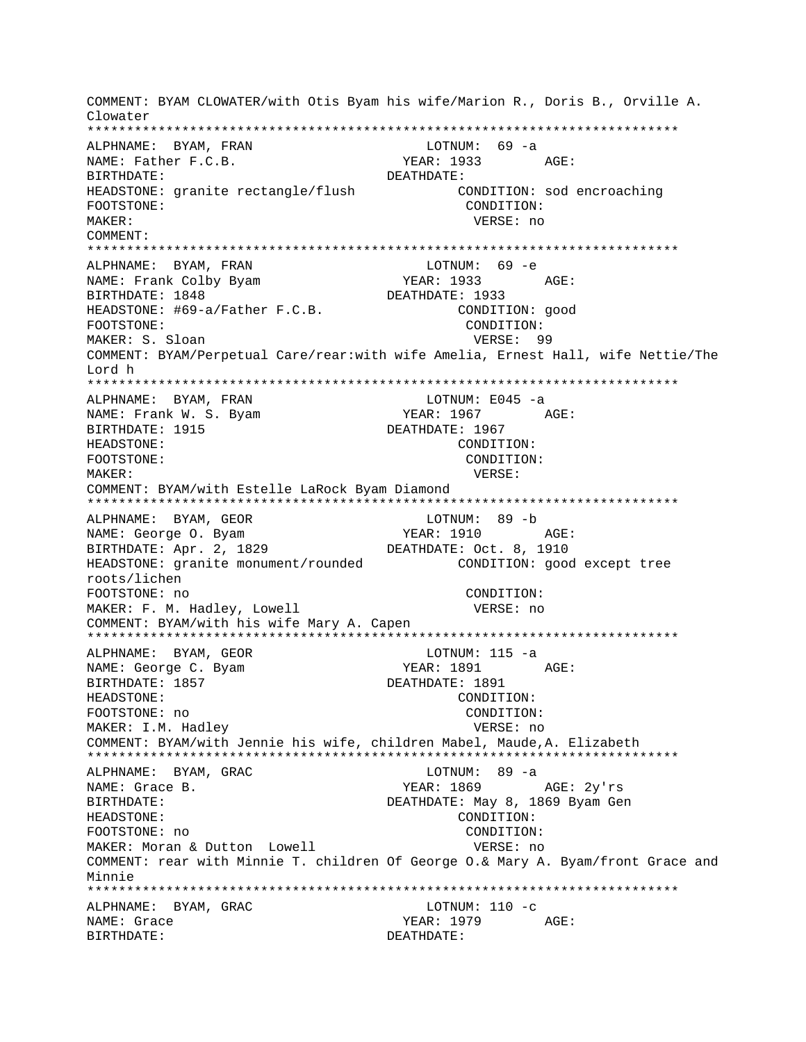COMMENT: BYAM CLOWATER/with Otis Byam his wife/Marion R., Doris B., Orville A. Clowater

***************************************************************************

ALPHNAME: BYAM, FRAN LOTNUM: 69 -a
NAME: Father F.C.B. YEAR: 1933 AGE:
BIRTHDATE: DEATHDATE:
HEADSTONE: granite rectangle/flush CONDITION: sod encroaching
FOOTSTONE: CONDITION:
MAKER: VERSE: no
COMMENT:

***************************************************************************

ALPHNAME: BYAM, FRAN LOTNUM: 69 -e
NAME: Frank Colby Byam YEAR: 1933 AGE:
BIRTHDATE: 1848 DEATHDATE: 1933
HEADSTONE: #69-a/Father F.C.B. CONDITION: good
FOOTSTONE: CONDITION:
MAKER: S. Sloan VERSE: 99
COMMENT: BYAM/Perpetual Care/rear:with wife Amelia, Ernest Hall, wife Nettie/The Lord h

***************************************************************************

ALPHNAME: BYAM, FRAN LOTNUM: E045 -a
NAME: Frank W. S. Byam YEAR: 1967 AGE:
BIRTHDATE: 1915 DEATHDATE: 1967
HEADSTONE: CONDITION:
FOOTSTONE: CONDITION:
MAKER: VERSE:
COMMENT: BYAM/with Estelle LaRock Byam Diamond

***************************************************************************

ALPHNAME: BYAM, GEOR LOTNUM: 89 -b
NAME: George O. Byam YEAR: 1910 AGE:
BIRTHDATE: Apr. 2, 1829 DEATHDATE: Oct. 8, 1910
HEADSTONE: granite monument/rounded CONDITION: good except tree roots/lichen
FOOTSTONE: no CONDITION:
MAKER: F. M. Hadley, Lowell VERSE: no
COMMENT: BYAM/with his wife Mary A. Capen

***************************************************************************

ALPHNAME: BYAM, GEOR LOTNUM: 115 -a
NAME: George C. Byam YEAR: 1891 AGE:
BIRTHDATE: 1857 DEATHDATE: 1891
HEADSTONE: CONDITION:
FOOTSTONE: no CONDITION:
MAKER: I.M. Hadley VERSE: no
COMMENT: BYAM/with Jennie his wife, children Mabel, Maude,A. Elizabeth

***************************************************************************

ALPHNAME: BYAM, GRAC LOTNUM: 89 -a
NAME: Grace B. YEAR: 1869 AGE: 2y'rs
BIRTHDATE: DEATHDATE: May 8, 1869 Byam Gen
HEADSTONE: CONDITION:
FOOTSTONE: no CONDITION:
MAKER: Moran & Dutton Lowell VERSE: no
COMMENT: rear with Minnie T. children Of George O.& Mary A. Byam/front Grace and Minnie

***************************************************************************

ALPHNAME: BYAM, GRAC LOTNUM: 110 -c
NAME: Grace YEAR: 1979 AGE:
BIRTHDATE: DEATHDATE: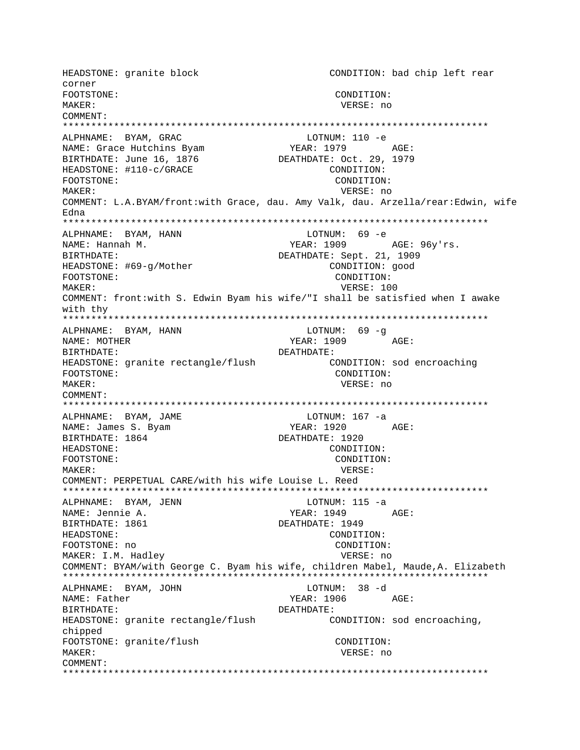HEADSTONE: granite block CONDITION: bad chip left rear corner
FOOTSTONE: CONDITION:
MAKER: VERSE: no
COMMENT:

***************************************************************************

ALPHNAME: BYAM, GRAC LOTNUM: 110 -e
NAME: Grace Hutchins Byam YEAR: 1979 AGE:
BIRTHDATE: June 16, 1876 DEATHDATE: Oct. 29, 1979
HEADSTONE: #110-c/GRACE CONDITION:
FOOTSTONE: CONDITION:
MAKER: VERSE: no
COMMENT: L.A.BYAM/front:with Grace, dau. Amy Valk, dau. Arzella/rear:Edwin, wife Edna

***************************************************************************

ALPHNAME: BYAM, HANN LOTNUM: 69 -e
NAME: Hannah M. YEAR: 1909 AGE: 96y'rs.
BIRTHDATE: DEATHDATE: Sept. 21, 1909
HEADSTONE: #69-g/Mother CONDITION: good
FOOTSTONE: CONDITION:
MAKER: VERSE: 100
COMMENT: front:with S. Edwin Byam his wife/"I shall be satisfied when I awake with thy

***************************************************************************

ALPHNAME: BYAM, HANN LOTNUM: 69 -g
NAME: MOTHER YEAR: 1909 AGE:
BIRTHDATE: DEATHDATE:
HEADSTONE: granite rectangle/flush CONDITION: sod encroaching
FOOTSTONE: CONDITION:
MAKER: VERSE: no
COMMENT:

***************************************************************************

ALPHNAME: BYAM, JAME LOTNUM: 167 -a
NAME: James S. Byam YEAR: 1920 AGE:
BIRTHDATE: 1864 DEATHDATE: 1920
HEADSTONE: CONDITION:
FOOTSTONE: CONDITION:
MAKER: VERSE:
COMMENT: PERPETUAL CARE/with his wife Louise L. Reed

***************************************************************************

ALPHNAME: BYAM, JENN LOTNUM: 115 -a
NAME: Jennie A. YEAR: 1949 AGE:
BIRTHDATE: 1861 DEATHDATE: 1949
HEADSTONE: CONDITION:
FOOTSTONE: no CONDITION:
MAKER: I.M. Hadley VERSE: no
COMMENT: BYAM/with George C. Byam his wife, children Mabel, Maude,A. Elizabeth

***************************************************************************

ALPHNAME: BYAM, JOHN LOTNUM: 38 -d
NAME: Father YEAR: 1906 AGE:
BIRTHDATE: DEATHDATE:
HEADSTONE: granite rectangle/flush CONDITION: sod encroaching, chipped
FOOTSTONE: granite/flush CONDITION:
MAKER: VERSE: no
COMMENT:

***************************************************************************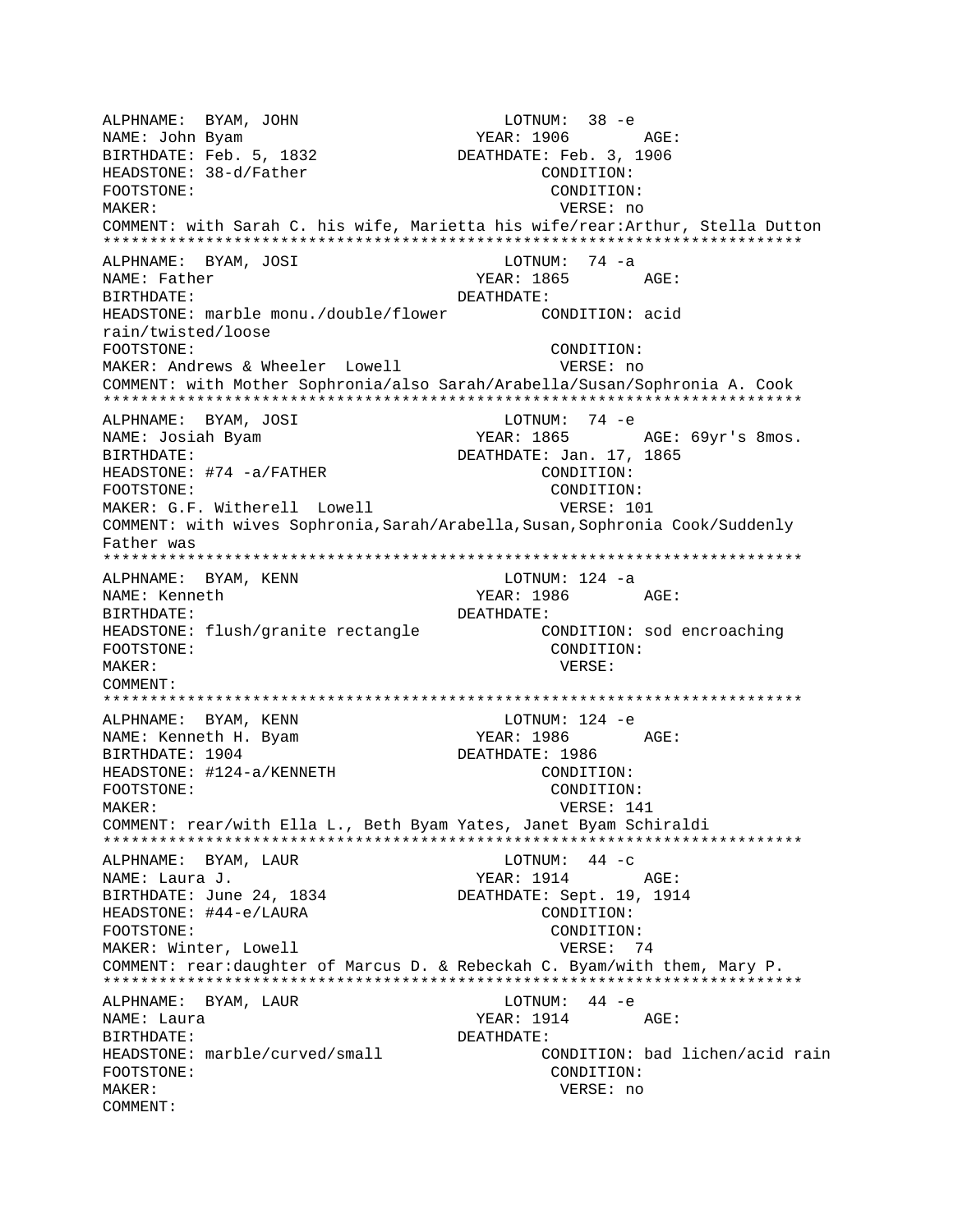```
ALPHNAME:  BYAM, JOHN                          LOTNUM:  38 -e
NAME: John Byam                            YEAR: 1906        AGE:
BIRTHDATE: Feb. 5, 1832                DEATHDATE: Feb. 3, 1906
HEADSTONE: 38-d/Father                             CONDITION:
FOOTSTONE:                                          CONDITION:
MAKER:                                               VERSE: no
COMMENT: with Sarah C. his wife, Marietta his wife/rear:Arthur, Stella Dutton
****************************************************************************
ALPHNAME:  BYAM, JOSI                          LOTNUM:  74 -a
NAME: Father                               YEAR: 1865        AGE:
BIRTHDATE:                             DEATHDATE:
HEADSTONE: marble monu./double/flower          CONDITION: acid
rain/twisted/loose
FOOTSTONE:                                          CONDITION:
MAKER: Andrews & Wheeler  Lowell                    VERSE: no
COMMENT: with Mother Sophronia/also Sarah/Arabella/Susan/Sophronia A. Cook
****************************************************************************
ALPHNAME:  BYAM, JOSI                          LOTNUM:  74 -e
NAME: Josiah Byam                          YEAR: 1865        AGE: 69yr's 8mos.
BIRTHDATE:                             DEATHDATE: Jan. 17, 1865
HEADSTONE: #74 -a/FATHER                           CONDITION:
FOOTSTONE:                                          CONDITION:
MAKER: G.F. Witherell  Lowell                       VERSE: 101
COMMENT: with wives Sophronia,Sarah/Arabella,Susan,Sophronia Cook/Suddenly
Father was
****************************************************************************
ALPHNAME:  BYAM, KENN                          LOTNUM: 124 -a
NAME: Kenneth                              YEAR: 1986        AGE:
BIRTHDATE:                             DEATHDATE:
HEADSTONE: flush/granite rectangle             CONDITION: sod encroaching
FOOTSTONE:                                          CONDITION:
MAKER:                                               VERSE:
COMMENT:
****************************************************************************
ALPHNAME:  BYAM, KENN                          LOTNUM: 124 -e
NAME: Kenneth H. Byam                      YEAR: 1986        AGE:
BIRTHDATE: 1904                        DEATHDATE: 1986
HEADSTONE: #124-a/KENNETH                          CONDITION:
FOOTSTONE:                                          CONDITION:
MAKER:                                               VERSE: 141
COMMENT: rear/with Ella L., Beth Byam Yates, Janet Byam Schiraldi
****************************************************************************
ALPHNAME:  BYAM, LAUR                          LOTNUM:  44 -c
NAME: Laura J.                             YEAR: 1914        AGE:
BIRTHDATE: June 24, 1834               DEATHDATE: Sept. 19, 1914
HEADSTONE: #44-e/LAURA                             CONDITION:
FOOTSTONE:                                          CONDITION:
MAKER: Winter, Lowell                               VERSE:  74
COMMENT: rear:daughter of Marcus D. & Rebeckah C. Byam/with them, Mary P.
****************************************************************************
ALPHNAME:  BYAM, LAUR                          LOTNUM:  44 -e
NAME: Laura                                YEAR: 1914        AGE:
BIRTHDATE:                             DEATHDATE:
HEADSTONE: marble/curved/small                 CONDITION: bad lichen/acid rain
FOOTSTONE:                                          CONDITION:
MAKER:                                               VERSE: no
COMMENT:
```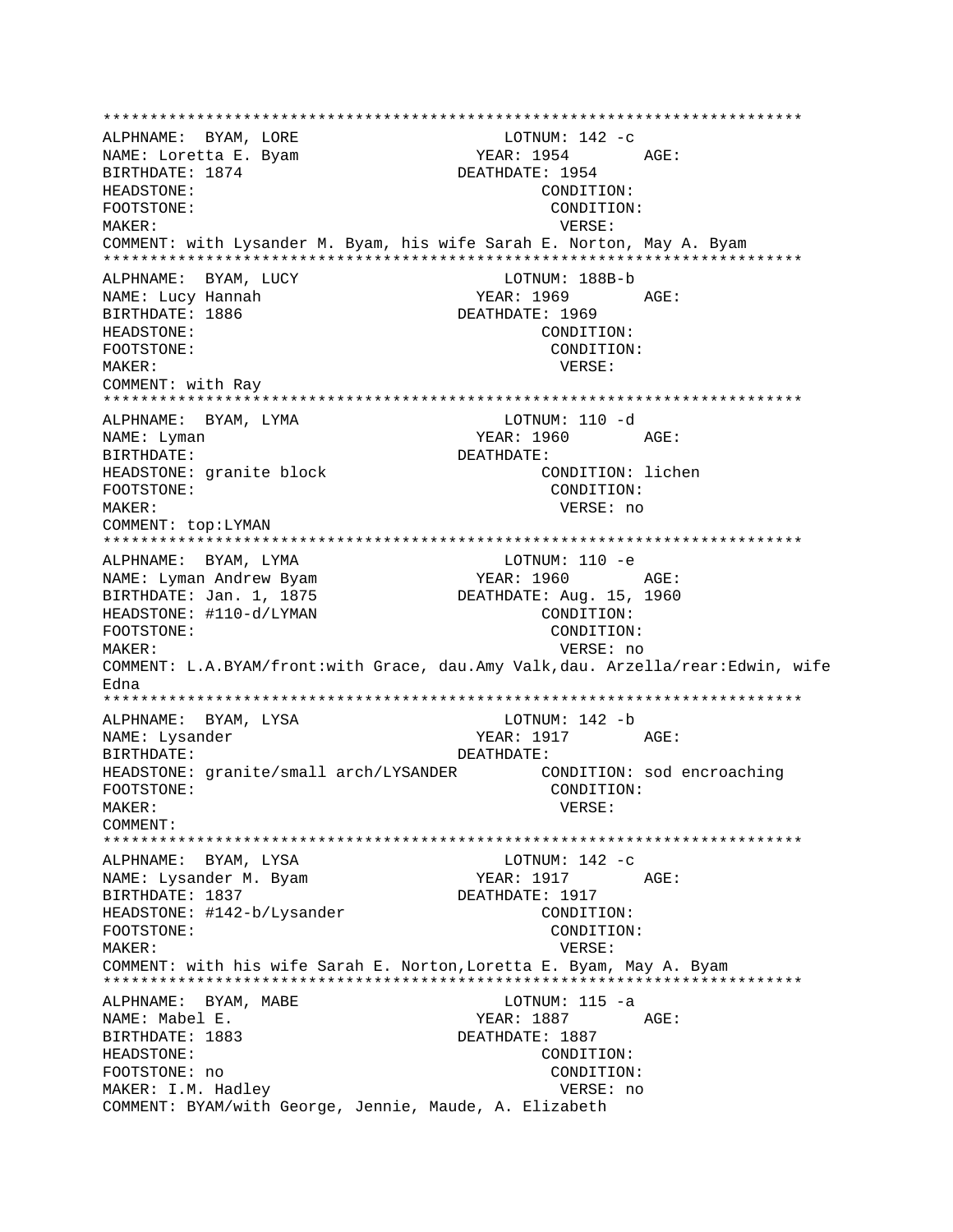```
***************************************************************************
ALPHNAME:  BYAM, LORE                         LOTNUM: 142 -c
NAME: Loretta E. Byam                        YEAR: 1954        AGE:
BIRTHDATE: 1874                           DEATHDATE: 1954
HEADSTONE:                                          CONDITION:
FOOTSTONE:                                          CONDITION:
MAKER:                                               VERSE:
COMMENT: with Lysander M. Byam, his wife Sarah E. Norton, May A. Byam
***************************************************************************
ALPHNAME:  BYAM, LUCY                         LOTNUM: 188B-b
NAME: Lucy Hannah                            YEAR: 1969        AGE:
BIRTHDATE: 1886                           DEATHDATE: 1969
HEADSTONE:                                          CONDITION:
FOOTSTONE:                                          CONDITION:
MAKER:                                               VERSE:
COMMENT: with Ray
***************************************************************************
ALPHNAME:  BYAM, LYMA                         LOTNUM: 110 -d
NAME: Lyman                                  YEAR: 1960        AGE:
BIRTHDATE:                                DEATHDATE:
HEADSTONE: granite block                            CONDITION: lichen
FOOTSTONE:                                          CONDITION:
MAKER:                                               VERSE: no
COMMENT: top:LYMAN
***************************************************************************
ALPHNAME:  BYAM, LYMA                         LOTNUM: 110 -e
NAME: Lyman Andrew Byam                      YEAR: 1960        AGE:
BIRTHDATE: Jan. 1, 1875                   DEATHDATE: Aug. 15, 1960
HEADSTONE: #110-d/LYMAN                             CONDITION:
FOOTSTONE:                                          CONDITION:
MAKER:                                               VERSE: no
COMMENT: L.A.BYAM/front:with Grace, dau.Amy Valk,dau. Arzella/rear:Edwin, wife
Edna
***************************************************************************
ALPHNAME:  BYAM, LYSA                         LOTNUM: 142 -b
NAME: Lysander                               YEAR: 1917        AGE:
BIRTHDATE:                                DEATHDATE:
HEADSTONE: granite/small arch/LYSANDER              CONDITION: sod encroaching
FOOTSTONE:                                          CONDITION:
MAKER:                                               VERSE:
COMMENT:
***************************************************************************
ALPHNAME:  BYAM, LYSA                         LOTNUM: 142 -c
NAME: Lysander M. Byam                       YEAR: 1917        AGE:
BIRTHDATE: 1837                           DEATHDATE: 1917
HEADSTONE: #142-b/Lysander                          CONDITION:
FOOTSTONE:                                          CONDITION:
MAKER:                                               VERSE:
COMMENT: with his wife Sarah E. Norton,Loretta E. Byam, May A. Byam
***************************************************************************
ALPHNAME:  BYAM, MABE                         LOTNUM: 115 -a
NAME: Mabel E.                               YEAR: 1887        AGE:
BIRTHDATE: 1883                           DEATHDATE: 1887
HEADSTONE:                                          CONDITION:
FOOTSTONE: no                                       CONDITION:
MAKER: I.M. Hadley                                   VERSE: no
COMMENT: BYAM/with George, Jennie, Maude, A. Elizabeth
```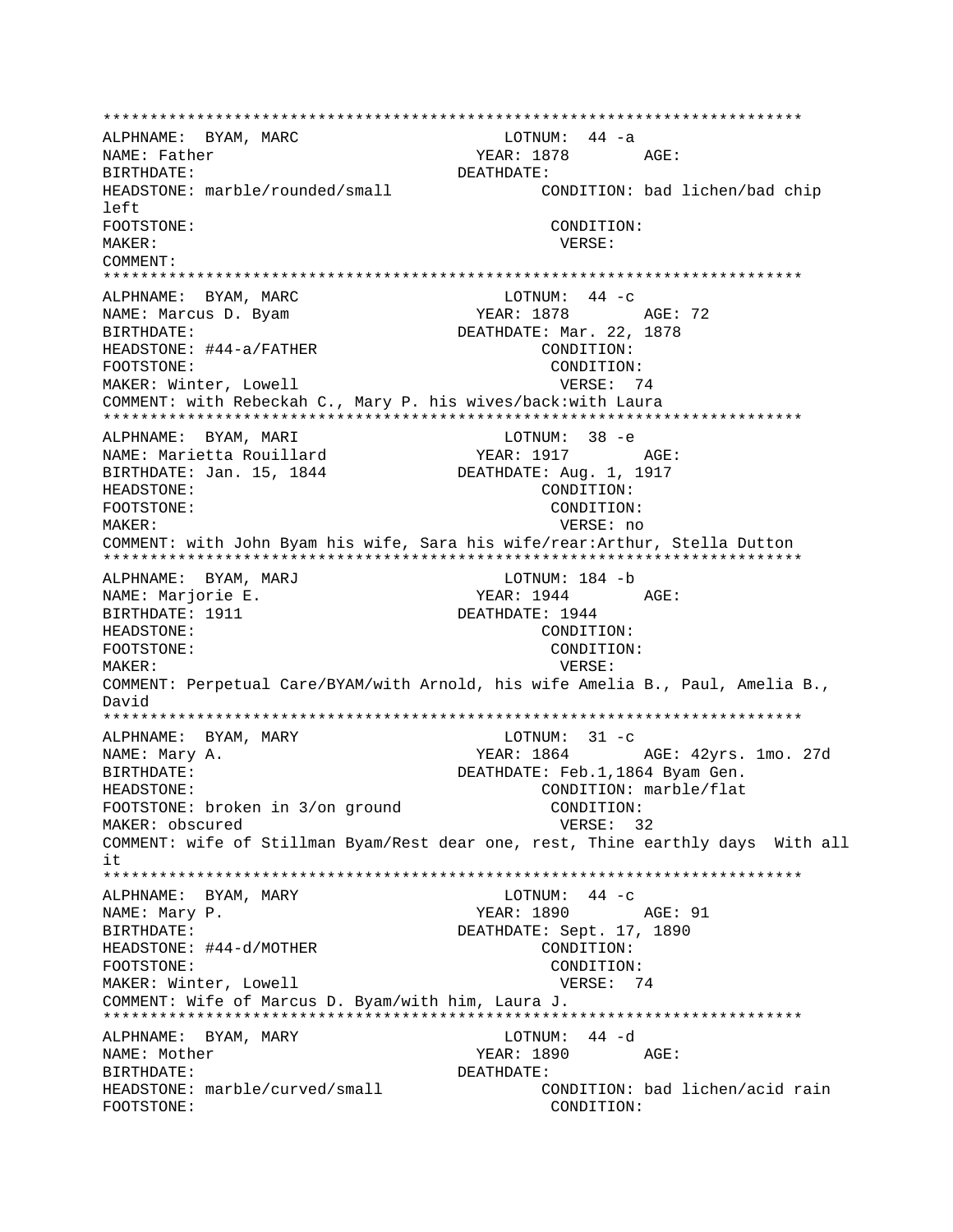```
***************************************************************************
ALPHNAME:  BYAM, MARC                          LOTNUM:  44 -a
NAME: Father                                  YEAR: 1878        AGE:
BIRTHDATE:                                   DEATHDATE:
HEADSTONE: marble/rounded/small                       CONDITION: bad lichen/bad chip
left
FOOTSTONE:                                             CONDITION:
MAKER:                                                  VERSE:
COMMENT:
***************************************************************************
ALPHNAME:  BYAM, MARC                          LOTNUM:  44 -c
NAME: Marcus D. Byam                          YEAR: 1878        AGE: 72
BIRTHDATE:                                   DEATHDATE: Mar. 22, 1878
HEADSTONE: #44-a/FATHER                               CONDITION:
FOOTSTONE:                                             CONDITION:
MAKER: Winter, Lowell                                   VERSE:  74
COMMENT: with Rebeckah C., Mary P. his wives/back:with Laura
***************************************************************************
ALPHNAME:  BYAM, MARI                          LOTNUM:  38 -e
NAME: Marietta Rouillard                      YEAR: 1917        AGE:
BIRTHDATE: Jan. 15, 1844                     DEATHDATE: Aug. 1, 1917
HEADSTONE:                                             CONDITION:
FOOTSTONE:                                             CONDITION:
MAKER:                                                  VERSE: no
COMMENT: with John Byam his wife, Sara his wife/rear:Arthur, Stella Dutton
***************************************************************************
ALPHNAME:  BYAM, MARJ                          LOTNUM: 184 -b
NAME: Marjorie E.                             YEAR: 1944        AGE:
BIRTHDATE: 1911                              DEATHDATE: 1944
HEADSTONE:                                             CONDITION:
FOOTSTONE:                                             CONDITION:
MAKER:                                                  VERSE:
COMMENT: Perpetual Care/BYAM/with Arnold, his wife Amelia B., Paul, Amelia B.,
David
***************************************************************************
ALPHNAME:  BYAM, MARY                          LOTNUM:  31 -c
NAME: Mary A.                                 YEAR: 1864        AGE: 42yrs. 1mo. 27d
BIRTHDATE:                                   DEATHDATE: Feb.1,1864 Byam Gen.
HEADSTONE:                                             CONDITION: marble/flat
FOOTSTONE: broken in 3/on ground                      CONDITION:
MAKER: obscured                                         VERSE:  32
COMMENT: wife of Stillman Byam/Rest dear one, rest, Thine earthly days  With all
it
***************************************************************************
ALPHNAME:  BYAM, MARY                          LOTNUM:  44 -c
NAME: Mary P.                                 YEAR: 1890        AGE: 91
BIRTHDATE:                                   DEATHDATE: Sept. 17, 1890
HEADSTONE: #44-d/MOTHER                               CONDITION:
FOOTSTONE:                                             CONDITION:
MAKER: Winter, Lowell                                   VERSE:  74
COMMENT: Wife of Marcus D. Byam/with him, Laura J.
***************************************************************************
ALPHNAME:  BYAM, MARY                          LOTNUM:  44 -d
NAME: Mother                                  YEAR: 1890        AGE:
BIRTHDATE:                                   DEATHDATE:
HEADSTONE: marble/curved/small                        CONDITION: bad lichen/acid rain
FOOTSTONE:                                             CONDITION:
```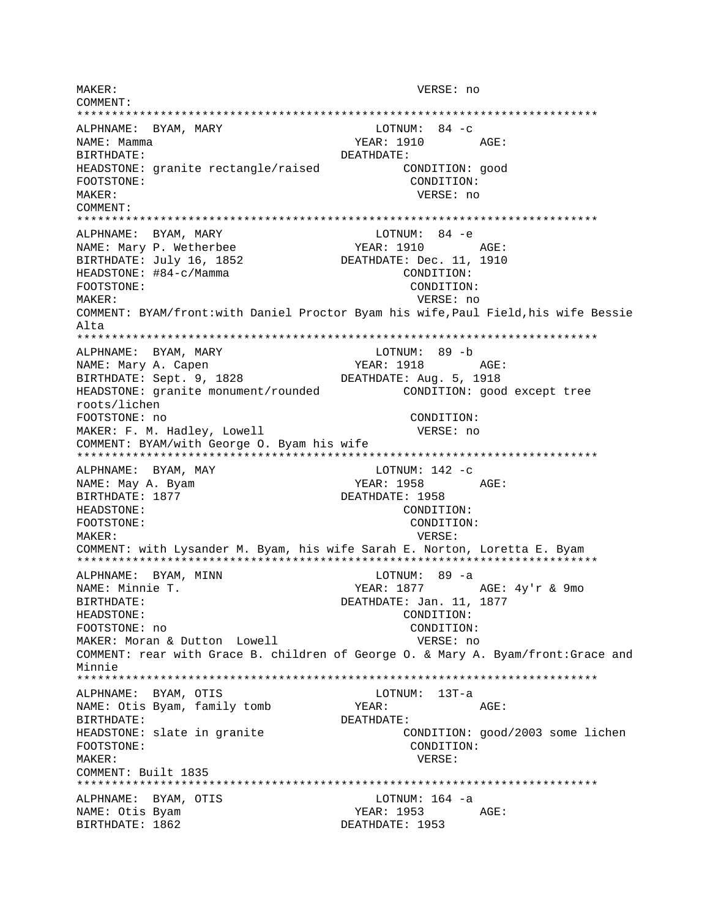MAKER: VERSE: no
COMMENT:
***************************************************************************
ALPHNAME: BYAM, MARY LOTNUM: 84 -c
NAME: Mamma YEAR: 1910 AGE:
BIRTHDATE: DEATHDATE:
HEADSTONE: granite rectangle/raised CONDITION: good
FOOTSTONE: CONDITION:
MAKER: VERSE: no
COMMENT:
***************************************************************************
ALPHNAME: BYAM, MARY LOTNUM: 84 -e
NAME: Mary P. Wetherbee YEAR: 1910 AGE:
BIRTHDATE: July 16, 1852 DEATHDATE: Dec. 11, 1910
HEADSTONE: #84-c/Mamma CONDITION:
FOOTSTONE: CONDITION:
MAKER: VERSE: no
COMMENT: BYAM/front:with Daniel Proctor Byam his wife,Paul Field,his wife Bessie Alta
***************************************************************************
ALPHNAME: BYAM, MARY LOTNUM: 89 -b
NAME: Mary A. Capen YEAR: 1918 AGE:
BIRTHDATE: Sept. 9, 1828 DEATHDATE: Aug. 5, 1918
HEADSTONE: granite monument/rounded CONDITION: good except tree roots/lichen
FOOTSTONE: no CONDITION:
MAKER: F. M. Hadley, Lowell VERSE: no
COMMENT: BYAM/with George O. Byam his wife
***************************************************************************
ALPHNAME: BYAM, MAY LOTNUM: 142 -c
NAME: May A. Byam YEAR: 1958 AGE:
BIRTHDATE: 1877 DEATHDATE: 1958
HEADSTONE: CONDITION:
FOOTSTONE: CONDITION:
MAKER: VERSE:
COMMENT: with Lysander M. Byam, his wife Sarah E. Norton, Loretta E. Byam
***************************************************************************
ALPHNAME: BYAM, MINN LOTNUM: 89 -a
NAME: Minnie T. YEAR: 1877 AGE: 4y'r & 9mo
BIRTHDATE: DEATHDATE: Jan. 11, 1877
HEADSTONE: CONDITION:
FOOTSTONE: no CONDITION:
MAKER: Moran & Dutton Lowell VERSE: no
COMMENT: rear with Grace B. children of George O. & Mary A. Byam/front:Grace and Minnie
***************************************************************************
ALPHNAME: BYAM, OTIS LOTNUM: 13T-a
NAME: Otis Byam, family tomb YEAR: AGE:
BIRTHDATE: DEATHDATE:
HEADSTONE: slate in granite CONDITION: good/2003 some lichen
FOOTSTONE: CONDITION:
MAKER: VERSE:
COMMENT: Built 1835
***************************************************************************
ALPHNAME: BYAM, OTIS LOTNUM: 164 -a
NAME: Otis Byam YEAR: 1953 AGE:
BIRTHDATE: 1862 DEATHDATE: 1953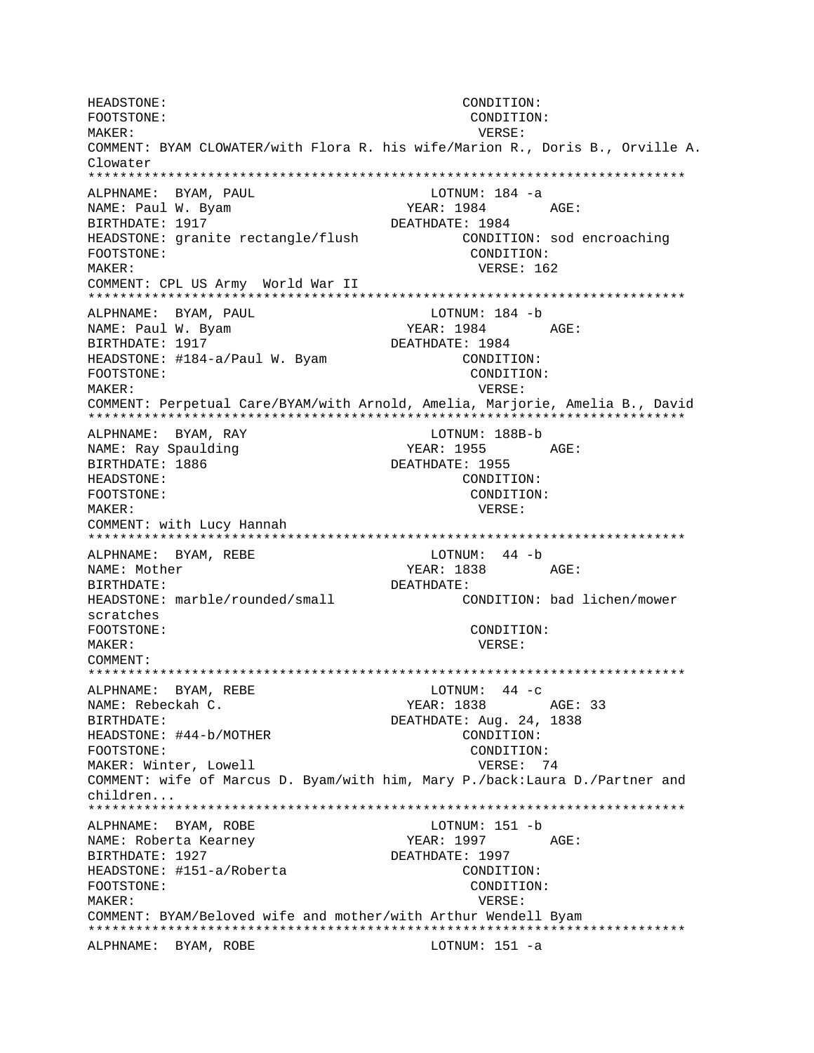HEADSTONE: CONDITION:
FOOTSTONE: CONDITION:
MAKER: VERSE:
COMMENT: BYAM CLOWATER/with Flora R. his wife/Marion R., Doris B., Orville A. Clowater

***************************************************************************

ALPHNAME: BYAM, PAUL LOTNUM: 184 -a
NAME: Paul W. Byam YEAR: 1984 AGE:
BIRTHDATE: 1917 DEATHDATE: 1984
HEADSTONE: granite rectangle/flush CONDITION: sod encroaching
FOOTSTONE: CONDITION:
MAKER: VERSE: 162
COMMENT: CPL US Army World War II

***************************************************************************

ALPHNAME: BYAM, PAUL LOTNUM: 184 -b
NAME: Paul W. Byam YEAR: 1984 AGE:
BIRTHDATE: 1917 DEATHDATE: 1984
HEADSTONE: #184-a/Paul W. Byam CONDITION:
FOOTSTONE: CONDITION:
MAKER: VERSE:
COMMENT: Perpetual Care/BYAM/with Arnold, Amelia, Marjorie, Amelia B., David

***************************************************************************

ALPHNAME: BYAM, RAY LOTNUM: 188B-b
NAME: Ray Spaulding YEAR: 1955 AGE:
BIRTHDATE: 1886 DEATHDATE: 1955
HEADSTONE: CONDITION:
FOOTSTONE: CONDITION:
MAKER: VERSE:
COMMENT: with Lucy Hannah

***************************************************************************

ALPHNAME: BYAM, REBE LOTNUM: 44 -b
NAME: Mother YEAR: 1838 AGE:
BIRTHDATE: DEATHDATE:
HEADSTONE: marble/rounded/small CONDITION: bad lichen/mower scratches
FOOTSTONE: CONDITION:
MAKER: VERSE:
COMMENT:

***************************************************************************

ALPHNAME: BYAM, REBE LOTNUM: 44 -c
NAME: Rebeckah C. YEAR: 1838 AGE: 33
BIRTHDATE: DEATHDATE: Aug. 24, 1838
HEADSTONE: #44-b/MOTHER CONDITION:
FOOTSTONE: CONDITION:
MAKER: Winter, Lowell VERSE: 74
COMMENT: wife of Marcus D. Byam/with him, Mary P./back:Laura D./Partner and children...

***************************************************************************

ALPHNAME: BYAM, ROBE LOTNUM: 151 -b
NAME: Roberta Kearney YEAR: 1997 AGE:
BIRTHDATE: 1927 DEATHDATE: 1997
HEADSTONE: #151-a/Roberta CONDITION:
FOOTSTONE: CONDITION:
MAKER: VERSE:
COMMENT: BYAM/Beloved wife and mother/with Arthur Wendell Byam

***************************************************************************

ALPHNAME: BYAM, ROBE LOTNUM: 151 -a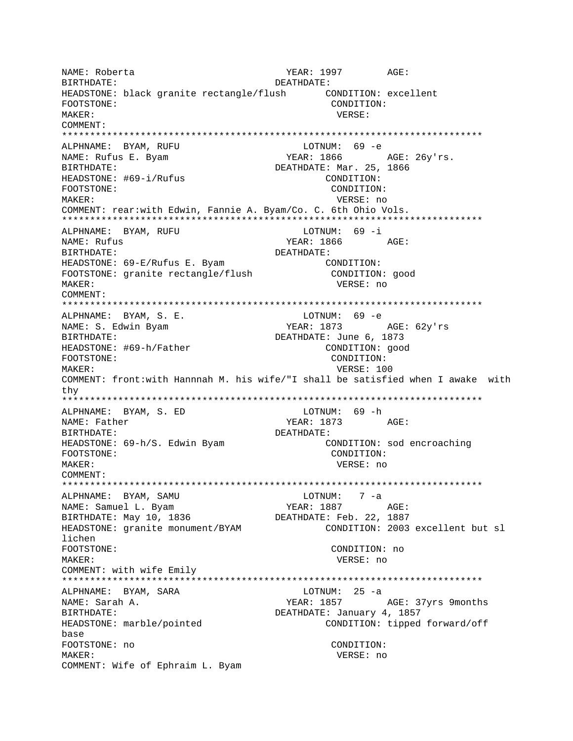```
NAME: Roberta                          YEAR: 1997        AGE:
BIRTHDATE:                          DEATHDATE:
HEADSTONE: black granite rectangle/flush       CONDITION: excellent
FOOTSTONE:                                    CONDITION:
MAKER:                                         VERSE:
COMMENT:
***************************************************************************
ALPHNAME:  BYAM, RUFU                       LOTNUM:  69 -e
NAME: Rufus E. Byam                     YEAR: 1866        AGE: 26y'rs.
BIRTHDATE:                          DEATHDATE: Mar. 25, 1866
HEADSTONE: #69-i/Rufus                           CONDITION:
FOOTSTONE:                                    CONDITION:
MAKER:                                         VERSE: no
COMMENT: rear:with Edwin, Fannie A. Byam/Co. C. 6th Ohio Vols.
***************************************************************************
ALPHNAME:  BYAM, RUFU                       LOTNUM:  69 -i
NAME: Rufus                             YEAR: 1866        AGE:
BIRTHDATE:                          DEATHDATE:
HEADSTONE: 69-E/Rufus E. Byam                 CONDITION:
FOOTSTONE: granite rectangle/flush             CONDITION: good
MAKER:                                         VERSE: no
COMMENT:
***************************************************************************
ALPHNAME:  BYAM, S. E.                      LOTNUM:  69 -e
NAME: S. Edwin Byam                     YEAR: 1873        AGE: 62y'rs
BIRTHDATE:                          DEATHDATE: June 6, 1873
HEADSTONE: #69-h/Father                          CONDITION: good
FOOTSTONE:                                    CONDITION:
MAKER:                                         VERSE: 100
COMMENT: front:with Hannnah M. his wife/"I shall be satisfied when I awake  with
thy
***************************************************************************
ALPHNAME:  BYAM, S. ED                      LOTNUM:  69 -h
NAME: Father                            YEAR: 1873        AGE:
BIRTHDATE:                          DEATHDATE:
HEADSTONE: 69-h/S. Edwin Byam                 CONDITION: sod encroaching
FOOTSTONE:                                    CONDITION:
MAKER:                                         VERSE: no
COMMENT:
***************************************************************************
ALPHNAME:  BYAM, SAMU                       LOTNUM:   7 -a
NAME: Samuel L. Byam                    YEAR: 1887        AGE:
BIRTHDATE: May 10, 1836             DEATHDATE: Feb. 22, 1887
HEADSTONE: granite monument/BYAM             CONDITION: 2003 excellent but sl
lichen
FOOTSTONE:                                    CONDITION: no
MAKER:                                         VERSE: no
COMMENT: with wife Emily
***************************************************************************
ALPHNAME:  BYAM, SARA                       LOTNUM:  25 -a
NAME: Sarah A.                          YEAR: 1857        AGE: 37yrs 9months
BIRTHDATE:                          DEATHDATE: January 4, 1857
HEADSTONE: marble/pointed                        CONDITION: tipped forward/off
base
FOOTSTONE: no                                  CONDITION:
MAKER:                                         VERSE: no
COMMENT: Wife of Ephraim L. Byam
```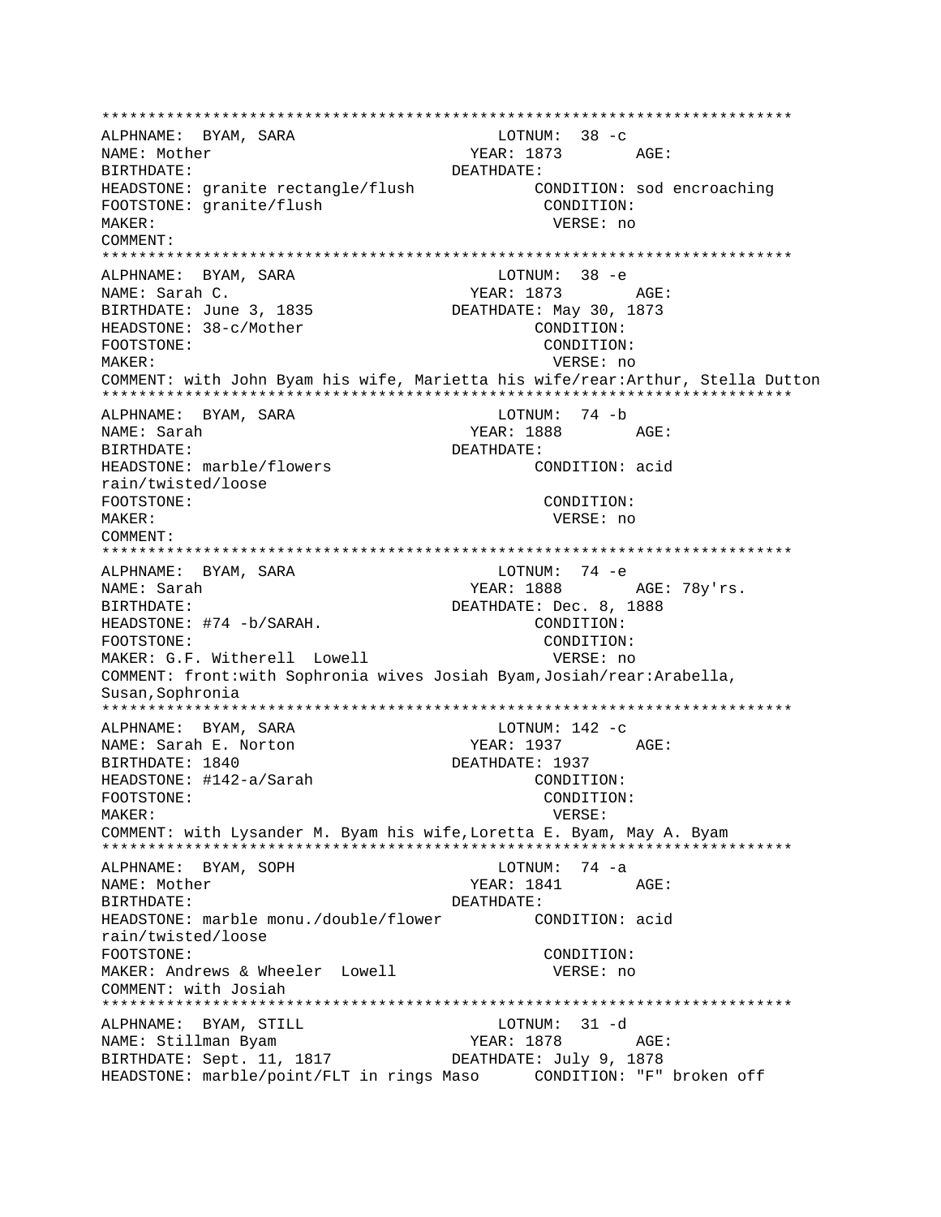```
****************************************************************************
ALPHNAME:  BYAM, SARA                          LOTNUM:  38 -c
NAME: Mother                                  YEAR: 1873        AGE:
BIRTHDATE:                                 DEATHDATE:
HEADSTONE: granite rectangle/flush              CONDITION: sod encroaching
FOOTSTONE: granite/flush                          CONDITION:
MAKER:                                             VERSE: no
COMMENT:
****************************************************************************
ALPHNAME:  BYAM, SARA                          LOTNUM:  38 -e
NAME: Sarah C.                                YEAR: 1873        AGE:
BIRTHDATE: June 3, 1835                    DEATHDATE: May 30, 1873
HEADSTONE: 38-c/Mother                            CONDITION:
FOOTSTONE:                                        CONDITION:
MAKER:                                             VERSE: no
COMMENT: with John Byam his wife, Marietta his wife/rear:Arthur, Stella Dutton
****************************************************************************
ALPHNAME:  BYAM, SARA                          LOTNUM:  74 -b
NAME: Sarah                                   YEAR: 1888        AGE:
BIRTHDATE:                                 DEATHDATE:
HEADSTONE: marble/flowers                         CONDITION: acid
rain/twisted/loose
FOOTSTONE:                                        CONDITION:
MAKER:                                             VERSE: no
COMMENT:
****************************************************************************
ALPHNAME:  BYAM, SARA                          LOTNUM:  74 -e
NAME: Sarah                                   YEAR: 1888        AGE: 78y'rs.
BIRTHDATE:                                 DEATHDATE: Dec. 8, 1888
HEADSTONE: #74 -b/SARAH.                          CONDITION:
FOOTSTONE:                                        CONDITION:
MAKER: G.F. Witherell  Lowell                      VERSE: no
COMMENT: front:with Sophronia wives Josiah Byam,Josiah/rear:Arabella,
Susan,Sophronia
****************************************************************************
ALPHNAME:  BYAM, SARA                          LOTNUM: 142 -c
NAME: Sarah E. Norton                         YEAR: 1937        AGE:
BIRTHDATE: 1840                            DEATHDATE: 1937
HEADSTONE: #142-a/Sarah                           CONDITION:
FOOTSTONE:                                        CONDITION:
MAKER:                                             VERSE:
COMMENT: with Lysander M. Byam his wife,Loretta E. Byam, May A. Byam
****************************************************************************
ALPHNAME:  BYAM, SOPH                          LOTNUM:  74 -a
NAME: Mother                                  YEAR: 1841        AGE:
BIRTHDATE:                                 DEATHDATE:
HEADSTONE: marble monu./double/flower           CONDITION: acid
rain/twisted/loose
FOOTSTONE:                                        CONDITION:
MAKER: Andrews & Wheeler  Lowell                   VERSE: no
COMMENT: with Josiah
****************************************************************************
ALPHNAME:  BYAM, STILL                         LOTNUM:  31 -d
NAME: Stillman Byam                           YEAR: 1878        AGE:
BIRTHDATE: Sept. 11, 1817                  DEATHDATE: July 9, 1878
HEADSTONE: marble/point/FLT in rings Maso       CONDITION: "F" broken off
```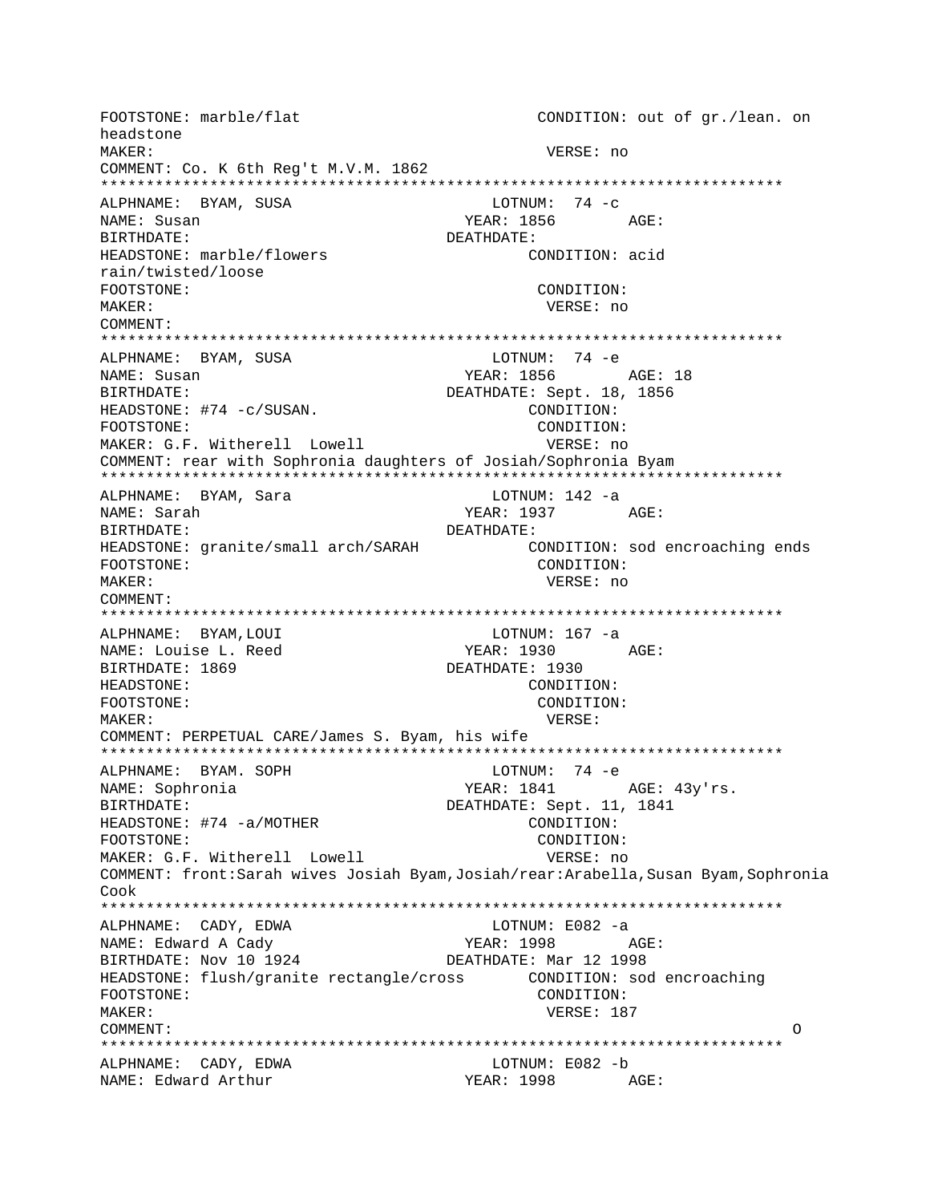```
FOOTSTONE: marble/flat                          CONDITION: out of gr./lean. on
headstone
MAKER:                                          VERSE: no
COMMENT: Co. K 6th Reg't M.V.M. 1862
***************************************************************************
ALPHNAME:  BYAM, SUSA                       LOTNUM:  74 -c
NAME: Susan                              YEAR: 1856        AGE:
BIRTHDATE:                             DEATHDATE:
HEADSTONE: marble/flowers                      CONDITION: acid
rain/twisted/loose
FOOTSTONE:                                      CONDITION:
MAKER:                                          VERSE: no
COMMENT:
***************************************************************************
ALPHNAME:  BYAM, SUSA                       LOTNUM:  74 -e
NAME: Susan                              YEAR: 1856        AGE: 18
BIRTHDATE:                             DEATHDATE: Sept. 18, 1856
HEADSTONE: #74 -c/SUSAN.                       CONDITION:
FOOTSTONE:                                      CONDITION:
MAKER: G.F. Witherell  Lowell                   VERSE: no
COMMENT: rear with Sophronia daughters of Josiah/Sophronia Byam
***************************************************************************
ALPHNAME:  BYAM, Sara                       LOTNUM: 142 -a
NAME: Sarah                              YEAR: 1937        AGE:
BIRTHDATE:                             DEATHDATE:
HEADSTONE: granite/small arch/SARAH            CONDITION: sod encroaching ends
FOOTSTONE:                                      CONDITION:
MAKER:                                          VERSE: no
COMMENT:
***************************************************************************
ALPHNAME:  BYAM,LOUI                        LOTNUM: 167 -a
NAME: Louise L. Reed                     YEAR: 1930        AGE:
BIRTHDATE: 1869                        DEATHDATE: 1930
HEADSTONE:                                      CONDITION:
FOOTSTONE:                                      CONDITION:
MAKER:                                          VERSE:
COMMENT: PERPETUAL CARE/James S. Byam, his wife
***************************************************************************
ALPHNAME:  BYAM. SOPH                       LOTNUM:  74 -e
NAME: Sophronia                          YEAR: 1841        AGE: 43y'rs.
BIRTHDATE:                             DEATHDATE: Sept. 11, 1841
HEADSTONE: #74 -a/MOTHER                       CONDITION:
FOOTSTONE:                                      CONDITION:
MAKER: G.F. Witherell  Lowell                   VERSE: no
COMMENT: front:Sarah wives Josiah Byam,Josiah/rear:Arabella,Susan Byam,Sophronia
Cook
***************************************************************************
ALPHNAME:  CADY, EDWA                       LOTNUM: E082 -a
NAME: Edward A Cady                      YEAR: 1998        AGE:
BIRTHDATE: Nov 10 1924                 DEATHDATE: Mar 12 1998
HEADSTONE: flush/granite rectangle/cross       CONDITION: sod encroaching
FOOTSTONE:                                      CONDITION:
MAKER:                                          VERSE: 187
COMMENT:                                                                    O
***************************************************************************
ALPHNAME:  CADY, EDWA                       LOTNUM: E082 -b
NAME: Edward Arthur                      YEAR: 1998        AGE:
```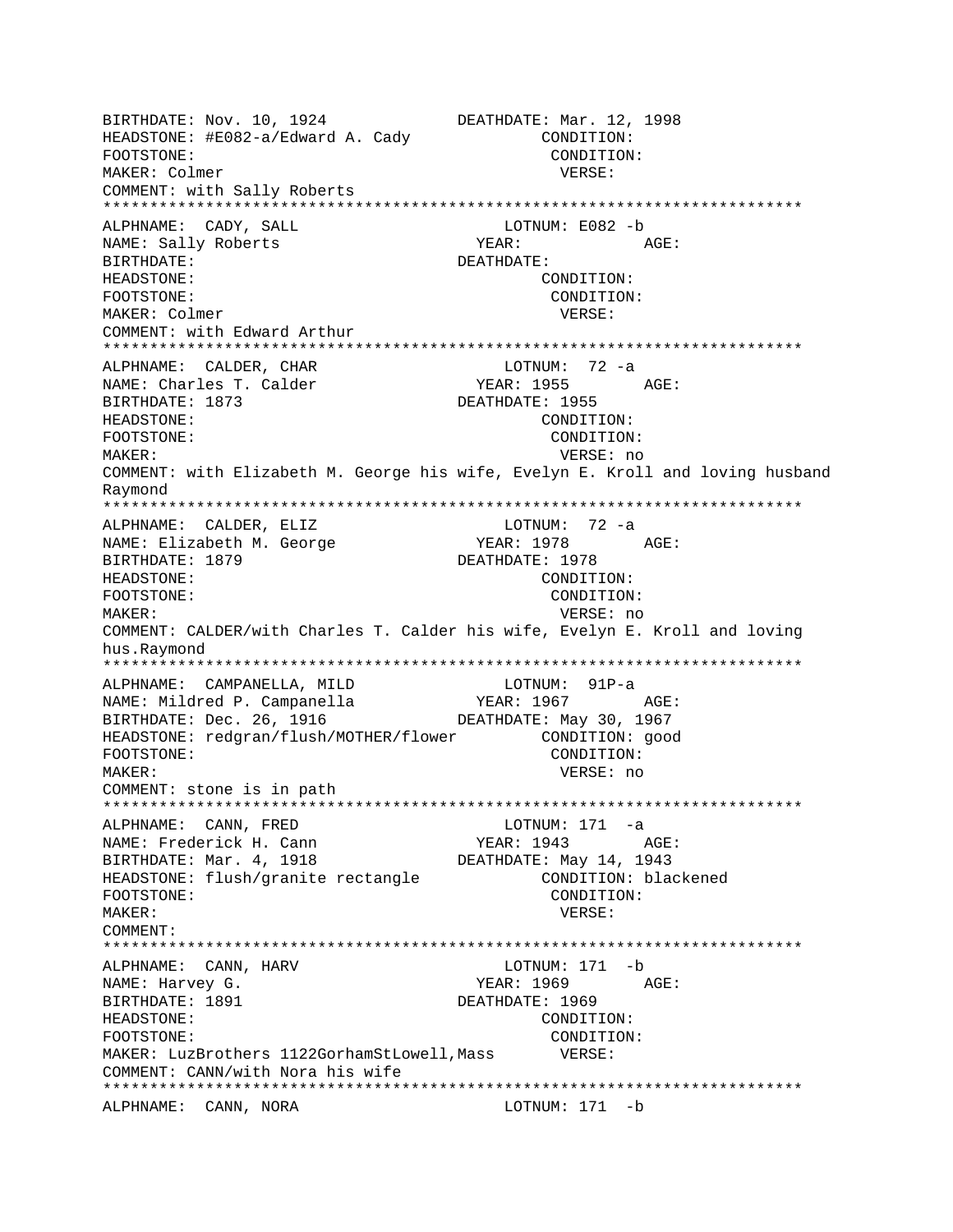```
BIRTHDATE: Nov. 10, 1924            DEATHDATE: Mar. 12, 1998
HEADSTONE: #E082-a/Edward A. Cady            CONDITION:
FOOTSTONE:                                    CONDITION:
MAKER: Colmer                                 VERSE:
COMMENT: with Sally Roberts
*************************************************************************
ALPHNAME:  CADY, SALL                       LOTNUM: E082 -b
NAME: Sally Roberts                      YEAR:            AGE:
BIRTHDATE:                               DEATHDATE:
HEADSTONE:                                    CONDITION:
FOOTSTONE:                                    CONDITION:
MAKER: Colmer                                 VERSE:
COMMENT: with Edward Arthur
*************************************************************************
ALPHNAME:  CALDER, CHAR                     LOTNUM:  72 -a
NAME: Charles T. Calder                  YEAR: 1955       AGE:
BIRTHDATE: 1873                          DEATHDATE: 1955
HEADSTONE:                                    CONDITION:
FOOTSTONE:                                    CONDITION:
MAKER:                                        VERSE: no
COMMENT: with Elizabeth M. George his wife, Evelyn E. Kroll and loving husband
Raymond
*************************************************************************
ALPHNAME:  CALDER, ELIZ                     LOTNUM:  72 -a
NAME: Elizabeth M. George                YEAR: 1978       AGE:
BIRTHDATE: 1879                          DEATHDATE: 1978
HEADSTONE:                                    CONDITION:
FOOTSTONE:                                    CONDITION:
MAKER:                                        VERSE: no
COMMENT: CALDER/with Charles T. Calder his wife, Evelyn E. Kroll and loving
hus.Raymond
*************************************************************************
ALPHNAME:  CAMPANELLA, MILD                 LOTNUM:  91P-a
NAME: Mildred P. Campanella              YEAR: 1967       AGE:
BIRTHDATE: Dec. 26, 1916                 DEATHDATE: May 30, 1967
HEADSTONE: redgran/flush/MOTHER/flower        CONDITION: good
FOOTSTONE:                                    CONDITION:
MAKER:                                        VERSE: no
COMMENT: stone is in path
*************************************************************************
ALPHNAME:  CANN, FRED                       LOTNUM: 171  -a
NAME: Frederick H. Cann                  YEAR: 1943       AGE:
BIRTHDATE: Mar. 4, 1918                  DEATHDATE: May 14, 1943
HEADSTONE: flush/granite rectangle            CONDITION: blackened
FOOTSTONE:                                    CONDITION:
MAKER:                                        VERSE:
COMMENT:
*************************************************************************
ALPHNAME:  CANN, HARV                       LOTNUM: 171  -b
NAME: Harvey G.                          YEAR: 1969       AGE:
BIRTHDATE: 1891                          DEATHDATE: 1969
HEADSTONE:                                    CONDITION:
FOOTSTONE:                                    CONDITION:
MAKER: LuzBrothers 1122GorhamStLowell,Mass    VERSE:
COMMENT: CANN/with Nora his wife
*************************************************************************
ALPHNAME:  CANN, NORA                       LOTNUM: 171  -b
```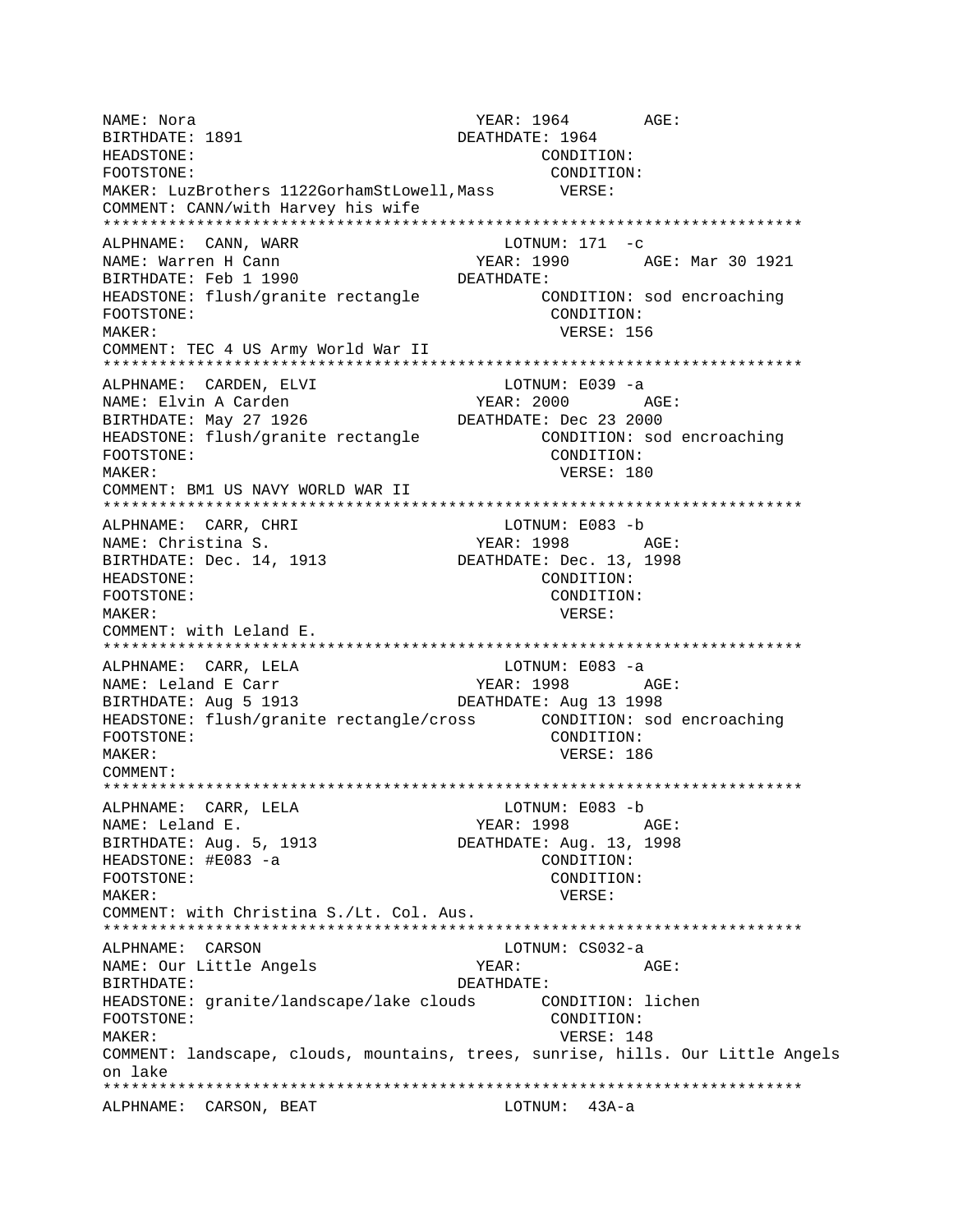NAME: Nora YEAR: 1964 AGE:
BIRTHDATE: 1891 DEATHDATE: 1964
HEADSTONE: CONDITION:
FOOTSTONE: CONDITION:
MAKER: LuzBrothers 1122GorhamStLowell,Mass VERSE:
COMMENT: CANN/with Harvey his wife
***************************************************************************
ALPHNAME: CANN, WARR LOTNUM: 171 -c
NAME: Warren H Cann YEAR: 1990 AGE: Mar 30 1921
BIRTHDATE: Feb 1 1990 DEATHDATE:
HEADSTONE: flush/granite rectangle CONDITION: sod encroaching
FOOTSTONE: CONDITION:
MAKER: VERSE: 156
COMMENT: TEC 4 US Army World War II
***************************************************************************
ALPHNAME: CARDEN, ELVI LOTNUM: E039 -a
NAME: Elvin A Carden YEAR: 2000 AGE:
BIRTHDATE: May 27 1926 DEATHDATE: Dec 23 2000
HEADSTONE: flush/granite rectangle CONDITION: sod encroaching
FOOTSTONE: CONDITION:
MAKER: VERSE: 180
COMMENT: BM1 US NAVY WORLD WAR II
***************************************************************************
ALPHNAME: CARR, CHRI LOTNUM: E083 -b
NAME: Christina S. YEAR: 1998 AGE:
BIRTHDATE: Dec. 14, 1913 DEATHDATE: Dec. 13, 1998
HEADSTONE: CONDITION:
FOOTSTONE: CONDITION:
MAKER: VERSE:
COMMENT: with Leland E.
***************************************************************************
ALPHNAME: CARR, LELA LOTNUM: E083 -a
NAME: Leland E Carr YEAR: 1998 AGE:
BIRTHDATE: Aug 5 1913 DEATHDATE: Aug 13 1998
HEADSTONE: flush/granite rectangle/cross CONDITION: sod encroaching
FOOTSTONE: CONDITION:
MAKER: VERSE: 186
COMMENT:
***************************************************************************
ALPHNAME: CARR, LELA LOTNUM: E083 -b
NAME: Leland E. YEAR: 1998 AGE:
BIRTHDATE: Aug. 5, 1913 DEATHDATE: Aug. 13, 1998
HEADSTONE: #E083 -a CONDITION:
FOOTSTONE: CONDITION:
MAKER: VERSE:
COMMENT: with Christina S./Lt. Col. Aus.
***************************************************************************
ALPHNAME: CARSON LOTNUM: CS032-a
NAME: Our Little Angels YEAR: AGE:
BIRTHDATE: DEATHDATE:
HEADSTONE: granite/landscape/lake clouds CONDITION: lichen
FOOTSTONE: CONDITION:
MAKER: VERSE: 148
COMMENT: landscape, clouds, mountains, trees, sunrise, hills. Our Little Angels on lake
***************************************************************************
ALPHNAME: CARSON, BEAT LOTNUM: 43A-a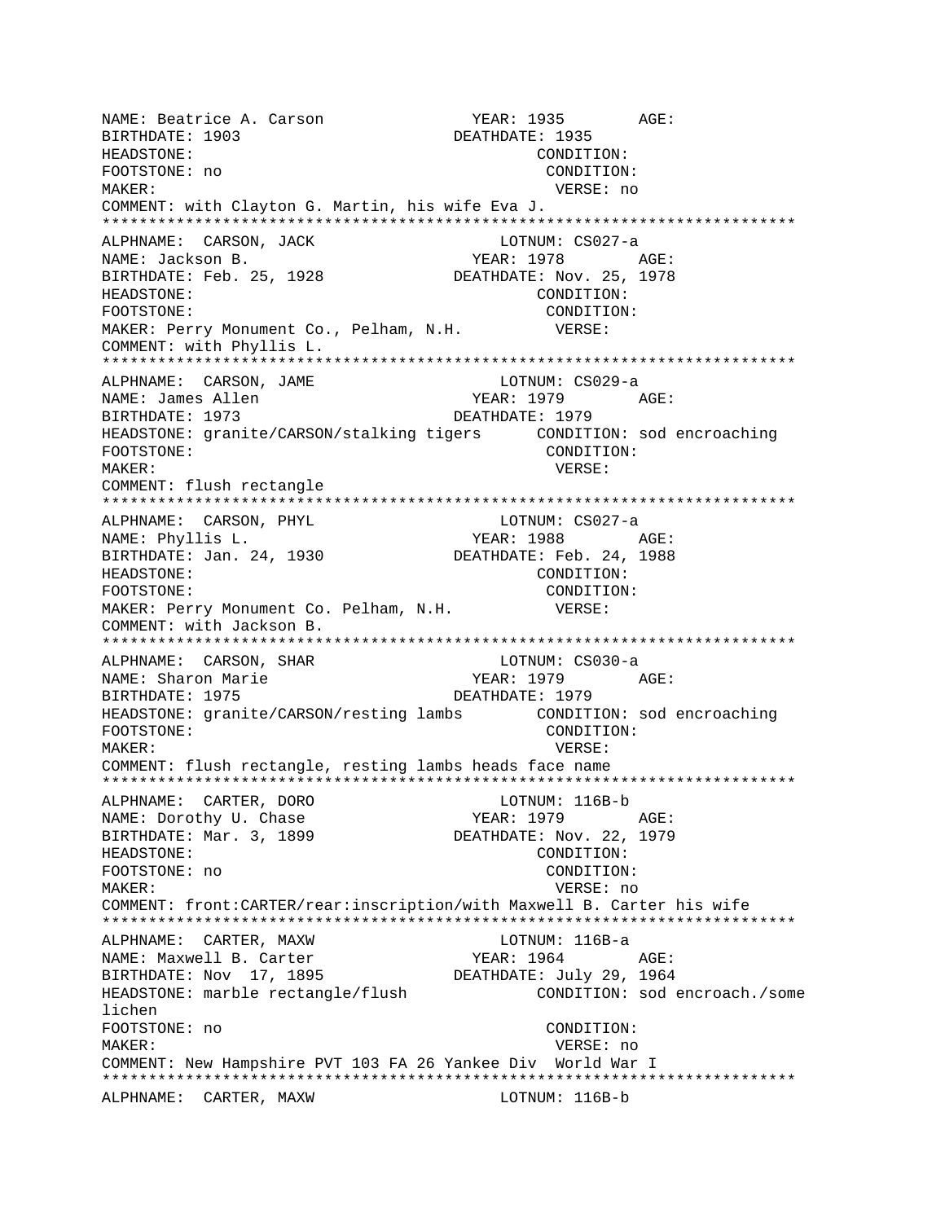NAME: Beatrice A. Carson YEAR: 1935 AGE:
BIRTHDATE: 1903 DEATHDATE: 1935
HEADSTONE: CONDITION:
FOOTSTONE: no CONDITION:
MAKER: VERSE: no
COMMENT: with Clayton G. Martin, his wife Eva J.

***************************************************************************

ALPHNAME: CARSON, JACK LOTNUM: CS027-a
NAME: Jackson B. YEAR: 1978 AGE:
BIRTHDATE: Feb. 25, 1928 DEATHDATE: Nov. 25, 1978
HEADSTONE: CONDITION:
FOOTSTONE: CONDITION:
MAKER: Perry Monument Co., Pelham, N.H. VERSE:
COMMENT: with Phyllis L.

***************************************************************************

ALPHNAME: CARSON, JAME LOTNUM: CS029-a
NAME: James Allen YEAR: 1979 AGE:
BIRTHDATE: 1973 DEATHDATE: 1979
HEADSTONE: granite/CARSON/stalking tigers CONDITION: sod encroaching
FOOTSTONE: CONDITION:
MAKER: VERSE:
COMMENT: flush rectangle

***************************************************************************

ALPHNAME: CARSON, PHYL LOTNUM: CS027-a
NAME: Phyllis L. YEAR: 1988 AGE:
BIRTHDATE: Jan. 24, 1930 DEATHDATE: Feb. 24, 1988
HEADSTONE: CONDITION:
FOOTSTONE: CONDITION:
MAKER: Perry Monument Co. Pelham, N.H. VERSE:
COMMENT: with Jackson B.

***************************************************************************

ALPHNAME: CARSON, SHAR LOTNUM: CS030-a
NAME: Sharon Marie YEAR: 1979 AGE:
BIRTHDATE: 1975 DEATHDATE: 1979
HEADSTONE: granite/CARSON/resting lambs CONDITION: sod encroaching
FOOTSTONE: CONDITION:
MAKER: VERSE:
COMMENT: flush rectangle, resting lambs heads face name

***************************************************************************

ALPHNAME: CARTER, DORO LOTNUM: 116B-b
NAME: Dorothy U. Chase YEAR: 1979 AGE:
BIRTHDATE: Mar. 3, 1899 DEATHDATE: Nov. 22, 1979
HEADSTONE: CONDITION:
FOOTSTONE: no CONDITION:
MAKER: VERSE: no
COMMENT: front:CARTER/rear:inscription/with Maxwell B. Carter his wife

***************************************************************************

ALPHNAME: CARTER, MAXW LOTNUM: 116B-a
NAME: Maxwell B. Carter YEAR: 1964 AGE:
BIRTHDATE: Nov 17, 1895 DEATHDATE: July 29, 1964
HEADSTONE: marble rectangle/flush CONDITION: sod encroach./some lichen
FOOTSTONE: no CONDITION:
MAKER: VERSE: no
COMMENT: New Hampshire PVT 103 FA 26 Yankee Div World War I

***************************************************************************

ALPHNAME: CARTER, MAXW LOTNUM: 116B-b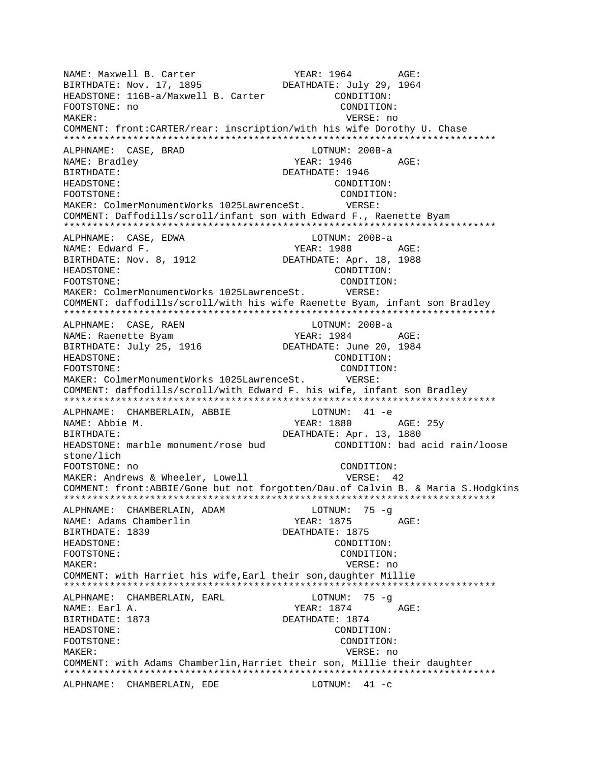```
NAME: Maxwell B. Carter                 YEAR: 1964        AGE:
BIRTHDATE: Nov. 17, 1895             DEATHDATE: July 29, 1964
HEADSTONE: 116B-a/Maxwell B. Carter            CONDITION:
FOOTSTONE: no                                   CONDITION:
MAKER:                                          VERSE: no
COMMENT: front:CARTER/rear: inscription/with his wife Dorothy U. Chase
***************************************************************************
ALPHNAME:  CASE, BRAD                       LOTNUM: 200B-a
NAME: Bradley                            YEAR: 1946        AGE:
BIRTHDATE:                              DEATHDATE: 1946
HEADSTONE:                                      CONDITION:
FOOTSTONE:                                      CONDITION:
MAKER: ColmerMonumentWorks 1025LawrenceSt.       VERSE:
COMMENT: Daffodills/scroll/infant son with Edward F., Raenette Byam
***************************************************************************
ALPHNAME:  CASE, EDWA                       LOTNUM: 200B-a
NAME: Edward F.                          YEAR: 1988        AGE:
BIRTHDATE: Nov. 8, 1912              DEATHDATE: Apr. 18, 1988
HEADSTONE:                                      CONDITION:
FOOTSTONE:                                      CONDITION:
MAKER: ColmerMonumentWorks 1025LawrenceSt.       VERSE:
COMMENT: daffodills/scroll/with his wife Raenette Byam, infant son Bradley
***************************************************************************
ALPHNAME:  CASE, RAEN                       LOTNUM: 200B-a
NAME: Raenette Byam                      YEAR: 1984        AGE:
BIRTHDATE: July 25, 1916             DEATHDATE: June 20, 1984
HEADSTONE:                                      CONDITION:
FOOTSTONE:                                      CONDITION:
MAKER: ColmerMonumentWorks 1025LawrenceSt.       VERSE:
COMMENT: daffodills/scroll/with Edward F. his wife, infant son Bradley
***************************************************************************
ALPHNAME:  CHAMBERLAIN, ABBIE               LOTNUM:  41 -e
NAME: Abbie M.                           YEAR: 1880        AGE: 25y
BIRTHDATE:                              DEATHDATE: Apr. 13, 1880
HEADSTONE: marble monument/rose bud            CONDITION: bad acid rain/loose
stone/lich
FOOTSTONE: no                                   CONDITION:
MAKER: Andrews & Wheeler, Lowell                VERSE:  42
COMMENT: front:ABBIE/Gone but not forgotten/Dau.of Calvin B. & Maria S.Hodgkins
***************************************************************************
ALPHNAME:  CHAMBERLAIN, ADAM                LOTNUM:  75 -g
NAME: Adams Chamberlin                   YEAR: 1875        AGE:
BIRTHDATE: 1839                         DEATHDATE: 1875
HEADSTONE:                                      CONDITION:
FOOTSTONE:                                      CONDITION:
MAKER:                                          VERSE: no
COMMENT: with Harriet his wife,Earl their son,daughter Millie
***************************************************************************
ALPHNAME:  CHAMBERLAIN, EARL                LOTNUM:  75 -g
NAME: Earl A.                            YEAR: 1874        AGE:
BIRTHDATE: 1873                         DEATHDATE: 1874
HEADSTONE:                                      CONDITION:
FOOTSTONE:                                      CONDITION:
MAKER:                                          VERSE: no
COMMENT: with Adams Chamberlin,Harriet their son, Millie their daughter
***************************************************************************
ALPHNAME:  CHAMBERLAIN, EDE                 LOTNUM:  41 -c
```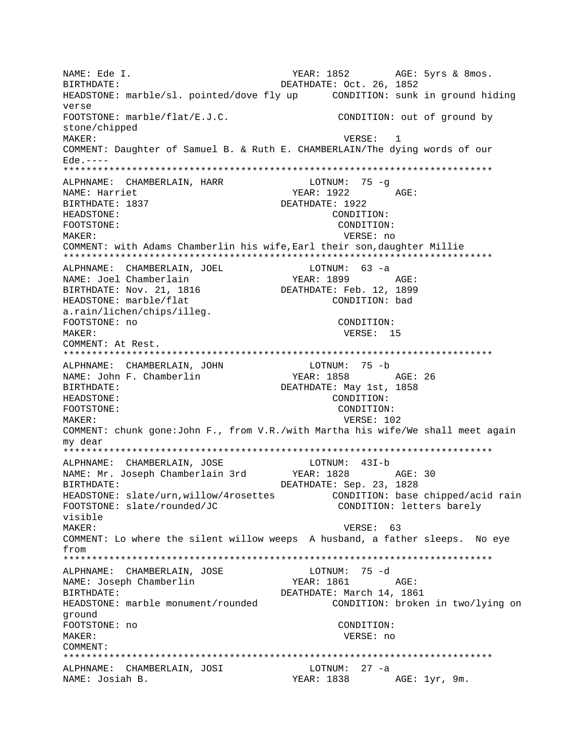```
NAME: Ede I.                           YEAR: 1852        AGE: 5yrs & 8mos.
BIRTHDATE:                           DEATHDATE: Oct. 26, 1852
HEADSTONE: marble/sl. pointed/dove fly up      CONDITION: sunk in ground hiding
verse
FOOTSTONE: marble/flat/E.J.C.                  CONDITION: out of ground by
stone/chipped
MAKER:                                          VERSE:   1
COMMENT: Daughter of Samuel B. & Ruth E. CHAMBERLAIN/The dying words of our
Ede.----
***************************************************************************
ALPHNAME:  CHAMBERLAIN, HARR              LOTNUM:  75 -g
NAME: Harriet                           YEAR: 1922        AGE:
BIRTHDATE: 1837                      DEATHDATE: 1922
HEADSTONE:                                     CONDITION:
FOOTSTONE:                                     CONDITION:
MAKER:                                          VERSE: no
COMMENT: with Adams Chamberlin his wife,Earl their son,daughter Millie
***************************************************************************
ALPHNAME:  CHAMBERLAIN, JOEL              LOTNUM:  63 -a
NAME: Joel Chamberlain                  YEAR: 1899        AGE:
BIRTHDATE: Nov. 21, 1816             DEATHDATE: Feb. 12, 1899
HEADSTONE: marble/flat                         CONDITION: bad
a.rain/lichen/chips/illeg.
FOOTSTONE: no                                  CONDITION:
MAKER:                                          VERSE:  15
COMMENT: At Rest.
***************************************************************************
ALPHNAME:  CHAMBERLAIN, JOHN              LOTNUM:  75 -b
NAME: John F. Chamberlin                YEAR: 1858        AGE: 26
BIRTHDATE:                           DEATHDATE: May 1st, 1858
HEADSTONE:                                     CONDITION:
FOOTSTONE:                                     CONDITION:
MAKER:                                          VERSE: 102
COMMENT: chunk gone:John F., from V.R./with Martha his wife/We shall meet again
my dear
***************************************************************************
ALPHNAME:  CHAMBERLAIN, JOSE              LOTNUM:  43I-b
NAME: Mr. Joseph Chamberlain 3rd       YEAR: 1828        AGE: 30
BIRTHDATE:                           DEATHDATE: Sep. 23, 1828
HEADSTONE: slate/urn,willow/4rosettes         CONDITION: base chipped/acid rain
FOOTSTONE: slate/rounded/JC                    CONDITION: letters barely
visible
MAKER:                                          VERSE:  63
COMMENT: Lo where the silent willow weeps  A husband, a father sleeps.  No eye
from
***************************************************************************
ALPHNAME:  CHAMBERLAIN, JOSE              LOTNUM:  75 -d
NAME: Joseph Chamberlin                 YEAR: 1861        AGE:
BIRTHDATE:                           DEATHDATE: March 14, 1861
HEADSTONE: marble monument/rounded            CONDITION: broken in two/lying on
ground
FOOTSTONE: no                                  CONDITION:
MAKER:                                          VERSE: no
COMMENT:
***************************************************************************
ALPHNAME:  CHAMBERLAIN, JOSI              LOTNUM:  27 -a
NAME: Josiah B.                         YEAR: 1838        AGE: 1yr, 9m.
```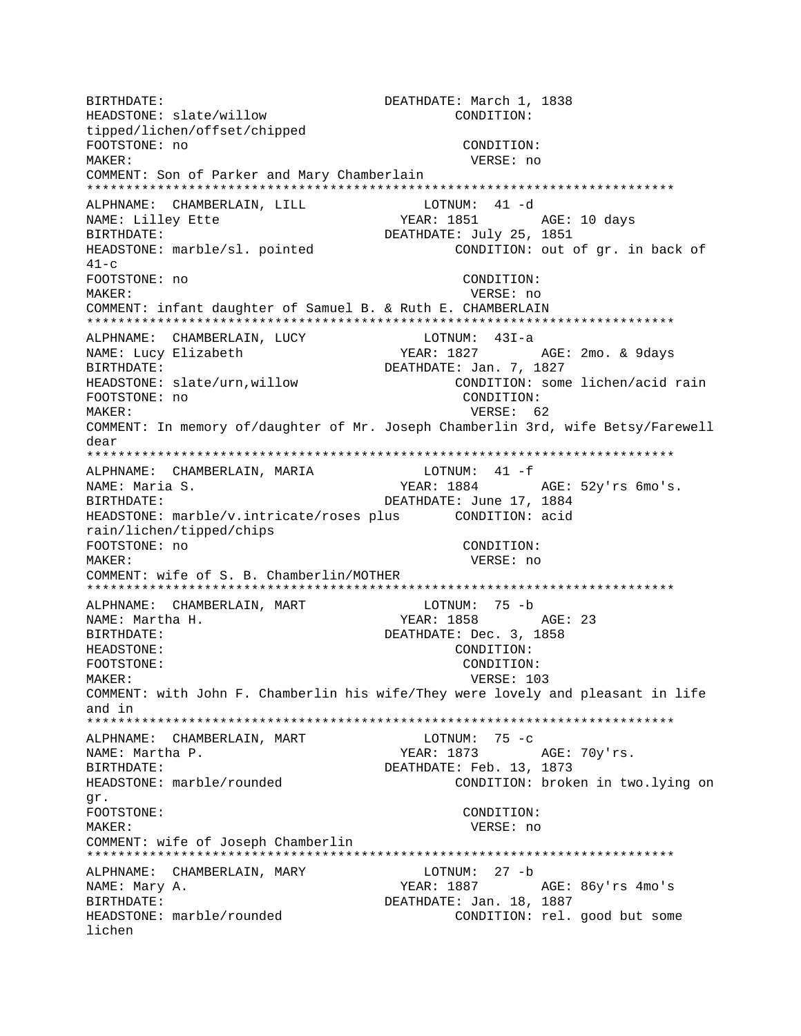BIRTHDATE: DEATHDATE: March 1, 1838
HEADSTONE: slate/willow CONDITION: tipped/lichen/offset/chipped
FOOTSTONE: no CONDITION:
MAKER: VERSE: no
COMMENT: Son of Parker and Mary Chamberlain
***************************************************************************
ALPHNAME: CHAMBERLAIN, LILL LOTNUM: 41 -d
NAME: Lilley Ette YEAR: 1851 AGE: 10 days
BIRTHDATE: DEATHDATE: July 25, 1851
HEADSTONE: marble/sl. pointed CONDITION: out of gr. in back of 41-c
FOOTSTONE: no CONDITION:
MAKER: VERSE: no
COMMENT: infant daughter of Samuel B. & Ruth E. CHAMBERLAIN
***************************************************************************
ALPHNAME: CHAMBERLAIN, LUCY LOTNUM: 43I-a
NAME: Lucy Elizabeth YEAR: 1827 AGE: 2mo. & 9days
BIRTHDATE: DEATHDATE: Jan. 7, 1827
HEADSTONE: slate/urn,willow CONDITION: some lichen/acid rain
FOOTSTONE: no CONDITION:
MAKER: VERSE: 62
COMMENT: In memory of/daughter of Mr. Joseph Chamberlin 3rd, wife Betsy/Farewell dear
***************************************************************************
ALPHNAME: CHAMBERLAIN, MARIA LOTNUM: 41 -f
NAME: Maria S. YEAR: 1884 AGE: 52y'rs 6mo's.
BIRTHDATE: DEATHDATE: June 17, 1884
HEADSTONE: marble/v.intricate/roses plus CONDITION: acid rain/lichen/tipped/chips
FOOTSTONE: no CONDITION:
MAKER: VERSE: no
COMMENT: wife of S. B. Chamberlin/MOTHER
***************************************************************************
ALPHNAME: CHAMBERLAIN, MART LOTNUM: 75 -b
NAME: Martha H. YEAR: 1858 AGE: 23
BIRTHDATE: DEATHDATE: Dec. 3, 1858
HEADSTONE: CONDITION:
FOOTSTONE: CONDITION:
MAKER: VERSE: 103
COMMENT: with John F. Chamberlin his wife/They were lovely and pleasant in life and in
***************************************************************************
ALPHNAME: CHAMBERLAIN, MART LOTNUM: 75 -c
NAME: Martha P. YEAR: 1873 AGE: 70y'rs.
BIRTHDATE: DEATHDATE: Feb. 13, 1873
HEADSTONE: marble/rounded CONDITION: broken in two.lying on gr.
FOOTSTONE: CONDITION:
MAKER: VERSE: no
COMMENT: wife of Joseph Chamberlin
***************************************************************************
ALPHNAME: CHAMBERLAIN, MARY LOTNUM: 27 -b
NAME: Mary A. YEAR: 1887 AGE: 86y'rs 4mo's
BIRTHDATE: DEATHDATE: Jan. 18, 1887
HEADSTONE: marble/rounded CONDITION: rel. good but some lichen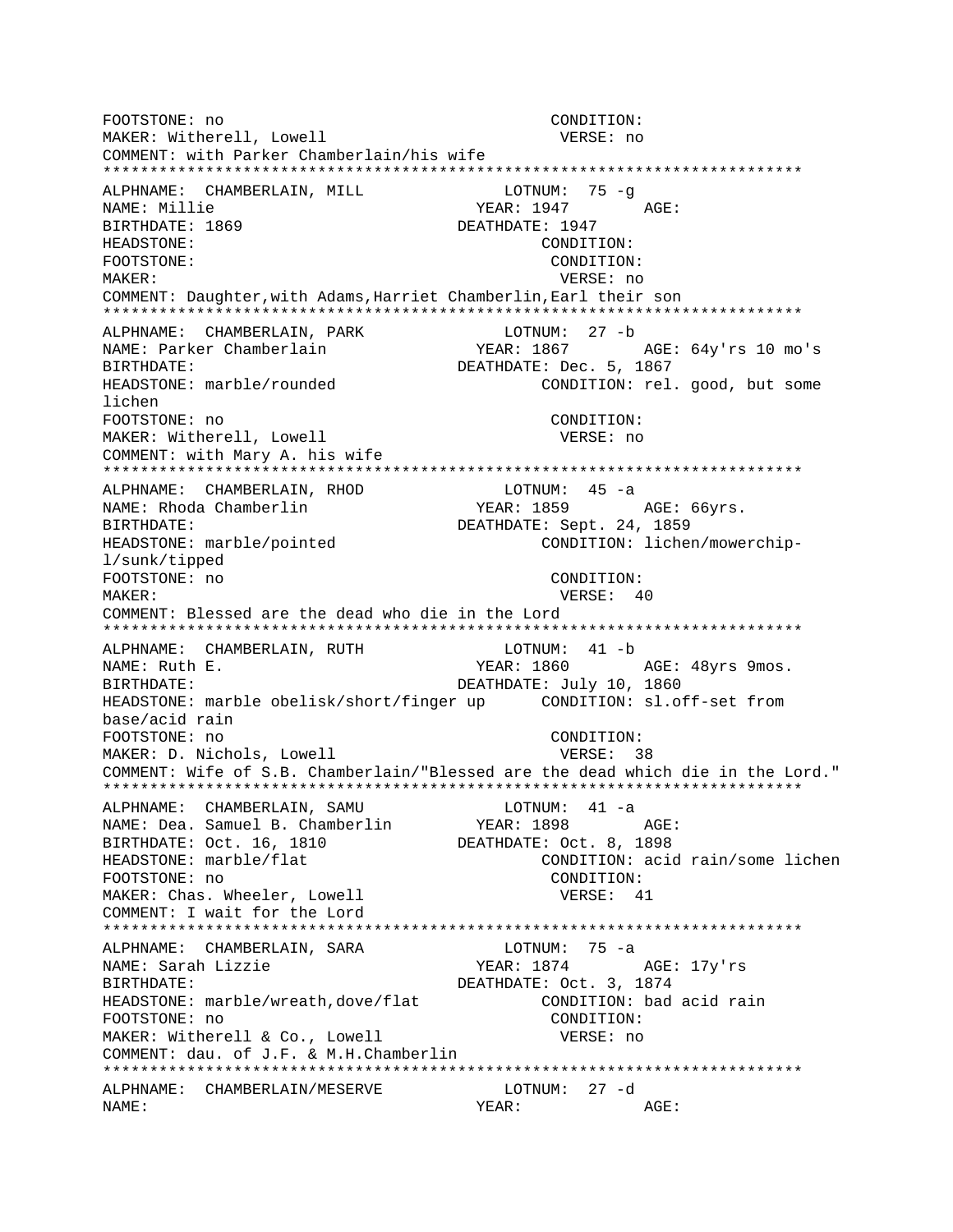```
FOOTSTONE: no                                    CONDITION:
MAKER: Witherell, Lowell                          VERSE: no
COMMENT: with Parker Chamberlain/his wife
***************************************************************************
ALPHNAME:  CHAMBERLAIN, MILL                   LOTNUM:  75 -g
NAME: Millie                                  YEAR: 1947        AGE:
BIRTHDATE: 1869                             DEATHDATE: 1947
HEADSTONE:                                        CONDITION:
FOOTSTONE:                                        CONDITION:
MAKER:                                            VERSE: no
COMMENT: Daughter,with Adams,Harriet Chamberlin,Earl their son
***************************************************************************
ALPHNAME:  CHAMBERLAIN, PARK                   LOTNUM:  27 -b
NAME: Parker Chamberlain                      YEAR: 1867        AGE: 64y'rs 10 mo's
BIRTHDATE:                                  DEATHDATE: Dec. 5, 1867
HEADSTONE: marble/rounded                         CONDITION: rel. good, but some
lichen
FOOTSTONE: no                                     CONDITION:
MAKER: Witherell, Lowell                          VERSE: no
COMMENT: with Mary A. his wife
***************************************************************************
ALPHNAME:  CHAMBERLAIN, RHOD                   LOTNUM:  45 -a
NAME: Rhoda Chamberlin                        YEAR: 1859        AGE: 66yrs.
BIRTHDATE:                                  DEATHDATE: Sept. 24, 1859
HEADSTONE: marble/pointed                         CONDITION: lichen/mowerchip-
l/sunk/tipped
FOOTSTONE: no                                     CONDITION:
MAKER:                                            VERSE:  40
COMMENT: Blessed are the dead who die in the Lord
***************************************************************************
ALPHNAME:  CHAMBERLAIN, RUTH                   LOTNUM:  41 -b
NAME: Ruth E.                                 YEAR: 1860        AGE: 48yrs 9mos.
BIRTHDATE:                                  DEATHDATE: July 10, 1860
HEADSTONE: marble obelisk/short/finger up      CONDITION: sl.off-set from
base/acid rain
FOOTSTONE: no                                     CONDITION:
MAKER: D. Nichols, Lowell                         VERSE:  38
COMMENT: Wife of S.B. Chamberlain/"Blessed are the dead which die in the Lord."
***************************************************************************
ALPHNAME:  CHAMBERLAIN, SAMU                   LOTNUM:  41 -a
NAME: Dea. Samuel B. Chamberlin             YEAR: 1898        AGE:
BIRTHDATE: Oct. 16, 1810                    DEATHDATE: Oct. 8, 1898
HEADSTONE: marble/flat                            CONDITION: acid rain/some lichen
FOOTSTONE: no                                     CONDITION:
MAKER: Chas. Wheeler, Lowell                      VERSE:  41
COMMENT: I wait for the Lord
***************************************************************************
ALPHNAME:  CHAMBERLAIN, SARA                   LOTNUM:  75 -a
NAME: Sarah Lizzie                            YEAR: 1874        AGE: 17y'rs
BIRTHDATE:                                  DEATHDATE: Oct. 3, 1874
HEADSTONE: marble/wreath,dove/flat             CONDITION: bad acid rain
FOOTSTONE: no                                     CONDITION:
MAKER: Witherell & Co., Lowell                    VERSE: no
COMMENT: dau. of J.F. & M.H.Chamberlin
***************************************************************************
ALPHNAME:  CHAMBERLAIN/MESERVE                 LOTNUM:  27 -d
NAME:                                         YEAR:             AGE:
```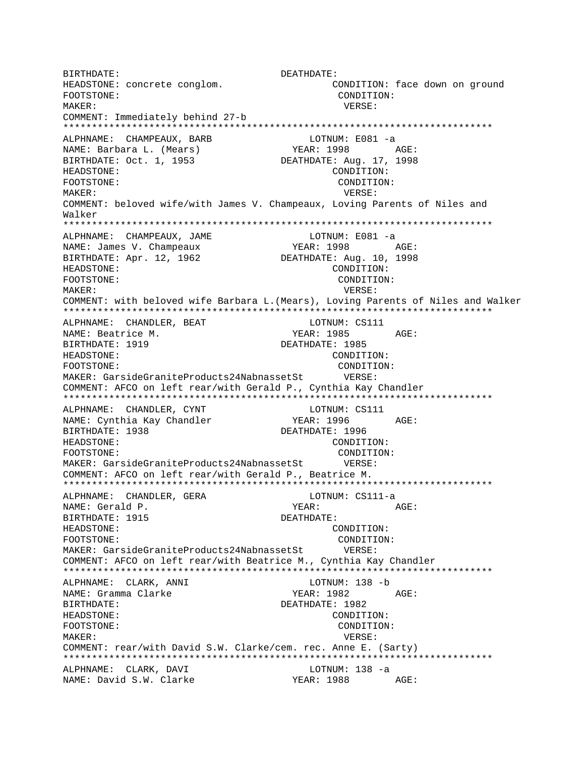```
BIRTHDATE:                          DEATHDATE:
HEADSTONE: concrete conglom.                  CONDITION: face down on ground
FOOTSTONE:                                     CONDITION:
MAKER:                                         VERSE:
COMMENT: Immediately behind 27-b
*************************************************************************
ALPHNAME:  CHAMPEAUX, BARB                  LOTNUM: E081 -a
NAME: Barbara L. (Mears)                YEAR: 1998        AGE:
BIRTHDATE: Oct. 1, 1953             DEATHDATE: Aug. 17, 1998
HEADSTONE:                                    CONDITION:
FOOTSTONE:                                     CONDITION:
MAKER:                                         VERSE:
COMMENT: beloved wife/with James V. Champeaux, Loving Parents of Niles and
Walker
*************************************************************************
ALPHNAME:  CHAMPEAUX, JAME                  LOTNUM: E081 -a
NAME: James V. Champeaux                YEAR: 1998        AGE:
BIRTHDATE: Apr. 12, 1962            DEATHDATE: Aug. 10, 1998
HEADSTONE:                                    CONDITION:
FOOTSTONE:                                     CONDITION:
MAKER:                                         VERSE:
COMMENT: with beloved wife Barbara L.(Mears), Loving Parents of Niles and Walker
*************************************************************************
ALPHNAME:  CHANDLER, BEAT                   LOTNUM: CS111
NAME: Beatrice M.                       YEAR: 1985        AGE:
BIRTHDATE: 1919                     DEATHDATE: 1985
HEADSTONE:                                    CONDITION:
FOOTSTONE:                                     CONDITION:
MAKER: GarsideGraniteProducts24NabnassetSt       VERSE:
COMMENT: AFCO on left rear/with Gerald P., Cynthia Kay Chandler
*************************************************************************
ALPHNAME:  CHANDLER, CYNT                   LOTNUM: CS111
NAME: Cynthia Kay Chandler              YEAR: 1996        AGE:
BIRTHDATE: 1938                     DEATHDATE: 1996
HEADSTONE:                                    CONDITION:
FOOTSTONE:                                     CONDITION:
MAKER: GarsideGraniteProducts24NabnassetSt       VERSE:
COMMENT: AFCO on left rear/with Gerald P., Beatrice M.
*************************************************************************
ALPHNAME:  CHANDLER, GERA                   LOTNUM: CS111-a
NAME: Gerald P.                         YEAR:             AGE:
BIRTHDATE: 1915                     DEATHDATE:
HEADSTONE:                                    CONDITION:
FOOTSTONE:                                     CONDITION:
MAKER: GarsideGraniteProducts24NabnassetSt       VERSE:
COMMENT: AFCO on left rear/with Beatrice M., Cynthia Kay Chandler
*************************************************************************
ALPHNAME:  CLARK, ANNI                      LOTNUM: 138 -b
NAME: Gramma Clarke                     YEAR: 1982        AGE:
BIRTHDATE:                          DEATHDATE: 1982
HEADSTONE:                                    CONDITION:
FOOTSTONE:                                     CONDITION:
MAKER:                                         VERSE:
COMMENT: rear/with David S.W. Clarke/cem. rec. Anne E. (Sarty)
*************************************************************************
ALPHNAME:  CLARK, DAVI                      LOTNUM: 138 -a
NAME: David S.W. Clarke                 YEAR: 1988        AGE:
```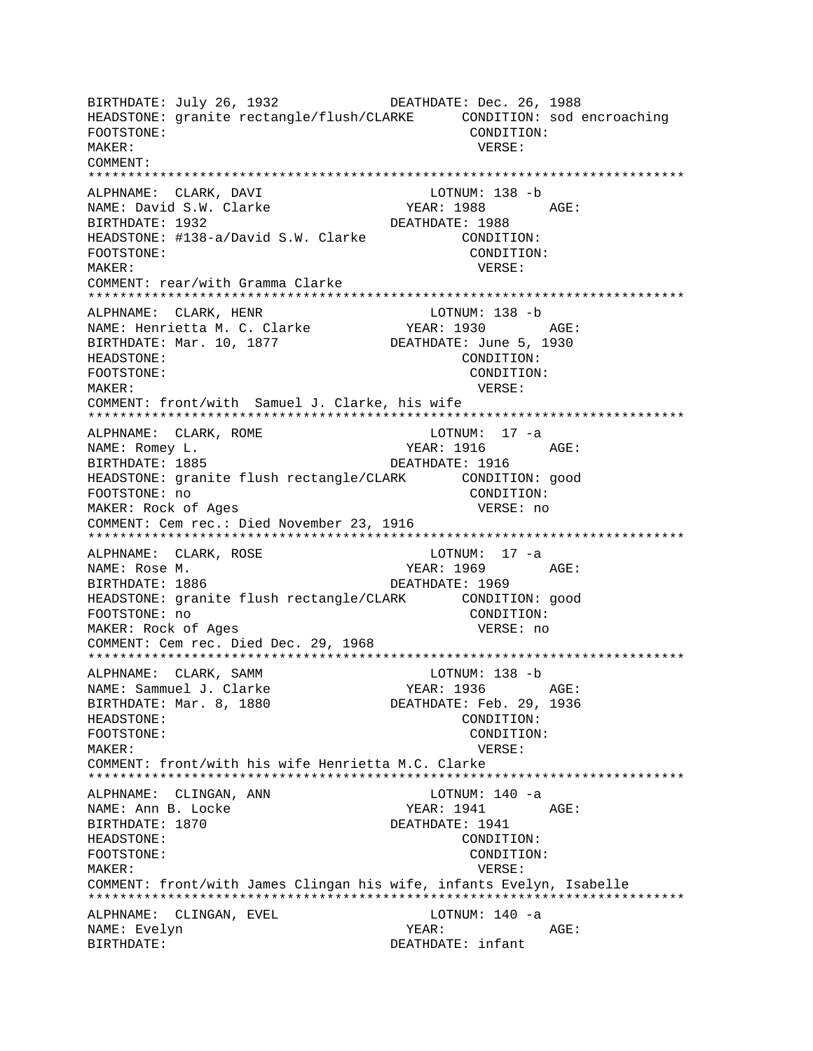```
BIRTHDATE: July 26, 1932             DEATHDATE: Dec. 26, 1988
HEADSTONE: granite rectangle/flush/CLARKE      CONDITION: sod encroaching
FOOTSTONE:                                      CONDITION:
MAKER:                                           VERSE:
COMMENT:
**************************************************************************
ALPHNAME:  CLARK, DAVI                        LOTNUM: 138 -b
NAME: David S.W. Clarke                     YEAR: 1988        AGE:
BIRTHDATE: 1932                           DEATHDATE: 1988
HEADSTONE: #138-a/David S.W. Clarke            CONDITION:
FOOTSTONE:                                      CONDITION:
MAKER:                                           VERSE:
COMMENT: rear/with Gramma Clarke
**************************************************************************
ALPHNAME:  CLARK, HENR                        LOTNUM: 138 -b
NAME: Henrietta M. C. Clarke                YEAR: 1930        AGE:
BIRTHDATE: Mar. 10, 1877                  DEATHDATE: June 5, 1930
HEADSTONE:                                      CONDITION:
FOOTSTONE:                                      CONDITION:
MAKER:                                           VERSE:
COMMENT: front/with  Samuel J. Clarke, his wife
**************************************************************************
ALPHNAME:  CLARK, ROME                        LOTNUM:  17 -a
NAME: Romey L.                              YEAR: 1916        AGE:
BIRTHDATE: 1885                           DEATHDATE: 1916
HEADSTONE: granite flush rectangle/CLARK       CONDITION: good
FOOTSTONE: no                                   CONDITION:
MAKER: Rock of Ages                              VERSE: no
COMMENT: Cem rec.: Died November 23, 1916
**************************************************************************
ALPHNAME:  CLARK, ROSE                        LOTNUM:  17 -a
NAME: Rose M.                               YEAR: 1969        AGE:
BIRTHDATE: 1886                           DEATHDATE: 1969
HEADSTONE: granite flush rectangle/CLARK       CONDITION: good
FOOTSTONE: no                                   CONDITION:
MAKER: Rock of Ages                              VERSE: no
COMMENT: Cem rec. Died Dec. 29, 1968
**************************************************************************
ALPHNAME:  CLARK, SAMM                        LOTNUM: 138 -b
NAME: Sammuel J. Clarke                     YEAR: 1936        AGE:
BIRTHDATE: Mar. 8, 1880                   DEATHDATE: Feb. 29, 1936
HEADSTONE:                                      CONDITION:
FOOTSTONE:                                      CONDITION:
MAKER:                                           VERSE:
COMMENT: front/with his wife Henrietta M.C. Clarke
**************************************************************************
ALPHNAME:  CLINGAN, ANN                       LOTNUM: 140 -a
NAME: Ann B. Locke                          YEAR: 1941        AGE:
BIRTHDATE: 1870                           DEATHDATE: 1941
HEADSTONE:                                      CONDITION:
FOOTSTONE:                                      CONDITION:
MAKER:                                           VERSE:
COMMENT: front/with James Clingan his wife, infants Evelyn, Isabelle
**************************************************************************
ALPHNAME:  CLINGAN, EVEL                      LOTNUM: 140 -a
NAME: Evelyn                                YEAR:             AGE:
BIRTHDATE:                                DEATHDATE: infant
```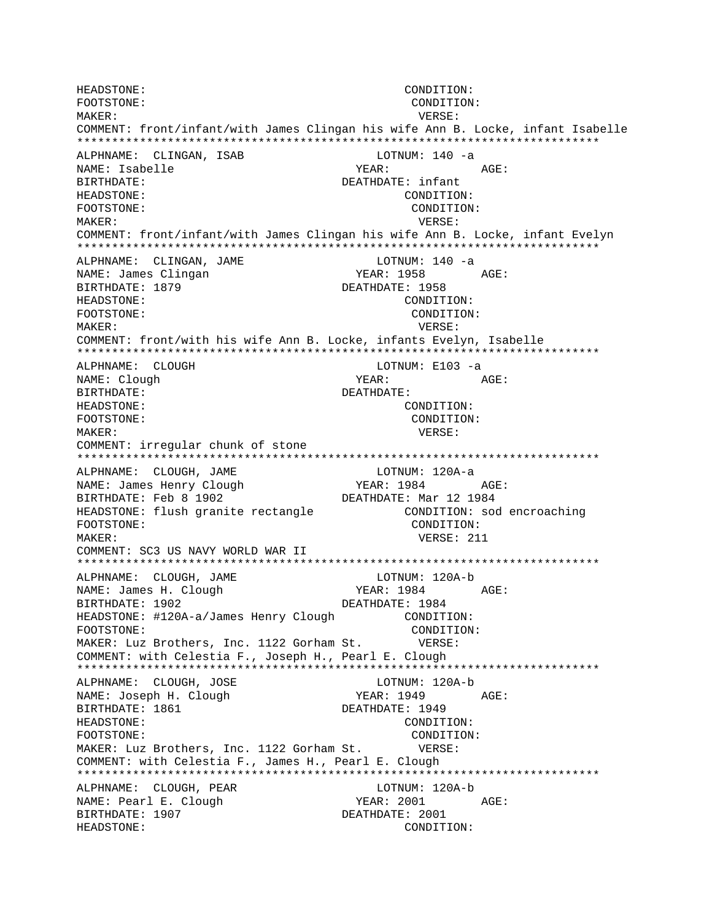```
HEADSTONE:                                    CONDITION:
FOOTSTONE:                                    CONDITION:
MAKER:                                        VERSE:
COMMENT: front/infant/with James Clingan his wife Ann B. Locke, infant Isabelle
***************************************************************************
ALPHNAME:  CLINGAN, ISAB                    LOTNUM: 140 -a
NAME: Isabelle                          YEAR:             AGE:
BIRTHDATE:                              DEATHDATE: infant
HEADSTONE:                                    CONDITION:
FOOTSTONE:                                    CONDITION:
MAKER:                                        VERSE:
COMMENT: front/infant/with James Clingan his wife Ann B. Locke, infant Evelyn
***************************************************************************
ALPHNAME:  CLINGAN, JAME                    LOTNUM: 140 -a
NAME: James Clingan                     YEAR: 1958        AGE:
BIRTHDATE: 1879                         DEATHDATE: 1958
HEADSTONE:                                    CONDITION:
FOOTSTONE:                                    CONDITION:
MAKER:                                        VERSE:
COMMENT: front/with his wife Ann B. Locke, infants Evelyn, Isabelle
***************************************************************************
ALPHNAME:  CLOUGH                           LOTNUM: E103 -a
NAME: Clough                            YEAR:             AGE:
BIRTHDATE:                              DEATHDATE:
HEADSTONE:                                    CONDITION:
FOOTSTONE:                                    CONDITION:
MAKER:                                        VERSE:
COMMENT: irregular chunk of stone
***************************************************************************
ALPHNAME:  CLOUGH, JAME                     LOTNUM: 120A-a
NAME: James Henry Clough                YEAR: 1984        AGE:
BIRTHDATE: Feb 8 1902                   DEATHDATE: Mar 12 1984
HEADSTONE: flush granite rectangle            CONDITION: sod encroaching
FOOTSTONE:                                    CONDITION:
MAKER:                                        VERSE: 211
COMMENT: SC3 US NAVY WORLD WAR II
***************************************************************************
ALPHNAME:  CLOUGH, JAME                     LOTNUM: 120A-b
NAME: James H. Clough                   YEAR: 1984        AGE:
BIRTHDATE: 1902                         DEATHDATE: 1984
HEADSTONE: #120A-a/James Henry Clough         CONDITION:
FOOTSTONE:                                    CONDITION:
MAKER: Luz Brothers, Inc. 1122 Gorham St.     VERSE:
COMMENT: with Celestia F., Joseph H., Pearl E. Clough
***************************************************************************
ALPHNAME:  CLOUGH, JOSE                     LOTNUM: 120A-b
NAME: Joseph H. Clough                  YEAR: 1949        AGE:
BIRTHDATE: 1861                         DEATHDATE: 1949
HEADSTONE:                                    CONDITION:
FOOTSTONE:                                    CONDITION:
MAKER: Luz Brothers, Inc. 1122 Gorham St.     VERSE:
COMMENT: with Celestia F., James H., Pearl E. Clough
***************************************************************************
ALPHNAME:  CLOUGH, PEAR                     LOTNUM: 120A-b
NAME: Pearl E. Clough                   YEAR: 2001        AGE:
BIRTHDATE: 1907                         DEATHDATE: 2001
HEADSTONE:                                    CONDITION:
```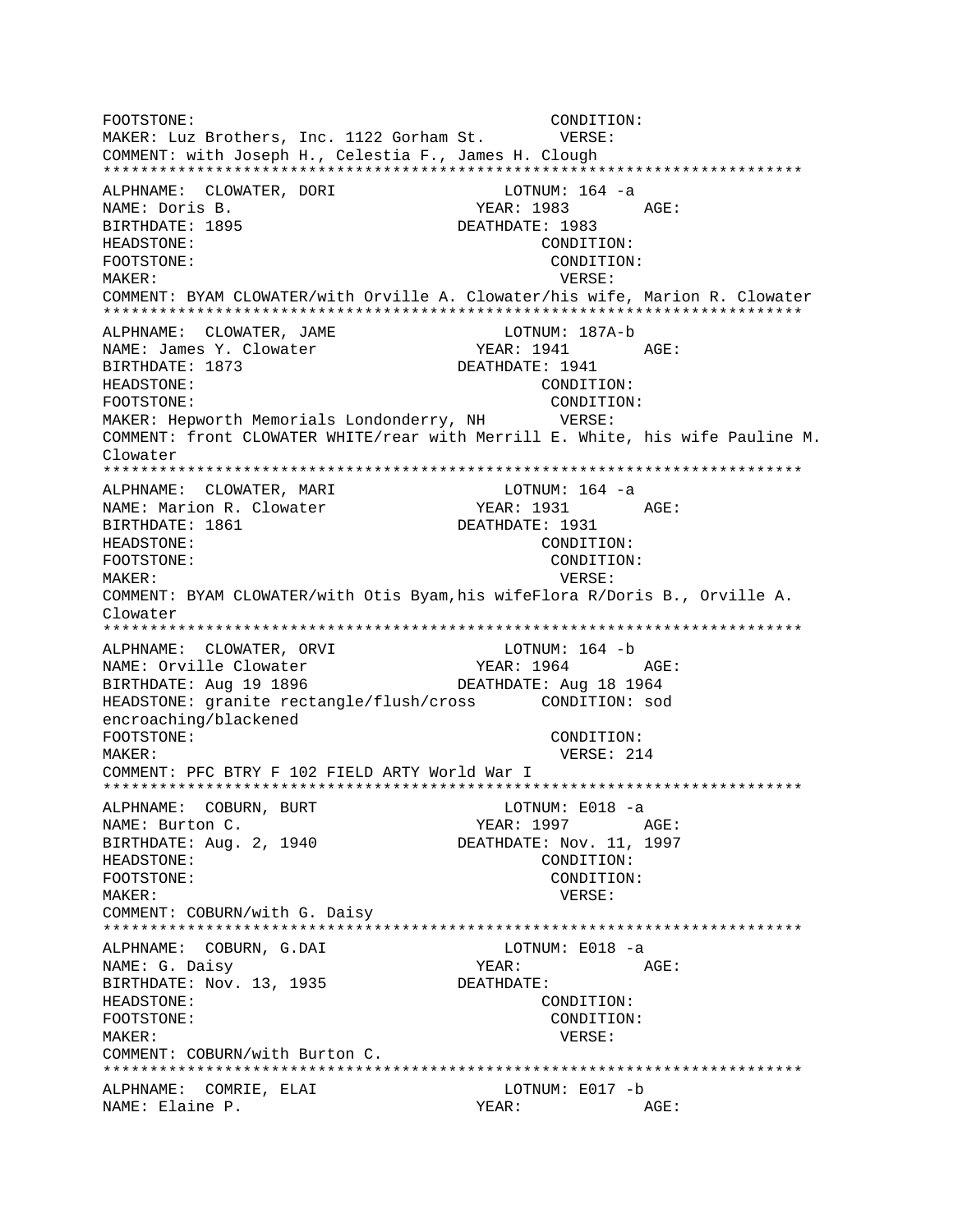```
FOOTSTONE:                                    CONDITION:
MAKER: Luz Brothers, Inc. 1122 Gorham St.        VERSE:
COMMENT: with Joseph H., Celestia F., James H. Clough
***************************************************************************
ALPHNAME:  CLOWATER, DORI                    LOTNUM: 164 -a
NAME: Doris B.                              YEAR: 1983        AGE:
BIRTHDATE: 1895                          DEATHDATE: 1983
HEADSTONE:                                    CONDITION:
FOOTSTONE:                                    CONDITION:
MAKER:                                         VERSE:
COMMENT: BYAM CLOWATER/with Orville A. Clowater/his wife, Marion R. Clowater
***************************************************************************
ALPHNAME:  CLOWATER, JAME                    LOTNUM: 187A-b
NAME: James Y. Clowater                     YEAR: 1941        AGE:
BIRTHDATE: 1873                          DEATHDATE: 1941
HEADSTONE:                                    CONDITION:
FOOTSTONE:                                    CONDITION:
MAKER: Hepworth Memorials Londonderry, NH       VERSE:
COMMENT: front CLOWATER WHITE/rear with Merrill E. White, his wife Pauline M.
Clowater
***************************************************************************
ALPHNAME:  CLOWATER, MARI                    LOTNUM: 164 -a
NAME: Marion R. Clowater                    YEAR: 1931        AGE:
BIRTHDATE: 1861                          DEATHDATE: 1931
HEADSTONE:                                    CONDITION:
FOOTSTONE:                                    CONDITION:
MAKER:                                         VERSE:
COMMENT: BYAM CLOWATER/with Otis Byam,his wifeFlora R/Doris B., Orville A.
Clowater
***************************************************************************
ALPHNAME:  CLOWATER, ORVI                    LOTNUM: 164 -b
NAME: Orville Clowater                      YEAR: 1964        AGE:
BIRTHDATE: Aug 19 1896                   DEATHDATE: Aug 18 1964
HEADSTONE: granite rectangle/flush/cross       CONDITION: sod
encroaching/blackened
FOOTSTONE:                                    CONDITION:
MAKER:                                         VERSE: 214
COMMENT: PFC BTRY F 102 FIELD ARTY World War I
***************************************************************************
ALPHNAME:  COBURN, BURT                      LOTNUM: E018 -a
NAME: Burton C.                             YEAR: 1997        AGE:
BIRTHDATE: Aug. 2, 1940                  DEATHDATE: Nov. 11, 1997
HEADSTONE:                                    CONDITION:
FOOTSTONE:                                    CONDITION:
MAKER:                                         VERSE:
COMMENT: COBURN/with G. Daisy
***************************************************************************
ALPHNAME:  COBURN, G.DAI                     LOTNUM: E018 -a
NAME: G. Daisy                              YEAR:             AGE:
BIRTHDATE: Nov. 13, 1935                 DEATHDATE:
HEADSTONE:                                    CONDITION:
FOOTSTONE:                                    CONDITION:
MAKER:                                         VERSE:
COMMENT: COBURN/with Burton C.
***************************************************************************
ALPHNAME:  COMRIE, ELAI                      LOTNUM: E017 -b
NAME: Elaine P.                             YEAR:             AGE:
```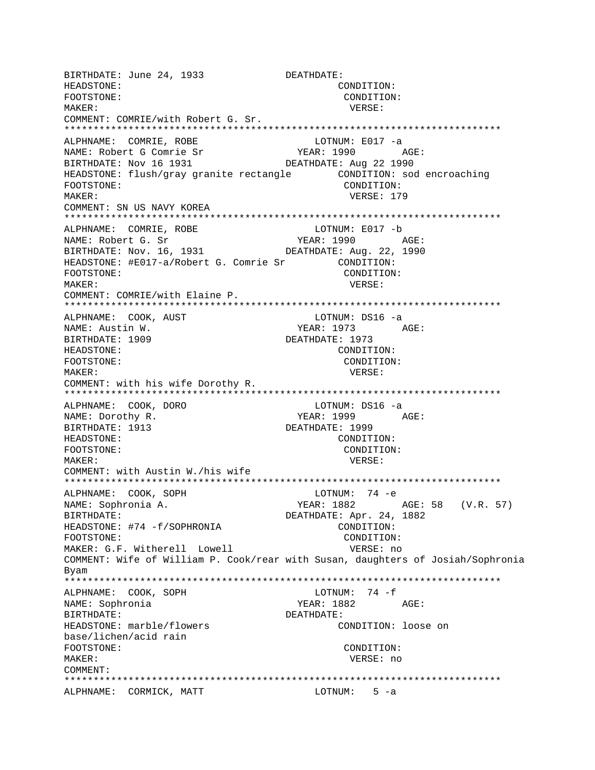```
BIRTHDATE: June 24, 1933            DEATHDATE:
HEADSTONE:                                   CONDITION:
FOOTSTONE:                                    CONDITION:
MAKER:                                         VERSE:
COMMENT: COMRIE/with Robert G. Sr.
*************************************************************************
ALPHNAME:  COMRIE, ROBE                     LOTNUM: E017 -a
NAME: Robert G Comrie Sr                 YEAR: 1990        AGE:
BIRTHDATE: Nov 16 1931               DEATHDATE: Aug 22 1990
HEADSTONE: flush/gray granite rectangle        CONDITION: sod encroaching
FOOTSTONE:                                    CONDITION:
MAKER:                                         VERSE: 179
COMMENT: SN US NAVY KOREA
*************************************************************************
ALPHNAME:  COMRIE, ROBE                     LOTNUM: E017 -b
NAME: Robert G. Sr                        YEAR: 1990        AGE:
BIRTHDATE: Nov. 16, 1931             DEATHDATE: Aug. 22, 1990
HEADSTONE: #E017-a/Robert G. Comrie Sr         CONDITION:
FOOTSTONE:                                    CONDITION:
MAKER:                                         VERSE:
COMMENT: COMRIE/with Elaine P.
*************************************************************************
ALPHNAME:  COOK, AUST                       LOTNUM: DS16 -a
NAME: Austin W.                           YEAR: 1973        AGE:
BIRTHDATE: 1909                       DEATHDATE: 1973
HEADSTONE:                                   CONDITION:
FOOTSTONE:                                    CONDITION:
MAKER:                                         VERSE:
COMMENT: with his wife Dorothy R.
*************************************************************************
ALPHNAME:  COOK, DORO                       LOTNUM: DS16 -a
NAME: Dorothy R.                          YEAR: 1999        AGE:
BIRTHDATE: 1913                       DEATHDATE: 1999
HEADSTONE:                                   CONDITION:
FOOTSTONE:                                    CONDITION:
MAKER:                                         VERSE:
COMMENT: with Austin W./his wife
*************************************************************************
ALPHNAME:  COOK, SOPH                       LOTNUM:  74 -e
NAME: Sophronia A.                        YEAR: 1882        AGE: 58   (V.R. 57)
BIRTHDATE:                            DEATHDATE: Apr. 24, 1882
HEADSTONE: #74 -f/SOPHRONIA                  CONDITION:
FOOTSTONE:                                    CONDITION:
MAKER: G.F. Witherell  Lowell                 VERSE: no
COMMENT: Wife of William P. Cook/rear with Susan, daughters of Josiah/Sophronia
Byam
*************************************************************************
ALPHNAME:  COOK, SOPH                       LOTNUM:  74 -f
NAME: Sophronia                           YEAR: 1882        AGE:
BIRTHDATE:                            DEATHDATE:
HEADSTONE: marble/flowers                    CONDITION: loose on
base/lichen/acid rain
FOOTSTONE:                                    CONDITION:
MAKER:                                         VERSE: no
COMMENT:
*************************************************************************
ALPHNAME:  CORMICK, MATT                    LOTNUM:   5 -a
```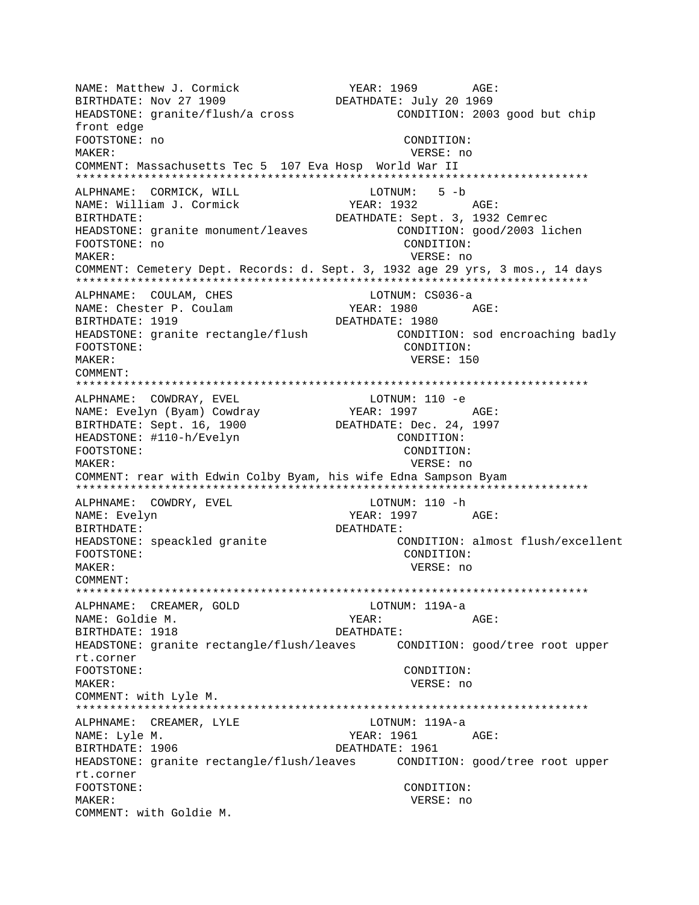NAME: Matthew J. Cormick YEAR: 1969 AGE:
BIRTHDATE: Nov 27 1909 DEATHDATE: July 20 1969
HEADSTONE: granite/flush/a cross CONDITION: 2003 good but chip front edge
FOOTSTONE: no CONDITION:
MAKER: VERSE: no
COMMENT: Massachusetts Tec 5 107 Eva Hosp World War II

***************************************************************************

ALPHNAME: CORMICK, WILL LOTNUM: 5 -b
NAME: William J. Cormick YEAR: 1932 AGE:
BIRTHDATE: DEATHDATE: Sept. 3, 1932 Cemrec
HEADSTONE: granite monument/leaves CONDITION: good/2003 lichen
FOOTSTONE: no CONDITION:
MAKER: VERSE: no
COMMENT: Cemetery Dept. Records: d. Sept. 3, 1932 age 29 yrs, 3 mos., 14 days

***************************************************************************

ALPHNAME: COULAM, CHES LOTNUM: CS036-a
NAME: Chester P. Coulam YEAR: 1980 AGE:
BIRTHDATE: 1919 DEATHDATE: 1980
HEADSTONE: granite rectangle/flush CONDITION: sod encroaching badly
FOOTSTONE: CONDITION:
MAKER: VERSE: 150
COMMENT:

***************************************************************************

ALPHNAME: COWDRAY, EVEL LOTNUM: 110 -e
NAME: Evelyn (Byam) Cowdray YEAR: 1997 AGE:
BIRTHDATE: Sept. 16, 1900 DEATHDATE: Dec. 24, 1997
HEADSTONE: #110-h/Evelyn CONDITION:
FOOTSTONE: CONDITION:
MAKER: VERSE: no
COMMENT: rear with Edwin Colby Byam, his wife Edna Sampson Byam

***************************************************************************

ALPHNAME: COWDRY, EVEL LOTNUM: 110 -h
NAME: Evelyn YEAR: 1997 AGE:
BIRTHDATE: DEATHDATE:
HEADSTONE: speackled granite CONDITION: almost flush/excellent
FOOTSTONE: CONDITION:
MAKER: VERSE: no
COMMENT:

***************************************************************************

ALPHNAME: CREAMER, GOLD LOTNUM: 119A-a
NAME: Goldie M. YEAR: AGE:
BIRTHDATE: 1918 DEATHDATE:
HEADSTONE: granite rectangle/flush/leaves CONDITION: good/tree root upper rt.corner
FOOTSTONE: CONDITION:
MAKER: VERSE: no
COMMENT: with Lyle M.

***************************************************************************

ALPHNAME: CREAMER, LYLE LOTNUM: 119A-a
NAME: Lyle M. YEAR: 1961 AGE:
BIRTHDATE: 1906 DEATHDATE: 1961
HEADSTONE: granite rectangle/flush/leaves CONDITION: good/tree root upper rt.corner
FOOTSTONE: CONDITION:
MAKER: VERSE: no
COMMENT: with Goldie M.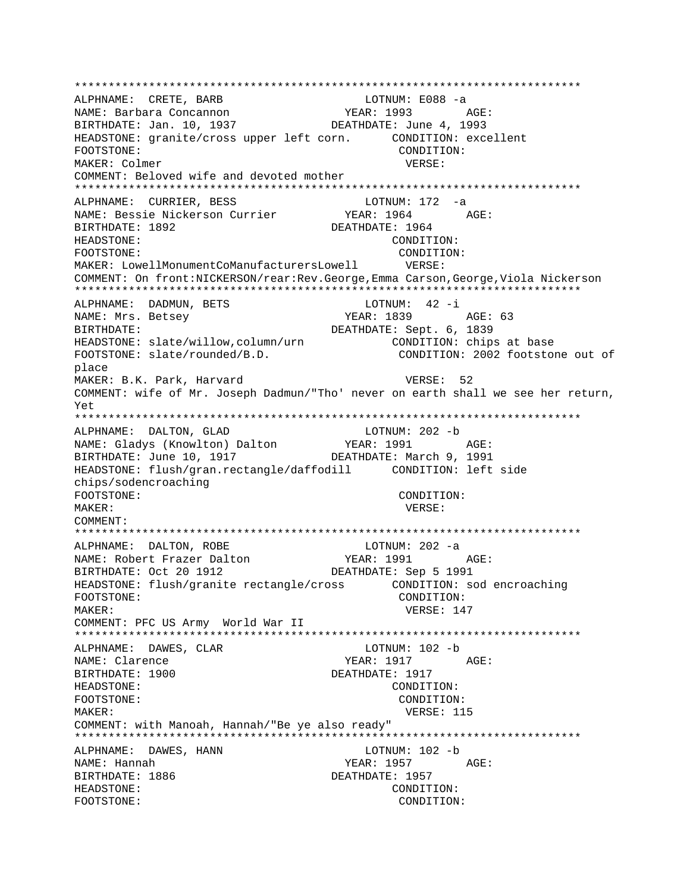```
****************************************************************************
ALPHNAME:  CRETE, BARB                          LOTNUM: E088 -a
NAME: Barbara Concannon                    YEAR: 1993       AGE:
BIRTHDATE: Jan. 10, 1937               DEATHDATE: June 4, 1993
HEADSTONE: granite/cross upper left corn.      CONDITION: excellent
FOOTSTONE:                                       CONDITION:
MAKER: Colmer                                     VERSE:
COMMENT: Beloved wife and devoted mother
****************************************************************************
ALPHNAME:  CURRIER, BESS                        LOTNUM: 172  -a
NAME: Bessie Nickerson Currier           YEAR: 1964       AGE:
BIRTHDATE: 1892                        DEATHDATE: 1964
HEADSTONE:                                       CONDITION:
FOOTSTONE:                                       CONDITION:
MAKER: LowellMonumentCoManufacturersLowell       VERSE:
COMMENT: On front:NICKERSON/rear:Rev.George,Emma Carson,George,Viola Nickerson
****************************************************************************
ALPHNAME:  DADMUN, BETS                         LOTNUM:  42 -i
NAME: Mrs. Betsey                          YEAR: 1839       AGE: 63
BIRTHDATE:                             DEATHDATE: Sept. 6, 1839
HEADSTONE: slate/willow,column/urn             CONDITION: chips at base
FOOTSTONE: slate/rounded/B.D.                   CONDITION: 2002 footstone out of
place
MAKER: B.K. Park, Harvard                         VERSE:  52
COMMENT: wife of Mr. Joseph Dadmun/"Tho' never on earth shall we see her return,
Yet
****************************************************************************
ALPHNAME:  DALTON, GLAD                         LOTNUM: 202 -b
NAME: Gladys (Knowlton) Dalton           YEAR: 1991       AGE:
BIRTHDATE: June 10, 1917               DEATHDATE: March 9, 1991
HEADSTONE: flush/gran.rectangle/daffodill      CONDITION: left side
chips/sodencroaching
FOOTSTONE:                                       CONDITION:
MAKER:                                            VERSE:
COMMENT:
****************************************************************************
ALPHNAME:  DALTON, ROBE                         LOTNUM: 202 -a
NAME: Robert Frazer Dalton               YEAR: 1991       AGE:
BIRTHDATE: Oct 20 1912                 DEATHDATE: Sep 5 1991
HEADSTONE: flush/granite rectangle/cross       CONDITION: sod encroaching
FOOTSTONE:                                       CONDITION:
MAKER:                                            VERSE: 147
COMMENT: PFC US Army  World War II
****************************************************************************
ALPHNAME:  DAWES, CLAR                          LOTNUM: 102 -b
NAME: Clarence                             YEAR: 1917       AGE:
BIRTHDATE: 1900                        DEATHDATE: 1917
HEADSTONE:                                       CONDITION:
FOOTSTONE:                                       CONDITION:
MAKER:                                            VERSE: 115
COMMENT: with Manoah, Hannah/"Be ye also ready"
****************************************************************************
ALPHNAME:  DAWES, HANN                          LOTNUM: 102 -b
NAME: Hannah                               YEAR: 1957       AGE:
BIRTHDATE: 1886                        DEATHDATE: 1957
HEADSTONE:                                       CONDITION:
FOOTSTONE:                                       CONDITION:
```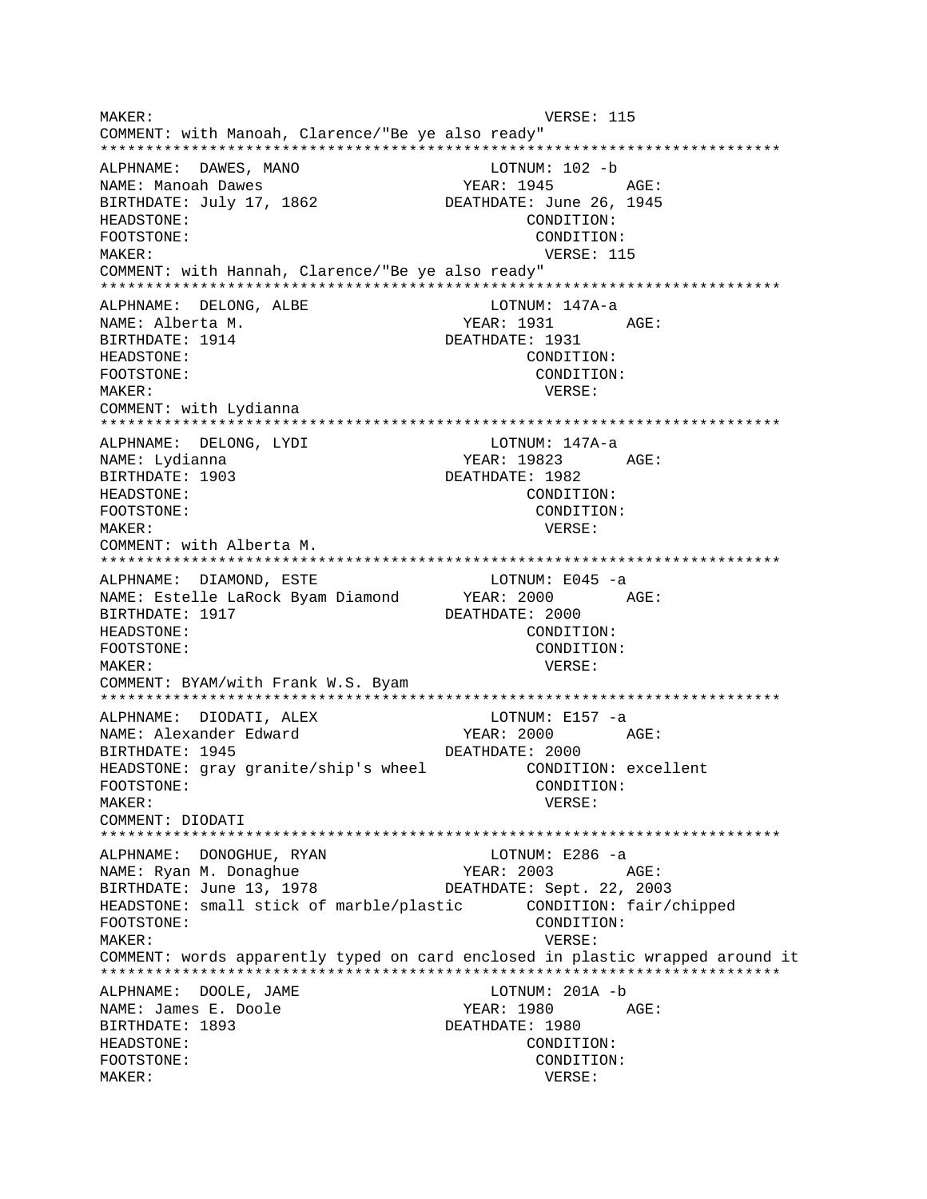```
MAKER:                                           VERSE: 115
COMMENT: with Manoah, Clarence/"Be ye also ready"
***************************************************************************
ALPHNAME:  DAWES, MANO                     LOTNUM: 102 -b
NAME: Manoah Dawes                        YEAR: 1945       AGE:
BIRTHDATE: July 17, 1862                  DEATHDATE: June 26, 1945
HEADSTONE:                                       CONDITION:
FOOTSTONE:                                       CONDITION:
MAKER:                                           VERSE: 115
COMMENT: with Hannah, Clarence/"Be ye also ready"
***************************************************************************
ALPHNAME:  DELONG, ALBE                    LOTNUM: 147A-a
NAME: Alberta M.                          YEAR: 1931       AGE:
BIRTHDATE: 1914                           DEATHDATE: 1931
HEADSTONE:                                       CONDITION:
FOOTSTONE:                                       CONDITION:
MAKER:                                           VERSE:
COMMENT: with Lydianna
***************************************************************************
ALPHNAME:  DELONG, LYDI                    LOTNUM: 147A-a
NAME: Lydianna                            YEAR: 19823      AGE:
BIRTHDATE: 1903                           DEATHDATE: 1982
HEADSTONE:                                       CONDITION:
FOOTSTONE:                                       CONDITION:
MAKER:                                           VERSE:
COMMENT: with Alberta M.
***************************************************************************
ALPHNAME:  DIAMOND, ESTE                   LOTNUM: E045 -a
NAME: Estelle LaRock Byam Diamond         YEAR: 2000       AGE:
BIRTHDATE: 1917                           DEATHDATE: 2000
HEADSTONE:                                       CONDITION:
FOOTSTONE:                                       CONDITION:
MAKER:                                           VERSE:
COMMENT: BYAM/with Frank W.S. Byam
***************************************************************************
ALPHNAME:  DIODATI, ALEX                   LOTNUM: E157 -a
NAME: Alexander Edward                    YEAR: 2000       AGE:
BIRTHDATE: 1945                           DEATHDATE: 2000
HEADSTONE: gray granite/ship's wheel             CONDITION: excellent
FOOTSTONE:                                       CONDITION:
MAKER:                                           VERSE:
COMMENT: DIODATI
***************************************************************************
ALPHNAME:  DONOGHUE, RYAN                  LOTNUM: E286 -a
NAME: Ryan M. Donaghue                    YEAR: 2003       AGE:
BIRTHDATE: June 13, 1978                  DEATHDATE: Sept. 22, 2003
HEADSTONE: small stick of marble/plastic         CONDITION: fair/chipped
FOOTSTONE:                                       CONDITION:
MAKER:                                           VERSE:
COMMENT: words apparently typed on card enclosed in plastic wrapped around it
***************************************************************************
ALPHNAME:  DOOLE, JAME                     LOTNUM: 201A -b
NAME: James E. Doole                      YEAR: 1980       AGE:
BIRTHDATE: 1893                           DEATHDATE: 1980
HEADSTONE:                                       CONDITION:
FOOTSTONE:                                       CONDITION:
MAKER:                                           VERSE:
```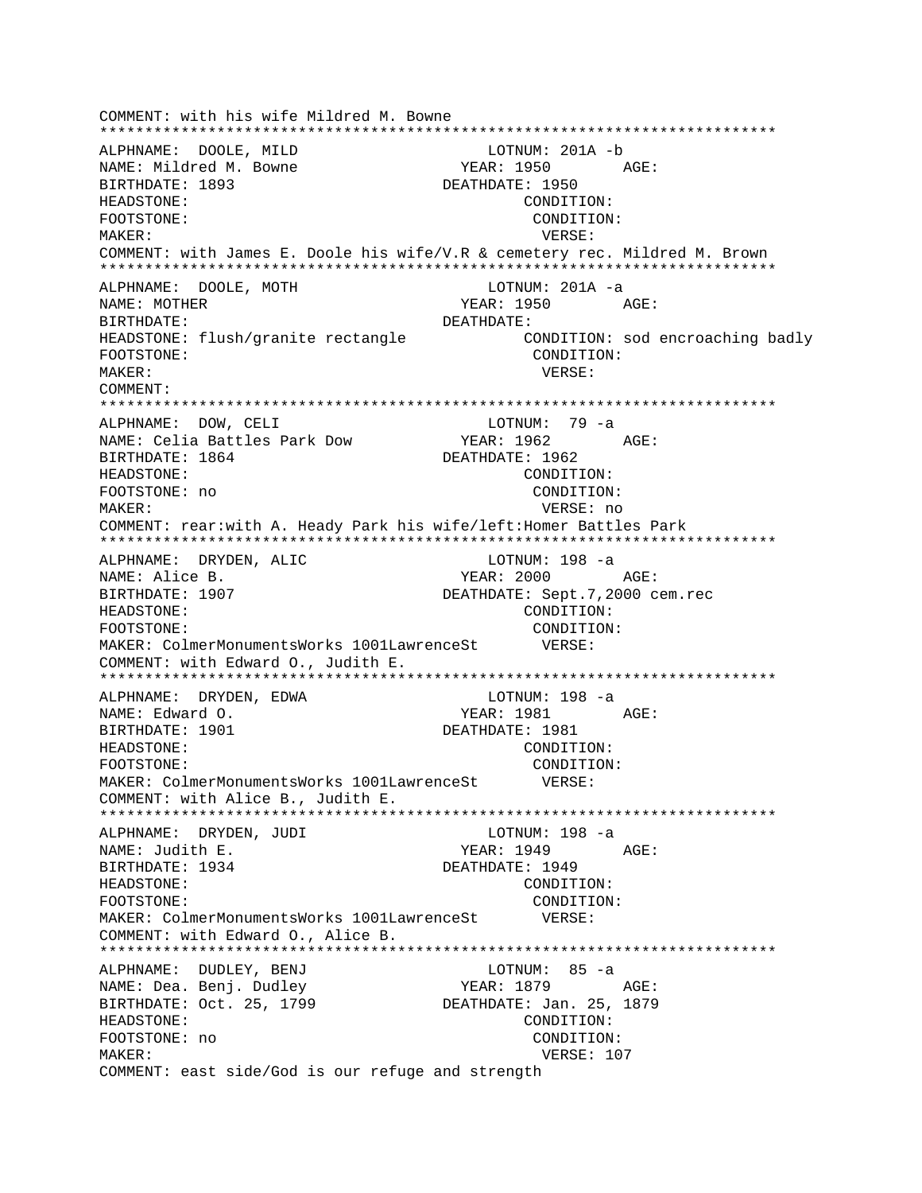COMMENT: with his wife Mildred M. Bowne

****************************************************************************

ALPHNAME: DOOLE, MILD LOTNUM: 201A -b
NAME: Mildred M. Bowne YEAR: 1950 AGE:
BIRTHDATE: 1893 DEATHDATE: 1950
HEADSTONE: CONDITION:
FOOTSTONE: CONDITION:
MAKER: VERSE:
COMMENT: with James E. Doole his wife/V.R & cemetery rec. Mildred M. Brown

****************************************************************************

ALPHNAME: DOOLE, MOTH LOTNUM: 201A -a
NAME: MOTHER YEAR: 1950 AGE:
BIRTHDATE: DEATHDATE:
HEADSTONE: flush/granite rectangle CONDITION: sod encroaching badly
FOOTSTONE: CONDITION:
MAKER: VERSE:
COMMENT:

****************************************************************************

ALPHNAME: DOW, CELI LOTNUM: 79 -a
NAME: Celia Battles Park Dow YEAR: 1962 AGE:
BIRTHDATE: 1864 DEATHDATE: 1962
HEADSTONE: CONDITION:
FOOTSTONE: no CONDITION:
MAKER: VERSE: no
COMMENT: rear:with A. Heady Park his wife/left:Homer Battles Park

****************************************************************************

ALPHNAME: DRYDEN, ALIC LOTNUM: 198 -a
NAME: Alice B. YEAR: 2000 AGE:
BIRTHDATE: 1907 DEATHDATE: Sept.7,2000 cem.rec
HEADSTONE: CONDITION:
FOOTSTONE: CONDITION:
MAKER: ColmerMonumentsWorks 1001LawrenceSt VERSE:
COMMENT: with Edward O., Judith E.

****************************************************************************

ALPHNAME: DRYDEN, EDWA LOTNUM: 198 -a
NAME: Edward O. YEAR: 1981 AGE:
BIRTHDATE: 1901 DEATHDATE: 1981
HEADSTONE: CONDITION:
FOOTSTONE: CONDITION:
MAKER: ColmerMonumentsWorks 1001LawrenceSt VERSE:
COMMENT: with Alice B., Judith E.

****************************************************************************

ALPHNAME: DRYDEN, JUDI LOTNUM: 198 -a
NAME: Judith E. YEAR: 1949 AGE:
BIRTHDATE: 1934 DEATHDATE: 1949
HEADSTONE: CONDITION:
FOOTSTONE: CONDITION:
MAKER: ColmerMonumentsWorks 1001LawrenceSt VERSE:
COMMENT: with Edward O., Alice B.

****************************************************************************

ALPHNAME: DUDLEY, BENJ LOTNUM: 85 -a
NAME: Dea. Benj. Dudley YEAR: 1879 AGE:
BIRTHDATE: Oct. 25, 1799 DEATHDATE: Jan. 25, 1879
HEADSTONE: CONDITION:
FOOTSTONE: no CONDITION:
MAKER: VERSE: 107
COMMENT: east side/God is our refuge and strength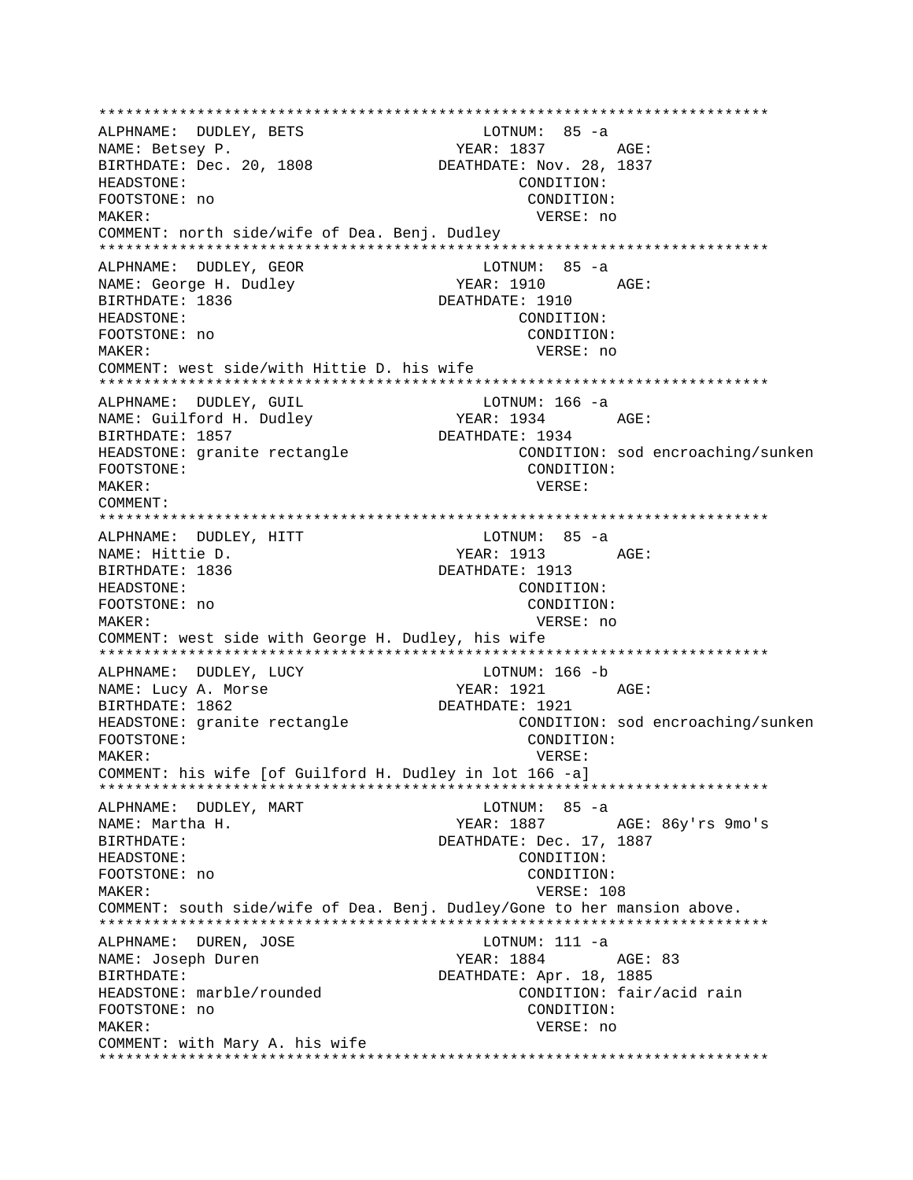```
****************************************************************************
ALPHNAME:  DUDLEY, BETS                    LOTNUM:  85 -a
NAME: Betsey P.                           YEAR: 1837        AGE:
BIRTHDATE: Dec. 20, 1808                 DEATHDATE: Nov. 28, 1837
HEADSTONE:                                     CONDITION:
FOOTSTONE: no                                  CONDITION:
MAKER:                                          VERSE: no
COMMENT: north side/wife of Dea. Benj. Dudley
****************************************************************************
ALPHNAME:  DUDLEY, GEOR                    LOTNUM:  85 -a
NAME: George H. Dudley                    YEAR: 1910        AGE:
BIRTHDATE: 1836                          DEATHDATE: 1910
HEADSTONE:                                     CONDITION:
FOOTSTONE: no                                  CONDITION:
MAKER:                                          VERSE: no
COMMENT: west side/with Hittie D. his wife
****************************************************************************
ALPHNAME:  DUDLEY, GUIL                    LOTNUM: 166 -a
NAME: Guilford H. Dudley                  YEAR: 1934        AGE:
BIRTHDATE: 1857                          DEATHDATE: 1934
HEADSTONE: granite rectangle                  CONDITION: sod encroaching/sunken
FOOTSTONE:                                     CONDITION:
MAKER:                                          VERSE:
COMMENT:
****************************************************************************
ALPHNAME:  DUDLEY, HITT                    LOTNUM:  85 -a
NAME: Hittie D.                           YEAR: 1913        AGE:
BIRTHDATE: 1836                          DEATHDATE: 1913
HEADSTONE:                                     CONDITION:
FOOTSTONE: no                                  CONDITION:
MAKER:                                          VERSE: no
COMMENT: west side with George H. Dudley, his wife
****************************************************************************
ALPHNAME:  DUDLEY, LUCY                    LOTNUM: 166 -b
NAME: Lucy A. Morse                       YEAR: 1921        AGE:
BIRTHDATE: 1862                          DEATHDATE: 1921
HEADSTONE: granite rectangle                  CONDITION: sod encroaching/sunken
FOOTSTONE:                                     CONDITION:
MAKER:                                          VERSE:
COMMENT: his wife [of Guilford H. Dudley in lot 166 -a]
****************************************************************************
ALPHNAME:  DUDLEY, MART                    LOTNUM:  85 -a
NAME: Martha H.                           YEAR: 1887        AGE: 86y'rs 9mo's
BIRTHDATE:                               DEATHDATE: Dec. 17, 1887
HEADSTONE:                                     CONDITION:
FOOTSTONE: no                                  CONDITION:
MAKER:                                          VERSE: 108
COMMENT: south side/wife of Dea. Benj. Dudley/Gone to her mansion above.
****************************************************************************
ALPHNAME:  DUREN, JOSE                     LOTNUM: 111 -a
NAME: Joseph Duren                        YEAR: 1884        AGE: 83
BIRTHDATE:                               DEATHDATE: Apr. 18, 1885
HEADSTONE: marble/rounded                     CONDITION: fair/acid rain
FOOTSTONE: no                                  CONDITION:
MAKER:                                          VERSE: no
COMMENT: with Mary A. his wife
****************************************************************************
```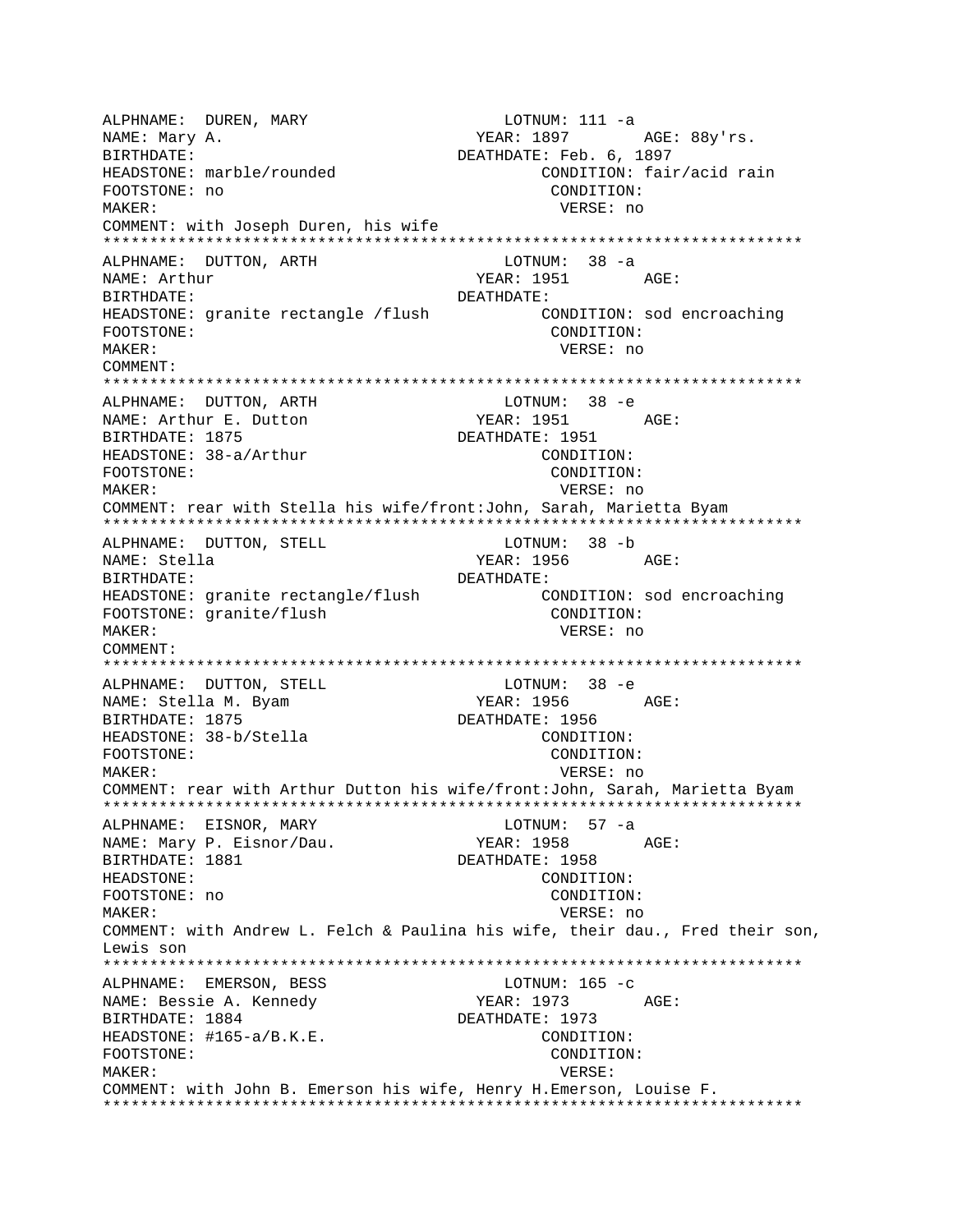```
ALPHNAME:  DUREN, MARY                    LOTNUM: 111 -a
NAME: Mary A.                           YEAR: 1897        AGE: 88y'rs.
BIRTHDATE:                             DEATHDATE: Feb. 6, 1897
HEADSTONE: marble/rounded                     CONDITION: fair/acid rain
FOOTSTONE: no                                  CONDITION:
MAKER:                                          VERSE: no
COMMENT: with Joseph Duren, his wife
***************************************************************************
ALPHNAME:  DUTTON, ARTH                   LOTNUM:  38 -a
NAME: Arthur                            YEAR: 1951        AGE:
BIRTHDATE:                             DEATHDATE:
HEADSTONE: granite rectangle /flush           CONDITION: sod encroaching
FOOTSTONE:                                     CONDITION:
MAKER:                                          VERSE: no
COMMENT:
***************************************************************************
ALPHNAME:  DUTTON, ARTH                   LOTNUM:  38 -e
NAME: Arthur E. Dutton                  YEAR: 1951        AGE:
BIRTHDATE: 1875                        DEATHDATE: 1951
HEADSTONE: 38-a/Arthur                         CONDITION:
FOOTSTONE:                                     CONDITION:
MAKER:                                          VERSE: no
COMMENT: rear with Stella his wife/front:John, Sarah, Marietta Byam
***************************************************************************
ALPHNAME:  DUTTON, STELL                  LOTNUM:  38 -b
NAME: Stella                            YEAR: 1956        AGE:
BIRTHDATE:                             DEATHDATE:
HEADSTONE: granite rectangle/flush            CONDITION: sod encroaching
FOOTSTONE: granite/flush                       CONDITION:
MAKER:                                          VERSE: no
COMMENT:
***************************************************************************
ALPHNAME:  DUTTON, STELL                  LOTNUM:  38 -e
NAME: Stella M. Byam                    YEAR: 1956        AGE:
BIRTHDATE: 1875                        DEATHDATE: 1956
HEADSTONE: 38-b/Stella                         CONDITION:
FOOTSTONE:                                     CONDITION:
MAKER:                                          VERSE: no
COMMENT: rear with Arthur Dutton his wife/front:John, Sarah, Marietta Byam
***************************************************************************
ALPHNAME:  EISNOR, MARY                   LOTNUM:  57 -a
NAME: Mary P. Eisnor/Dau.               YEAR: 1958        AGE:
BIRTHDATE: 1881                        DEATHDATE: 1958
HEADSTONE:                                     CONDITION:
FOOTSTONE: no                                  CONDITION:
MAKER:                                          VERSE: no
COMMENT: with Andrew L. Felch & Paulina his wife, their dau., Fred their son,
Lewis son
***************************************************************************
ALPHNAME:  EMERSON, BESS                  LOTNUM: 165 -c
NAME: Bessie A. Kennedy                 YEAR: 1973        AGE:
BIRTHDATE: 1884                        DEATHDATE: 1973
HEADSTONE: #165-a/B.K.E.                       CONDITION:
FOOTSTONE:                                     CONDITION:
MAKER:                                          VERSE:
COMMENT: with John B. Emerson his wife, Henry H.Emerson, Louise F.
***************************************************************************
```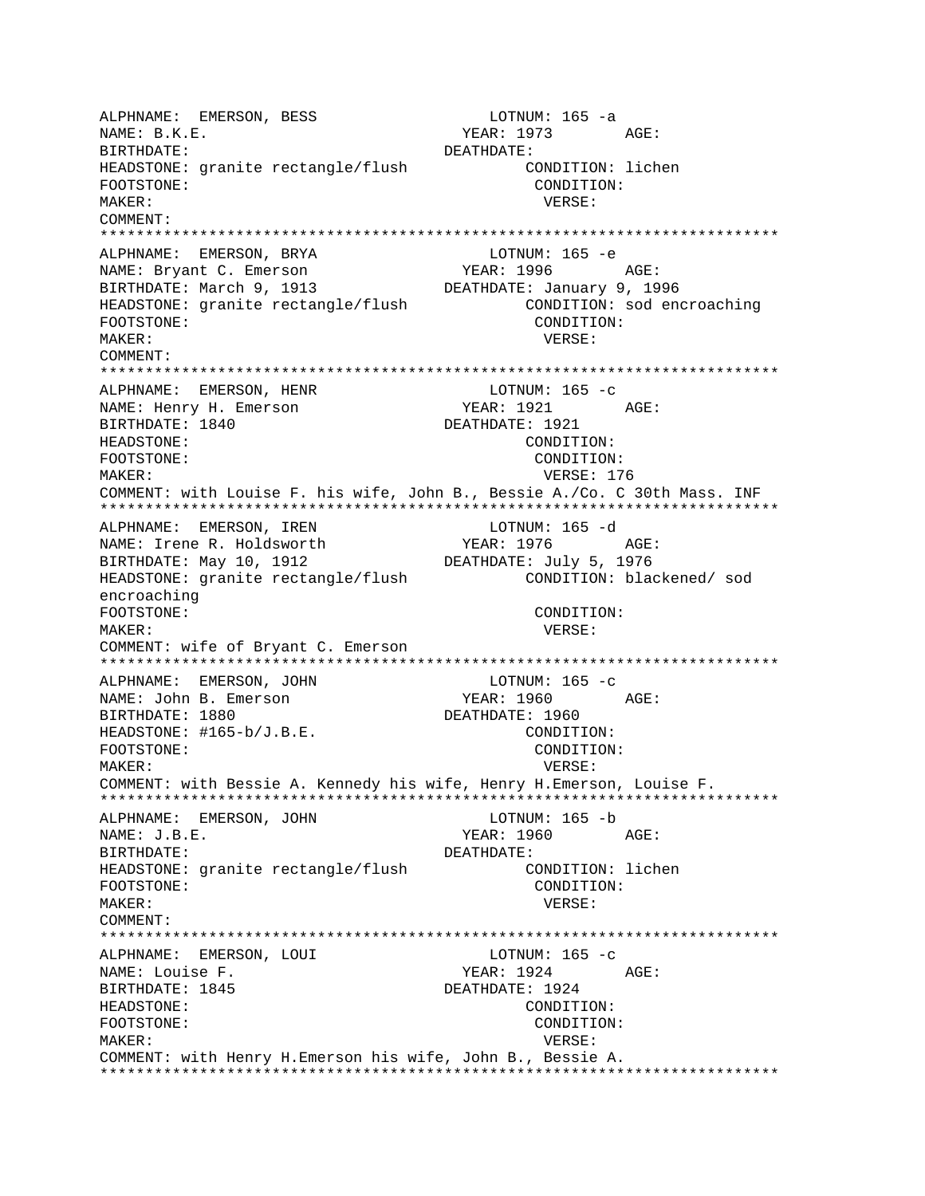```
ALPHNAME:  EMERSON, BESS                    LOTNUM: 165 -a
NAME: B.K.E.                              YEAR: 1973        AGE:
BIRTHDATE:                              DEATHDATE:
HEADSTONE: granite rectangle/flush            CONDITION: lichen
FOOTSTONE:                                     CONDITION:
MAKER:                                          VERSE:
COMMENT:
**************************************************************************
ALPHNAME:  EMERSON, BRYA                    LOTNUM: 165 -e
NAME: Bryant C. Emerson                   YEAR: 1996        AGE:
BIRTHDATE: March 9, 1913                DEATHDATE: January 9, 1996
HEADSTONE: granite rectangle/flush            CONDITION: sod encroaching
FOOTSTONE:                                     CONDITION:
MAKER:                                          VERSE:
COMMENT:
**************************************************************************
ALPHNAME:  EMERSON, HENR                    LOTNUM: 165 -c
NAME: Henry H. Emerson                    YEAR: 1921        AGE:
BIRTHDATE: 1840                         DEATHDATE: 1921
HEADSTONE:                                     CONDITION:
FOOTSTONE:                                     CONDITION:
MAKER:                                          VERSE: 176
COMMENT: with Louise F. his wife, John B., Bessie A./Co. C 30th Mass. INF
**************************************************************************
ALPHNAME:  EMERSON, IREN                    LOTNUM: 165 -d
NAME: Irene R. Holdsworth                 YEAR: 1976        AGE:
BIRTHDATE: May 10, 1912                 DEATHDATE: July 5, 1976
HEADSTONE: granite rectangle/flush            CONDITION: blackened/ sod
encroaching
FOOTSTONE:                                     CONDITION:
MAKER:                                          VERSE:
COMMENT: wife of Bryant C. Emerson
**************************************************************************
ALPHNAME:  EMERSON, JOHN                    LOTNUM: 165 -c
NAME: John B. Emerson                     YEAR: 1960        AGE:
BIRTHDATE: 1880                         DEATHDATE: 1960
HEADSTONE: #165-b/J.B.E.                       CONDITION:
FOOTSTONE:                                     CONDITION:
MAKER:                                          VERSE:
COMMENT: with Bessie A. Kennedy his wife, Henry H.Emerson, Louise F.
**************************************************************************
ALPHNAME:  EMERSON, JOHN                    LOTNUM: 165 -b
NAME: J.B.E.                              YEAR: 1960        AGE:
BIRTHDATE:                              DEATHDATE:
HEADSTONE: granite rectangle/flush            CONDITION: lichen
FOOTSTONE:                                     CONDITION:
MAKER:                                          VERSE:
COMMENT:
**************************************************************************
ALPHNAME:  EMERSON, LOUI                    LOTNUM: 165 -c
NAME: Louise F.                           YEAR: 1924        AGE:
BIRTHDATE: 1845                         DEATHDATE: 1924
HEADSTONE:                                     CONDITION:
FOOTSTONE:                                     CONDITION:
MAKER:                                          VERSE:
COMMENT: with Henry H.Emerson his wife, John B., Bessie A.
**************************************************************************
```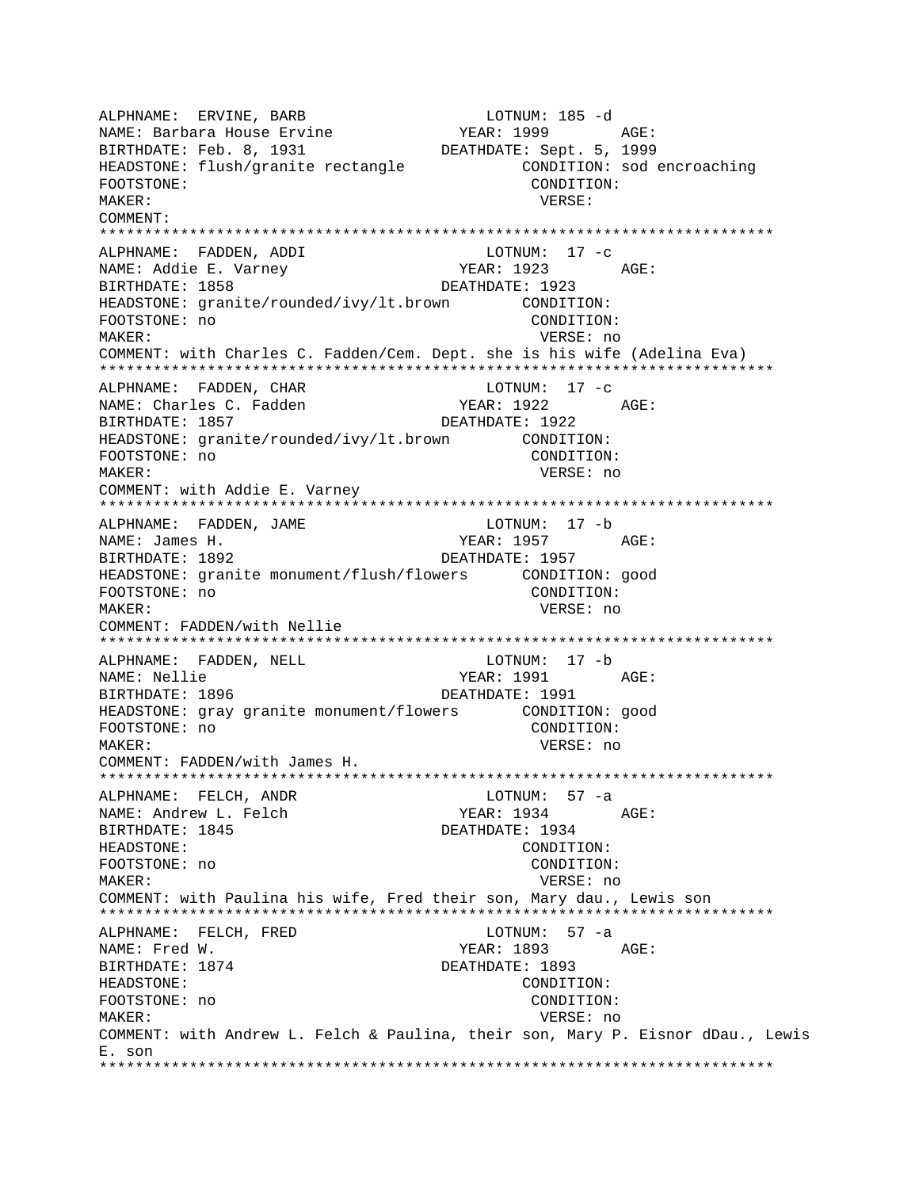```
ALPHNAME:  ERVINE, BARB                      LOTNUM: 185 -d
NAME: Barbara House Ervine              YEAR: 1999        AGE:
BIRTHDATE: Feb. 8, 1931               DEATHDATE: Sept. 5, 1999
HEADSTONE: flush/granite rectangle             CONDITION: sod encroaching
FOOTSTONE:                                      CONDITION:
MAKER:                                           VERSE:
COMMENT:
***************************************************************************
ALPHNAME:  FADDEN, ADDI                      LOTNUM:  17 -c
NAME: Addie E. Varney                   YEAR: 1923        AGE:
BIRTHDATE: 1858                       DEATHDATE: 1923
HEADSTONE: granite/rounded/ivy/lt.brown        CONDITION:
FOOTSTONE: no                                   CONDITION:
MAKER:                                           VERSE: no
COMMENT: with Charles C. Fadden/Cem. Dept. she is his wife (Adelina Eva)
***************************************************************************
ALPHNAME:  FADDEN, CHAR                      LOTNUM:  17 -c
NAME: Charles C. Fadden                 YEAR: 1922        AGE:
BIRTHDATE: 1857                       DEATHDATE: 1922
HEADSTONE: granite/rounded/ivy/lt.brown        CONDITION:
FOOTSTONE: no                                   CONDITION:
MAKER:                                           VERSE: no
COMMENT: with Addie E. Varney
***************************************************************************
ALPHNAME:  FADDEN, JAME                      LOTNUM:  17 -b
NAME: James H.                          YEAR: 1957        AGE:
BIRTHDATE: 1892                       DEATHDATE: 1957
HEADSTONE: granite monument/flush/flowers      CONDITION: good
FOOTSTONE: no                                   CONDITION:
MAKER:                                           VERSE: no
COMMENT: FADDEN/with Nellie
***************************************************************************
ALPHNAME:  FADDEN, NELL                      LOTNUM:  17 -b
NAME: Nellie                            YEAR: 1991        AGE:
BIRTHDATE: 1896                       DEATHDATE: 1991
HEADSTONE: gray granite monument/flowers       CONDITION: good
FOOTSTONE: no                                   CONDITION:
MAKER:                                           VERSE: no
COMMENT: FADDEN/with James H.
***************************************************************************
ALPHNAME:  FELCH, ANDR                       LOTNUM:  57 -a
NAME: Andrew L. Felch                   YEAR: 1934        AGE:
BIRTHDATE: 1845                       DEATHDATE: 1934
HEADSTONE:                                      CONDITION:
FOOTSTONE: no                                   CONDITION:
MAKER:                                           VERSE: no
COMMENT: with Paulina his wife, Fred their son, Mary dau., Lewis son
***************************************************************************
ALPHNAME:  FELCH, FRED                       LOTNUM:  57 -a
NAME: Fred W.                           YEAR: 1893        AGE:
BIRTHDATE: 1874                       DEATHDATE: 1893
HEADSTONE:                                      CONDITION:
FOOTSTONE: no                                   CONDITION:
MAKER:                                           VERSE: no
COMMENT: with Andrew L. Felch & Paulina, their son, Mary P. Eisnor dDau., Lewis
E. son
***************************************************************************
```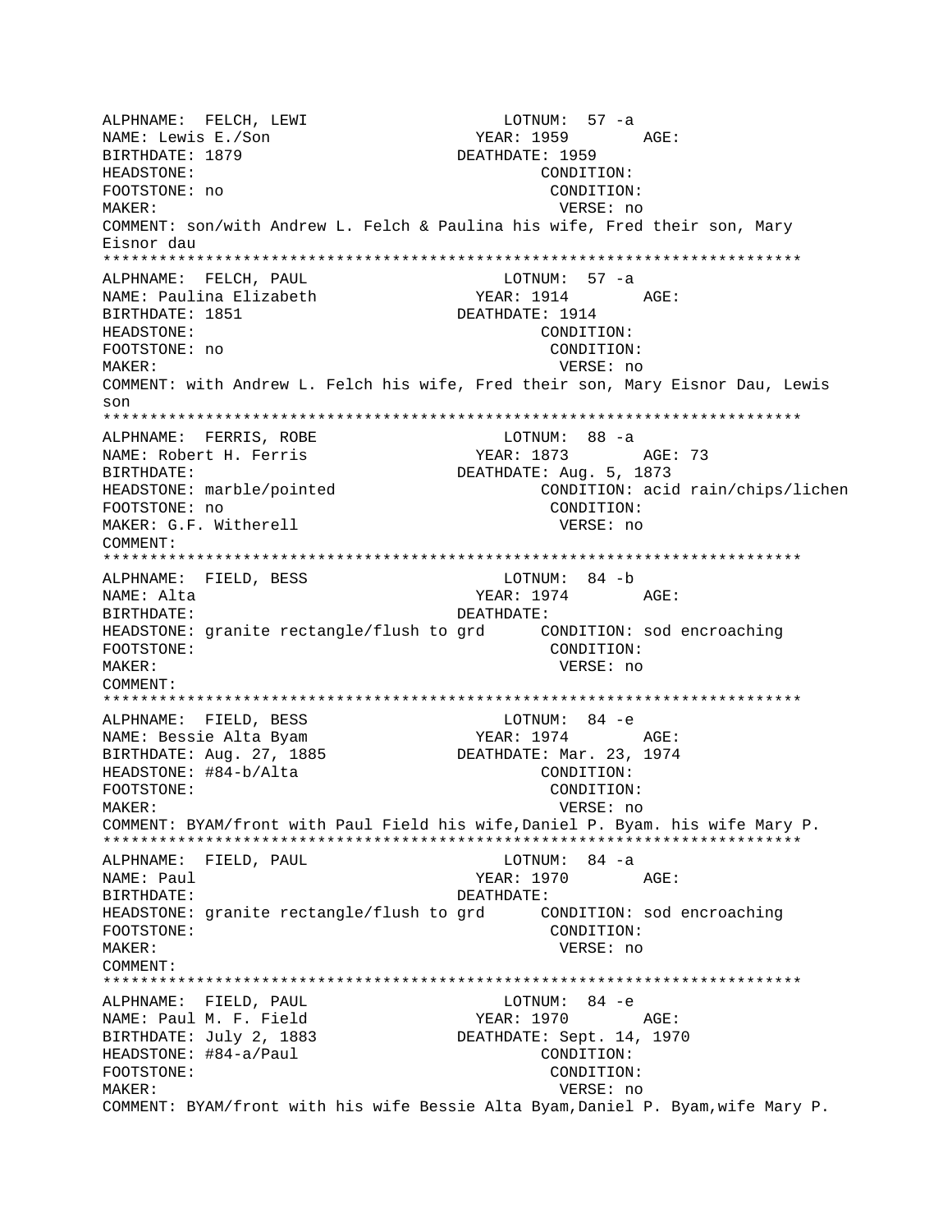ALPHNAME: FELCH, LEWI LOTNUM: 57 -a
NAME: Lewis E./Son YEAR: 1959 AGE:
BIRTHDATE: 1879 DEATHDATE: 1959
HEADSTONE: CONDITION:
FOOTSTONE: no CONDITION:
MAKER: VERSE: no
COMMENT: son/with Andrew L. Felch & Paulina his wife, Fred their son, Mary Eisnor dau

***************************************************************************

ALPHNAME: FELCH, PAUL LOTNUM: 57 -a
NAME: Paulina Elizabeth YEAR: 1914 AGE:
BIRTHDATE: 1851 DEATHDATE: 1914
HEADSTONE: CONDITION:
FOOTSTONE: no CONDITION:
MAKER: VERSE: no
COMMENT: with Andrew L. Felch his wife, Fred their son, Mary Eisnor Dau, Lewis son

***************************************************************************

ALPHNAME: FERRIS, ROBE LOTNUM: 88 -a
NAME: Robert H. Ferris YEAR: 1873 AGE: 73
BIRTHDATE: DEATHDATE: Aug. 5, 1873
HEADSTONE: marble/pointed CONDITION: acid rain/chips/lichen
FOOTSTONE: no CONDITION:
MAKER: G.F. Witherell VERSE: no
COMMENT:

***************************************************************************

ALPHNAME: FIELD, BESS LOTNUM: 84 -b
NAME: Alta YEAR: 1974 AGE:
BIRTHDATE: DEATHDATE:
HEADSTONE: granite rectangle/flush to grd CONDITION: sod encroaching
FOOTSTONE: CONDITION:
MAKER: VERSE: no
COMMENT:

***************************************************************************

ALPHNAME: FIELD, BESS LOTNUM: 84 -e
NAME: Bessie Alta Byam YEAR: 1974 AGE:
BIRTHDATE: Aug. 27, 1885 DEATHDATE: Mar. 23, 1974
HEADSTONE: #84-b/Alta CONDITION:
FOOTSTONE: CONDITION:
MAKER: VERSE: no
COMMENT: BYAM/front with Paul Field his wife,Daniel P. Byam. his wife Mary P.

***************************************************************************

ALPHNAME: FIELD, PAUL LOTNUM: 84 -a
NAME: Paul YEAR: 1970 AGE:
BIRTHDATE: DEATHDATE:
HEADSTONE: granite rectangle/flush to grd CONDITION: sod encroaching
FOOTSTONE: CONDITION:
MAKER: VERSE: no
COMMENT:

***************************************************************************

ALPHNAME: FIELD, PAUL LOTNUM: 84 -e
NAME: Paul M. F. Field YEAR: 1970 AGE:
BIRTHDATE: July 2, 1883 DEATHDATE: Sept. 14, 1970
HEADSTONE: #84-a/Paul CONDITION:
FOOTSTONE: CONDITION:
MAKER: VERSE: no
COMMENT: BYAM/front with his wife Bessie Alta Byam,Daniel P. Byam,wife Mary P.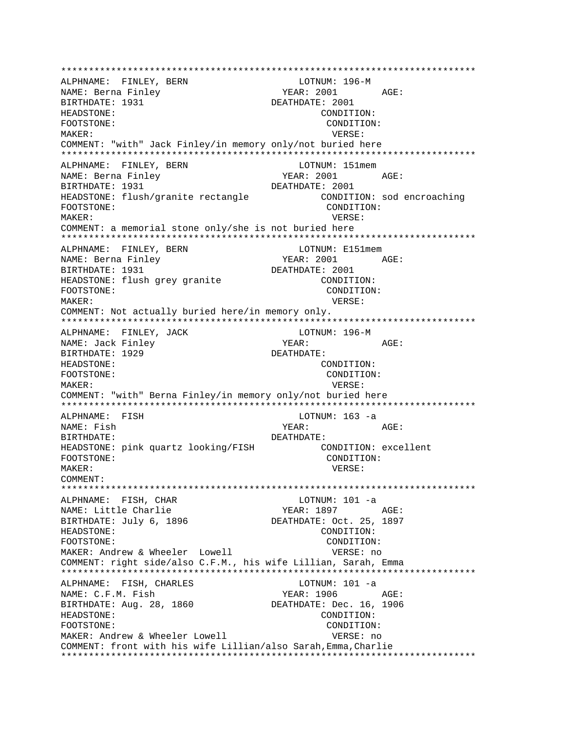```
***************************************************************************
ALPHNAME:  FINLEY, BERN                     LOTNUM: 196-M
NAME: Berna Finley                         YEAR: 2001        AGE:
BIRTHDATE: 1931                           DEATHDATE: 2001
HEADSTONE:                                            CONDITION:
FOOTSTONE:                                             CONDITION:
MAKER:                                                  VERSE:
COMMENT: "with" Jack Finley/in memory only/not buried here
***************************************************************************
ALPHNAME:  FINLEY, BERN                     LOTNUM: 151mem
NAME: Berna Finley                         YEAR: 2001        AGE:
BIRTHDATE: 1931                           DEATHDATE: 2001
HEADSTONE: flush/granite rectangle              CONDITION: sod encroaching
FOOTSTONE:                                             CONDITION:
MAKER:                                                  VERSE:
COMMENT: a memorial stone only/she is not buried here
***************************************************************************
ALPHNAME:  FINLEY, BERN                     LOTNUM: E151mem
NAME: Berna Finley                         YEAR: 2001        AGE:
BIRTHDATE: 1931                           DEATHDATE: 2001
HEADSTONE: flush grey granite                    CONDITION:
FOOTSTONE:                                             CONDITION:
MAKER:                                                  VERSE:
COMMENT: Not actually buried here/in memory only.
***************************************************************************
ALPHNAME:  FINLEY, JACK                     LOTNUM: 196-M
NAME: Jack Finley                          YEAR:             AGE:
BIRTHDATE: 1929                           DEATHDATE:
HEADSTONE:                                            CONDITION:
FOOTSTONE:                                             CONDITION:
MAKER:                                                  VERSE:
COMMENT: "with" Berna Finley/in memory only/not buried here
***************************************************************************
ALPHNAME:  FISH                             LOTNUM: 163 -a
NAME: Fish                                 YEAR:             AGE:
BIRTHDATE:                                DEATHDATE:
HEADSTONE: pink quartz looking/FISH             CONDITION: excellent
FOOTSTONE:                                             CONDITION:
MAKER:                                                  VERSE:
COMMENT:
***************************************************************************
ALPHNAME:  FISH, CHAR                       LOTNUM: 101 -a
NAME: Little Charlie                       YEAR: 1897        AGE:
BIRTHDATE: July 6, 1896                   DEATHDATE: Oct. 25, 1897
HEADSTONE:                                            CONDITION:
FOOTSTONE:                                             CONDITION:
MAKER: Andrew & Wheeler  Lowell                        VERSE: no
COMMENT: right side/also C.F.M., his wife Lillian, Sarah, Emma
***************************************************************************
ALPHNAME:  FISH, CHARLES                    LOTNUM: 101 -a
NAME: C.F.M. Fish                          YEAR: 1906        AGE:
BIRTHDATE: Aug. 28, 1860                  DEATHDATE: Dec. 16, 1906
HEADSTONE:                                            CONDITION:
FOOTSTONE:                                             CONDITION:
MAKER: Andrew & Wheeler Lowell                         VERSE: no
COMMENT: front with his wife Lillian/also Sarah,Emma,Charlie
***************************************************************************
```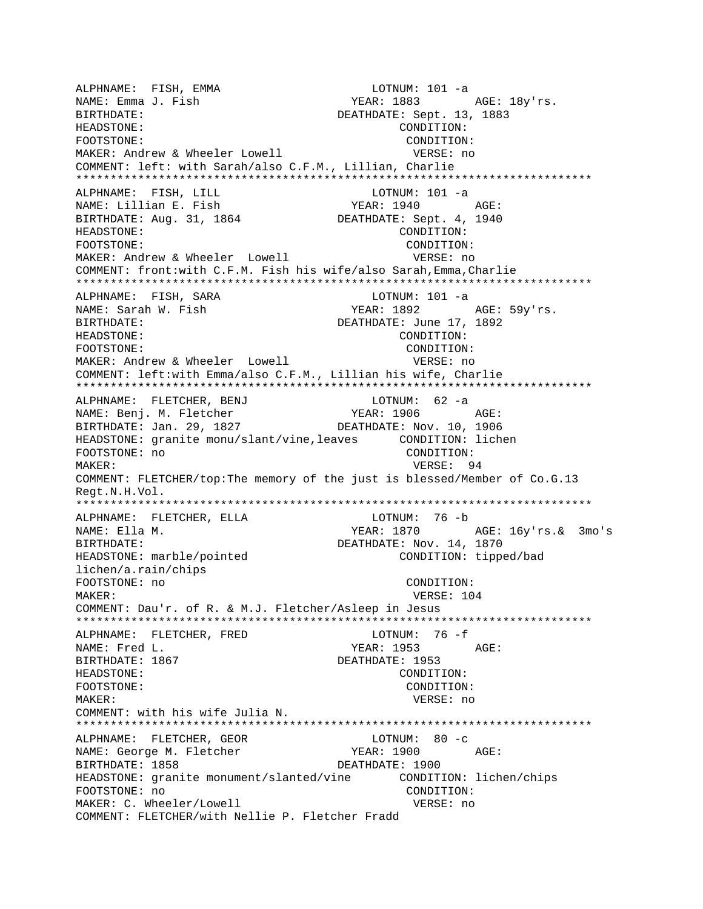ALPHNAME: FISH, EMMA LOTNUM: 101 -a
NAME: Emma J. Fish YEAR: 1883 AGE: 18y'rs.
BIRTHDATE: DEATHDATE: Sept. 13, 1883
HEADSTONE: CONDITION:
FOOTSTONE: CONDITION:
MAKER: Andrew & Wheeler Lowell VERSE: no
COMMENT: left: with Sarah/also C.F.M., Lillian, Charlie
***************************************************************************
ALPHNAME: FISH, LILL LOTNUM: 101 -a
NAME: Lillian E. Fish YEAR: 1940 AGE:
BIRTHDATE: Aug. 31, 1864 DEATHDATE: Sept. 4, 1940
HEADSTONE: CONDITION:
FOOTSTONE: CONDITION:
MAKER: Andrew & Wheeler Lowell VERSE: no
COMMENT: front:with C.F.M. Fish his wife/also Sarah,Emma,Charlie
***************************************************************************
ALPHNAME: FISH, SARA LOTNUM: 101 -a
NAME: Sarah W. Fish YEAR: 1892 AGE: 59y'rs.
BIRTHDATE: DEATHDATE: June 17, 1892
HEADSTONE: CONDITION:
FOOTSTONE: CONDITION:
MAKER: Andrew & Wheeler Lowell VERSE: no
COMMENT: left:with Emma/also C.F.M., Lillian his wife, Charlie
***************************************************************************
ALPHNAME: FLETCHER, BENJ LOTNUM: 62 -a
NAME: Benj. M. Fletcher YEAR: 1906 AGE:
BIRTHDATE: Jan. 29, 1827 DEATHDATE: Nov. 10, 1906
HEADSTONE: granite monu/slant/vine,leaves CONDITION: lichen
FOOTSTONE: no CONDITION:
MAKER: VERSE: 94
COMMENT: FLETCHER/top:The memory of the just is blessed/Member of Co.G.13 Regt.N.H.Vol.
***************************************************************************
ALPHNAME: FLETCHER, ELLA LOTNUM: 76 -b
NAME: Ella M. YEAR: 1870 AGE: 16y'rs.& 3mo's
BIRTHDATE: DEATHDATE: Nov. 14, 1870
HEADSTONE: marble/pointed CONDITION: tipped/bad lichen/a.rain/chips
FOOTSTONE: no CONDITION:
MAKER: VERSE: 104
COMMENT: Dau'r. of R. & M.J. Fletcher/Asleep in Jesus
***************************************************************************
ALPHNAME: FLETCHER, FRED LOTNUM: 76 -f
NAME: Fred L. YEAR: 1953 AGE:
BIRTHDATE: 1867 DEATHDATE: 1953
HEADSTONE: CONDITION:
FOOTSTONE: CONDITION:
MAKER: VERSE: no
COMMENT: with his wife Julia N.
***************************************************************************
ALPHNAME: FLETCHER, GEOR LOTNUM: 80 -c
NAME: George M. Fletcher YEAR: 1900 AGE:
BIRTHDATE: 1858 DEATHDATE: 1900
HEADSTONE: granite monument/slanted/vine CONDITION: lichen/chips
FOOTSTONE: no CONDITION:
MAKER: C. Wheeler/Lowell VERSE: no
COMMENT: FLETCHER/with Nellie P. Fletcher Fradd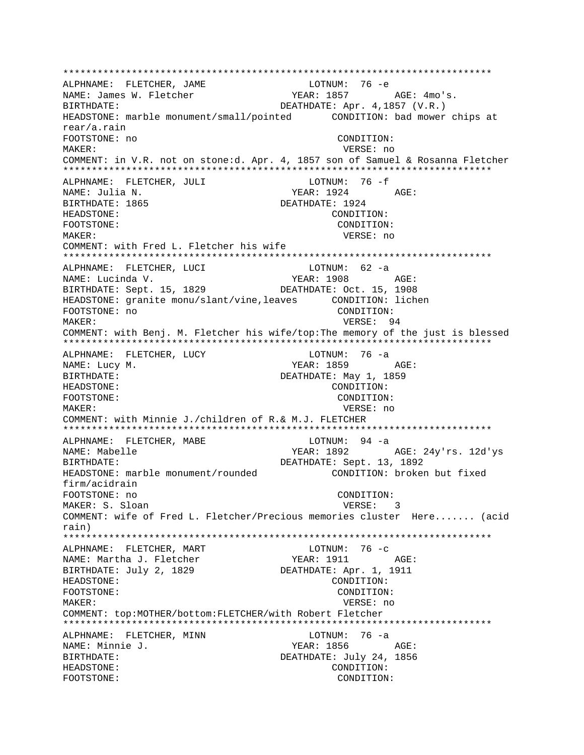```
***************************************************************************
ALPHNAME:  FLETCHER, JAME                    LOTNUM:  76 -e
NAME: James W. Fletcher                  YEAR: 1857        AGE: 4mo's.
BIRTHDATE:                             DEATHDATE: Apr. 4,1857 (V.R.)
HEADSTONE: marble monument/small/pointed       CONDITION: bad mower chips at
rear/a.rain
FOOTSTONE: no                                   CONDITION:
MAKER:                                           VERSE: no
COMMENT: in V.R. not on stone:d. Apr. 4, 1857 son of Samuel & Rosanna Fletcher
***************************************************************************
ALPHNAME:  FLETCHER, JULI                    LOTNUM:  76 -f
NAME: Julia N.                           YEAR: 1924        AGE:
BIRTHDATE: 1865                        DEATHDATE: 1924
HEADSTONE:                                      CONDITION:
FOOTSTONE:                                      CONDITION:
MAKER:                                           VERSE: no
COMMENT: with Fred L. Fletcher his wife
***************************************************************************
ALPHNAME:  FLETCHER, LUCI                    LOTNUM:  62 -a
NAME: Lucinda V.                         YEAR: 1908        AGE:
BIRTHDATE: Sept. 15, 1829              DEATHDATE: Oct. 15, 1908
HEADSTONE: granite monu/slant/vine,leaves      CONDITION: lichen
FOOTSTONE: no                                   CONDITION:
MAKER:                                           VERSE:  94
COMMENT: with Benj. M. Fletcher his wife/top:The memory of the just is blessed
***************************************************************************
ALPHNAME:  FLETCHER, LUCY                    LOTNUM:  76 -a
NAME: Lucy M.                            YEAR: 1859        AGE:
BIRTHDATE:                             DEATHDATE: May 1, 1859
HEADSTONE:                                      CONDITION:
FOOTSTONE:                                      CONDITION:
MAKER:                                           VERSE: no
COMMENT: with Minnie J./children of R.& M.J. FLETCHER
***************************************************************************
ALPHNAME:  FLETCHER, MABE                    LOTNUM:  94 -a
NAME: Mabelle                            YEAR: 1892        AGE: 24y'rs. 12d'ys
BIRTHDATE:                             DEATHDATE: Sept. 13, 1892
HEADSTONE: marble monument/rounded             CONDITION: broken but fixed
firm/acidrain
FOOTSTONE: no                                   CONDITION:
MAKER: S. Sloan                                  VERSE:  3
COMMENT: wife of Fred L. Fletcher/Precious memories cluster  Here....... (acid
rain)
***************************************************************************
ALPHNAME:  FLETCHER, MART                    LOTNUM:  76 -c
NAME: Martha J. Fletcher                 YEAR: 1911        AGE:
BIRTHDATE: July 2, 1829                DEATHDATE: Apr. 1, 1911
HEADSTONE:                                      CONDITION:
FOOTSTONE:                                      CONDITION:
MAKER:                                           VERSE: no
COMMENT: top:MOTHER/bottom:FLETCHER/with Robert Fletcher
***************************************************************************
ALPHNAME:  FLETCHER, MINN                    LOTNUM:  76 -a
NAME: Minnie J.                          YEAR: 1856        AGE:
BIRTHDATE:                             DEATHDATE: July 24, 1856
HEADSTONE:                                      CONDITION:
FOOTSTONE:                                      CONDITION:
```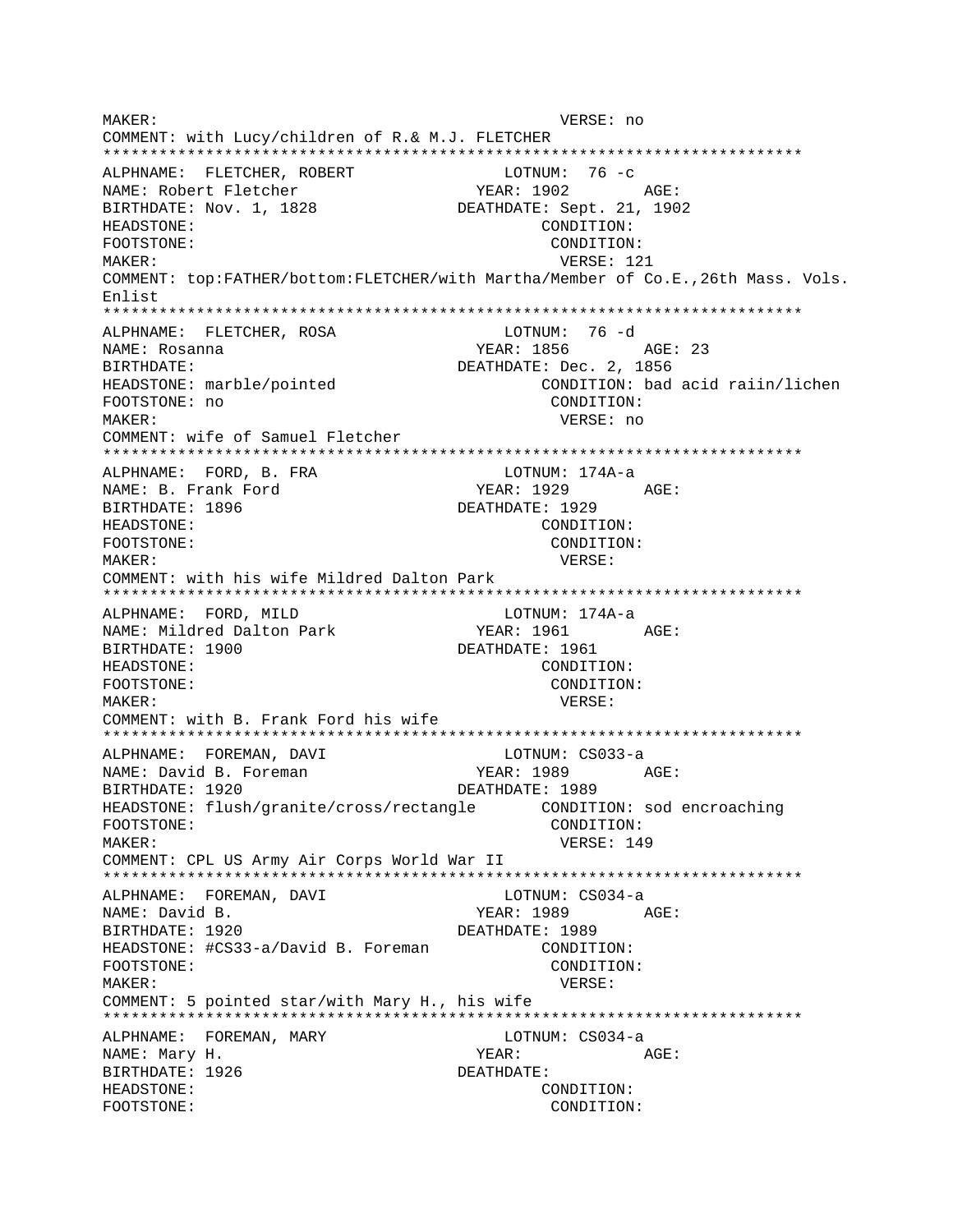```
MAKER:                                          VERSE: no
COMMENT: with Lucy/children of R.& M.J. FLETCHER
*************************************************************************
ALPHNAME:  FLETCHER, ROBERT                 LOTNUM:  76 -c
NAME: Robert Fletcher                       YEAR: 1902       AGE:
BIRTHDATE: Nov. 1, 1828                DEATHDATE: Sept. 21, 1902
HEADSTONE:                                      CONDITION:
FOOTSTONE:                                       CONDITION:
MAKER:                                           VERSE: 121
COMMENT: top:FATHER/bottom:FLETCHER/with Martha/Member of Co.E.,26th Mass. Vols.
Enlist
*************************************************************************
ALPHNAME:  FLETCHER, ROSA                   LOTNUM:  76 -d
NAME: Rosanna                               YEAR: 1856       AGE: 23
BIRTHDATE:                             DEATHDATE: Dec. 2, 1856
HEADSTONE: marble/pointed                       CONDITION: bad acid raiin/lichen
FOOTSTONE: no                                    CONDITION:
MAKER:                                           VERSE: no
COMMENT: wife of Samuel Fletcher
*************************************************************************
ALPHNAME:  FORD, B. FRA                     LOTNUM: 174A-a
NAME: B. Frank Ford                         YEAR: 1929       AGE:
BIRTHDATE: 1896                        DEATHDATE: 1929
HEADSTONE:                                      CONDITION:
FOOTSTONE:                                       CONDITION:
MAKER:                                           VERSE:
COMMENT: with his wife Mildred Dalton Park
*************************************************************************
ALPHNAME:  FORD, MILD                       LOTNUM: 174A-a
NAME: Mildred Dalton Park                   YEAR: 1961       AGE:
BIRTHDATE: 1900                        DEATHDATE: 1961
HEADSTONE:                                      CONDITION:
FOOTSTONE:                                       CONDITION:
MAKER:                                           VERSE:
COMMENT: with B. Frank Ford his wife
*************************************************************************
ALPHNAME:  FOREMAN, DAVI                    LOTNUM: CS033-a
NAME: David B. Foreman                      YEAR: 1989       AGE:
BIRTHDATE: 1920                        DEATHDATE: 1989
HEADSTONE: flush/granite/cross/rectangle        CONDITION: sod encroaching
FOOTSTONE:                                       CONDITION:
MAKER:                                           VERSE: 149
COMMENT: CPL US Army Air Corps World War II
*************************************************************************
ALPHNAME:  FOREMAN, DAVI                    LOTNUM: CS034-a
NAME: David B.                              YEAR: 1989       AGE:
BIRTHDATE: 1920                        DEATHDATE: 1989
HEADSTONE: #CS33-a/David B. Foreman             CONDITION:
FOOTSTONE:                                       CONDITION:
MAKER:                                           VERSE:
COMMENT: 5 pointed star/with Mary H., his wife
*************************************************************************
ALPHNAME:  FOREMAN, MARY                    LOTNUM: CS034-a
NAME: Mary H.                               YEAR:            AGE:
BIRTHDATE: 1926                        DEATHDATE:
HEADSTONE:                                      CONDITION:
FOOTSTONE:                                       CONDITION:
```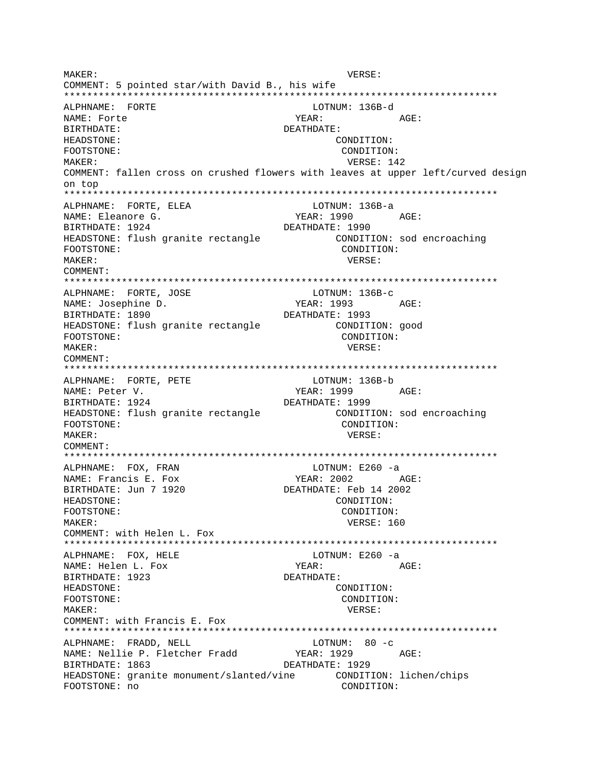```
MAKER:                                          VERSE:
COMMENT: 5 pointed star/with David B., his wife
***************************************************************************
ALPHNAME:  FORTE                            LOTNUM: 136B-d
NAME: Forte                                YEAR:           AGE:
BIRTHDATE:                                DEATHDATE:
HEADSTONE:                                      CONDITION:
FOOTSTONE:                                      CONDITION:
MAKER:                                          VERSE: 142
COMMENT: fallen cross on crushed flowers with leaves at upper left/curved design
on top
***************************************************************************
ALPHNAME:  FORTE, ELEA                      LOTNUM: 136B-a
NAME: Eleanore G.                          YEAR: 1990      AGE:
BIRTHDATE: 1924                           DEATHDATE: 1990
HEADSTONE: flush granite rectangle              CONDITION: sod encroaching
FOOTSTONE:                                      CONDITION:
MAKER:                                          VERSE:
COMMENT:
***************************************************************************
ALPHNAME:  FORTE, JOSE                      LOTNUM: 136B-c
NAME: Josephine D.                         YEAR: 1993      AGE:
BIRTHDATE: 1890                           DEATHDATE: 1993
HEADSTONE: flush granite rectangle              CONDITION: good
FOOTSTONE:                                      CONDITION:
MAKER:                                          VERSE:
COMMENT:
***************************************************************************
ALPHNAME:  FORTE, PETE                      LOTNUM: 136B-b
NAME: Peter V.                             YEAR: 1999      AGE:
BIRTHDATE: 1924                           DEATHDATE: 1999
HEADSTONE: flush granite rectangle              CONDITION: sod encroaching
FOOTSTONE:                                      CONDITION:
MAKER:                                          VERSE:
COMMENT:
***************************************************************************
ALPHNAME:  FOX, FRAN                        LOTNUM: E260 -a
NAME: Francis E. Fox                       YEAR: 2002      AGE:
BIRTHDATE: Jun 7 1920                     DEATHDATE: Feb 14 2002
HEADSTONE:                                      CONDITION:
FOOTSTONE:                                      CONDITION:
MAKER:                                          VERSE: 160
COMMENT: with Helen L. Fox
***************************************************************************
ALPHNAME:  FOX, HELE                        LOTNUM: E260 -a
NAME: Helen L. Fox                         YEAR:           AGE:
BIRTHDATE: 1923                           DEATHDATE:
HEADSTONE:                                      CONDITION:
FOOTSTONE:                                      CONDITION:
MAKER:                                          VERSE:
COMMENT: with Francis E. Fox
***************************************************************************
ALPHNAME:  FRADD, NELL                      LOTNUM:  80 -c
NAME: Nellie P. Fletcher Fradd             YEAR: 1929      AGE:
BIRTHDATE: 1863                           DEATHDATE: 1929
HEADSTONE: granite monument/slanted/vine        CONDITION: lichen/chips
FOOTSTONE: no                                   CONDITION:
```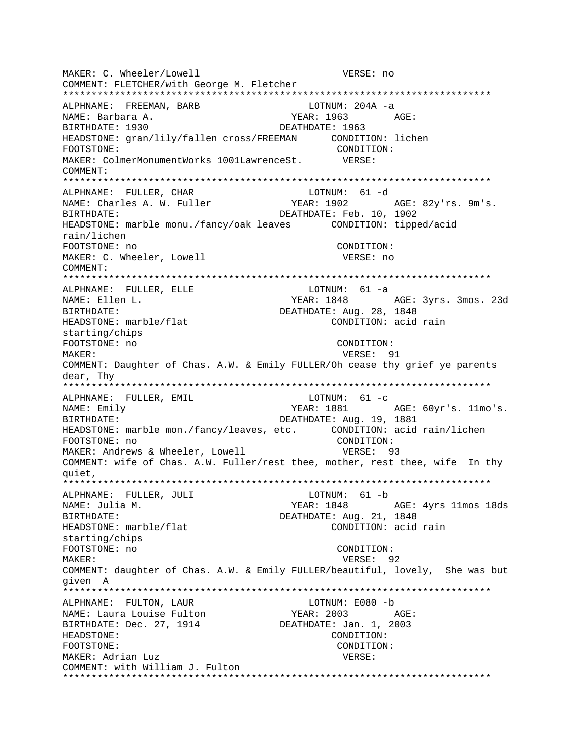MAKER: C. Wheeler/Lowell VERSE: no
COMMENT: FLETCHER/with George M. Fletcher
***************************************************************************
ALPHNAME: FREEMAN, BARB LOTNUM: 204A -a
NAME: Barbara A. YEAR: 1963 AGE:
BIRTHDATE: 1930 DEATHDATE: 1963
HEADSTONE: gran/lily/fallen cross/FREEMAN CONDITION: lichen
FOOTSTONE: CONDITION:
MAKER: ColmerMonumentWorks 1001LawrenceSt. VERSE:
COMMENT:
***************************************************************************
ALPHNAME: FULLER, CHAR LOTNUM: 61 -d
NAME: Charles A. W. Fuller YEAR: 1902 AGE: 82y'rs. 9m's.
BIRTHDATE: DEATHDATE: Feb. 10, 1902
HEADSTONE: marble monu./fancy/oak leaves CONDITION: tipped/acid rain/lichen
FOOTSTONE: no CONDITION:
MAKER: C. Wheeler, Lowell VERSE: no
COMMENT:
***************************************************************************
ALPHNAME: FULLER, ELLE LOTNUM: 61 -a
NAME: Ellen L. YEAR: 1848 AGE: 3yrs. 3mos. 23d
BIRTHDATE: DEATHDATE: Aug. 28, 1848
HEADSTONE: marble/flat CONDITION: acid rain starting/chips
FOOTSTONE: no CONDITION:
MAKER: VERSE: 91
COMMENT: Daughter of Chas. A.W. & Emily FULLER/Oh cease thy grief ye parents dear, Thy
***************************************************************************
ALPHNAME: FULLER, EMIL LOTNUM: 61 -c
NAME: Emily YEAR: 1881 AGE: 60yr's. 11mo's.
BIRTHDATE: DEATHDATE: Aug. 19, 1881
HEADSTONE: marble mon./fancy/leaves, etc. CONDITION: acid rain/lichen
FOOTSTONE: no CONDITION:
MAKER: Andrews & Wheeler, Lowell VERSE: 93
COMMENT: wife of Chas. A.W. Fuller/rest thee, mother, rest thee, wife In thy quiet,
***************************************************************************
ALPHNAME: FULLER, JULI LOTNUM: 61 -b
NAME: Julia M. YEAR: 1848 AGE: 4yrs 11mos 18ds
BIRTHDATE: DEATHDATE: Aug. 21, 1848
HEADSTONE: marble/flat CONDITION: acid rain starting/chips
FOOTSTONE: no CONDITION:
MAKER: VERSE: 92
COMMENT: daughter of Chas. A.W. & Emily FULLER/beautiful, lovely, She was but given A
***************************************************************************
ALPHNAME: FULTON, LAUR LOTNUM: E080 -b
NAME: Laura Louise Fulton YEAR: 2003 AGE:
BIRTHDATE: Dec. 27, 1914 DEATHDATE: Jan. 1, 2003
HEADSTONE: CONDITION:
FOOTSTONE: CONDITION:
MAKER: Adrian Luz VERSE:
COMMENT: with William J. Fulton
***************************************************************************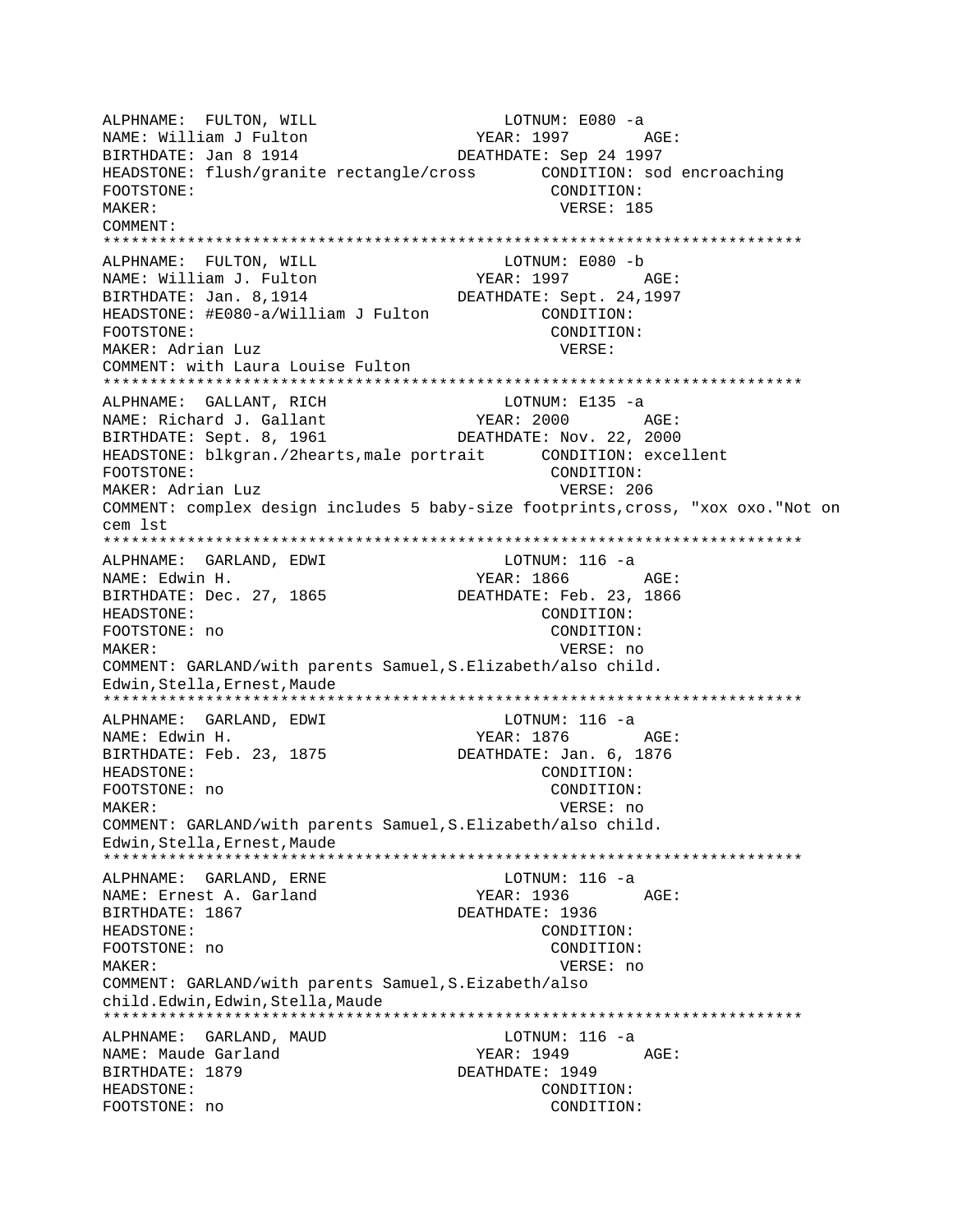```
ALPHNAME:  FULTON, WILL                      LOTNUM: E080 -a
NAME: William J Fulton                  YEAR: 1997        AGE:
BIRTHDATE: Jan 8 1914                DEATHDATE: Sep 24 1997
HEADSTONE: flush/granite rectangle/cross       CONDITION: sod encroaching
FOOTSTONE:                                      CONDITION:
MAKER:                                           VERSE: 185
COMMENT:
***************************************************************************
ALPHNAME:  FULTON, WILL                      LOTNUM: E080 -b
NAME: William J. Fulton                 YEAR: 1997        AGE:
BIRTHDATE: Jan. 8,1914               DEATHDATE: Sept. 24,1997
HEADSTONE: #E080-a/William J Fulton            CONDITION:
FOOTSTONE:                                      CONDITION:
MAKER: Adrian Luz                                VERSE:
COMMENT: with Laura Louise Fulton
***************************************************************************
ALPHNAME:  GALLANT, RICH                     LOTNUM: E135 -a
NAME: Richard J. Gallant                YEAR: 2000        AGE:
BIRTHDATE: Sept. 8, 1961             DEATHDATE: Nov. 22, 2000
HEADSTONE: blkgran./2hearts,male portrait      CONDITION: excellent
FOOTSTONE:                                      CONDITION:
MAKER: Adrian Luz                                VERSE: 206
COMMENT: complex design includes 5 baby-size footprints,cross, "xox oxo."Not on
cem lst
***************************************************************************
ALPHNAME:  GARLAND, EDWI                     LOTNUM: 116 -a
NAME: Edwin H.                          YEAR: 1866        AGE:
BIRTHDATE: Dec. 27, 1865             DEATHDATE: Feb. 23, 1866
HEADSTONE:                                      CONDITION:
FOOTSTONE: no                                   CONDITION:
MAKER:                                           VERSE: no
COMMENT: GARLAND/with parents Samuel,S.Elizabeth/also child.
Edwin,Stella,Ernest,Maude
***************************************************************************
ALPHNAME:  GARLAND, EDWI                     LOTNUM: 116 -a
NAME: Edwin H.                          YEAR: 1876        AGE:
BIRTHDATE: Feb. 23, 1875             DEATHDATE: Jan. 6, 1876
HEADSTONE:                                      CONDITION:
FOOTSTONE: no                                   CONDITION:
MAKER:                                           VERSE: no
COMMENT: GARLAND/with parents Samuel,S.Elizabeth/also child.
Edwin,Stella,Ernest,Maude
***************************************************************************
ALPHNAME:  GARLAND, ERNE                     LOTNUM: 116 -a
NAME: Ernest A. Garland                 YEAR: 1936        AGE:
BIRTHDATE: 1867                      DEATHDATE: 1936
HEADSTONE:                                      CONDITION:
FOOTSTONE: no                                   CONDITION:
MAKER:                                           VERSE: no
COMMENT: GARLAND/with parents Samuel,S.Eizabeth/also
child.Edwin,Edwin,Stella,Maude
***************************************************************************
ALPHNAME:  GARLAND, MAUD                     LOTNUM: 116 -a
NAME: Maude Garland                     YEAR: 1949        AGE:
BIRTHDATE: 1879                      DEATHDATE: 1949
HEADSTONE:                                      CONDITION:
FOOTSTONE: no                                   CONDITION:
```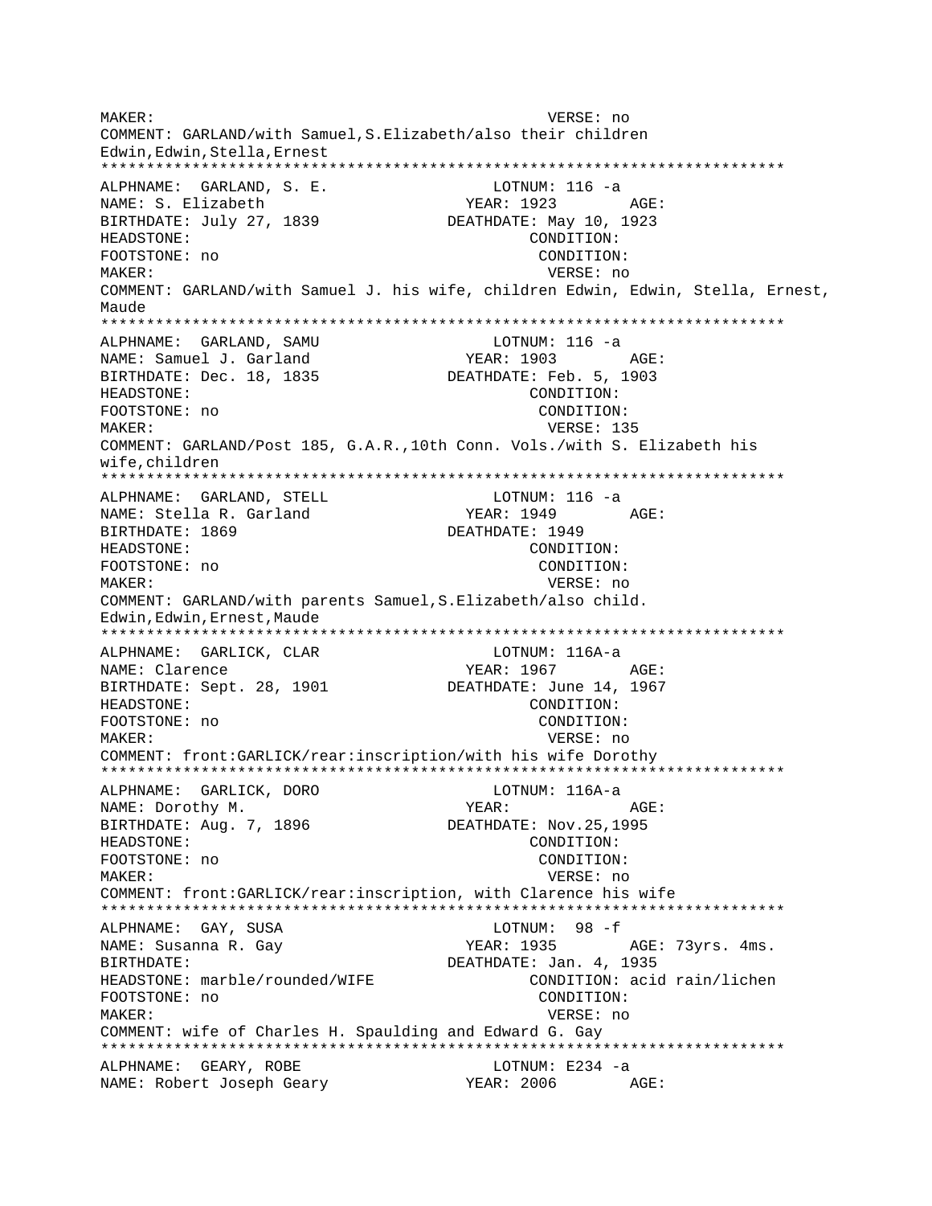MAKER: VERSE: no
COMMENT: GARLAND/with Samuel,S.Elizabeth/also their children Edwin,Edwin,Stella,Ernest

***************************************************************************

ALPHNAME: GARLAND, S. E. LOTNUM: 116 -a
NAME: S. Elizabeth YEAR: 1923 AGE:
BIRTHDATE: July 27, 1839 DEATHDATE: May 10, 1923
HEADSTONE: CONDITION:
FOOTSTONE: no CONDITION:
MAKER: VERSE: no
COMMENT: GARLAND/with Samuel J. his wife, children Edwin, Edwin, Stella, Ernest, Maude

***************************************************************************

ALPHNAME: GARLAND, SAMU LOTNUM: 116 -a
NAME: Samuel J. Garland YEAR: 1903 AGE:
BIRTHDATE: Dec. 18, 1835 DEATHDATE: Feb. 5, 1903
HEADSTONE: CONDITION:
FOOTSTONE: no CONDITION:
MAKER: VERSE: 135
COMMENT: GARLAND/Post 185, G.A.R.,10th Conn. Vols./with S. Elizabeth his wife,children

***************************************************************************

ALPHNAME: GARLAND, STELL LOTNUM: 116 -a
NAME: Stella R. Garland YEAR: 1949 AGE:
BIRTHDATE: 1869 DEATHDATE: 1949
HEADSTONE: CONDITION:
FOOTSTONE: no CONDITION:
MAKER: VERSE: no
COMMENT: GARLAND/with parents Samuel,S.Elizabeth/also child. Edwin,Edwin,Ernest,Maude

***************************************************************************

ALPHNAME: GARLICK, CLAR LOTNUM: 116A-a
NAME: Clarence YEAR: 1967 AGE:
BIRTHDATE: Sept. 28, 1901 DEATHDATE: June 14, 1967
HEADSTONE: CONDITION:
FOOTSTONE: no CONDITION:
MAKER: VERSE: no
COMMENT: front:GARLICK/rear:inscription/with his wife Dorothy

***************************************************************************

ALPHNAME: GARLICK, DORO LOTNUM: 116A-a
NAME: Dorothy M. YEAR: AGE:
BIRTHDATE: Aug. 7, 1896 DEATHDATE: Nov.25,1995
HEADSTONE: CONDITION:
FOOTSTONE: no CONDITION:
MAKER: VERSE: no
COMMENT: front:GARLICK/rear:inscription, with Clarence his wife

***************************************************************************

ALPHNAME: GAY, SUSA LOTNUM: 98 -f
NAME: Susanna R. Gay YEAR: 1935 AGE: 73yrs. 4ms.
BIRTHDATE: DEATHDATE: Jan. 4, 1935
HEADSTONE: marble/rounded/WIFE CONDITION: acid rain/lichen
FOOTSTONE: no CONDITION:
MAKER: VERSE: no
COMMENT: wife of Charles H. Spaulding and Edward G. Gay

***************************************************************************

ALPHNAME: GEARY, ROBE LOTNUM: E234 -a
NAME: Robert Joseph Geary YEAR: 2006 AGE: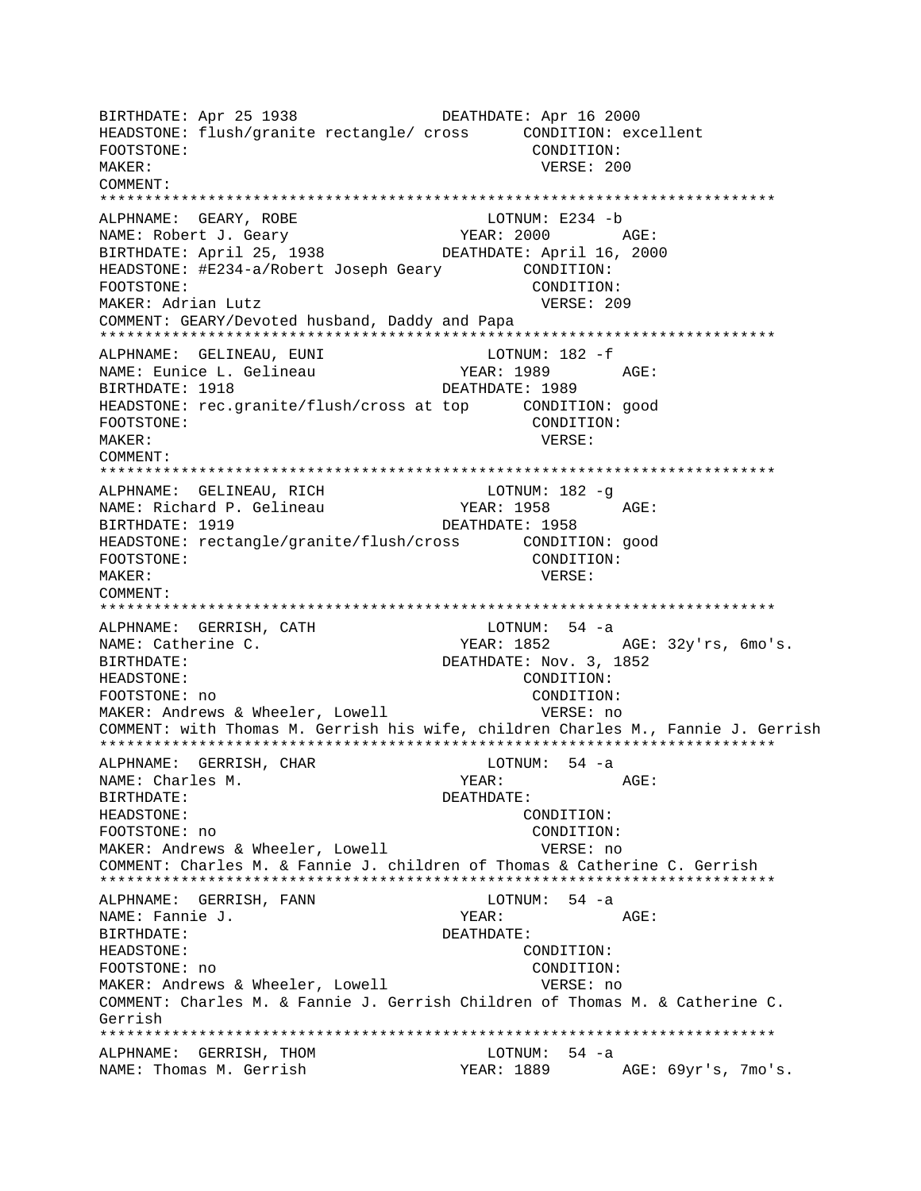```
BIRTHDATE: Apr 25 1938              DEATHDATE: Apr 16 2000
HEADSTONE: flush/granite rectangle/ cross      CONDITION: excellent
FOOTSTONE:                                      CONDITION:
MAKER:                                           VERSE: 200
COMMENT:
*************************************************************************
ALPHNAME:  GEARY, ROBE                          LOTNUM: E234 -b
NAME: Robert J. Geary                      YEAR: 2000        AGE:
BIRTHDATE: April 25, 1938             DEATHDATE: April 16, 2000
HEADSTONE: #E234-a/Robert Joseph Geary         CONDITION:
FOOTSTONE:                                      CONDITION:
MAKER: Adrian Lutz                               VERSE: 209
COMMENT: GEARY/Devoted husband, Daddy and Papa
*************************************************************************
ALPHNAME:  GELINEAU, EUNI                       LOTNUM: 182 -f
NAME: Eunice L. Gelineau                   YEAR: 1989        AGE:
BIRTHDATE: 1918                         DEATHDATE: 1989
HEADSTONE: rec.granite/flush/cross at top      CONDITION: good
FOOTSTONE:                                      CONDITION:
MAKER:                                           VERSE:
COMMENT:
*************************************************************************
ALPHNAME:  GELINEAU, RICH                       LOTNUM: 182 -g
NAME: Richard P. Gelineau                  YEAR: 1958        AGE:
BIRTHDATE: 1919                         DEATHDATE: 1958
HEADSTONE: rectangle/granite/flush/cross       CONDITION: good
FOOTSTONE:                                      CONDITION:
MAKER:                                           VERSE:
COMMENT:
*************************************************************************
ALPHNAME:  GERRISH, CATH                        LOTNUM:  54 -a
NAME: Catherine C.                         YEAR: 1852        AGE: 32y'rs, 6mo's.
BIRTHDATE:                              DEATHDATE: Nov. 3, 1852
HEADSTONE:                                      CONDITION:
FOOTSTONE: no                                   CONDITION:
MAKER: Andrews & Wheeler, Lowell                 VERSE: no
COMMENT: with Thomas M. Gerrish his wife, children Charles M., Fannie J. Gerrish
*************************************************************************
ALPHNAME:  GERRISH, CHAR                        LOTNUM:  54 -a
NAME: Charles M.                           YEAR:             AGE:
BIRTHDATE:                              DEATHDATE:
HEADSTONE:                                      CONDITION:
FOOTSTONE: no                                   CONDITION:
MAKER: Andrews & Wheeler, Lowell                 VERSE: no
COMMENT: Charles M. & Fannie J. children of Thomas & Catherine C. Gerrish
*************************************************************************
ALPHNAME:  GERRISH, FANN                        LOTNUM:  54 -a
NAME: Fannie J.                            YEAR:             AGE:
BIRTHDATE:                              DEATHDATE:
HEADSTONE:                                      CONDITION:
FOOTSTONE: no                                   CONDITION:
MAKER: Andrews & Wheeler, Lowell                 VERSE: no
COMMENT: Charles M. & Fannie J. Gerrish Children of Thomas M. & Catherine C.
Gerrish
*************************************************************************
ALPHNAME:  GERRISH, THOM                        LOTNUM:  54 -a
NAME: Thomas M. Gerrish                    YEAR: 1889        AGE: 69yr's, 7mo's.
```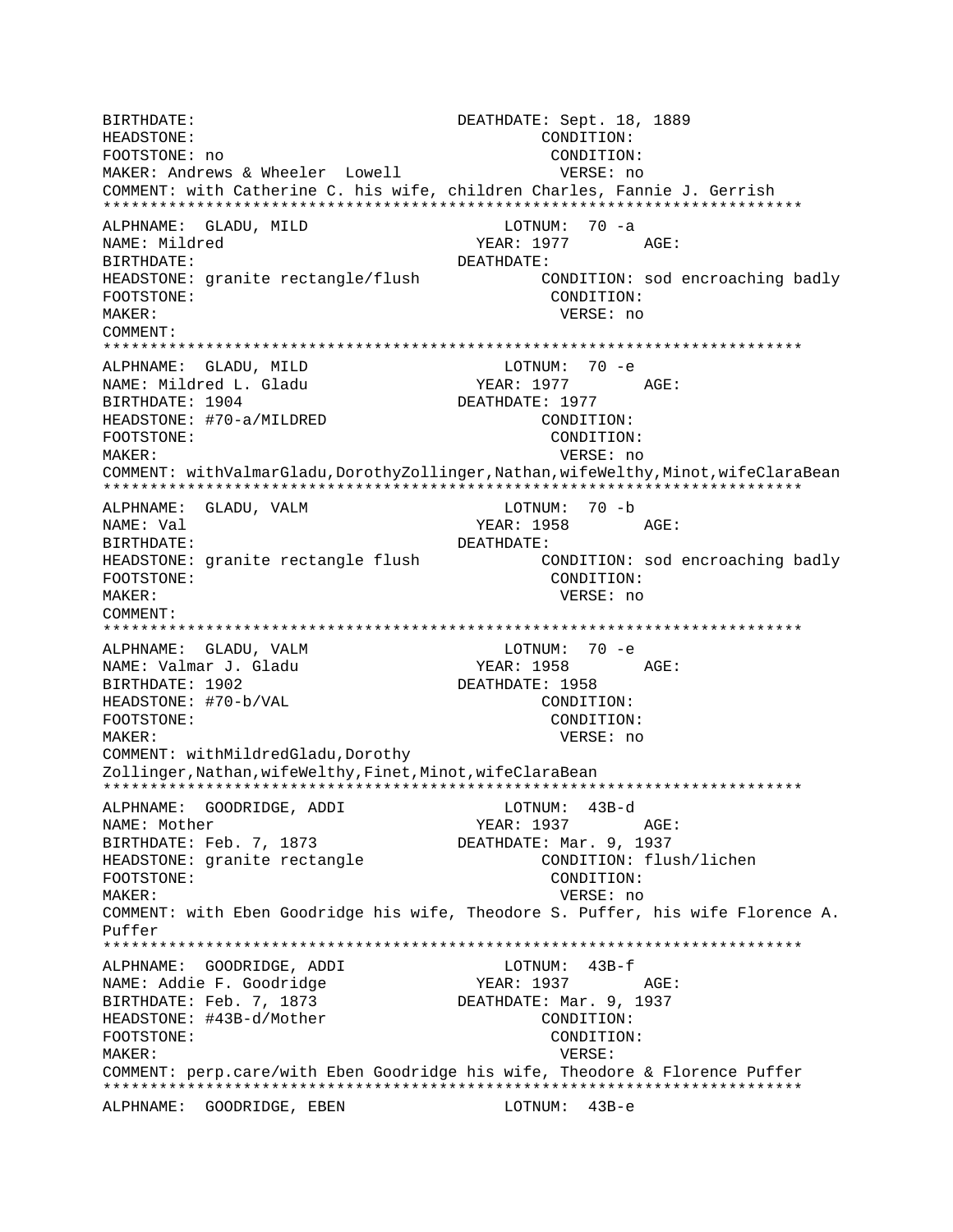BIRTHDATE: DEATHDATE: Sept. 18, 1889
HEADSTONE: CONDITION:
FOOTSTONE: no CONDITION:
MAKER: Andrews & Wheeler Lowell VERSE: no
COMMENT: with Catherine C. his wife, children Charles, Fannie J. Gerrish
***************************************************************************
ALPHNAME: GLADU, MILD LOTNUM: 70 -a
NAME: Mildred YEAR: 1977 AGE:
BIRTHDATE: DEATHDATE:
HEADSTONE: granite rectangle/flush CONDITION: sod encroaching badly
FOOTSTONE: CONDITION:
MAKER: VERSE: no
COMMENT:
***************************************************************************
ALPHNAME: GLADU, MILD LOTNUM: 70 -e
NAME: Mildred L. Gladu YEAR: 1977 AGE:
BIRTHDATE: 1904 DEATHDATE: 1977
HEADSTONE: #70-a/MILDRED CONDITION:
FOOTSTONE: CONDITION:
MAKER: VERSE: no
COMMENT: withValmarGladu,DorothyZollinger,Nathan,wifeWelthy,Minot,wifeClaraBean
***************************************************************************
ALPHNAME: GLADU, VALM LOTNUM: 70 -b
NAME: Val YEAR: 1958 AGE:
BIRTHDATE: DEATHDATE:
HEADSTONE: granite rectangle flush CONDITION: sod encroaching badly
FOOTSTONE: CONDITION:
MAKER: VERSE: no
COMMENT:
***************************************************************************
ALPHNAME: GLADU, VALM LOTNUM: 70 -e
NAME: Valmar J. Gladu YEAR: 1958 AGE:
BIRTHDATE: 1902 DEATHDATE: 1958
HEADSTONE: #70-b/VAL CONDITION:
FOOTSTONE: CONDITION:
MAKER: VERSE: no
COMMENT: withMildredGladu,Dorothy Zollinger,Nathan,wifeWelthy,Finet,Minot,wifeClaraBean
***************************************************************************
ALPHNAME: GOODRIDGE, ADDI LOTNUM: 43B-d
NAME: Mother YEAR: 1937 AGE:
BIRTHDATE: Feb. 7, 1873 DEATHDATE: Mar. 9, 1937
HEADSTONE: granite rectangle CONDITION: flush/lichen
FOOTSTONE: CONDITION:
MAKER: VERSE: no
COMMENT: with Eben Goodridge his wife, Theodore S. Puffer, his wife Florence A. Puffer
***************************************************************************
ALPHNAME: GOODRIDGE, ADDI LOTNUM: 43B-f
NAME: Addie F. Goodridge YEAR: 1937 AGE:
BIRTHDATE: Feb. 7, 1873 DEATHDATE: Mar. 9, 1937
HEADSTONE: #43B-d/Mother CONDITION:
FOOTSTONE: CONDITION:
MAKER: VERSE:
COMMENT: perp.care/with Eben Goodridge his wife, Theodore & Florence Puffer
***************************************************************************
ALPHNAME: GOODRIDGE, EBEN LOTNUM: 43B-e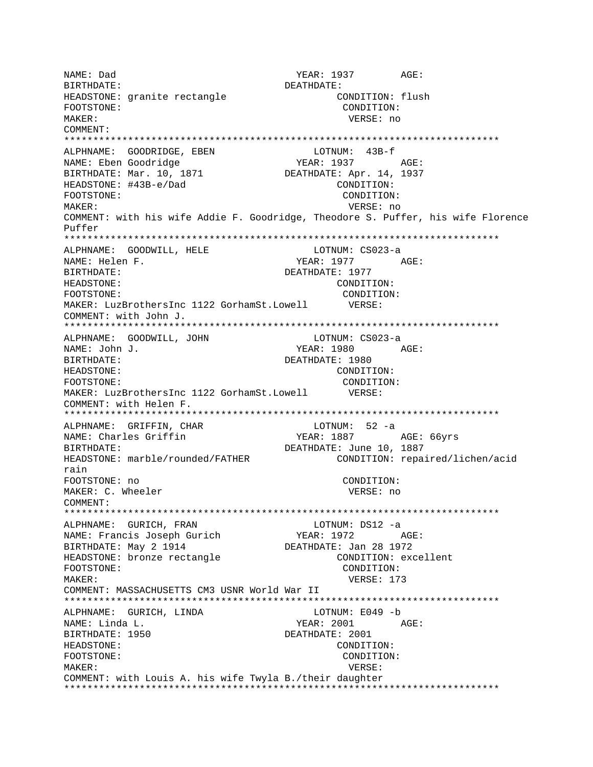NAME: Dad YEAR: 1937 AGE:
BIRTHDATE: DEATHDATE:
HEADSTONE: granite rectangle CONDITION: flush
FOOTSTONE: CONDITION:
MAKER: VERSE: no
COMMENT:

***************************************************************************

ALPHNAME: GOODRIDGE, EBEN LOTNUM: 43B-f
NAME: Eben Goodridge YEAR: 1937 AGE:
BIRTHDATE: Mar. 10, 1871 DEATHDATE: Apr. 14, 1937
HEADSTONE: #43B-e/Dad CONDITION:
FOOTSTONE: CONDITION:
MAKER: VERSE: no
COMMENT: with his wife Addie F. Goodridge, Theodore S. Puffer, his wife Florence Puffer

***************************************************************************

ALPHNAME: GOODWILL, HELE LOTNUM: CS023-a
NAME: Helen F. YEAR: 1977 AGE:
BIRTHDATE: DEATHDATE: 1977
HEADSTONE: CONDITION:
FOOTSTONE: CONDITION:
MAKER: LuzBrothersInc 1122 GorhamSt.Lowell VERSE:
COMMENT: with John J.

***************************************************************************

ALPHNAME: GOODWILL, JOHN LOTNUM: CS023-a
NAME: John J. YEAR: 1980 AGE:
BIRTHDATE: DEATHDATE: 1980
HEADSTONE: CONDITION:
FOOTSTONE: CONDITION:
MAKER: LuzBrothersInc 1122 GorhamSt.Lowell VERSE:
COMMENT: with Helen F.

***************************************************************************

ALPHNAME: GRIFFIN, CHAR LOTNUM: 52 -a
NAME: Charles Griffin YEAR: 1887 AGE: 66yrs
BIRTHDATE: DEATHDATE: June 10, 1887
HEADSTONE: marble/rounded/FATHER CONDITION: repaired/lichen/acid rain
FOOTSTONE: no CONDITION:
MAKER: C. Wheeler VERSE: no
COMMENT:

***************************************************************************

ALPHNAME: GURICH, FRAN LOTNUM: DS12 -a
NAME: Francis Joseph Gurich YEAR: 1972 AGE:
BIRTHDATE: May 2 1914 DEATHDATE: Jan 28 1972
HEADSTONE: bronze rectangle CONDITION: excellent
FOOTSTONE: CONDITION:
MAKER: VERSE: 173
COMMENT: MASSACHUSETTS CM3 USNR World War II

***************************************************************************

ALPHNAME: GURICH, LINDA LOTNUM: E049 -b
NAME: Linda L. YEAR: 2001 AGE:
BIRTHDATE: 1950 DEATHDATE: 2001
HEADSTONE: CONDITION:
FOOTSTONE: CONDITION:
MAKER: VERSE:
COMMENT: with Louis A. his wife Twyla B./their daughter

***************************************************************************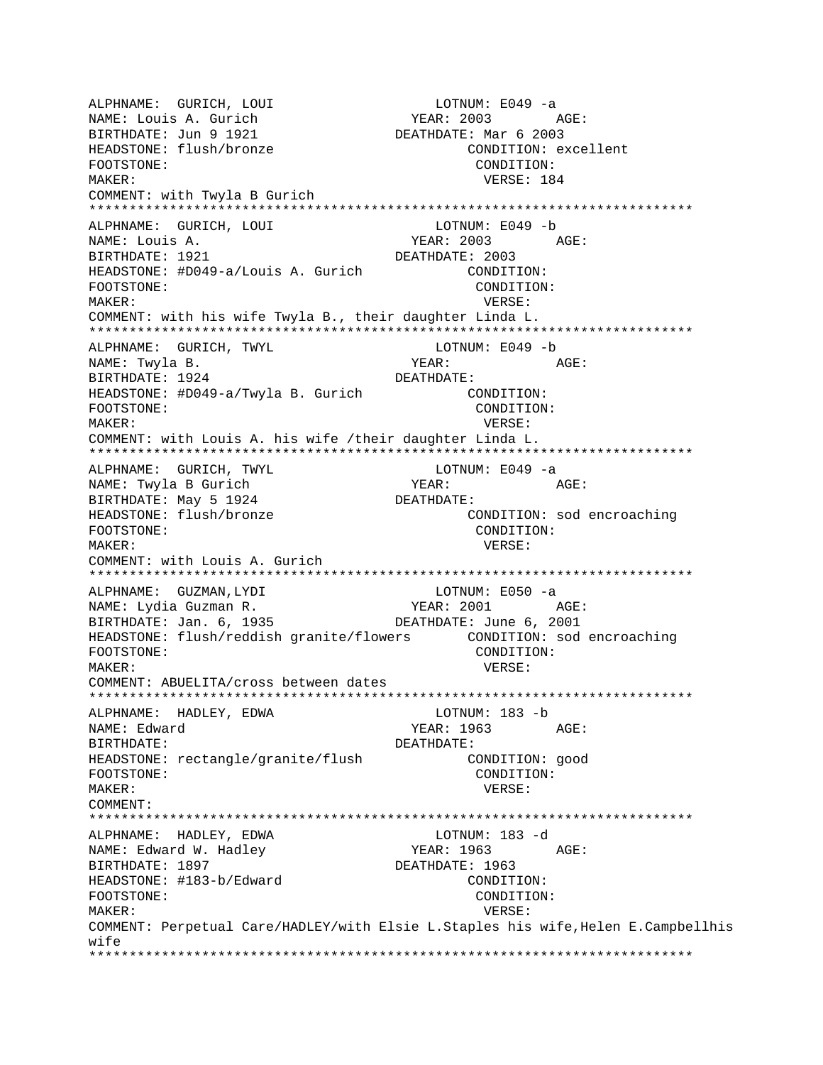```
ALPHNAME:  GURICH, LOUI                        LOTNUM: E049 -a
NAME: Louis A. Gurich                     YEAR: 2003        AGE:
BIRTHDATE: Jun 9 1921                   DEATHDATE: Mar 6 2003
HEADSTONE: flush/bronze                             CONDITION: excellent
FOOTSTONE:                                           CONDITION:
MAKER:                                                VERSE: 184
COMMENT: with Twyla B Gurich
***************************************************************************
ALPHNAME:  GURICH, LOUI                        LOTNUM: E049 -b
NAME: Louis A.                            YEAR: 2003        AGE:
BIRTHDATE: 1921                         DEATHDATE: 2003
HEADSTONE: #D049-a/Louis A. Gurich               CONDITION:
FOOTSTONE:                                           CONDITION:
MAKER:                                                VERSE:
COMMENT: with his wife Twyla B., their daughter Linda L.
***************************************************************************
ALPHNAME:  GURICH, TWYL                        LOTNUM: E049 -b
NAME: Twyla B.                            YEAR:             AGE:
BIRTHDATE: 1924                         DEATHDATE:
HEADSTONE: #D049-a/Twyla B. Gurich               CONDITION:
FOOTSTONE:                                           CONDITION:
MAKER:                                                VERSE:
COMMENT: with Louis A. his wife /their daughter Linda L.
***************************************************************************
ALPHNAME:  GURICH, TWYL                        LOTNUM: E049 -a
NAME: Twyla B Gurich                      YEAR:             AGE:
BIRTHDATE: May 5 1924                   DEATHDATE:
HEADSTONE: flush/bronze                             CONDITION: sod encroaching
FOOTSTONE:                                           CONDITION:
MAKER:                                                VERSE:
COMMENT: with Louis A. Gurich
***************************************************************************
ALPHNAME:  GUZMAN,LYDI                         LOTNUM: E050 -a
NAME: Lydia Guzman R.                     YEAR: 2001        AGE:
BIRTHDATE: Jan. 6, 1935                 DEATHDATE: June 6, 2001
HEADSTONE: flush/reddish granite/flowers       CONDITION: sod encroaching
FOOTSTONE:                                           CONDITION:
MAKER:                                                VERSE:
COMMENT: ABUELITA/cross between dates
***************************************************************************
ALPHNAME:  HADLEY, EDWA                        LOTNUM: 183 -b
NAME: Edward                              YEAR: 1963        AGE:
BIRTHDATE:                              DEATHDATE:
HEADSTONE: rectangle/granite/flush               CONDITION: good
FOOTSTONE:                                           CONDITION:
MAKER:                                                VERSE:
COMMENT:
***************************************************************************
ALPHNAME:  HADLEY, EDWA                        LOTNUM: 183 -d
NAME: Edward W. Hadley                    YEAR: 1963        AGE:
BIRTHDATE: 1897                         DEATHDATE: 1963
HEADSTONE: #183-b/Edward                         CONDITION:
FOOTSTONE:                                           CONDITION:
MAKER:                                                VERSE:
COMMENT: Perpetual Care/HADLEY/with Elsie L.Staples his wife,Helen E.Campbellhis
wife
***************************************************************************
```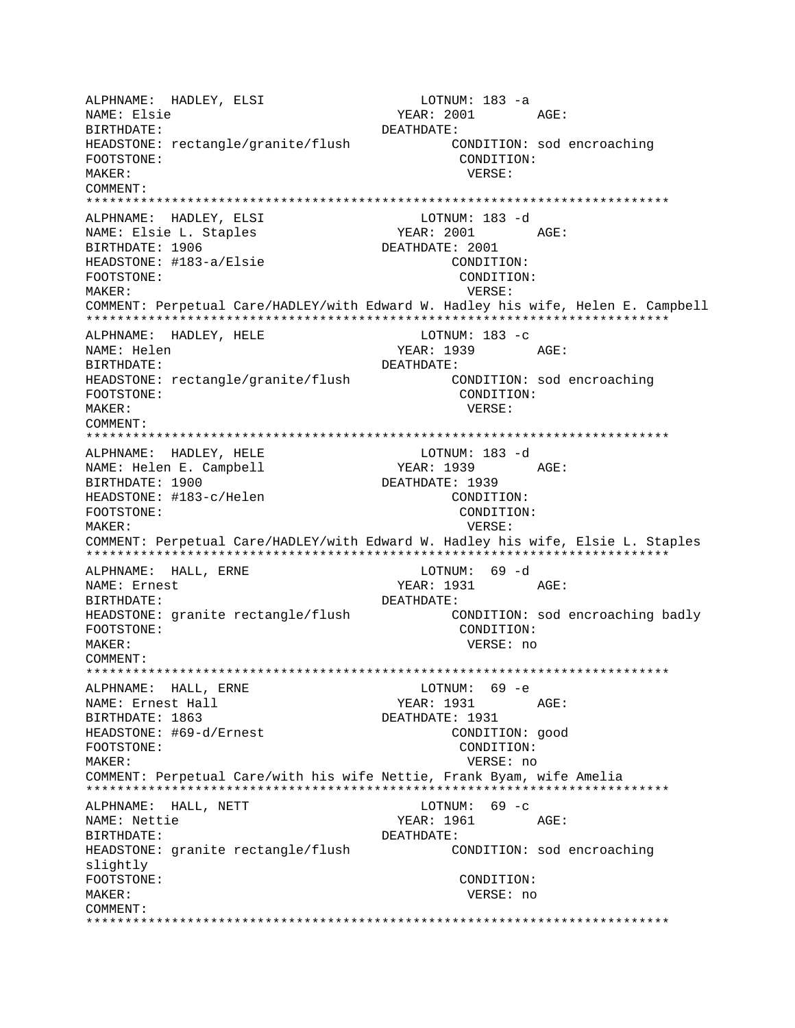```
ALPHNAME:  HADLEY, ELSI                    LOTNUM: 183 -a
NAME: Elsie                             YEAR: 2001        AGE:
BIRTHDATE:                             DEATHDATE:
HEADSTONE: rectangle/granite/flush               CONDITION: sod encroaching
FOOTSTONE:                                        CONDITION:
MAKER:                                             VERSE:
COMMENT:
***************************************************************************
ALPHNAME:  HADLEY, ELSI                    LOTNUM: 183 -d
NAME: Elsie L. Staples                  YEAR: 2001        AGE:
BIRTHDATE: 1906                        DEATHDATE: 2001
HEADSTONE: #183-a/Elsie                           CONDITION:
FOOTSTONE:                                        CONDITION:
MAKER:                                             VERSE:
COMMENT: Perpetual Care/HADLEY/with Edward W. Hadley his wife, Helen E. Campbell
***************************************************************************
ALPHNAME:  HADLEY, HELE                    LOTNUM: 183 -c
NAME: Helen                             YEAR: 1939        AGE:
BIRTHDATE:                             DEATHDATE:
HEADSTONE: rectangle/granite/flush               CONDITION: sod encroaching
FOOTSTONE:                                        CONDITION:
MAKER:                                             VERSE:
COMMENT:
***************************************************************************
ALPHNAME:  HADLEY, HELE                    LOTNUM: 183 -d
NAME: Helen E. Campbell                 YEAR: 1939        AGE:
BIRTHDATE: 1900                        DEATHDATE: 1939
HEADSTONE: #183-c/Helen                           CONDITION:
FOOTSTONE:                                        CONDITION:
MAKER:                                             VERSE:
COMMENT: Perpetual Care/HADLEY/with Edward W. Hadley his wife, Elsie L. Staples
***************************************************************************
ALPHNAME:  HALL, ERNE                      LOTNUM:  69 -d
NAME: Ernest                            YEAR: 1931        AGE:
BIRTHDATE:                             DEATHDATE:
HEADSTONE: granite rectangle/flush               CONDITION: sod encroaching badly
FOOTSTONE:                                        CONDITION:
MAKER:                                             VERSE: no
COMMENT:
***************************************************************************
ALPHNAME:  HALL, ERNE                      LOTNUM:  69 -e
NAME: Ernest Hall                       YEAR: 1931        AGE:
BIRTHDATE: 1863                        DEATHDATE: 1931
HEADSTONE: #69-d/Ernest                           CONDITION: good
FOOTSTONE:                                        CONDITION:
MAKER:                                             VERSE: no
COMMENT: Perpetual Care/with his wife Nettie, Frank Byam, wife Amelia
***************************************************************************
ALPHNAME:  HALL, NETT                      LOTNUM:  69 -c
NAME: Nettie                            YEAR: 1961        AGE:
BIRTHDATE:                             DEATHDATE:
HEADSTONE: granite rectangle/flush               CONDITION: sod encroaching
slightly
FOOTSTONE:                                        CONDITION:
MAKER:                                             VERSE: no
COMMENT:
***************************************************************************
```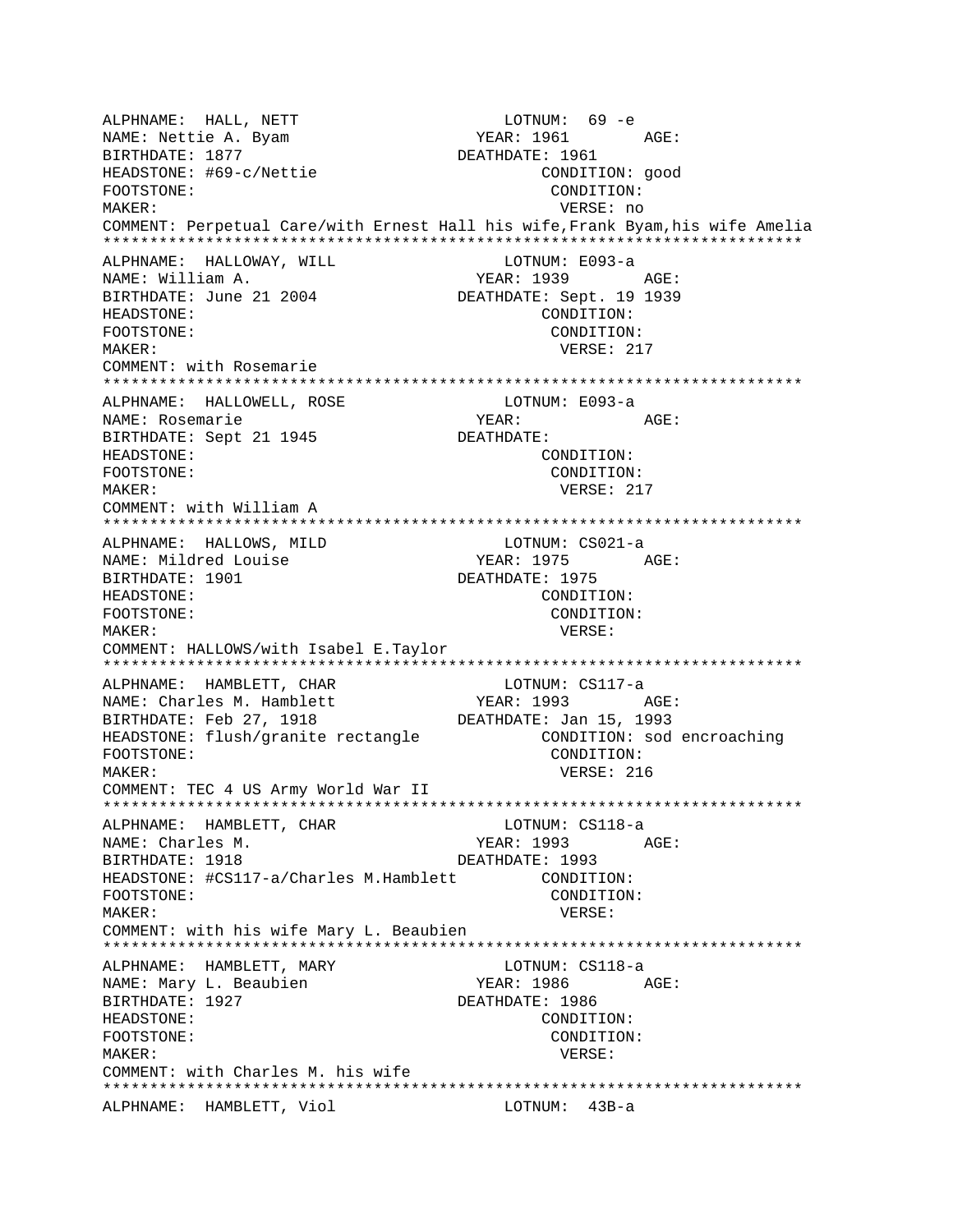```
ALPHNAME:  HALL, NETT                      LOTNUM:  69 -e
NAME: Nettie A. Byam                      YEAR: 1961       AGE:
BIRTHDATE: 1877                          DEATHDATE: 1961
HEADSTONE: #69-c/Nettie                           CONDITION: good
FOOTSTONE:                                         CONDITION:
MAKER:                                              VERSE: no
COMMENT: Perpetual Care/with Ernest Hall his wife,Frank Byam,his wife Amelia
****************************************************************************
ALPHNAME:  HALLOWAY, WILL                  LOTNUM: E093-a
NAME: William A.                          YEAR: 1939       AGE:
BIRTHDATE: June 21 2004                  DEATHDATE: Sept. 19 1939
HEADSTONE:                                        CONDITION:
FOOTSTONE:                                         CONDITION:
MAKER:                                              VERSE: 217
COMMENT: with Rosemarie
****************************************************************************
ALPHNAME:  HALLOWELL, ROSE                 LOTNUM: E093-a
NAME: Rosemarie                           YEAR:            AGE:
BIRTHDATE: Sept 21 1945                  DEATHDATE:
HEADSTONE:                                        CONDITION:
FOOTSTONE:                                         CONDITION:
MAKER:                                              VERSE: 217
COMMENT: with William A
****************************************************************************
ALPHNAME:  HALLOWS, MILD                   LOTNUM: CS021-a
NAME: Mildred Louise                      YEAR: 1975       AGE:
BIRTHDATE: 1901                          DEATHDATE: 1975
HEADSTONE:                                        CONDITION:
FOOTSTONE:                                         CONDITION:
MAKER:                                              VERSE:
COMMENT: HALLOWS/with Isabel E.Taylor
****************************************************************************
ALPHNAME:  HAMBLETT, CHAR                  LOTNUM: CS117-a
NAME: Charles M. Hamblett                 YEAR: 1993       AGE:
BIRTHDATE: Feb 27, 1918                  DEATHDATE: Jan 15, 1993
HEADSTONE: flush/granite rectangle               CONDITION: sod encroaching
FOOTSTONE:                                         CONDITION:
MAKER:                                              VERSE: 216
COMMENT: TEC 4 US Army World War II
****************************************************************************
ALPHNAME:  HAMBLETT, CHAR                  LOTNUM: CS118-a
NAME: Charles M.                          YEAR: 1993       AGE:
BIRTHDATE: 1918                          DEATHDATE: 1993
HEADSTONE: #CS117-a/Charles M.Hamblett          CONDITION:
FOOTSTONE:                                         CONDITION:
MAKER:                                              VERSE:
COMMENT: with his wife Mary L. Beaubien
****************************************************************************
ALPHNAME:  HAMBLETT, MARY                  LOTNUM: CS118-a
NAME: Mary L. Beaubien                    YEAR: 1986       AGE:
BIRTHDATE: 1927                          DEATHDATE: 1986
HEADSTONE:                                        CONDITION:
FOOTSTONE:                                         CONDITION:
MAKER:                                              VERSE:
COMMENT: with Charles M. his wife
****************************************************************************
ALPHNAME:  HAMBLETT, Viol                  LOTNUM:  43B-a
```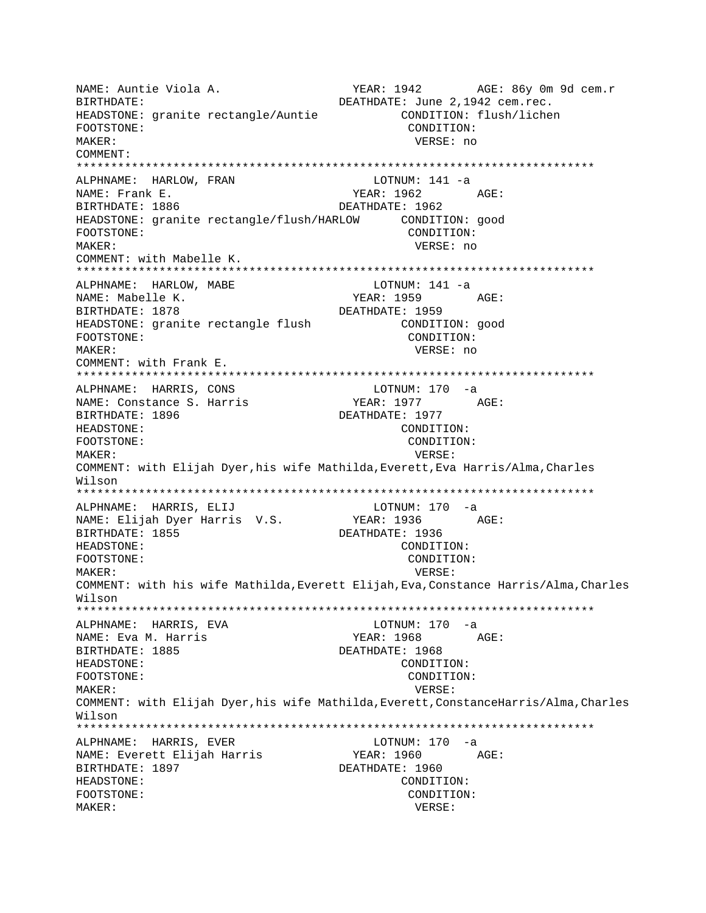```
NAME: Auntie Viola A.                    YEAR: 1942       AGE: 86y 0m 9d cem.r
BIRTHDATE:                              DEATHDATE: June 2,1942 cem.rec.
HEADSTONE: granite rectangle/Auntie           CONDITION: flush/lichen
FOOTSTONE:                                     CONDITION:
MAKER:                                          VERSE: no
COMMENT:
*************************************************************************
ALPHNAME:  HARLOW, FRAN                       LOTNUM: 141 -a
NAME: Frank E.                           YEAR: 1962       AGE:
BIRTHDATE: 1886                         DEATHDATE: 1962
HEADSTONE: granite rectangle/flush/HARLOW      CONDITION: good
FOOTSTONE:                                     CONDITION:
MAKER:                                          VERSE: no
COMMENT: with Mabelle K.
*************************************************************************
ALPHNAME:  HARLOW, MABE                       LOTNUM: 141 -a
NAME: Mabelle K.                         YEAR: 1959       AGE:
BIRTHDATE: 1878                         DEATHDATE: 1959
HEADSTONE: granite rectangle flush            CONDITION: good
FOOTSTONE:                                     CONDITION:
MAKER:                                          VERSE: no
COMMENT: with Frank E.
*************************************************************************
ALPHNAME:  HARRIS, CONS                       LOTNUM: 170  -a
NAME: Constance S. Harris                YEAR: 1977       AGE:
BIRTHDATE: 1896                         DEATHDATE: 1977
HEADSTONE:                                     CONDITION:
FOOTSTONE:                                     CONDITION:
MAKER:                                          VERSE:
COMMENT: with Elijah Dyer,his wife Mathilda,Everett,Eva Harris/Alma,Charles
Wilson
*************************************************************************
ALPHNAME:  HARRIS, ELIJ                       LOTNUM: 170  -a
NAME: Elijah Dyer Harris  V.S.           YEAR: 1936       AGE:
BIRTHDATE: 1855                         DEATHDATE: 1936
HEADSTONE:                                     CONDITION:
FOOTSTONE:                                     CONDITION:
MAKER:                                          VERSE:
COMMENT: with his wife Mathilda,Everett Elijah,Eva,Constance Harris/Alma,Charles
Wilson
*************************************************************************
ALPHNAME:  HARRIS, EVA                        LOTNUM: 170  -a
NAME: Eva M. Harris                      YEAR: 1968       AGE:
BIRTHDATE: 1885                         DEATHDATE: 1968
HEADSTONE:                                     CONDITION:
FOOTSTONE:                                     CONDITION:
MAKER:                                          VERSE:
COMMENT: with Elijah Dyer,his wife Mathilda,Everett,ConstanceHarris/Alma,Charles
Wilson
*************************************************************************
ALPHNAME:  HARRIS, EVER                       LOTNUM: 170  -a
NAME: Everett Elijah Harris              YEAR: 1960       AGE:
BIRTHDATE: 1897                         DEATHDATE: 1960
HEADSTONE:                                     CONDITION:
FOOTSTONE:                                     CONDITION:
MAKER:                                          VERSE:
```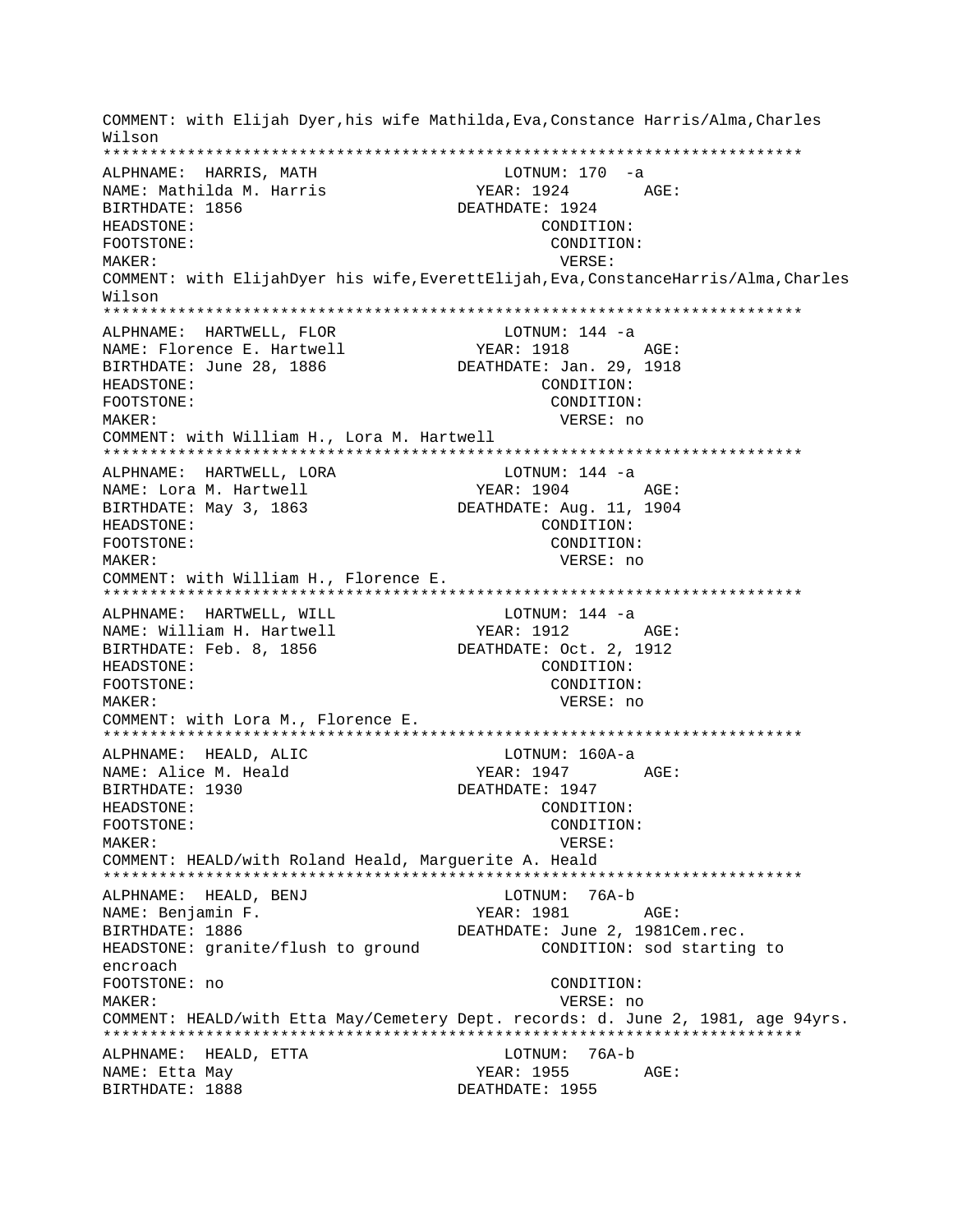COMMENT: with Elijah Dyer,his wife Mathilda,Eva,Constance Harris/Alma,Charles Wilson

***************************************************************************

ALPHNAME: HARRIS, MATH LOTNUM: 170 -a
NAME: Mathilda M. Harris YEAR: 1924 AGE:
BIRTHDATE: 1856 DEATHDATE: 1924
HEADSTONE: CONDITION:
FOOTSTONE: CONDITION:
MAKER: VERSE:
COMMENT: with ElijahDyer his wife,EverettElijah,Eva,ConstanceHarris/Alma,Charles Wilson

***************************************************************************

ALPHNAME: HARTWELL, FLOR LOTNUM: 144 -a
NAME: Florence E. Hartwell YEAR: 1918 AGE:
BIRTHDATE: June 28, 1886 DEATHDATE: Jan. 29, 1918
HEADSTONE: CONDITION:
FOOTSTONE: CONDITION:
MAKER: VERSE: no
COMMENT: with William H., Lora M. Hartwell

***************************************************************************

ALPHNAME: HARTWELL, LORA LOTNUM: 144 -a
NAME: Lora M. Hartwell YEAR: 1904 AGE:
BIRTHDATE: May 3, 1863 DEATHDATE: Aug. 11, 1904
HEADSTONE: CONDITION:
FOOTSTONE: CONDITION:
MAKER: VERSE: no
COMMENT: with William H., Florence E.

***************************************************************************

ALPHNAME: HARTWELL, WILL LOTNUM: 144 -a
NAME: William H. Hartwell YEAR: 1912 AGE:
BIRTHDATE: Feb. 8, 1856 DEATHDATE: Oct. 2, 1912
HEADSTONE: CONDITION:
FOOTSTONE: CONDITION:
MAKER: VERSE: no
COMMENT: with Lora M., Florence E.

***************************************************************************

ALPHNAME: HEALD, ALIC LOTNUM: 160A-a
NAME: Alice M. Heald YEAR: 1947 AGE:
BIRTHDATE: 1930 DEATHDATE: 1947
HEADSTONE: CONDITION:
FOOTSTONE: CONDITION:
MAKER: VERSE:
COMMENT: HEALD/with Roland Heald, Marguerite A. Heald

***************************************************************************

ALPHNAME: HEALD, BENJ LOTNUM: 76A-b
NAME: Benjamin F. YEAR: 1981 AGE:
BIRTHDATE: 1886 DEATHDATE: June 2, 1981Cem.rec.
HEADSTONE: granite/flush to ground CONDITION: sod starting to encroach
FOOTSTONE: no CONDITION:
MAKER: VERSE: no
COMMENT: HEALD/with Etta May/Cemetery Dept. records: d. June 2, 1981, age 94yrs.

***************************************************************************

ALPHNAME: HEALD, ETTA LOTNUM: 76A-b
NAME: Etta May YEAR: 1955 AGE:
BIRTHDATE: 1888 DEATHDATE: 1955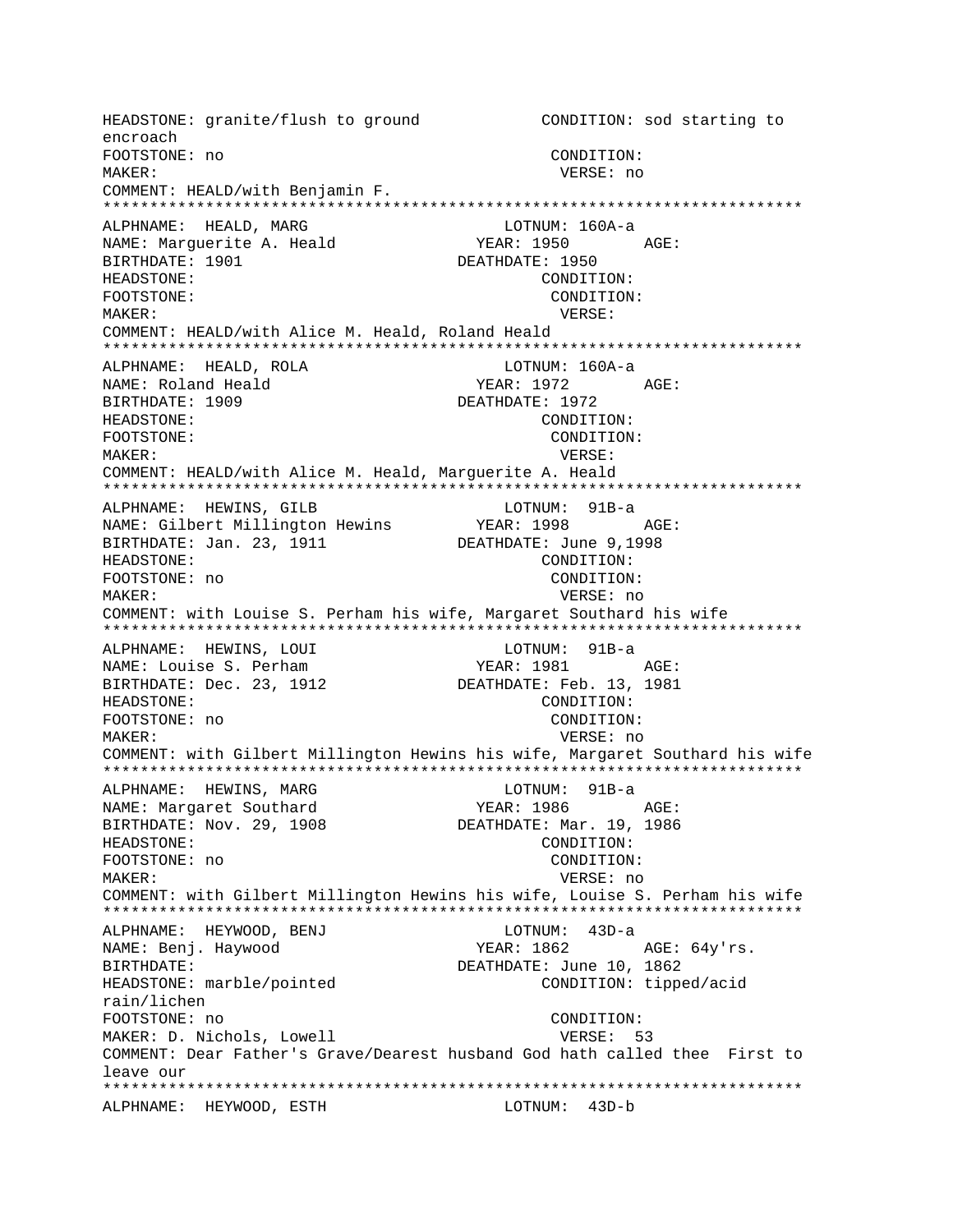HEADSTONE: granite/flush to ground CONDITION: sod starting to encroach
FOOTSTONE: no CONDITION:
MAKER: VERSE: no
COMMENT: HEALD/with Benjamin F.

***************************************************************************

ALPHNAME: HEALD, MARG LOTNUM: 160A-a
NAME: Marguerite A. Heald YEAR: 1950 AGE:
BIRTHDATE: 1901 DEATHDATE: 1950
HEADSTONE: CONDITION:
FOOTSTONE: CONDITION:
MAKER: VERSE:
COMMENT: HEALD/with Alice M. Heald, Roland Heald

***************************************************************************

ALPHNAME: HEALD, ROLA LOTNUM: 160A-a
NAME: Roland Heald YEAR: 1972 AGE:
BIRTHDATE: 1909 DEATHDATE: 1972
HEADSTONE: CONDITION:
FOOTSTONE: CONDITION:
MAKER: VERSE:
COMMENT: HEALD/with Alice M. Heald, Marguerite A. Heald

***************************************************************************

ALPHNAME: HEWINS, GILB LOTNUM: 91B-a
NAME: Gilbert Millington Hewins YEAR: 1998 AGE:
BIRTHDATE: Jan. 23, 1911 DEATHDATE: June 9,1998
HEADSTONE: CONDITION:
FOOTSTONE: no CONDITION:
MAKER: VERSE: no
COMMENT: with Louise S. Perham his wife, Margaret Southard his wife

***************************************************************************

ALPHNAME: HEWINS, LOUI LOTNUM: 91B-a
NAME: Louise S. Perham YEAR: 1981 AGE:
BIRTHDATE: Dec. 23, 1912 DEATHDATE: Feb. 13, 1981
HEADSTONE: CONDITION:
FOOTSTONE: no CONDITION:
MAKER: VERSE: no
COMMENT: with Gilbert Millington Hewins his wife, Margaret Southard his wife

***************************************************************************

ALPHNAME: HEWINS, MARG LOTNUM: 91B-a
NAME: Margaret Southard YEAR: 1986 AGE:
BIRTHDATE: Nov. 29, 1908 DEATHDATE: Mar. 19, 1986
HEADSTONE: CONDITION:
FOOTSTONE: no CONDITION:
MAKER: VERSE: no
COMMENT: with Gilbert Millington Hewins his wife, Louise S. Perham his wife

***************************************************************************

ALPHNAME: HEYWOOD, BENJ LOTNUM: 43D-a
NAME: Benj. Haywood YEAR: 1862 AGE: 64y'rs.
BIRTHDATE: DEATHDATE: June 10, 1862
HEADSTONE: marble/pointed CONDITION: tipped/acid rain/lichen
FOOTSTONE: no CONDITION:
MAKER: D. Nichols, Lowell VERSE: 53
COMMENT: Dear Father's Grave/Dearest husband God hath called thee First to leave our

***************************************************************************

ALPHNAME: HEYWOOD, ESTH LOTNUM: 43D-b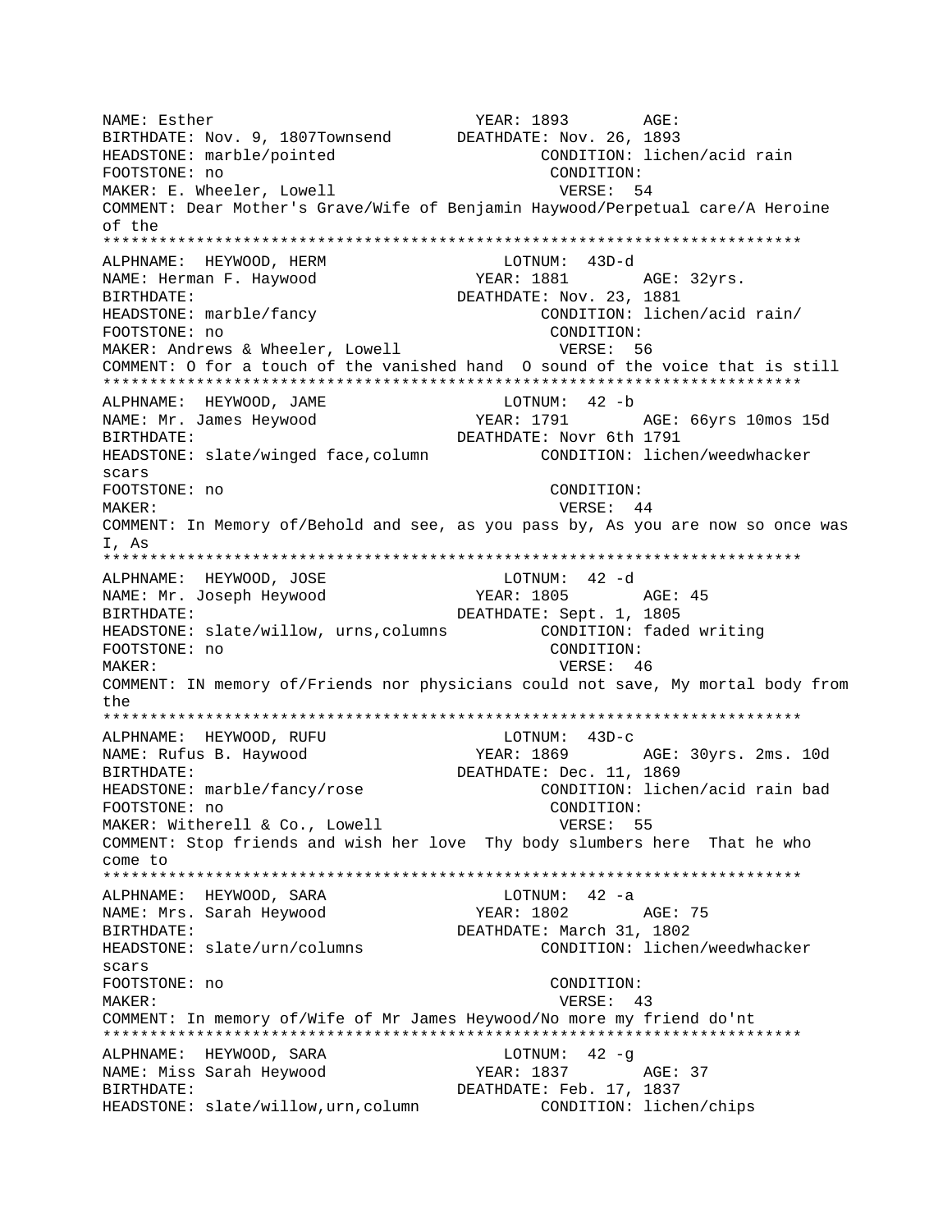NAME: Esther YEAR: 1893 AGE:
BIRTHDATE: Nov. 9, 1807Townsend DEATHDATE: Nov. 26, 1893
HEADSTONE: marble/pointed CONDITION: lichen/acid rain
FOOTSTONE: no CONDITION:
MAKER: E. Wheeler, Lowell VERSE: 54
COMMENT: Dear Mother's Grave/Wife of Benjamin Haywood/Perpetual care/A Heroine of the
***************************************************************************
ALPHNAME: HEYWOOD, HERM LOTNUM: 43D-d
NAME: Herman F. Haywood YEAR: 1881 AGE: 32yrs.
BIRTHDATE: DEATHDATE: Nov. 23, 1881
HEADSTONE: marble/fancy CONDITION: lichen/acid rain/
FOOTSTONE: no CONDITION:
MAKER: Andrews & Wheeler, Lowell VERSE: 56
COMMENT: O for a touch of the vanished hand O sound of the voice that is still
***************************************************************************
ALPHNAME: HEYWOOD, JAME LOTNUM: 42 -b
NAME: Mr. James Heywood YEAR: 1791 AGE: 66yrs 10mos 15d
BIRTHDATE: DEATHDATE: Novr 6th 1791
HEADSTONE: slate/winged face,column CONDITION: lichen/weedwhacker scars
FOOTSTONE: no CONDITION:
MAKER: VERSE: 44
COMMENT: In Memory of/Behold and see, as you pass by, As you are now so once was I, As
***************************************************************************
ALPHNAME: HEYWOOD, JOSE LOTNUM: 42 -d
NAME: Mr. Joseph Heywood YEAR: 1805 AGE: 45
BIRTHDATE: DEATHDATE: Sept. 1, 1805
HEADSTONE: slate/willow, urns,columns CONDITION: faded writing
FOOTSTONE: no CONDITION:
MAKER: VERSE: 46
COMMENT: IN memory of/Friends nor physicians could not save, My mortal body from the
***************************************************************************
ALPHNAME: HEYWOOD, RUFU LOTNUM: 43D-c
NAME: Rufus B. Haywood YEAR: 1869 AGE: 30yrs. 2ms. 10d
BIRTHDATE: DEATHDATE: Dec. 11, 1869
HEADSTONE: marble/fancy/rose CONDITION: lichen/acid rain bad
FOOTSTONE: no CONDITION:
MAKER: Witherell & Co., Lowell VERSE: 55
COMMENT: Stop friends and wish her love Thy body slumbers here That he who come to
***************************************************************************
ALPHNAME: HEYWOOD, SARA LOTNUM: 42 -a
NAME: Mrs. Sarah Heywood YEAR: 1802 AGE: 75
BIRTHDATE: DEATHDATE: March 31, 1802
HEADSTONE: slate/urn/columns CONDITION: lichen/weedwhacker scars
FOOTSTONE: no CONDITION:
MAKER: VERSE: 43
COMMENT: In memory of/Wife of Mr James Heywood/No more my friend do'nt
***************************************************************************
ALPHNAME: HEYWOOD, SARA LOTNUM: 42 -g
NAME: Miss Sarah Heywood YEAR: 1837 AGE: 37
BIRTHDATE: DEATHDATE: Feb. 17, 1837
HEADSTONE: slate/willow,urn,column CONDITION: lichen/chips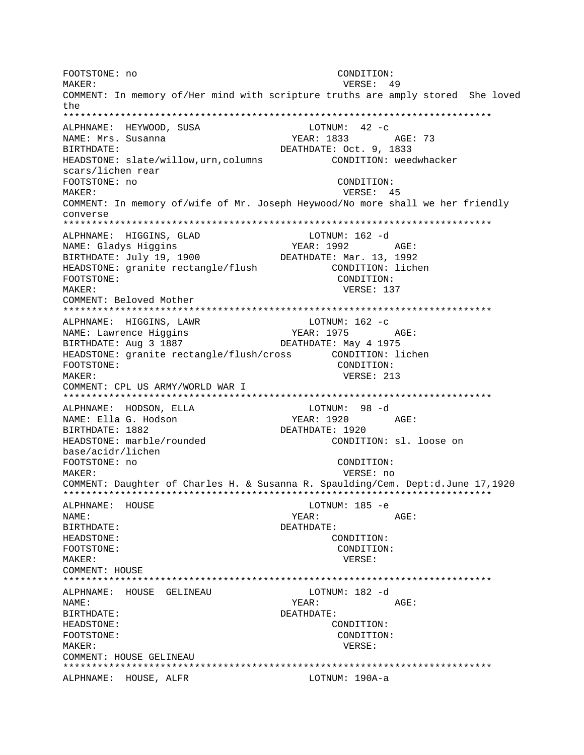FOOTSTONE: no CONDITION:
MAKER: VERSE: 49
COMMENT: In memory of/Her mind with scripture truths are amply stored She loved the

***************************************************************************

ALPHNAME: HEYWOOD, SUSA LOTNUM: 42 -c
NAME: Mrs. Susanna YEAR: 1833 AGE: 73
BIRTHDATE: DEATHDATE: Oct. 9, 1833
HEADSTONE: slate/willow,urn,columns CONDITION: weedwhacker scars/lichen rear
FOOTSTONE: no CONDITION:
MAKER: VERSE: 45
COMMENT: In memory of/wife of Mr. Joseph Heywood/No more shall we her friendly converse

***************************************************************************

ALPHNAME: HIGGINS, GLAD LOTNUM: 162 -d
NAME: Gladys Higgins YEAR: 1992 AGE:
BIRTHDATE: July 19, 1900 DEATHDATE: Mar. 13, 1992
HEADSTONE: granite rectangle/flush CONDITION: lichen
FOOTSTONE: CONDITION:
MAKER: VERSE: 137
COMMENT: Beloved Mother

***************************************************************************

ALPHNAME: HIGGINS, LAWR LOTNUM: 162 -c
NAME: Lawrence Higgins YEAR: 1975 AGE:
BIRTHDATE: Aug 3 1887 DEATHDATE: May 4 1975
HEADSTONE: granite rectangle/flush/cross CONDITION: lichen
FOOTSTONE: CONDITION:
MAKER: VERSE: 213
COMMENT: CPL US ARMY/WORLD WAR I

***************************************************************************

ALPHNAME: HODSON, ELLA LOTNUM: 98 -d
NAME: Ella G. Hodson YEAR: 1920 AGE:
BIRTHDATE: 1882 DEATHDATE: 1920
HEADSTONE: marble/rounded CONDITION: sl. loose on base/acidr/lichen
FOOTSTONE: no CONDITION:
MAKER: VERSE: no
COMMENT: Daughter of Charles H. & Susanna R. Spaulding/Cem. Dept:d.June 17,1920

***************************************************************************

ALPHNAME: HOUSE LOTNUM: 185 -e
NAME: YEAR: AGE:
BIRTHDATE: DEATHDATE:
HEADSTONE: CONDITION:
FOOTSTONE: CONDITION:
MAKER: VERSE:
COMMENT: HOUSE

***************************************************************************

ALPHNAME: HOUSE GELINEAU LOTNUM: 182 -d
NAME: YEAR: AGE:
BIRTHDATE: DEATHDATE:
HEADSTONE: CONDITION:
FOOTSTONE: CONDITION:
MAKER: VERSE:
COMMENT: HOUSE GELINEAU

***************************************************************************

ALPHNAME: HOUSE, ALFR LOTNUM: 190A-a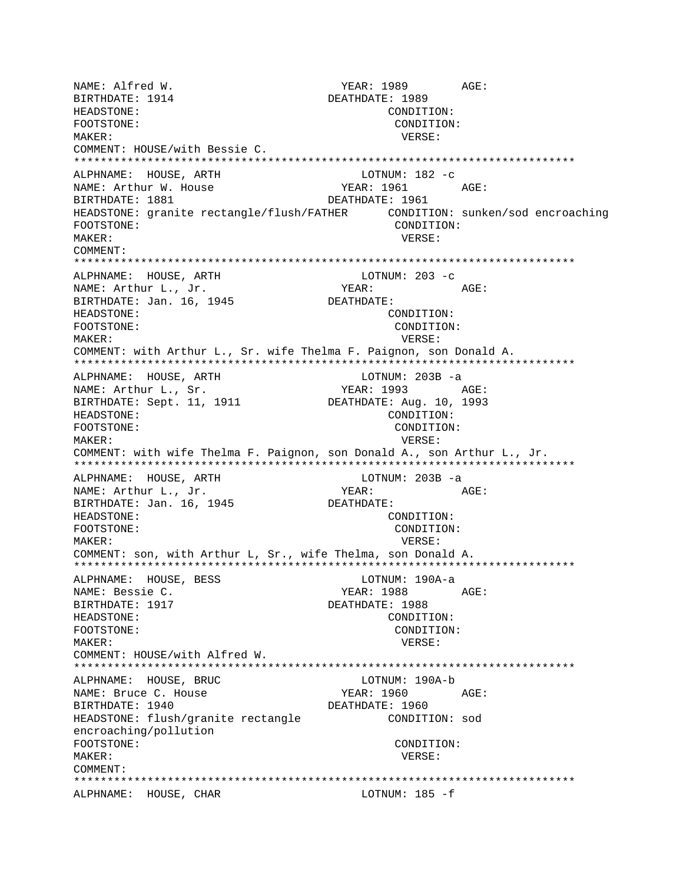NAME: Alfred W.                    YEAR: 1989        AGE:
BIRTHDATE: 1914                    DEATHDATE: 1989
HEADSTONE:                         CONDITION:
FOOTSTONE:                         CONDITION:
MAKER:                             VERSE:
COMMENT: HOUSE/with Bessie C.
***************************************************************************
ALPHNAME: HOUSE, ARTH              LOTNUM: 182 -c
NAME: Arthur W. House              YEAR: 1961        AGE:
BIRTHDATE: 1881                    DEATHDATE: 1961
HEADSTONE: granite rectangle/flush/FATHER      CONDITION: sunken/sod encroaching
FOOTSTONE:                         CONDITION:
MAKER:                             VERSE:
COMMENT:
***************************************************************************
ALPHNAME: HOUSE, ARTH              LOTNUM: 203 -c
NAME: Arthur L., Jr.               YEAR:             AGE:
BIRTHDATE: Jan. 16, 1945           DEATHDATE:
HEADSTONE:                         CONDITION:
FOOTSTONE:                         CONDITION:
MAKER:                             VERSE:
COMMENT: with Arthur L., Sr. wife Thelma F. Paignon, son Donald A.
***************************************************************************
ALPHNAME: HOUSE, ARTH              LOTNUM: 203B -a
NAME: Arthur L., Sr.               YEAR: 1993        AGE:
BIRTHDATE: Sept. 11, 1911          DEATHDATE: Aug. 10, 1993
HEADSTONE:                         CONDITION:
FOOTSTONE:                         CONDITION:
MAKER:                             VERSE:
COMMENT: with wife Thelma F. Paignon, son Donald A., son Arthur L., Jr.
***************************************************************************
ALPHNAME: HOUSE, ARTH              LOTNUM: 203B -a
NAME: Arthur L., Jr.               YEAR:             AGE:
BIRTHDATE: Jan. 16, 1945           DEATHDATE:
HEADSTONE:                         CONDITION:
FOOTSTONE:                         CONDITION:
MAKER:                             VERSE:
COMMENT: son, with Arthur L, Sr., wife Thelma, son Donald A.
***************************************************************************
ALPHNAME: HOUSE, BESS              LOTNUM: 190A-a
NAME: Bessie C.                    YEAR: 1988        AGE:
BIRTHDATE: 1917                    DEATHDATE: 1988
HEADSTONE:                         CONDITION:
FOOTSTONE:                         CONDITION:
MAKER:                             VERSE:
COMMENT: HOUSE/with Alfred W.
***************************************************************************
ALPHNAME: HOUSE, BRUC              LOTNUM: 190A-b
NAME: Bruce C. House               YEAR: 1960        AGE:
BIRTHDATE: 1940                    DEATHDATE: 1960
HEADSTONE: flush/granite rectangle           CONDITION: sod encroaching/pollution
FOOTSTONE:                         CONDITION:
MAKER:                             VERSE:
COMMENT:
***************************************************************************
ALPHNAME: HOUSE, CHAR              LOTNUM: 185 -f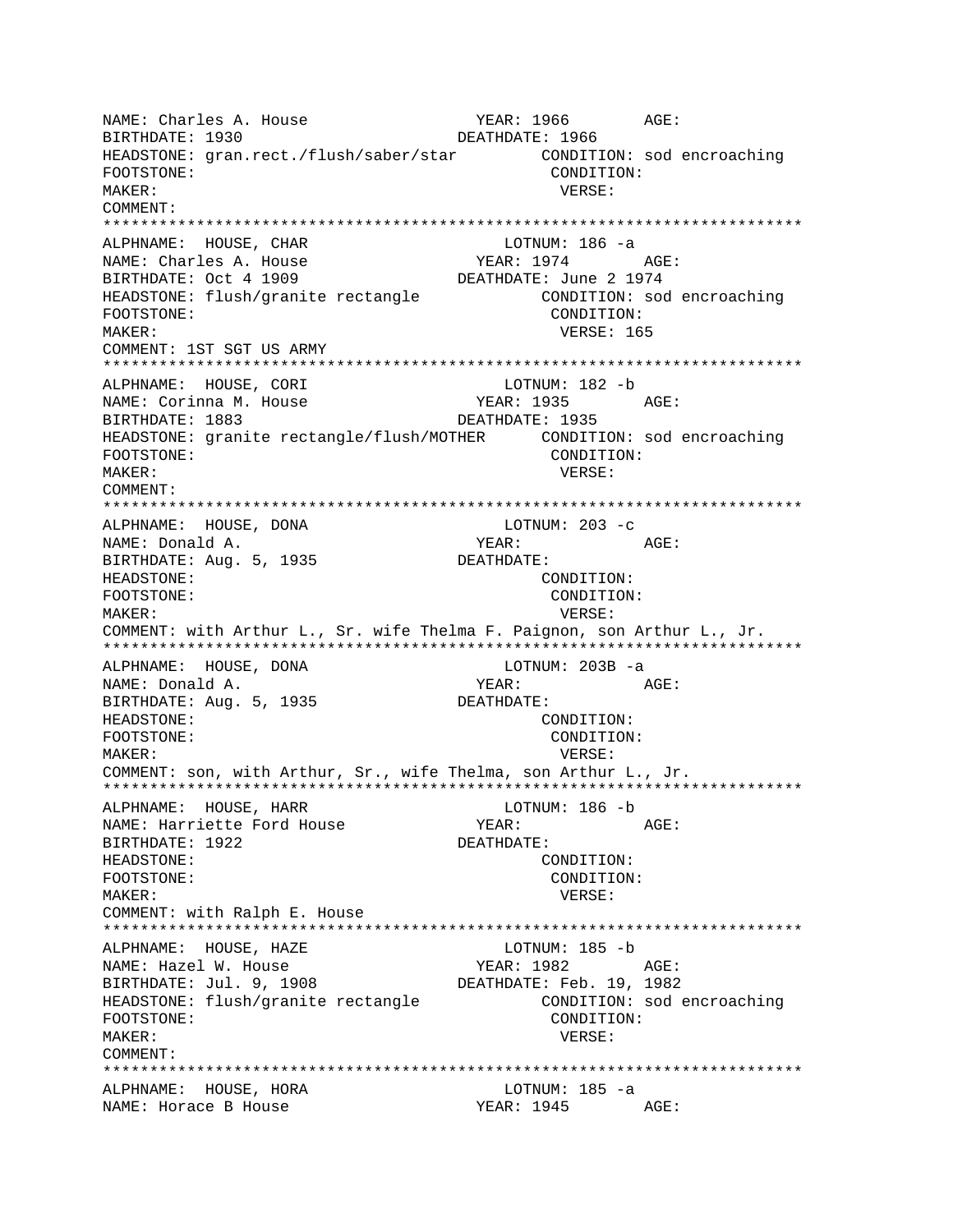```
NAME: Charles A. House                 YEAR: 1966        AGE:
BIRTHDATE: 1930                      DEATHDATE: 1966
HEADSTONE: gran.rect./flush/saber/star         CONDITION: sod encroaching
FOOTSTONE:                                      CONDITION:
MAKER:                                           VERSE:
COMMENT:
***************************************************************************
ALPHNAME:  HOUSE, CHAR                       LOTNUM: 186 -a
NAME: Charles A. House                 YEAR: 1974        AGE:
BIRTHDATE: Oct 4 1909                DEATHDATE: June 2 1974
HEADSTONE: flush/granite rectangle             CONDITION: sod encroaching
FOOTSTONE:                                      CONDITION:
MAKER:                                           VERSE: 165
COMMENT: 1ST SGT US ARMY
***************************************************************************
ALPHNAME:  HOUSE, CORI                       LOTNUM: 182 -b
NAME: Corinna M. House                 YEAR: 1935        AGE:
BIRTHDATE: 1883                      DEATHDATE: 1935
HEADSTONE: granite rectangle/flush/MOTHER      CONDITION: sod encroaching
FOOTSTONE:                                      CONDITION:
MAKER:                                           VERSE:
COMMENT:
***************************************************************************
ALPHNAME:  HOUSE, DONA                       LOTNUM: 203 -c
NAME: Donald A.                        YEAR:             AGE:
BIRTHDATE: Aug. 5, 1935              DEATHDATE:
HEADSTONE:                                      CONDITION:
FOOTSTONE:                                      CONDITION:
MAKER:                                           VERSE:
COMMENT: with Arthur L., Sr. wife Thelma F. Paignon, son Arthur L., Jr.
***************************************************************************
ALPHNAME:  HOUSE, DONA                       LOTNUM: 203B -a
NAME: Donald A.                        YEAR:             AGE:
BIRTHDATE: Aug. 5, 1935              DEATHDATE:
HEADSTONE:                                      CONDITION:
FOOTSTONE:                                      CONDITION:
MAKER:                                           VERSE:
COMMENT: son, with Arthur, Sr., wife Thelma, son Arthur L., Jr.
***************************************************************************
ALPHNAME:  HOUSE, HARR                       LOTNUM: 186 -b
NAME: Harriette Ford House             YEAR:             AGE:
BIRTHDATE: 1922                      DEATHDATE:
HEADSTONE:                                      CONDITION:
FOOTSTONE:                                      CONDITION:
MAKER:                                           VERSE:
COMMENT: with Ralph E. House
***************************************************************************
ALPHNAME:  HOUSE, HAZE                       LOTNUM: 185 -b
NAME: Hazel W. House                   YEAR: 1982        AGE:
BIRTHDATE: Jul. 9, 1908              DEATHDATE: Feb. 19, 1982
HEADSTONE: flush/granite rectangle             CONDITION: sod encroaching
FOOTSTONE:                                      CONDITION:
MAKER:                                           VERSE:
COMMENT:
***************************************************************************
ALPHNAME:  HOUSE, HORA                       LOTNUM: 185 -a
NAME: Horace B House                   YEAR: 1945        AGE:
```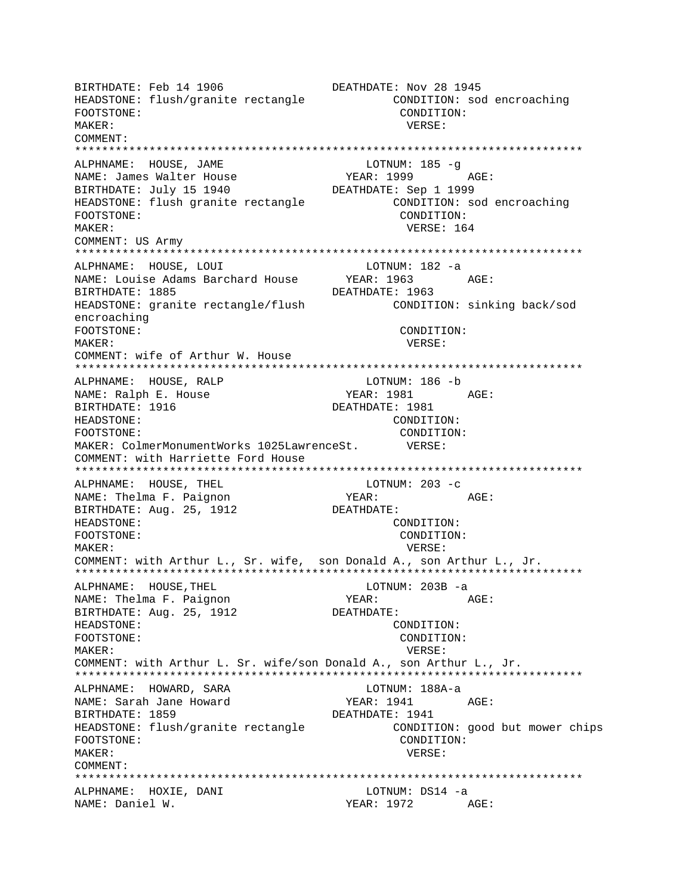```
BIRTHDATE: Feb 14 1906              DEATHDATE: Nov 28 1945
HEADSTONE: flush/granite rectangle            CONDITION: sod encroaching
FOOTSTONE:                                     CONDITION:
MAKER:                                          VERSE:
COMMENT:
***************************************************************************
ALPHNAME:  HOUSE, JAME                      LOTNUM: 185 -g
NAME: James Walter House              YEAR: 1999        AGE:
BIRTHDATE: July 15 1940             DEATHDATE: Sep 1 1999
HEADSTONE: flush granite rectangle            CONDITION: sod encroaching
FOOTSTONE:                                     CONDITION:
MAKER:                                          VERSE: 164
COMMENT: US Army
***************************************************************************
ALPHNAME:  HOUSE, LOUI                      LOTNUM: 182 -a
NAME: Louise Adams Barchard House       YEAR: 1963        AGE:
BIRTHDATE: 1885                     DEATHDATE: 1963
HEADSTONE: granite rectangle/flush            CONDITION: sinking back/sod
encroaching
FOOTSTONE:                                     CONDITION:
MAKER:                                          VERSE:
COMMENT: wife of Arthur W. House
***************************************************************************
ALPHNAME:  HOUSE, RALP                      LOTNUM: 186 -b
NAME: Ralph E. House                  YEAR: 1981        AGE:
BIRTHDATE: 1916                     DEATHDATE: 1981
HEADSTONE:                                     CONDITION:
FOOTSTONE:                                     CONDITION:
MAKER: ColmerMonumentWorks 1025LawrenceSt.      VERSE:
COMMENT: with Harriette Ford House
***************************************************************************
ALPHNAME:  HOUSE, THEL                      LOTNUM: 203 -c
NAME: Thelma F. Paignon               YEAR:             AGE:
BIRTHDATE: Aug. 25, 1912            DEATHDATE:
HEADSTONE:                                     CONDITION:
FOOTSTONE:                                     CONDITION:
MAKER:                                          VERSE:
COMMENT: with Arthur L., Sr. wife,  son Donald A., son Arthur L., Jr.
***************************************************************************
ALPHNAME:  HOUSE,THEL                       LOTNUM: 203B -a
NAME: Thelma F. Paignon               YEAR:             AGE:
BIRTHDATE: Aug. 25, 1912            DEATHDATE:
HEADSTONE:                                     CONDITION:
FOOTSTONE:                                     CONDITION:
MAKER:                                          VERSE:
COMMENT: with Arthur L. Sr. wife/son Donald A., son Arthur L., Jr.
***************************************************************************
ALPHNAME:  HOWARD, SARA                     LOTNUM: 188A-a
NAME: Sarah Jane Howard               YEAR: 1941        AGE:
BIRTHDATE: 1859                     DEATHDATE: 1941
HEADSTONE: flush/granite rectangle            CONDITION: good but mower chips
FOOTSTONE:                                     CONDITION:
MAKER:                                          VERSE:
COMMENT:
***************************************************************************
ALPHNAME:  HOXIE, DANI                      LOTNUM: DS14 -a
NAME: Daniel W.                       YEAR: 1972        AGE:
```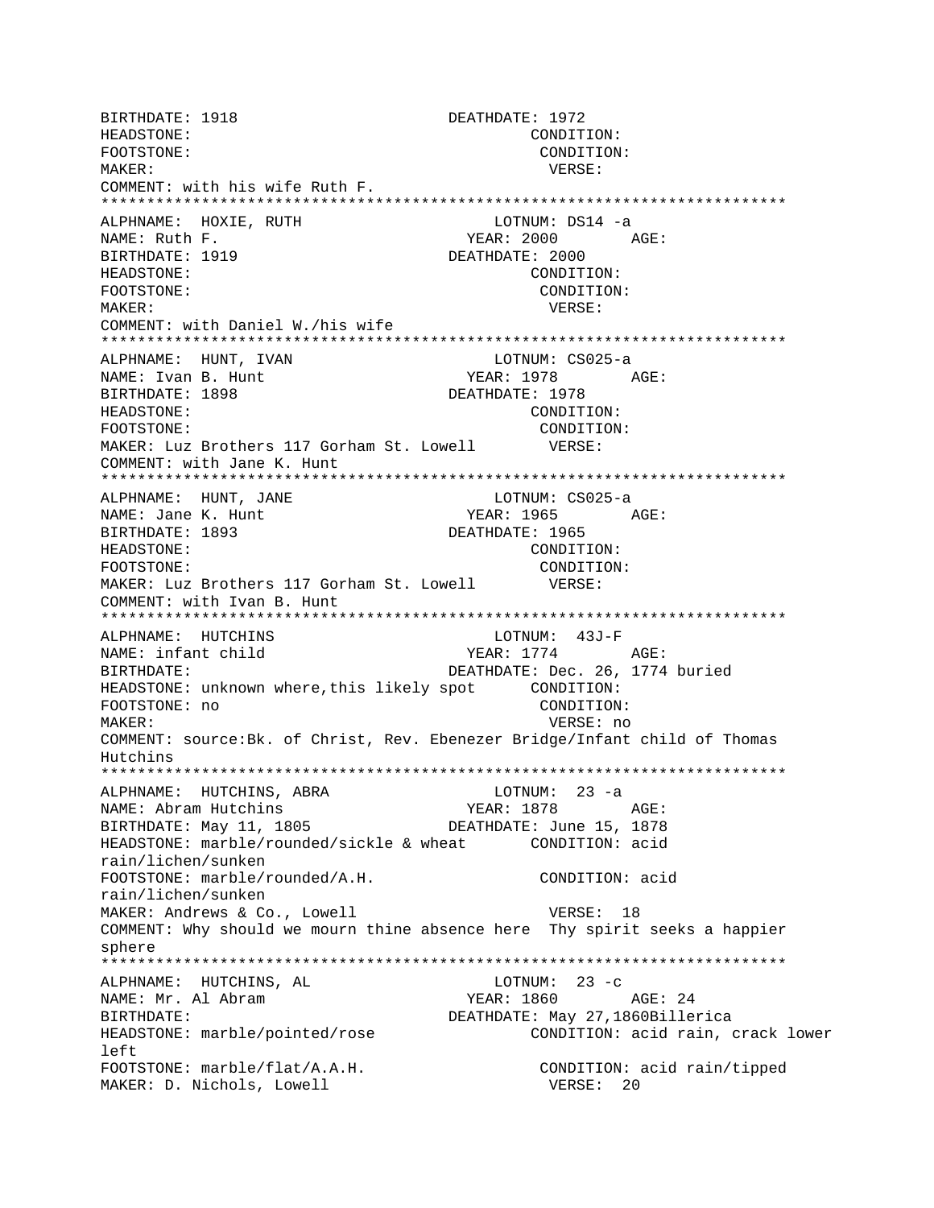```
BIRTHDATE: 1918                       DEATHDATE: 1972
HEADSTONE:                                     CONDITION:
FOOTSTONE:                                      CONDITION:
MAKER:                                          VERSE:
COMMENT: with his wife Ruth F.
*************************************************************************
ALPHNAME:  HOXIE, RUTH                     LOTNUM: DS14 -a
NAME: Ruth F.                           YEAR: 2000        AGE:
BIRTHDATE: 1919                       DEATHDATE: 2000
HEADSTONE:                                     CONDITION:
FOOTSTONE:                                      CONDITION:
MAKER:                                          VERSE:
COMMENT: with Daniel W./his wife
*************************************************************************
ALPHNAME:  HUNT, IVAN                      LOTNUM: CS025-a
NAME: Ivan B. Hunt                      YEAR: 1978        AGE:
BIRTHDATE: 1898                       DEATHDATE: 1978
HEADSTONE:                                     CONDITION:
FOOTSTONE:                                      CONDITION:
MAKER: Luz Brothers 117 Gorham St. Lowell       VERSE:
COMMENT: with Jane K. Hunt
*************************************************************************
ALPHNAME:  HUNT, JANE                      LOTNUM: CS025-a
NAME: Jane K. Hunt                      YEAR: 1965        AGE:
BIRTHDATE: 1893                       DEATHDATE: 1965
HEADSTONE:                                     CONDITION:
FOOTSTONE:                                      CONDITION:
MAKER: Luz Brothers 117 Gorham St. Lowell       VERSE:
COMMENT: with Ivan B. Hunt
*************************************************************************
ALPHNAME:  HUTCHINS                        LOTNUM:  43J-F
NAME: infant child                      YEAR: 1774        AGE:
BIRTHDATE:                            DEATHDATE: Dec. 26, 1774 buried
HEADSTONE: unknown where,this likely spot      CONDITION:
FOOTSTONE: no                                   CONDITION:
MAKER:                                          VERSE: no
COMMENT: source:Bk. of Christ, Rev. Ebenezer Bridge/Infant child of Thomas
Hutchins
*************************************************************************
ALPHNAME:  HUTCHINS, ABRA                  LOTNUM:  23 -a
NAME: Abram Hutchins                    YEAR: 1878        AGE:
BIRTHDATE: May 11, 1805               DEATHDATE: June 15, 1878
HEADSTONE: marble/rounded/sickle & wheat       CONDITION: acid
rain/lichen/sunken
FOOTSTONE: marble/rounded/A.H.                  CONDITION: acid
rain/lichen/sunken
MAKER: Andrews & Co., Lowell                    VERSE:  18
COMMENT: Why should we mourn thine absence here  Thy spirit seeks a happier
sphere
*************************************************************************
ALPHNAME:  HUTCHINS, AL                    LOTNUM:  23 -c
NAME: Mr. Al Abram                      YEAR: 1860        AGE: 24
BIRTHDATE:                            DEATHDATE: May 27,1860Billerica
HEADSTONE: marble/pointed/rose                 CONDITION: acid rain, crack lower
left
FOOTSTONE: marble/flat/A.A.H.                   CONDITION: acid rain/tipped
MAKER: D. Nichols, Lowell                       VERSE:  20
```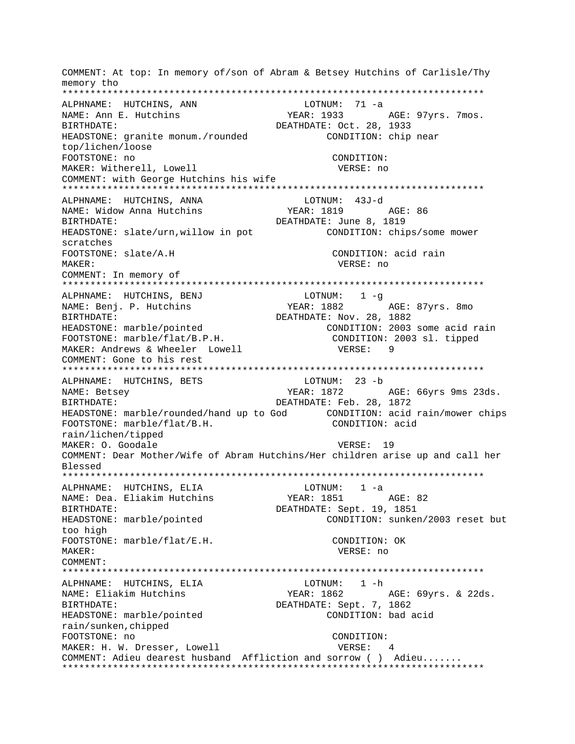COMMENT: At top: In memory of/son of Abram & Betsey Hutchins of Carlisle/Thy memory tho

***************************************************************************

ALPHNAME: HUTCHINS, ANN LOTNUM: 71 -a
NAME: Ann E. Hutchins YEAR: 1933 AGE: 97yrs. 7mos.
BIRTHDATE: DEATHDATE: Oct. 28, 1933
HEADSTONE: granite monum./rounded CONDITION: chip near top/lichen/loose
FOOTSTONE: no CONDITION:
MAKER: Witherell, Lowell VERSE: no
COMMENT: with George Hutchins his wife

***************************************************************************

ALPHNAME: HUTCHINS, ANNA LOTNUM: 43J-d
NAME: Widow Anna Hutchins YEAR: 1819 AGE: 86
BIRTHDATE: DEATHDATE: June 8, 1819
HEADSTONE: slate/urn,willow in pot CONDITION: chips/some mower scratches
FOOTSTONE: slate/A.H CONDITION: acid rain
MAKER: VERSE: no
COMMENT: In memory of

***************************************************************************

ALPHNAME: HUTCHINS, BENJ LOTNUM: 1 -g
NAME: Benj. P. Hutchins YEAR: 1882 AGE: 87yrs. 8mo
BIRTHDATE: DEATHDATE: Nov. 28, 1882
HEADSTONE: marble/pointed CONDITION: 2003 some acid rain
FOOTSTONE: marble/flat/B.P.H. CONDITION: 2003 sl. tipped
MAKER: Andrews & Wheeler Lowell VERSE: 9
COMMENT: Gone to his rest

***************************************************************************

ALPHNAME: HUTCHINS, BETS LOTNUM: 23 -b
NAME: Betsey YEAR: 1872 AGE: 66yrs 9ms 23ds.
BIRTHDATE: DEATHDATE: Feb. 28, 1872
HEADSTONE: marble/rounded/hand up to God CONDITION: acid rain/mower chips
FOOTSTONE: marble/flat/B.H. CONDITION: acid rain/lichen/tipped
MAKER: O. Goodale VERSE: 19
COMMENT: Dear Mother/Wife of Abram Hutchins/Her children arise up and call her Blessed

***************************************************************************

ALPHNAME: HUTCHINS, ELIA LOTNUM: 1 -a
NAME: Dea. Eliakim Hutchins YEAR: 1851 AGE: 82
BIRTHDATE: DEATHDATE: Sept. 19, 1851
HEADSTONE: marble/pointed CONDITION: sunken/2003 reset but too high
FOOTSTONE: marble/flat/E.H. CONDITION: OK
MAKER: VERSE: no
COMMENT:

***************************************************************************

ALPHNAME: HUTCHINS, ELIA LOTNUM: 1 -h
NAME: Eliakim Hutchins YEAR: 1862 AGE: 69yrs. & 22ds.
BIRTHDATE: DEATHDATE: Sept. 7, 1862
HEADSTONE: marble/pointed CONDITION: bad acid rain/sunken,chipped
FOOTSTONE: no CONDITION:
MAKER: H. W. Dresser, Lowell VERSE: 4
COMMENT: Adieu dearest husband Affliction and sorrow ( ) Adieu.......

***************************************************************************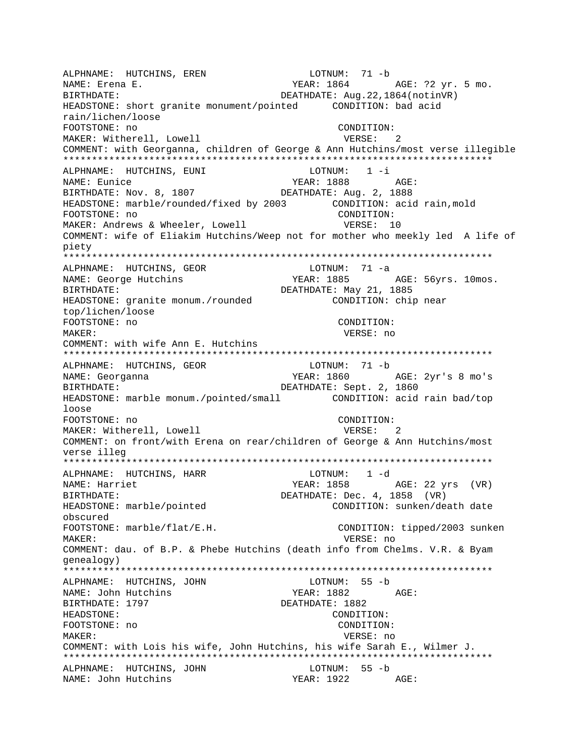```
ALPHNAME:  HUTCHINS, EREN                 LOTNUM:  71 -b
NAME: Erena E.                        YEAR: 1864       AGE: ?2 yr. 5 mo.
BIRTHDATE:                           DEATHDATE: Aug.22,1864(notinVR)
HEADSTONE: short granite monument/pointed      CONDITION: bad acid
rain/lichen/loose
FOOTSTONE: no                                   CONDITION:
MAKER: Witherell, Lowell                         VERSE:  2
COMMENT: with Georganna, children of George & Ann Hutchins/most verse illegible
***************************************************************************
ALPHNAME:  HUTCHINS, EUNI                 LOTNUM:   1 -i
NAME: Eunice                          YEAR: 1888       AGE:
BIRTHDATE: Nov. 8, 1807              DEATHDATE: Aug. 2, 1888
HEADSTONE: marble/rounded/fixed by 2003        CONDITION: acid rain,mold
FOOTSTONE: no                                   CONDITION:
MAKER: Andrews & Wheeler, Lowell                 VERSE: 10
COMMENT: wife of Eliakim Hutchins/Weep not for mother who meekly led  A life of
piety
***************************************************************************
ALPHNAME:  HUTCHINS, GEOR                 LOTNUM:  71 -a
NAME: George Hutchins                 YEAR: 1885       AGE: 56yrs. 10mos.
BIRTHDATE:                           DEATHDATE: May 21, 1885
HEADSTONE: granite monum./rounded              CONDITION: chip near
top/lichen/loose
FOOTSTONE: no                                   CONDITION:
MAKER:                                           VERSE: no
COMMENT: with wife Ann E. Hutchins
***************************************************************************
ALPHNAME:  HUTCHINS, GEOR                 LOTNUM:  71 -b
NAME: Georganna                       YEAR: 1860       AGE: 2yr's 8 mo's
BIRTHDATE:                           DEATHDATE: Sept. 2, 1860
HEADSTONE: marble monum./pointed/small         CONDITION: acid rain bad/top
loose
FOOTSTONE: no                                   CONDITION:
MAKER: Witherell, Lowell                         VERSE:  2
COMMENT: on front/with Erena on rear/children of George & Ann Hutchins/most
verse illeg
***************************************************************************
ALPHNAME:  HUTCHINS, HARR                 LOTNUM:   1 -d
NAME: Harriet                         YEAR: 1858       AGE: 22 yrs  (VR)
BIRTHDATE:                           DEATHDATE: Dec. 4, 1858  (VR)
HEADSTONE: marble/pointed                      CONDITION: sunken/death date
obscured
FOOTSTONE: marble/flat/E.H.                     CONDITION: tipped/2003 sunken
MAKER:                                           VERSE: no
COMMENT: dau. of B.P. & Phebe Hutchins (death info from Chelms. V.R. & Byam
genealogy)
***************************************************************************
ALPHNAME:  HUTCHINS, JOHN                 LOTNUM:  55 -b
NAME: John Hutchins                   YEAR: 1882       AGE:
BIRTHDATE: 1797                      DEATHDATE: 1882
HEADSTONE:                                      CONDITION:
FOOTSTONE: no                                   CONDITION:
MAKER:                                           VERSE: no
COMMENT: with Lois his wife, John Hutchins, his wife Sarah E., Wilmer J.
***************************************************************************
ALPHNAME:  HUTCHINS, JOHN                 LOTNUM:  55 -b
NAME: John Hutchins                   YEAR: 1922       AGE:
```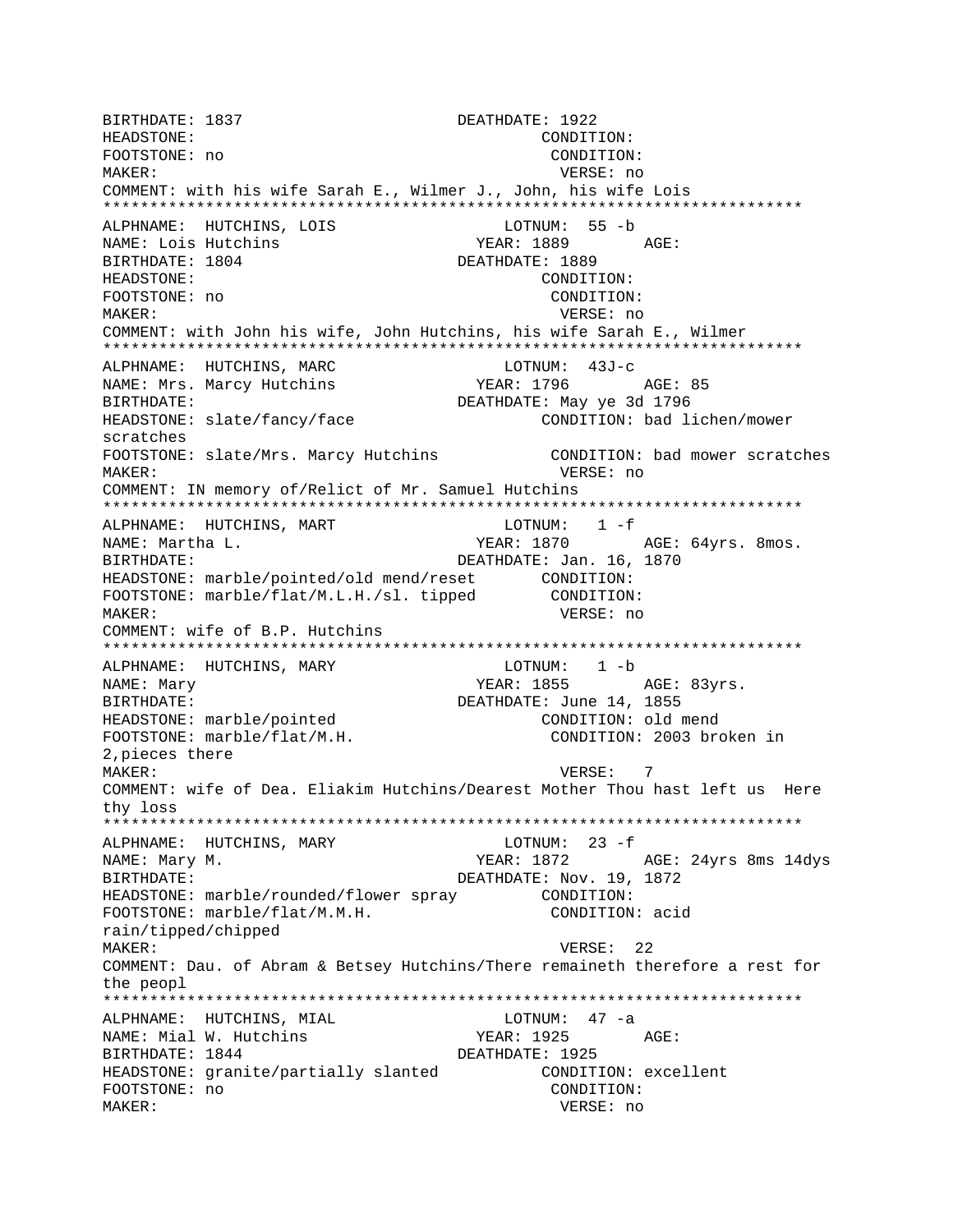```
BIRTHDATE: 1837                    DEATHDATE: 1922
HEADSTONE:                                   CONDITION:
FOOTSTONE: no                                CONDITION:
MAKER:                                       VERSE: no
COMMENT: with his wife Sarah E., Wilmer J., John, his wife Lois
***************************************************************************
ALPHNAME:  HUTCHINS, LOIS                  LOTNUM:  55 -b
NAME: Lois Hutchins                       YEAR: 1889        AGE:
BIRTHDATE: 1804                    DEATHDATE: 1889
HEADSTONE:                                   CONDITION:
FOOTSTONE: no                                CONDITION:
MAKER:                                       VERSE: no
COMMENT: with John his wife, John Hutchins, his wife Sarah E., Wilmer
***************************************************************************
ALPHNAME:  HUTCHINS, MARC                  LOTNUM:  43J-c
NAME: Mrs. Marcy Hutchins                 YEAR: 1796        AGE: 85
BIRTHDATE:                         DEATHDATE: May ye 3d 1796
HEADSTONE: slate/fancy/face                  CONDITION: bad lichen/mower
scratches
FOOTSTONE: slate/Mrs. Marcy Hutchins         CONDITION: bad mower scratches
MAKER:                                       VERSE: no
COMMENT: IN memory of/Relict of Mr. Samuel Hutchins
***************************************************************************
ALPHNAME:  HUTCHINS, MART                  LOTNUM:   1 -f
NAME: Martha L.                           YEAR: 1870        AGE: 64yrs. 8mos.
BIRTHDATE:                         DEATHDATE: Jan. 16, 1870
HEADSTONE: marble/pointed/old mend/reset     CONDITION:
FOOTSTONE: marble/flat/M.L.H./sl. tipped     CONDITION:
MAKER:                                       VERSE: no
COMMENT: wife of B.P. Hutchins
***************************************************************************
ALPHNAME:  HUTCHINS, MARY                  LOTNUM:   1 -b
NAME: Mary                                YEAR: 1855        AGE: 83yrs.
BIRTHDATE:                         DEATHDATE: June 14, 1855
HEADSTONE: marble/pointed                    CONDITION: old mend
FOOTSTONE: marble/flat/M.H.                  CONDITION: 2003 broken in
2,pieces there
MAKER:                                       VERSE:  7
COMMENT: wife of Dea. Eliakim Hutchins/Dearest Mother Thou hast left us  Here
thy loss
***************************************************************************
ALPHNAME:  HUTCHINS, MARY                  LOTNUM:  23 -f
NAME: Mary M.                             YEAR: 1872        AGE: 24yrs 8ms 14dys
BIRTHDATE:                         DEATHDATE: Nov. 19, 1872
HEADSTONE: marble/rounded/flower spray       CONDITION:
FOOTSTONE: marble/flat/M.M.H.                CONDITION: acid
rain/tipped/chipped
MAKER:                                       VERSE:  22
COMMENT: Dau. of Abram & Betsey Hutchins/There remaineth therefore a rest for
the peopl
***************************************************************************
ALPHNAME:  HUTCHINS, MIAL                  LOTNUM:  47 -a
NAME: Mial W. Hutchins                    YEAR: 1925        AGE:
BIRTHDATE: 1844                    DEATHDATE: 1925
HEADSTONE: granite/partially slanted         CONDITION: excellent
FOOTSTONE: no                                CONDITION:
MAKER:                                       VERSE: no
```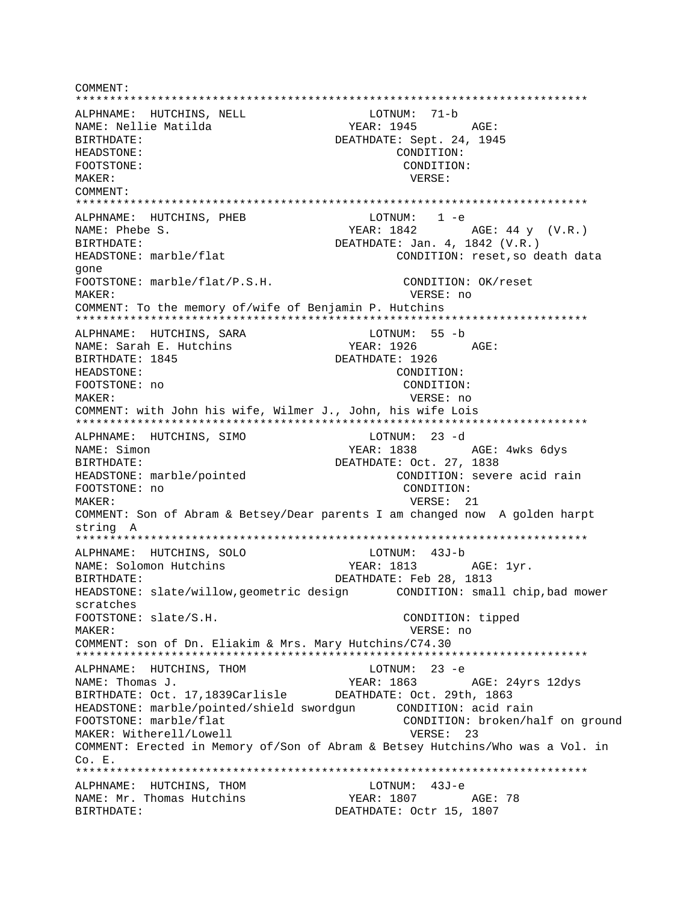COMMENT:
***************************************************************************
ALPHNAME: HUTCHINS, NELL                    LOTNUM: 71-b
NAME: Nellie Matilda                        YEAR: 1945          AGE:
BIRTHDATE:                                  DEATHDATE: Sept. 24, 1945
HEADSTONE:                                  CONDITION:
FOOTSTONE:                                  CONDITION:
MAKER:                                      VERSE:
COMMENT:
***************************************************************************
ALPHNAME: HUTCHINS, PHEB                    LOTNUM: 1 -e
NAME: Phebe S.                              YEAR: 1842          AGE: 44 y (V.R.)
BIRTHDATE:                                  DEATHDATE: Jan. 4, 1842 (V.R.)
HEADSTONE: marble/flat                      CONDITION: reset,so death data gone
FOOTSTONE: marble/flat/P.S.H.               CONDITION: OK/reset
MAKER:                                      VERSE: no
COMMENT: To the memory of/wife of Benjamin P. Hutchins
***************************************************************************
ALPHNAME: HUTCHINS, SARA                    LOTNUM: 55 -b
NAME: Sarah E. Hutchins                     YEAR: 1926          AGE:
BIRTHDATE: 1845                             DEATHDATE: 1926
HEADSTONE:                                  CONDITION:
FOOTSTONE: no                               CONDITION:
MAKER:                                      VERSE: no
COMMENT: with John his wife, Wilmer J., John, his wife Lois
***************************************************************************
ALPHNAME: HUTCHINS, SIMO                    LOTNUM: 23 -d
NAME: Simon                                 YEAR: 1838          AGE: 4wks 6dys
BIRTHDATE:                                  DEATHDATE: Oct. 27, 1838
HEADSTONE: marble/pointed                   CONDITION: severe acid rain
FOOTSTONE: no                               CONDITION:
MAKER:                                      VERSE: 21
COMMENT: Son of Abram & Betsey/Dear parents I am changed now A golden harpt string A
***************************************************************************
ALPHNAME: HUTCHINS, SOLO                    LOTNUM: 43J-b
NAME: Solomon Hutchins                      YEAR: 1813          AGE: 1yr.
BIRTHDATE:                                  DEATHDATE: Feb 28, 1813
HEADSTONE: slate/willow,geometric design    CONDITION: small chip,bad mower scratches
FOOTSTONE: slate/S.H.                       CONDITION: tipped
MAKER:                                      VERSE: no
COMMENT: son of Dn. Eliakim & Mrs. Mary Hutchins/C74.30
***************************************************************************
ALPHNAME: HUTCHINS, THOM                    LOTNUM: 23 -e
NAME: Thomas J.                             YEAR: 1863          AGE: 24yrs 12dys
BIRTHDATE: Oct. 17,1839Carlisle             DEATHDATE: Oct. 29th, 1863
HEADSTONE: marble/pointed/shield swordgun   CONDITION: acid rain
FOOTSTONE: marble/flat                      CONDITION: broken/half on ground
MAKER: Witherell/Lowell                     VERSE: 23
COMMENT: Erected in Memory of/Son of Abram & Betsey Hutchins/Who was a Vol. in Co. E.
***************************************************************************
ALPHNAME: HUTCHINS, THOM                    LOTNUM: 43J-e
NAME: Mr. Thomas Hutchins                   YEAR: 1807          AGE: 78
BIRTHDATE:                                  DEATHDATE: Octr 15, 1807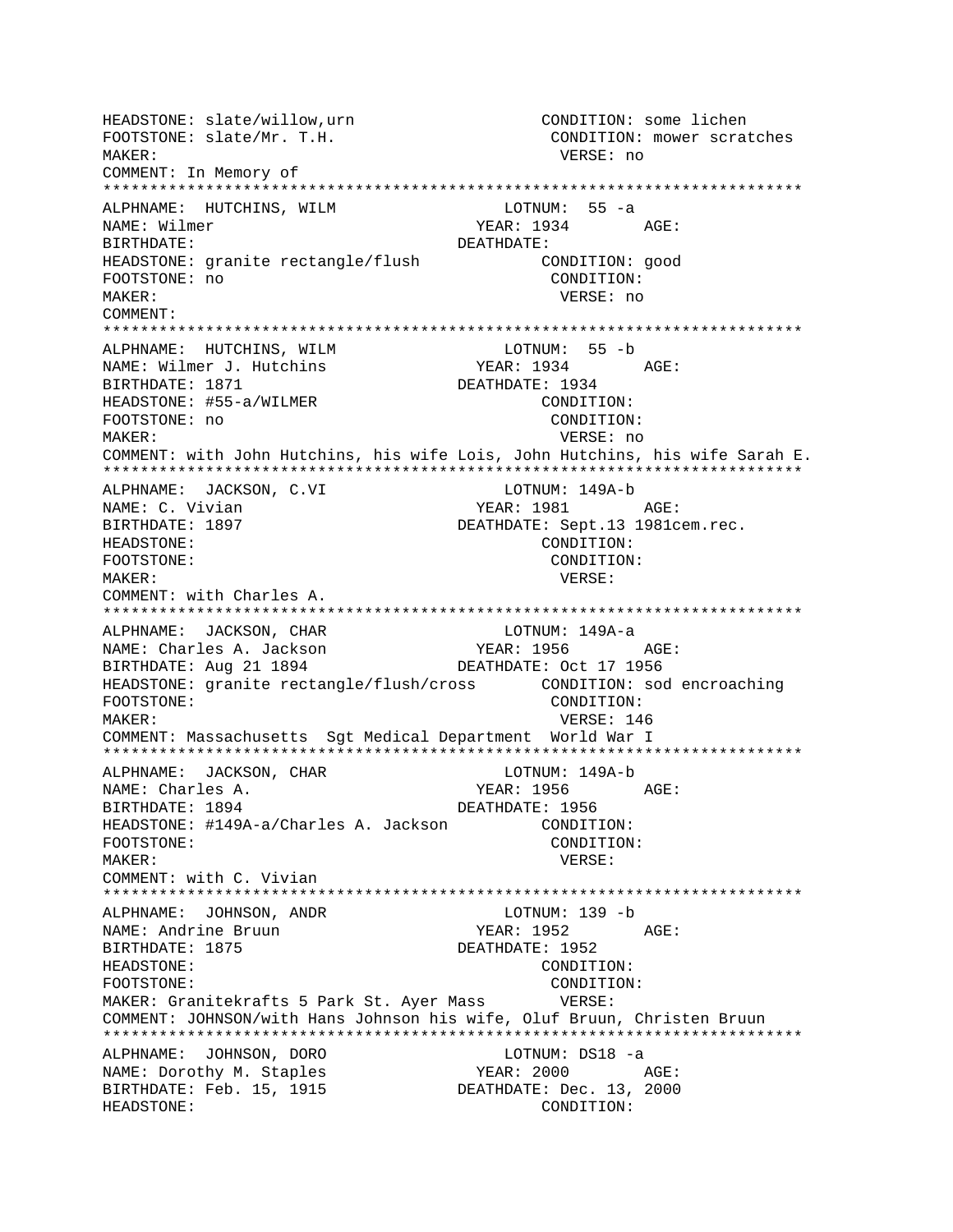```
HEADSTONE: slate/willow,urn                    CONDITION: some lichen
FOOTSTONE: slate/Mr. T.H.                       CONDITION: mower scratches
MAKER:                                          VERSE: no
COMMENT: In Memory of
*************************************************************************
ALPHNAME:  HUTCHINS, WILM                  LOTNUM:  55 -a
NAME: Wilmer                            YEAR: 1934        AGE:
BIRTHDATE:                            DEATHDATE:
HEADSTONE: granite rectangle/flush           CONDITION: good
FOOTSTONE: no                                  CONDITION:
MAKER:                                          VERSE: no
COMMENT:
*************************************************************************
ALPHNAME:  HUTCHINS, WILM                  LOTNUM:  55 -b
NAME: Wilmer J. Hutchins                YEAR: 1934        AGE:
BIRTHDATE: 1871                       DEATHDATE: 1934
HEADSTONE: #55-a/WILMER                        CONDITION:
FOOTSTONE: no                                  CONDITION:
MAKER:                                          VERSE: no
COMMENT: with John Hutchins, his wife Lois, John Hutchins, his wife Sarah E.
*************************************************************************
ALPHNAME:  JACKSON, C.VI                   LOTNUM: 149A-b
NAME: C. Vivian                         YEAR: 1981        AGE:
BIRTHDATE: 1897                       DEATHDATE: Sept.13 1981cem.rec.
HEADSTONE:                                     CONDITION:
FOOTSTONE:                                      CONDITION:
MAKER:                                          VERSE:
COMMENT: with Charles A.
*************************************************************************
ALPHNAME:  JACKSON, CHAR                   LOTNUM: 149A-a
NAME: Charles A. Jackson                YEAR: 1956        AGE:
BIRTHDATE: Aug 21 1894                DEATHDATE: Oct 17 1956
HEADSTONE: granite rectangle/flush/cross       CONDITION: sod encroaching
FOOTSTONE:                                     CONDITION:
MAKER:                                          VERSE: 146
COMMENT: Massachusetts  Sgt Medical Department  World War I
*************************************************************************
ALPHNAME:  JACKSON, CHAR                   LOTNUM: 149A-b
NAME: Charles A.                        YEAR: 1956        AGE:
BIRTHDATE: 1894                       DEATHDATE: 1956
HEADSTONE: #149A-a/Charles A. Jackson          CONDITION:
FOOTSTONE:                                      CONDITION:
MAKER:                                          VERSE:
COMMENT: with C. Vivian
*************************************************************************
ALPHNAME:  JOHNSON, ANDR                   LOTNUM: 139 -b
NAME: Andrine Bruun                     YEAR: 1952        AGE:
BIRTHDATE: 1875                       DEATHDATE: 1952
HEADSTONE:                                     CONDITION:
FOOTSTONE:                                      CONDITION:
MAKER: Granitekrafts 5 Park St. Ayer Mass       VERSE:
COMMENT: JOHNSON/with Hans Johnson his wife, Oluf Bruun, Christen Bruun
*************************************************************************
ALPHNAME:  JOHNSON, DORO                   LOTNUM: DS18 -a
NAME: Dorothy M. Staples                YEAR: 2000        AGE:
BIRTHDATE: Feb. 15, 1915              DEATHDATE: Dec. 13, 2000
HEADSTONE:                                     CONDITION:
```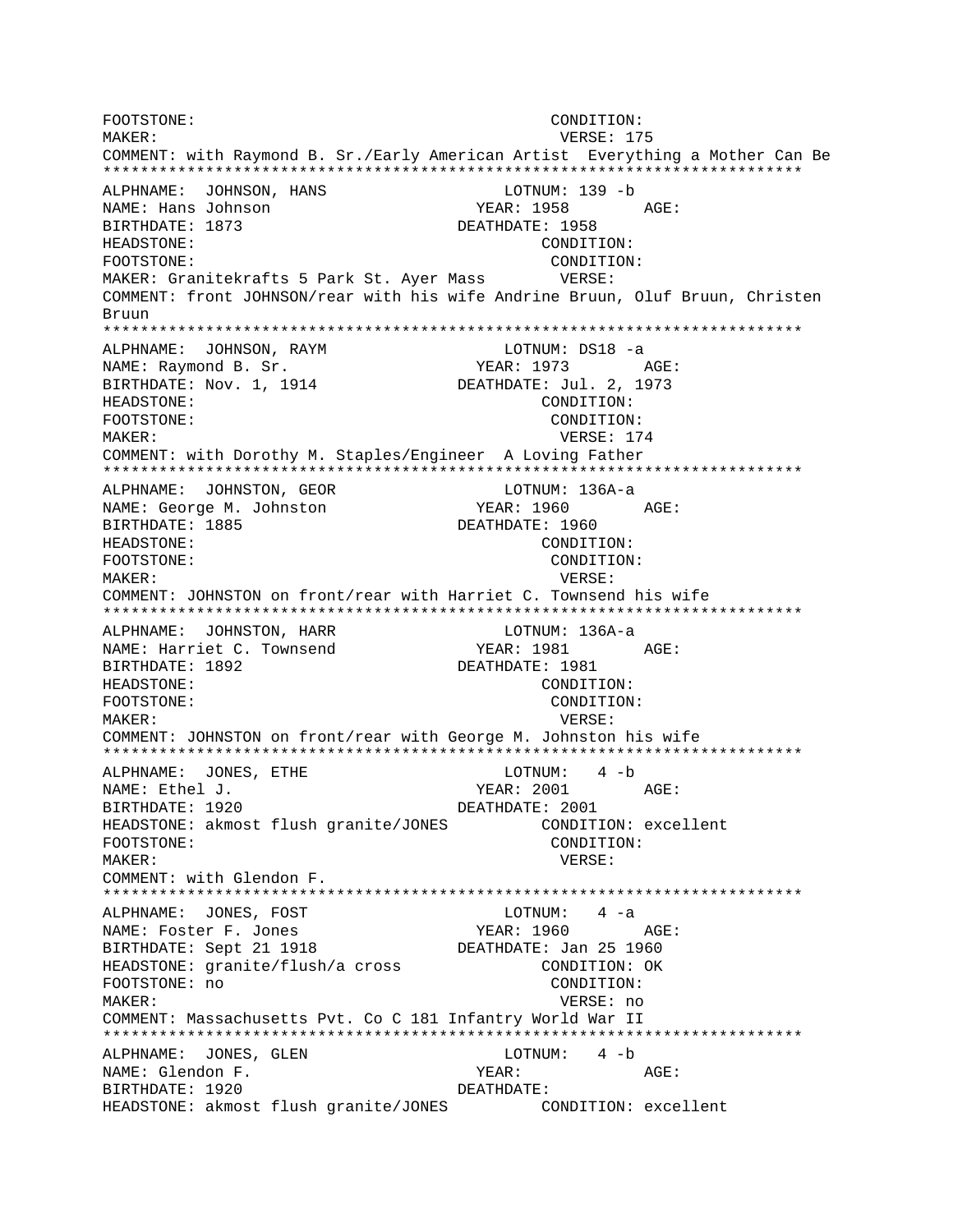```
FOOTSTONE:                                        CONDITION:
MAKER:                                            VERSE: 175
COMMENT: with Raymond B. Sr./Early American Artist  Everything a Mother Can Be
****************************************************************************
ALPHNAME:  JOHNSON, HANS                     LOTNUM: 139 -b
NAME: Hans Johnson                        YEAR: 1958        AGE:
BIRTHDATE: 1873                          DEATHDATE: 1958
HEADSTONE:                                        CONDITION:
FOOTSTONE:                                        CONDITION:
MAKER: Granitekrafts 5 Park St. Ayer Mass        VERSE:
COMMENT: front JOHNSON/rear with his wife Andrine Bruun, Oluf Bruun, Christen
Bruun
****************************************************************************
ALPHNAME:  JOHNSON, RAYM                     LOTNUM: DS18 -a
NAME: Raymond B. Sr.                      YEAR: 1973        AGE:
BIRTHDATE: Nov. 1, 1914                  DEATHDATE: Jul. 2, 1973
HEADSTONE:                                        CONDITION:
FOOTSTONE:                                        CONDITION:
MAKER:                                            VERSE: 174
COMMENT: with Dorothy M. Staples/Engineer  A Loving Father
****************************************************************************
ALPHNAME:  JOHNSTON, GEOR                    LOTNUM: 136A-a
NAME: George M. Johnston                  YEAR: 1960        AGE:
BIRTHDATE: 1885                          DEATHDATE: 1960
HEADSTONE:                                        CONDITION:
FOOTSTONE:                                        CONDITION:
MAKER:                                            VERSE:
COMMENT: JOHNSTON on front/rear with Harriet C. Townsend his wife
****************************************************************************
ALPHNAME:  JOHNSTON, HARR                    LOTNUM: 136A-a
NAME: Harriet C. Townsend                 YEAR: 1981        AGE:
BIRTHDATE: 1892                          DEATHDATE: 1981
HEADSTONE:                                        CONDITION:
FOOTSTONE:                                        CONDITION:
MAKER:                                            VERSE:
COMMENT: JOHNSTON on front/rear with George M. Johnston his wife
****************************************************************************
ALPHNAME:  JONES, ETHE                       LOTNUM:   4 -b
NAME: Ethel J.                            YEAR: 2001        AGE:
BIRTHDATE: 1920                          DEATHDATE: 2001
HEADSTONE: akmost flush granite/JONES            CONDITION: excellent
FOOTSTONE:                                        CONDITION:
MAKER:                                            VERSE:
COMMENT: with Glendon F.
****************************************************************************
ALPHNAME:  JONES, FOST                       LOTNUM:   4 -a
NAME: Foster F. Jones                     YEAR: 1960        AGE:
BIRTHDATE: Sept 21 1918                  DEATHDATE: Jan 25 1960
HEADSTONE: granite/flush/a cross                CONDITION: OK
FOOTSTONE: no                                     CONDITION:
MAKER:                                            VERSE: no
COMMENT: Massachusetts Pvt. Co C 181 Infantry World War II
****************************************************************************
ALPHNAME:  JONES, GLEN                       LOTNUM:   4 -b
NAME: Glendon F.                          YEAR:             AGE:
BIRTHDATE: 1920                          DEATHDATE:
HEADSTONE: akmost flush granite/JONES            CONDITION: excellent
```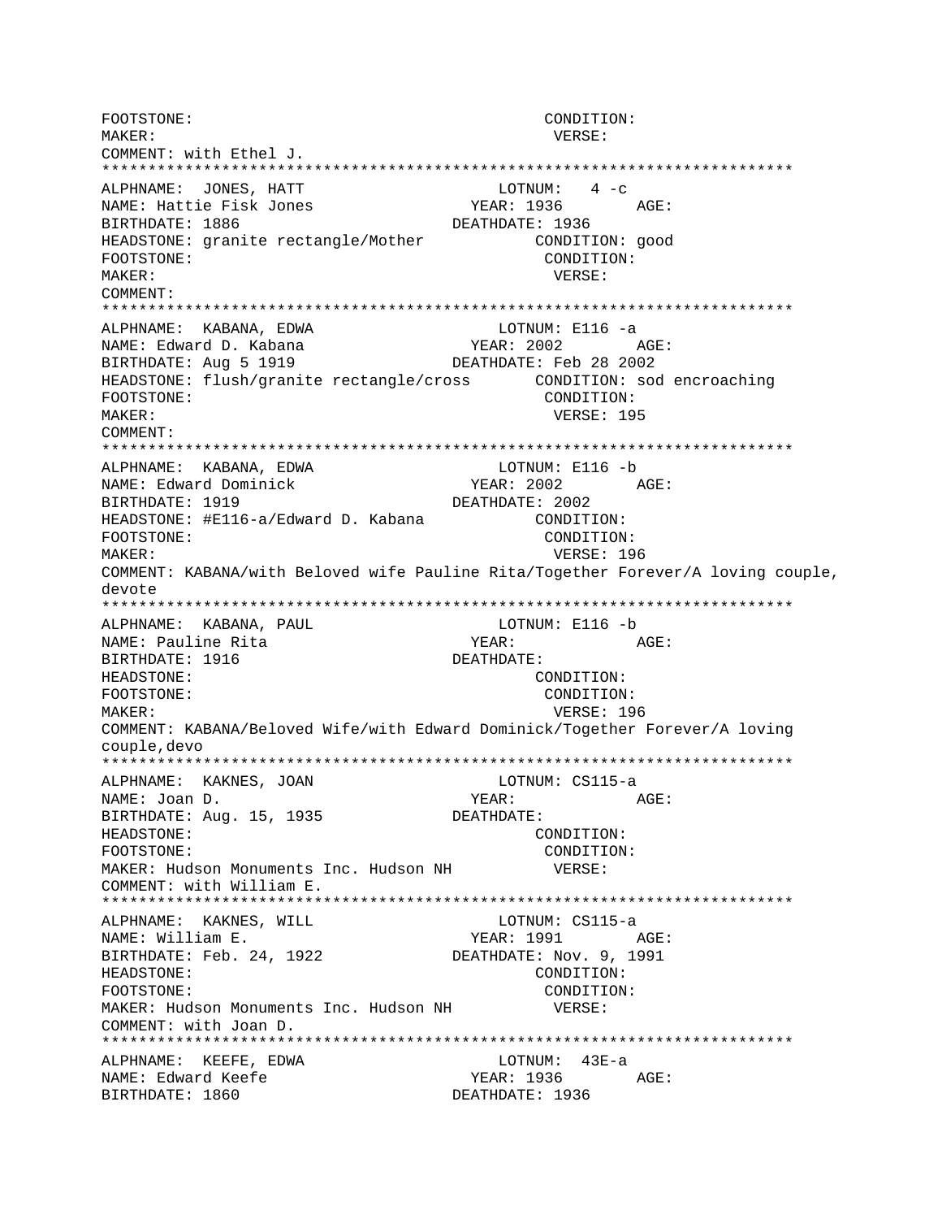```
FOOTSTONE:                                      CONDITION:
MAKER:                                           VERSE:
COMMENT: with Ethel J.
***************************************************************************
ALPHNAME:  JONES, HATT                        LOTNUM:   4 -c
NAME: Hattie Fisk Jones                    YEAR: 1936        AGE:
BIRTHDATE: 1886                           DEATHDATE: 1936
HEADSTONE: granite rectangle/Mother             CONDITION: good
FOOTSTONE:                                       CONDITION:
MAKER:                                            VERSE:
COMMENT:
***************************************************************************
ALPHNAME:  KABANA, EDWA                       LOTNUM: E116 -a
NAME: Edward D. Kabana                      YEAR: 2002        AGE:
BIRTHDATE: Aug 5 1919                     DEATHDATE: Feb 28 2002
HEADSTONE: flush/granite rectangle/cross       CONDITION: sod encroaching
FOOTSTONE:                                       CONDITION:
MAKER:                                            VERSE: 195
COMMENT:
***************************************************************************
ALPHNAME:  KABANA, EDWA                       LOTNUM: E116 -b
NAME: Edward Dominick                       YEAR: 2002        AGE:
BIRTHDATE: 1919                           DEATHDATE: 2002
HEADSTONE: #E116-a/Edward D. Kabana            CONDITION:
FOOTSTONE:                                       CONDITION:
MAKER:                                            VERSE: 196
COMMENT: KABANA/with Beloved wife Pauline Rita/Together Forever/A loving couple,
devote
***************************************************************************
ALPHNAME:  KABANA, PAUL                       LOTNUM: E116 -b
NAME: Pauline Rita                          YEAR:             AGE:
BIRTHDATE: 1916                           DEATHDATE:
HEADSTONE:                                       CONDITION:
FOOTSTONE:                                       CONDITION:
MAKER:                                            VERSE: 196
COMMENT: KABANA/Beloved Wife/with Edward Dominick/Together Forever/A loving
couple,devo
***************************************************************************
ALPHNAME:  KAKNES, JOAN                       LOTNUM: CS115-a
NAME: Joan D.                               YEAR:             AGE:
BIRTHDATE: Aug. 15, 1935                  DEATHDATE:
HEADSTONE:                                       CONDITION:
FOOTSTONE:                                       CONDITION:
MAKER: Hudson Monuments Inc. Hudson NH           VERSE:
COMMENT: with William E.
***************************************************************************
ALPHNAME:  KAKNES, WILL                       LOTNUM: CS115-a
NAME: William E.                            YEAR: 1991        AGE:
BIRTHDATE: Feb. 24, 1922                  DEATHDATE: Nov. 9, 1991
HEADSTONE:                                       CONDITION:
FOOTSTONE:                                       CONDITION:
MAKER: Hudson Monuments Inc. Hudson NH           VERSE:
COMMENT: with Joan D.
***************************************************************************
ALPHNAME:  KEEFE, EDWA                        LOTNUM:  43E-a
NAME: Edward Keefe                          YEAR: 1936        AGE:
BIRTHDATE: 1860                           DEATHDATE: 1936
```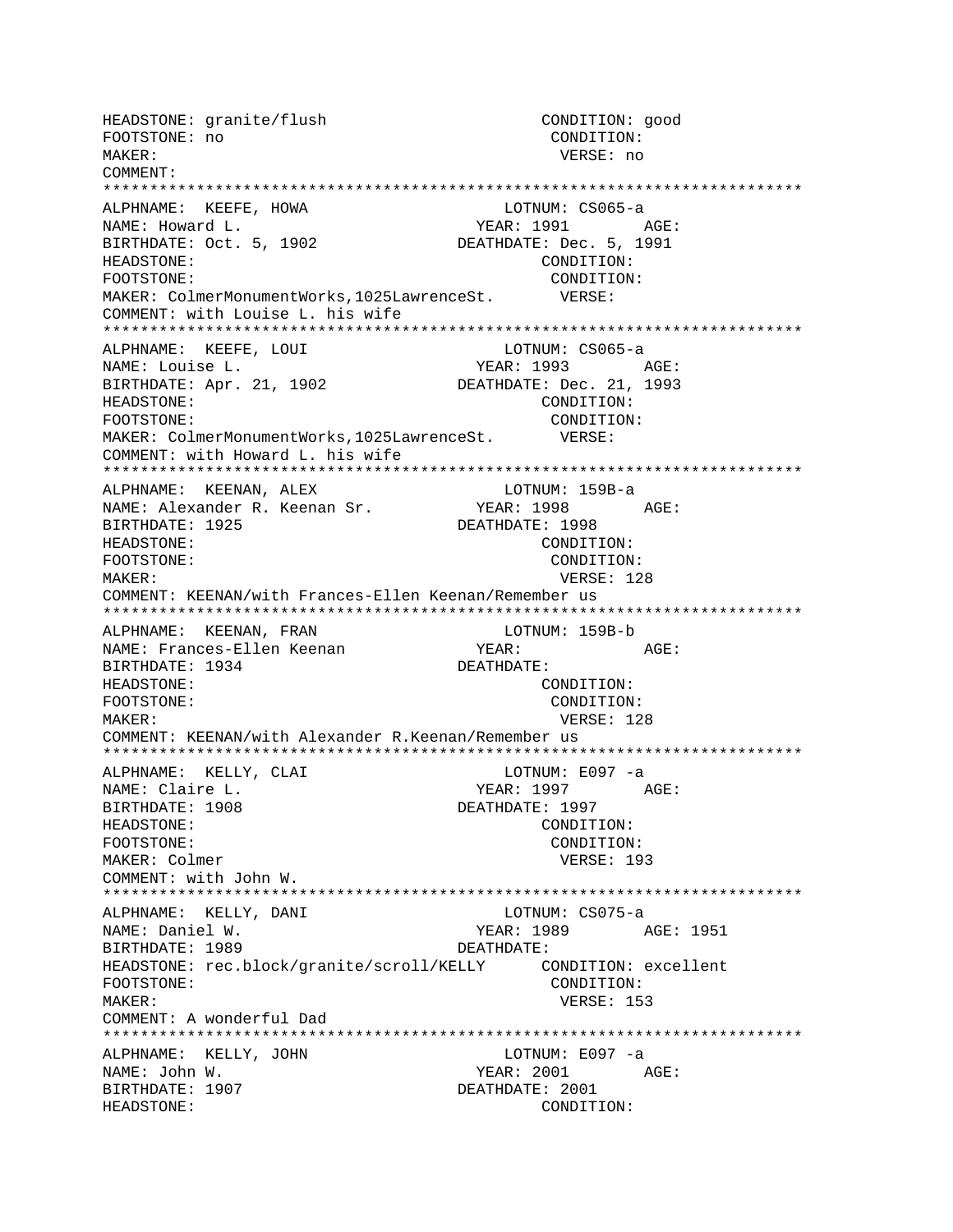```
HEADSTONE: granite/flush                          CONDITION: good
FOOTSTONE: no                                      CONDITION:
MAKER:                                              VERSE: no
COMMENT:
***************************************************************************
ALPHNAME:  KEEFE, HOWA                         LOTNUM: CS065-a
NAME: Howard L.                              YEAR: 1991        AGE:
BIRTHDATE: Oct. 5, 1902               DEATHDATE: Dec. 5, 1991
HEADSTONE:                                         CONDITION:
FOOTSTONE:                                          CONDITION:
MAKER: ColmerMonumentWorks,1025LawrenceSt.       VERSE:
COMMENT: with Louise L. his wife
***************************************************************************
ALPHNAME:  KEEFE, LOUI                         LOTNUM: CS065-a
NAME: Louise L.                              YEAR: 1993        AGE:
BIRTHDATE: Apr. 21, 1902              DEATHDATE: Dec. 21, 1993
HEADSTONE:                                         CONDITION:
FOOTSTONE:                                          CONDITION:
MAKER: ColmerMonumentWorks,1025LawrenceSt.       VERSE:
COMMENT: with Howard L. his wife
***************************************************************************
ALPHNAME:  KEENAN, ALEX                        LOTNUM: 159B-a
NAME: Alexander R. Keenan Sr.          YEAR: 1998        AGE:
BIRTHDATE: 1925                           DEATHDATE: 1998
HEADSTONE:                                         CONDITION:
FOOTSTONE:                                          CONDITION:
MAKER:                                              VERSE: 128
COMMENT: KEENAN/with Frances-Ellen Keenan/Remember us
***************************************************************************
ALPHNAME:  KEENAN, FRAN                        LOTNUM: 159B-b
NAME: Frances-Ellen Keenan             YEAR:             AGE:
BIRTHDATE: 1934                           DEATHDATE:
HEADSTONE:                                         CONDITION:
FOOTSTONE:                                          CONDITION:
MAKER:                                              VERSE: 128
COMMENT: KEENAN/with Alexander R.Keenan/Remember us
***************************************************************************
ALPHNAME:  KELLY, CLAI                         LOTNUM: E097 -a
NAME: Claire L.                              YEAR: 1997        AGE:
BIRTHDATE: 1908                           DEATHDATE: 1997
HEADSTONE:                                         CONDITION:
FOOTSTONE:                                          CONDITION:
MAKER: Colmer                                       VERSE: 193
COMMENT: with John W.
***************************************************************************
ALPHNAME:  KELLY, DANI                         LOTNUM: CS075-a
NAME: Daniel W.                              YEAR: 1989        AGE: 1951
BIRTHDATE: 1989                           DEATHDATE:
HEADSTONE: rec.block/granite/scroll/KELLY      CONDITION: excellent
FOOTSTONE:                                          CONDITION:
MAKER:                                              VERSE: 153
COMMENT: A wonderful Dad
***************************************************************************
ALPHNAME:  KELLY, JOHN                         LOTNUM: E097 -a
NAME: John W.                                YEAR: 2001        AGE:
BIRTHDATE: 1907                           DEATHDATE: 2001
HEADSTONE:                                         CONDITION:
```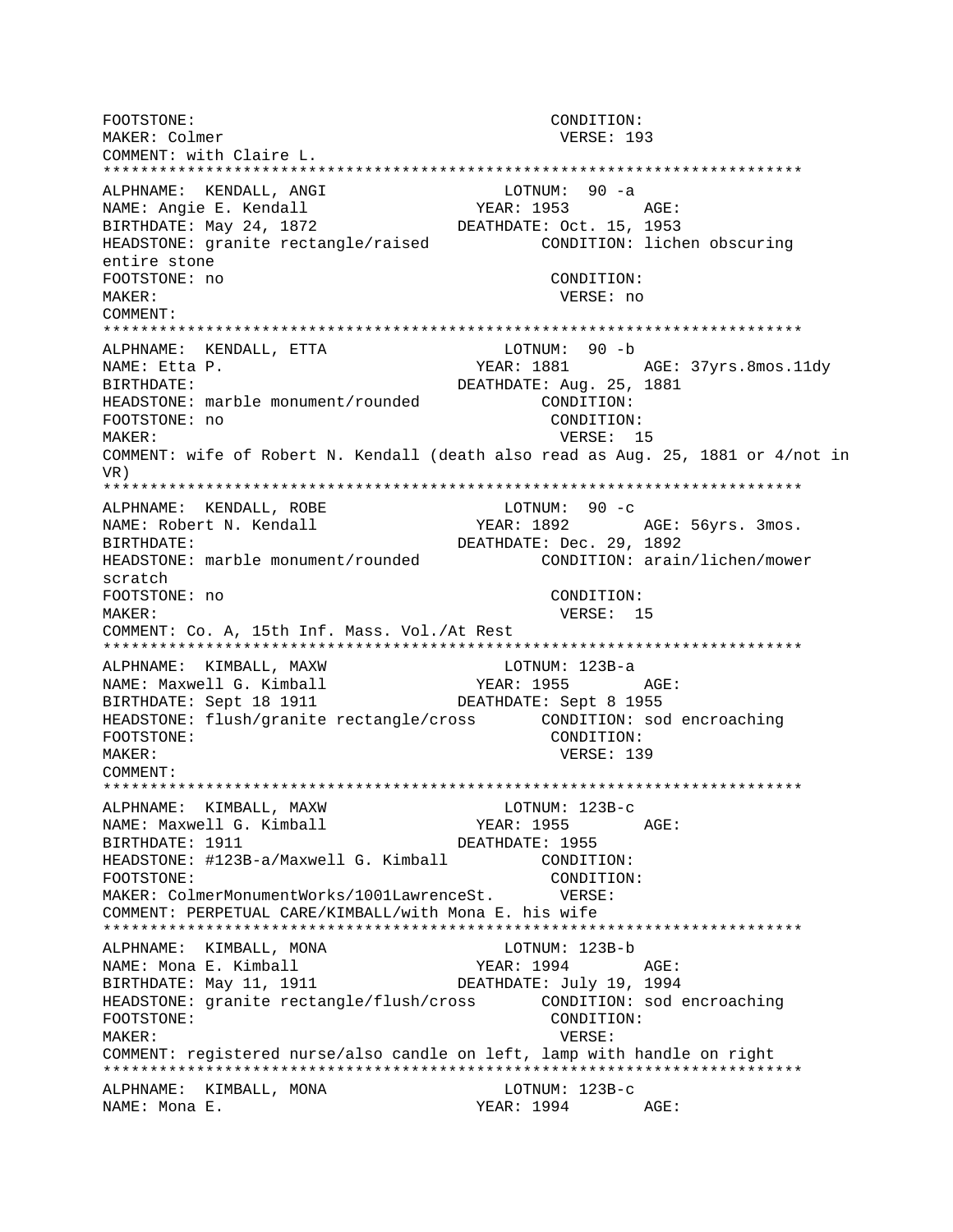FOOTSTONE: CONDITION:
MAKER: Colmer VERSE: 193
COMMENT: with Claire L.
****************************************************************************
ALPHNAME: KENDALL, ANGI LOTNUM: 90 -a
NAME: Angie E. Kendall YEAR: 1953 AGE:
BIRTHDATE: May 24, 1872 DEATHDATE: Oct. 15, 1953
HEADSTONE: granite rectangle/raised CONDITION: lichen obscuring entire stone
FOOTSTONE: no CONDITION:
MAKER: VERSE: no
COMMENT:
****************************************************************************
ALPHNAME: KENDALL, ETTA LOTNUM: 90 -b
NAME: Etta P. YEAR: 1881 AGE: 37yrs.8mos.11dy
BIRTHDATE: DEATHDATE: Aug. 25, 1881
HEADSTONE: marble monument/rounded CONDITION:
FOOTSTONE: no CONDITION:
MAKER: VERSE: 15
COMMENT: wife of Robert N. Kendall (death also read as Aug. 25, 1881 or 4/not in VR)
****************************************************************************
ALPHNAME: KENDALL, ROBE LOTNUM: 90 -c
NAME: Robert N. Kendall YEAR: 1892 AGE: 56yrs. 3mos.
BIRTHDATE: DEATHDATE: Dec. 29, 1892
HEADSTONE: marble monument/rounded CONDITION: arain/lichen/mower scratch
FOOTSTONE: no CONDITION:
MAKER: VERSE: 15
COMMENT: Co. A, 15th Inf. Mass. Vol./At Rest
****************************************************************************
ALPHNAME: KIMBALL, MAXW LOTNUM: 123B-a
NAME: Maxwell G. Kimball YEAR: 1955 AGE:
BIRTHDATE: Sept 18 1911 DEATHDATE: Sept 8 1955
HEADSTONE: flush/granite rectangle/cross CONDITION: sod encroaching
FOOTSTONE: CONDITION:
MAKER: VERSE: 139
COMMENT:
****************************************************************************
ALPHNAME: KIMBALL, MAXW LOTNUM: 123B-c
NAME: Maxwell G. Kimball YEAR: 1955 AGE:
BIRTHDATE: 1911 DEATHDATE: 1955
HEADSTONE: #123B-a/Maxwell G. Kimball CONDITION:
FOOTSTONE: CONDITION:
MAKER: ColmerMonumentWorks/1001LawrenceSt. VERSE:
COMMENT: PERPETUAL CARE/KIMBALL/with Mona E. his wife
****************************************************************************
ALPHNAME: KIMBALL, MONA LOTNUM: 123B-b
NAME: Mona E. Kimball YEAR: 1994 AGE:
BIRTHDATE: May 11, 1911 DEATHDATE: July 19, 1994
HEADSTONE: granite rectangle/flush/cross CONDITION: sod encroaching
FOOTSTONE: CONDITION:
MAKER: VERSE:
COMMENT: registered nurse/also candle on left, lamp with handle on right
****************************************************************************
ALPHNAME: KIMBALL, MONA LOTNUM: 123B-c
NAME: Mona E. YEAR: 1994 AGE: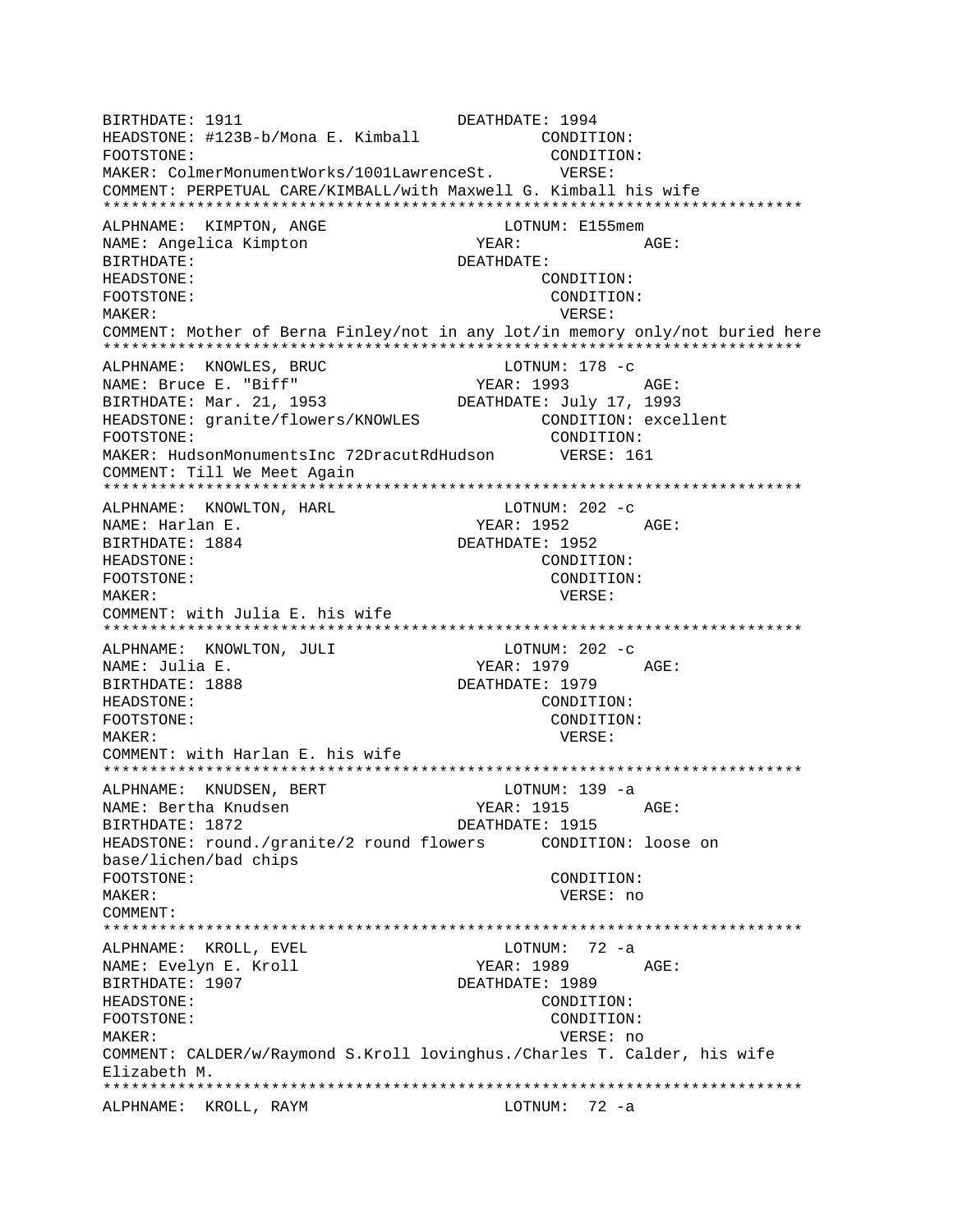```
BIRTHDATE: 1911                    DEATHDATE: 1994
HEADSTONE: #123B-b/Mona E. Kimball            CONDITION:
FOOTSTONE:                                     CONDITION:
MAKER: ColmerMonumentWorks/1001LawrenceSt.       VERSE:
COMMENT: PERPETUAL CARE/KIMBALL/with Maxwell G. Kimball his wife
*************************************************************************
ALPHNAME:  KIMPTON, ANGE                    LOTNUM: E155mem
NAME: Angelica Kimpton                  YEAR:             AGE:
BIRTHDATE:                         DEATHDATE:
HEADSTONE:                                     CONDITION:
FOOTSTONE:                                     CONDITION:
MAKER:                                          VERSE:
COMMENT: Mother of Berna Finley/not in any lot/in memory only/not buried here
*************************************************************************
ALPHNAME:  KNOWLES, BRUC                    LOTNUM: 178 -c
NAME: Bruce E. "Biff"                   YEAR: 1993        AGE:
BIRTHDATE: Mar. 21, 1953            DEATHDATE: July 17, 1993
HEADSTONE: granite/flowers/KNOWLES            CONDITION: excellent
FOOTSTONE:                                     CONDITION:
MAKER: HudsonMonumentsInc 72DracutRdHudson       VERSE: 161
COMMENT: Till We Meet Again
*************************************************************************
ALPHNAME:  KNOWLTON, HARL                   LOTNUM: 202 -c
NAME: Harlan E.                         YEAR: 1952        AGE:
BIRTHDATE: 1884                    DEATHDATE: 1952
HEADSTONE:                                     CONDITION:
FOOTSTONE:                                     CONDITION:
MAKER:                                          VERSE:
COMMENT: with Julia E. his wife
*************************************************************************
ALPHNAME:  KNOWLTON, JULI                   LOTNUM: 202 -c
NAME: Julia E.                          YEAR: 1979        AGE:
BIRTHDATE: 1888                    DEATHDATE: 1979
HEADSTONE:                                     CONDITION:
FOOTSTONE:                                     CONDITION:
MAKER:                                          VERSE:
COMMENT: with Harlan E. his wife
*************************************************************************
ALPHNAME:  KNUDSEN, BERT                    LOTNUM: 139 -a
NAME: Bertha Knudsen                    YEAR: 1915        AGE:
BIRTHDATE: 1872                    DEATHDATE: 1915
HEADSTONE: round./granite/2 round flowers      CONDITION: loose on
base/lichen/bad chips
FOOTSTONE:                                     CONDITION:
MAKER:                                          VERSE: no
COMMENT:
*************************************************************************
ALPHNAME:  KROLL, EVEL                      LOTNUM:  72 -a
NAME: Evelyn E. Kroll                   YEAR: 1989        AGE:
BIRTHDATE: 1907                    DEATHDATE: 1989
HEADSTONE:                                     CONDITION:
FOOTSTONE:                                     CONDITION:
MAKER:                                          VERSE: no
COMMENT: CALDER/w/Raymond S.Kroll lovinghus./Charles T. Calder, his wife
Elizabeth M.
*************************************************************************
ALPHNAME:  KROLL, RAYM                      LOTNUM:  72 -a
```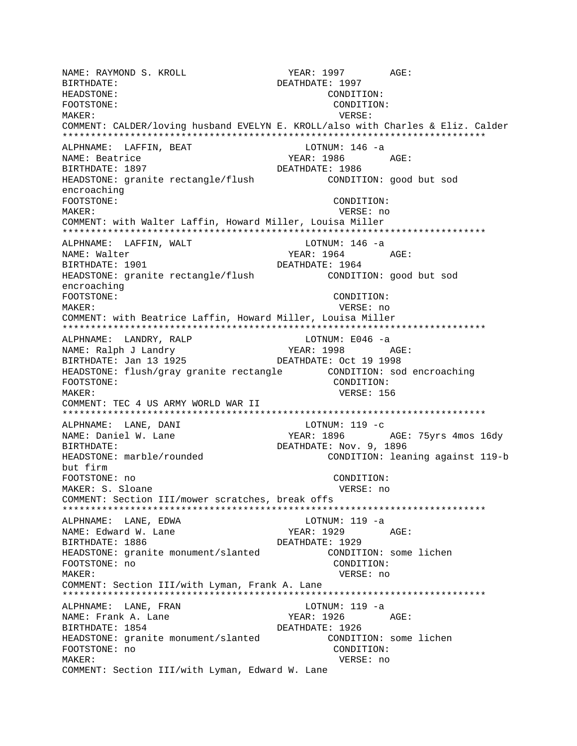```
NAME: RAYMOND S. KROLL                YEAR: 1997        AGE:
BIRTHDATE:                          DEATHDATE: 1997
HEADSTONE:                                    CONDITION:
FOOTSTONE:                                     CONDITION:
MAKER:                                          VERSE:
COMMENT: CALDER/loving husband EVELYN E. KROLL/also with Charles & Eliz. Calder
***************************************************************************
ALPHNAME:  LAFFIN, BEAT                      LOTNUM: 146 -a
NAME: Beatrice                            YEAR: 1986        AGE:
BIRTHDATE: 1897                     DEATHDATE: 1986
HEADSTONE: granite rectangle/flush            CONDITION: good but sod
encroaching
FOOTSTONE:                                     CONDITION:
MAKER:                                          VERSE: no
COMMENT: with Walter Laffin, Howard Miller, Louisa Miller
***************************************************************************
ALPHNAME:  LAFFIN, WALT                      LOTNUM: 146 -a
NAME: Walter                              YEAR: 1964        AGE:
BIRTHDATE: 1901                     DEATHDATE: 1964
HEADSTONE: granite rectangle/flush            CONDITION: good but sod
encroaching
FOOTSTONE:                                     CONDITION:
MAKER:                                          VERSE: no
COMMENT: with Beatrice Laffin, Howard Miller, Louisa Miller
***************************************************************************
ALPHNAME:  LANDRY, RALP                      LOTNUM: E046 -a
NAME: Ralph J Landry                      YEAR: 1998        AGE:
BIRTHDATE: Jan 13 1925              DEATHDATE: Oct 19 1998
HEADSTONE: flush/gray granite rectangle       CONDITION: sod encroaching
FOOTSTONE:                                     CONDITION:
MAKER:                                          VERSE: 156
COMMENT: TEC 4 US ARMY WORLD WAR II
***************************************************************************
ALPHNAME:  LANE, DANI                        LOTNUM: 119 -c
NAME: Daniel W. Lane                      YEAR: 1896        AGE: 75yrs 4mos 16dy
BIRTHDATE:                          DEATHDATE: Nov. 9, 1896
HEADSTONE: marble/rounded                      CONDITION: leaning against 119-b
but firm
FOOTSTONE: no                                  CONDITION:
MAKER: S. Sloane                                VERSE: no
COMMENT: Section III/mower scratches, break offs
***************************************************************************
ALPHNAME:  LANE, EDWA                        LOTNUM: 119 -a
NAME: Edward W. Lane                      YEAR: 1929        AGE:
BIRTHDATE: 1886                     DEATHDATE: 1929
HEADSTONE: granite monument/slanted           CONDITION: some lichen
FOOTSTONE: no                                  CONDITION:
MAKER:                                          VERSE: no
COMMENT: Section III/with Lyman, Frank A. Lane
***************************************************************************
ALPHNAME:  LANE, FRAN                        LOTNUM: 119 -a
NAME: Frank A. Lane                       YEAR: 1926        AGE:
BIRTHDATE: 1854                     DEATHDATE: 1926
HEADSTONE: granite monument/slanted           CONDITION: some lichen
FOOTSTONE: no                                  CONDITION:
MAKER:                                          VERSE: no
COMMENT: Section III/with Lyman, Edward W. Lane
```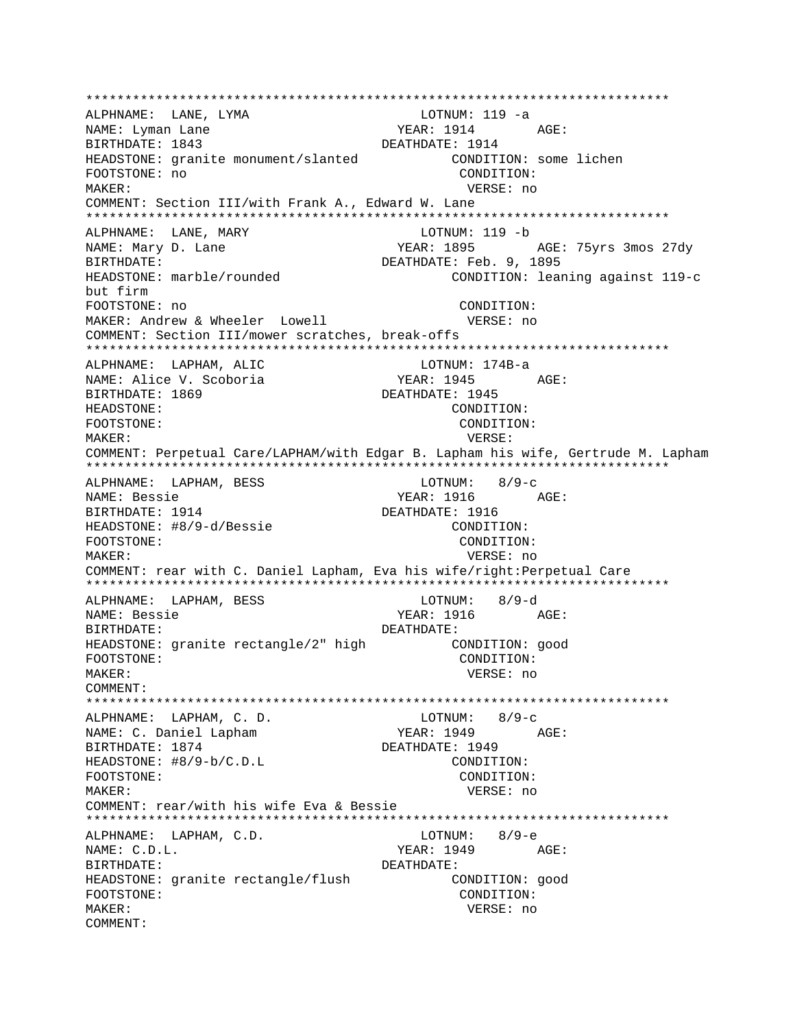```
***************************************************************************
ALPHNAME:  LANE, LYMA                       LOTNUM: 119 -a
NAME: Lyman Lane                          YEAR: 1914        AGE:
BIRTHDATE: 1843                         DEATHDATE: 1914
HEADSTONE: granite monument/slanted           CONDITION: some lichen
FOOTSTONE: no                                  CONDITION:
MAKER:                                          VERSE: no
COMMENT: Section III/with Frank A., Edward W. Lane
***************************************************************************
ALPHNAME:  LANE, MARY                       LOTNUM: 119 -b
NAME: Mary D. Lane                        YEAR: 1895        AGE: 75yrs 3mos 27dy
BIRTHDATE:                              DEATHDATE: Feb. 9, 1895
HEADSTONE: marble/rounded                      CONDITION: leaning against 119-c
but firm
FOOTSTONE: no                                  CONDITION:
MAKER: Andrew & Wheeler  Lowell                 VERSE: no
COMMENT: Section III/mower scratches, break-offs
***************************************************************************
ALPHNAME:  LAPHAM, ALIC                     LOTNUM: 174B-a
NAME: Alice V. Scoboria                   YEAR: 1945        AGE:
BIRTHDATE: 1869                         DEATHDATE: 1945
HEADSTONE:                                     CONDITION:
FOOTSTONE:                                     CONDITION:
MAKER:                                          VERSE:
COMMENT: Perpetual Care/LAPHAM/with Edgar B. Lapham his wife, Gertrude M. Lapham
***************************************************************************
ALPHNAME:  LAPHAM, BESS                     LOTNUM:  8/9-c
NAME: Bessie                              YEAR: 1916        AGE:
BIRTHDATE: 1914                         DEATHDATE: 1916
HEADSTONE: #8/9-d/Bessie                       CONDITION:
FOOTSTONE:                                     CONDITION:
MAKER:                                          VERSE: no
COMMENT: rear with C. Daniel Lapham, Eva his wife/right:Perpetual Care
***************************************************************************
ALPHNAME:  LAPHAM, BESS                     LOTNUM:  8/9-d
NAME: Bessie                              YEAR: 1916        AGE:
BIRTHDATE:                              DEATHDATE:
HEADSTONE: granite rectangle/2" high           CONDITION: good
FOOTSTONE:                                     CONDITION:
MAKER:                                          VERSE: no
COMMENT:
***************************************************************************
ALPHNAME:  LAPHAM, C. D.                    LOTNUM:  8/9-c
NAME: C. Daniel Lapham                    YEAR: 1949        AGE:
BIRTHDATE: 1874                         DEATHDATE: 1949
HEADSTONE: #8/9-b/C.D.L                        CONDITION:
FOOTSTONE:                                     CONDITION:
MAKER:                                          VERSE: no
COMMENT: rear/with his wife Eva & Bessie
***************************************************************************
ALPHNAME:  LAPHAM, C.D.                     LOTNUM:  8/9-e
NAME: C.D.L.                              YEAR: 1949        AGE:
BIRTHDATE:                              DEATHDATE:
HEADSTONE: granite rectangle/flush             CONDITION: good
FOOTSTONE:                                     CONDITION:
MAKER:                                          VERSE: no
COMMENT:
```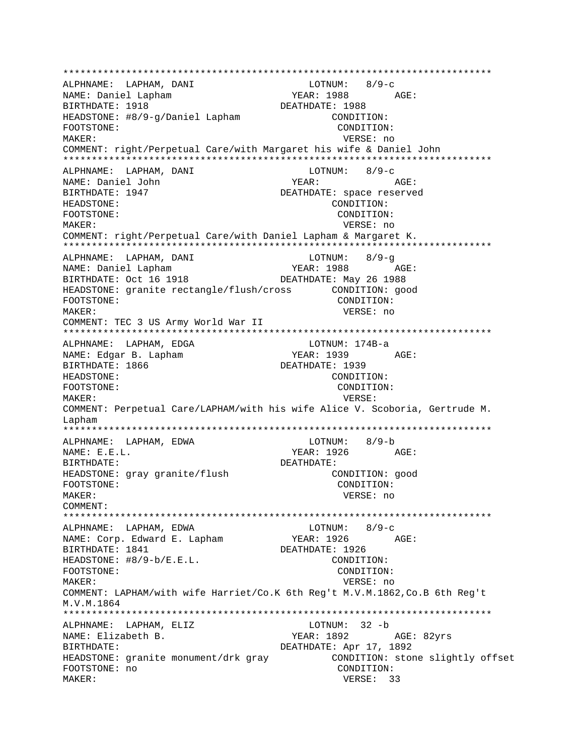```
***************************************************************************
ALPHNAME:  LAPHAM, DANI                       LOTNUM:   8/9-c
NAME: Daniel Lapham                          YEAR: 1988        AGE:
BIRTHDATE: 1918                           DEATHDATE: 1988
HEADSTONE: #8/9-g/Daniel Lapham                    CONDITION:
FOOTSTONE:                                         CONDITION:
MAKER:                                              VERSE: no
COMMENT: right/Perpetual Care/with Margaret his wife & Daniel John
***************************************************************************
ALPHNAME:  LAPHAM, DANI                       LOTNUM:   8/9-c
NAME: Daniel John                            YEAR:             AGE:
BIRTHDATE: 1947                           DEATHDATE: space reserved
HEADSTONE:                                         CONDITION:
FOOTSTONE:                                         CONDITION:
MAKER:                                              VERSE: no
COMMENT: right/Perpetual Care/with Daniel Lapham & Margaret K.
***************************************************************************
ALPHNAME:  LAPHAM, DANI                       LOTNUM:   8/9-g
NAME: Daniel Lapham                          YEAR: 1988        AGE:
BIRTHDATE: Oct 16 1918                    DEATHDATE: May 26 1988
HEADSTONE: granite rectangle/flush/cross        CONDITION: good
FOOTSTONE:                                         CONDITION:
MAKER:                                              VERSE: no
COMMENT: TEC 3 US Army World War II
***************************************************************************
ALPHNAME:  LAPHAM, EDGA                       LOTNUM: 174B-a
NAME: Edgar B. Lapham                        YEAR: 1939        AGE:
BIRTHDATE: 1866                           DEATHDATE: 1939
HEADSTONE:                                         CONDITION:
FOOTSTONE:                                         CONDITION:
MAKER:                                              VERSE:
COMMENT: Perpetual Care/LAPHAM/with his wife Alice V. Scoboria, Gertrude M.
Lapham
***************************************************************************
ALPHNAME:  LAPHAM, EDWA                       LOTNUM:   8/9-b
NAME: E.E.L.                                 YEAR: 1926        AGE:
BIRTHDATE:                                DEATHDATE:
HEADSTONE: gray granite/flush                      CONDITION: good
FOOTSTONE:                                         CONDITION:
MAKER:                                              VERSE: no
COMMENT:
***************************************************************************
ALPHNAME:  LAPHAM, EDWA                       LOTNUM:   8/9-c
NAME: Corp. Edward E. Lapham                 YEAR: 1926        AGE:
BIRTHDATE: 1841                           DEATHDATE: 1926
HEADSTONE: #8/9-b/E.E.L.                           CONDITION:
FOOTSTONE:                                         CONDITION:
MAKER:                                              VERSE: no
COMMENT: LAPHAM/with wife Harriet/Co.K 6th Reg't M.V.M.1862,Co.B 6th Reg't
M.V.M.1864
***************************************************************************
ALPHNAME:  LAPHAM, ELIZ                       LOTNUM:  32 -b
NAME: Elizabeth B.                           YEAR: 1892        AGE: 82yrs
BIRTHDATE:                                DEATHDATE: Apr 17, 1892
HEADSTONE: granite monument/drk gray          CONDITION: stone slightly offset
FOOTSTONE: no                                      CONDITION:
MAKER:                                              VERSE:  33
```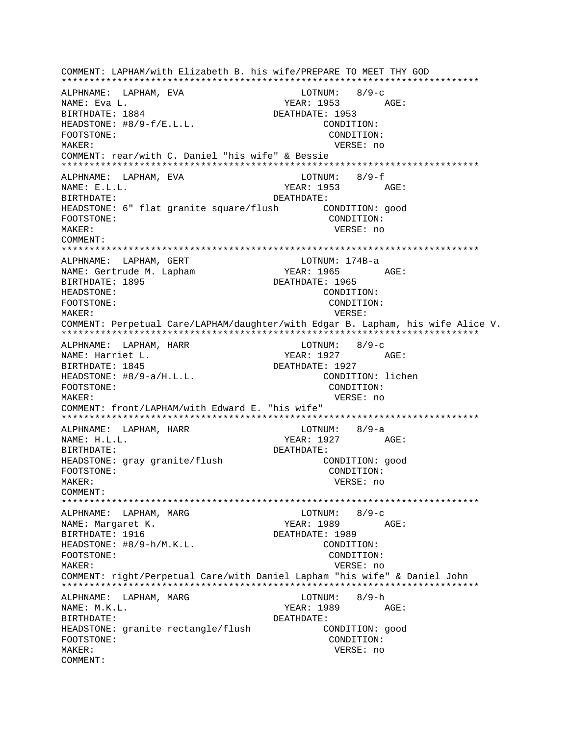COMMENT: LAPHAM/with Elizabeth B. his wife/PREPARE TO MEET THY GOD

*****************************************************************************

ALPHNAME: LAPHAM, EVA LOTNUM: 8/9-c
NAME: Eva L. YEAR: 1953 AGE:
BIRTHDATE: 1884 DEATHDATE: 1953
HEADSTONE: #8/9-f/E.L.L. CONDITION:
FOOTSTONE: CONDITION:
MAKER: VERSE: no
COMMENT: rear/with C. Daniel "his wife" & Bessie

*****************************************************************************

ALPHNAME: LAPHAM, EVA LOTNUM: 8/9-f
NAME: E.L.L. YEAR: 1953 AGE:
BIRTHDATE: DEATHDATE:
HEADSTONE: 6" flat granite square/flush CONDITION: good
FOOTSTONE: CONDITION:
MAKER: VERSE: no
COMMENT:

*****************************************************************************

ALPHNAME: LAPHAM, GERT LOTNUM: 174B-a
NAME: Gertrude M. Lapham YEAR: 1965 AGE:
BIRTHDATE: 1895 DEATHDATE: 1965
HEADSTONE: CONDITION:
FOOTSTONE: CONDITION:
MAKER: VERSE:
COMMENT: Perpetual Care/LAPHAM/daughter/with Edgar B. Lapham, his wife Alice V.

*****************************************************************************

ALPHNAME: LAPHAM, HARR LOTNUM: 8/9-c
NAME: Harriet L. YEAR: 1927 AGE:
BIRTHDATE: 1845 DEATHDATE: 1927
HEADSTONE: #8/9-a/H.L.L. CONDITION: lichen
FOOTSTONE: CONDITION:
MAKER: VERSE: no
COMMENT: front/LAPHAM/with Edward E. "his wife"

*****************************************************************************

ALPHNAME: LAPHAM, HARR LOTNUM: 8/9-a
NAME: H.L.L. YEAR: 1927 AGE:
BIRTHDATE: DEATHDATE:
HEADSTONE: gray granite/flush CONDITION: good
FOOTSTONE: CONDITION:
MAKER: VERSE: no
COMMENT:

*****************************************************************************

ALPHNAME: LAPHAM, MARG LOTNUM: 8/9-c
NAME: Margaret K. YEAR: 1989 AGE:
BIRTHDATE: 1916 DEATHDATE: 1989
HEADSTONE: #8/9-h/M.K.L. CONDITION:
FOOTSTONE: CONDITION:
MAKER: VERSE: no
COMMENT: right/Perpetual Care/with Daniel Lapham "his wife" & Daniel John

*****************************************************************************

ALPHNAME: LAPHAM, MARG LOTNUM: 8/9-h
NAME: M.K.L. YEAR: 1989 AGE:
BIRTHDATE: DEATHDATE:
HEADSTONE: granite rectangle/flush CONDITION: good
FOOTSTONE: CONDITION:
MAKER: VERSE: no
COMMENT: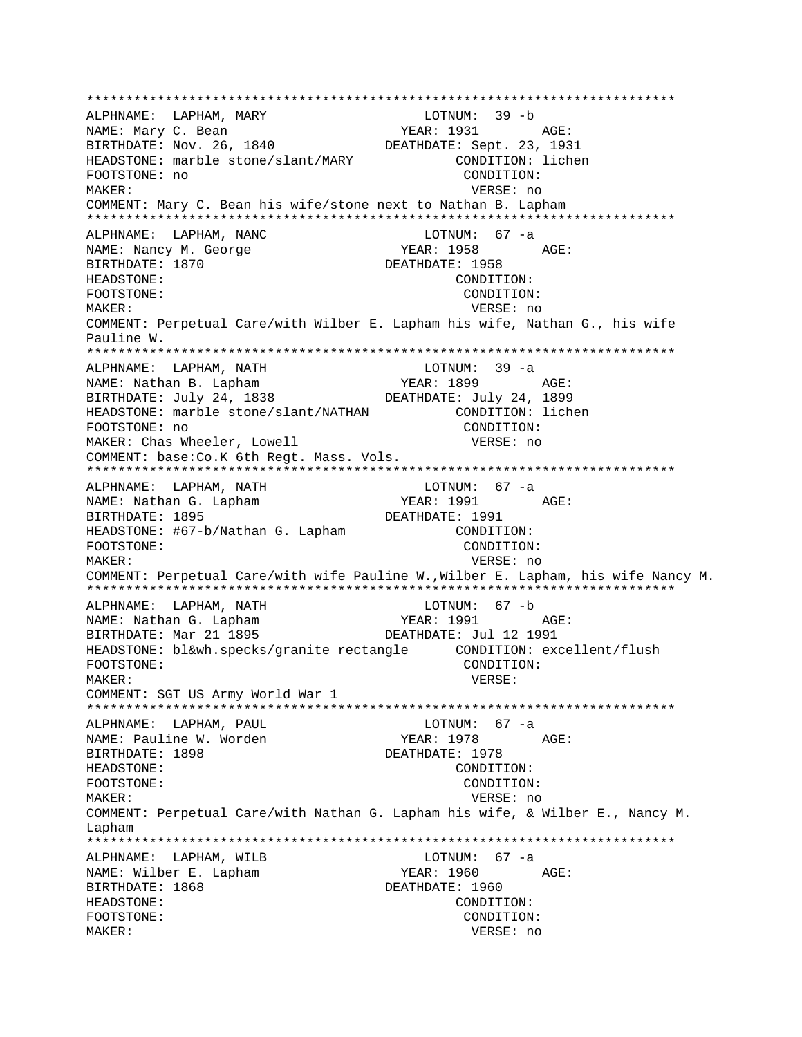```
***************************************************************************
ALPHNAME:  LAPHAM, MARY                         LOTNUM:  39 -b
NAME: Mary C. Bean                          YEAR: 1931        AGE:
BIRTHDATE: Nov. 26, 1840                DEATHDATE: Sept. 23, 1931
HEADSTONE: marble stone/slant/MARY              CONDITION: lichen
FOOTSTONE: no                                   CONDITION:
MAKER:                                            VERSE: no
COMMENT: Mary C. Bean his wife/stone next to Nathan B. Lapham
***************************************************************************
ALPHNAME:  LAPHAM, NANC                         LOTNUM:  67 -a
NAME: Nancy M. George                       YEAR: 1958        AGE:
BIRTHDATE: 1870                         DEATHDATE: 1958
HEADSTONE:                                      CONDITION:
FOOTSTONE:                                      CONDITION:
MAKER:                                            VERSE: no
COMMENT: Perpetual Care/with Wilber E. Lapham his wife, Nathan G., his wife
Pauline W.
***************************************************************************
ALPHNAME:  LAPHAM, NATH                         LOTNUM:  39 -a
NAME: Nathan B. Lapham                      YEAR: 1899        AGE:
BIRTHDATE: July 24, 1838                DEATHDATE: July 24, 1899
HEADSTONE: marble stone/slant/NATHAN            CONDITION: lichen
FOOTSTONE: no                                   CONDITION:
MAKER: Chas Wheeler, Lowell                       VERSE: no
COMMENT: base:Co.K 6th Regt. Mass. Vols.
***************************************************************************
ALPHNAME:  LAPHAM, NATH                         LOTNUM:  67 -a
NAME: Nathan G. Lapham                      YEAR: 1991        AGE:
BIRTHDATE: 1895                         DEATHDATE: 1991
HEADSTONE: #67-b/Nathan G. Lapham               CONDITION:
FOOTSTONE:                                      CONDITION:
MAKER:                                            VERSE: no
COMMENT: Perpetual Care/with wife Pauline W.,Wilber E. Lapham, his wife Nancy M.
***************************************************************************
ALPHNAME:  LAPHAM, NATH                         LOTNUM:  67 -b
NAME: Nathan G. Lapham                      YEAR: 1991        AGE:
BIRTHDATE: Mar 21 1895                  DEATHDATE: Jul 12 1991
HEADSTONE: bl&wh.specks/granite rectangle      CONDITION: excellent/flush
FOOTSTONE:                                      CONDITION:
MAKER:                                            VERSE:
COMMENT: SGT US Army World War 1
***************************************************************************
ALPHNAME:  LAPHAM, PAUL                         LOTNUM:  67 -a
NAME: Pauline W. Worden                     YEAR: 1978        AGE:
BIRTHDATE: 1898                         DEATHDATE: 1978
HEADSTONE:                                      CONDITION:
FOOTSTONE:                                      CONDITION:
MAKER:                                            VERSE: no
COMMENT: Perpetual Care/with Nathan G. Lapham his wife, & Wilber E., Nancy M.
Lapham
***************************************************************************
ALPHNAME:  LAPHAM, WILB                         LOTNUM:  67 -a
NAME: Wilber E. Lapham                      YEAR: 1960        AGE:
BIRTHDATE: 1868                         DEATHDATE: 1960
HEADSTONE:                                      CONDITION:
FOOTSTONE:                                      CONDITION:
MAKER:                                            VERSE: no
```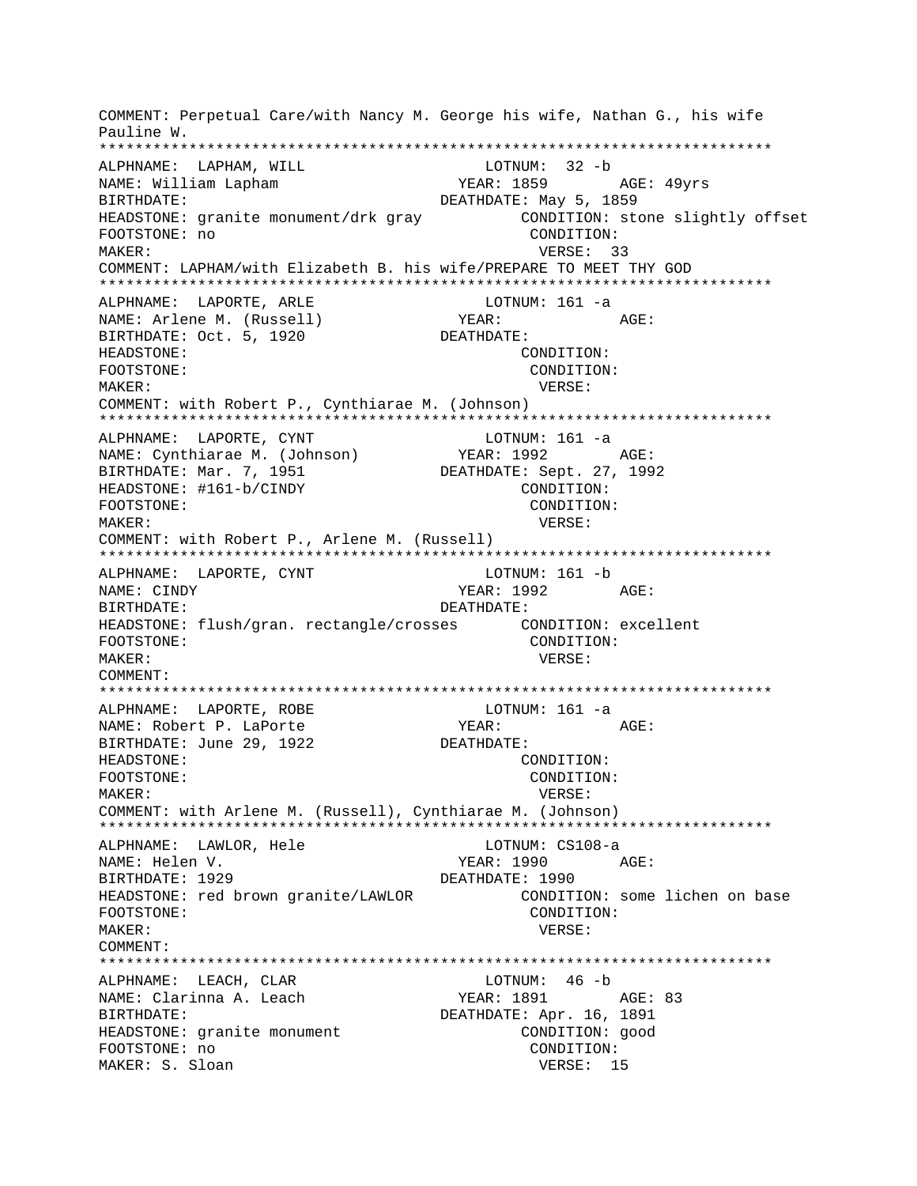COMMENT: Perpetual Care/with Nancy M. George his wife, Nathan G., his wife Pauline W.

***************************************************************************

ALPHNAME: LAPHAM, WILL LOTNUM: 32 -b
NAME: William Lapham YEAR: 1859 AGE: 49yrs
BIRTHDATE: DEATHDATE: May 5, 1859
HEADSTONE: granite monument/drk gray CONDITION: stone slightly offset
FOOTSTONE: no CONDITION:
MAKER: VERSE: 33
COMMENT: LAPHAM/with Elizabeth B. his wife/PREPARE TO MEET THY GOD

***************************************************************************

ALPHNAME: LAPORTE, ARLE LOTNUM: 161 -a
NAME: Arlene M. (Russell) YEAR: AGE:
BIRTHDATE: Oct. 5, 1920 DEATHDATE:
HEADSTONE: CONDITION:
FOOTSTONE: CONDITION:
MAKER: VERSE:
COMMENT: with Robert P., Cynthiarae M. (Johnson)

***************************************************************************

ALPHNAME: LAPORTE, CYNT LOTNUM: 161 -a
NAME: Cynthiarae M. (Johnson) YEAR: 1992 AGE:
BIRTHDATE: Mar. 7, 1951 DEATHDATE: Sept. 27, 1992
HEADSTONE: #161-b/CINDY CONDITION:
FOOTSTONE: CONDITION:
MAKER: VERSE:
COMMENT: with Robert P., Arlene M. (Russell)

***************************************************************************

ALPHNAME: LAPORTE, CYNT LOTNUM: 161 -b
NAME: CINDY YEAR: 1992 AGE:
BIRTHDATE: DEATHDATE:
HEADSTONE: flush/gran. rectangle/crosses CONDITION: excellent
FOOTSTONE: CONDITION:
MAKER: VERSE:
COMMENT:

***************************************************************************

ALPHNAME: LAPORTE, ROBE LOTNUM: 161 -a
NAME: Robert P. LaPorte YEAR: AGE:
BIRTHDATE: June 29, 1922 DEATHDATE:
HEADSTONE: CONDITION:
FOOTSTONE: CONDITION:
MAKER: VERSE:
COMMENT: with Arlene M. (Russell), Cynthiarae M. (Johnson)

***************************************************************************

ALPHNAME: LAWLOR, Hele LOTNUM: CS108-a
NAME: Helen V. YEAR: 1990 AGE:
BIRTHDATE: 1929 DEATHDATE: 1990
HEADSTONE: red brown granite/LAWLOR CONDITION: some lichen on base
FOOTSTONE: CONDITION:
MAKER: VERSE:
COMMENT:

***************************************************************************

ALPHNAME: LEACH, CLAR LOTNUM: 46 -b
NAME: Clarinna A. Leach YEAR: 1891 AGE: 83
BIRTHDATE: DEATHDATE: Apr. 16, 1891
HEADSTONE: granite monument CONDITION: good
FOOTSTONE: no CONDITION:
MAKER: S. Sloan VERSE: 15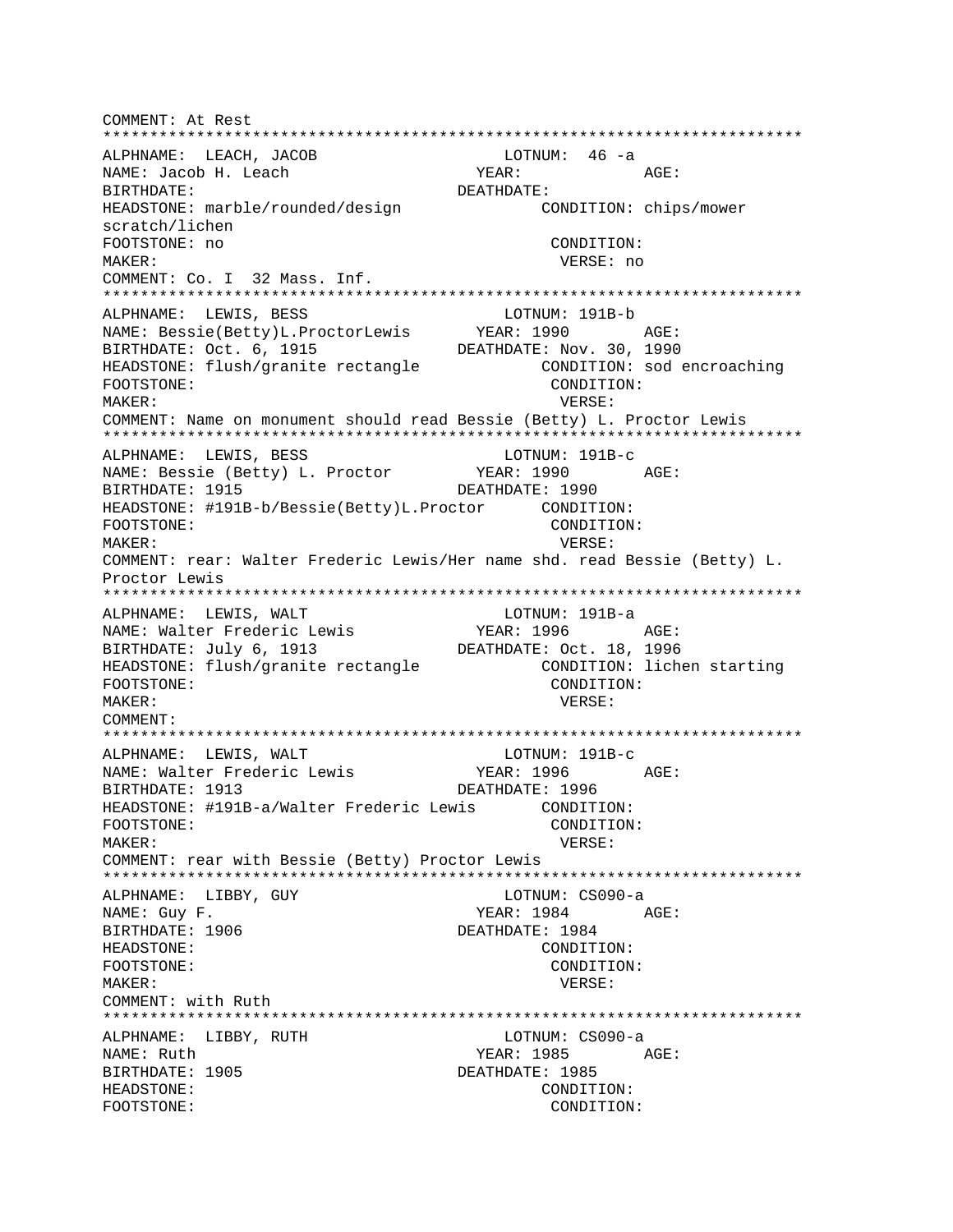```
COMMENT: At Rest
************************************************************************
ALPHNAME:  LEACH, JACOB                    LOTNUM:  46 -a
NAME: Jacob H. Leach                    YEAR:             AGE:
BIRTHDATE:                            DEATHDATE:
HEADSTONE: marble/rounded/design              CONDITION: chips/mower
scratch/lichen
FOOTSTONE: no                                  CONDITION:
MAKER:                                          VERSE: no
COMMENT: Co. I  32 Mass. Inf.
************************************************************************
ALPHNAME:  LEWIS, BESS                     LOTNUM: 191B-b
NAME: Bessie(Betty)L.ProctorLewis       YEAR: 1990        AGE:
BIRTHDATE: Oct. 6, 1915               DEATHDATE: Nov. 30, 1990
HEADSTONE: flush/granite rectangle            CONDITION: sod encroaching
FOOTSTONE:                                     CONDITION:
MAKER:                                          VERSE:
COMMENT: Name on monument should read Bessie (Betty) L. Proctor Lewis
************************************************************************
ALPHNAME:  LEWIS, BESS                     LOTNUM: 191B-c
NAME: Bessie (Betty) L. Proctor         YEAR: 1990        AGE:
BIRTHDATE: 1915                       DEATHDATE: 1990
HEADSTONE: #191B-b/Bessie(Betty)L.Proctor      CONDITION:
FOOTSTONE:                                     CONDITION:
MAKER:                                          VERSE:
COMMENT: rear: Walter Frederic Lewis/Her name shd. read Bessie (Betty) L.
Proctor Lewis
************************************************************************
ALPHNAME:  LEWIS, WALT                     LOTNUM: 191B-a
NAME: Walter Frederic Lewis             YEAR: 1996        AGE:
BIRTHDATE: July 6, 1913               DEATHDATE: Oct. 18, 1996
HEADSTONE: flush/granite rectangle            CONDITION: lichen starting
FOOTSTONE:                                     CONDITION:
MAKER:                                          VERSE:
COMMENT:
************************************************************************
ALPHNAME:  LEWIS, WALT                     LOTNUM: 191B-c
NAME: Walter Frederic Lewis             YEAR: 1996        AGE:
BIRTHDATE: 1913                       DEATHDATE: 1996
HEADSTONE: #191B-a/Walter Frederic Lewis       CONDITION:
FOOTSTONE:                                     CONDITION:
MAKER:                                          VERSE:
COMMENT: rear with Bessie (Betty) Proctor Lewis
************************************************************************
ALPHNAME:  LIBBY, GUY                      LOTNUM: CS090-a
NAME: Guy F.                            YEAR: 1984        AGE:
BIRTHDATE: 1906                       DEATHDATE: 1984
HEADSTONE:                                     CONDITION:
FOOTSTONE:                                     CONDITION:
MAKER:                                          VERSE:
COMMENT: with Ruth
************************************************************************
ALPHNAME:  LIBBY, RUTH                     LOTNUM: CS090-a
NAME: Ruth                              YEAR: 1985        AGE:
BIRTHDATE: 1905                       DEATHDATE: 1985
HEADSTONE:                                     CONDITION:
FOOTSTONE:                                     CONDITION:
```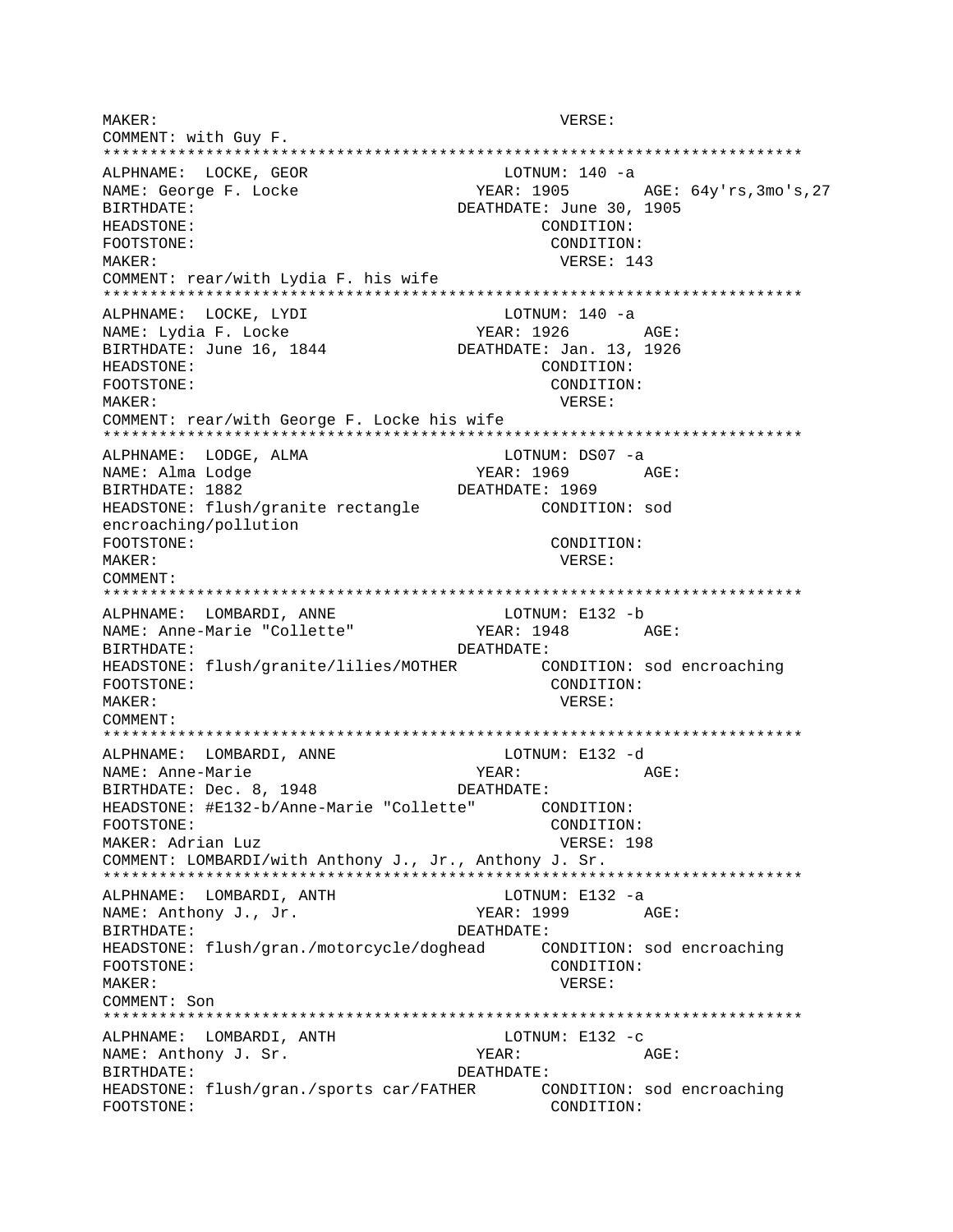```
MAKER:                                          VERSE:
COMMENT: with Guy F.
************************************************************************
ALPHNAME:  LOCKE, GEOR                    LOTNUM: 140 -a
NAME: George F. Locke                  YEAR: 1905       AGE: 64y'rs,3mo's,27
BIRTHDATE:                            DEATHDATE: June 30, 1905
HEADSTONE:                                    CONDITION:
FOOTSTONE:                                     CONDITION:
MAKER:                                          VERSE: 143
COMMENT: rear/with Lydia F. his wife
************************************************************************
ALPHNAME:  LOCKE, LYDI                    LOTNUM: 140 -a
NAME: Lydia F. Locke                   YEAR: 1926       AGE:
BIRTHDATE: June 16, 1844              DEATHDATE: Jan. 13, 1926
HEADSTONE:                                    CONDITION:
FOOTSTONE:                                     CONDITION:
MAKER:                                          VERSE:
COMMENT: rear/with George F. Locke his wife
************************************************************************
ALPHNAME:  LODGE, ALMA                    LOTNUM: DS07 -a
NAME: Alma Lodge                       YEAR: 1969       AGE:
BIRTHDATE: 1882                       DEATHDATE: 1969
HEADSTONE: flush/granite rectangle            CONDITION: sod
encroaching/pollution
FOOTSTONE:                                     CONDITION:
MAKER:                                          VERSE:
COMMENT:
************************************************************************
ALPHNAME:  LOMBARDI, ANNE                 LOTNUM: E132 -b
NAME: Anne-Marie "Collette"            YEAR: 1948       AGE:
BIRTHDATE:                            DEATHDATE:
HEADSTONE: flush/granite/lilies/MOTHER        CONDITION: sod encroaching
FOOTSTONE:                                     CONDITION:
MAKER:                                          VERSE:
COMMENT:
************************************************************************
ALPHNAME:  LOMBARDI, ANNE                 LOTNUM: E132 -d
NAME: Anne-Marie                       YEAR:            AGE:
BIRTHDATE: Dec. 8, 1948               DEATHDATE:
HEADSTONE: #E132-b/Anne-Marie "Collette"      CONDITION:
FOOTSTONE:                                     CONDITION:
MAKER: Adrian Luz                               VERSE: 198
COMMENT: LOMBARDI/with Anthony J., Jr., Anthony J. Sr.
************************************************************************
ALPHNAME:  LOMBARDI, ANTH                 LOTNUM: E132 -a
NAME: Anthony J., Jr.                  YEAR: 1999       AGE:
BIRTHDATE:                            DEATHDATE:
HEADSTONE: flush/gran./motorcycle/doghead     CONDITION: sod encroaching
FOOTSTONE:                                     CONDITION:
MAKER:                                          VERSE:
COMMENT: Son
************************************************************************
ALPHNAME:  LOMBARDI, ANTH                 LOTNUM: E132 -c
NAME: Anthony J. Sr.                   YEAR:            AGE:
BIRTHDATE:                            DEATHDATE:
HEADSTONE: flush/gran./sports car/FATHER      CONDITION: sod encroaching
FOOTSTONE:                                     CONDITION:
```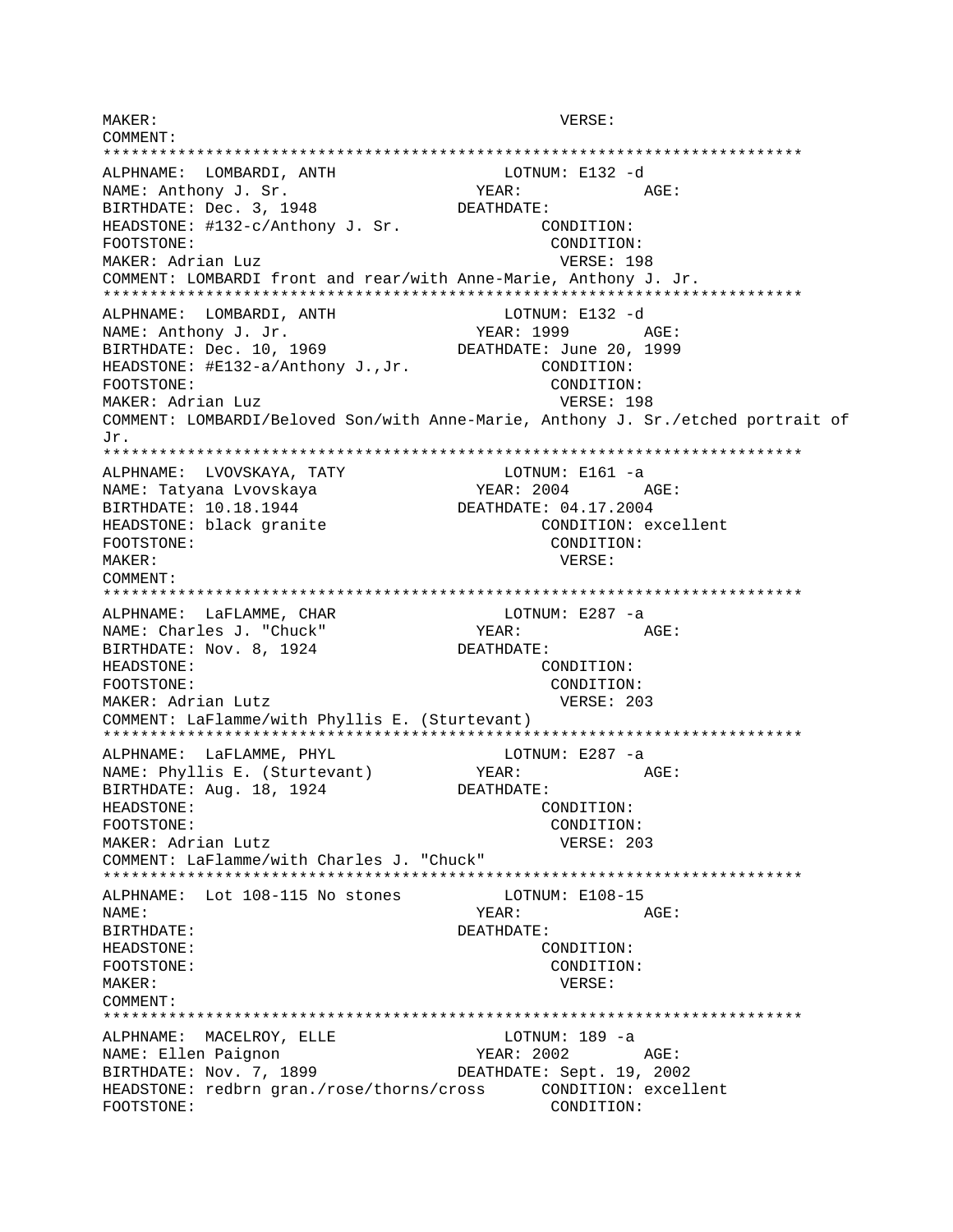```
MAKER:                                              VERSE:
COMMENT:
***************************************************************************
ALPHNAME:  LOMBARDI, ANTH                      LOTNUM: E132 -d
NAME: Anthony J. Sr.                         YEAR:            AGE:
BIRTHDATE: Dec. 3, 1948                    DEATHDATE:
HEADSTONE: #132-c/Anthony J. Sr.                  CONDITION:
FOOTSTONE:                                         CONDITION:
MAKER: Adrian Luz                                   VERSE: 198
COMMENT: LOMBARDI front and rear/with Anne-Marie, Anthony J. Jr.
***************************************************************************
ALPHNAME:  LOMBARDI, ANTH                      LOTNUM: E132 -d
NAME: Anthony J. Jr.                         YEAR: 1999       AGE:
BIRTHDATE: Dec. 10, 1969                   DEATHDATE: June 20, 1999
HEADSTONE: #E132-a/Anthony J.,Jr.                 CONDITION:
FOOTSTONE:                                         CONDITION:
MAKER: Adrian Luz                                   VERSE: 198
COMMENT: LOMBARDI/Beloved Son/with Anne-Marie, Anthony J. Sr./etched portrait of
Jr.
***************************************************************************
ALPHNAME:  LVOVSKAYA, TATY                     LOTNUM: E161 -a
NAME: Tatyana Lvovskaya                      YEAR: 2004       AGE:
BIRTHDATE: 10.18.1944                      DEATHDATE: 04.17.2004
HEADSTONE: black granite                           CONDITION: excellent
FOOTSTONE:                                         CONDITION:
MAKER:                                              VERSE:
COMMENT:
***************************************************************************
ALPHNAME:  LaFLAMME, CHAR                      LOTNUM: E287 -a
NAME: Charles J. "Chuck"                     YEAR:            AGE:
BIRTHDATE: Nov. 8, 1924                    DEATHDATE:
HEADSTONE:                                         CONDITION:
FOOTSTONE:                                         CONDITION:
MAKER: Adrian Lutz                                  VERSE: 203
COMMENT: LaFlamme/with Phyllis E. (Sturtevant)
***************************************************************************
ALPHNAME:  LaFLAMME, PHYL                      LOTNUM: E287 -a
NAME: Phyllis E. (Sturtevant)                YEAR:            AGE:
BIRTHDATE: Aug. 18, 1924                   DEATHDATE:
HEADSTONE:                                         CONDITION:
FOOTSTONE:                                         CONDITION:
MAKER: Adrian Lutz                                  VERSE: 203
COMMENT: LaFlamme/with Charles J. "Chuck"
***************************************************************************
ALPHNAME:  Lot 108-115 No stones               LOTNUM: E108-15
NAME:                                        YEAR:            AGE:
BIRTHDATE:                                 DEATHDATE:
HEADSTONE:                                         CONDITION:
FOOTSTONE:                                         CONDITION:
MAKER:                                              VERSE:
COMMENT:
***************************************************************************
ALPHNAME:  MACELROY, ELLE                      LOTNUM: 189 -a
NAME: Ellen Paignon                          YEAR: 2002       AGE:
BIRTHDATE: Nov. 7, 1899                    DEATHDATE: Sept. 19, 2002
HEADSTONE: redbrn gran./rose/thorns/cross       CONDITION: excellent
FOOTSTONE:                                         CONDITION:
```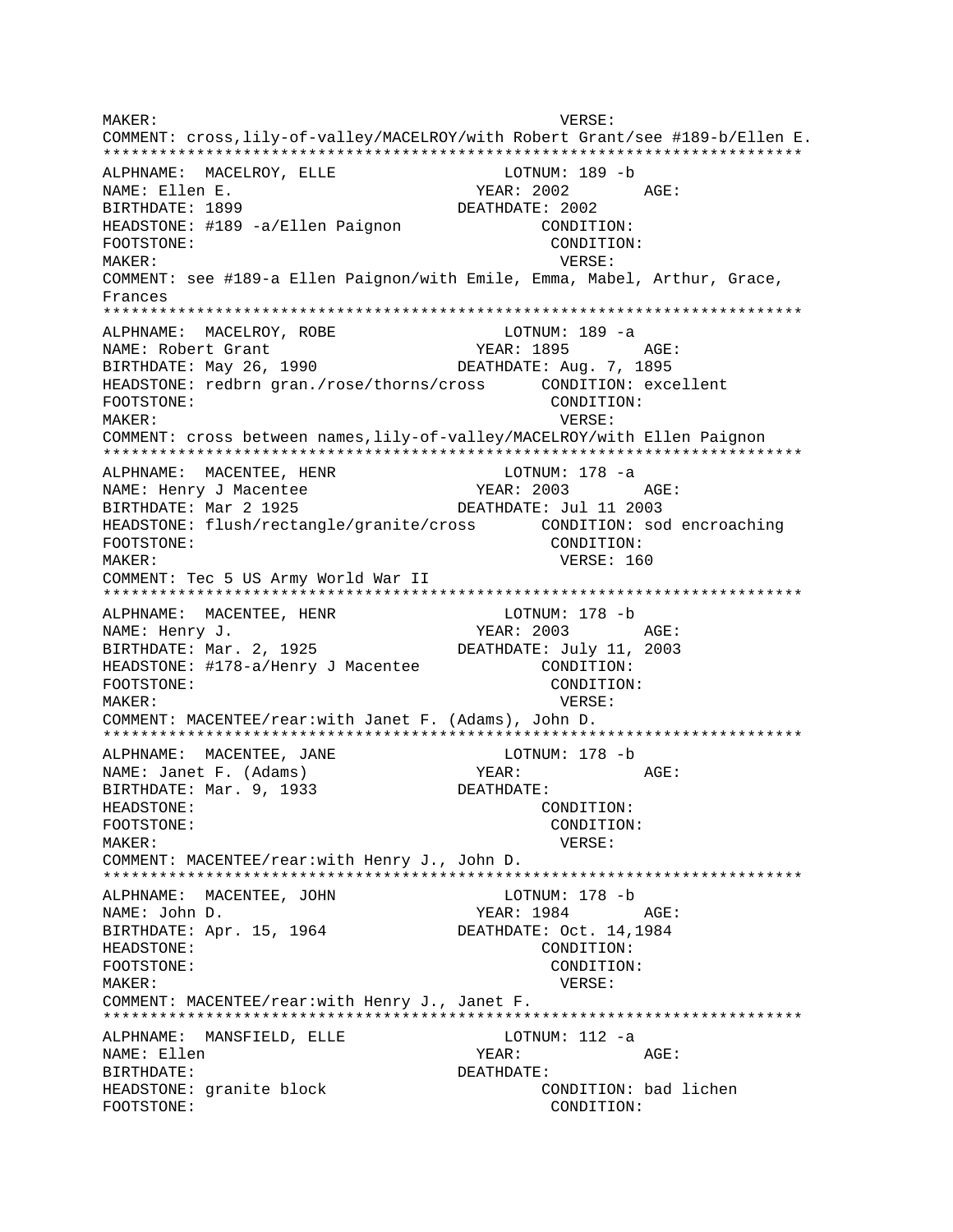MAKER: VERSE:
COMMENT: cross,lily-of-valley/MACELROY/with Robert Grant/see #189-b/Ellen E.
***************************************************************************
ALPHNAME: MACELROY, ELLE LOTNUM: 189 -b
NAME: Ellen E. YEAR: 2002 AGE:
BIRTHDATE: 1899 DEATHDATE: 2002
HEADSTONE: #189 -a/Ellen Paignon CONDITION:
FOOTSTONE: CONDITION:
MAKER: VERSE:
COMMENT: see #189-a Ellen Paignon/with Emile, Emma, Mabel, Arthur, Grace, Frances
***************************************************************************
ALPHNAME: MACELROY, ROBE LOTNUM: 189 -a
NAME: Robert Grant YEAR: 1895 AGE:
BIRTHDATE: May 26, 1990 DEATHDATE: Aug. 7, 1895
HEADSTONE: redbrn gran./rose/thorns/cross CONDITION: excellent
FOOTSTONE: CONDITION:
MAKER: VERSE:
COMMENT: cross between names,lily-of-valley/MACELROY/with Ellen Paignon
***************************************************************************
ALPHNAME: MACENTEE, HENR LOTNUM: 178 -a
NAME: Henry J Macentee YEAR: 2003 AGE:
BIRTHDATE: Mar 2 1925 DEATHDATE: Jul 11 2003
HEADSTONE: flush/rectangle/granite/cross CONDITION: sod encroaching
FOOTSTONE: CONDITION:
MAKER: VERSE: 160
COMMENT: Tec 5 US Army World War II
***************************************************************************
ALPHNAME: MACENTEE, HENR LOTNUM: 178 -b
NAME: Henry J. YEAR: 2003 AGE:
BIRTHDATE: Mar. 2, 1925 DEATHDATE: July 11, 2003
HEADSTONE: #178-a/Henry J Macentee CONDITION:
FOOTSTONE: CONDITION:
MAKER: VERSE:
COMMENT: MACENTEE/rear:with Janet F. (Adams), John D.
***************************************************************************
ALPHNAME: MACENTEE, JANE LOTNUM: 178 -b
NAME: Janet F. (Adams) YEAR: AGE:
BIRTHDATE: Mar. 9, 1933 DEATHDATE:
HEADSTONE: CONDITION:
FOOTSTONE: CONDITION:
MAKER: VERSE:
COMMENT: MACENTEE/rear:with Henry J., John D.
***************************************************************************
ALPHNAME: MACENTEE, JOHN LOTNUM: 178 -b
NAME: John D. YEAR: 1984 AGE:
BIRTHDATE: Apr. 15, 1964 DEATHDATE: Oct. 14,1984
HEADSTONE: CONDITION:
FOOTSTONE: CONDITION:
MAKER: VERSE:
COMMENT: MACENTEE/rear:with Henry J., Janet F.
***************************************************************************
ALPHNAME: MANSFIELD, ELLE LOTNUM: 112 -a
NAME: Ellen YEAR: AGE:
BIRTHDATE: DEATHDATE:
HEADSTONE: granite block CONDITION: bad lichen
FOOTSTONE: CONDITION: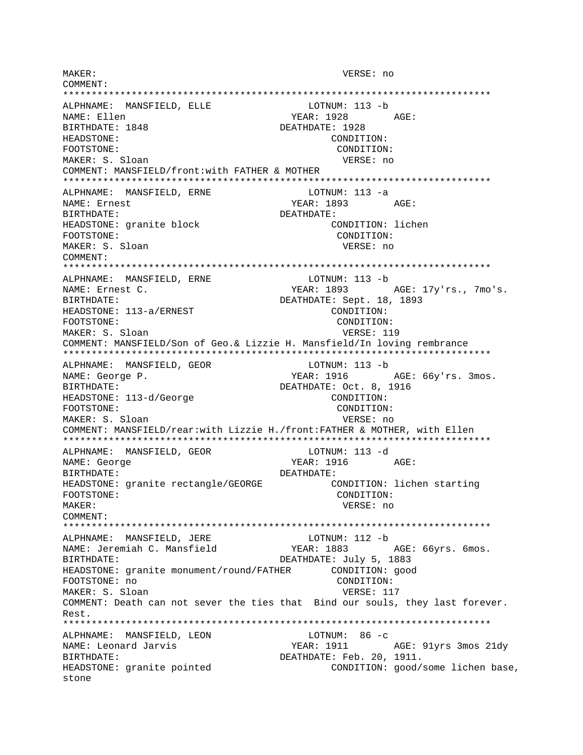```
MAKER:                                          VERSE: no
COMMENT:
***************************************************************************
ALPHNAME:  MANSFIELD, ELLE                 LOTNUM: 113 -b
NAME: Ellen                               YEAR: 1928       AGE:
BIRTHDATE: 1848                          DEATHDATE: 1928
HEADSTONE:                                      CONDITION:
FOOTSTONE:                                      CONDITION:
MAKER: S. Sloan                                 VERSE: no
COMMENT: MANSFIELD/front:with FATHER & MOTHER
***************************************************************************
ALPHNAME:  MANSFIELD, ERNE                 LOTNUM: 113 -a
NAME: Ernest                              YEAR: 1893       AGE:
BIRTHDATE:                               DEATHDATE:
HEADSTONE: granite block                        CONDITION: lichen
FOOTSTONE:                                      CONDITION:
MAKER: S. Sloan                                 VERSE: no
COMMENT:
***************************************************************************
ALPHNAME:  MANSFIELD, ERNE                 LOTNUM: 113 -b
NAME: Ernest C.                           YEAR: 1893       AGE: 17y'rs., 7mo's.
BIRTHDATE:                               DEATHDATE: Sept. 18, 1893
HEADSTONE: 113-a/ERNEST                         CONDITION:
FOOTSTONE:                                      CONDITION:
MAKER: S. Sloan                                 VERSE: 119
COMMENT: MANSFIELD/Son of Geo.& Lizzie H. Mansfield/In loving rembrance
***************************************************************************
ALPHNAME:  MANSFIELD, GEOR                 LOTNUM: 113 -b
NAME: George P.                           YEAR: 1916       AGE: 66y'rs. 3mos.
BIRTHDATE:                               DEATHDATE: Oct. 8, 1916
HEADSTONE: 113-d/George                         CONDITION:
FOOTSTONE:                                      CONDITION:
MAKER: S. Sloan                                 VERSE: no
COMMENT: MANSFIELD/rear:with Lizzie H./front:FATHER & MOTHER, with Ellen
***************************************************************************
ALPHNAME:  MANSFIELD, GEOR                 LOTNUM: 113 -d
NAME: George                              YEAR: 1916       AGE:
BIRTHDATE:                               DEATHDATE:
HEADSTONE: granite rectangle/GEORGE             CONDITION: lichen starting
FOOTSTONE:                                      CONDITION:
MAKER:                                          VERSE: no
COMMENT:
***************************************************************************
ALPHNAME:  MANSFIELD, JERE                 LOTNUM: 112 -b
NAME: Jeremiah C. Mansfield               YEAR: 1883       AGE: 66yrs. 6mos.
BIRTHDATE:                               DEATHDATE: July 5, 1883
HEADSTONE: granite monument/round/FATHER        CONDITION: good
FOOTSTONE: no                                   CONDITION:
MAKER: S. Sloan                                 VERSE: 117
COMMENT: Death can not sever the ties that  Bind our souls, they last forever.
Rest.
***************************************************************************
ALPHNAME:  MANSFIELD, LEON                 LOTNUM:  86 -c
NAME: Leonard Jarvis                      YEAR: 1911       AGE: 91yrs 3mos 21dy
BIRTHDATE:                               DEATHDATE: Feb. 20, 1911.
HEADSTONE: granite pointed                      CONDITION: good/some lichen base,
stone
```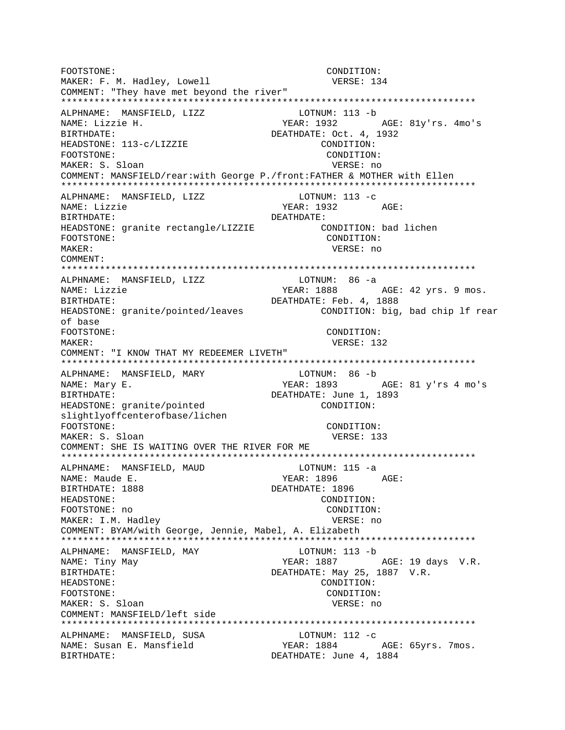```
FOOTSTONE:                                          CONDITION:
MAKER: F. M. Hadley, Lowell                          VERSE: 134
COMMENT: "They have met beyond the river"
****************************************************************************
ALPHNAME:  MANSFIELD, LIZZ                    LOTNUM: 113 -b
NAME: Lizzie H.                              YEAR: 1932       AGE: 81y'rs. 4mo's
BIRTHDATE:                                   DEATHDATE: Oct. 4, 1932
HEADSTONE: 113-c/LIZZIE                               CONDITION:
FOOTSTONE:                                            CONDITION:
MAKER: S. Sloan                                       VERSE: no
COMMENT: MANSFIELD/rear:with George P./front:FATHER & MOTHER with Ellen
****************************************************************************
ALPHNAME:  MANSFIELD, LIZZ                    LOTNUM: 113 -c
NAME: Lizzie                                 YEAR: 1932       AGE:
BIRTHDATE:                                   DEATHDATE:
HEADSTONE: granite rectangle/LIZZIE           CONDITION: bad lichen
FOOTSTONE:                                            CONDITION:
MAKER:                                                VERSE: no
COMMENT:
****************************************************************************
ALPHNAME:  MANSFIELD, LIZZ                    LOTNUM:  86 -a
NAME: Lizzie                                 YEAR: 1888       AGE: 42 yrs. 9 mos.
BIRTHDATE:                                   DEATHDATE: Feb. 4, 1888
HEADSTONE: granite/pointed/leaves             CONDITION: big, bad chip lf rear
of base
FOOTSTONE:                                            CONDITION:
MAKER:                                                VERSE: 132
COMMENT: "I KNOW THAT MY REDEEMER LIVETH"
****************************************************************************
ALPHNAME:  MANSFIELD, MARY                    LOTNUM:  86 -b
NAME: Mary E.                                YEAR: 1893       AGE: 81 y'rs 4 mo's
BIRTHDATE:                                   DEATHDATE: June 1, 1893
HEADSTONE: granite/pointed                            CONDITION:
slightlyoffcenterofbase/lichen
FOOTSTONE:                                            CONDITION:
MAKER: S. Sloan                                       VERSE: 133
COMMENT: SHE IS WAITING OVER THE RIVER FOR ME
****************************************************************************
ALPHNAME:  MANSFIELD, MAUD                    LOTNUM: 115 -a
NAME: Maude E.                               YEAR: 1896       AGE:
BIRTHDATE: 1888                              DEATHDATE: 1896
HEADSTONE:                                            CONDITION:
FOOTSTONE: no                                         CONDITION:
MAKER: I.M. Hadley                                    VERSE: no
COMMENT: BYAM/with George, Jennie, Mabel, A. Elizabeth
****************************************************************************
ALPHNAME:  MANSFIELD, MAY                     LOTNUM: 113 -b
NAME: Tiny May                               YEAR: 1887       AGE: 19 days  V.R.
BIRTHDATE:                                   DEATHDATE: May 25, 1887  V.R.
HEADSTONE:                                            CONDITION:
FOOTSTONE:                                            CONDITION:
MAKER: S. Sloan                                       VERSE: no
COMMENT: MANSFIELD/left side
****************************************************************************
ALPHNAME:  MANSFIELD, SUSA                    LOTNUM: 112 -c
NAME: Susan E. Mansfield                     YEAR: 1884       AGE: 65yrs. 7mos.
BIRTHDATE:                                   DEATHDATE: June 4, 1884
```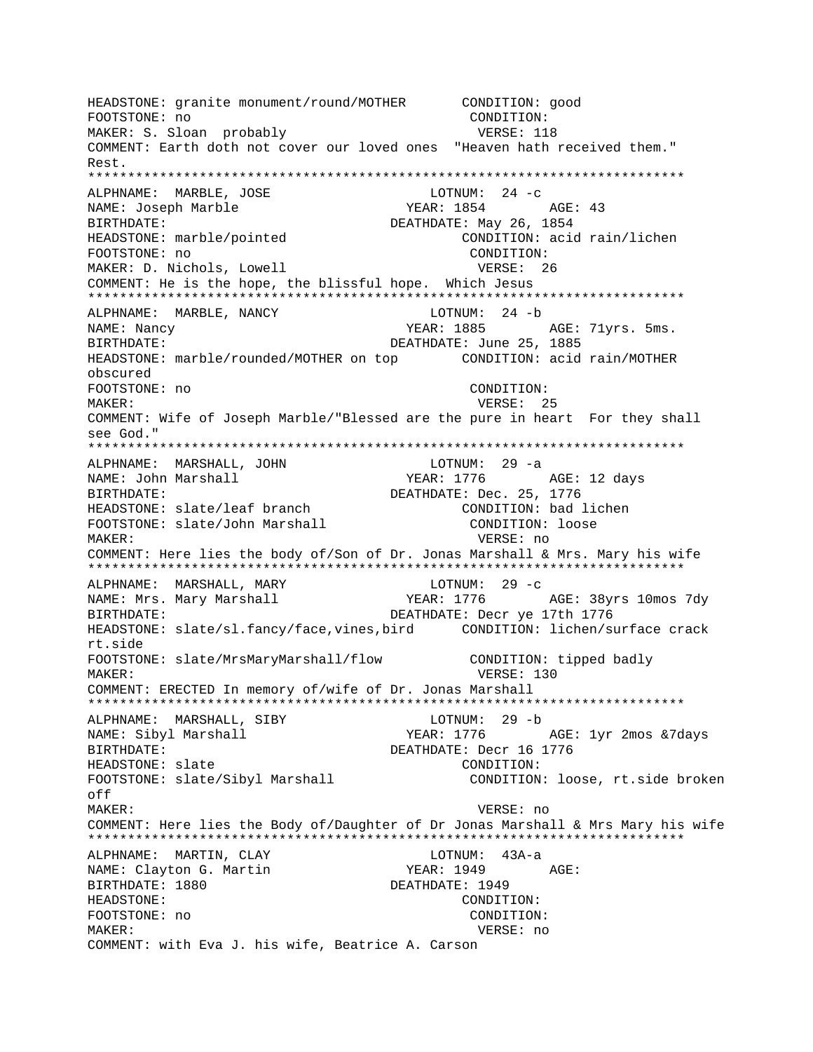HEADSTONE: granite monument/round/MOTHER CONDITION: good
FOOTSTONE: no CONDITION:
MAKER: S. Sloan probably VERSE: 118
COMMENT: Earth doth not cover our loved ones "Heaven hath received them." Rest.

***************************************************************************

ALPHNAME: MARBLE, JOSE LOTNUM: 24 -c
NAME: Joseph Marble YEAR: 1854 AGE: 43
BIRTHDATE: DEATHDATE: May 26, 1854
HEADSTONE: marble/pointed CONDITION: acid rain/lichen
FOOTSTONE: no CONDITION:
MAKER: D. Nichols, Lowell VERSE: 26
COMMENT: He is the hope, the blissful hope. Which Jesus

***************************************************************************

ALPHNAME: MARBLE, NANCY LOTNUM: 24 -b
NAME: Nancy YEAR: 1885 AGE: 71yrs. 5ms.
BIRTHDATE: DEATHDATE: June 25, 1885
HEADSTONE: marble/rounded/MOTHER on top CONDITION: acid rain/MOTHER obscured
FOOTSTONE: no CONDITION:
MAKER: VERSE: 25
COMMENT: Wife of Joseph Marble/"Blessed are the pure in heart For they shall see God."

***************************************************************************

ALPHNAME: MARSHALL, JOHN LOTNUM: 29 -a
NAME: John Marshall YEAR: 1776 AGE: 12 days
BIRTHDATE: DEATHDATE: Dec. 25, 1776
HEADSTONE: slate/leaf branch CONDITION: bad lichen
FOOTSTONE: slate/John Marshall CONDITION: loose
MAKER: VERSE: no
COMMENT: Here lies the body of/Son of Dr. Jonas Marshall & Mrs. Mary his wife

***************************************************************************

ALPHNAME: MARSHALL, MARY LOTNUM: 29 -c
NAME: Mrs. Mary Marshall YEAR: 1776 AGE: 38yrs 10mos 7dy
BIRTHDATE: DEATHDATE: Decr ye 17th 1776
HEADSTONE: slate/sl.fancy/face,vines,bird CONDITION: lichen/surface crack rt.side
FOOTSTONE: slate/MrsMaryMarshall/flow CONDITION: tipped badly
MAKER: VERSE: 130
COMMENT: ERECTED In memory of/wife of Dr. Jonas Marshall

***************************************************************************

ALPHNAME: MARSHALL, SIBY LOTNUM: 29 -b
NAME: Sibyl Marshall YEAR: 1776 AGE: 1yr 2mos &7days
BIRTHDATE: DEATHDATE: Decr 16 1776
HEADSTONE: slate CONDITION:
FOOTSTONE: slate/Sibyl Marshall CONDITION: loose, rt.side broken off
MAKER: VERSE: no
COMMENT: Here lies the Body of/Daughter of Dr Jonas Marshall & Mrs Mary his wife

***************************************************************************

ALPHNAME: MARTIN, CLAY LOTNUM: 43A-a
NAME: Clayton G. Martin YEAR: 1949 AGE:
BIRTHDATE: 1880 DEATHDATE: 1949
HEADSTONE: CONDITION:
FOOTSTONE: no CONDITION:
MAKER: VERSE: no
COMMENT: with Eva J. his wife, Beatrice A. Carson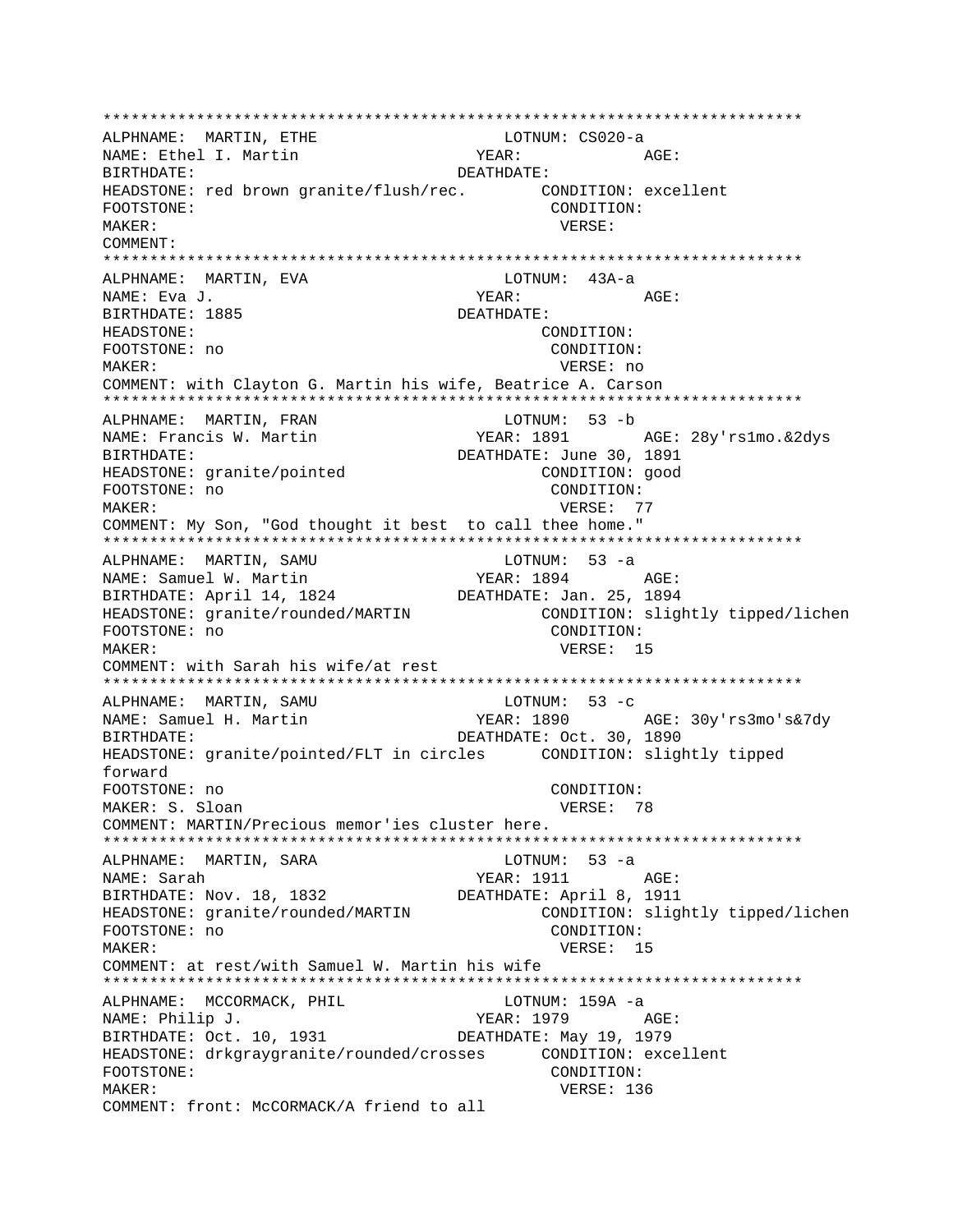```
****************************************************************************
ALPHNAME:  MARTIN, ETHE                    LOTNUM: CS020-a
NAME: Ethel I. Martin                   YEAR:            AGE:
BIRTHDATE:                           DEATHDATE:
HEADSTONE: red brown granite/flush/rec.       CONDITION: excellent
FOOTSTONE:                                     CONDITION:
MAKER:                                          VERSE:
COMMENT:
****************************************************************************
ALPHNAME:  MARTIN, EVA                     LOTNUM:  43A-a
NAME: Eva J.                            YEAR:            AGE:
BIRTHDATE: 1885                      DEATHDATE:
HEADSTONE:                                     CONDITION:
FOOTSTONE: no                                  CONDITION:
MAKER:                                          VERSE: no
COMMENT: with Clayton G. Martin his wife, Beatrice A. Carson
****************************************************************************
ALPHNAME:  MARTIN, FRAN                    LOTNUM:  53 -b
NAME: Francis W. Martin                 YEAR: 1891      AGE: 28y'rs1mo.&2dys
BIRTHDATE:                           DEATHDATE: June 30, 1891
HEADSTONE: granite/pointed                     CONDITION: good
FOOTSTONE: no                                  CONDITION:
MAKER:                                          VERSE:  77
COMMENT: My Son, "God thought it best  to call thee home."
****************************************************************************
ALPHNAME:  MARTIN, SAMU                    LOTNUM:  53 -a
NAME: Samuel W. Martin                  YEAR: 1894      AGE:
BIRTHDATE: April 14, 1824            DEATHDATE: Jan. 25, 1894
HEADSTONE: granite/rounded/MARTIN              CONDITION: slightly tipped/lichen
FOOTSTONE: no                                  CONDITION:
MAKER:                                          VERSE:  15
COMMENT: with Sarah his wife/at rest
****************************************************************************
ALPHNAME:  MARTIN, SAMU                    LOTNUM:  53 -c
NAME: Samuel H. Martin                  YEAR: 1890      AGE: 30y'rs3mo's&7dy
BIRTHDATE:                           DEATHDATE: Oct. 30, 1890
HEADSTONE: granite/pointed/FLT in circles      CONDITION: slightly tipped
forward
FOOTSTONE: no                                  CONDITION:
MAKER: S. Sloan                                 VERSE:  78
COMMENT: MARTIN/Precious memor'ies cluster here.
****************************************************************************
ALPHNAME:  MARTIN, SARA                    LOTNUM:  53 -a
NAME: Sarah                             YEAR: 1911      AGE:
BIRTHDATE: Nov. 18, 1832             DEATHDATE: April 8, 1911
HEADSTONE: granite/rounded/MARTIN              CONDITION: slightly tipped/lichen
FOOTSTONE: no                                  CONDITION:
MAKER:                                          VERSE:  15
COMMENT: at rest/with Samuel W. Martin his wife
****************************************************************************
ALPHNAME:  MCCORMACK, PHIL                 LOTNUM: 159A -a
NAME: Philip J.                         YEAR: 1979      AGE:
BIRTHDATE: Oct. 10, 1931             DEATHDATE: May 19, 1979
HEADSTONE: drkgraygranite/rounded/crosses      CONDITION: excellent
FOOTSTONE:                                     CONDITION:
MAKER:                                          VERSE: 136
COMMENT: front: McCORMACK/A friend to all
```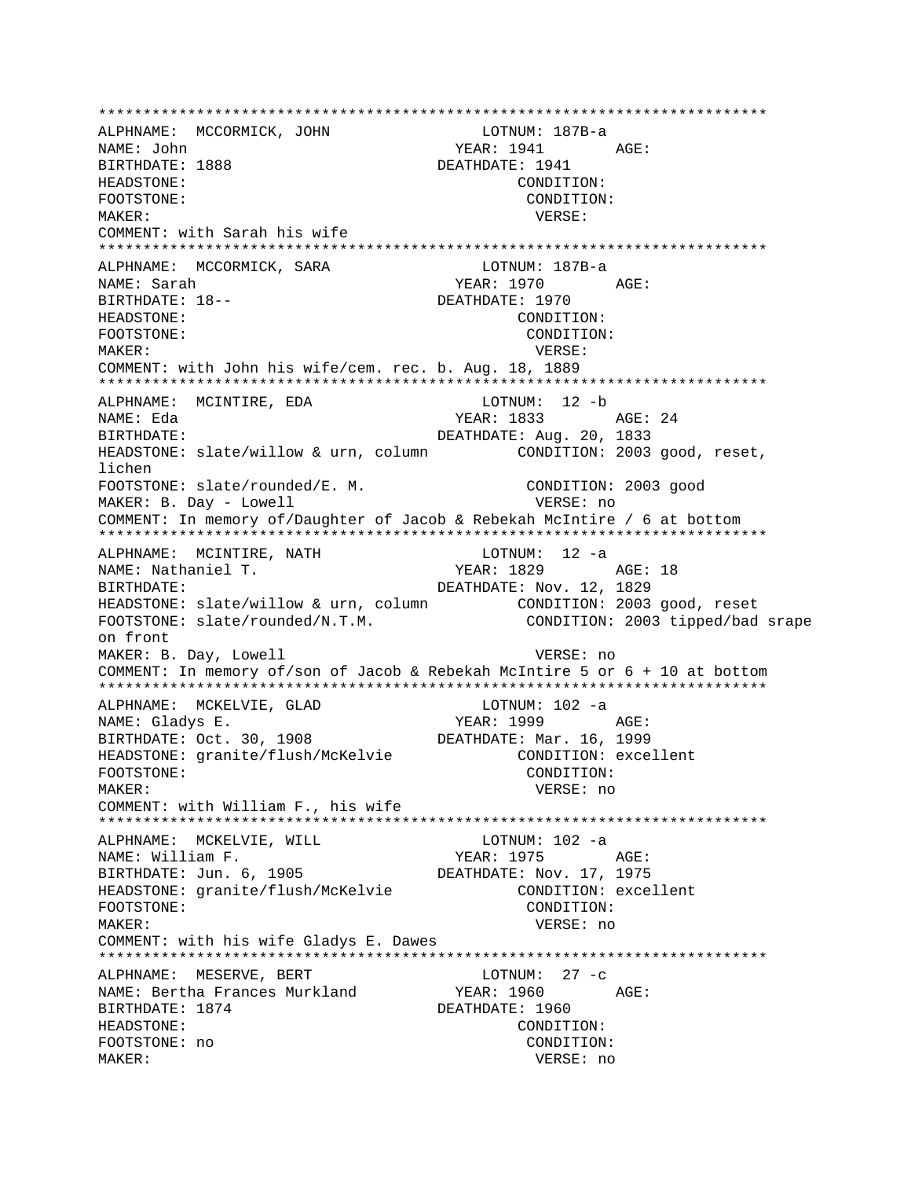```
****************************************************************************
ALPHNAME:  MCCORMICK, JOHN                    LOTNUM: 187B-a
NAME: John                                 YEAR: 1941       AGE:
BIRTHDATE: 1888                           DEATHDATE: 1941
HEADSTONE:                                        CONDITION:
FOOTSTONE:                                        CONDITION:
MAKER:                                             VERSE:
COMMENT: with Sarah his wife
****************************************************************************
ALPHNAME:  MCCORMICK, SARA                    LOTNUM: 187B-a
NAME: Sarah                                YEAR: 1970       AGE:
BIRTHDATE: 18--                           DEATHDATE: 1970
HEADSTONE:                                        CONDITION:
FOOTSTONE:                                        CONDITION:
MAKER:                                             VERSE:
COMMENT: with John his wife/cem. rec. b. Aug. 18, 1889
****************************************************************************
ALPHNAME:  MCINTIRE, EDA                      LOTNUM:  12 -b
NAME: Eda                                  YEAR: 1833       AGE: 24
BIRTHDATE:                                DEATHDATE: Aug. 20, 1833
HEADSTONE: slate/willow & urn, column          CONDITION: 2003 good, reset,
lichen
FOOTSTONE: slate/rounded/E. M.                  CONDITION: 2003 good
MAKER: B. Day - Lowell                           VERSE: no
COMMENT: In memory of/Daughter of Jacob & Rebekah McIntire / 6 at bottom
****************************************************************************
ALPHNAME:  MCINTIRE, NATH                     LOTNUM:  12 -a
NAME: Nathaniel T.                         YEAR: 1829       AGE: 18
BIRTHDATE:                                DEATHDATE: Nov. 12, 1829
HEADSTONE: slate/willow & urn, column          CONDITION: 2003 good, reset
FOOTSTONE: slate/rounded/N.T.M.                 CONDITION: 2003 tipped/bad srape
on front
MAKER: B. Day, Lowell                            VERSE: no
COMMENT: In memory of/son of Jacob & Rebekah McIntire 5 or 6 + 10 at bottom
****************************************************************************
ALPHNAME:  MCKELVIE, GLAD                     LOTNUM: 102 -a
NAME: Gladys E.                            YEAR: 1999       AGE:
BIRTHDATE: Oct. 30, 1908                  DEATHDATE: Mar. 16, 1999
HEADSTONE: granite/flush/McKelvie              CONDITION: excellent
FOOTSTONE:                                        CONDITION:
MAKER:                                             VERSE: no
COMMENT: with William F., his wife
****************************************************************************
ALPHNAME:  MCKELVIE, WILL                     LOTNUM: 102 -a
NAME: William F.                           YEAR: 1975       AGE:
BIRTHDATE: Jun. 6, 1905                   DEATHDATE: Nov. 17, 1975
HEADSTONE: granite/flush/McKelvie              CONDITION: excellent
FOOTSTONE:                                        CONDITION:
MAKER:                                             VERSE: no
COMMENT: with his wife Gladys E. Dawes
****************************************************************************
ALPHNAME:  MESERVE, BERT                      LOTNUM:  27 -c
NAME: Bertha Frances Murkland              YEAR: 1960       AGE:
BIRTHDATE: 1874                           DEATHDATE: 1960
HEADSTONE:                                        CONDITION:
FOOTSTONE: no                                     CONDITION:
MAKER:                                             VERSE: no
```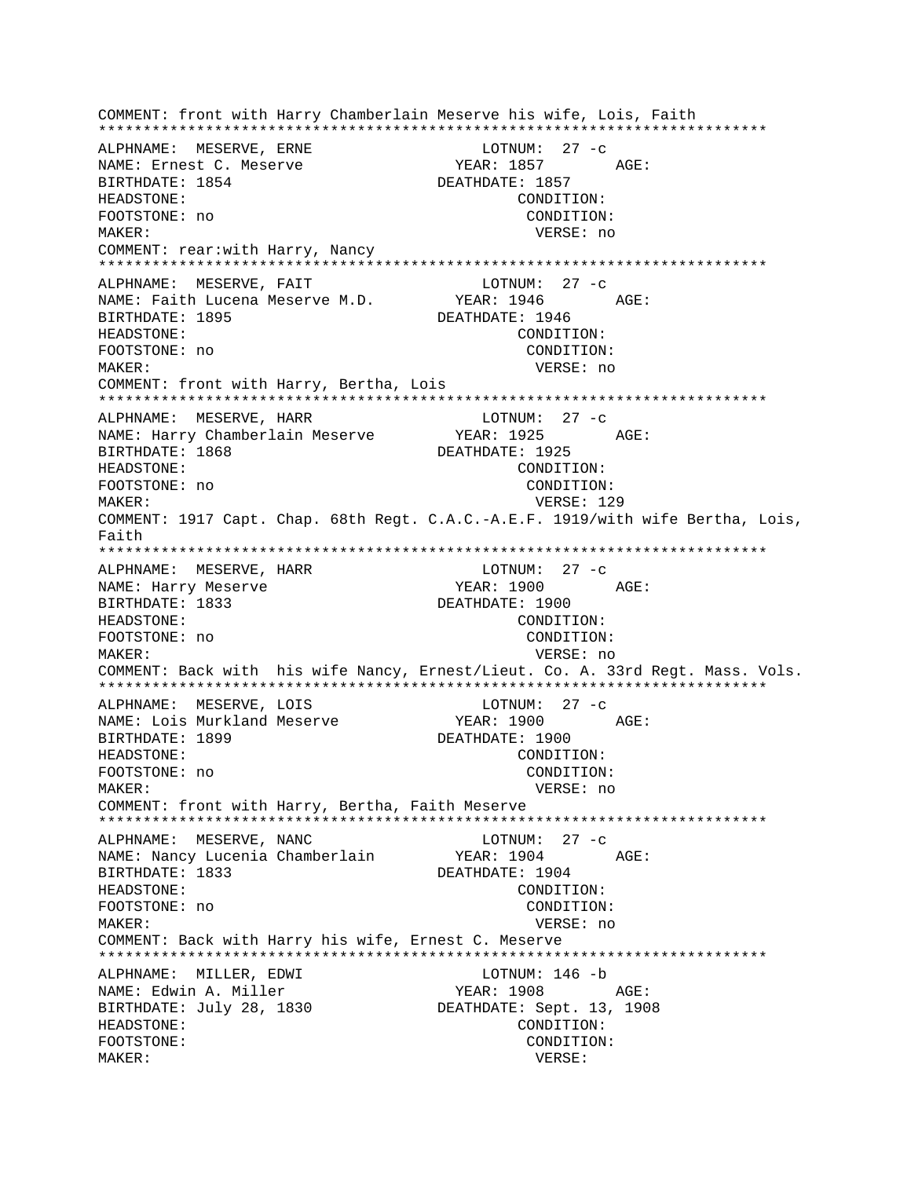COMMENT: front with Harry Chamberlain Meserve his wife, Lois, Faith
***************************************************************************
ALPHNAME: MESERVE, ERNE LOTNUM: 27 -c
NAME: Ernest C. Meserve YEAR: 1857 AGE:
BIRTHDATE: 1854 DEATHDATE: 1857
HEADSTONE: CONDITION:
FOOTSTONE: no CONDITION:
MAKER: VERSE: no
COMMENT: rear:with Harry, Nancy
***************************************************************************
ALPHNAME: MESERVE, FAIT LOTNUM: 27 -c
NAME: Faith Lucena Meserve M.D. YEAR: 1946 AGE:
BIRTHDATE: 1895 DEATHDATE: 1946
HEADSTONE: CONDITION:
FOOTSTONE: no CONDITION:
MAKER: VERSE: no
COMMENT: front with Harry, Bertha, Lois
***************************************************************************
ALPHNAME: MESERVE, HARR LOTNUM: 27 -c
NAME: Harry Chamberlain Meserve YEAR: 1925 AGE:
BIRTHDATE: 1868 DEATHDATE: 1925
HEADSTONE: CONDITION:
FOOTSTONE: no CONDITION:
MAKER: VERSE: 129
COMMENT: 1917 Capt. Chap. 68th Regt. C.A.C.-A.E.F. 1919/with wife Bertha, Lois, Faith
***************************************************************************
ALPHNAME: MESERVE, HARR LOTNUM: 27 -c
NAME: Harry Meserve YEAR: 1900 AGE:
BIRTHDATE: 1833 DEATHDATE: 1900
HEADSTONE: CONDITION:
FOOTSTONE: no CONDITION:
MAKER: VERSE: no
COMMENT: Back with his wife Nancy, Ernest/Lieut. Co. A. 33rd Regt. Mass. Vols.
***************************************************************************
ALPHNAME: MESERVE, LOIS LOTNUM: 27 -c
NAME: Lois Murkland Meserve YEAR: 1900 AGE:
BIRTHDATE: 1899 DEATHDATE: 1900
HEADSTONE: CONDITION:
FOOTSTONE: no CONDITION:
MAKER: VERSE: no
COMMENT: front with Harry, Bertha, Faith Meserve
***************************************************************************
ALPHNAME: MESERVE, NANC LOTNUM: 27 -c
NAME: Nancy Lucenia Chamberlain YEAR: 1904 AGE:
BIRTHDATE: 1833 DEATHDATE: 1904
HEADSTONE: CONDITION:
FOOTSTONE: no CONDITION:
MAKER: VERSE: no
COMMENT: Back with Harry his wife, Ernest C. Meserve
***************************************************************************
ALPHNAME: MILLER, EDWI LOTNUM: 146 -b
NAME: Edwin A. Miller YEAR: 1908 AGE:
BIRTHDATE: July 28, 1830 DEATHDATE: Sept. 13, 1908
HEADSTONE: CONDITION:
FOOTSTONE: CONDITION:
MAKER: VERSE: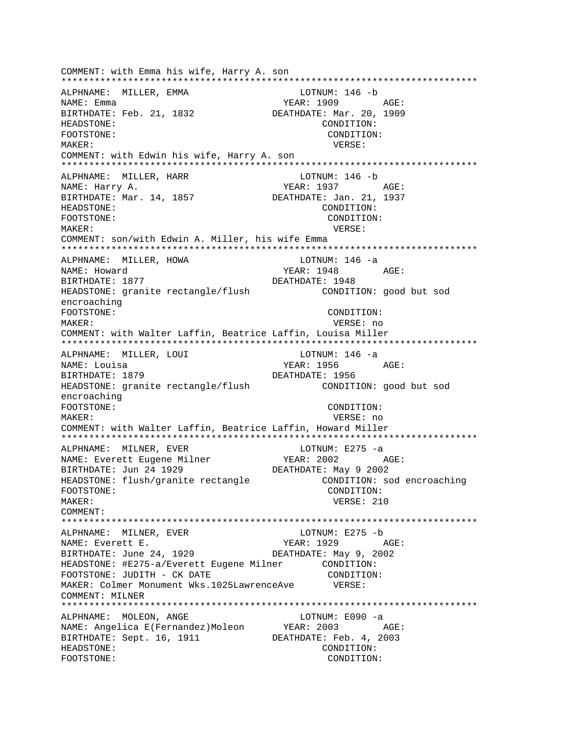COMMENT: with Emma his wife, Harry A. son
***************************************************************************
ALPHNAME: MILLER, EMMA LOTNUM: 146 -b
NAME: Emma YEAR: 1909 AGE:
BIRTHDATE: Feb. 21, 1832 DEATHDATE: Mar. 20, 1909
HEADSTONE: CONDITION:
FOOTSTONE: CONDITION:
MAKER: VERSE:
COMMENT: with Edwin his wife, Harry A. son
***************************************************************************
ALPHNAME: MILLER, HARR LOTNUM: 146 -b
NAME: Harry A. YEAR: 1937 AGE:
BIRTHDATE: Mar. 14, 1857 DEATHDATE: Jan. 21, 1937
HEADSTONE: CONDITION:
FOOTSTONE: CONDITION:
MAKER: VERSE:
COMMENT: son/with Edwin A. Miller, his wife Emma
***************************************************************************
ALPHNAME: MILLER, HOWA LOTNUM: 146 -a
NAME: Howard YEAR: 1948 AGE:
BIRTHDATE: 1877 DEATHDATE: 1948
HEADSTONE: granite rectangle/flush CONDITION: good but sod encroaching
FOOTSTONE: CONDITION:
MAKER: VERSE: no
COMMENT: with Walter Laffin, Beatrice Laffin, Louisa Miller
***************************************************************************
ALPHNAME: MILLER, LOUI LOTNUM: 146 -a
NAME: Louisa YEAR: 1956 AGE:
BIRTHDATE: 1879 DEATHDATE: 1956
HEADSTONE: granite rectangle/flush CONDITION: good but sod encroaching
FOOTSTONE: CONDITION:
MAKER: VERSE: no
COMMENT: with Walter Laffin, Beatrice Laffin, Howard Miller
***************************************************************************
ALPHNAME: MILNER, EVER LOTNUM: E275 -a
NAME: Everett Eugene Milner YEAR: 2002 AGE:
BIRTHDATE: Jun 24 1929 DEATHDATE: May 9 2002
HEADSTONE: flush/granite rectangle CONDITION: sod encroaching
FOOTSTONE: CONDITION:
MAKER: VERSE: 210
COMMENT:
***************************************************************************
ALPHNAME: MILNER, EVER LOTNUM: E275 -b
NAME: Everett E. YEAR: 1929 AGE:
BIRTHDATE: June 24, 1929 DEATHDATE: May 9, 2002
HEADSTONE: #E275-a/Everett Eugene Milner CONDITION:
FOOTSTONE: JUDITH - CK DATE CONDITION:
MAKER: Colmer Monument Wks.1025LawrenceAve VERSE:
COMMENT: MILNER
***************************************************************************
ALPHNAME: MOLEON, ANGE LOTNUM: E090 -a
NAME: Angelica E(Fernandez)Moleon YEAR: 2003 AGE:
BIRTHDATE: Sept. 16, 1911 DEATHDATE: Feb. 4, 2003
HEADSTONE: CONDITION:
FOOTSTONE: CONDITION: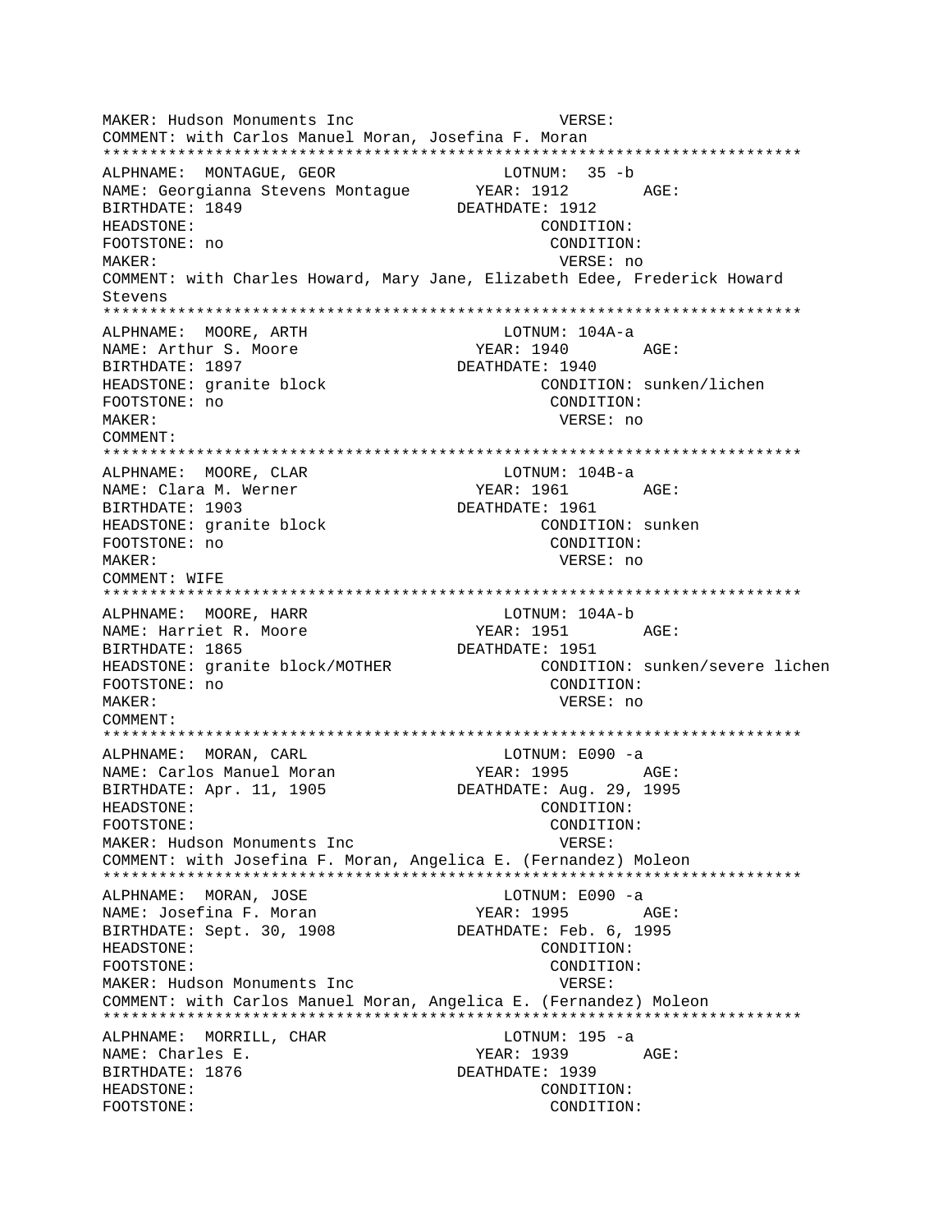MAKER: Hudson Monuments Inc VERSE:
COMMENT: with Carlos Manuel Moran, Josefina F. Moran
***************************************************************************
ALPHNAME: MONTAGUE, GEOR LOTNUM: 35 -b
NAME: Georgianna Stevens Montague YEAR: 1912 AGE:
BIRTHDATE: 1849 DEATHDATE: 1912
HEADSTONE: CONDITION:
FOOTSTONE: no CONDITION:
MAKER: VERSE: no
COMMENT: with Charles Howard, Mary Jane, Elizabeth Edee, Frederick Howard Stevens
***************************************************************************
ALPHNAME: MOORE, ARTH LOTNUM: 104A-a
NAME: Arthur S. Moore YEAR: 1940 AGE:
BIRTHDATE: 1897 DEATHDATE: 1940
HEADSTONE: granite block CONDITION: sunken/lichen
FOOTSTONE: no CONDITION:
MAKER: VERSE: no
COMMENT:
***************************************************************************
ALPHNAME: MOORE, CLAR LOTNUM: 104B-a
NAME: Clara M. Werner YEAR: 1961 AGE:
BIRTHDATE: 1903 DEATHDATE: 1961
HEADSTONE: granite block CONDITION: sunken
FOOTSTONE: no CONDITION:
MAKER: VERSE: no
COMMENT: WIFE
***************************************************************************
ALPHNAME: MOORE, HARR LOTNUM: 104A-b
NAME: Harriet R. Moore YEAR: 1951 AGE:
BIRTHDATE: 1865 DEATHDATE: 1951
HEADSTONE: granite block/MOTHER CONDITION: sunken/severe lichen
FOOTSTONE: no CONDITION:
MAKER: VERSE: no
COMMENT:
***************************************************************************
ALPHNAME: MORAN, CARL LOTNUM: E090 -a
NAME: Carlos Manuel Moran YEAR: 1995 AGE:
BIRTHDATE: Apr. 11, 1905 DEATHDATE: Aug. 29, 1995
HEADSTONE: CONDITION:
FOOTSTONE: CONDITION:
MAKER: Hudson Monuments Inc VERSE:
COMMENT: with Josefina F. Moran, Angelica E. (Fernandez) Moleon
***************************************************************************
ALPHNAME: MORAN, JOSE LOTNUM: E090 -a
NAME: Josefina F. Moran YEAR: 1995 AGE:
BIRTHDATE: Sept. 30, 1908 DEATHDATE: Feb. 6, 1995
HEADSTONE: CONDITION:
FOOTSTONE: CONDITION:
MAKER: Hudson Monuments Inc VERSE:
COMMENT: with Carlos Manuel Moran, Angelica E. (Fernandez) Moleon
***************************************************************************
ALPHNAME: MORRILL, CHAR LOTNUM: 195 -a
NAME: Charles E. YEAR: 1939 AGE:
BIRTHDATE: 1876 DEATHDATE: 1939
HEADSTONE: CONDITION:
FOOTSTONE: CONDITION: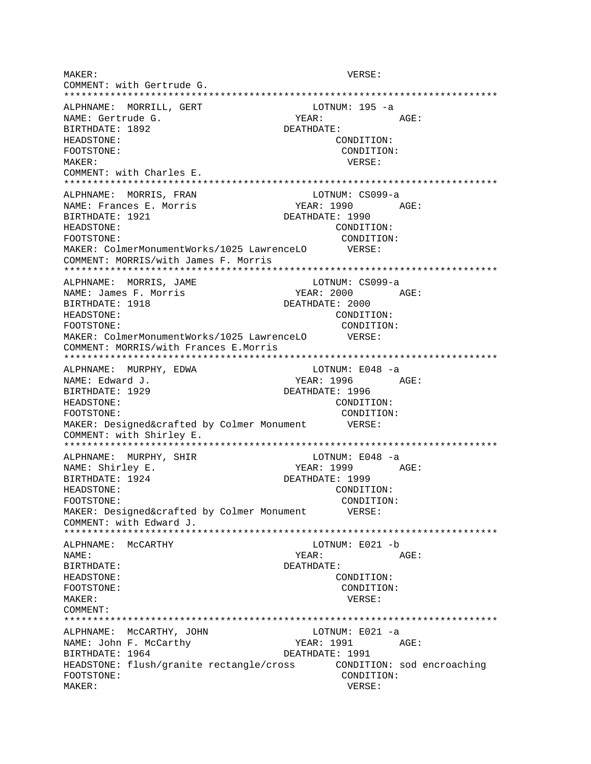```
MAKER:                                         VERSE:
COMMENT: with Gertrude G.
****************************************************************************
ALPHNAME:  MORRILL, GERT                  LOTNUM: 195 -a
NAME: Gertrude G.                         YEAR:            AGE:
BIRTHDATE: 1892                        DEATHDATE:
HEADSTONE:                                    CONDITION:
FOOTSTONE:                                     CONDITION:
MAKER:                                         VERSE:
COMMENT: with Charles E.
****************************************************************************
ALPHNAME:  MORRIS, FRAN                   LOTNUM: CS099-a
NAME: Frances E. Morris                  YEAR: 1990       AGE:
BIRTHDATE: 1921                        DEATHDATE: 1990
HEADSTONE:                                    CONDITION:
FOOTSTONE:                                     CONDITION:
MAKER: ColmerMonumentWorks/1025 LawrenceLO      VERSE:
COMMENT: MORRIS/with James F. Morris
****************************************************************************
ALPHNAME:  MORRIS, JAME                   LOTNUM: CS099-a
NAME: James F. Morris                    YEAR: 2000       AGE:
BIRTHDATE: 1918                        DEATHDATE: 2000
HEADSTONE:                                    CONDITION:
FOOTSTONE:                                     CONDITION:
MAKER: ColmerMonumentWorks/1025 LawrenceLO      VERSE:
COMMENT: MORRIS/with Frances E.Morris
****************************************************************************
ALPHNAME:  MURPHY, EDWA                   LOTNUM: E048 -a
NAME: Edward J.                          YEAR: 1996       AGE:
BIRTHDATE: 1929                        DEATHDATE: 1996
HEADSTONE:                                    CONDITION:
FOOTSTONE:                                     CONDITION:
MAKER: Designed&crafted by Colmer Monument      VERSE:
COMMENT: with Shirley E.
****************************************************************************
ALPHNAME:  MURPHY, SHIR                   LOTNUM: E048 -a
NAME: Shirley E.                         YEAR: 1999       AGE:
BIRTHDATE: 1924                        DEATHDATE: 1999
HEADSTONE:                                    CONDITION:
FOOTSTONE:                                     CONDITION:
MAKER: Designed&crafted by Colmer Monument      VERSE:
COMMENT: with Edward J.
****************************************************************************
ALPHNAME:  McCARTHY                       LOTNUM: E021 -b
NAME:                                     YEAR:            AGE:
BIRTHDATE:                             DEATHDATE:
HEADSTONE:                                    CONDITION:
FOOTSTONE:                                     CONDITION:
MAKER:                                         VERSE:
COMMENT:
****************************************************************************
ALPHNAME:  McCARTHY, JOHN                 LOTNUM: E021 -a
NAME: John F. McCarthy                   YEAR: 1991       AGE:
BIRTHDATE: 1964                        DEATHDATE: 1991
HEADSTONE: flush/granite rectangle/cross      CONDITION: sod encroaching
FOOTSTONE:                                     CONDITION:
MAKER:                                         VERSE:
```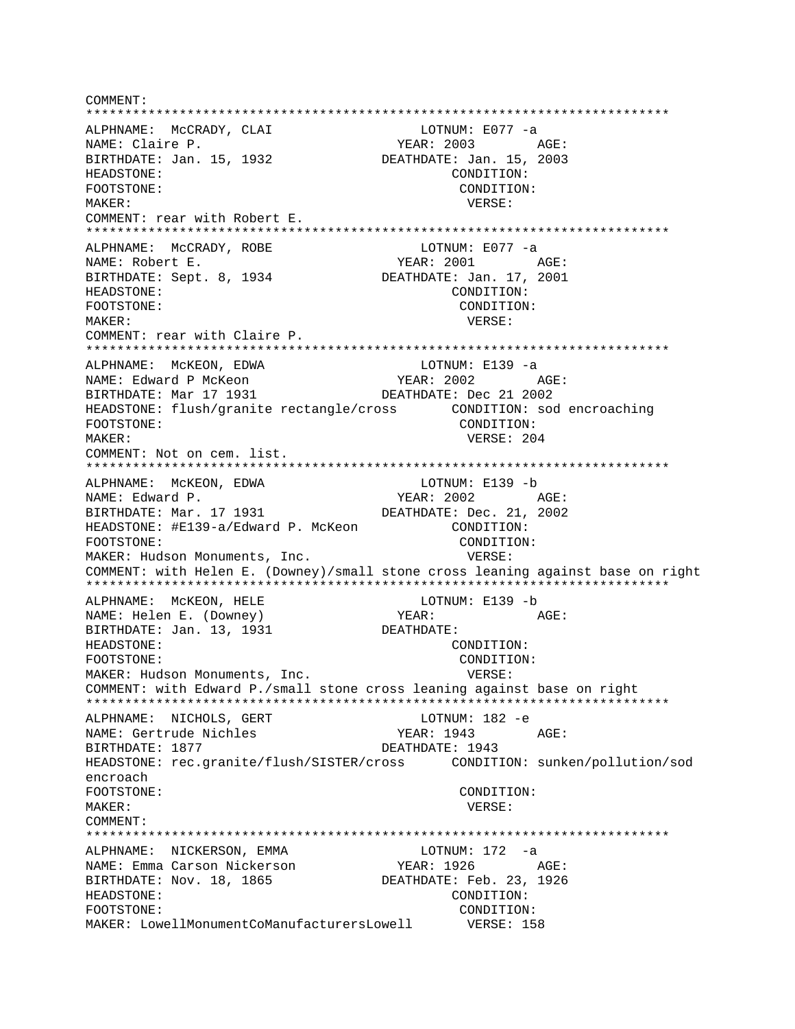COMMENT:
*****************************************************************************
ALPHNAME: McCRADY, CLAI LOTNUM: E077 -a
NAME: Claire P. YEAR: 2003 AGE:
BIRTHDATE: Jan. 15, 1932 DEATHDATE: Jan. 15, 2003
HEADSTONE: CONDITION:
FOOTSTONE: CONDITION:
MAKER: VERSE:
COMMENT: rear with Robert E.
*****************************************************************************
ALPHNAME: McCRADY, ROBE LOTNUM: E077 -a
NAME: Robert E. YEAR: 2001 AGE:
BIRTHDATE: Sept. 8, 1934 DEATHDATE: Jan. 17, 2001
HEADSTONE: CONDITION:
FOOTSTONE: CONDITION:
MAKER: VERSE:
COMMENT: rear with Claire P.
*****************************************************************************
ALPHNAME: McKEON, EDWA LOTNUM: E139 -a
NAME: Edward P McKeon YEAR: 2002 AGE:
BIRTHDATE: Mar 17 1931 DEATHDATE: Dec 21 2002
HEADSTONE: flush/granite rectangle/cross CONDITION: sod encroaching
FOOTSTONE: CONDITION:
MAKER: VERSE: 204
COMMENT: Not on cem. list.
*****************************************************************************
ALPHNAME: McKEON, EDWA LOTNUM: E139 -b
NAME: Edward P. YEAR: 2002 AGE:
BIRTHDATE: Mar. 17 1931 DEATHDATE: Dec. 21, 2002
HEADSTONE: #E139-a/Edward P. McKeon CONDITION:
FOOTSTONE: CONDITION:
MAKER: Hudson Monuments, Inc. VERSE:
COMMENT: with Helen E. (Downey)/small stone cross leaning against base on right
*****************************************************************************
ALPHNAME: McKEON, HELE LOTNUM: E139 -b
NAME: Helen E. (Downey) YEAR: AGE:
BIRTHDATE: Jan. 13, 1931 DEATHDATE:
HEADSTONE: CONDITION:
FOOTSTONE: CONDITION:
MAKER: Hudson Monuments, Inc. VERSE:
COMMENT: with Edward P./small stone cross leaning against base on right
*****************************************************************************
ALPHNAME: NICHOLS, GERT LOTNUM: 182 -e
NAME: Gertrude Nichles YEAR: 1943 AGE:
BIRTHDATE: 1877 DEATHDATE: 1943
HEADSTONE: rec.granite/flush/SISTER/cross CONDITION: sunken/pollution/sod encroach
FOOTSTONE: CONDITION:
MAKER: VERSE:
COMMENT:
*****************************************************************************
ALPHNAME: NICKERSON, EMMA LOTNUM: 172 -a
NAME: Emma Carson Nickerson YEAR: 1926 AGE:
BIRTHDATE: Nov. 18, 1865 DEATHDATE: Feb. 23, 1926
HEADSTONE: CONDITION:
FOOTSTONE: CONDITION:
MAKER: LowellMonumentCoManufacturersLowell VERSE: 158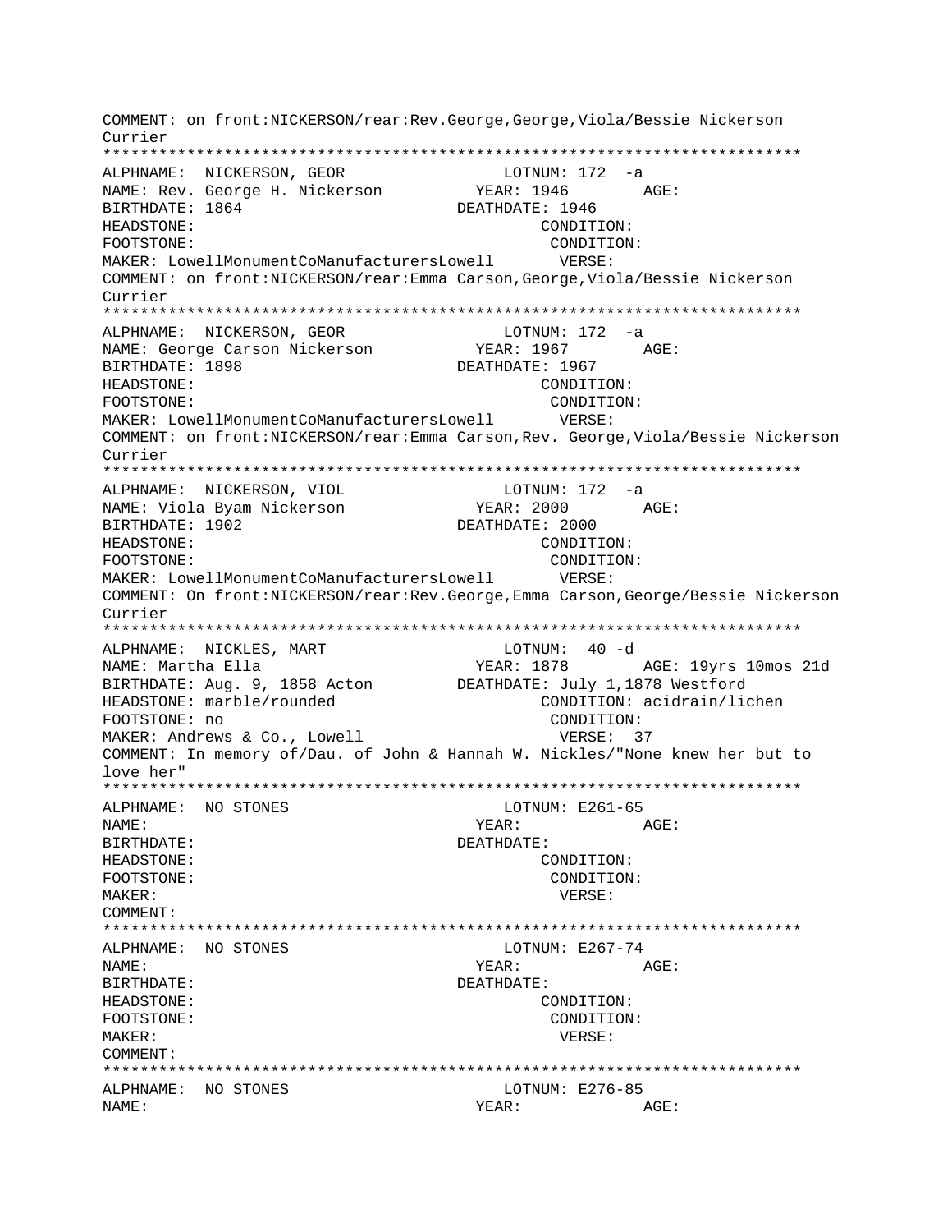```
COMMENT: on front:NICKERSON/rear:Rev.George,George,Viola/Bessie Nickerson
Currier
***************************************************************************
ALPHNAME:  NICKERSON, GEOR                 LOTNUM: 172  -a
NAME: Rev. George H. Nickerson           YEAR: 1946        AGE:
BIRTHDATE: 1864                         DEATHDATE: 1946
HEADSTONE:                                      CONDITION:
FOOTSTONE:                                       CONDITION:
MAKER: LowellMonumentCoManufacturersLowell       VERSE:
COMMENT: on front:NICKERSON/rear:Emma Carson,George,Viola/Bessie Nickerson
Currier
***************************************************************************
ALPHNAME:  NICKERSON, GEOR                 LOTNUM: 172  -a
NAME: George Carson Nickerson            YEAR: 1967        AGE:
BIRTHDATE: 1898                         DEATHDATE: 1967
HEADSTONE:                                      CONDITION:
FOOTSTONE:                                       CONDITION:
MAKER: LowellMonumentCoManufacturersLowell       VERSE:
COMMENT: on front:NICKERSON/rear:Emma Carson,Rev. George,Viola/Bessie Nickerson
Currier
***************************************************************************
ALPHNAME:  NICKERSON, VIOL                 LOTNUM: 172  -a
NAME: Viola Byam Nickerson               YEAR: 2000        AGE:
BIRTHDATE: 1902                         DEATHDATE: 2000
HEADSTONE:                                      CONDITION:
FOOTSTONE:                                       CONDITION:
MAKER: LowellMonumentCoManufacturersLowell       VERSE:
COMMENT: On front:NICKERSON/rear:Rev.George,Emma Carson,George/Bessie Nickerson
Currier
***************************************************************************
ALPHNAME:  NICKLES, MART                   LOTNUM:  40 -d
NAME: Martha Ella                        YEAR: 1878        AGE: 19yrs 10mos 21d
BIRTHDATE: Aug. 9, 1858 Acton           DEATHDATE: July 1,1878 Westford
HEADSTONE: marble/rounded                       CONDITION: acidrain/lichen
FOOTSTONE: no                                    CONDITION:
MAKER: Andrews & Co., Lowell                     VERSE:  37
COMMENT: In memory of/Dau. of John & Hannah W. Nickles/"None knew her but to
love her"
***************************************************************************
ALPHNAME:  NO STONES                       LOTNUM: E261-65
NAME:                                    YEAR:             AGE:
BIRTHDATE:                              DEATHDATE:
HEADSTONE:                                      CONDITION:
FOOTSTONE:                                       CONDITION:
MAKER:                                           VERSE:
COMMENT:
***************************************************************************
ALPHNAME:  NO STONES                       LOTNUM: E267-74
NAME:                                    YEAR:             AGE:
BIRTHDATE:                              DEATHDATE:
HEADSTONE:                                      CONDITION:
FOOTSTONE:                                       CONDITION:
MAKER:                                           VERSE:
COMMENT:
***************************************************************************
ALPHNAME:  NO STONES                       LOTNUM: E276-85
NAME:                                    YEAR:             AGE:
```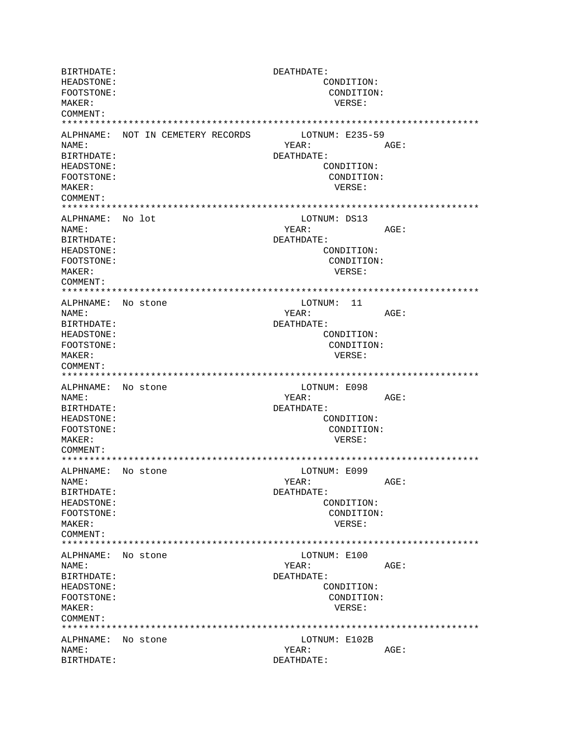```
BIRTHDATE:                             DEATHDATE:
HEADSTONE:                                      CONDITION:
FOOTSTONE:                                       CONDITION:
MAKER:                                            VERSE:
COMMENT:
*************************************************************************
ALPHNAME:  NOT IN CEMETERY RECORDS         LOTNUM: E235-59
NAME:                                    YEAR:            AGE:
BIRTHDATE:                             DEATHDATE:
HEADSTONE:                                      CONDITION:
FOOTSTONE:                                       CONDITION:
MAKER:                                            VERSE:
COMMENT:
*************************************************************************
ALPHNAME:  No lot                               LOTNUM: DS13
NAME:                                    YEAR:            AGE:
BIRTHDATE:                             DEATHDATE:
HEADSTONE:                                      CONDITION:
FOOTSTONE:                                       CONDITION:
MAKER:                                            VERSE:
COMMENT:
*************************************************************************
ALPHNAME:  No stone                             LOTNUM:  11
NAME:                                    YEAR:            AGE:
BIRTHDATE:                             DEATHDATE:
HEADSTONE:                                      CONDITION:
FOOTSTONE:                                       CONDITION:
MAKER:                                            VERSE:
COMMENT:
*************************************************************************
ALPHNAME:  No stone                             LOTNUM: E098
NAME:                                    YEAR:            AGE:
BIRTHDATE:                             DEATHDATE:
HEADSTONE:                                      CONDITION:
FOOTSTONE:                                       CONDITION:
MAKER:                                            VERSE:
COMMENT:
*************************************************************************
ALPHNAME:  No stone                             LOTNUM: E099
NAME:                                    YEAR:            AGE:
BIRTHDATE:                             DEATHDATE:
HEADSTONE:                                      CONDITION:
FOOTSTONE:                                       CONDITION:
MAKER:                                            VERSE:
COMMENT:
*************************************************************************
ALPHNAME:  No stone                             LOTNUM: E100
NAME:                                    YEAR:            AGE:
BIRTHDATE:                             DEATHDATE:
HEADSTONE:                                      CONDITION:
FOOTSTONE:                                       CONDITION:
MAKER:                                            VERSE:
COMMENT:
*************************************************************************
ALPHNAME:  No stone                             LOTNUM: E102B
NAME:                                    YEAR:            AGE:
BIRTHDATE:                             DEATHDATE:
```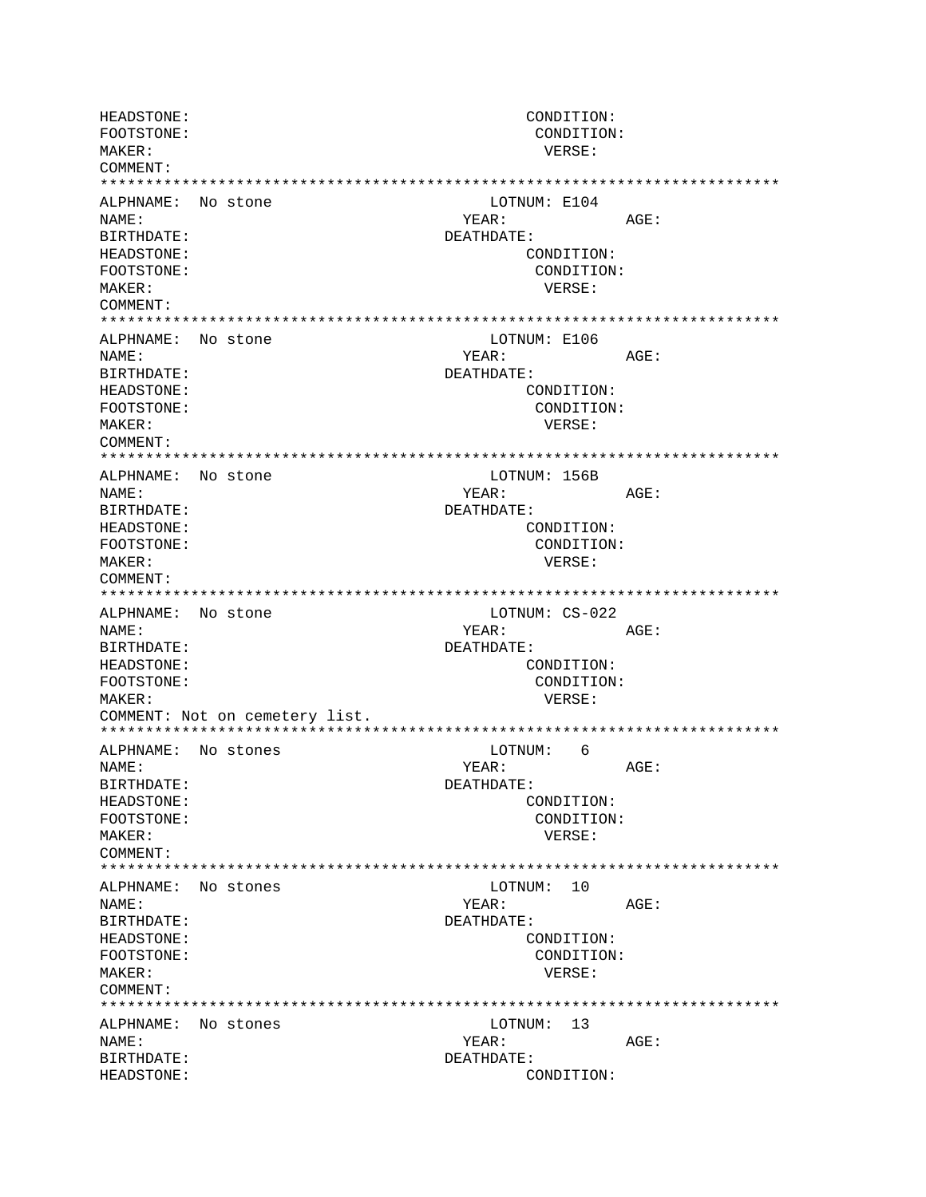```
HEADSTONE:                                        CONDITION:
FOOTSTONE:                                         CONDITION:
MAKER:                                              VERSE:
COMMENT:
*************************************************************************
ALPHNAME:  No stone                           LOTNUM: E104
NAME:                                       YEAR:           AGE:
BIRTHDATE:                                DEATHDATE:
HEADSTONE:                                        CONDITION:
FOOTSTONE:                                         CONDITION:
MAKER:                                              VERSE:
COMMENT:
*************************************************************************
ALPHNAME:  No stone                           LOTNUM: E106
NAME:                                       YEAR:           AGE:
BIRTHDATE:                                DEATHDATE:
HEADSTONE:                                        CONDITION:
FOOTSTONE:                                         CONDITION:
MAKER:                                              VERSE:
COMMENT:
*************************************************************************
ALPHNAME:  No stone                           LOTNUM: 156B
NAME:                                       YEAR:           AGE:
BIRTHDATE:                                DEATHDATE:
HEADSTONE:                                        CONDITION:
FOOTSTONE:                                         CONDITION:
MAKER:                                              VERSE:
COMMENT:
*************************************************************************
ALPHNAME:  No stone                           LOTNUM: CS-022
NAME:                                       YEAR:           AGE:
BIRTHDATE:                                DEATHDATE:
HEADSTONE:                                        CONDITION:
FOOTSTONE:                                         CONDITION:
MAKER:                                              VERSE:
COMMENT: Not on cemetery list.
*************************************************************************
ALPHNAME:  No stones                           LOTNUM:   6
NAME:                                       YEAR:           AGE:
BIRTHDATE:                                DEATHDATE:
HEADSTONE:                                        CONDITION:
FOOTSTONE:                                         CONDITION:
MAKER:                                              VERSE:
COMMENT:
*************************************************************************
ALPHNAME:  No stones                           LOTNUM:  10
NAME:                                       YEAR:           AGE:
BIRTHDATE:                                DEATHDATE:
HEADSTONE:                                        CONDITION:
FOOTSTONE:                                         CONDITION:
MAKER:                                              VERSE:
COMMENT:
*************************************************************************
ALPHNAME:  No stones                           LOTNUM:  13
NAME:                                       YEAR:           AGE:
BIRTHDATE:                                DEATHDATE:
HEADSTONE:                                        CONDITION:
```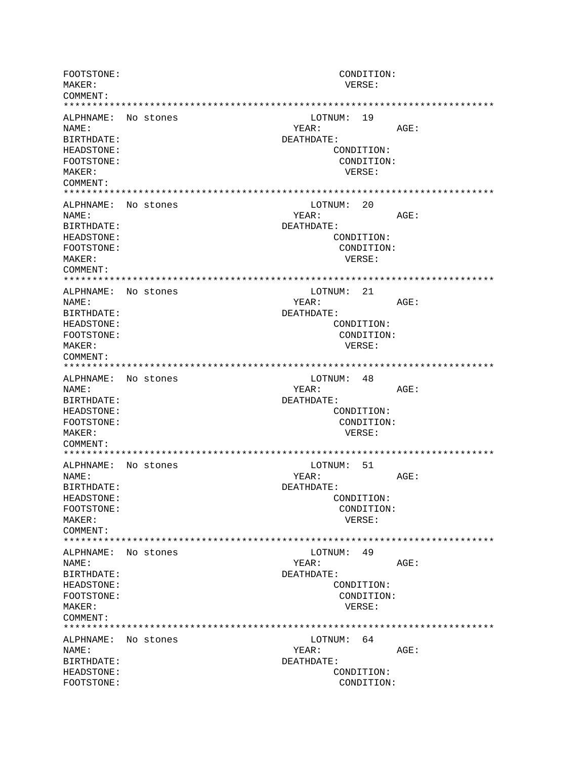```
FOOTSTONE:                                          CONDITION:
MAKER:                                               VERSE:
COMMENT:
***************************************************************************
ALPHNAME:  No stones                            LOTNUM:  19
NAME:                                          YEAR:             AGE:
BIRTHDATE:                                   DEATHDATE:
HEADSTONE:                                          CONDITION:
FOOTSTONE:                                           CONDITION:
MAKER:                                                VERSE:
COMMENT:
***************************************************************************
ALPHNAME:  No stones                            LOTNUM:  20
NAME:                                          YEAR:             AGE:
BIRTHDATE:                                   DEATHDATE:
HEADSTONE:                                          CONDITION:
FOOTSTONE:                                           CONDITION:
MAKER:                                                VERSE:
COMMENT:
***************************************************************************
ALPHNAME:  No stones                            LOTNUM:  21
NAME:                                          YEAR:             AGE:
BIRTHDATE:                                   DEATHDATE:
HEADSTONE:                                          CONDITION:
FOOTSTONE:                                           CONDITION:
MAKER:                                                VERSE:
COMMENT:
***************************************************************************
ALPHNAME:  No stones                            LOTNUM:  48
NAME:                                          YEAR:             AGE:
BIRTHDATE:                                   DEATHDATE:
HEADSTONE:                                          CONDITION:
FOOTSTONE:                                           CONDITION:
MAKER:                                                VERSE:
COMMENT:
***************************************************************************
ALPHNAME:  No stones                            LOTNUM:  51
NAME:                                          YEAR:             AGE:
BIRTHDATE:                                   DEATHDATE:
HEADSTONE:                                          CONDITION:
FOOTSTONE:                                           CONDITION:
MAKER:                                                VERSE:
COMMENT:
***************************************************************************
ALPHNAME:  No stones                            LOTNUM:  49
NAME:                                          YEAR:             AGE:
BIRTHDATE:                                   DEATHDATE:
HEADSTONE:                                          CONDITION:
FOOTSTONE:                                           CONDITION:
MAKER:                                                VERSE:
COMMENT:
***************************************************************************
ALPHNAME:  No stones                            LOTNUM:  64
NAME:                                          YEAR:             AGE:
BIRTHDATE:                                   DEATHDATE:
HEADSTONE:                                          CONDITION:
FOOTSTONE:                                           CONDITION:
```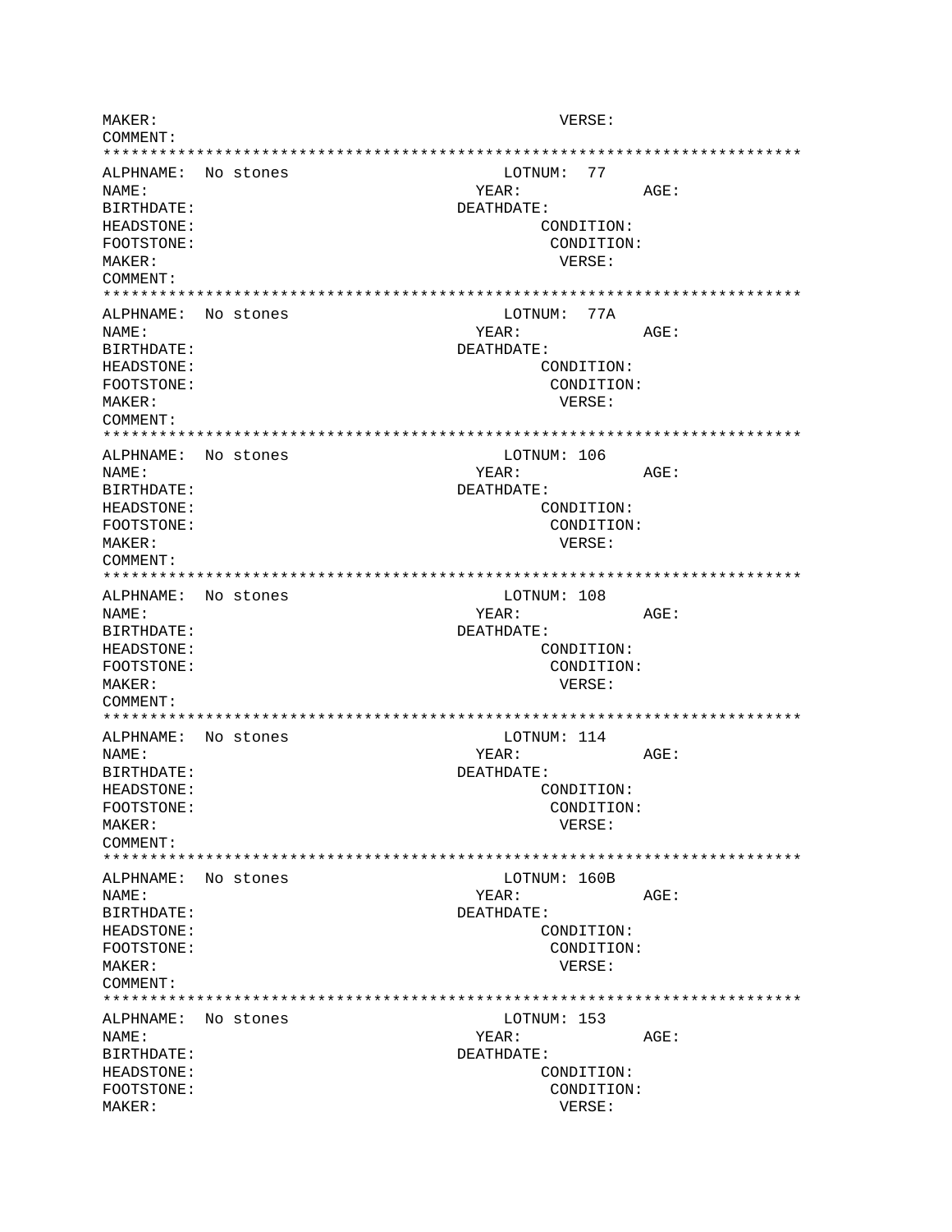MAKER: VERSE:
COMMENT:
***************************************************************************
ALPHNAME: No stones LOTNUM: 77
NAME: YEAR: AGE:
BIRTHDATE: DEATHDATE:
HEADSTONE: CONDITION:
FOOTSTONE: CONDITION:
MAKER: VERSE:
COMMENT:
***************************************************************************
ALPHNAME: No stones LOTNUM: 77A
NAME: YEAR: AGE:
BIRTHDATE: DEATHDATE:
HEADSTONE: CONDITION:
FOOTSTONE: CONDITION:
MAKER: VERSE:
COMMENT:
***************************************************************************
ALPHNAME: No stones LOTNUM: 106
NAME: YEAR: AGE:
BIRTHDATE: DEATHDATE:
HEADSTONE: CONDITION:
FOOTSTONE: CONDITION:
MAKER: VERSE:
COMMENT:
***************************************************************************
ALPHNAME: No stones LOTNUM: 108
NAME: YEAR: AGE:
BIRTHDATE: DEATHDATE:
HEADSTONE: CONDITION:
FOOTSTONE: CONDITION:
MAKER: VERSE:
COMMENT:
***************************************************************************
ALPHNAME: No stones LOTNUM: 114
NAME: YEAR: AGE:
BIRTHDATE: DEATHDATE:
HEADSTONE: CONDITION:
FOOTSTONE: CONDITION:
MAKER: VERSE:
COMMENT:
***************************************************************************
ALPHNAME: No stones LOTNUM: 160B
NAME: YEAR: AGE:
BIRTHDATE: DEATHDATE:
HEADSTONE: CONDITION:
FOOTSTONE: CONDITION:
MAKER: VERSE:
COMMENT:
***************************************************************************
ALPHNAME: No stones LOTNUM: 153
NAME: YEAR: AGE:
BIRTHDATE: DEATHDATE:
HEADSTONE: CONDITION:
FOOTSTONE: CONDITION:
MAKER: VERSE: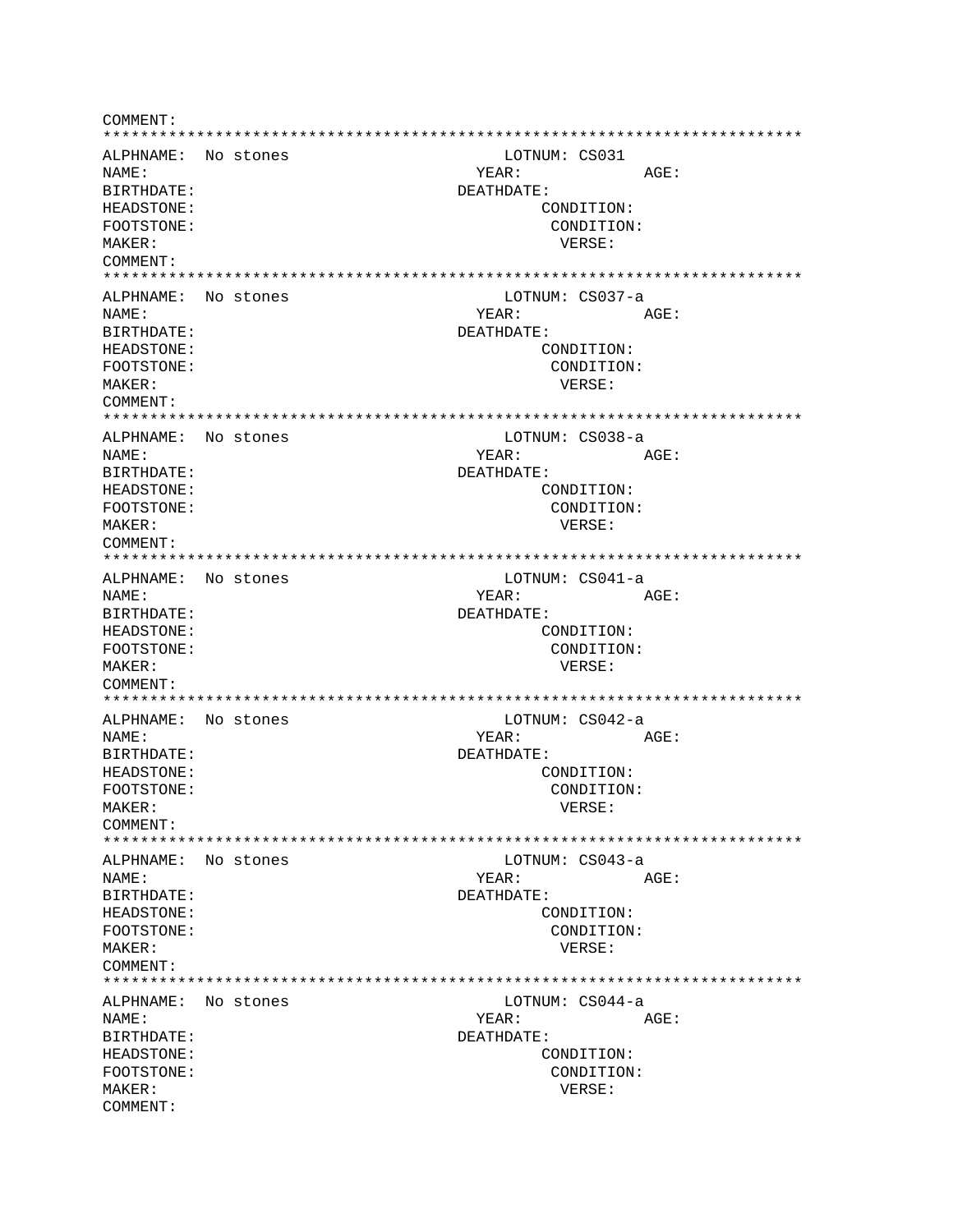COMMENT:
*****************************************************************************
ALPHNAME: No stones LOTNUM: CS031
NAME: YEAR: AGE:
BIRTHDATE: DEATHDATE:
HEADSTONE: CONDITION:
FOOTSTONE: CONDITION:
MAKER: VERSE:
COMMENT:
*****************************************************************************
ALPHNAME: No stones LOTNUM: CS037-a
NAME: YEAR: AGE:
BIRTHDATE: DEATHDATE:
HEADSTONE: CONDITION:
FOOTSTONE: CONDITION:
MAKER: VERSE:
COMMENT:
*****************************************************************************
ALPHNAME: No stones LOTNUM: CS038-a
NAME: YEAR: AGE:
BIRTHDATE: DEATHDATE:
HEADSTONE: CONDITION:
FOOTSTONE: CONDITION:
MAKER: VERSE:
COMMENT:
*****************************************************************************
ALPHNAME: No stones LOTNUM: CS041-a
NAME: YEAR: AGE:
BIRTHDATE: DEATHDATE:
HEADSTONE: CONDITION:
FOOTSTONE: CONDITION:
MAKER: VERSE:
COMMENT:
*****************************************************************************
ALPHNAME: No stones LOTNUM: CS042-a
NAME: YEAR: AGE:
BIRTHDATE: DEATHDATE:
HEADSTONE: CONDITION:
FOOTSTONE: CONDITION:
MAKER: VERSE:
COMMENT:
*****************************************************************************
ALPHNAME: No stones LOTNUM: CS043-a
NAME: YEAR: AGE:
BIRTHDATE: DEATHDATE:
HEADSTONE: CONDITION:
FOOTSTONE: CONDITION:
MAKER: VERSE:
COMMENT:
*****************************************************************************
ALPHNAME: No stones LOTNUM: CS044-a
NAME: YEAR: AGE:
BIRTHDATE: DEATHDATE:
HEADSTONE: CONDITION:
FOOTSTONE: CONDITION:
MAKER: VERSE:
COMMENT: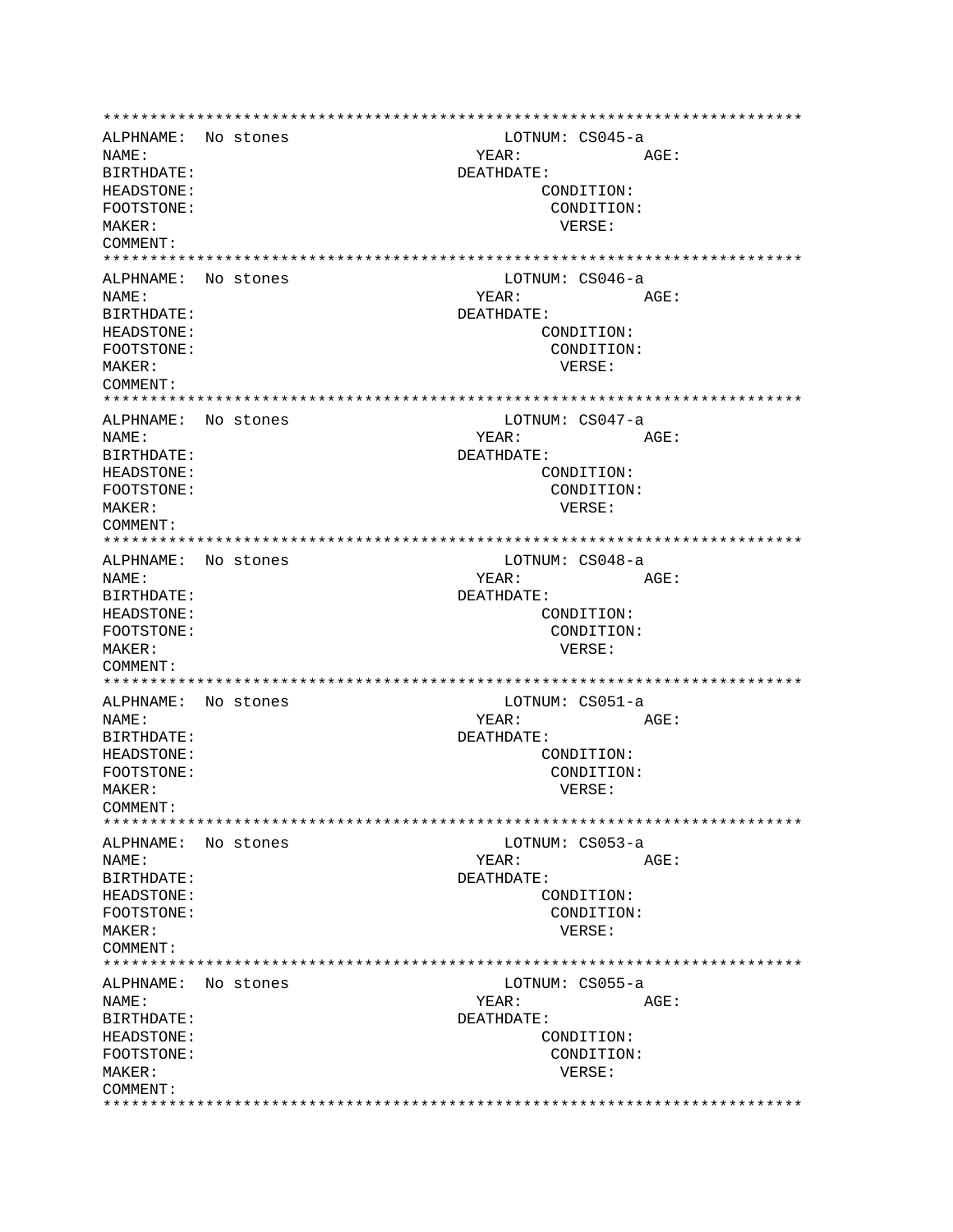```
****************************************************************************
ALPHNAME:  No stones                          LOTNUM: CS045-a
NAME:                                       YEAR:           AGE:
BIRTHDATE:                                DEATHDATE:
HEADSTONE:                                         CONDITION:
FOOTSTONE:                                          CONDITION:
MAKER:                                               VERSE:
COMMENT:
****************************************************************************
ALPHNAME:  No stones                          LOTNUM: CS046-a
NAME:                                       YEAR:           AGE:
BIRTHDATE:                                DEATHDATE:
HEADSTONE:                                         CONDITION:
FOOTSTONE:                                          CONDITION:
MAKER:                                               VERSE:
COMMENT:
****************************************************************************
ALPHNAME:  No stones                          LOTNUM: CS047-a
NAME:                                       YEAR:           AGE:
BIRTHDATE:                                DEATHDATE:
HEADSTONE:                                         CONDITION:
FOOTSTONE:                                          CONDITION:
MAKER:                                               VERSE:
COMMENT:
****************************************************************************
ALPHNAME:  No stones                          LOTNUM: CS048-a
NAME:                                       YEAR:           AGE:
BIRTHDATE:                                DEATHDATE:
HEADSTONE:                                         CONDITION:
FOOTSTONE:                                          CONDITION:
MAKER:                                               VERSE:
COMMENT:
****************************************************************************
ALPHNAME:  No stones                          LOTNUM: CS051-a
NAME:                                       YEAR:           AGE:
BIRTHDATE:                                DEATHDATE:
HEADSTONE:                                         CONDITION:
FOOTSTONE:                                          CONDITION:
MAKER:                                               VERSE:
COMMENT:
****************************************************************************
ALPHNAME:  No stones                          LOTNUM: CS053-a
NAME:                                       YEAR:           AGE:
BIRTHDATE:                                DEATHDATE:
HEADSTONE:                                         CONDITION:
FOOTSTONE:                                          CONDITION:
MAKER:                                               VERSE:
COMMENT:
****************************************************************************
ALPHNAME:  No stones                          LOTNUM: CS055-a
NAME:                                       YEAR:           AGE:
BIRTHDATE:                                DEATHDATE:
HEADSTONE:                                         CONDITION:
FOOTSTONE:                                          CONDITION:
MAKER:                                               VERSE:
COMMENT:
****************************************************************************
```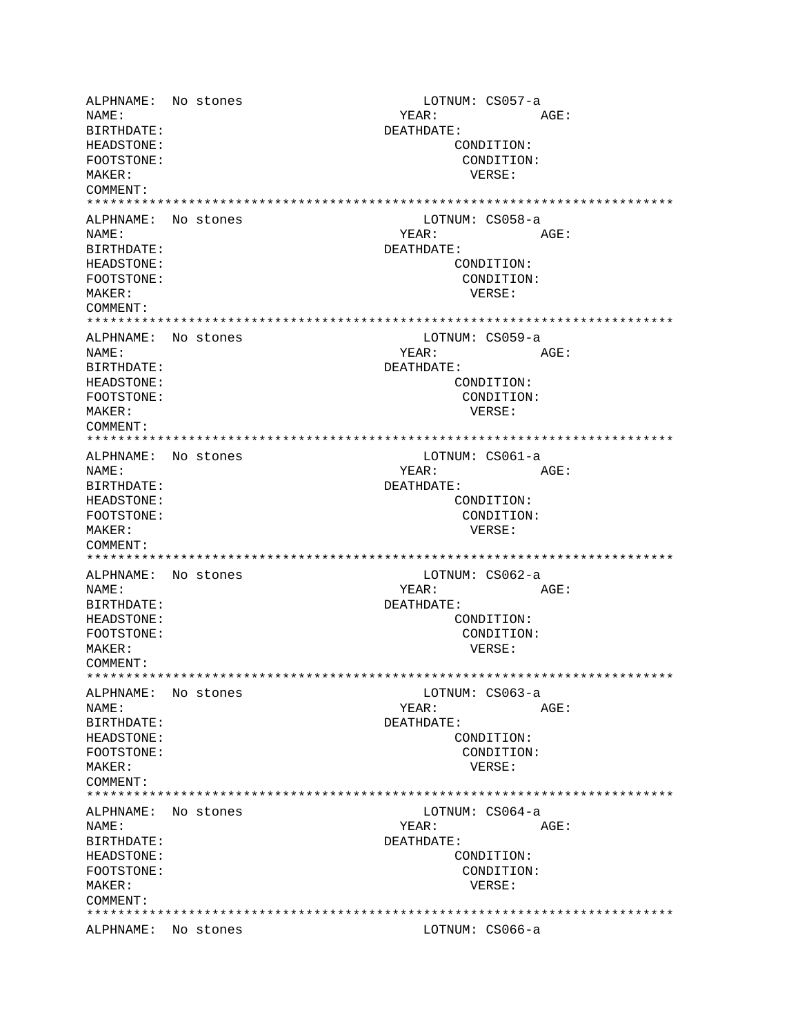```
ALPHNAME:  No stones                        LOTNUM: CS057-a
NAME:                                   YEAR:           AGE:
BIRTHDATE:                            DEATHDATE:
HEADSTONE:                                     CONDITION:
FOOTSTONE:                                      CONDITION:
MAKER:                                           VERSE:
COMMENT:
****************************************************************************
ALPHNAME:  No stones                        LOTNUM: CS058-a
NAME:                                   YEAR:           AGE:
BIRTHDATE:                            DEATHDATE:
HEADSTONE:                                     CONDITION:
FOOTSTONE:                                      CONDITION:
MAKER:                                           VERSE:
COMMENT:
****************************************************************************
ALPHNAME:  No stones                        LOTNUM: CS059-a
NAME:                                   YEAR:           AGE:
BIRTHDATE:                            DEATHDATE:
HEADSTONE:                                     CONDITION:
FOOTSTONE:                                      CONDITION:
MAKER:                                           VERSE:
COMMENT:
****************************************************************************
ALPHNAME:  No stones                        LOTNUM: CS061-a
NAME:                                   YEAR:           AGE:
BIRTHDATE:                            DEATHDATE:
HEADSTONE:                                     CONDITION:
FOOTSTONE:                                      CONDITION:
MAKER:                                           VERSE:
COMMENT:
****************************************************************************
ALPHNAME:  No stones                        LOTNUM: CS062-a
NAME:                                   YEAR:           AGE:
BIRTHDATE:                            DEATHDATE:
HEADSTONE:                                     CONDITION:
FOOTSTONE:                                      CONDITION:
MAKER:                                           VERSE:
COMMENT:
****************************************************************************
ALPHNAME:  No stones                        LOTNUM: CS063-a
NAME:                                   YEAR:           AGE:
BIRTHDATE:                            DEATHDATE:
HEADSTONE:                                     CONDITION:
FOOTSTONE:                                      CONDITION:
MAKER:                                           VERSE:
COMMENT:
****************************************************************************
ALPHNAME:  No stones                        LOTNUM: CS064-a
NAME:                                   YEAR:           AGE:
BIRTHDATE:                            DEATHDATE:
HEADSTONE:                                     CONDITION:
FOOTSTONE:                                      CONDITION:
MAKER:                                           VERSE:
COMMENT:
****************************************************************************
ALPHNAME:  No stones                        LOTNUM: CS066-a
```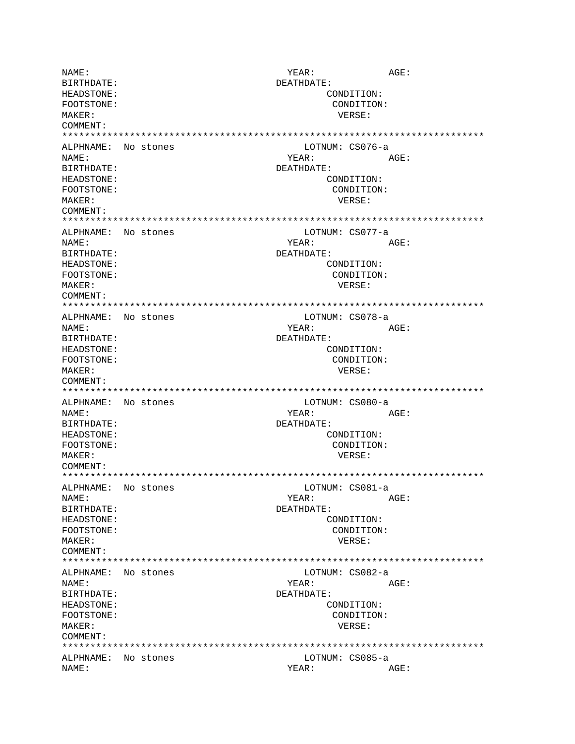```
NAME:                                      YEAR:           AGE:
BIRTHDATE:                               DEATHDATE:
HEADSTONE:                                        CONDITION:
FOOTSTONE:                                         CONDITION:
MAKER:                                              VERSE:
COMMENT:
*************************************************************************
ALPHNAME:  No stones                          LOTNUM: CS076-a
NAME:                                      YEAR:           AGE:
BIRTHDATE:                               DEATHDATE:
HEADSTONE:                                        CONDITION:
FOOTSTONE:                                         CONDITION:
MAKER:                                              VERSE:
COMMENT:
*************************************************************************
ALPHNAME:  No stones                          LOTNUM: CS077-a
NAME:                                      YEAR:           AGE:
BIRTHDATE:                               DEATHDATE:
HEADSTONE:                                        CONDITION:
FOOTSTONE:                                         CONDITION:
MAKER:                                              VERSE:
COMMENT:
*************************************************************************
ALPHNAME:  No stones                          LOTNUM: CS078-a
NAME:                                      YEAR:           AGE:
BIRTHDATE:                               DEATHDATE:
HEADSTONE:                                        CONDITION:
FOOTSTONE:                                         CONDITION:
MAKER:                                              VERSE:
COMMENT:
*************************************************************************
ALPHNAME:  No stones                          LOTNUM: CS080-a
NAME:                                      YEAR:           AGE:
BIRTHDATE:                               DEATHDATE:
HEADSTONE:                                        CONDITION:
FOOTSTONE:                                         CONDITION:
MAKER:                                              VERSE:
COMMENT:
*************************************************************************
ALPHNAME:  No stones                          LOTNUM: CS081-a
NAME:                                      YEAR:           AGE:
BIRTHDATE:                               DEATHDATE:
HEADSTONE:                                        CONDITION:
FOOTSTONE:                                         CONDITION:
MAKER:                                              VERSE:
COMMENT:
*************************************************************************
ALPHNAME:  No stones                          LOTNUM: CS082-a
NAME:                                      YEAR:           AGE:
BIRTHDATE:                               DEATHDATE:
HEADSTONE:                                        CONDITION:
FOOTSTONE:                                         CONDITION:
MAKER:                                              VERSE:
COMMENT:
*************************************************************************
ALPHNAME:  No stones                          LOTNUM: CS085-a
NAME:                                      YEAR:           AGE:
```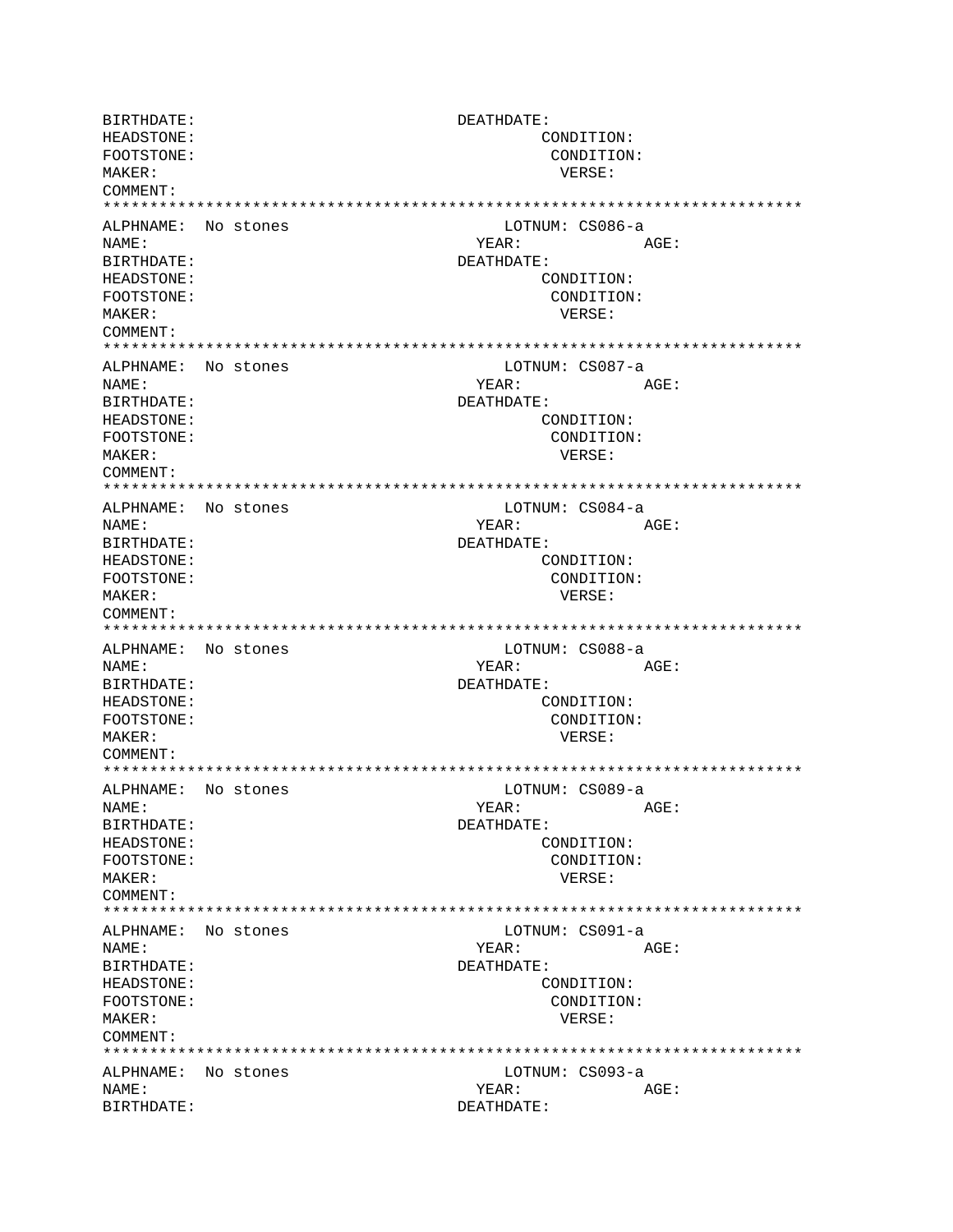```
BIRTHDATE:                               DEATHDATE:
HEADSTONE:                                        CONDITION:
FOOTSTONE:                                         CONDITION:
MAKER:                                              VERSE:
COMMENT:
****************************************************************************
ALPHNAME:  No stones                          LOTNUM: CS086-a
NAME:                                      YEAR:             AGE:
BIRTHDATE:                               DEATHDATE:
HEADSTONE:                                        CONDITION:
FOOTSTONE:                                         CONDITION:
MAKER:                                              VERSE:
COMMENT:
****************************************************************************
ALPHNAME:  No stones                          LOTNUM: CS087-a
NAME:                                      YEAR:             AGE:
BIRTHDATE:                               DEATHDATE:
HEADSTONE:                                        CONDITION:
FOOTSTONE:                                         CONDITION:
MAKER:                                              VERSE:
COMMENT:
****************************************************************************
ALPHNAME:  No stones                          LOTNUM: CS084-a
NAME:                                      YEAR:             AGE:
BIRTHDATE:                               DEATHDATE:
HEADSTONE:                                        CONDITION:
FOOTSTONE:                                         CONDITION:
MAKER:                                              VERSE:
COMMENT:
****************************************************************************
ALPHNAME:  No stones                          LOTNUM: CS088-a
NAME:                                      YEAR:             AGE:
BIRTHDATE:                               DEATHDATE:
HEADSTONE:                                        CONDITION:
FOOTSTONE:                                         CONDITION:
MAKER:                                              VERSE:
COMMENT:
****************************************************************************
ALPHNAME:  No stones                          LOTNUM: CS089-a
NAME:                                      YEAR:             AGE:
BIRTHDATE:                               DEATHDATE:
HEADSTONE:                                        CONDITION:
FOOTSTONE:                                         CONDITION:
MAKER:                                              VERSE:
COMMENT:
****************************************************************************
ALPHNAME:  No stones                          LOTNUM: CS091-a
NAME:                                      YEAR:             AGE:
BIRTHDATE:                               DEATHDATE:
HEADSTONE:                                        CONDITION:
FOOTSTONE:                                         CONDITION:
MAKER:                                              VERSE:
COMMENT:
****************************************************************************
ALPHNAME:  No stones                          LOTNUM: CS093-a
NAME:                                      YEAR:             AGE:
BIRTHDATE:                               DEATHDATE:
```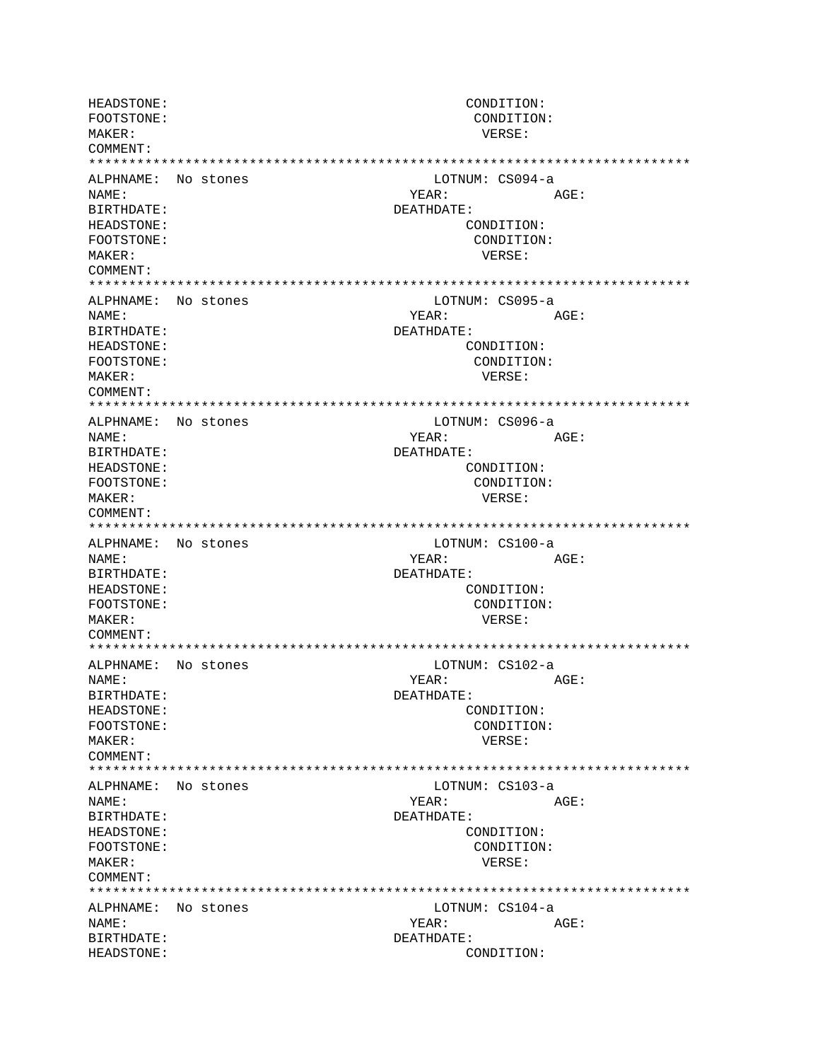```
HEADSTONE:                                          CONDITION:
FOOTSTONE:                                           CONDITION:
MAKER:                                                 VERSE:
COMMENT:
**************************************************************************
ALPHNAME:  No stones                             LOTNUM: CS094-a
NAME:                                        YEAR:            AGE:
BIRTHDATE:                                 DEATHDATE:
HEADSTONE:                                          CONDITION:
FOOTSTONE:                                           CONDITION:
MAKER:                                                 VERSE:
COMMENT:
**************************************************************************
ALPHNAME:  No stones                             LOTNUM: CS095-a
NAME:                                        YEAR:            AGE:
BIRTHDATE:                                 DEATHDATE:
HEADSTONE:                                          CONDITION:
FOOTSTONE:                                           CONDITION:
MAKER:                                                 VERSE:
COMMENT:
**************************************************************************
ALPHNAME:  No stones                             LOTNUM: CS096-a
NAME:                                        YEAR:            AGE:
BIRTHDATE:                                 DEATHDATE:
HEADSTONE:                                          CONDITION:
FOOTSTONE:                                           CONDITION:
MAKER:                                                 VERSE:
COMMENT:
**************************************************************************
ALPHNAME:  No stones                             LOTNUM: CS100-a
NAME:                                        YEAR:            AGE:
BIRTHDATE:                                 DEATHDATE:
HEADSTONE:                                          CONDITION:
FOOTSTONE:                                           CONDITION:
MAKER:                                                 VERSE:
COMMENT:
**************************************************************************
ALPHNAME:  No stones                             LOTNUM: CS102-a
NAME:                                        YEAR:            AGE:
BIRTHDATE:                                 DEATHDATE:
HEADSTONE:                                          CONDITION:
FOOTSTONE:                                           CONDITION:
MAKER:                                                 VERSE:
COMMENT:
**************************************************************************
ALPHNAME:  No stones                             LOTNUM: CS103-a
NAME:                                        YEAR:            AGE:
BIRTHDATE:                                 DEATHDATE:
HEADSTONE:                                          CONDITION:
FOOTSTONE:                                           CONDITION:
MAKER:                                                 VERSE:
COMMENT:
**************************************************************************
ALPHNAME:  No stones                             LOTNUM: CS104-a
NAME:                                        YEAR:            AGE:
BIRTHDATE:                                 DEATHDATE:
HEADSTONE:                                          CONDITION:
```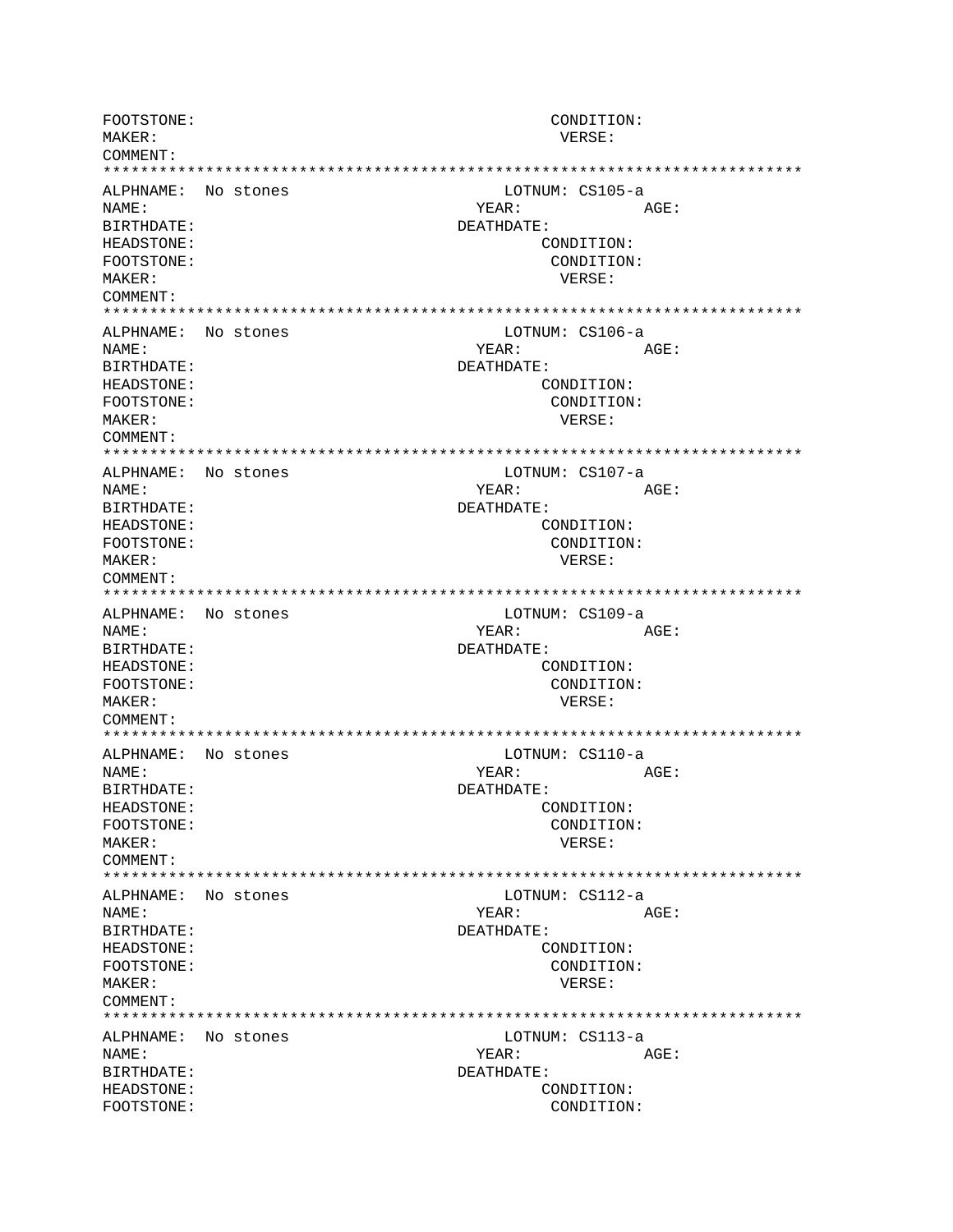```
FOOTSTONE:                                      CONDITION:
MAKER:                                           VERSE:
COMMENT:
***************************************************************************
ALPHNAME:  No stones                          LOTNUM: CS105-a
NAME:                                       YEAR:            AGE:
BIRTHDATE:                                DEATHDATE:
HEADSTONE:                                       CONDITION:
FOOTSTONE:                                        CONDITION:
MAKER:                                             VERSE:
COMMENT:
***************************************************************************
ALPHNAME:  No stones                          LOTNUM: CS106-a
NAME:                                       YEAR:            AGE:
BIRTHDATE:                                DEATHDATE:
HEADSTONE:                                       CONDITION:
FOOTSTONE:                                        CONDITION:
MAKER:                                             VERSE:
COMMENT:
***************************************************************************
ALPHNAME:  No stones                          LOTNUM: CS107-a
NAME:                                       YEAR:            AGE:
BIRTHDATE:                                DEATHDATE:
HEADSTONE:                                       CONDITION:
FOOTSTONE:                                        CONDITION:
MAKER:                                             VERSE:
COMMENT:
***************************************************************************
ALPHNAME:  No stones                          LOTNUM: CS109-a
NAME:                                       YEAR:            AGE:
BIRTHDATE:                                DEATHDATE:
HEADSTONE:                                       CONDITION:
FOOTSTONE:                                        CONDITION:
MAKER:                                             VERSE:
COMMENT:
***************************************************************************
ALPHNAME:  No stones                          LOTNUM: CS110-a
NAME:                                       YEAR:            AGE:
BIRTHDATE:                                DEATHDATE:
HEADSTONE:                                       CONDITION:
FOOTSTONE:                                        CONDITION:
MAKER:                                             VERSE:
COMMENT:
***************************************************************************
ALPHNAME:  No stones                          LOTNUM: CS112-a
NAME:                                       YEAR:            AGE:
BIRTHDATE:                                DEATHDATE:
HEADSTONE:                                       CONDITION:
FOOTSTONE:                                        CONDITION:
MAKER:                                             VERSE:
COMMENT:
***************************************************************************
ALPHNAME:  No stones                          LOTNUM: CS113-a
NAME:                                       YEAR:            AGE:
BIRTHDATE:                                DEATHDATE:
HEADSTONE:                                       CONDITION:
FOOTSTONE:                                        CONDITION:
```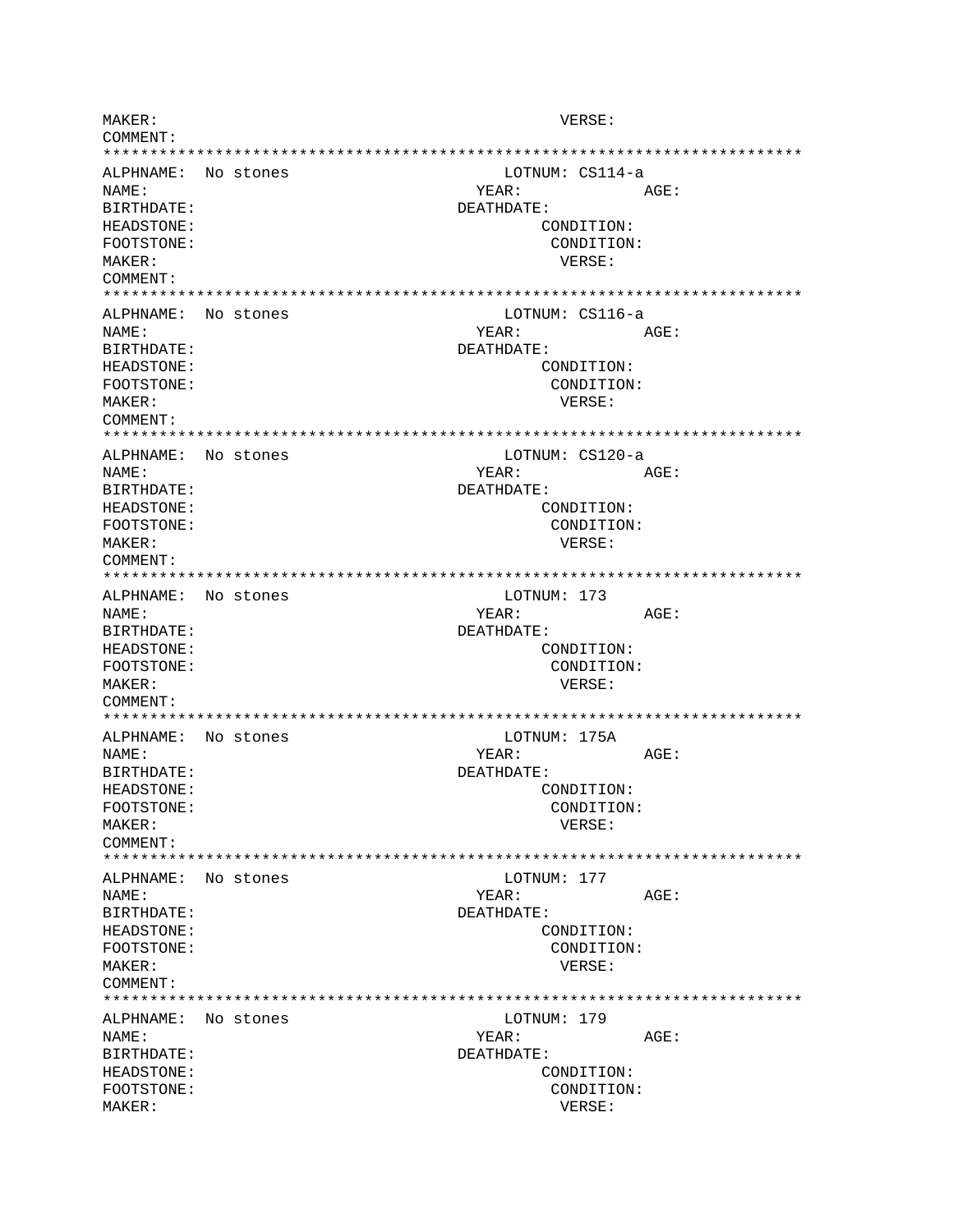```
MAKER:                                         VERSE:
COMMENT:
***************************************************************************
ALPHNAME:  No stones                         LOTNUM: CS114-a
NAME:                                       YEAR:           AGE:
BIRTHDATE:                                DEATHDATE:
HEADSTONE:                                         CONDITION:
FOOTSTONE:                                          CONDITION:
MAKER:                                               VERSE:
COMMENT:
***************************************************************************
ALPHNAME:  No stones                         LOTNUM: CS116-a
NAME:                                       YEAR:           AGE:
BIRTHDATE:                                DEATHDATE:
HEADSTONE:                                         CONDITION:
FOOTSTONE:                                          CONDITION:
MAKER:                                               VERSE:
COMMENT:
***************************************************************************
ALPHNAME:  No stones                         LOTNUM: CS120-a
NAME:                                       YEAR:           AGE:
BIRTHDATE:                                DEATHDATE:
HEADSTONE:                                         CONDITION:
FOOTSTONE:                                          CONDITION:
MAKER:                                               VERSE:
COMMENT:
***************************************************************************
ALPHNAME:  No stones                         LOTNUM: 173
NAME:                                       YEAR:           AGE:
BIRTHDATE:                                DEATHDATE:
HEADSTONE:                                         CONDITION:
FOOTSTONE:                                          CONDITION:
MAKER:                                               VERSE:
COMMENT:
***************************************************************************
ALPHNAME:  No stones                         LOTNUM: 175A
NAME:                                       YEAR:           AGE:
BIRTHDATE:                                DEATHDATE:
HEADSTONE:                                         CONDITION:
FOOTSTONE:                                          CONDITION:
MAKER:                                               VERSE:
COMMENT:
***************************************************************************
ALPHNAME:  No stones                         LOTNUM: 177
NAME:                                       YEAR:           AGE:
BIRTHDATE:                                DEATHDATE:
HEADSTONE:                                         CONDITION:
FOOTSTONE:                                          CONDITION:
MAKER:                                               VERSE:
COMMENT:
***************************************************************************
ALPHNAME:  No stones                         LOTNUM: 179
NAME:                                       YEAR:           AGE:
BIRTHDATE:                                DEATHDATE:
HEADSTONE:                                         CONDITION:
FOOTSTONE:                                          CONDITION:
MAKER:                                               VERSE:
```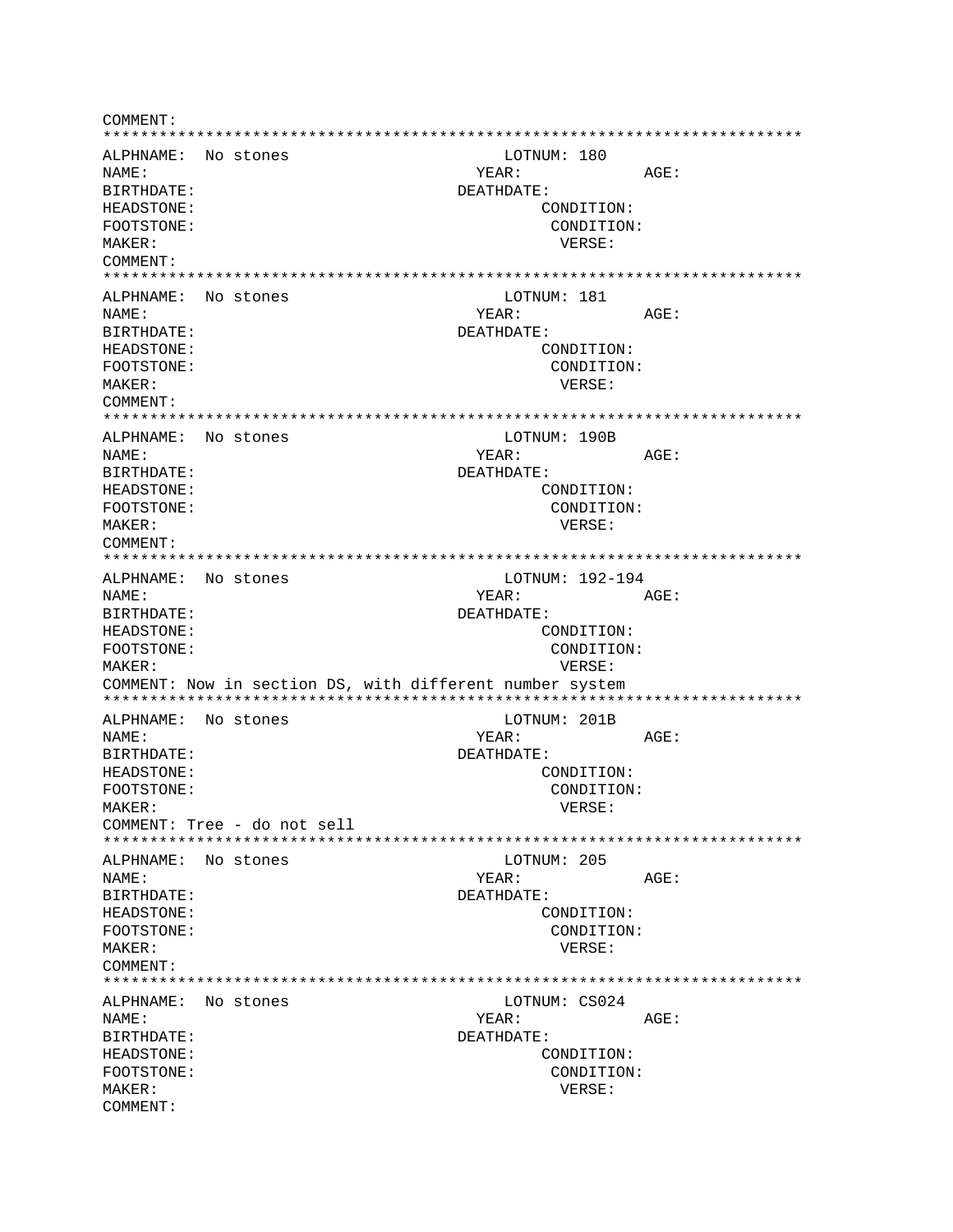```
COMMENT:
****************************************************************************
ALPHNAME:  No stones                          LOTNUM: 180
NAME:                                        YEAR:            AGE:
BIRTHDATE:                                 DEATHDATE:
HEADSTONE:                                          CONDITION:
FOOTSTONE:                                           CONDITION:
MAKER:                                                VERSE:
COMMENT:
****************************************************************************
ALPHNAME:  No stones                          LOTNUM: 181
NAME:                                        YEAR:            AGE:
BIRTHDATE:                                 DEATHDATE:
HEADSTONE:                                          CONDITION:
FOOTSTONE:                                           CONDITION:
MAKER:                                                VERSE:
COMMENT:
****************************************************************************
ALPHNAME:  No stones                          LOTNUM: 190B
NAME:                                        YEAR:            AGE:
BIRTHDATE:                                 DEATHDATE:
HEADSTONE:                                          CONDITION:
FOOTSTONE:                                           CONDITION:
MAKER:                                                VERSE:
COMMENT:
****************************************************************************
ALPHNAME:  No stones                          LOTNUM: 192-194
NAME:                                        YEAR:            AGE:
BIRTHDATE:                                 DEATHDATE:
HEADSTONE:                                          CONDITION:
FOOTSTONE:                                           CONDITION:
MAKER:                                                VERSE:
COMMENT: Now in section DS, with different number system
****************************************************************************
ALPHNAME:  No stones                          LOTNUM: 201B
NAME:                                        YEAR:            AGE:
BIRTHDATE:                                 DEATHDATE:
HEADSTONE:                                          CONDITION:
FOOTSTONE:                                           CONDITION:
MAKER:                                                VERSE:
COMMENT: Tree - do not sell
****************************************************************************
ALPHNAME:  No stones                          LOTNUM: 205
NAME:                                        YEAR:            AGE:
BIRTHDATE:                                 DEATHDATE:
HEADSTONE:                                          CONDITION:
FOOTSTONE:                                           CONDITION:
MAKER:                                                VERSE:
COMMENT:
****************************************************************************
ALPHNAME:  No stones                          LOTNUM: CS024
NAME:                                        YEAR:            AGE:
BIRTHDATE:                                 DEATHDATE:
HEADSTONE:                                          CONDITION:
FOOTSTONE:                                           CONDITION:
MAKER:                                                VERSE:
COMMENT:
```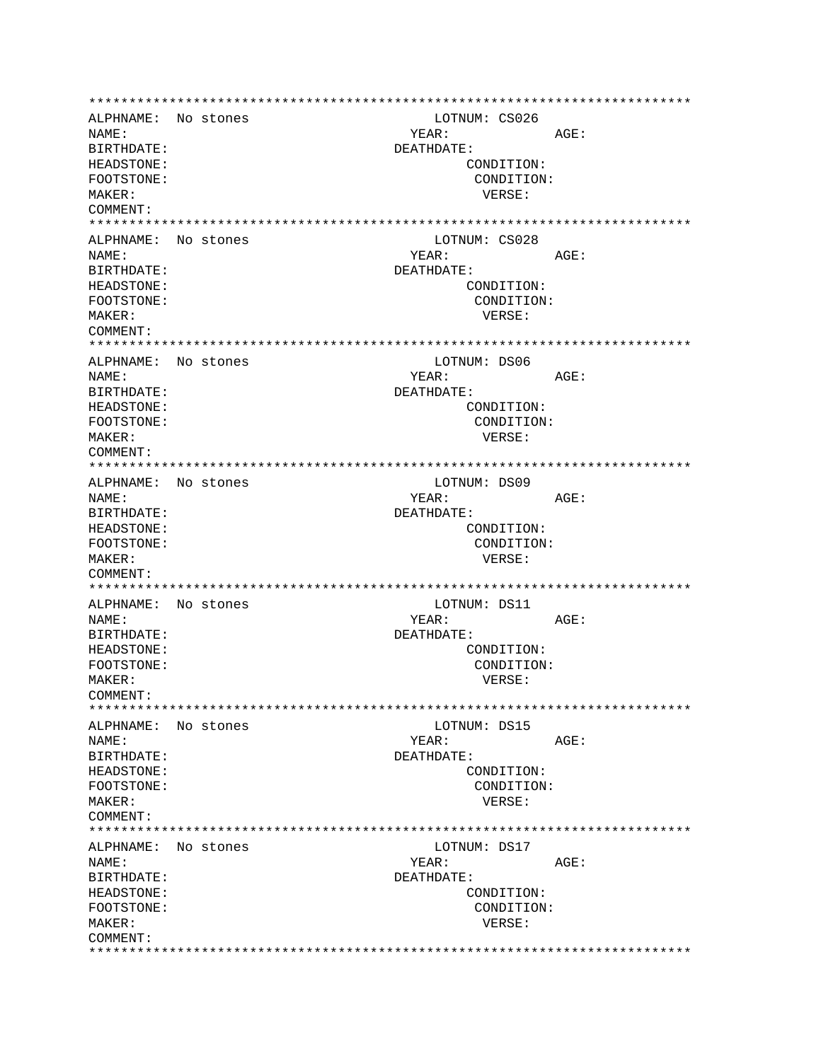```
****************************************************************************
ALPHNAME:  No stones                          LOTNUM: CS026
NAME:                                       YEAR:           AGE:
BIRTHDATE:                                DEATHDATE:
HEADSTONE:                                        CONDITION:
FOOTSTONE:                                         CONDITION:
MAKER:                                              VERSE:
COMMENT:
****************************************************************************
ALPHNAME:  No stones                          LOTNUM: CS028
NAME:                                       YEAR:           AGE:
BIRTHDATE:                                DEATHDATE:
HEADSTONE:                                        CONDITION:
FOOTSTONE:                                         CONDITION:
MAKER:                                              VERSE:
COMMENT:
****************************************************************************
ALPHNAME:  No stones                          LOTNUM: DS06
NAME:                                       YEAR:           AGE:
BIRTHDATE:                                DEATHDATE:
HEADSTONE:                                        CONDITION:
FOOTSTONE:                                         CONDITION:
MAKER:                                              VERSE:
COMMENT:
****************************************************************************
ALPHNAME:  No stones                          LOTNUM: DS09
NAME:                                       YEAR:           AGE:
BIRTHDATE:                                DEATHDATE:
HEADSTONE:                                        CONDITION:
FOOTSTONE:                                         CONDITION:
MAKER:                                              VERSE:
COMMENT:
****************************************************************************
ALPHNAME:  No stones                          LOTNUM: DS11
NAME:                                       YEAR:           AGE:
BIRTHDATE:                                DEATHDATE:
HEADSTONE:                                        CONDITION:
FOOTSTONE:                                         CONDITION:
MAKER:                                              VERSE:
COMMENT:
****************************************************************************
ALPHNAME:  No stones                          LOTNUM: DS15
NAME:                                       YEAR:           AGE:
BIRTHDATE:                                DEATHDATE:
HEADSTONE:                                        CONDITION:
FOOTSTONE:                                         CONDITION:
MAKER:                                              VERSE:
COMMENT:
****************************************************************************
ALPHNAME:  No stones                          LOTNUM: DS17
NAME:                                       YEAR:           AGE:
BIRTHDATE:                                DEATHDATE:
HEADSTONE:                                        CONDITION:
FOOTSTONE:                                         CONDITION:
MAKER:                                              VERSE:
COMMENT:
****************************************************************************
```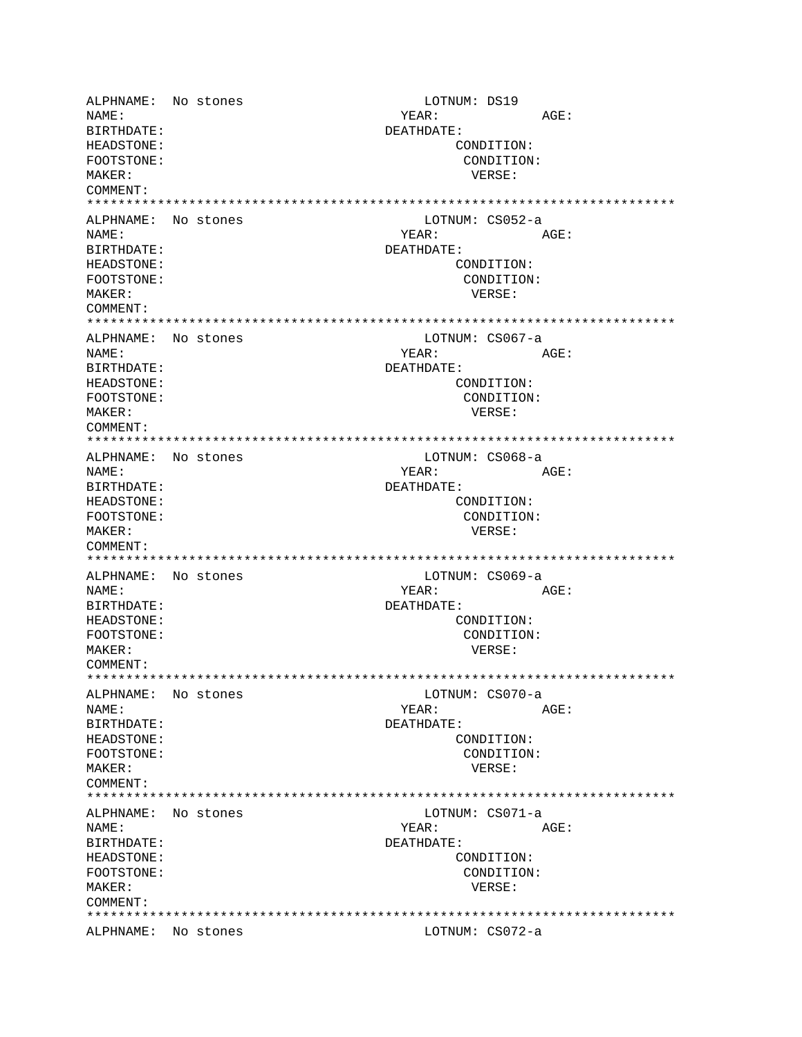```
ALPHNAME:  No stones                         LOTNUM: DS19
NAME:                                     YEAR:           AGE:
BIRTHDATE:                              DEATHDATE:
HEADSTONE:                                       CONDITION:
FOOTSTONE:                                        CONDITION:
MAKER:                                             VERSE:
COMMENT:
***************************************************************************
ALPHNAME:  No stones                         LOTNUM: CS052-a
NAME:                                     YEAR:           AGE:
BIRTHDATE:                              DEATHDATE:
HEADSTONE:                                       CONDITION:
FOOTSTONE:                                        CONDITION:
MAKER:                                             VERSE:
COMMENT:
***************************************************************************
ALPHNAME:  No stones                         LOTNUM: CS067-a
NAME:                                     YEAR:           AGE:
BIRTHDATE:                              DEATHDATE:
HEADSTONE:                                       CONDITION:
FOOTSTONE:                                        CONDITION:
MAKER:                                             VERSE:
COMMENT:
***************************************************************************
ALPHNAME:  No stones                         LOTNUM: CS068-a
NAME:                                     YEAR:           AGE:
BIRTHDATE:                              DEATHDATE:
HEADSTONE:                                       CONDITION:
FOOTSTONE:                                        CONDITION:
MAKER:                                             VERSE:
COMMENT:
***************************************************************************
ALPHNAME:  No stones                         LOTNUM: CS069-a
NAME:                                     YEAR:           AGE:
BIRTHDATE:                              DEATHDATE:
HEADSTONE:                                       CONDITION:
FOOTSTONE:                                        CONDITION:
MAKER:                                             VERSE:
COMMENT:
***************************************************************************
ALPHNAME:  No stones                         LOTNUM: CS070-a
NAME:                                     YEAR:           AGE:
BIRTHDATE:                              DEATHDATE:
HEADSTONE:                                       CONDITION:
FOOTSTONE:                                        CONDITION:
MAKER:                                             VERSE:
COMMENT:
***************************************************************************
ALPHNAME:  No stones                         LOTNUM: CS071-a
NAME:                                     YEAR:           AGE:
BIRTHDATE:                              DEATHDATE:
HEADSTONE:                                       CONDITION:
FOOTSTONE:                                        CONDITION:
MAKER:                                             VERSE:
COMMENT:
***************************************************************************
ALPHNAME:  No stones                         LOTNUM: CS072-a
```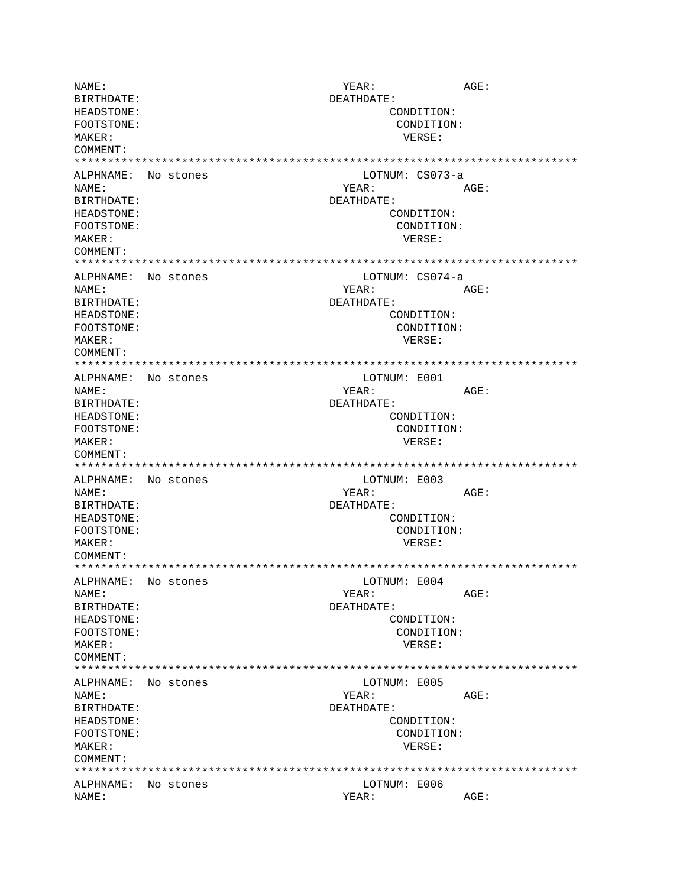NAME: YEAR: AGE:
BIRTHDATE: DEATHDATE:
HEADSTONE: CONDITION:
FOOTSTONE: CONDITION:
MAKER: VERSE:
COMMENT:
***************************************************************************
ALPHNAME: No stones LOTNUM: CS073-a
NAME: YEAR: AGE:
BIRTHDATE: DEATHDATE:
HEADSTONE: CONDITION:
FOOTSTONE: CONDITION:
MAKER: VERSE:
COMMENT:
***************************************************************************
ALPHNAME: No stones LOTNUM: CS074-a
NAME: YEAR: AGE:
BIRTHDATE: DEATHDATE:
HEADSTONE: CONDITION:
FOOTSTONE: CONDITION:
MAKER: VERSE:
COMMENT:
***************************************************************************
ALPHNAME: No stones LOTNUM: E001
NAME: YEAR: AGE:
BIRTHDATE: DEATHDATE:
HEADSTONE: CONDITION:
FOOTSTONE: CONDITION:
MAKER: VERSE:
COMMENT:
***************************************************************************
ALPHNAME: No stones LOTNUM: E003
NAME: YEAR: AGE:
BIRTHDATE: DEATHDATE:
HEADSTONE: CONDITION:
FOOTSTONE: CONDITION:
MAKER: VERSE:
COMMENT:
***************************************************************************
ALPHNAME: No stones LOTNUM: E004
NAME: YEAR: AGE:
BIRTHDATE: DEATHDATE:
HEADSTONE: CONDITION:
FOOTSTONE: CONDITION:
MAKER: VERSE:
COMMENT:
***************************************************************************
ALPHNAME: No stones LOTNUM: E005
NAME: YEAR: AGE:
BIRTHDATE: DEATHDATE:
HEADSTONE: CONDITION:
FOOTSTONE: CONDITION:
MAKER: VERSE:
COMMENT:
***************************************************************************
ALPHNAME: No stones LOTNUM: E006
NAME: YEAR: AGE: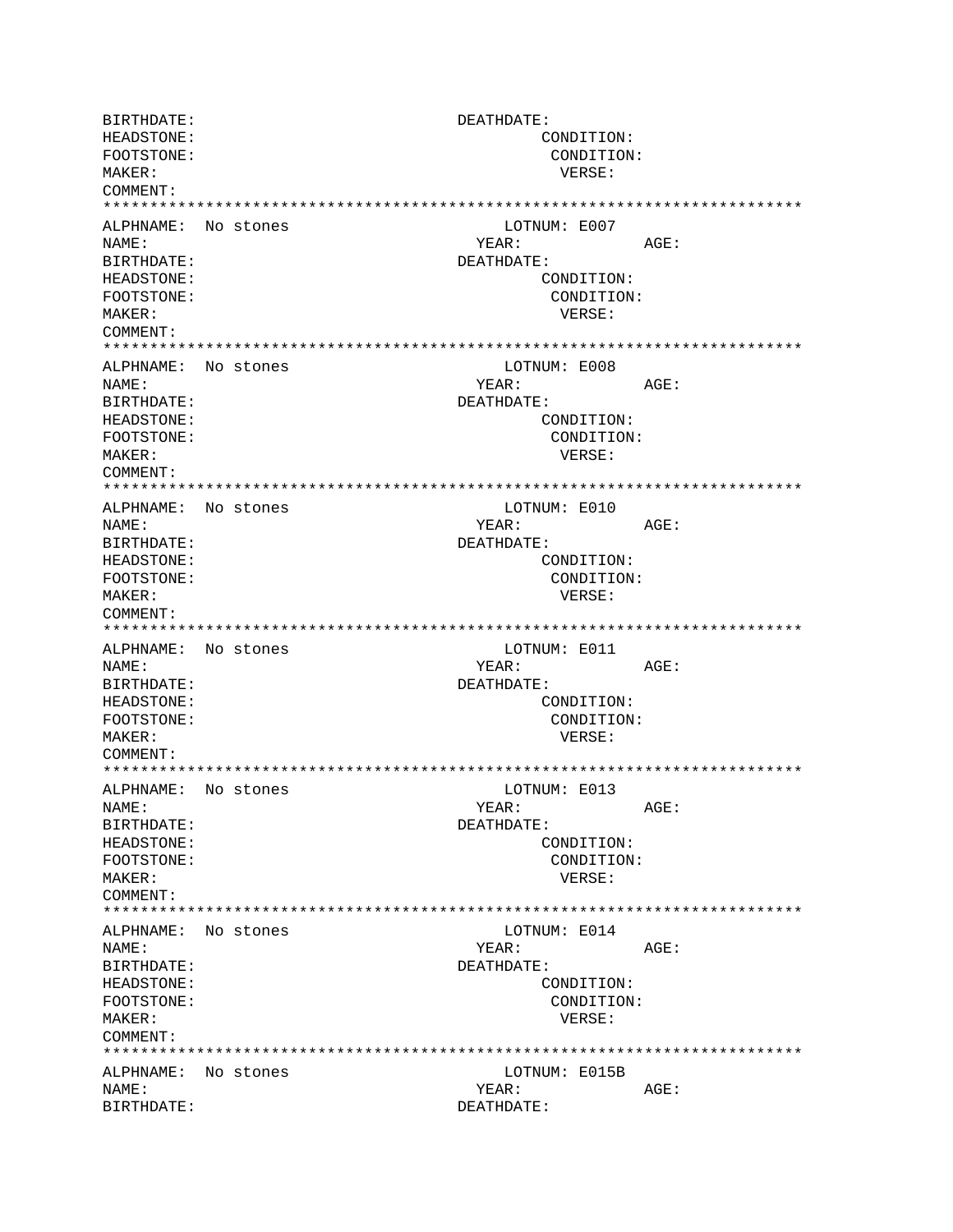BIRTHDATE: DEATHDATE:
HEADSTONE: CONDITION:
FOOTSTONE: CONDITION:
MAKER: VERSE:
COMMENT:
***************************************************************************
ALPHNAME: No stones LOTNUM: E007
NAME: YEAR: AGE:
BIRTHDATE: DEATHDATE:
HEADSTONE: CONDITION:
FOOTSTONE: CONDITION:
MAKER: VERSE:
COMMENT:
***************************************************************************
ALPHNAME: No stones LOTNUM: E008
NAME: YEAR: AGE:
BIRTHDATE: DEATHDATE:
HEADSTONE: CONDITION:
FOOTSTONE: CONDITION:
MAKER: VERSE:
COMMENT:
***************************************************************************
ALPHNAME: No stones LOTNUM: E010
NAME: YEAR: AGE:
BIRTHDATE: DEATHDATE:
HEADSTONE: CONDITION:
FOOTSTONE: CONDITION:
MAKER: VERSE:
COMMENT:
***************************************************************************
ALPHNAME: No stones LOTNUM: E011
NAME: YEAR: AGE:
BIRTHDATE: DEATHDATE:
HEADSTONE: CONDITION:
FOOTSTONE: CONDITION:
MAKER: VERSE:
COMMENT:
***************************************************************************
ALPHNAME: No stones LOTNUM: E013
NAME: YEAR: AGE:
BIRTHDATE: DEATHDATE:
HEADSTONE: CONDITION:
FOOTSTONE: CONDITION:
MAKER: VERSE:
COMMENT:
***************************************************************************
ALPHNAME: No stones LOTNUM: E014
NAME: YEAR: AGE:
BIRTHDATE: DEATHDATE:
HEADSTONE: CONDITION:
FOOTSTONE: CONDITION:
MAKER: VERSE:
COMMENT:
***************************************************************************
ALPHNAME: No stones LOTNUM: E015B
NAME: YEAR: AGE:
BIRTHDATE: DEATHDATE: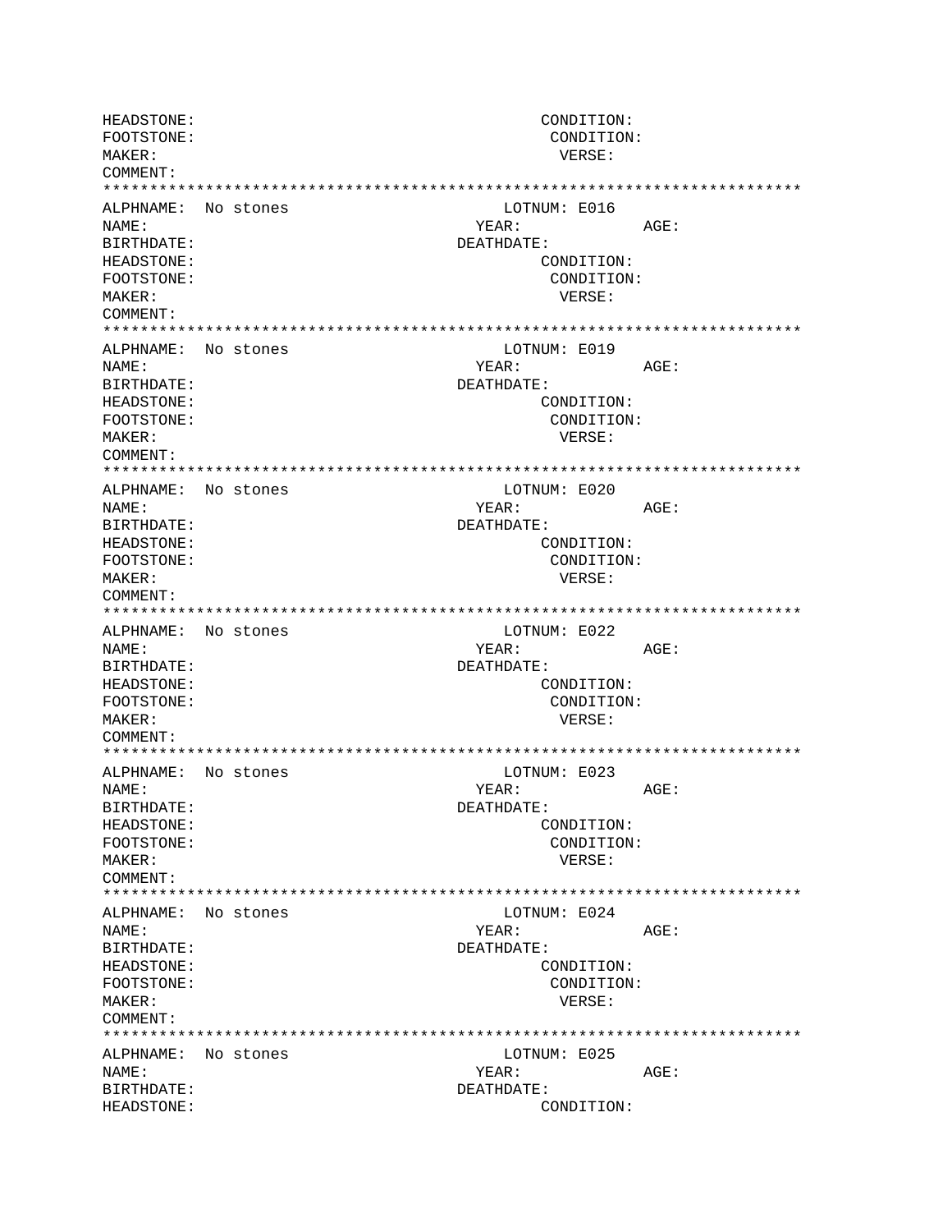```
HEADSTONE:                                    CONDITION:
FOOTSTONE:                                     CONDITION:
MAKER:                                          VERSE:
COMMENT:
****************************************************************************
ALPHNAME:  No stones                         LOTNUM: E016
NAME:                                      YEAR:           AGE:
BIRTHDATE:                               DEATHDATE:
HEADSTONE:                                    CONDITION:
FOOTSTONE:                                     CONDITION:
MAKER:                                          VERSE:
COMMENT:
****************************************************************************
ALPHNAME:  No stones                         LOTNUM: E019
NAME:                                      YEAR:           AGE:
BIRTHDATE:                               DEATHDATE:
HEADSTONE:                                    CONDITION:
FOOTSTONE:                                     CONDITION:
MAKER:                                          VERSE:
COMMENT:
****************************************************************************
ALPHNAME:  No stones                         LOTNUM: E020
NAME:                                      YEAR:           AGE:
BIRTHDATE:                               DEATHDATE:
HEADSTONE:                                    CONDITION:
FOOTSTONE:                                     CONDITION:
MAKER:                                          VERSE:
COMMENT:
****************************************************************************
ALPHNAME:  No stones                         LOTNUM: E022
NAME:                                      YEAR:           AGE:
BIRTHDATE:                               DEATHDATE:
HEADSTONE:                                    CONDITION:
FOOTSTONE:                                     CONDITION:
MAKER:                                          VERSE:
COMMENT:
****************************************************************************
ALPHNAME:  No stones                         LOTNUM: E023
NAME:                                      YEAR:           AGE:
BIRTHDATE:                               DEATHDATE:
HEADSTONE:                                    CONDITION:
FOOTSTONE:                                     CONDITION:
MAKER:                                          VERSE:
COMMENT:
****************************************************************************
ALPHNAME:  No stones                         LOTNUM: E024
NAME:                                      YEAR:           AGE:
BIRTHDATE:                               DEATHDATE:
HEADSTONE:                                    CONDITION:
FOOTSTONE:                                     CONDITION:
MAKER:                                          VERSE:
COMMENT:
****************************************************************************
ALPHNAME:  No stones                         LOTNUM: E025
NAME:                                      YEAR:           AGE:
BIRTHDATE:                               DEATHDATE:
HEADSTONE:                                    CONDITION:
```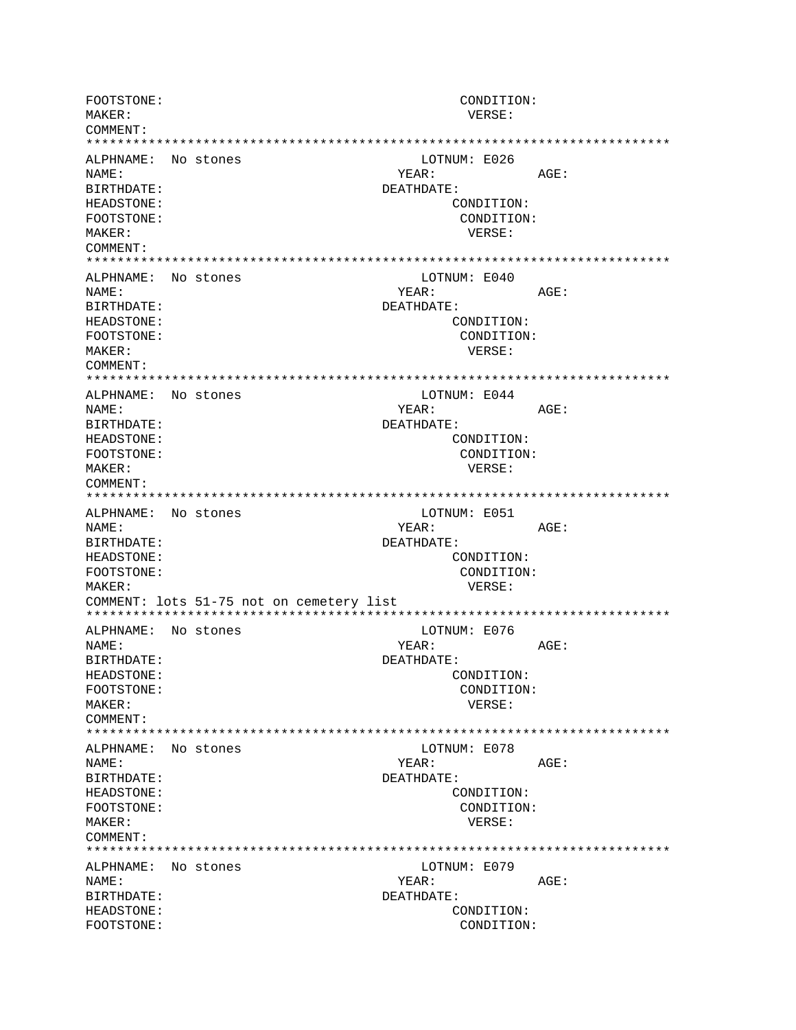```
FOOTSTONE:                                              CONDITION:
MAKER:                                                   VERSE:
COMMENT:
***************************************************************************
ALPHNAME:  No stones                               LOTNUM: E026
NAME:                                            YEAR:            AGE:
BIRTHDATE:                                     DEATHDATE:
HEADSTONE:                                              CONDITION:
FOOTSTONE:                                               CONDITION:
MAKER:                                                    VERSE:
COMMENT:
***************************************************************************
ALPHNAME:  No stones                               LOTNUM: E040
NAME:                                            YEAR:            AGE:
BIRTHDATE:                                     DEATHDATE:
HEADSTONE:                                              CONDITION:
FOOTSTONE:                                               CONDITION:
MAKER:                                                    VERSE:
COMMENT:
***************************************************************************
ALPHNAME:  No stones                               LOTNUM: E044
NAME:                                            YEAR:            AGE:
BIRTHDATE:                                     DEATHDATE:
HEADSTONE:                                              CONDITION:
FOOTSTONE:                                               CONDITION:
MAKER:                                                    VERSE:
COMMENT:
***************************************************************************
ALPHNAME:  No stones                               LOTNUM: E051
NAME:                                            YEAR:            AGE:
BIRTHDATE:                                     DEATHDATE:
HEADSTONE:                                              CONDITION:
FOOTSTONE:                                               CONDITION:
MAKER:                                                    VERSE:
COMMENT: lots 51-75 not on cemetery list
***************************************************************************
ALPHNAME:  No stones                               LOTNUM: E076
NAME:                                            YEAR:            AGE:
BIRTHDATE:                                     DEATHDATE:
HEADSTONE:                                              CONDITION:
FOOTSTONE:                                               CONDITION:
MAKER:                                                    VERSE:
COMMENT:
***************************************************************************
ALPHNAME:  No stones                               LOTNUM: E078
NAME:                                            YEAR:            AGE:
BIRTHDATE:                                     DEATHDATE:
HEADSTONE:                                              CONDITION:
FOOTSTONE:                                               CONDITION:
MAKER:                                                    VERSE:
COMMENT:
***************************************************************************
ALPHNAME:  No stones                               LOTNUM: E079
NAME:                                            YEAR:            AGE:
BIRTHDATE:                                     DEATHDATE:
HEADSTONE:                                              CONDITION:
FOOTSTONE:                                               CONDITION:
```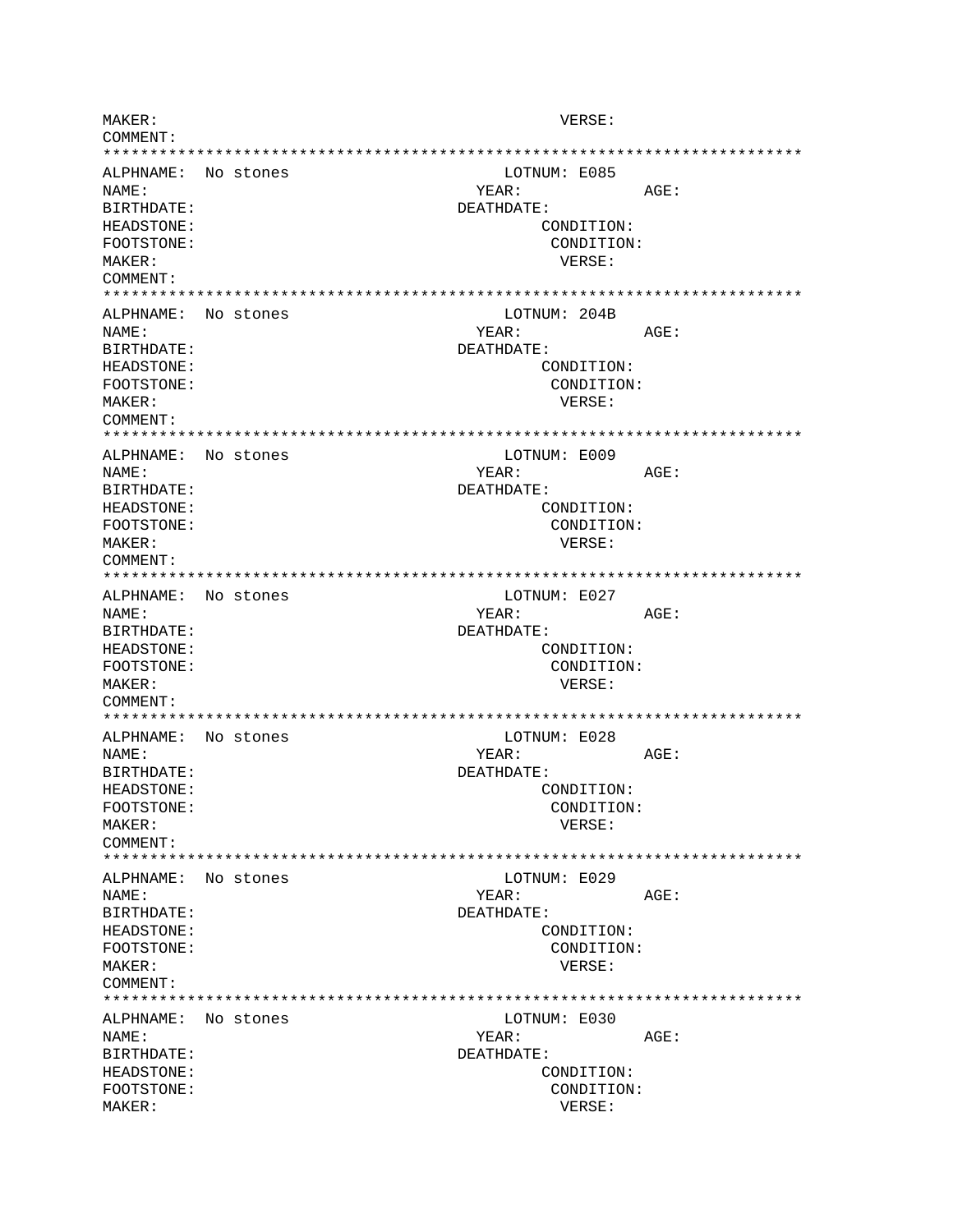MAKER: VERSE:
COMMENT:
***************************************************************************
ALPHNAME: No stones LOTNUM: E085
NAME: YEAR: AGE:
BIRTHDATE: DEATHDATE:
HEADSTONE: CONDITION:
FOOTSTONE: CONDITION:
MAKER: VERSE:
COMMENT:
***************************************************************************
ALPHNAME: No stones LOTNUM: 204B
NAME: YEAR: AGE:
BIRTHDATE: DEATHDATE:
HEADSTONE: CONDITION:
FOOTSTONE: CONDITION:
MAKER: VERSE:
COMMENT:
***************************************************************************
ALPHNAME: No stones LOTNUM: E009
NAME: YEAR: AGE:
BIRTHDATE: DEATHDATE:
HEADSTONE: CONDITION:
FOOTSTONE: CONDITION:
MAKER: VERSE:
COMMENT:
***************************************************************************
ALPHNAME: No stones LOTNUM: E027
NAME: YEAR: AGE:
BIRTHDATE: DEATHDATE:
HEADSTONE: CONDITION:
FOOTSTONE: CONDITION:
MAKER: VERSE:
COMMENT:
***************************************************************************
ALPHNAME: No stones LOTNUM: E028
NAME: YEAR: AGE:
BIRTHDATE: DEATHDATE:
HEADSTONE: CONDITION:
FOOTSTONE: CONDITION:
MAKER: VERSE:
COMMENT:
***************************************************************************
ALPHNAME: No stones LOTNUM: E029
NAME: YEAR: AGE:
BIRTHDATE: DEATHDATE:
HEADSTONE: CONDITION:
FOOTSTONE: CONDITION:
MAKER: VERSE:
COMMENT:
***************************************************************************
ALPHNAME: No stones LOTNUM: E030
NAME: YEAR: AGE:
BIRTHDATE: DEATHDATE:
HEADSTONE: CONDITION:
FOOTSTONE: CONDITION:
MAKER: VERSE: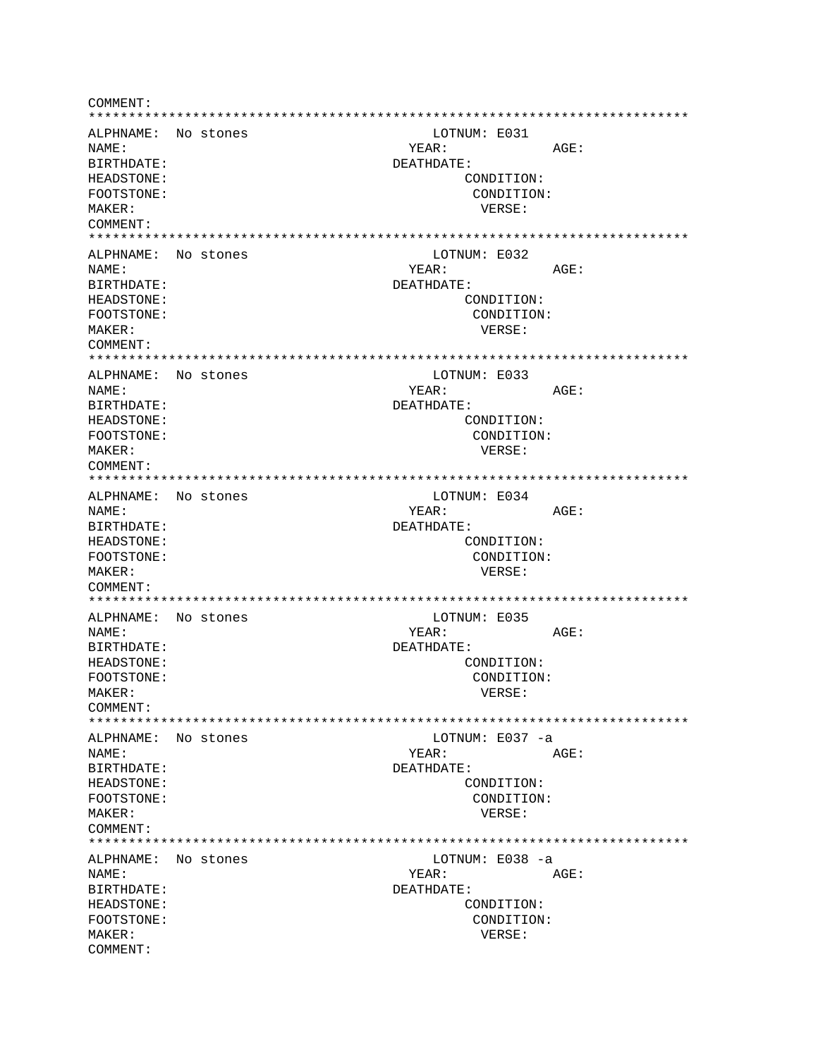COMMENT:
***************************************************************************
ALPHNAME: No stones LOTNUM: E031
NAME: YEAR: AGE:
BIRTHDATE: DEATHDATE:
HEADSTONE: CONDITION:
FOOTSTONE: CONDITION:
MAKER: VERSE:
COMMENT:
***************************************************************************
ALPHNAME: No stones LOTNUM: E032
NAME: YEAR: AGE:
BIRTHDATE: DEATHDATE:
HEADSTONE: CONDITION:
FOOTSTONE: CONDITION:
MAKER: VERSE:
COMMENT:
***************************************************************************
ALPHNAME: No stones LOTNUM: E033
NAME: YEAR: AGE:
BIRTHDATE: DEATHDATE:
HEADSTONE: CONDITION:
FOOTSTONE: CONDITION:
MAKER: VERSE:
COMMENT:
***************************************************************************
ALPHNAME: No stones LOTNUM: E034
NAME: YEAR: AGE:
BIRTHDATE: DEATHDATE:
HEADSTONE: CONDITION:
FOOTSTONE: CONDITION:
MAKER: VERSE:
COMMENT:
***************************************************************************
ALPHNAME: No stones LOTNUM: E035
NAME: YEAR: AGE:
BIRTHDATE: DEATHDATE:
HEADSTONE: CONDITION:
FOOTSTONE: CONDITION:
MAKER: VERSE:
COMMENT:
***************************************************************************
ALPHNAME: No stones LOTNUM: E037 -a
NAME: YEAR: AGE:
BIRTHDATE: DEATHDATE:
HEADSTONE: CONDITION:
FOOTSTONE: CONDITION:
MAKER: VERSE:
COMMENT:
***************************************************************************
ALPHNAME: No stones LOTNUM: E038 -a
NAME: YEAR: AGE:
BIRTHDATE: DEATHDATE:
HEADSTONE: CONDITION:
FOOTSTONE: CONDITION:
MAKER: VERSE:
COMMENT: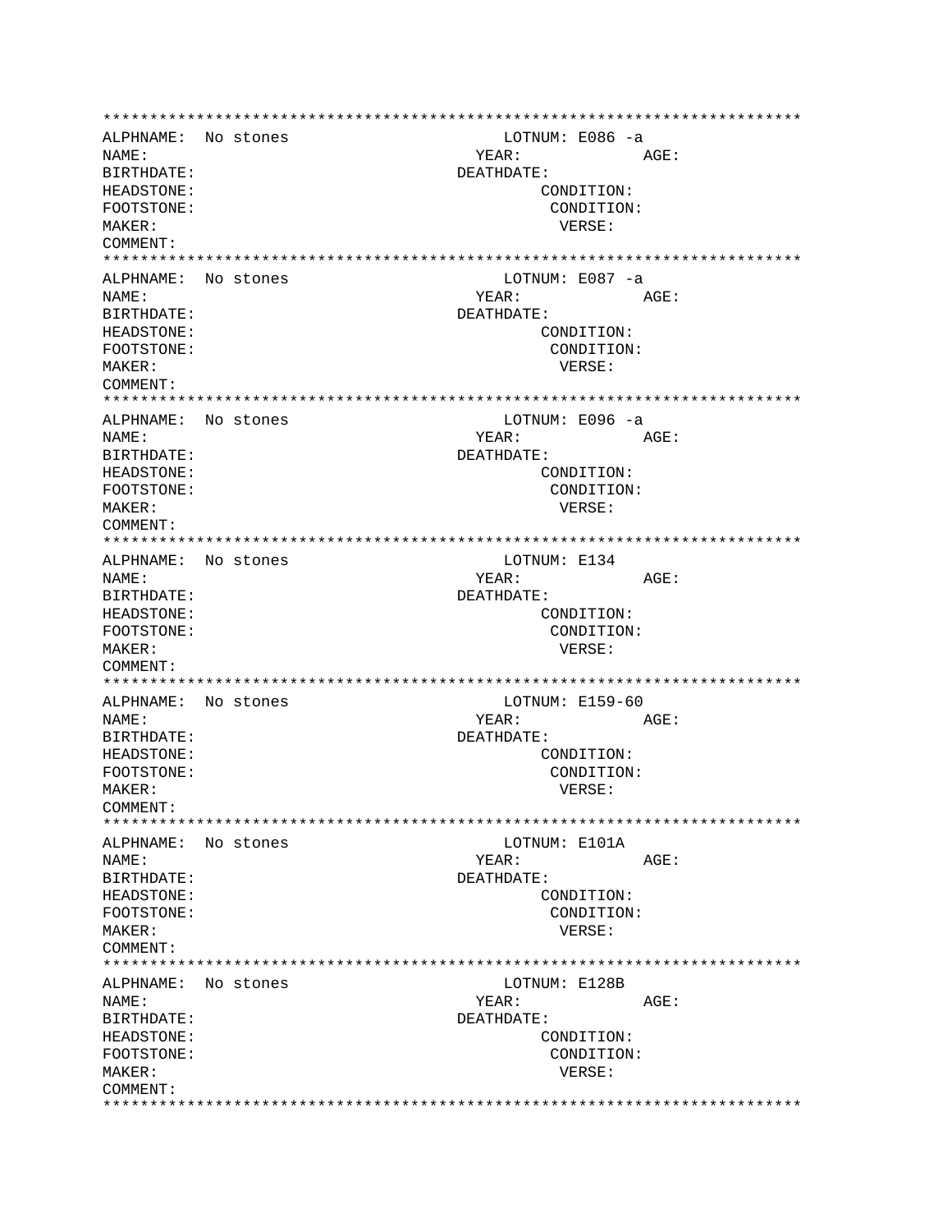```
***************************************************************************
ALPHNAME:  No stones                          LOTNUM: E086 -a
NAME:                                        YEAR:           AGE:
BIRTHDATE:                                 DEATHDATE:
HEADSTONE:                                          CONDITION:
FOOTSTONE:                                           CONDITION:
MAKER:                                                VERSE:
COMMENT:
***************************************************************************
ALPHNAME:  No stones                          LOTNUM: E087 -a
NAME:                                        YEAR:           AGE:
BIRTHDATE:                                 DEATHDATE:
HEADSTONE:                                          CONDITION:
FOOTSTONE:                                           CONDITION:
MAKER:                                                VERSE:
COMMENT:
***************************************************************************
ALPHNAME:  No stones                          LOTNUM: E096 -a
NAME:                                        YEAR:           AGE:
BIRTHDATE:                                 DEATHDATE:
HEADSTONE:                                          CONDITION:
FOOTSTONE:                                           CONDITION:
MAKER:                                                VERSE:
COMMENT:
***************************************************************************
ALPHNAME:  No stones                          LOTNUM: E134
NAME:                                        YEAR:           AGE:
BIRTHDATE:                                 DEATHDATE:
HEADSTONE:                                          CONDITION:
FOOTSTONE:                                           CONDITION:
MAKER:                                                VERSE:
COMMENT:
***************************************************************************
ALPHNAME:  No stones                          LOTNUM: E159-60
NAME:                                        YEAR:           AGE:
BIRTHDATE:                                 DEATHDATE:
HEADSTONE:                                          CONDITION:
FOOTSTONE:                                           CONDITION:
MAKER:                                                VERSE:
COMMENT:
***************************************************************************
ALPHNAME:  No stones                          LOTNUM: E101A
NAME:                                        YEAR:           AGE:
BIRTHDATE:                                 DEATHDATE:
HEADSTONE:                                          CONDITION:
FOOTSTONE:                                           CONDITION:
MAKER:                                                VERSE:
COMMENT:
***************************************************************************
ALPHNAME:  No stones                          LOTNUM: E128B
NAME:                                        YEAR:           AGE:
BIRTHDATE:                                 DEATHDATE:
HEADSTONE:                                          CONDITION:
FOOTSTONE:                                           CONDITION:
MAKER:                                                VERSE:
COMMENT:
***************************************************************************
```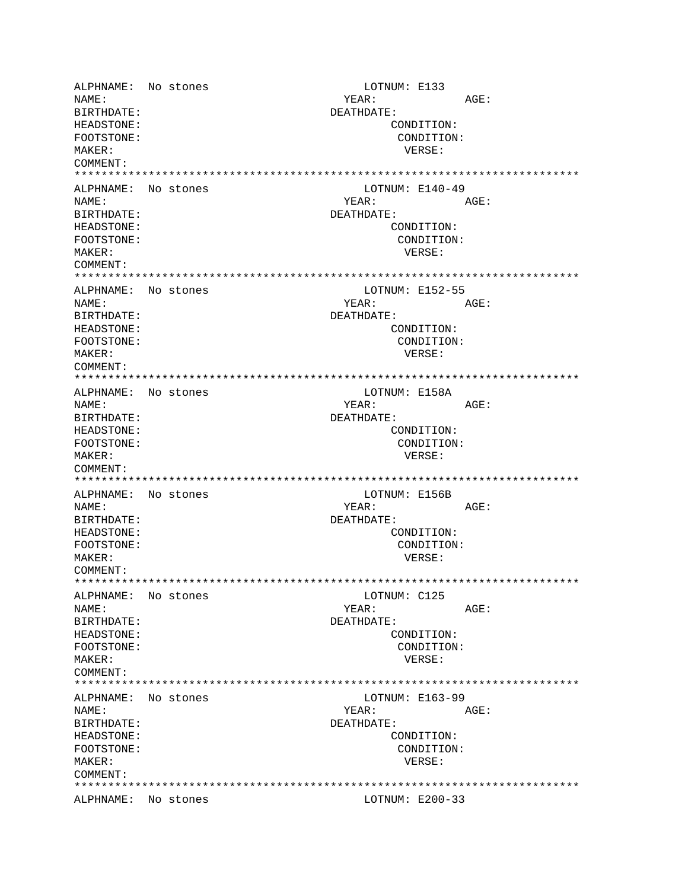```
ALPHNAME:  No stones                          LOTNUM: E133
NAME:                                      YEAR:           AGE:
BIRTHDATE:                              DEATHDATE:
HEADSTONE:                                       CONDITION:
FOOTSTONE:                                        CONDITION:
MAKER:                                             VERSE:
COMMENT:
****************************************************************************
ALPHNAME:  No stones                          LOTNUM: E140-49
NAME:                                      YEAR:           AGE:
BIRTHDATE:                              DEATHDATE:
HEADSTONE:                                       CONDITION:
FOOTSTONE:                                        CONDITION:
MAKER:                                             VERSE:
COMMENT:
****************************************************************************
ALPHNAME:  No stones                          LOTNUM: E152-55
NAME:                                      YEAR:           AGE:
BIRTHDATE:                              DEATHDATE:
HEADSTONE:                                       CONDITION:
FOOTSTONE:                                        CONDITION:
MAKER:                                             VERSE:
COMMENT:
****************************************************************************
ALPHNAME:  No stones                          LOTNUM: E158A
NAME:                                      YEAR:           AGE:
BIRTHDATE:                              DEATHDATE:
HEADSTONE:                                       CONDITION:
FOOTSTONE:                                        CONDITION:
MAKER:                                             VERSE:
COMMENT:
****************************************************************************
ALPHNAME:  No stones                          LOTNUM: E156B
NAME:                                      YEAR:           AGE:
BIRTHDATE:                              DEATHDATE:
HEADSTONE:                                       CONDITION:
FOOTSTONE:                                        CONDITION:
MAKER:                                             VERSE:
COMMENT:
****************************************************************************
ALPHNAME:  No stones                          LOTNUM: C125
NAME:                                      YEAR:           AGE:
BIRTHDATE:                              DEATHDATE:
HEADSTONE:                                       CONDITION:
FOOTSTONE:                                        CONDITION:
MAKER:                                             VERSE:
COMMENT:
****************************************************************************
ALPHNAME:  No stones                          LOTNUM: E163-99
NAME:                                      YEAR:           AGE:
BIRTHDATE:                              DEATHDATE:
HEADSTONE:                                       CONDITION:
FOOTSTONE:                                        CONDITION:
MAKER:                                             VERSE:
COMMENT:
****************************************************************************
ALPHNAME:  No stones                          LOTNUM: E200-33
```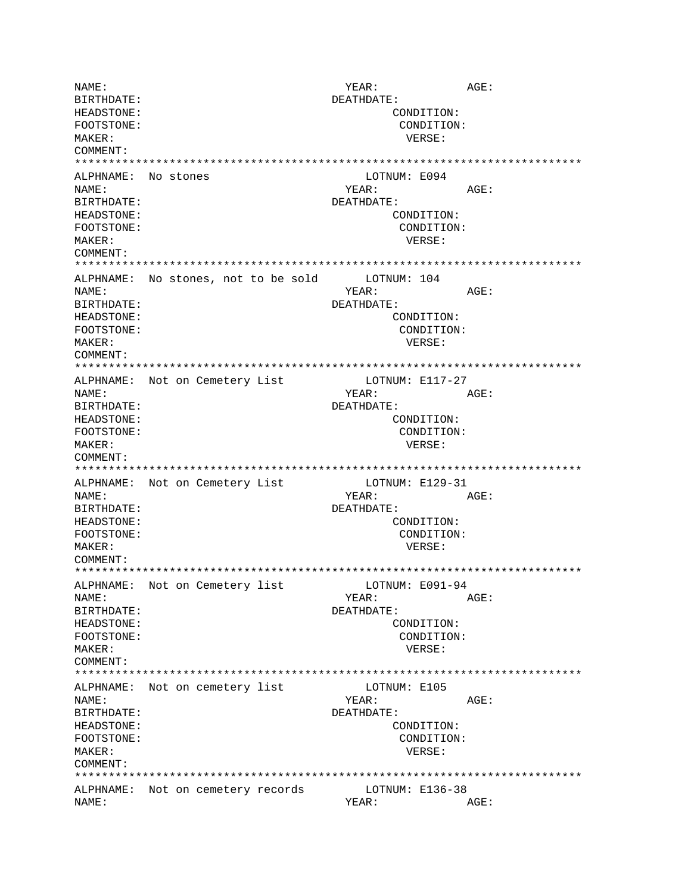```
NAME:                                   YEAR:           AGE:
BIRTHDATE:                             DEATHDATE:
HEADSTONE:                                   CONDITION:
FOOTSTONE:                                    CONDITION:
MAKER:                                         VERSE:
COMMENT:
***************************************************************************
ALPHNAME:  No stones                        LOTNUM: E094
NAME:                                   YEAR:           AGE:
BIRTHDATE:                             DEATHDATE:
HEADSTONE:                                   CONDITION:
FOOTSTONE:                                    CONDITION:
MAKER:                                         VERSE:
COMMENT:
***************************************************************************
ALPHNAME:  No stones, not to be sold       LOTNUM: 104
NAME:                                   YEAR:           AGE:
BIRTHDATE:                             DEATHDATE:
HEADSTONE:                                   CONDITION:
FOOTSTONE:                                    CONDITION:
MAKER:                                         VERSE:
COMMENT:
***************************************************************************
ALPHNAME:  Not on Cemetery List            LOTNUM: E117-27
NAME:                                   YEAR:           AGE:
BIRTHDATE:                             DEATHDATE:
HEADSTONE:                                   CONDITION:
FOOTSTONE:                                    CONDITION:
MAKER:                                         VERSE:
COMMENT:
***************************************************************************
ALPHNAME:  Not on Cemetery List            LOTNUM: E129-31
NAME:                                   YEAR:           AGE:
BIRTHDATE:                             DEATHDATE:
HEADSTONE:                                   CONDITION:
FOOTSTONE:                                    CONDITION:
MAKER:                                         VERSE:
COMMENT:
***************************************************************************
ALPHNAME:  Not on Cemetery list            LOTNUM: E091-94
NAME:                                   YEAR:           AGE:
BIRTHDATE:                             DEATHDATE:
HEADSTONE:                                   CONDITION:
FOOTSTONE:                                    CONDITION:
MAKER:                                         VERSE:
COMMENT:
***************************************************************************
ALPHNAME:  Not on cemetery list            LOTNUM: E105
NAME:                                   YEAR:           AGE:
BIRTHDATE:                             DEATHDATE:
HEADSTONE:                                   CONDITION:
FOOTSTONE:                                    CONDITION:
MAKER:                                         VERSE:
COMMENT:
***************************************************************************
ALPHNAME:  Not on cemetery records         LOTNUM: E136-38
NAME:                                   YEAR:           AGE:
```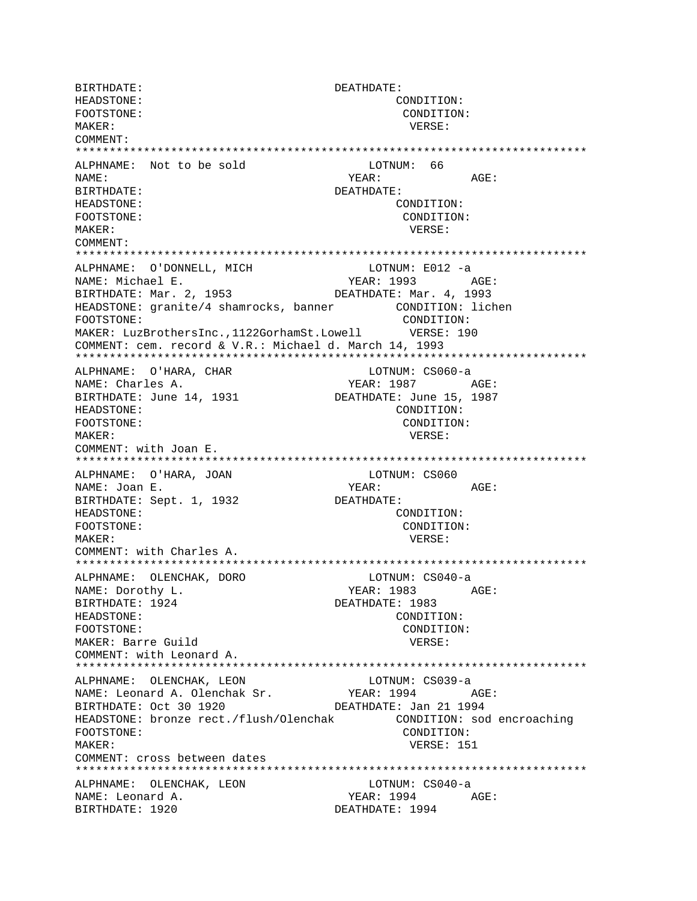```
BIRTHDATE:                              DEATHDATE:
HEADSTONE:                                      CONDITION:
FOOTSTONE:                                      CONDITION:
MAKER:                                            VERSE:
COMMENT:
*************************************************************************
ALPHNAME:  Not to be sold                      LOTNUM:  66
NAME:                                      YEAR:            AGE:
BIRTHDATE:                              DEATHDATE:
HEADSTONE:                                      CONDITION:
FOOTSTONE:                                      CONDITION:
MAKER:                                            VERSE:
COMMENT:
*************************************************************************
ALPHNAME:  O'DONNELL, MICH                     LOTNUM: E012 -a
NAME: Michael E.                           YEAR: 1993       AGE:
BIRTHDATE: Mar. 2, 1953                 DEATHDATE: Mar. 4, 1993
HEADSTONE: granite/4 shamrocks, banner         CONDITION: lichen
FOOTSTONE:                                      CONDITION:
MAKER: LuzBrothersInc.,1122GorhamSt.Lowell       VERSE: 190
COMMENT: cem. record & V.R.: Michael d. March 14, 1993
*************************************************************************
ALPHNAME:  O'HARA, CHAR                        LOTNUM: CS060-a
NAME: Charles A.                           YEAR: 1987       AGE:
BIRTHDATE: June 14, 1931                DEATHDATE: June 15, 1987
HEADSTONE:                                      CONDITION:
FOOTSTONE:                                      CONDITION:
MAKER:                                            VERSE:
COMMENT: with Joan E.
*************************************************************************
ALPHNAME:  O'HARA, JOAN                        LOTNUM: CS060
NAME: Joan E.                              YEAR:            AGE:
BIRTHDATE: Sept. 1, 1932                DEATHDATE:
HEADSTONE:                                      CONDITION:
FOOTSTONE:                                      CONDITION:
MAKER:                                            VERSE:
COMMENT: with Charles A.
*************************************************************************
ALPHNAME:  OLENCHAK, DORO                      LOTNUM: CS040-a
NAME: Dorothy L.                           YEAR: 1983       AGE:
BIRTHDATE: 1924                         DEATHDATE: 1983
HEADSTONE:                                      CONDITION:
FOOTSTONE:                                      CONDITION:
MAKER: Barre Guild                                VERSE:
COMMENT: with Leonard A.
*************************************************************************
ALPHNAME:  OLENCHAK, LEON                      LOTNUM: CS039-a
NAME: Leonard A. Olenchak Sr.              YEAR: 1994       AGE:
BIRTHDATE: Oct 30 1920                  DEATHDATE: Jan 21 1994
HEADSTONE: bronze rect./flush/Olenchak         CONDITION: sod encroaching
FOOTSTONE:                                      CONDITION:
MAKER:                                            VERSE: 151
COMMENT: cross between dates
*************************************************************************
ALPHNAME:  OLENCHAK, LEON                      LOTNUM: CS040-a
NAME: Leonard A.                           YEAR: 1994       AGE:
BIRTHDATE: 1920                         DEATHDATE: 1994
```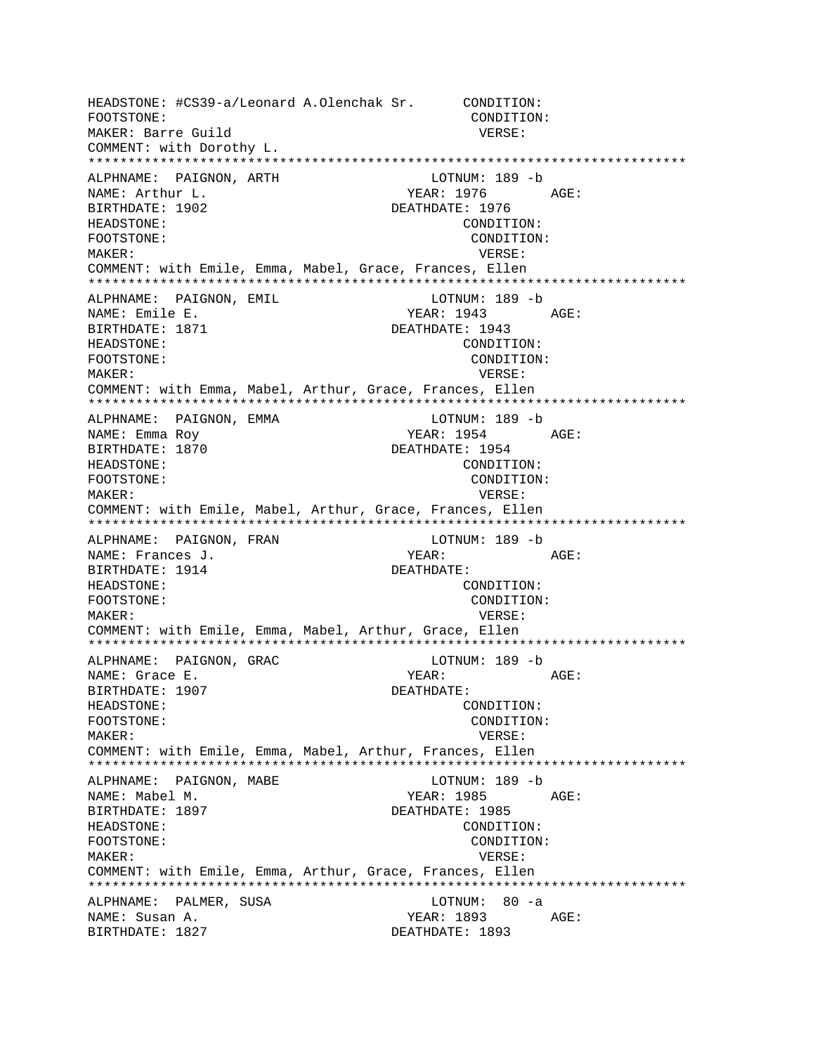```
HEADSTONE: #CS39-a/Leonard A.Olenchak Sr.      CONDITION:
FOOTSTONE:                                      CONDITION:
MAKER: Barre Guild                              VERSE:
COMMENT: with Dorothy L.
*************************************************************************
ALPHNAME:  PAIGNON, ARTH                     LOTNUM: 189 -b
NAME: Arthur L.                             YEAR: 1976        AGE:
BIRTHDATE: 1902                            DEATHDATE: 1976
HEADSTONE:                                      CONDITION:
FOOTSTONE:                                      CONDITION:
MAKER:                                          VERSE:
COMMENT: with Emile, Emma, Mabel, Grace, Frances, Ellen
*************************************************************************
ALPHNAME:  PAIGNON, EMIL                     LOTNUM: 189 -b
NAME: Emile E.                              YEAR: 1943        AGE:
BIRTHDATE: 1871                            DEATHDATE: 1943
HEADSTONE:                                      CONDITION:
FOOTSTONE:                                      CONDITION:
MAKER:                                          VERSE:
COMMENT: with Emma, Mabel, Arthur, Grace, Frances, Ellen
*************************************************************************
ALPHNAME:  PAIGNON, EMMA                     LOTNUM: 189 -b
NAME: Emma Roy                              YEAR: 1954        AGE:
BIRTHDATE: 1870                            DEATHDATE: 1954
HEADSTONE:                                      CONDITION:
FOOTSTONE:                                      CONDITION:
MAKER:                                          VERSE:
COMMENT: with Emile, Mabel, Arthur, Grace, Frances, Ellen
*************************************************************************
ALPHNAME:  PAIGNON, FRAN                     LOTNUM: 189 -b
NAME: Frances J.                            YEAR:             AGE:
BIRTHDATE: 1914                            DEATHDATE:
HEADSTONE:                                      CONDITION:
FOOTSTONE:                                      CONDITION:
MAKER:                                          VERSE:
COMMENT: with Emile, Emma, Mabel, Arthur, Grace, Ellen
*************************************************************************
ALPHNAME:  PAIGNON, GRAC                     LOTNUM: 189 -b
NAME: Grace E.                              YEAR:             AGE:
BIRTHDATE: 1907                            DEATHDATE:
HEADSTONE:                                      CONDITION:
FOOTSTONE:                                      CONDITION:
MAKER:                                          VERSE:
COMMENT: with Emile, Emma, Mabel, Arthur, Frances, Ellen
*************************************************************************
ALPHNAME:  PAIGNON, MABE                     LOTNUM: 189 -b
NAME: Mabel M.                              YEAR: 1985        AGE:
BIRTHDATE: 1897                            DEATHDATE: 1985
HEADSTONE:                                      CONDITION:
FOOTSTONE:                                      CONDITION:
MAKER:                                          VERSE:
COMMENT: with Emile, Emma, Arthur, Grace, Frances, Ellen
*************************************************************************
ALPHNAME:  PALMER, SUSA                      LOTNUM:  80 -a
NAME: Susan A.                              YEAR: 1893        AGE:
BIRTHDATE: 1827                            DEATHDATE: 1893
```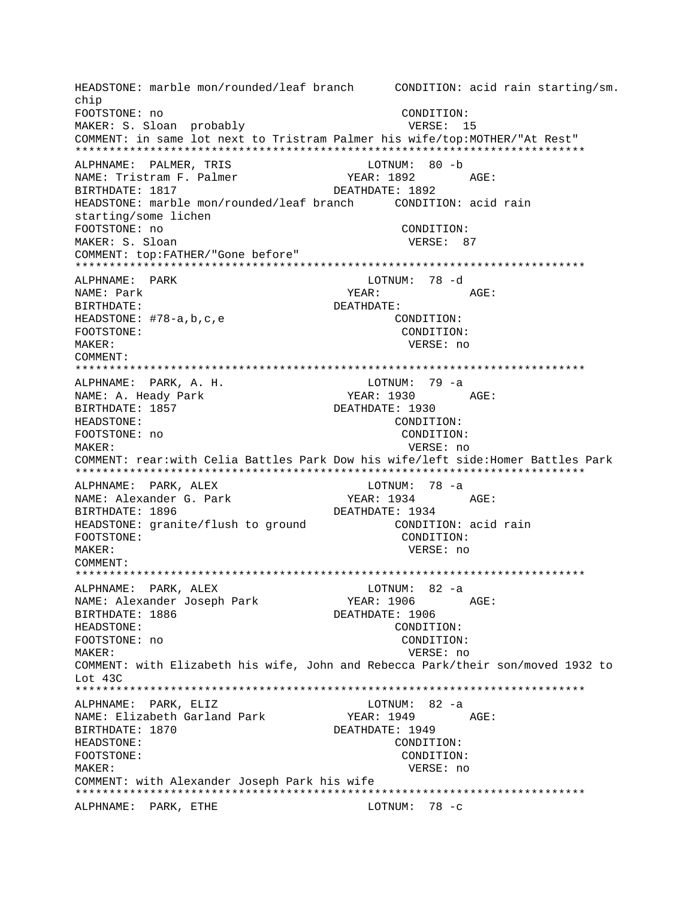```
HEADSTONE: marble mon/rounded/leaf branch      CONDITION: acid rain starting/sm.
chip
FOOTSTONE: no                                   CONDITION:
MAKER: S. Sloan  probably                        VERSE:  15
COMMENT: in same lot next to Tristram Palmer his wife/top:MOTHER/"At Rest"
*************************************************************************
ALPHNAME:  PALMER, TRIS                         LOTNUM:  80 -b
NAME: Tristram F. Palmer                   YEAR: 1892        AGE:
BIRTHDATE: 1817                           DEATHDATE: 1892
HEADSTONE: marble mon/rounded/leaf branch      CONDITION: acid rain
starting/some lichen
FOOTSTONE: no                                   CONDITION:
MAKER: S. Sloan                                  VERSE:  87
COMMENT: top:FATHER/"Gone before"
*************************************************************************
ALPHNAME:  PARK                                 LOTNUM:  78 -d
NAME: Park                                  YEAR:             AGE:
BIRTHDATE:                                DEATHDATE:
HEADSTONE: #78-a,b,c,e                          CONDITION:
FOOTSTONE:                                      CONDITION:
MAKER:                                           VERSE: no
COMMENT:
*************************************************************************
ALPHNAME:  PARK, A. H.                          LOTNUM:  79 -a
NAME: A. Heady Park                         YEAR: 1930        AGE:
BIRTHDATE: 1857                           DEATHDATE: 1930
HEADSTONE:                                      CONDITION:
FOOTSTONE: no                                   CONDITION:
MAKER:                                           VERSE: no
COMMENT: rear:with Celia Battles Park Dow his wife/left side:Homer Battles Park
*************************************************************************
ALPHNAME:  PARK, ALEX                           LOTNUM:  78 -a
NAME: Alexander G. Park                     YEAR: 1934        AGE:
BIRTHDATE: 1896                           DEATHDATE: 1934
HEADSTONE: granite/flush to ground              CONDITION: acid rain
FOOTSTONE:                                      CONDITION:
MAKER:                                           VERSE: no
COMMENT:
*************************************************************************
ALPHNAME:  PARK, ALEX                           LOTNUM:  82 -a
NAME: Alexander Joseph Park                 YEAR: 1906        AGE:
BIRTHDATE: 1886                           DEATHDATE: 1906
HEADSTONE:                                      CONDITION:
FOOTSTONE: no                                   CONDITION:
MAKER:                                           VERSE: no
COMMENT: with Elizabeth his wife, John and Rebecca Park/their son/moved 1932 to
Lot 43C
*************************************************************************
ALPHNAME:  PARK, ELIZ                           LOTNUM:  82 -a
NAME: Elizabeth Garland Park                YEAR: 1949        AGE:
BIRTHDATE: 1870                           DEATHDATE: 1949
HEADSTONE:                                      CONDITION:
FOOTSTONE:                                      CONDITION:
MAKER:                                           VERSE: no
COMMENT: with Alexander Joseph Park his wife
*************************************************************************
ALPHNAME:  PARK, ETHE                           LOTNUM:  78 -c
```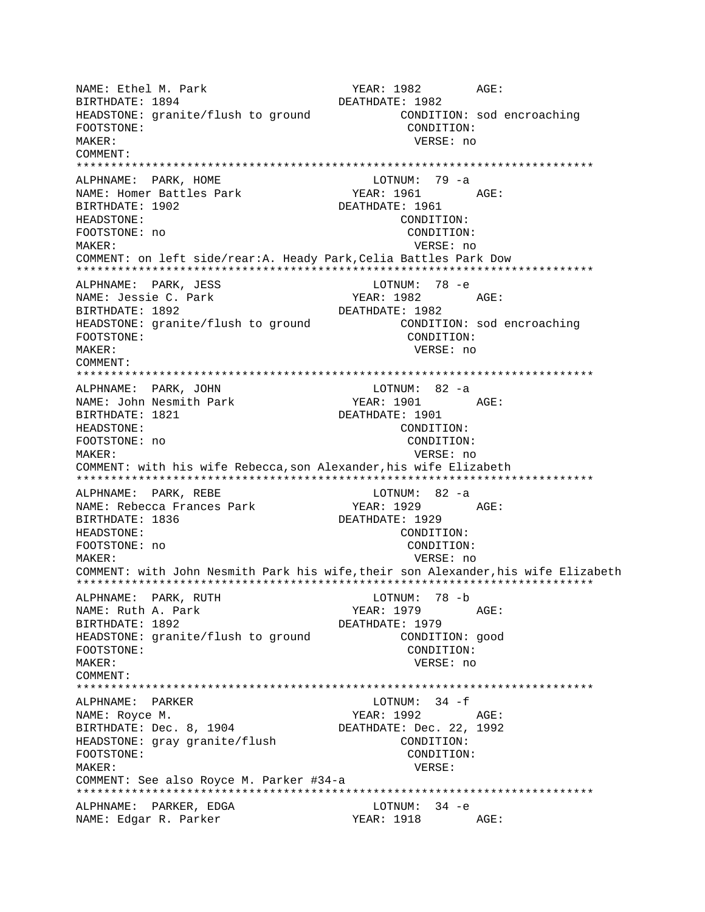NAME: Ethel M. Park YEAR: 1982 AGE:
BIRTHDATE: 1894 DEATHDATE: 1982
HEADSTONE: granite/flush to ground CONDITION: sod encroaching
FOOTSTONE: CONDITION:
MAKER: VERSE: no
COMMENT:
***************************************************************************
ALPHNAME: PARK, HOME LOTNUM: 79 -a
NAME: Homer Battles Park YEAR: 1961 AGE:
BIRTHDATE: 1902 DEATHDATE: 1961
HEADSTONE: CONDITION:
FOOTSTONE: no CONDITION:
MAKER: VERSE: no
COMMENT: on left side/rear:A. Heady Park,Celia Battles Park Dow
***************************************************************************
ALPHNAME: PARK, JESS LOTNUM: 78 -e
NAME: Jessie C. Park YEAR: 1982 AGE:
BIRTHDATE: 1892 DEATHDATE: 1982
HEADSTONE: granite/flush to ground CONDITION: sod encroaching
FOOTSTONE: CONDITION:
MAKER: VERSE: no
COMMENT:
***************************************************************************
ALPHNAME: PARK, JOHN LOTNUM: 82 -a
NAME: John Nesmith Park YEAR: 1901 AGE:
BIRTHDATE: 1821 DEATHDATE: 1901
HEADSTONE: CONDITION:
FOOTSTONE: no CONDITION:
MAKER: VERSE: no
COMMENT: with his wife Rebecca,son Alexander,his wife Elizabeth
***************************************************************************
ALPHNAME: PARK, REBE LOTNUM: 82 -a
NAME: Rebecca Frances Park YEAR: 1929 AGE:
BIRTHDATE: 1836 DEATHDATE: 1929
HEADSTONE: CONDITION:
FOOTSTONE: no CONDITION:
MAKER: VERSE: no
COMMENT: with John Nesmith Park his wife,their son Alexander,his wife Elizabeth
***************************************************************************
ALPHNAME: PARK, RUTH LOTNUM: 78 -b
NAME: Ruth A. Park YEAR: 1979 AGE:
BIRTHDATE: 1892 DEATHDATE: 1979
HEADSTONE: granite/flush to ground CONDITION: good
FOOTSTONE: CONDITION:
MAKER: VERSE: no
COMMENT:
***************************************************************************
ALPHNAME: PARKER LOTNUM: 34 -f
NAME: Royce M. YEAR: 1992 AGE:
BIRTHDATE: Dec. 8, 1904 DEATHDATE: Dec. 22, 1992
HEADSTONE: gray granite/flush CONDITION:
FOOTSTONE: CONDITION:
MAKER: VERSE:
COMMENT: See also Royce M. Parker #34-a
***************************************************************************
ALPHNAME: PARKER, EDGA LOTNUM: 34 -e
NAME: Edgar R. Parker YEAR: 1918 AGE: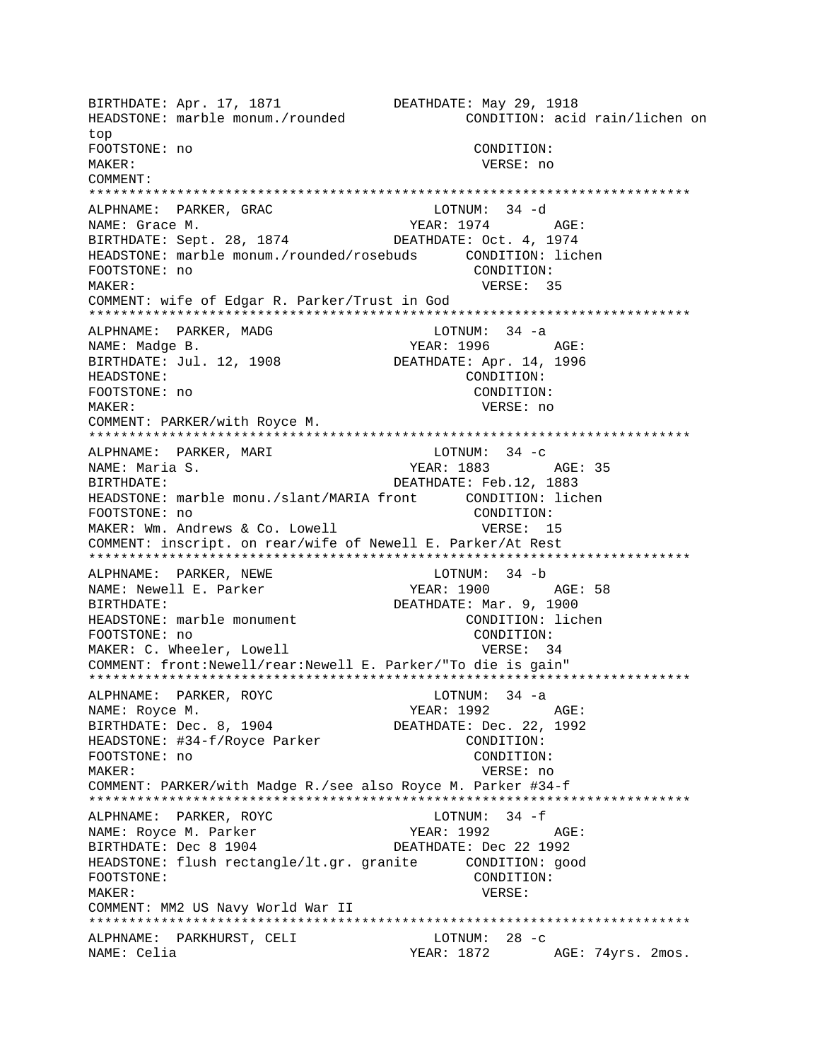BIRTHDATE: Apr. 17, 1871 DEATHDATE: May 29, 1918
HEADSTONE: marble monum./rounded CONDITION: acid rain/lichen on top
FOOTSTONE: no CONDITION:
MAKER: VERSE: no
COMMENT:
***************************************************************************
ALPHNAME: PARKER, GRAC LOTNUM: 34 -d
NAME: Grace M. YEAR: 1974 AGE:
BIRTHDATE: Sept. 28, 1874 DEATHDATE: Oct. 4, 1974
HEADSTONE: marble monum./rounded/rosebuds CONDITION: lichen
FOOTSTONE: no CONDITION:
MAKER: VERSE: 35
COMMENT: wife of Edgar R. Parker/Trust in God
***************************************************************************
ALPHNAME: PARKER, MADG LOTNUM: 34 -a
NAME: Madge B. YEAR: 1996 AGE:
BIRTHDATE: Jul. 12, 1908 DEATHDATE: Apr. 14, 1996
HEADSTONE: CONDITION:
FOOTSTONE: no CONDITION:
MAKER: VERSE: no
COMMENT: PARKER/with Royce M.
***************************************************************************
ALPHNAME: PARKER, MARI LOTNUM: 34 -c
NAME: Maria S. YEAR: 1883 AGE: 35
BIRTHDATE: DEATHDATE: Feb.12, 1883
HEADSTONE: marble monu./slant/MARIA front CONDITION: lichen
FOOTSTONE: no CONDITION:
MAKER: Wm. Andrews & Co. Lowell VERSE: 15
COMMENT: inscript. on rear/wife of Newell E. Parker/At Rest
***************************************************************************
ALPHNAME: PARKER, NEWE LOTNUM: 34 -b
NAME: Newell E. Parker YEAR: 1900 AGE: 58
BIRTHDATE: DEATHDATE: Mar. 9, 1900
HEADSTONE: marble monument CONDITION: lichen
FOOTSTONE: no CONDITION:
MAKER: C. Wheeler, Lowell VERSE: 34
COMMENT: front:Newell/rear:Newell E. Parker/"To die is gain"
***************************************************************************
ALPHNAME: PARKER, ROYC LOTNUM: 34 -a
NAME: Royce M. YEAR: 1992 AGE:
BIRTHDATE: Dec. 8, 1904 DEATHDATE: Dec. 22, 1992
HEADSTONE: #34-f/Royce Parker CONDITION:
FOOTSTONE: no CONDITION:
MAKER: VERSE: no
COMMENT: PARKER/with Madge R./see also Royce M. Parker #34-f
***************************************************************************
ALPHNAME: PARKER, ROYC LOTNUM: 34 -f
NAME: Royce M. Parker YEAR: 1992 AGE:
BIRTHDATE: Dec 8 1904 DEATHDATE: Dec 22 1992
HEADSTONE: flush rectangle/lt.gr. granite CONDITION: good
FOOTSTONE: CONDITION:
MAKER: VERSE:
COMMENT: MM2 US Navy World War II
***************************************************************************
ALPHNAME: PARKHURST, CELI LOTNUM: 28 -c
NAME: Celia YEAR: 1872 AGE: 74yrs. 2mos.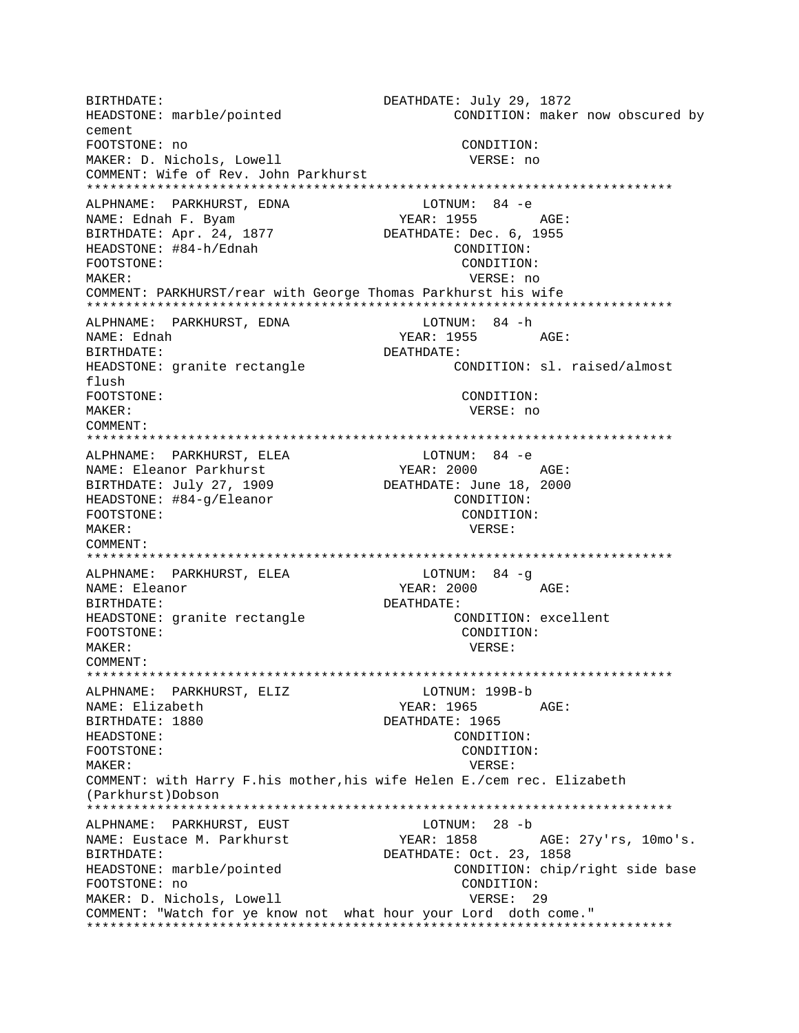BIRTHDATE: DEATHDATE: July 29, 1872
HEADSTONE: marble/pointed CONDITION: maker now obscured by cement
FOOTSTONE: no CONDITION:
MAKER: D. Nichols, Lowell VERSE: no
COMMENT: Wife of Rev. John Parkhurst

***************************************************************************

ALPHNAME: PARKHURST, EDNA LOTNUM: 84 -e
NAME: Ednah F. Byam YEAR: 1955 AGE:
BIRTHDATE: Apr. 24, 1877 DEATHDATE: Dec. 6, 1955
HEADSTONE: #84-h/Ednah CONDITION:
FOOTSTONE: CONDITION:
MAKER: VERSE: no
COMMENT: PARKHURST/rear with George Thomas Parkhurst his wife

***************************************************************************

ALPHNAME: PARKHURST, EDNA LOTNUM: 84 -h
NAME: Ednah YEAR: 1955 AGE:
BIRTHDATE: DEATHDATE:
HEADSTONE: granite rectangle CONDITION: sl. raised/almost flush
FOOTSTONE: CONDITION:
MAKER: VERSE: no
COMMENT:

***************************************************************************

ALPHNAME: PARKHURST, ELEA LOTNUM: 84 -e
NAME: Eleanor Parkhurst YEAR: 2000 AGE:
BIRTHDATE: July 27, 1909 DEATHDATE: June 18, 2000
HEADSTONE: #84-g/Eleanor CONDITION:
FOOTSTONE: CONDITION:
MAKER: VERSE:
COMMENT:

***************************************************************************

ALPHNAME: PARKHURST, ELEA LOTNUM: 84 -g
NAME: Eleanor YEAR: 2000 AGE:
BIRTHDATE: DEATHDATE:
HEADSTONE: granite rectangle CONDITION: excellent
FOOTSTONE: CONDITION:
MAKER: VERSE:
COMMENT:

***************************************************************************

ALPHNAME: PARKHURST, ELIZ LOTNUM: 199B-b
NAME: Elizabeth YEAR: 1965 AGE:
BIRTHDATE: 1880 DEATHDATE: 1965
HEADSTONE: CONDITION:
FOOTSTONE: CONDITION:
MAKER: VERSE:
COMMENT: with Harry F.his mother,his wife Helen E./cem rec. Elizabeth (Parkhurst)Dobson

***************************************************************************

ALPHNAME: PARKHURST, EUST LOTNUM: 28 -b
NAME: Eustace M. Parkhurst YEAR: 1858 AGE: 27y'rs, 10mo's.
BIRTHDATE: DEATHDATE: Oct. 23, 1858
HEADSTONE: marble/pointed CONDITION: chip/right side base
FOOTSTONE: no CONDITION:
MAKER: D. Nichols, Lowell VERSE: 29
COMMENT: "Watch for ye know not what hour your Lord doth come."

***************************************************************************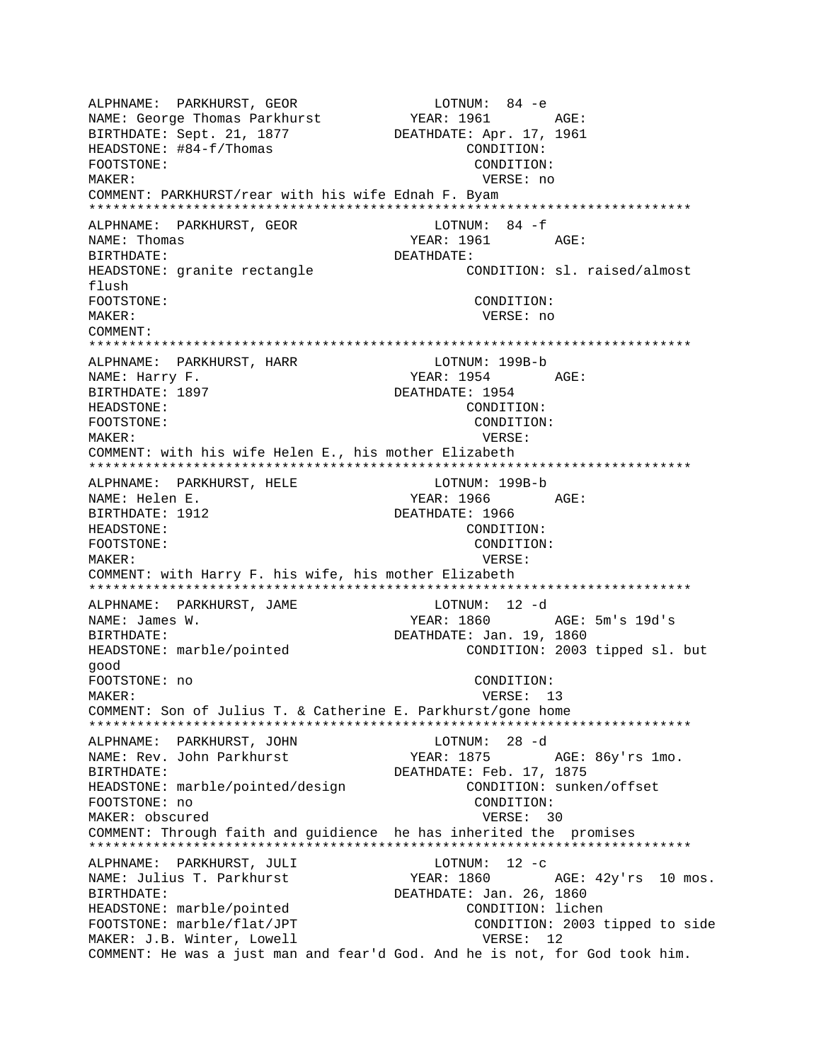```
ALPHNAME:  PARKHURST, GEOR                LOTNUM:  84 -e
NAME: George Thomas Parkhurst           YEAR: 1961        AGE:
BIRTHDATE: Sept. 21, 1877             DEATHDATE: Apr. 17, 1961
HEADSTONE: #84-f/Thomas                         CONDITION:
FOOTSTONE:                                       CONDITION:
MAKER:                                            VERSE: no
COMMENT: PARKHURST/rear with his wife Ednah F. Byam
****************************************************************************
ALPHNAME:  PARKHURST, GEOR                LOTNUM:  84 -f
NAME: Thomas                            YEAR: 1961        AGE:
BIRTHDATE:                              DEATHDATE:
HEADSTONE: granite rectangle                    CONDITION: sl. raised/almost
flush
FOOTSTONE:                                       CONDITION:
MAKER:                                            VERSE: no
COMMENT:
****************************************************************************
ALPHNAME:  PARKHURST, HARR                LOTNUM: 199B-b
NAME: Harry F.                          YEAR: 1954        AGE:
BIRTHDATE: 1897                         DEATHDATE: 1954
HEADSTONE:                                       CONDITION:
FOOTSTONE:                                       CONDITION:
MAKER:                                            VERSE:
COMMENT: with his wife Helen E., his mother Elizabeth
****************************************************************************
ALPHNAME:  PARKHURST, HELE                LOTNUM: 199B-b
NAME: Helen E.                          YEAR: 1966        AGE:
BIRTHDATE: 1912                         DEATHDATE: 1966
HEADSTONE:                                       CONDITION:
FOOTSTONE:                                       CONDITION:
MAKER:                                            VERSE:
COMMENT: with Harry F. his wife, his mother Elizabeth
****************************************************************************
ALPHNAME:  PARKHURST, JAME                LOTNUM:  12 -d
NAME: James W.                          YEAR: 1860        AGE: 5m's 19d's
BIRTHDATE:                              DEATHDATE: Jan. 19, 1860
HEADSTONE: marble/pointed                       CONDITION: 2003 tipped sl. but
good
FOOTSTONE: no                                    CONDITION:
MAKER:                                            VERSE:  13
COMMENT: Son of Julius T. & Catherine E. Parkhurst/gone home
****************************************************************************
ALPHNAME:  PARKHURST, JOHN                LOTNUM:  28 -d
NAME: Rev. John Parkhurst               YEAR: 1875        AGE: 86y'rs 1mo.
BIRTHDATE:                              DEATHDATE: Feb. 17, 1875
HEADSTONE: marble/pointed/design               CONDITION: sunken/offset
FOOTSTONE: no                                   CONDITION:
MAKER: obscured                                  VERSE:  30
COMMENT: Through faith and guidience  he has inherited the  promises
****************************************************************************
ALPHNAME:  PARKHURST, JULI                LOTNUM:  12 -c
NAME: Julius T. Parkhurst               YEAR: 1860        AGE: 42y'rs  10 mos.
BIRTHDATE:                              DEATHDATE: Jan. 26, 1860
HEADSTONE: marble/pointed                       CONDITION: lichen
FOOTSTONE: marble/flat/JPT                       CONDITION: 2003 tipped to side
MAKER: J.B. Winter, Lowell                       VERSE:  12
COMMENT: He was a just man and fear'd God. And he is not, for God took him.
```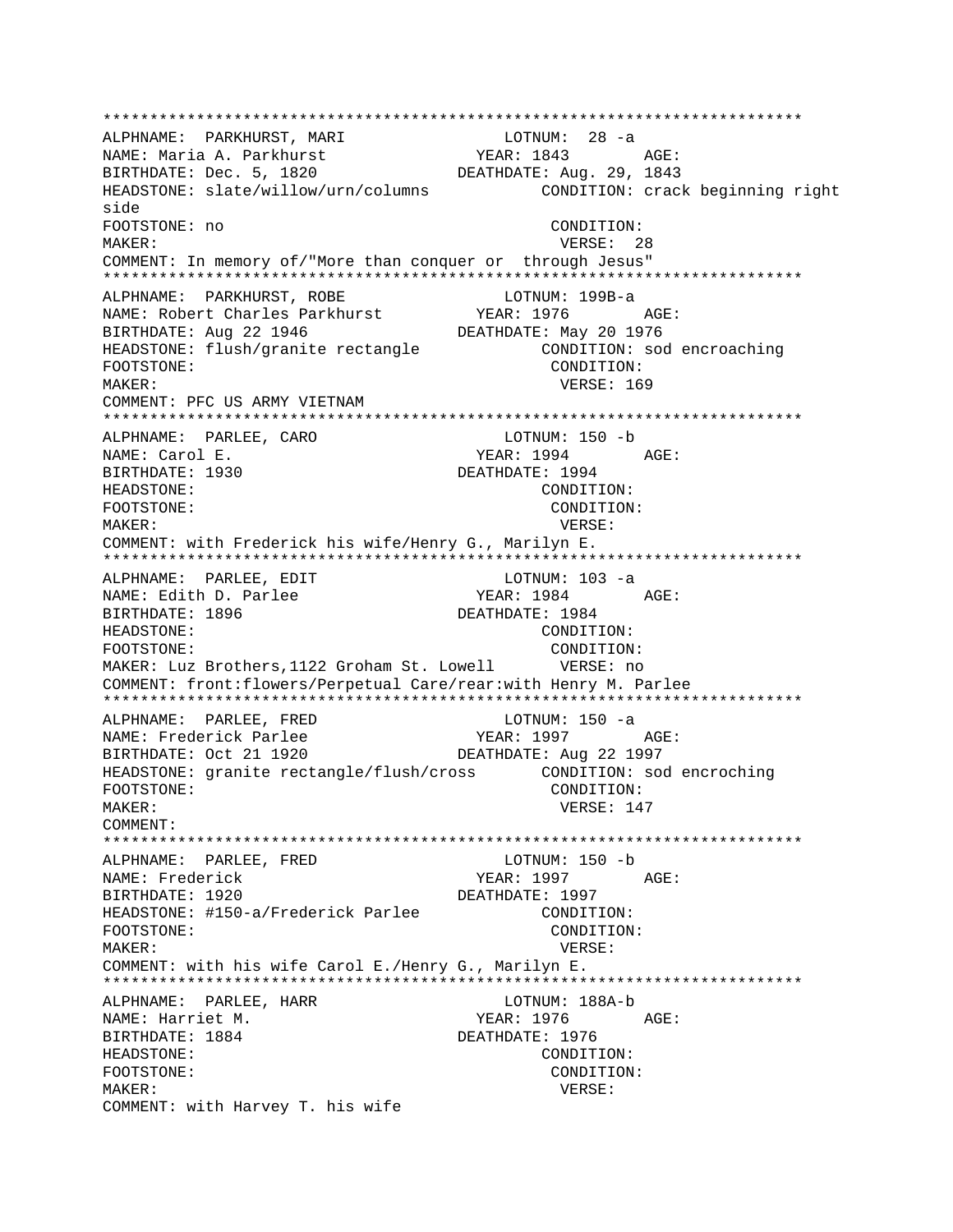```
***************************************************************************
ALPHNAME:  PARKHURST, MARI                    LOTNUM:  28 -a
NAME: Maria A. Parkhurst                  YEAR: 1843        AGE:
BIRTHDATE: Dec. 5, 1820                DEATHDATE: Aug. 29, 1843
HEADSTONE: slate/willow/urn/columns            CONDITION: crack beginning right
side
FOOTSTONE: no                                   CONDITION:
MAKER:                                           VERSE:  28
COMMENT: In memory of/"More than conquer or  through Jesus"
***************************************************************************
ALPHNAME:  PARKHURST, ROBE                    LOTNUM: 199B-a
NAME: Robert Charles Parkhurst          YEAR: 1976        AGE:
BIRTHDATE: Aug 22 1946                 DEATHDATE: May 20 1976
HEADSTONE: flush/granite rectangle             CONDITION: sod encroaching
FOOTSTONE:                                      CONDITION:
MAKER:                                           VERSE: 169
COMMENT: PFC US ARMY VIETNAM
***************************************************************************
ALPHNAME:  PARLEE, CARO                       LOTNUM: 150 -b
NAME: Carol E.                            YEAR: 1994        AGE:
BIRTHDATE: 1930                        DEATHDATE: 1994
HEADSTONE:                                      CONDITION:
FOOTSTONE:                                      CONDITION:
MAKER:                                           VERSE:
COMMENT: with Frederick his wife/Henry G., Marilyn E.
***************************************************************************
ALPHNAME:  PARLEE, EDIT                       LOTNUM: 103 -a
NAME: Edith D. Parlee                     YEAR: 1984        AGE:
BIRTHDATE: 1896                        DEATHDATE: 1984
HEADSTONE:                                      CONDITION:
FOOTSTONE:                                      CONDITION:
MAKER: Luz Brothers,1122 Groham St. Lowell       VERSE: no
COMMENT: front:flowers/Perpetual Care/rear:with Henry M. Parlee
***************************************************************************
ALPHNAME:  PARLEE, FRED                       LOTNUM: 150 -a
NAME: Frederick Parlee                    YEAR: 1997        AGE:
BIRTHDATE: Oct 21 1920                 DEATHDATE: Aug 22 1997
HEADSTONE: granite rectangle/flush/cross       CONDITION: sod encroching
FOOTSTONE:                                      CONDITION:
MAKER:                                           VERSE: 147
COMMENT:
***************************************************************************
ALPHNAME:  PARLEE, FRED                       LOTNUM: 150 -b
NAME: Frederick                           YEAR: 1997        AGE:
BIRTHDATE: 1920                        DEATHDATE: 1997
HEADSTONE: #150-a/Frederick Parlee              CONDITION:
FOOTSTONE:                                      CONDITION:
MAKER:                                           VERSE:
COMMENT: with his wife Carol E./Henry G., Marilyn E.
***************************************************************************
ALPHNAME:  PARLEE, HARR                       LOTNUM: 188A-b
NAME: Harriet M.                          YEAR: 1976        AGE:
BIRTHDATE: 1884                        DEATHDATE: 1976
HEADSTONE:                                      CONDITION:
FOOTSTONE:                                      CONDITION:
MAKER:                                           VERSE:
COMMENT: with Harvey T. his wife
```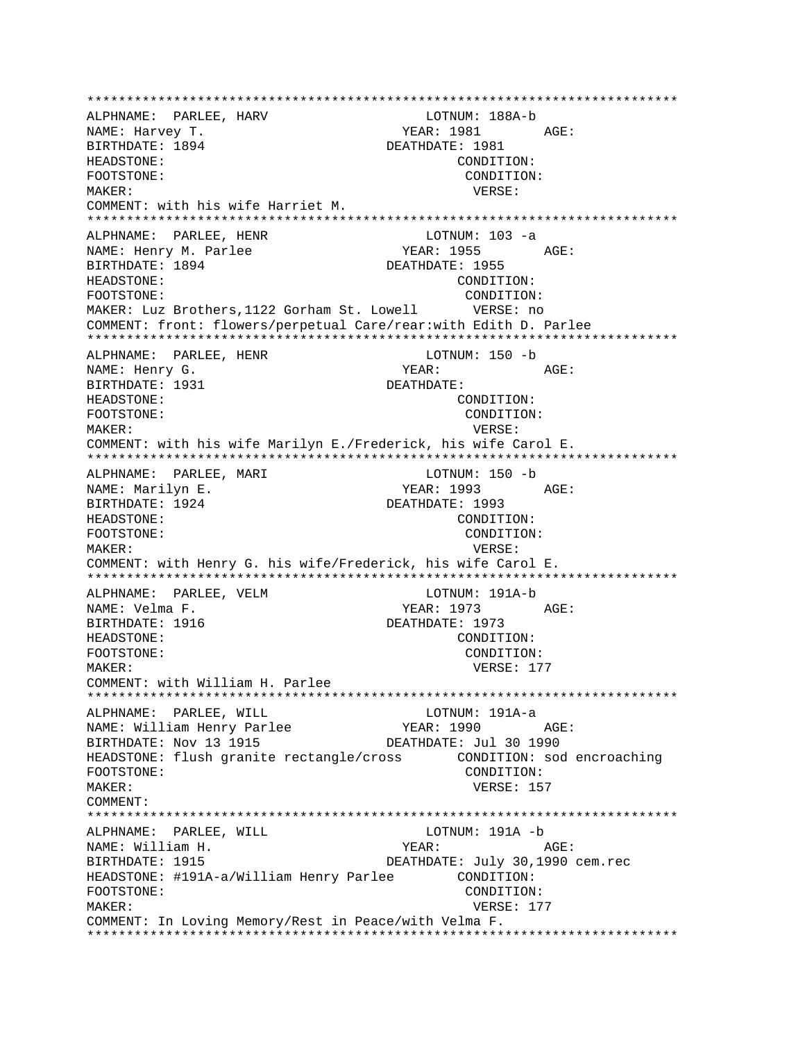```
***************************************************************************
ALPHNAME:  PARLEE, HARV                        LOTNUM: 188A-b
NAME: Harvey T.                               YEAR: 1981        AGE:
BIRTHDATE: 1894                              DEATHDATE: 1981
HEADSTONE:                                          CONDITION:
FOOTSTONE:                                          CONDITION:
MAKER:                                               VERSE:
COMMENT: with his wife Harriet M.
***************************************************************************
ALPHNAME:  PARLEE, HENR                        LOTNUM: 103 -a
NAME: Henry M. Parlee                         YEAR: 1955        AGE:
BIRTHDATE: 1894                              DEATHDATE: 1955
HEADSTONE:                                          CONDITION:
FOOTSTONE:                                          CONDITION:
MAKER: Luz Brothers,1122 Gorham St. Lowell       VERSE: no
COMMENT: front: flowers/perpetual Care/rear:with Edith D. Parlee
***************************************************************************
ALPHNAME:  PARLEE, HENR                        LOTNUM: 150 -b
NAME: Henry G.                                YEAR:             AGE:
BIRTHDATE: 1931                              DEATHDATE:
HEADSTONE:                                          CONDITION:
FOOTSTONE:                                          CONDITION:
MAKER:                                               VERSE:
COMMENT: with his wife Marilyn E./Frederick, his wife Carol E.
***************************************************************************
ALPHNAME:  PARLEE, MARI                        LOTNUM: 150 -b
NAME: Marilyn E.                              YEAR: 1993        AGE:
BIRTHDATE: 1924                              DEATHDATE: 1993
HEADSTONE:                                          CONDITION:
FOOTSTONE:                                          CONDITION:
MAKER:                                               VERSE:
COMMENT: with Henry G. his wife/Frederick, his wife Carol E.
***************************************************************************
ALPHNAME:  PARLEE, VELM                        LOTNUM: 191A-b
NAME: Velma F.                                YEAR: 1973        AGE:
BIRTHDATE: 1916                              DEATHDATE: 1973
HEADSTONE:                                          CONDITION:
FOOTSTONE:                                          CONDITION:
MAKER:                                               VERSE: 177
COMMENT: with William H. Parlee
***************************************************************************
ALPHNAME:  PARLEE, WILL                        LOTNUM: 191A-a
NAME: William Henry Parlee                    YEAR: 1990        AGE:
BIRTHDATE: Nov 13 1915                       DEATHDATE: Jul 30 1990
HEADSTONE: flush granite rectangle/cross       CONDITION: sod encroaching
FOOTSTONE:                                          CONDITION:
MAKER:                                               VERSE: 157
COMMENT:
***************************************************************************
ALPHNAME:  PARLEE, WILL                        LOTNUM: 191A -b
NAME: William H.                              YEAR:             AGE:
BIRTHDATE: 1915                              DEATHDATE: July 30,1990 cem.rec
HEADSTONE: #191A-a/William Henry Parlee        CONDITION:
FOOTSTONE:                                          CONDITION:
MAKER:                                               VERSE: 177
COMMENT: In Loving Memory/Rest in Peace/with Velma F.
***************************************************************************
```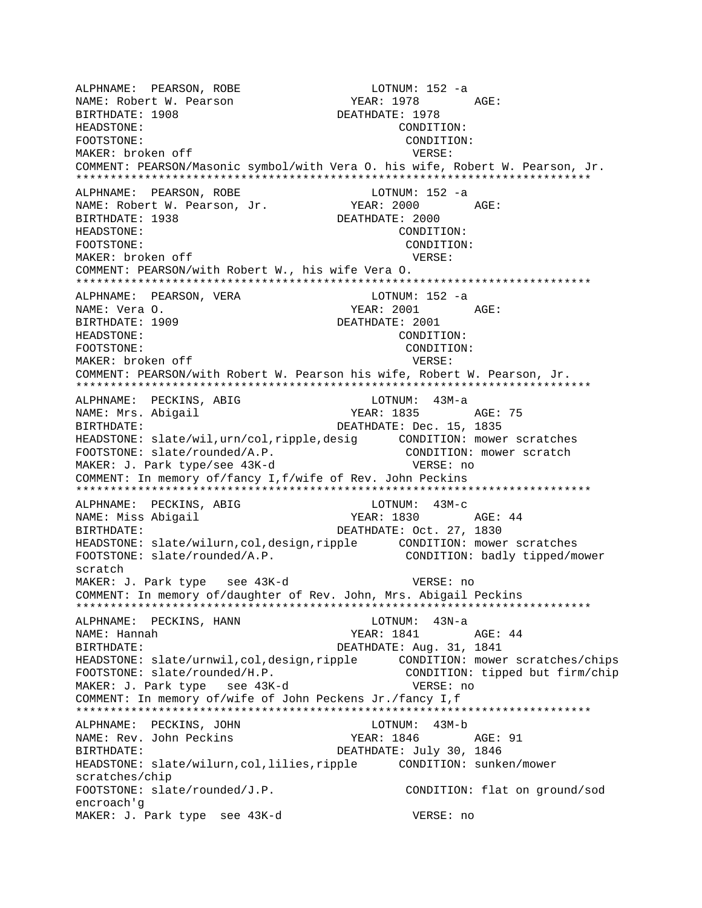```
ALPHNAME:  PEARSON, ROBE                    LOTNUM: 152 -a
NAME: Robert W. Pearson                YEAR: 1978       AGE:
BIRTHDATE: 1908                      DEATHDATE: 1978
HEADSTONE:                                    CONDITION:
FOOTSTONE:                                     CONDITION:
MAKER: broken off                              VERSE:
COMMENT: PEARSON/Masonic symbol/with Vera O. his wife, Robert W. Pearson, Jr.
****************************************************************************
ALPHNAME:  PEARSON, ROBE                    LOTNUM: 152 -a
NAME: Robert W. Pearson, Jr.           YEAR: 2000       AGE:
BIRTHDATE: 1938                      DEATHDATE: 2000
HEADSTONE:                                    CONDITION:
FOOTSTONE:                                     CONDITION:
MAKER: broken off                              VERSE:
COMMENT: PEARSON/with Robert W., his wife Vera O.
****************************************************************************
ALPHNAME:  PEARSON, VERA                    LOTNUM: 152 -a
NAME: Vera O.                          YEAR: 2001       AGE:
BIRTHDATE: 1909                      DEATHDATE: 2001
HEADSTONE:                                    CONDITION:
FOOTSTONE:                                     CONDITION:
MAKER: broken off                              VERSE:
COMMENT: PEARSON/with Robert W. Pearson his wife, Robert W. Pearson, Jr.
****************************************************************************
ALPHNAME:  PECKINS, ABIG                    LOTNUM:  43M-a
NAME: Mrs. Abigail                     YEAR: 1835       AGE: 75
BIRTHDATE:                           DEATHDATE: Dec. 15, 1835
HEADSTONE: slate/wil,urn/col,ripple,desig      CONDITION: mower scratches
FOOTSTONE: slate/rounded/A.P.                  CONDITION: mower scratch
MAKER: J. Park type/see 43K-d                  VERSE: no
COMMENT: In memory of/fancy I,f/wife of Rev. John Peckins
****************************************************************************
ALPHNAME:  PECKINS, ABIG                    LOTNUM:  43M-c
NAME: Miss Abigail                     YEAR: 1830       AGE: 44
BIRTHDATE:                           DEATHDATE: Oct. 27, 1830
HEADSTONE: slate/wilurn,col,design,ripple      CONDITION: mower scratches
FOOTSTONE: slate/rounded/A.P.                  CONDITION: badly tipped/mower
scratch
MAKER: J. Park type   see 43K-d                VERSE: no
COMMENT: In memory of/daughter of Rev. John, Mrs. Abigail Peckins
****************************************************************************
ALPHNAME:  PECKINS, HANN                    LOTNUM:  43N-a
NAME: Hannah                           YEAR: 1841       AGE: 44
BIRTHDATE:                           DEATHDATE: Aug. 31, 1841
HEADSTONE: slate/urnwil,col,design,ripple      CONDITION: mower scratches/chips
FOOTSTONE: slate/rounded/H.P.                  CONDITION: tipped but firm/chip
MAKER: J. Park type   see 43K-d                VERSE: no
COMMENT: In memory of/wife of John Peckens Jr./fancy I,f
****************************************************************************
ALPHNAME:  PECKINS, JOHN                    LOTNUM:  43M-b
NAME: Rev. John Peckins                YEAR: 1846       AGE: 91
BIRTHDATE:                           DEATHDATE: July 30, 1846
HEADSTONE: slate/wilurn,col,lilies,ripple      CONDITION: sunken/mower
scratches/chip
FOOTSTONE: slate/rounded/J.P.                  CONDITION: flat on ground/sod
encroach'g
MAKER: J. Park type  see 43K-d                 VERSE: no
```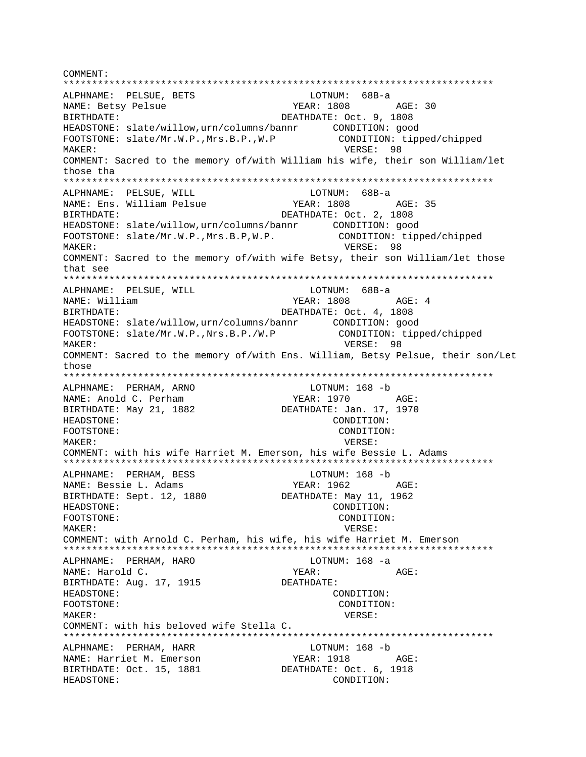COMMENT:

***************************************************************************

ALPHNAME: PELSUE, BETS LOTNUM: 68B-a
NAME: Betsy Pelsue YEAR: 1808 AGE: 30
BIRTHDATE: DEATHDATE: Oct. 9, 1808
HEADSTONE: slate/willow,urn/columns/bannr CONDITION: good
FOOTSTONE: slate/Mr.W.P.,Mrs.B.P.,W.P CONDITION: tipped/chipped
MAKER: VERSE: 98
COMMENT: Sacred to the memory of/with William his wife, their son William/let those tha

***************************************************************************

ALPHNAME: PELSUE, WILL LOTNUM: 68B-a
NAME: Ens. William Pelsue YEAR: 1808 AGE: 35
BIRTHDATE: DEATHDATE: Oct. 2, 1808
HEADSTONE: slate/willow,urn/columns/bannr CONDITION: good
FOOTSTONE: slate/Mr.W.P.,Mrs.B.P,W.P. CONDITION: tipped/chipped
MAKER: VERSE: 98
COMMENT: Sacred to the memory of/with wife Betsy, their son William/let those that see

***************************************************************************

ALPHNAME: PELSUE, WILL LOTNUM: 68B-a
NAME: William YEAR: 1808 AGE: 4
BIRTHDATE: DEATHDATE: Oct. 4, 1808
HEADSTONE: slate/willow,urn/columns/bannr CONDITION: good
FOOTSTONE: slate/Mr.W.P.,Nrs.B.P./W.P CONDITION: tipped/chipped
MAKER: VERSE: 98
COMMENT: Sacred to the memory of/with Ens. William, Betsy Pelsue, their son/Let those

***************************************************************************

ALPHNAME: PERHAM, ARNO LOTNUM: 168 -b
NAME: Anold C. Perham YEAR: 1970 AGE:
BIRTHDATE: May 21, 1882 DEATHDATE: Jan. 17, 1970
HEADSTONE: CONDITION:
FOOTSTONE: CONDITION:
MAKER: VERSE:
COMMENT: with his wife Harriet M. Emerson, his wife Bessie L. Adams

***************************************************************************

ALPHNAME: PERHAM, BESS LOTNUM: 168 -b
NAME: Bessie L. Adams YEAR: 1962 AGE:
BIRTHDATE: Sept. 12, 1880 DEATHDATE: May 11, 1962
HEADSTONE: CONDITION:
FOOTSTONE: CONDITION:
MAKER: VERSE:
COMMENT: with Arnold C. Perham, his wife, his wife Harriet M. Emerson

***************************************************************************

ALPHNAME: PERHAM, HARO LOTNUM: 168 -a
NAME: Harold C. YEAR: AGE:
BIRTHDATE: Aug. 17, 1915 DEATHDATE:
HEADSTONE: CONDITION:
FOOTSTONE: CONDITION:
MAKER: VERSE:
COMMENT: with his beloved wife Stella C.

***************************************************************************

ALPHNAME: PERHAM, HARR LOTNUM: 168 -b
NAME: Harriet M. Emerson YEAR: 1918 AGE:
BIRTHDATE: Oct. 15, 1881 DEATHDATE: Oct. 6, 1918
HEADSTONE: CONDITION: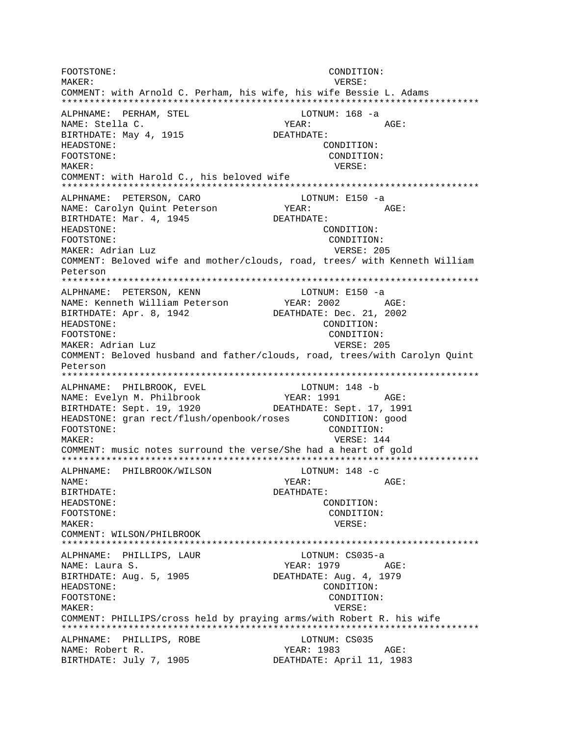```
FOOTSTONE:                                      CONDITION:
MAKER:                                          VERSE:
COMMENT: with Arnold C. Perham, his wife, his wife Bessie L. Adams
***************************************************************************
ALPHNAME:  PERHAM, STEL                     LOTNUM: 168 -a
NAME: Stella C.                           YEAR:            AGE:
BIRTHDATE: May 4, 1915                 DEATHDATE:
HEADSTONE:                                     CONDITION:
FOOTSTONE:                                     CONDITION:
MAKER:                                          VERSE:
COMMENT: with Harold C., his beloved wife
***************************************************************************
ALPHNAME:  PETERSON, CARO                   LOTNUM: E150 -a
NAME: Carolyn Quint Peterson              YEAR:            AGE:
BIRTHDATE: Mar. 4, 1945                DEATHDATE:
HEADSTONE:                                     CONDITION:
FOOTSTONE:                                     CONDITION:
MAKER: Adrian Luz                               VERSE: 205
COMMENT: Beloved wife and mother/clouds, road, trees/ with Kenneth William
Peterson
***************************************************************************
ALPHNAME:  PETERSON, KENN                   LOTNUM: E150 -a
NAME: Kenneth William Peterson            YEAR: 2002       AGE:
BIRTHDATE: Apr. 8, 1942                DEATHDATE: Dec. 21, 2002
HEADSTONE:                                     CONDITION:
FOOTSTONE:                                     CONDITION:
MAKER: Adrian Luz                               VERSE: 205
COMMENT: Beloved husband and father/clouds, road, trees/with Carolyn Quint
Peterson
***************************************************************************
ALPHNAME:  PHILBROOK, EVEL                  LOTNUM: 148 -b
NAME: Evelyn M. Philbrook                 YEAR: 1991       AGE:
BIRTHDATE: Sept. 19, 1920              DEATHDATE: Sept. 17, 1991
HEADSTONE: gran rect/flush/openbook/roses      CONDITION: good
FOOTSTONE:                                     CONDITION:
MAKER:                                          VERSE: 144
COMMENT: music notes surround the verse/She had a heart of gold
***************************************************************************
ALPHNAME:  PHILBROOK/WILSON                 LOTNUM: 148 -c
NAME:                                     YEAR:            AGE:
BIRTHDATE:                             DEATHDATE:
HEADSTONE:                                     CONDITION:
FOOTSTONE:                                     CONDITION:
MAKER:                                          VERSE:
COMMENT: WILSON/PHILBROOK
***************************************************************************
ALPHNAME:  PHILLIPS, LAUR                   LOTNUM: CS035-a
NAME: Laura S.                            YEAR: 1979       AGE:
BIRTHDATE: Aug. 5, 1905                DEATHDATE: Aug. 4, 1979
HEADSTONE:                                     CONDITION:
FOOTSTONE:                                     CONDITION:
MAKER:                                          VERSE:
COMMENT: PHILLIPS/cross held by praying arms/with Robert R. his wife
***************************************************************************
ALPHNAME:  PHILLIPS, ROBE                   LOTNUM: CS035
NAME: Robert R.                           YEAR: 1983       AGE:
BIRTHDATE: July 7, 1905                DEATHDATE: April 11, 1983
```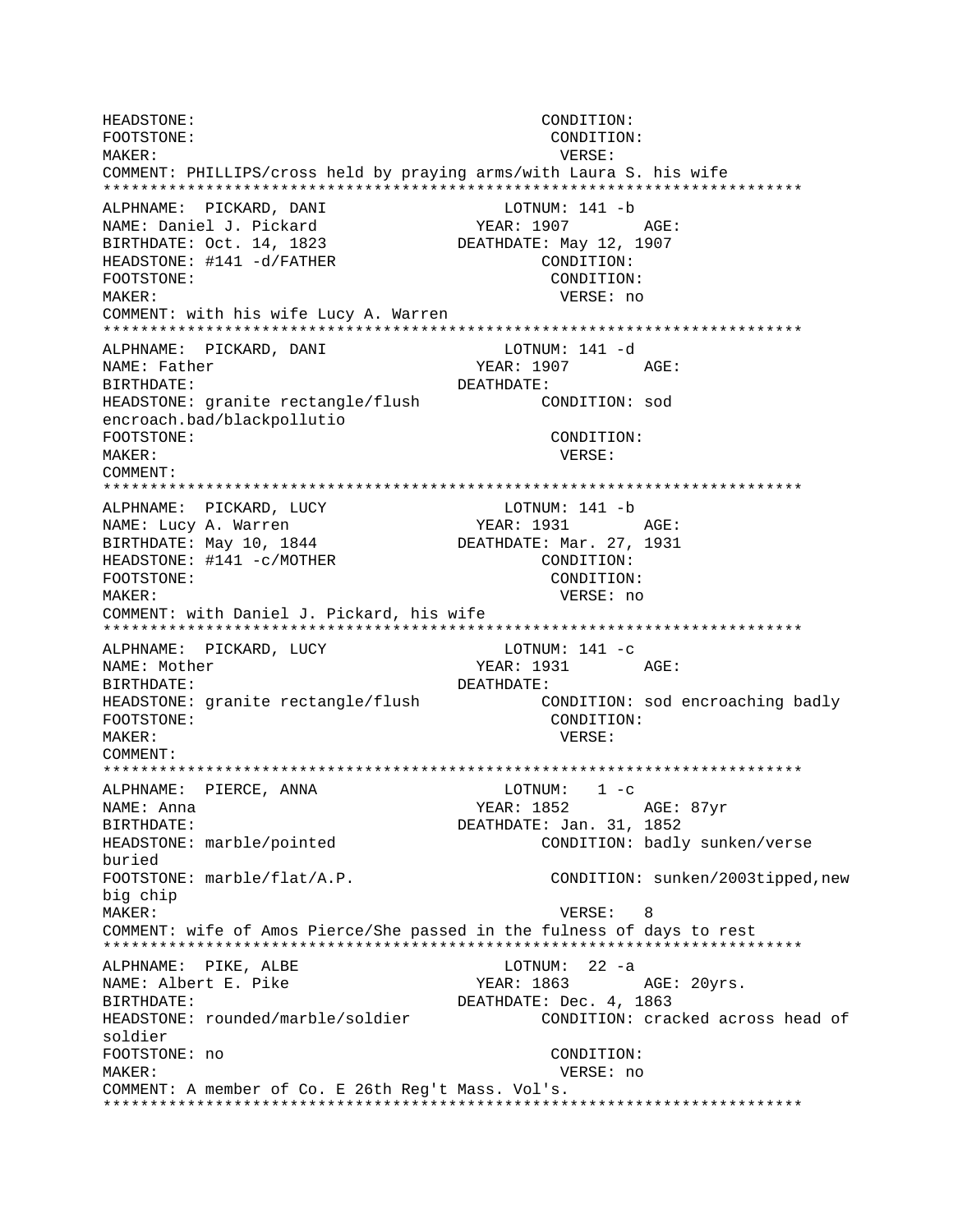```
HEADSTONE:                                    CONDITION:
FOOTSTONE:                                     CONDITION:
MAKER:                                         VERSE:
COMMENT: PHILLIPS/cross held by praying arms/with Laura S. his wife
***************************************************************************
ALPHNAME:  PICKARD, DANI                     LOTNUM: 141 -b
NAME: Daniel J. Pickard                  YEAR: 1907        AGE:
BIRTHDATE: Oct. 14, 1823               DEATHDATE: May 12, 1907
HEADSTONE: #141 -d/FATHER                      CONDITION:
FOOTSTONE:                                     CONDITION:
MAKER:                                         VERSE: no
COMMENT: with his wife Lucy A. Warren
***************************************************************************
ALPHNAME:  PICKARD, DANI                     LOTNUM: 141 -d
NAME: Father                             YEAR: 1907        AGE:
BIRTHDATE:                             DEATHDATE:
HEADSTONE: granite rectangle/flush            CONDITION: sod
encroach.bad/blackpollutio
FOOTSTONE:                                     CONDITION:
MAKER:                                         VERSE:
COMMENT:
***************************************************************************
ALPHNAME:  PICKARD, LUCY                     LOTNUM: 141 -b
NAME: Lucy A. Warren                     YEAR: 1931        AGE:
BIRTHDATE: May 10, 1844                DEATHDATE: Mar. 27, 1931
HEADSTONE: #141 -c/MOTHER                      CONDITION:
FOOTSTONE:                                     CONDITION:
MAKER:                                         VERSE: no
COMMENT: with Daniel J. Pickard, his wife
***************************************************************************
ALPHNAME:  PICKARD, LUCY                     LOTNUM: 141 -c
NAME: Mother                             YEAR: 1931        AGE:
BIRTHDATE:                             DEATHDATE:
HEADSTONE: granite rectangle/flush            CONDITION: sod encroaching badly
FOOTSTONE:                                     CONDITION:
MAKER:                                         VERSE:
COMMENT:
***************************************************************************
ALPHNAME:  PIERCE, ANNA                      LOTNUM:   1 -c
NAME: Anna                               YEAR: 1852        AGE: 87yr
BIRTHDATE:                             DEATHDATE: Jan. 31, 1852
HEADSTONE: marble/pointed                     CONDITION: badly sunken/verse
buried
FOOTSTONE: marble/flat/A.P.                    CONDITION: sunken/2003tipped,new
big chip
MAKER:                                         VERSE:   8
COMMENT: wife of Amos Pierce/She passed in the fulness of days to rest
***************************************************************************
ALPHNAME:  PIKE, ALBE                        LOTNUM:  22 -a
NAME: Albert E. Pike                     YEAR: 1863        AGE: 20yrs.
BIRTHDATE:                             DEATHDATE: Dec. 4, 1863
HEADSTONE: rounded/marble/soldier             CONDITION: cracked across head of
soldier
FOOTSTONE: no                                  CONDITION:
MAKER:                                         VERSE: no
COMMENT: A member of Co. E 26th Reg't Mass. Vol's.
***************************************************************************
```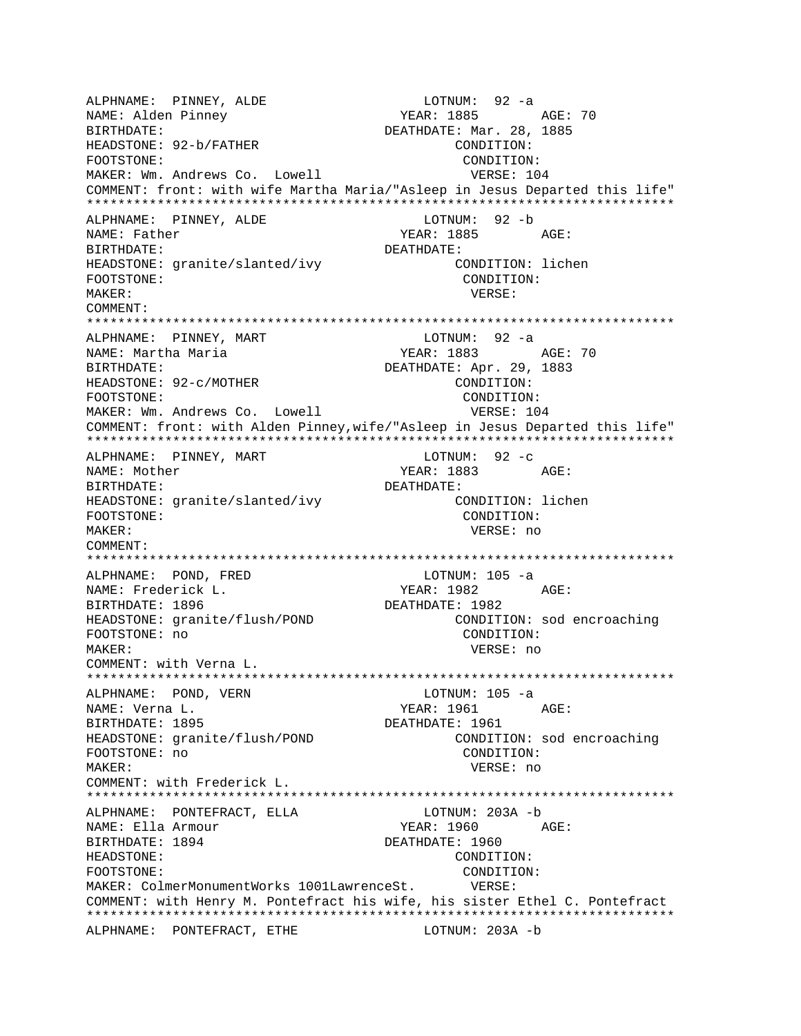```
ALPHNAME:  PINNEY, ALDE                     LOTNUM:  92 -a
NAME: Alden Pinney                         YEAR: 1885       AGE: 70
BIRTHDATE:                                DEATHDATE: Mar. 28, 1885
HEADSTONE: 92-b/FATHER                              CONDITION:
FOOTSTONE:                                          CONDITION:
MAKER: Wm. Andrews Co.  Lowell                      VERSE: 104
COMMENT: front: with wife Martha Maria/"Asleep in Jesus Departed this life"
***************************************************************************
ALPHNAME:  PINNEY, ALDE                     LOTNUM:  92 -b
NAME: Father                               YEAR: 1885       AGE:
BIRTHDATE:                                DEATHDATE:
HEADSTONE: granite/slanted/ivy                      CONDITION: lichen
FOOTSTONE:                                          CONDITION:
MAKER:                                              VERSE:
COMMENT:
***************************************************************************
ALPHNAME:  PINNEY, MART                     LOTNUM:  92 -a
NAME: Martha Maria                         YEAR: 1883       AGE: 70
BIRTHDATE:                                DEATHDATE: Apr. 29, 1883
HEADSTONE: 92-c/MOTHER                              CONDITION:
FOOTSTONE:                                          CONDITION:
MAKER: Wm. Andrews Co.  Lowell                      VERSE: 104
COMMENT: front: with Alden Pinney,wife/"Asleep in Jesus Departed this life"
***************************************************************************
ALPHNAME:  PINNEY, MART                     LOTNUM:  92 -c
NAME: Mother                               YEAR: 1883       AGE:
BIRTHDATE:                                DEATHDATE:
HEADSTONE: granite/slanted/ivy                      CONDITION: lichen
FOOTSTONE:                                          CONDITION:
MAKER:                                              VERSE: no
COMMENT:
***************************************************************************
ALPHNAME:  POND, FRED                       LOTNUM: 105 -a
NAME: Frederick L.                         YEAR: 1982       AGE:
BIRTHDATE: 1896                           DEATHDATE: 1982
HEADSTONE: granite/flush/POND                       CONDITION: sod encroaching
FOOTSTONE: no                                       CONDITION:
MAKER:                                              VERSE: no
COMMENT: with Verna L.
***************************************************************************
ALPHNAME:  POND, VERN                       LOTNUM: 105 -a
NAME: Verna L.                             YEAR: 1961       AGE:
BIRTHDATE: 1895                           DEATHDATE: 1961
HEADSTONE: granite/flush/POND                       CONDITION: sod encroaching
FOOTSTONE: no                                       CONDITION:
MAKER:                                              VERSE: no
COMMENT: with Frederick L.
***************************************************************************
ALPHNAME:  PONTEFRACT, ELLA                 LOTNUM: 203A -b
NAME: Ella Armour                          YEAR: 1960       AGE:
BIRTHDATE: 1894                           DEATHDATE: 1960
HEADSTONE:                                          CONDITION:
FOOTSTONE:                                          CONDITION:
MAKER: ColmerMonumentWorks 1001LawrenceSt.          VERSE:
COMMENT: with Henry M. Pontefract his wife, his sister Ethel C. Pontefract
***************************************************************************
ALPHNAME:  PONTEFRACT, ETHE                 LOTNUM: 203A -b
```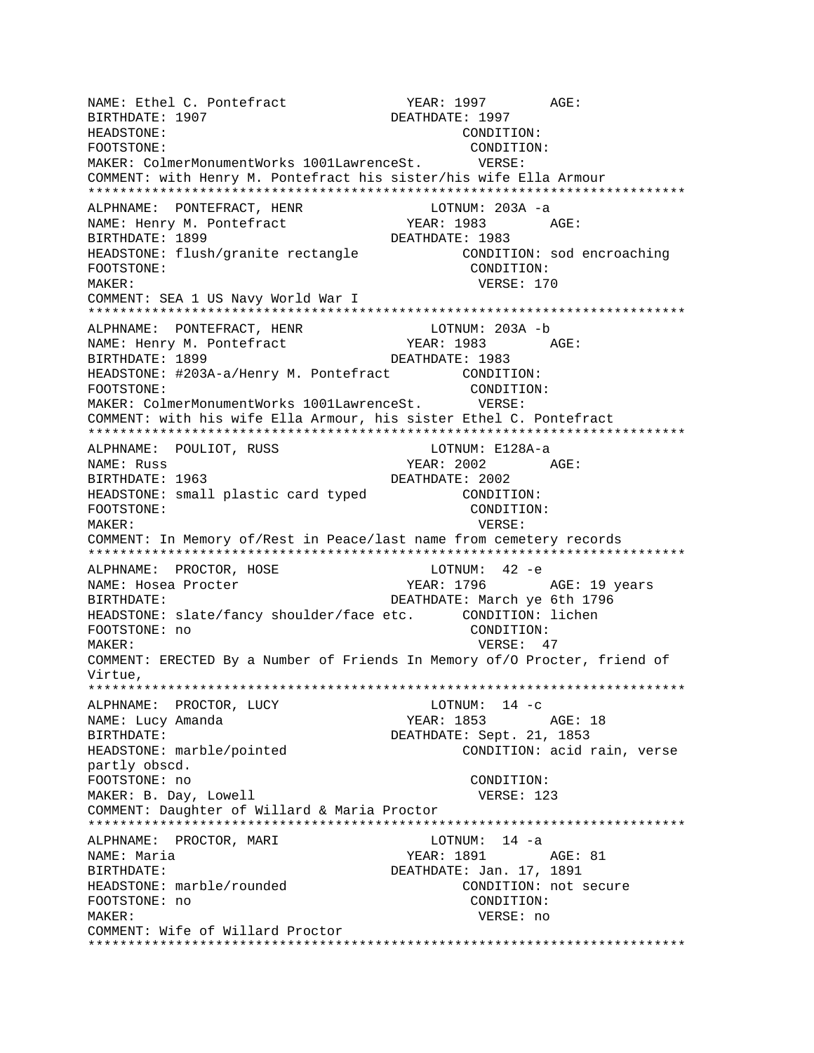```
NAME: Ethel C. Pontefract              YEAR: 1997        AGE:
BIRTHDATE: 1907                      DEATHDATE: 1997
HEADSTONE:                                   CONDITION:
FOOTSTONE:                                   CONDITION:
MAKER: ColmerMonumentWorks 1001LawrenceSt.       VERSE:
COMMENT: with Henry M. Pontefract his sister/his wife Ella Armour
*************************************************************************
ALPHNAME:  PONTEFRACT, HENR                  LOTNUM: 203A -a
NAME: Henry M. Pontefract              YEAR: 1983        AGE:
BIRTHDATE: 1899                      DEATHDATE: 1983
HEADSTONE: flush/granite rectangle            CONDITION: sod encroaching
FOOTSTONE:                                   CONDITION:
MAKER:                                        VERSE: 170
COMMENT: SEA 1 US Navy World War I
*************************************************************************
ALPHNAME:  PONTEFRACT, HENR                  LOTNUM: 203A -b
NAME: Henry M. Pontefract              YEAR: 1983        AGE:
BIRTHDATE: 1899                      DEATHDATE: 1983
HEADSTONE: #203A-a/Henry M. Pontefract        CONDITION:
FOOTSTONE:                                   CONDITION:
MAKER: ColmerMonumentWorks 1001LawrenceSt.       VERSE:
COMMENT: with his wife Ella Armour, his sister Ethel C. Pontefract
*************************************************************************
ALPHNAME:  POULIOT, RUSS                     LOTNUM: E128A-a
NAME: Russ                             YEAR: 2002        AGE:
BIRTHDATE: 1963                      DEATHDATE: 2002
HEADSTONE: small plastic card typed           CONDITION:
FOOTSTONE:                                   CONDITION:
MAKER:                                        VERSE:
COMMENT: In Memory of/Rest in Peace/last name from cemetery records
*************************************************************************
ALPHNAME:  PROCTOR, HOSE                     LOTNUM:  42 -e
NAME: Hosea Procter                    YEAR: 1796        AGE: 19 years
BIRTHDATE:                           DEATHDATE: March ye 6th 1796
HEADSTONE: slate/fancy shoulder/face etc.     CONDITION: lichen
FOOTSTONE: no                                CONDITION:
MAKER:                                        VERSE:  47
COMMENT: ERECTED By a Number of Friends In Memory of/O Procter, friend of
Virtue,
*************************************************************************
ALPHNAME:  PROCTOR, LUCY                     LOTNUM:  14 -c
NAME: Lucy Amanda                      YEAR: 1853        AGE: 18
BIRTHDATE:                           DEATHDATE: Sept. 21, 1853
HEADSTONE: marble/pointed                     CONDITION: acid rain, verse
partly obscd.
FOOTSTONE: no                                CONDITION:
MAKER: B. Day, Lowell                         VERSE: 123
COMMENT: Daughter of Willard & Maria Proctor
*************************************************************************
ALPHNAME:  PROCTOR, MARI                     LOTNUM:  14 -a
NAME: Maria                            YEAR: 1891        AGE: 81
BIRTHDATE:                           DEATHDATE: Jan. 17, 1891
HEADSTONE: marble/rounded                     CONDITION: not secure
FOOTSTONE: no                                CONDITION:
MAKER:                                        VERSE: no
COMMENT: Wife of Willard Proctor
*************************************************************************
```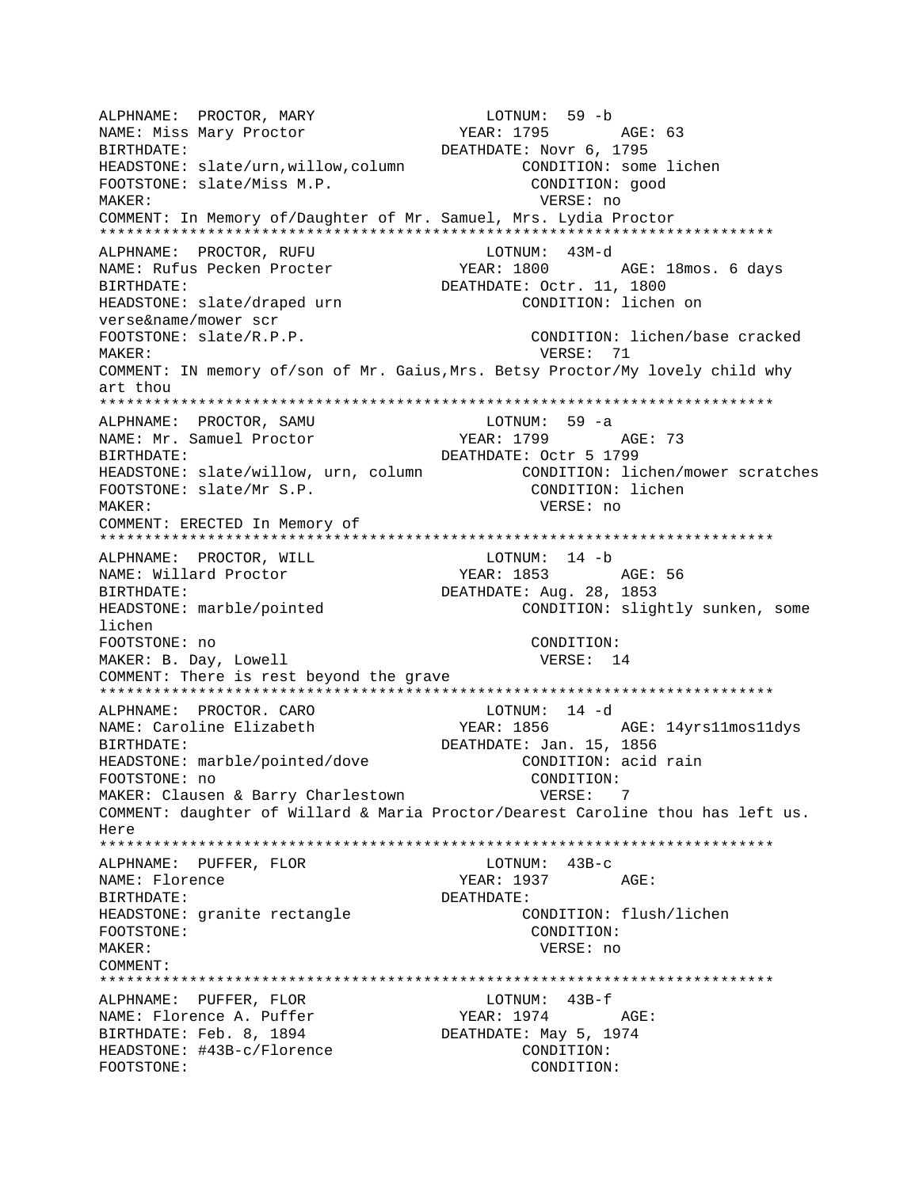```
ALPHNAME:  PROCTOR, MARY                    LOTNUM:  59 -b
NAME: Miss Mary Proctor                  YEAR: 1795        AGE: 63
BIRTHDATE:                              DEATHDATE: Novr 6, 1795
HEADSTONE: slate/urn,willow,column              CONDITION: some lichen
FOOTSTONE: slate/Miss M.P.                        CONDITION: good
MAKER:                                            VERSE: no
COMMENT: In Memory of/Daughter of Mr. Samuel, Mrs. Lydia Proctor
*****************************************************************************
ALPHNAME:  PROCTOR, RUFU                    LOTNUM:  43M-d
NAME: Rufus Pecken Procter               YEAR: 1800        AGE: 18mos. 6 days
BIRTHDATE:                              DEATHDATE: Octr. 11, 1800
HEADSTONE: slate/draped urn                      CONDITION: lichen on
verse&name/mower scr
FOOTSTONE: slate/R.P.P.                           CONDITION: lichen/base cracked
MAKER:                                            VERSE:  71
COMMENT: IN memory of/son of Mr. Gaius,Mrs. Betsy Proctor/My lovely child why
art thou
*****************************************************************************
ALPHNAME:  PROCTOR, SAMU                    LOTNUM:  59 -a
NAME: Mr. Samuel Proctor                 YEAR: 1799        AGE: 73
BIRTHDATE:                              DEATHDATE: Octr 5 1799
HEADSTONE: slate/willow, urn, column            CONDITION: lichen/mower scratches
FOOTSTONE: slate/Mr S.P.                          CONDITION: lichen
MAKER:                                            VERSE: no
COMMENT: ERECTED In Memory of
*****************************************************************************
ALPHNAME:  PROCTOR, WILL                    LOTNUM:  14 -b
NAME: Willard Proctor                    YEAR: 1853        AGE: 56
BIRTHDATE:                              DEATHDATE: Aug. 28, 1853
HEADSTONE: marble/pointed                        CONDITION: slightly sunken, some
lichen
FOOTSTONE: no                                     CONDITION:
MAKER: B. Day, Lowell                             VERSE:  14
COMMENT: There is rest beyond the grave
*****************************************************************************
ALPHNAME:  PROCTOR. CARO                    LOTNUM:  14 -d
NAME: Caroline Elizabeth                 YEAR: 1856        AGE: 14yrs11mos11dys
BIRTHDATE:                              DEATHDATE: Jan. 15, 1856
HEADSTONE: marble/pointed/dove                   CONDITION: acid rain
FOOTSTONE: no                                     CONDITION:
MAKER: Clausen & Barry Charlestown                VERSE:   7
COMMENT: daughter of Willard & Maria Proctor/Dearest Caroline thou has left us.
Here
*****************************************************************************
ALPHNAME:  PUFFER, FLOR                     LOTNUM:  43B-c
NAME: Florence                           YEAR: 1937        AGE:
BIRTHDATE:                              DEATHDATE:
HEADSTONE: granite rectangle                     CONDITION: flush/lichen
FOOTSTONE:                                        CONDITION:
MAKER:                                            VERSE: no
COMMENT:
*****************************************************************************
ALPHNAME:  PUFFER, FLOR                     LOTNUM:  43B-f
NAME: Florence A. Puffer                 YEAR: 1974        AGE:
BIRTHDATE: Feb. 8, 1894                 DEATHDATE: May 5, 1974
HEADSTONE: #43B-c/Florence                       CONDITION:
FOOTSTONE:                                        CONDITION:
```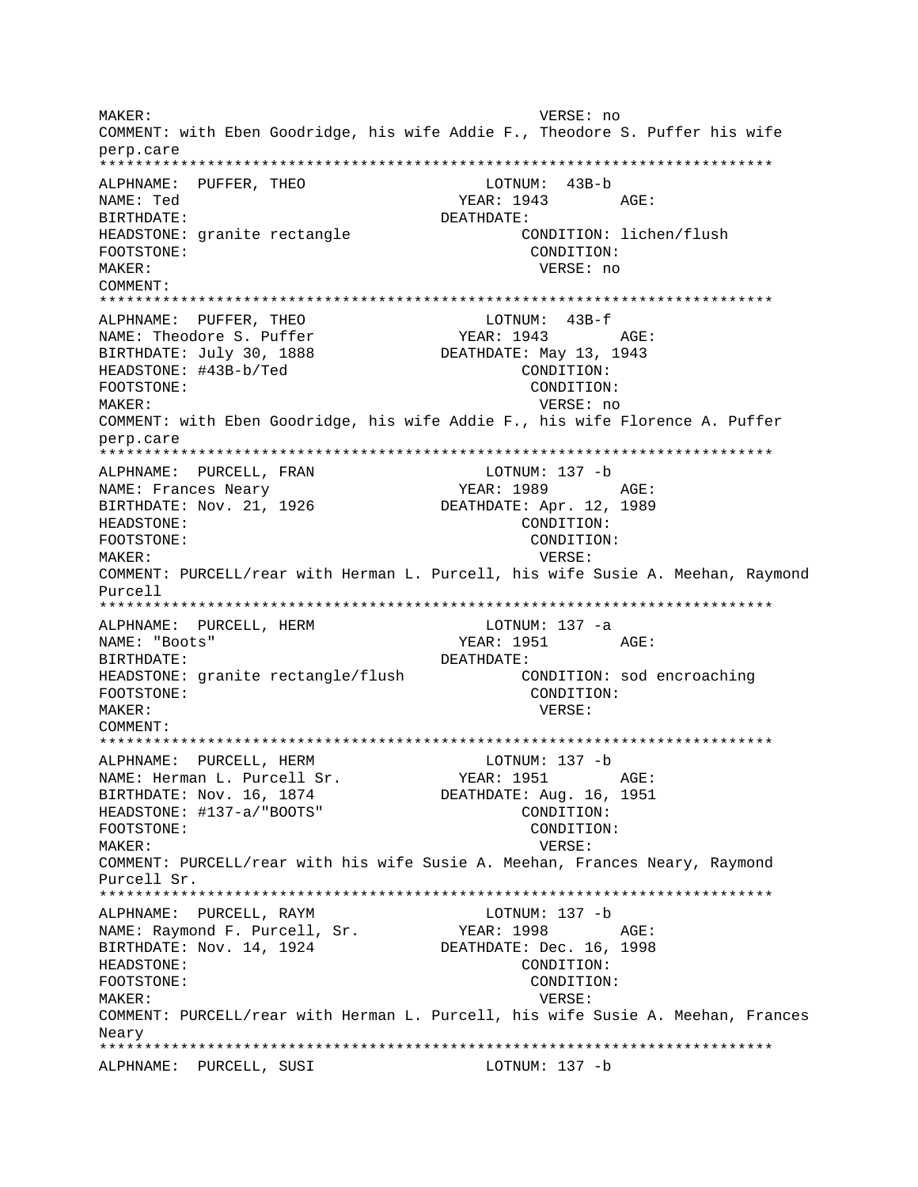```
MAKER:                                          VERSE: no
COMMENT: with Eben Goodridge, his wife Addie F., Theodore S. Puffer his wife
perp.care
*************************************************************************
ALPHNAME:  PUFFER, THEO                    LOTNUM:  43B-b
NAME: Ted                                YEAR: 1943        AGE:
BIRTHDATE:                             DEATHDATE:
HEADSTONE: granite rectangle                   CONDITION: lichen/flush
FOOTSTONE:                                      CONDITION:
MAKER:                                          VERSE: no
COMMENT:
*************************************************************************
ALPHNAME:  PUFFER, THEO                    LOTNUM:  43B-f
NAME: Theodore S. Puffer                 YEAR: 1943        AGE:
BIRTHDATE: July 30, 1888               DEATHDATE: May 13, 1943
HEADSTONE: #43B-b/Ted                           CONDITION:
FOOTSTONE:                                      CONDITION:
MAKER:                                          VERSE: no
COMMENT: with Eben Goodridge, his wife Addie F., his wife Florence A. Puffer
perp.care
*************************************************************************
ALPHNAME:  PURCELL, FRAN                   LOTNUM: 137 -b
NAME: Frances Neary                      YEAR: 1989        AGE:
BIRTHDATE: Nov. 21, 1926               DEATHDATE: Apr. 12, 1989
HEADSTONE:                                      CONDITION:
FOOTSTONE:                                      CONDITION:
MAKER:                                          VERSE:
COMMENT: PURCELL/rear with Herman L. Purcell, his wife Susie A. Meehan, Raymond
Purcell
*************************************************************************
ALPHNAME:  PURCELL, HERM                   LOTNUM: 137 -a
NAME: "Boots"                            YEAR: 1951        AGE:
BIRTHDATE:                             DEATHDATE:
HEADSTONE: granite rectangle/flush             CONDITION: sod encroaching
FOOTSTONE:                                      CONDITION:
MAKER:                                          VERSE:
COMMENT:
*************************************************************************
ALPHNAME:  PURCELL, HERM                   LOTNUM: 137 -b
NAME: Herman L. Purcell Sr.              YEAR: 1951        AGE:
BIRTHDATE: Nov. 16, 1874               DEATHDATE: Aug. 16, 1951
HEADSTONE: #137-a/"BOOTS"                       CONDITION:
FOOTSTONE:                                      CONDITION:
MAKER:                                          VERSE:
COMMENT: PURCELL/rear with his wife Susie A. Meehan, Frances Neary, Raymond
Purcell Sr.
*************************************************************************
ALPHNAME:  PURCELL, RAYM                   LOTNUM: 137 -b
NAME: Raymond F. Purcell, Sr.            YEAR: 1998        AGE:
BIRTHDATE: Nov. 14, 1924               DEATHDATE: Dec. 16, 1998
HEADSTONE:                                      CONDITION:
FOOTSTONE:                                      CONDITION:
MAKER:                                          VERSE:
COMMENT: PURCELL/rear with Herman L. Purcell, his wife Susie A. Meehan, Frances
Neary
*************************************************************************
ALPHNAME:  PURCELL, SUSI                   LOTNUM: 137 -b
```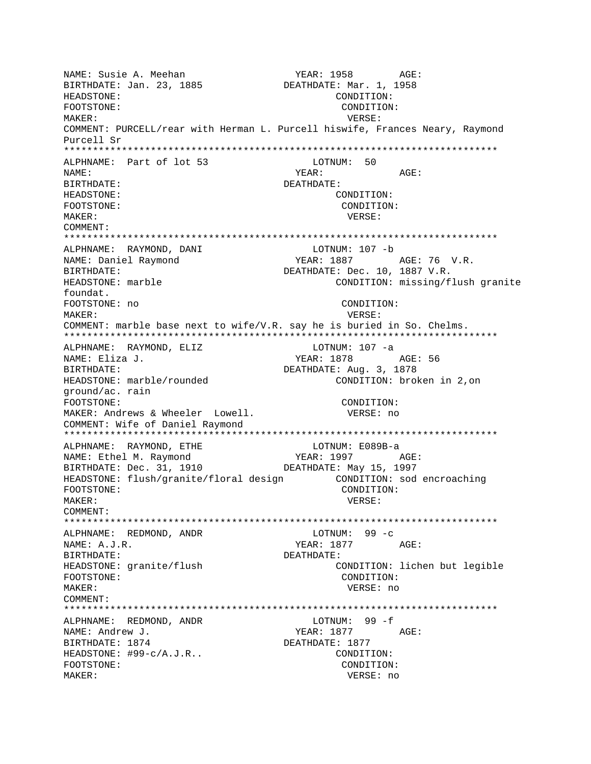NAME: Susie A. Meehan YEAR: 1958 AGE:
BIRTHDATE: Jan. 23, 1885 DEATHDATE: Mar. 1, 1958
HEADSTONE: CONDITION:
FOOTSTONE: CONDITION:
MAKER: VERSE:
COMMENT: PURCELL/rear with Herman L. Purcell hiswife, Frances Neary, Raymond Purcell Sr

***************************************************************************

ALPHNAME: Part of lot 53 LOTNUM: 50
NAME: YEAR: AGE:
BIRTHDATE: DEATHDATE:
HEADSTONE: CONDITION:
FOOTSTONE: CONDITION:
MAKER: VERSE:
COMMENT:

***************************************************************************

ALPHNAME: RAYMOND, DANI LOTNUM: 107 -b
NAME: Daniel Raymond YEAR: 1887 AGE: 76 V.R.
BIRTHDATE: DEATHDATE: Dec. 10, 1887 V.R.
HEADSTONE: marble CONDITION: missing/flush granite foundat.
FOOTSTONE: no CONDITION:
MAKER: VERSE:
COMMENT: marble base next to wife/V.R. say he is buried in So. Chelms.

***************************************************************************

ALPHNAME: RAYMOND, ELIZ LOTNUM: 107 -a
NAME: Eliza J. YEAR: 1878 AGE: 56
BIRTHDATE: DEATHDATE: Aug. 3, 1878
HEADSTONE: marble/rounded CONDITION: broken in 2,on ground/ac. rain
FOOTSTONE: CONDITION:
MAKER: Andrews & Wheeler Lowell. VERSE: no
COMMENT: Wife of Daniel Raymond

***************************************************************************

ALPHNAME: RAYMOND, ETHE LOTNUM: E089B-a
NAME: Ethel M. Raymond YEAR: 1997 AGE:
BIRTHDATE: Dec. 31, 1910 DEATHDATE: May 15, 1997
HEADSTONE: flush/granite/floral design CONDITION: sod encroaching
FOOTSTONE: CONDITION:
MAKER: VERSE:
COMMENT:

***************************************************************************

ALPHNAME: REDMOND, ANDR LOTNUM: 99 -c
NAME: A.J.R. YEAR: 1877 AGE:
BIRTHDATE: DEATHDATE:
HEADSTONE: granite/flush CONDITION: lichen but legible
FOOTSTONE: CONDITION:
MAKER: VERSE: no
COMMENT:

***************************************************************************

ALPHNAME: REDMOND, ANDR LOTNUM: 99 -f
NAME: Andrew J. YEAR: 1877 AGE:
BIRTHDATE: 1874 DEATHDATE: 1877
HEADSTONE: #99-c/A.J.R.. CONDITION:
FOOTSTONE: CONDITION:
MAKER: VERSE: no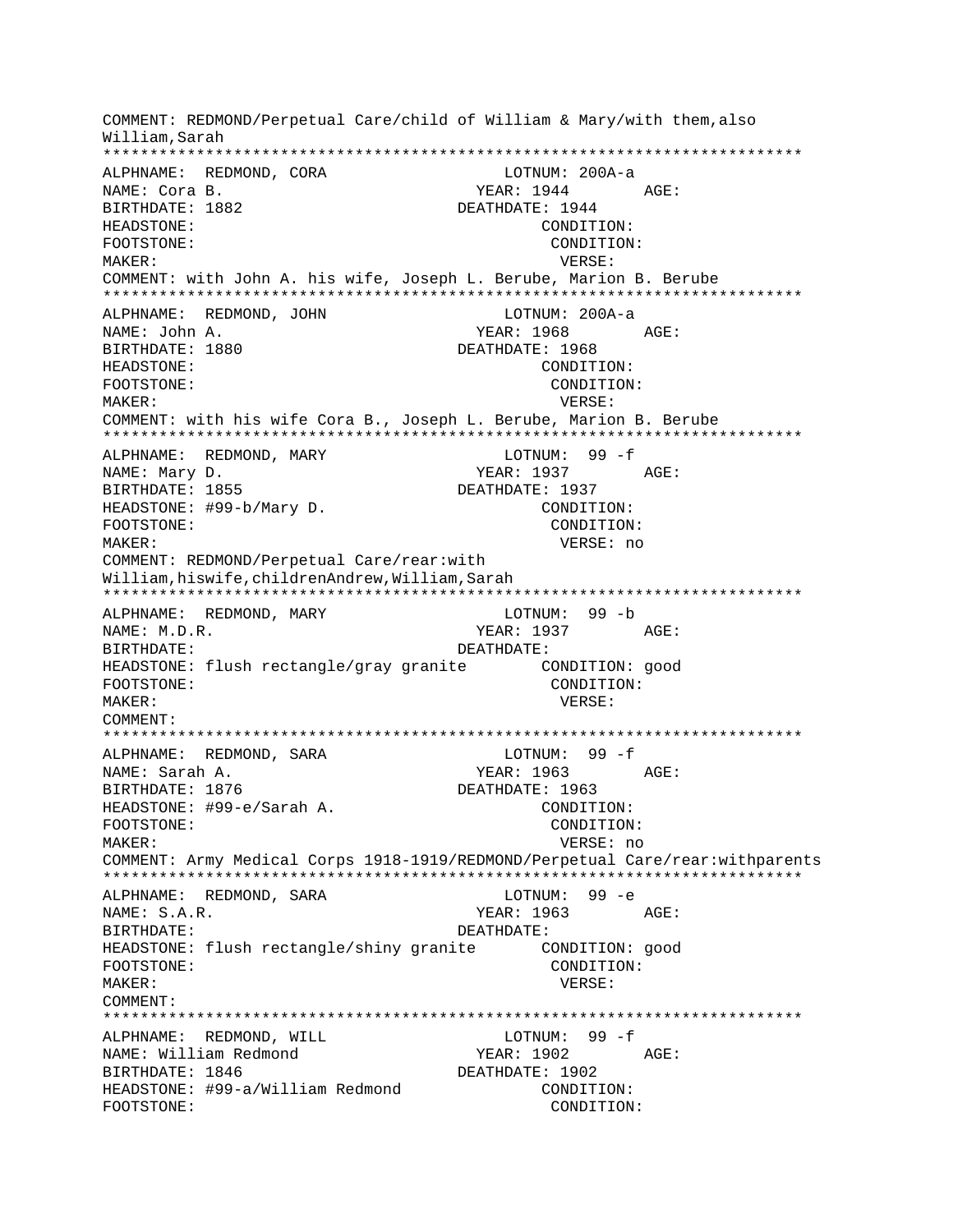```
COMMENT: REDMOND/Perpetual Care/child of William & Mary/with them,also
William,Sarah
***************************************************************************
ALPHNAME:  REDMOND, CORA                   LOTNUM: 200A-a
NAME: Cora B.                            YEAR: 1944        AGE:
BIRTHDATE: 1882                          DEATHDATE: 1944
HEADSTONE:                                     CONDITION:
FOOTSTONE:                                      CONDITION:
MAKER:                                          VERSE:
COMMENT: with John A. his wife, Joseph L. Berube, Marion B. Berube
***************************************************************************
ALPHNAME:  REDMOND, JOHN                   LOTNUM: 200A-a
NAME: John A.                            YEAR: 1968        AGE:
BIRTHDATE: 1880                          DEATHDATE: 1968
HEADSTONE:                                     CONDITION:
FOOTSTONE:                                      CONDITION:
MAKER:                                          VERSE:
COMMENT: with his wife Cora B., Joseph L. Berube, Marion B. Berube
***************************************************************************
ALPHNAME:  REDMOND, MARY                   LOTNUM:  99 -f
NAME: Mary D.                            YEAR: 1937        AGE:
BIRTHDATE: 1855                          DEATHDATE: 1937
HEADSTONE: #99-b/Mary D.                       CONDITION:
FOOTSTONE:                                      CONDITION:
MAKER:                                          VERSE: no
COMMENT: REDMOND/Perpetual Care/rear:with
William,hiswife,childrenAndrew,William,Sarah
***************************************************************************
ALPHNAME:  REDMOND, MARY                   LOTNUM:  99 -b
NAME: M.D.R.                             YEAR: 1937        AGE:
BIRTHDATE:                               DEATHDATE:
HEADSTONE: flush rectangle/gray granite        CONDITION: good
FOOTSTONE:                                      CONDITION:
MAKER:                                          VERSE:
COMMENT:
***************************************************************************
ALPHNAME:  REDMOND, SARA                   LOTNUM:  99 -f
NAME: Sarah A.                           YEAR: 1963        AGE:
BIRTHDATE: 1876                          DEATHDATE: 1963
HEADSTONE: #99-e/Sarah A.                      CONDITION:
FOOTSTONE:                                      CONDITION:
MAKER:                                          VERSE: no
COMMENT: Army Medical Corps 1918-1919/REDMOND/Perpetual Care/rear:withparents
***************************************************************************
ALPHNAME:  REDMOND, SARA                   LOTNUM:  99 -e
NAME: S.A.R.                             YEAR: 1963        AGE:
BIRTHDATE:                               DEATHDATE:
HEADSTONE: flush rectangle/shiny granite       CONDITION: good
FOOTSTONE:                                      CONDITION:
MAKER:                                          VERSE:
COMMENT:
***************************************************************************
ALPHNAME:  REDMOND, WILL                   LOTNUM:  99 -f
NAME: William Redmond                    YEAR: 1902        AGE:
BIRTHDATE: 1846                          DEATHDATE: 1902
HEADSTONE: #99-a/William Redmond               CONDITION:
FOOTSTONE:                                      CONDITION:
```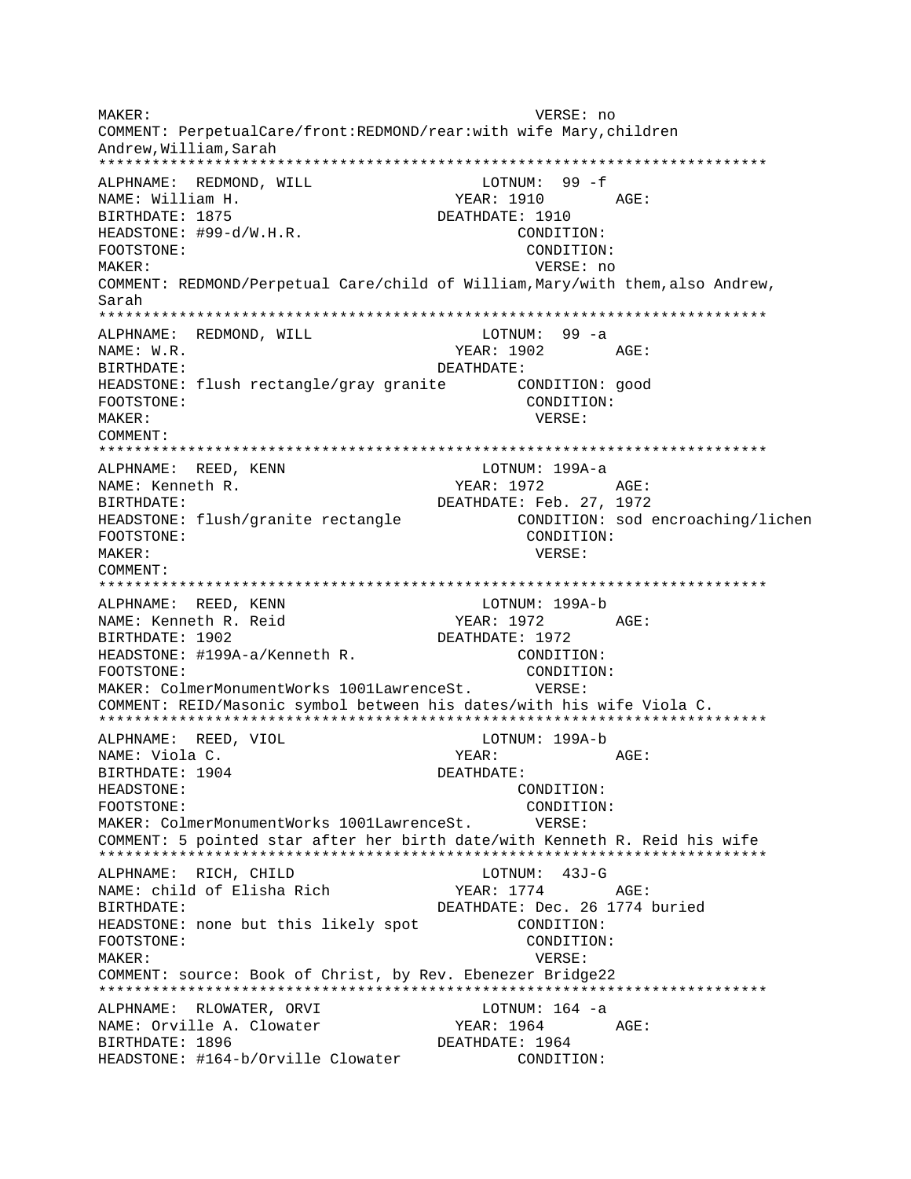```
MAKER:                                           VERSE: no
COMMENT: PerpetualCare/front:REDMOND/rear:with wife Mary,children
Andrew,William,Sarah
*************************************************************************
ALPHNAME:  REDMOND, WILL                    LOTNUM:  99 -f
NAME: William H.                           YEAR: 1910        AGE:
BIRTHDATE: 1875                            DEATHDATE: 1910
HEADSTONE: #99-d/W.H.R.                         CONDITION:
FOOTSTONE:                                      CONDITION:
MAKER:                                           VERSE: no
COMMENT: REDMOND/Perpetual Care/child of William,Mary/with them,also Andrew,
Sarah
*************************************************************************
ALPHNAME:  REDMOND, WILL                    LOTNUM:  99 -a
NAME: W.R.                                 YEAR: 1902        AGE:
BIRTHDATE:                                 DEATHDATE:
HEADSTONE: flush rectangle/gray granite        CONDITION: good
FOOTSTONE:                                      CONDITION:
MAKER:                                           VERSE:
COMMENT:
*************************************************************************
ALPHNAME:  REED, KENN                       LOTNUM: 199A-a
NAME: Kenneth R.                           YEAR: 1972        AGE:
BIRTHDATE:                                 DEATHDATE: Feb. 27, 1972
HEADSTONE: flush/granite rectangle             CONDITION: sod encroaching/lichen
FOOTSTONE:                                      CONDITION:
MAKER:                                           VERSE:
COMMENT:
*************************************************************************
ALPHNAME:  REED, KENN                       LOTNUM: 199A-b
NAME: Kenneth R. Reid                      YEAR: 1972        AGE:
BIRTHDATE: 1902                            DEATHDATE: 1972
HEADSTONE: #199A-a/Kenneth R.                   CONDITION:
FOOTSTONE:                                      CONDITION:
MAKER: ColmerMonumentWorks 1001LawrenceSt.       VERSE:
COMMENT: REID/Masonic symbol between his dates/with his wife Viola C.
*************************************************************************
ALPHNAME:  REED, VIOL                       LOTNUM: 199A-b
NAME: Viola C.                             YEAR:             AGE:
BIRTHDATE: 1904                            DEATHDATE:
HEADSTONE:                                      CONDITION:
FOOTSTONE:                                      CONDITION:
MAKER: ColmerMonumentWorks 1001LawrenceSt.       VERSE:
COMMENT: 5 pointed star after her birth date/with Kenneth R. Reid his wife
*************************************************************************
ALPHNAME:  RICH, CHILD                      LOTNUM:  43J-G
NAME: child of Elisha Rich                 YEAR: 1774        AGE:
BIRTHDATE:                                 DEATHDATE: Dec. 26 1774 buried
HEADSTONE: none but this likely spot           CONDITION:
FOOTSTONE:                                      CONDITION:
MAKER:                                           VERSE:
COMMENT: source: Book of Christ, by Rev. Ebenezer Bridge22
*************************************************************************
ALPHNAME:  RLOWATER, ORVI                   LOTNUM: 164 -a
NAME: Orville A. Clowater                  YEAR: 1964        AGE:
BIRTHDATE: 1896                            DEATHDATE: 1964
HEADSTONE: #164-b/Orville Clowater              CONDITION:
```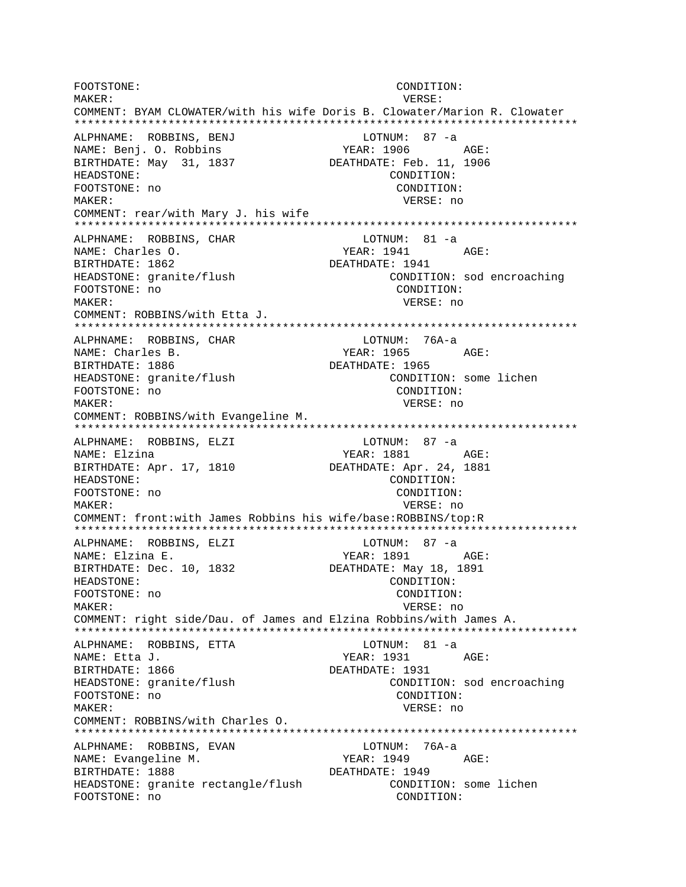FOOTSTONE: CONDITION:
MAKER: VERSE:
COMMENT: BYAM CLOWATER/with his wife Doris B. Clowater/Marion R. Clowater
***************************************************************************
ALPHNAME: ROBBINS, BENJ LOTNUM: 87 -a
NAME: Benj. O. Robbins YEAR: 1906 AGE:
BIRTHDATE: May 31, 1837 DEATHDATE: Feb. 11, 1906
HEADSTONE: CONDITION:
FOOTSTONE: no CONDITION:
MAKER: VERSE: no
COMMENT: rear/with Mary J. his wife
***************************************************************************
ALPHNAME: ROBBINS, CHAR LOTNUM: 81 -a
NAME: Charles O. YEAR: 1941 AGE:
BIRTHDATE: 1862 DEATHDATE: 1941
HEADSTONE: granite/flush CONDITION: sod encroaching
FOOTSTONE: no CONDITION:
MAKER: VERSE: no
COMMENT: ROBBINS/with Etta J.
***************************************************************************
ALPHNAME: ROBBINS, CHAR LOTNUM: 76A-a
NAME: Charles B. YEAR: 1965 AGE:
BIRTHDATE: 1886 DEATHDATE: 1965
HEADSTONE: granite/flush CONDITION: some lichen
FOOTSTONE: no CONDITION:
MAKER: VERSE: no
COMMENT: ROBBINS/with Evangeline M.
***************************************************************************
ALPHNAME: ROBBINS, ELZI LOTNUM: 87 -a
NAME: Elzina YEAR: 1881 AGE:
BIRTHDATE: Apr. 17, 1810 DEATHDATE: Apr. 24, 1881
HEADSTONE: CONDITION:
FOOTSTONE: no CONDITION:
MAKER: VERSE: no
COMMENT: front:with James Robbins his wife/base:ROBBINS/top:R
***************************************************************************
ALPHNAME: ROBBINS, ELZI LOTNUM: 87 -a
NAME: Elzina E. YEAR: 1891 AGE:
BIRTHDATE: Dec. 10, 1832 DEATHDATE: May 18, 1891
HEADSTONE: CONDITION:
FOOTSTONE: no CONDITION:
MAKER: VERSE: no
COMMENT: right side/Dau. of James and Elzina Robbins/with James A.
***************************************************************************
ALPHNAME: ROBBINS, ETTA LOTNUM: 81 -a
NAME: Etta J. YEAR: 1931 AGE:
BIRTHDATE: 1866 DEATHDATE: 1931
HEADSTONE: granite/flush CONDITION: sod encroaching
FOOTSTONE: no CONDITION:
MAKER: VERSE: no
COMMENT: ROBBINS/with Charles O.
***************************************************************************
ALPHNAME: ROBBINS, EVAN LOTNUM: 76A-a
NAME: Evangeline M. YEAR: 1949 AGE:
BIRTHDATE: 1888 DEATHDATE: 1949
HEADSTONE: granite rectangle/flush CONDITION: some lichen
FOOTSTONE: no CONDITION: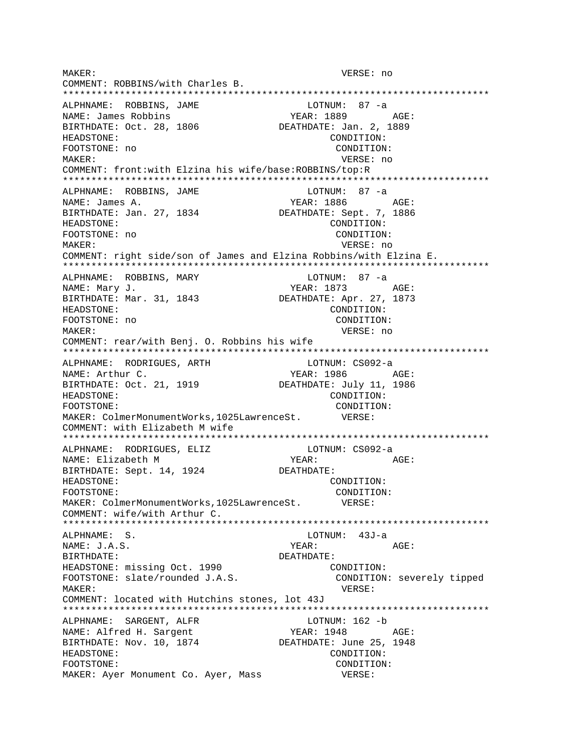```
MAKER:                                                  VERSE: no
COMMENT: ROBBINS/with Charles B.
***************************************************************************
ALPHNAME:  ROBBINS, JAME                    LOTNUM:  87 -a
NAME: James Robbins                        YEAR: 1889        AGE:
BIRTHDATE: Oct. 28, 1806             DEATHDATE: Jan. 2, 1889
HEADSTONE:                                          CONDITION:
FOOTSTONE: no                                       CONDITION:
MAKER:                                                  VERSE: no
COMMENT: front:with Elzina his wife/base:ROBBINS/top:R
***************************************************************************
ALPHNAME:  ROBBINS, JAME                    LOTNUM:  87 -a
NAME: James A.                             YEAR: 1886        AGE:
BIRTHDATE: Jan. 27, 1834             DEATHDATE: Sept. 7, 1886
HEADSTONE:                                          CONDITION:
FOOTSTONE: no                                       CONDITION:
MAKER:                                                  VERSE: no
COMMENT: right side/son of James and Elzina Robbins/with Elzina E.
***************************************************************************
ALPHNAME:  ROBBINS, MARY                    LOTNUM:  87 -a
NAME: Mary J.                              YEAR: 1873        AGE:
BIRTHDATE: Mar. 31, 1843             DEATHDATE: Apr. 27, 1873
HEADSTONE:                                          CONDITION:
FOOTSTONE: no                                       CONDITION:
MAKER:                                                  VERSE: no
COMMENT: rear/with Benj. O. Robbins his wife
***************************************************************************
ALPHNAME:  RODRIGUES, ARTH                  LOTNUM: CS092-a
NAME: Arthur C.                            YEAR: 1986        AGE:
BIRTHDATE: Oct. 21, 1919             DEATHDATE: July 11, 1986
HEADSTONE:                                          CONDITION:
FOOTSTONE:                                          CONDITION:
MAKER: ColmerMonumentWorks,1025LawrenceSt.       VERSE:
COMMENT: with Elizabeth M wife
***************************************************************************
ALPHNAME:  RODRIGUES, ELIZ                  LOTNUM: CS092-a
NAME: Elizabeth M                          YEAR:             AGE:
BIRTHDATE: Sept. 14, 1924            DEATHDATE:
HEADSTONE:                                          CONDITION:
FOOTSTONE:                                          CONDITION:
MAKER: ColmerMonumentWorks,1025LawrenceSt.       VERSE:
COMMENT: wife/with Arthur C.
***************************************************************************
ALPHNAME:  S.                               LOTNUM:  43J-a
NAME: J.A.S.                               YEAR:             AGE:
BIRTHDATE:                           DEATHDATE:
HEADSTONE: missing Oct. 1990                        CONDITION:
FOOTSTONE: slate/rounded J.A.S.                     CONDITION: severely tipped
MAKER:                                                  VERSE:
COMMENT: located with Hutchins stones, lot 43J
***************************************************************************
ALPHNAME:  SARGENT, ALFR                    LOTNUM: 162 -b
NAME: Alfred H. Sargent                    YEAR: 1948        AGE:
BIRTHDATE: Nov. 10, 1874             DEATHDATE: June 25, 1948
HEADSTONE:                                          CONDITION:
FOOTSTONE:                                          CONDITION:
MAKER: Ayer Monument Co. Ayer, Mass              VERSE:
```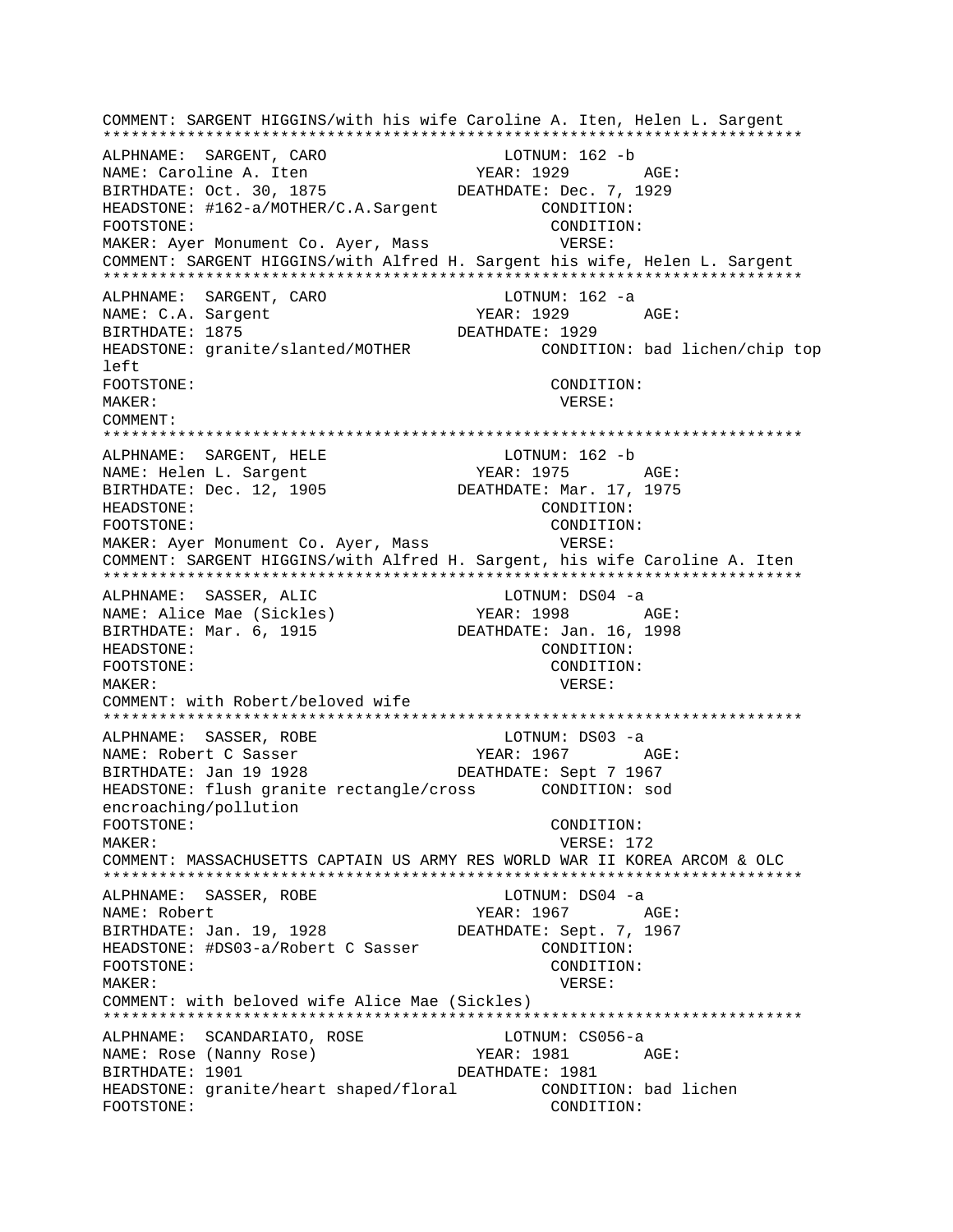COMMENT: SARGENT HIGGINS/with his wife Caroline A. Iten, Helen L. Sargent
***************************************************************************
ALPHNAME: SARGENT, CARO LOTNUM: 162 -b
NAME: Caroline A. Iten YEAR: 1929 AGE:
BIRTHDATE: Oct. 30, 1875 DEATHDATE: Dec. 7, 1929
HEADSTONE: #162-a/MOTHER/C.A.Sargent CONDITION:
FOOTSTONE: CONDITION:
MAKER: Ayer Monument Co. Ayer, Mass VERSE:
COMMENT: SARGENT HIGGINS/with Alfred H. Sargent his wife, Helen L. Sargent
***************************************************************************
ALPHNAME: SARGENT, CARO LOTNUM: 162 -a
NAME: C.A. Sargent YEAR: 1929 AGE:
BIRTHDATE: 1875 DEATHDATE: 1929
HEADSTONE: granite/slanted/MOTHER CONDITION: bad lichen/chip top left
FOOTSTONE: CONDITION:
MAKER: VERSE:
COMMENT:
***************************************************************************
ALPHNAME: SARGENT, HELE LOTNUM: 162 -b
NAME: Helen L. Sargent YEAR: 1975 AGE:
BIRTHDATE: Dec. 12, 1905 DEATHDATE: Mar. 17, 1975
HEADSTONE: CONDITION:
FOOTSTONE: CONDITION:
MAKER: Ayer Monument Co. Ayer, Mass VERSE:
COMMENT: SARGENT HIGGINS/with Alfred H. Sargent, his wife Caroline A. Iten
***************************************************************************
ALPHNAME: SASSER, ALIC LOTNUM: DS04 -a
NAME: Alice Mae (Sickles) YEAR: 1998 AGE:
BIRTHDATE: Mar. 6, 1915 DEATHDATE: Jan. 16, 1998
HEADSTONE: CONDITION:
FOOTSTONE: CONDITION:
MAKER: VERSE:
COMMENT: with Robert/beloved wife
***************************************************************************
ALPHNAME: SASSER, ROBE LOTNUM: DS03 -a
NAME: Robert C Sasser YEAR: 1967 AGE:
BIRTHDATE: Jan 19 1928 DEATHDATE: Sept 7 1967
HEADSTONE: flush granite rectangle/cross CONDITION: sod encroaching/pollution
FOOTSTONE: CONDITION:
MAKER: VERSE: 172
COMMENT: MASSACHUSETTS CAPTAIN US ARMY RES WORLD WAR II KOREA ARCOM & OLC
***************************************************************************
ALPHNAME: SASSER, ROBE LOTNUM: DS04 -a
NAME: Robert YEAR: 1967 AGE:
BIRTHDATE: Jan. 19, 1928 DEATHDATE: Sept. 7, 1967
HEADSTONE: #DS03-a/Robert C Sasser CONDITION:
FOOTSTONE: CONDITION:
MAKER: VERSE:
COMMENT: with beloved wife Alice Mae (Sickles)
***************************************************************************
ALPHNAME: SCANDARIATO, ROSE LOTNUM: CS056-a
NAME: Rose (Nanny Rose) YEAR: 1981 AGE:
BIRTHDATE: 1901 DEATHDATE: 1981
HEADSTONE: granite/heart shaped/floral CONDITION: bad lichen
FOOTSTONE: CONDITION: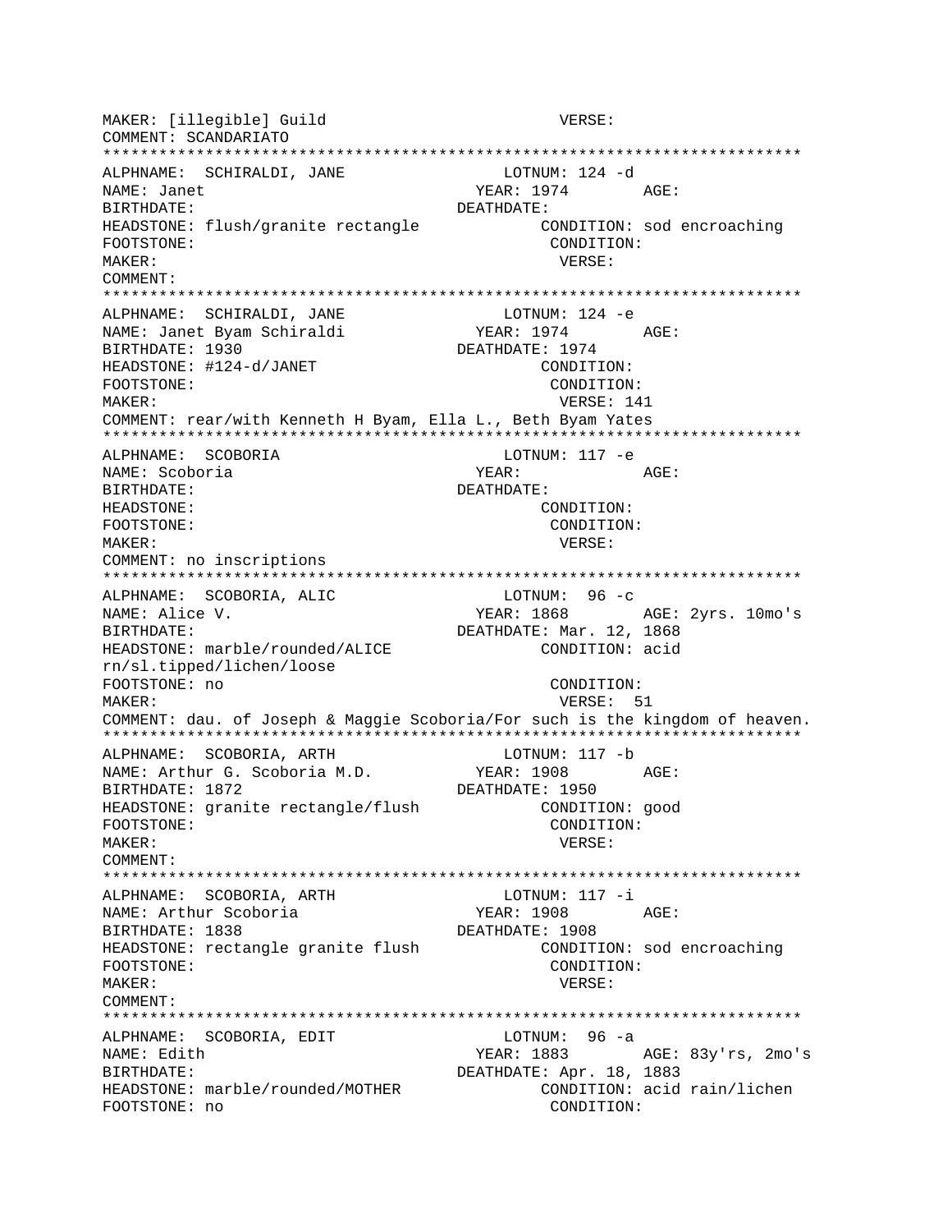```
MAKER: [illegible] Guild                          VERSE:
COMMENT: SCANDARIATO
*************************************************************************
ALPHNAME:  SCHIRALDI, JANE                 LOTNUM: 124 -d
NAME: Janet                              YEAR: 1974        AGE:
BIRTHDATE:                               DEATHDATE:
HEADSTONE: flush/granite rectangle             CONDITION: sod encroaching
FOOTSTONE:                                      CONDITION:
MAKER:                                           VERSE:
COMMENT:
*************************************************************************
ALPHNAME:  SCHIRALDI, JANE                 LOTNUM: 124 -e
NAME: Janet Byam Schiraldi               YEAR: 1974        AGE:
BIRTHDATE: 1930                          DEATHDATE: 1974
HEADSTONE: #124-d/JANET                         CONDITION:
FOOTSTONE:                                      CONDITION:
MAKER:                                           VERSE: 141
COMMENT: rear/with Kenneth H Byam, Ella L., Beth Byam Yates
*************************************************************************
ALPHNAME:  SCOBORIA                        LOTNUM: 117 -e
NAME: Scoboria                           YEAR:             AGE:
BIRTHDATE:                               DEATHDATE:
HEADSTONE:                                      CONDITION:
FOOTSTONE:                                      CONDITION:
MAKER:                                           VERSE:
COMMENT: no inscriptions
*************************************************************************
ALPHNAME:  SCOBORIA, ALIC                  LOTNUM:  96 -c
NAME: Alice V.                           YEAR: 1868        AGE: 2yrs. 10mo's
BIRTHDATE:                               DEATHDATE: Mar. 12, 1868
HEADSTONE: marble/rounded/ALICE                CONDITION: acid
rn/sl.tipped/lichen/loose
FOOTSTONE: no                                   CONDITION:
MAKER:                                           VERSE:  51
COMMENT: dau. of Joseph & Maggie Scoboria/For such is the kingdom of heaven.
*************************************************************************
ALPHNAME:  SCOBORIA, ARTH                  LOTNUM: 117 -b
NAME: Arthur G. Scoboria M.D.            YEAR: 1908        AGE:
BIRTHDATE: 1872                          DEATHDATE: 1950
HEADSTONE: granite rectangle/flush             CONDITION: good
FOOTSTONE:                                      CONDITION:
MAKER:                                           VERSE:
COMMENT:
*************************************************************************
ALPHNAME:  SCOBORIA, ARTH                  LOTNUM: 117 -i
NAME: Arthur Scoboria                    YEAR: 1908        AGE:
BIRTHDATE: 1838                          DEATHDATE: 1908
HEADSTONE: rectangle granite flush             CONDITION: sod encroaching
FOOTSTONE:                                      CONDITION:
MAKER:                                           VERSE:
COMMENT:
*************************************************************************
ALPHNAME:  SCOBORIA, EDIT                  LOTNUM:  96 -a
NAME: Edith                              YEAR: 1883        AGE: 83y'rs, 2mo's
BIRTHDATE:                               DEATHDATE: Apr. 18, 1883
HEADSTONE: marble/rounded/MOTHER               CONDITION: acid rain/lichen
FOOTSTONE: no                                   CONDITION:
```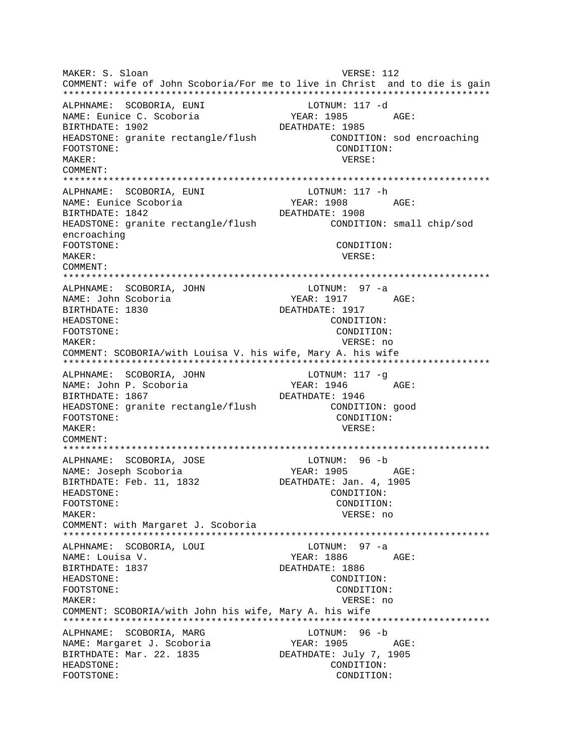MAKER: S. Sloan VERSE: 112
COMMENT: wife of John Scoboria/For me to live in Christ and to die is gain
*************************************************************************
ALPHNAME: SCOBORIA, EUNI LOTNUM: 117 -d
NAME: Eunice C. Scoboria YEAR: 1985 AGE:
BIRTHDATE: 1902 DEATHDATE: 1985
HEADSTONE: granite rectangle/flush CONDITION: sod encroaching
FOOTSTONE: CONDITION:
MAKER: VERSE:
COMMENT:
*************************************************************************
ALPHNAME: SCOBORIA, EUNI LOTNUM: 117 -h
NAME: Eunice Scoboria YEAR: 1908 AGE:
BIRTHDATE: 1842 DEATHDATE: 1908
HEADSTONE: granite rectangle/flush CONDITION: small chip/sod encroaching
FOOTSTONE: CONDITION:
MAKER: VERSE:
COMMENT:
*************************************************************************
ALPHNAME: SCOBORIA, JOHN LOTNUM: 97 -a
NAME: John Scoboria YEAR: 1917 AGE:
BIRTHDATE: 1830 DEATHDATE: 1917
HEADSTONE: CONDITION:
FOOTSTONE: CONDITION:
MAKER: VERSE: no
COMMENT: SCOBORIA/with Louisa V. his wife, Mary A. his wife
*************************************************************************
ALPHNAME: SCOBORIA, JOHN LOTNUM: 117 -g
NAME: John P. Scoboria YEAR: 1946 AGE:
BIRTHDATE: 1867 DEATHDATE: 1946
HEADSTONE: granite rectangle/flush CONDITION: good
FOOTSTONE: CONDITION:
MAKER: VERSE:
COMMENT:
*************************************************************************
ALPHNAME: SCOBORIA, JOSE LOTNUM: 96 -b
NAME: Joseph Scoboria YEAR: 1905 AGE:
BIRTHDATE: Feb. 11, 1832 DEATHDATE: Jan. 4, 1905
HEADSTONE: CONDITION:
FOOTSTONE: CONDITION:
MAKER: VERSE: no
COMMENT: with Margaret J. Scoboria
*************************************************************************
ALPHNAME: SCOBORIA, LOUI LOTNUM: 97 -a
NAME: Louisa V. YEAR: 1886 AGE:
BIRTHDATE: 1837 DEATHDATE: 1886
HEADSTONE: CONDITION:
FOOTSTONE: CONDITION:
MAKER: VERSE: no
COMMENT: SCOBORIA/with John his wife, Mary A. his wife
*************************************************************************
ALPHNAME: SCOBORIA, MARG LOTNUM: 96 -b
NAME: Margaret J. Scoboria YEAR: 1905 AGE:
BIRTHDATE: Mar. 22. 1835 DEATHDATE: July 7, 1905
HEADSTONE: CONDITION:
FOOTSTONE: CONDITION: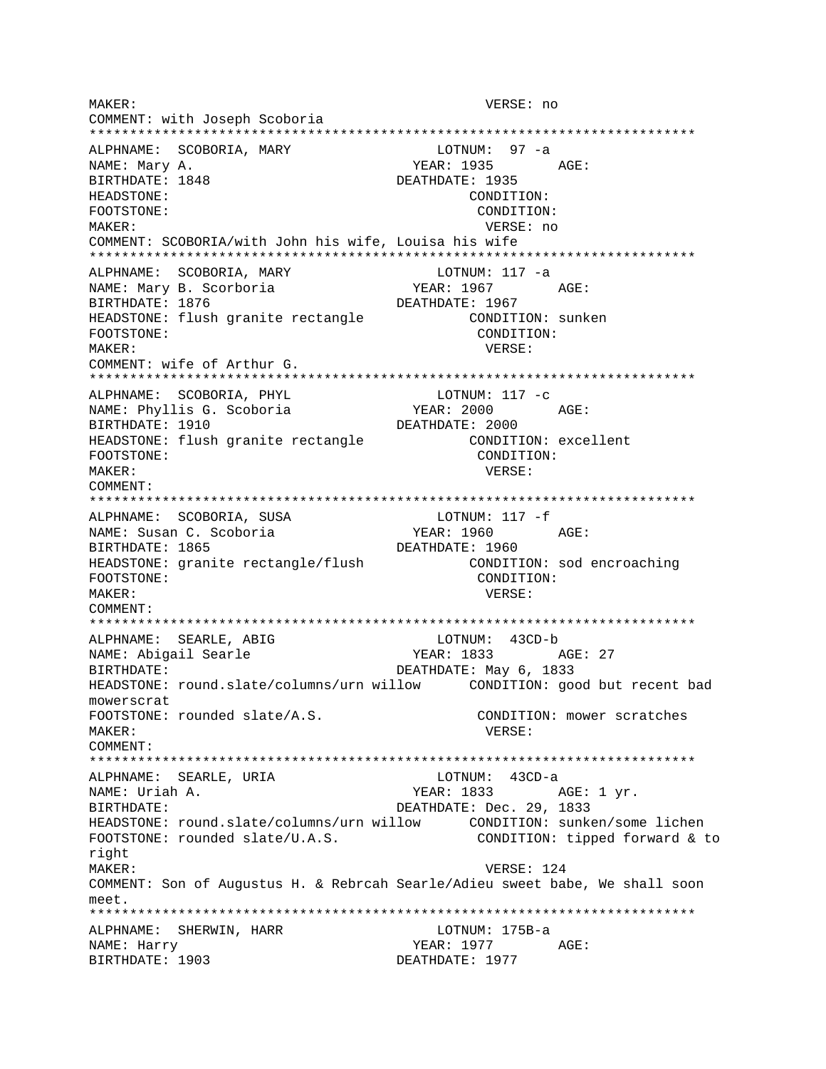MAKER: VERSE: no
COMMENT: with Joseph Scoboria
***************************************************************************
ALPHNAME: SCOBORIA, MARY LOTNUM: 97 -a
NAME: Mary A. YEAR: 1935 AGE:
BIRTHDATE: 1848 DEATHDATE: 1935
HEADSTONE: CONDITION:
FOOTSTONE: CONDITION:
MAKER: VERSE: no
COMMENT: SCOBORIA/with John his wife, Louisa his wife
***************************************************************************
ALPHNAME: SCOBORIA, MARY LOTNUM: 117 -a
NAME: Mary B. Scorboria YEAR: 1967 AGE:
BIRTHDATE: 1876 DEATHDATE: 1967
HEADSTONE: flush granite rectangle CONDITION: sunken
FOOTSTONE: CONDITION:
MAKER: VERSE:
COMMENT: wife of Arthur G.
***************************************************************************
ALPHNAME: SCOBORIA, PHYL LOTNUM: 117 -c
NAME: Phyllis G. Scoboria YEAR: 2000 AGE:
BIRTHDATE: 1910 DEATHDATE: 2000
HEADSTONE: flush granite rectangle CONDITION: excellent
FOOTSTONE: CONDITION:
MAKER: VERSE:
COMMENT:
***************************************************************************
ALPHNAME: SCOBORIA, SUSA LOTNUM: 117 -f
NAME: Susan C. Scoboria YEAR: 1960 AGE:
BIRTHDATE: 1865 DEATHDATE: 1960
HEADSTONE: granite rectangle/flush CONDITION: sod encroaching
FOOTSTONE: CONDITION:
MAKER: VERSE:
COMMENT:
***************************************************************************
ALPHNAME: SEARLE, ABIG LOTNUM: 43CD-b
NAME: Abigail Searle YEAR: 1833 AGE: 27
BIRTHDATE: DEATHDATE: May 6, 1833
HEADSTONE: round.slate/columns/urn willow CONDITION: good but recent bad mowerscrat
FOOTSTONE: rounded slate/A.S. CONDITION: mower scratches
MAKER: VERSE:
COMMENT:
***************************************************************************
ALPHNAME: SEARLE, URIA LOTNUM: 43CD-a
NAME: Uriah A. YEAR: 1833 AGE: 1 yr.
BIRTHDATE: DEATHDATE: Dec. 29, 1833
HEADSTONE: round.slate/columns/urn willow CONDITION: sunken/some lichen
FOOTSTONE: rounded slate/U.A.S. CONDITION: tipped forward & to right
MAKER: VERSE: 124
COMMENT: Son of Augustus H. & Rebrcah Searle/Adieu sweet babe, We shall soon meet.
***************************************************************************
ALPHNAME: SHERWIN, HARR LOTNUM: 175B-a
NAME: Harry YEAR: 1977 AGE:
BIRTHDATE: 1903 DEATHDATE: 1977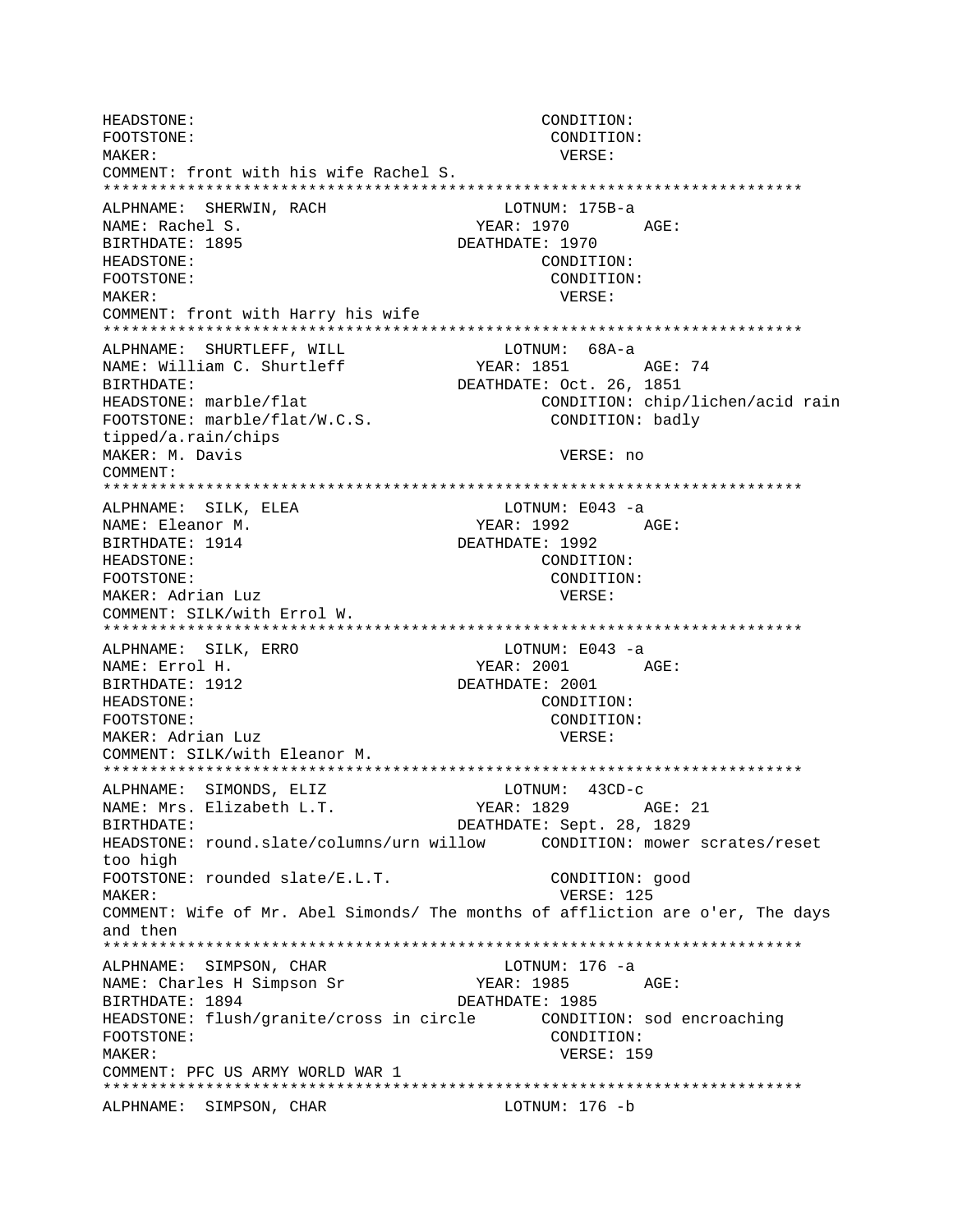```
HEADSTONE:                                          CONDITION:
FOOTSTONE:                                          CONDITION:
MAKER:                                               VERSE:
COMMENT: front with his wife Rachel S.
***************************************************************************
ALPHNAME:  SHERWIN, RACH                     LOTNUM: 175B-a
NAME: Rachel S.                           YEAR: 1970        AGE:
BIRTHDATE: 1895                          DEATHDATE: 1970
HEADSTONE:                                          CONDITION:
FOOTSTONE:                                          CONDITION:
MAKER:                                               VERSE:
COMMENT: front with Harry his wife
***************************************************************************
ALPHNAME:  SHURTLEFF, WILL                   LOTNUM:  68A-a
NAME: William C. Shurtleff                YEAR: 1851        AGE: 74
BIRTHDATE:                               DEATHDATE: Oct. 26, 1851
HEADSTONE: marble/flat                          CONDITION: chip/lichen/acid rain
FOOTSTONE: marble/flat/W.C.S.                    CONDITION: badly
tipped/a.rain/chips
MAKER: M. Davis                                      VERSE: no
COMMENT:
***************************************************************************
ALPHNAME:  SILK, ELEA                        LOTNUM: E043 -a
NAME: Eleanor M.                          YEAR: 1992        AGE:
BIRTHDATE: 1914                          DEATHDATE: 1992
HEADSTONE:                                          CONDITION:
FOOTSTONE:                                          CONDITION:
MAKER: Adrian Luz                                    VERSE:
COMMENT: SILK/with Errol W.
***************************************************************************
ALPHNAME:  SILK, ERRO                        LOTNUM: E043 -a
NAME: Errol H.                            YEAR: 2001        AGE:
BIRTHDATE: 1912                          DEATHDATE: 2001
HEADSTONE:                                          CONDITION:
FOOTSTONE:                                          CONDITION:
MAKER: Adrian Luz                                    VERSE:
COMMENT: SILK/with Eleanor M.
***************************************************************************
ALPHNAME:  SIMONDS, ELIZ                     LOTNUM:  43CD-c
NAME: Mrs. Elizabeth L.T.                 YEAR: 1829        AGE: 21
BIRTHDATE:                               DEATHDATE: Sept. 28, 1829
HEADSTONE: round.slate/columns/urn willow      CONDITION: mower scrates/reset
too high
FOOTSTONE: rounded slate/E.L.T.                 CONDITION: good
MAKER:                                               VERSE: 125
COMMENT: Wife of Mr. Abel Simonds/ The months of affliction are o'er, The days
and then
***************************************************************************
ALPHNAME:  SIMPSON, CHAR                     LOTNUM: 176 -a
NAME: Charles H Simpson Sr                YEAR: 1985        AGE:
BIRTHDATE: 1894                          DEATHDATE: 1985
HEADSTONE: flush/granite/cross in circle       CONDITION: sod encroaching
FOOTSTONE:                                          CONDITION:
MAKER:                                               VERSE: 159
COMMENT: PFC US ARMY WORLD WAR 1
***************************************************************************
ALPHNAME:  SIMPSON, CHAR                     LOTNUM: 176 -b
```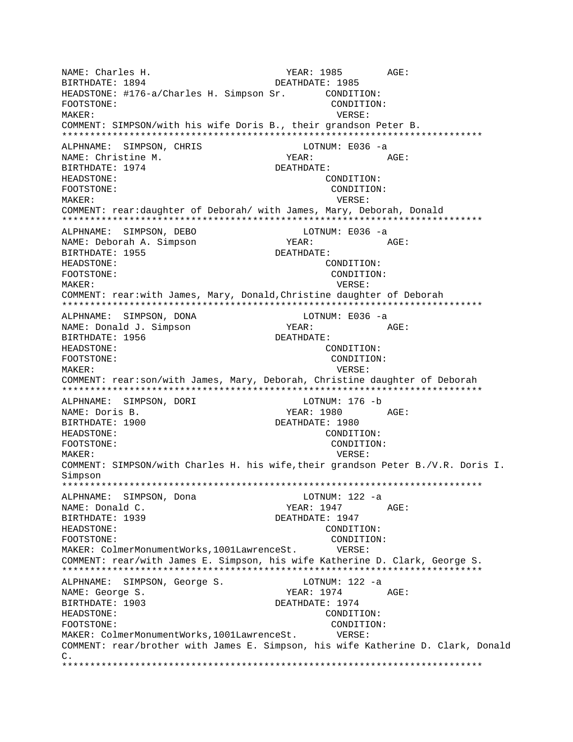NAME: Charles H. YEAR: 1985 AGE:
BIRTHDATE: 1894 DEATHDATE: 1985
HEADSTONE: #176-a/Charles H. Simpson Sr. CONDITION:
FOOTSTONE: CONDITION:
MAKER: VERSE:
COMMENT: SIMPSON/with his wife Doris B., their grandson Peter B.
***************************************************************************
ALPHNAME: SIMPSON, CHRIS LOTNUM: E036 -a
NAME: Christine M. YEAR: AGE:
BIRTHDATE: 1974 DEATHDATE:
HEADSTONE: CONDITION:
FOOTSTONE: CONDITION:
MAKER: VERSE:
COMMENT: rear:daughter of Deborah/ with James, Mary, Deborah, Donald
***************************************************************************
ALPHNAME: SIMPSON, DEBO LOTNUM: E036 -a
NAME: Deborah A. Simpson YEAR: AGE:
BIRTHDATE: 1955 DEATHDATE:
HEADSTONE: CONDITION:
FOOTSTONE: CONDITION:
MAKER: VERSE:
COMMENT: rear:with James, Mary, Donald,Christine daughter of Deborah
***************************************************************************
ALPHNAME: SIMPSON, DONA LOTNUM: E036 -a
NAME: Donald J. Simpson YEAR: AGE:
BIRTHDATE: 1956 DEATHDATE:
HEADSTONE: CONDITION:
FOOTSTONE: CONDITION:
MAKER: VERSE:
COMMENT: rear:son/with James, Mary, Deborah, Christine daughter of Deborah
***************************************************************************
ALPHNAME: SIMPSON, DORI LOTNUM: 176 -b
NAME: Doris B. YEAR: 1980 AGE:
BIRTHDATE: 1900 DEATHDATE: 1980
HEADSTONE: CONDITION:
FOOTSTONE: CONDITION:
MAKER: VERSE:
COMMENT: SIMPSON/with Charles H. his wife,their grandson Peter B./V.R. Doris I. Simpson
***************************************************************************
ALPHNAME: SIMPSON, Dona LOTNUM: 122 -a
NAME: Donald C. YEAR: 1947 AGE:
BIRTHDATE: 1939 DEATHDATE: 1947
HEADSTONE: CONDITION:
FOOTSTONE: CONDITION:
MAKER: ColmerMonumentWorks,1001LawrenceSt. VERSE:
COMMENT: rear/with James E. Simpson, his wife Katherine D. Clark, George S.
***************************************************************************
ALPHNAME: SIMPSON, George S. LOTNUM: 122 -a
NAME: George S. YEAR: 1974 AGE:
BIRTHDATE: 1903 DEATHDATE: 1974
HEADSTONE: CONDITION:
FOOTSTONE: CONDITION:
MAKER: ColmerMonumentWorks,1001LawrenceSt. VERSE:
COMMENT: rear/brother with James E. Simpson, his wife Katherine D. Clark, Donald C.
***************************************************************************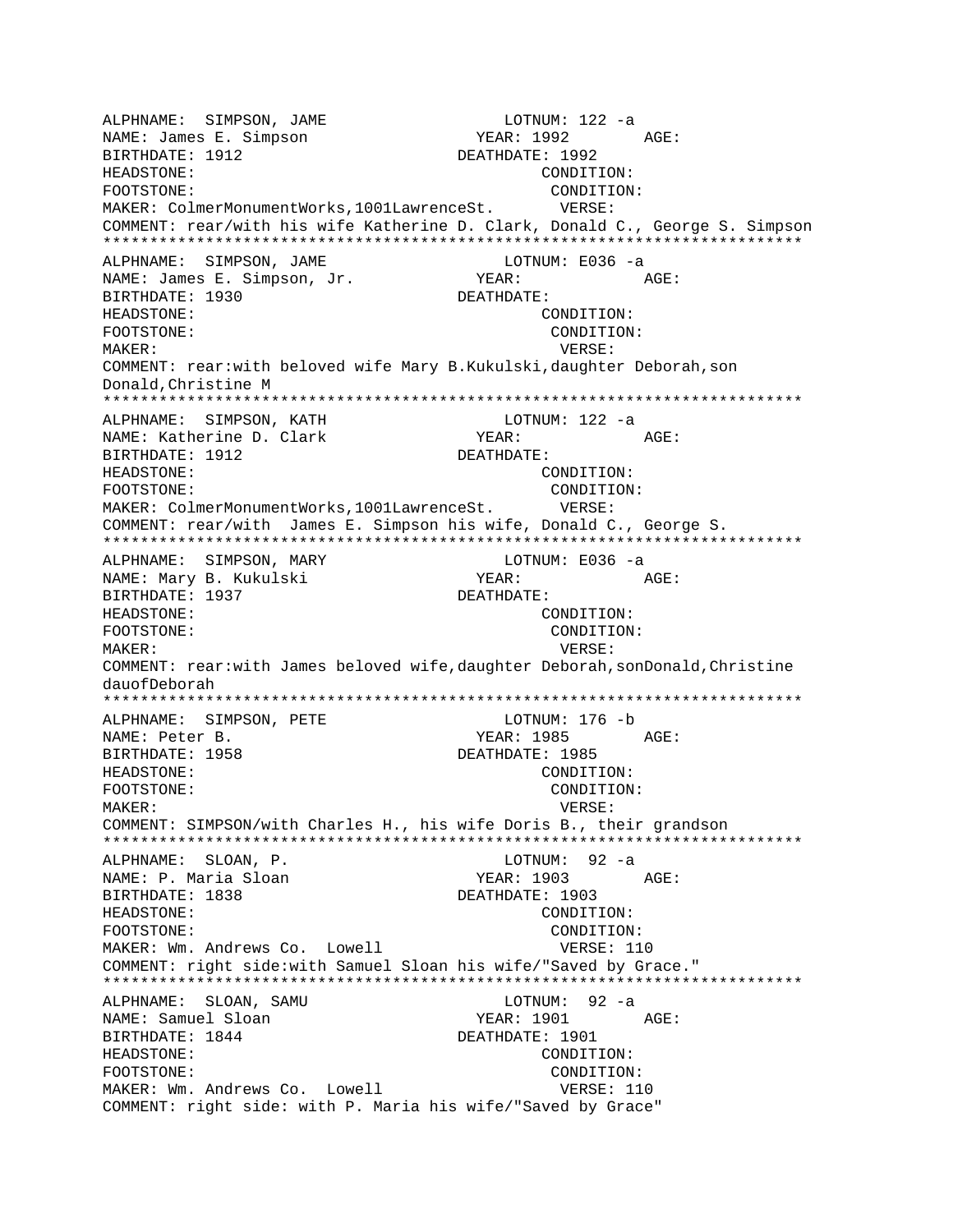```
ALPHNAME:  SIMPSON, JAME                    LOTNUM: 122 -a
NAME: James E. Simpson                YEAR: 1992        AGE:
BIRTHDATE: 1912                     DEATHDATE: 1992
HEADSTONE:                                  CONDITION:
FOOTSTONE:                                   CONDITION:
MAKER: ColmerMonumentWorks,1001LawrenceSt.      VERSE:
COMMENT: rear/with his wife Katherine D. Clark, Donald C., George S. Simpson
***************************************************************************
ALPHNAME:  SIMPSON, JAME                    LOTNUM: E036 -a
NAME: James E. Simpson, Jr.           YEAR:             AGE:
BIRTHDATE: 1930                     DEATHDATE:
HEADSTONE:                                  CONDITION:
FOOTSTONE:                                   CONDITION:
MAKER:                                        VERSE:
COMMENT: rear:with beloved wife Mary B.Kukulski,daughter Deborah,son
Donald,Christine M
***************************************************************************
ALPHNAME:  SIMPSON, KATH                    LOTNUM: 122 -a
NAME: Katherine D. Clark              YEAR:             AGE:
BIRTHDATE: 1912                     DEATHDATE:
HEADSTONE:                                  CONDITION:
FOOTSTONE:                                   CONDITION:
MAKER: ColmerMonumentWorks,1001LawrenceSt.      VERSE:
COMMENT: rear/with  James E. Simpson his wife, Donald C., George S.
***************************************************************************
ALPHNAME:  SIMPSON, MARY                    LOTNUM: E036 -a
NAME: Mary B. Kukulski                YEAR:             AGE:
BIRTHDATE: 1937                     DEATHDATE:
HEADSTONE:                                  CONDITION:
FOOTSTONE:                                   CONDITION:
MAKER:                                        VERSE:
COMMENT: rear:with James beloved wife,daughter Deborah,sonDonald,Christine
dauofDeborah
***************************************************************************
ALPHNAME:  SIMPSON, PETE                    LOTNUM: 176 -b
NAME: Peter B.                        YEAR: 1985        AGE:
BIRTHDATE: 1958                     DEATHDATE: 1985
HEADSTONE:                                  CONDITION:
FOOTSTONE:                                   CONDITION:
MAKER:                                        VERSE:
COMMENT: SIMPSON/with Charles H., his wife Doris B., their grandson
***************************************************************************
ALPHNAME:  SLOAN, P.                        LOTNUM:  92 -a
NAME: P. Maria Sloan                  YEAR: 1903        AGE:
BIRTHDATE: 1838                     DEATHDATE: 1903
HEADSTONE:                                  CONDITION:
FOOTSTONE:                                  CONDITION:
MAKER: Wm. Andrews Co.  Lowell                 VERSE: 110
COMMENT: right side:with Samuel Sloan his wife/"Saved by Grace."
***************************************************************************
ALPHNAME:  SLOAN, SAMU                      LOTNUM:  92 -a
NAME: Samuel Sloan                    YEAR: 1901        AGE:
BIRTHDATE: 1844                     DEATHDATE: 1901
HEADSTONE:                                  CONDITION:
FOOTSTONE:                                   CONDITION:
MAKER: Wm. Andrews Co.  Lowell                 VERSE: 110
COMMENT: right side: with P. Maria his wife/"Saved by Grace"
```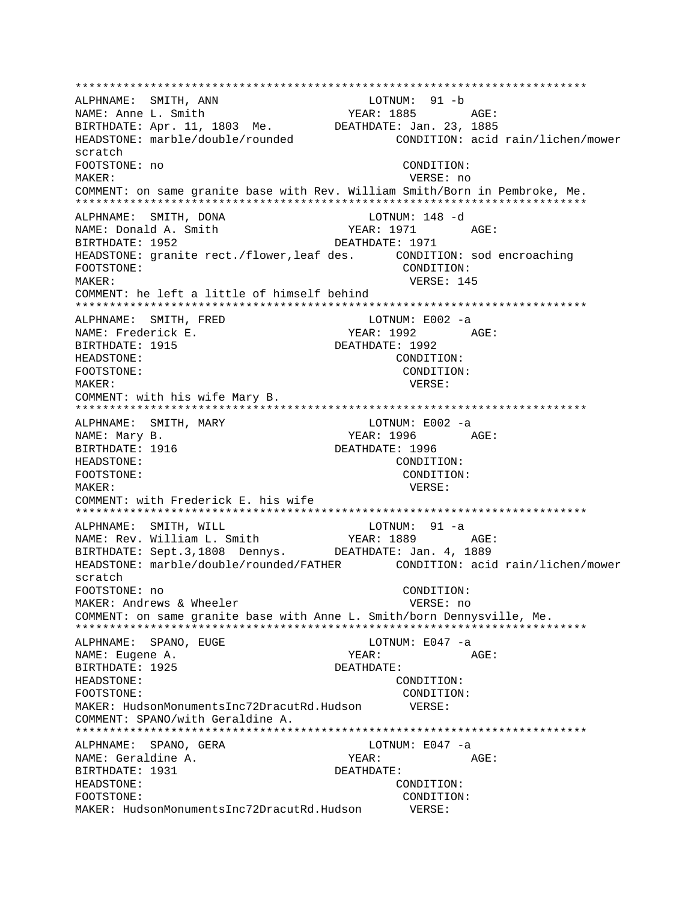```
***************************************************************************
ALPHNAME:  SMITH, ANN                        LOTNUM:  91 -b
NAME: Anne L. Smith                      YEAR: 1885        AGE:
BIRTHDATE: Apr. 11, 1803  Me.         DEATHDATE: Jan. 23, 1885
HEADSTONE: marble/double/rounded              CONDITION: acid rain/lichen/mower
scratch
FOOTSTONE: no                                  CONDITION:
MAKER:                                          VERSE: no
COMMENT: on same granite base with Rev. William Smith/Born in Pembroke, Me.
***************************************************************************
ALPHNAME:  SMITH, DONA                       LOTNUM: 148 -d
NAME: Donald A. Smith                    YEAR: 1971        AGE:
BIRTHDATE: 1952                          DEATHDATE: 1971
HEADSTONE: granite rect./flower,leaf des.      CONDITION: sod encroaching
FOOTSTONE:                                     CONDITION:
MAKER:                                          VERSE: 145
COMMENT: he left a little of himself behind
***************************************************************************
ALPHNAME:  SMITH, FRED                       LOTNUM: E002 -a
NAME: Frederick E.                       YEAR: 1992        AGE:
BIRTHDATE: 1915                          DEATHDATE: 1992
HEADSTONE:                                     CONDITION:
FOOTSTONE:                                     CONDITION:
MAKER:                                          VERSE:
COMMENT: with his wife Mary B.
***************************************************************************
ALPHNAME:  SMITH, MARY                       LOTNUM: E002 -a
NAME: Mary B.                            YEAR: 1996        AGE:
BIRTHDATE: 1916                          DEATHDATE: 1996
HEADSTONE:                                     CONDITION:
FOOTSTONE:                                     CONDITION:
MAKER:                                          VERSE:
COMMENT: with Frederick E. his wife
***************************************************************************
ALPHNAME:  SMITH, WILL                       LOTNUM:  91 -a
NAME: Rev. William L. Smith              YEAR: 1889        AGE:
BIRTHDATE: Sept.3,1808  Dennys.       DEATHDATE: Jan. 4, 1889
HEADSTONE: marble/double/rounded/FATHER        CONDITION: acid rain/lichen/mower
scratch
FOOTSTONE: no                                  CONDITION:
MAKER: Andrews & Wheeler                        VERSE: no
COMMENT: on same granite base with Anne L. Smith/born Dennysville, Me.
***************************************************************************
ALPHNAME:  SPANO, EUGE                       LOTNUM: E047 -a
NAME: Eugene A.                          YEAR:             AGE:
BIRTHDATE: 1925                          DEATHDATE:
HEADSTONE:                                     CONDITION:
FOOTSTONE:                                     CONDITION:
MAKER: HudsonMonumentsInc72DracutRd.Hudson       VERSE:
COMMENT: SPANO/with Geraldine A.
***************************************************************************
ALPHNAME:  SPANO, GERA                       LOTNUM: E047 -a
NAME: Geraldine A.                       YEAR:             AGE:
BIRTHDATE: 1931                          DEATHDATE:
HEADSTONE:                                     CONDITION:
FOOTSTONE:                                     CONDITION:
MAKER: HudsonMonumentsInc72DracutRd.Hudson       VERSE:
```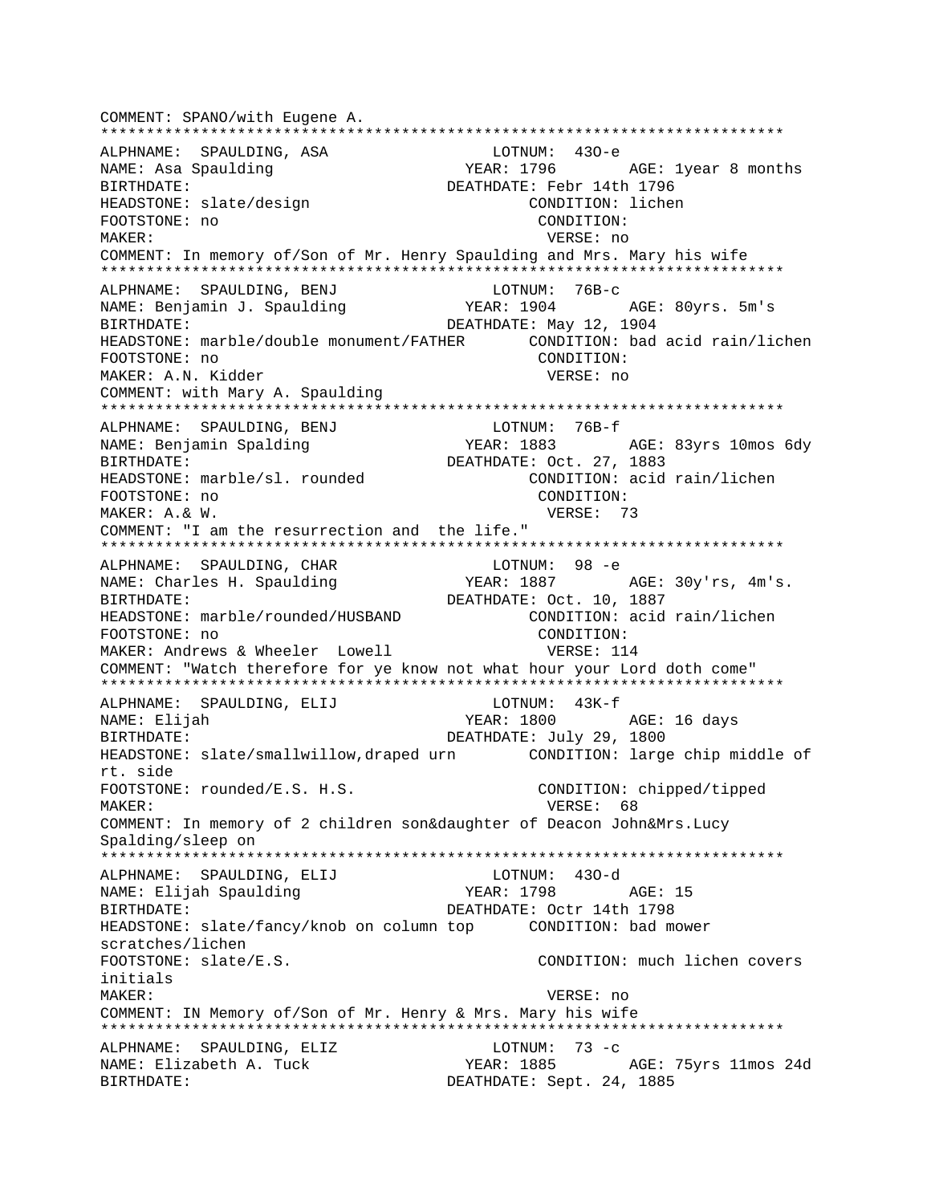COMMENT: SPANO/with Eugene A.

***************************************************************************

ALPHNAME: SPAULDING, ASA LOTNUM: 43O-e
NAME: Asa Spaulding YEAR: 1796 AGE: 1year 8 months
BIRTHDATE: DEATHDATE: Febr 14th 1796
HEADSTONE: slate/design CONDITION: lichen
FOOTSTONE: no CONDITION:
MAKER: VERSE: no
COMMENT: In memory of/Son of Mr. Henry Spaulding and Mrs. Mary his wife

***************************************************************************

ALPHNAME: SPAULDING, BENJ LOTNUM: 76B-c
NAME: Benjamin J. Spaulding YEAR: 1904 AGE: 80yrs. 5m's
BIRTHDATE: DEATHDATE: May 12, 1904
HEADSTONE: marble/double monument/FATHER CONDITION: bad acid rain/lichen
FOOTSTONE: no CONDITION:
MAKER: A.N. Kidder VERSE: no
COMMENT: with Mary A. Spaulding

***************************************************************************

ALPHNAME: SPAULDING, BENJ LOTNUM: 76B-f
NAME: Benjamin Spalding YEAR: 1883 AGE: 83yrs 10mos 6dy
BIRTHDATE: DEATHDATE: Oct. 27, 1883
HEADSTONE: marble/sl. rounded CONDITION: acid rain/lichen
FOOTSTONE: no CONDITION:
MAKER: A.& W. VERSE: 73
COMMENT: "I am the resurrection and the life."

***************************************************************************

ALPHNAME: SPAULDING, CHAR LOTNUM: 98 -e
NAME: Charles H. Spaulding YEAR: 1887 AGE: 30y'rs, 4m's.
BIRTHDATE: DEATHDATE: Oct. 10, 1887
HEADSTONE: marble/rounded/HUSBAND CONDITION: acid rain/lichen
FOOTSTONE: no CONDITION:
MAKER: Andrews & Wheeler Lowell VERSE: 114
COMMENT: "Watch therefore for ye know not what hour your Lord doth come"

***************************************************************************

ALPHNAME: SPAULDING, ELIJ LOTNUM: 43K-f
NAME: Elijah YEAR: 1800 AGE: 16 days
BIRTHDATE: DEATHDATE: July 29, 1800
HEADSTONE: slate/smallwillow,draped urn CONDITION: large chip middle of rt. side
FOOTSTONE: rounded/E.S. H.S. CONDITION: chipped/tipped
MAKER: VERSE: 68
COMMENT: In memory of 2 children son&daughter of Deacon John&Mrs.Lucy Spalding/sleep on

***************************************************************************

ALPHNAME: SPAULDING, ELIJ LOTNUM: 43O-d
NAME: Elijah Spaulding YEAR: 1798 AGE: 15
BIRTHDATE: DEATHDATE: Octr 14th 1798
HEADSTONE: slate/fancy/knob on column top CONDITION: bad mower scratches/lichen
FOOTSTONE: slate/E.S. CONDITION: much lichen covers initials
MAKER: VERSE: no
COMMENT: IN Memory of/Son of Mr. Henry & Mrs. Mary his wife

***************************************************************************

ALPHNAME: SPAULDING, ELIZ LOTNUM: 73 -c
NAME: Elizabeth A. Tuck YEAR: 1885 AGE: 75yrs 11mos 24d
BIRTHDATE: DEATHDATE: Sept. 24, 1885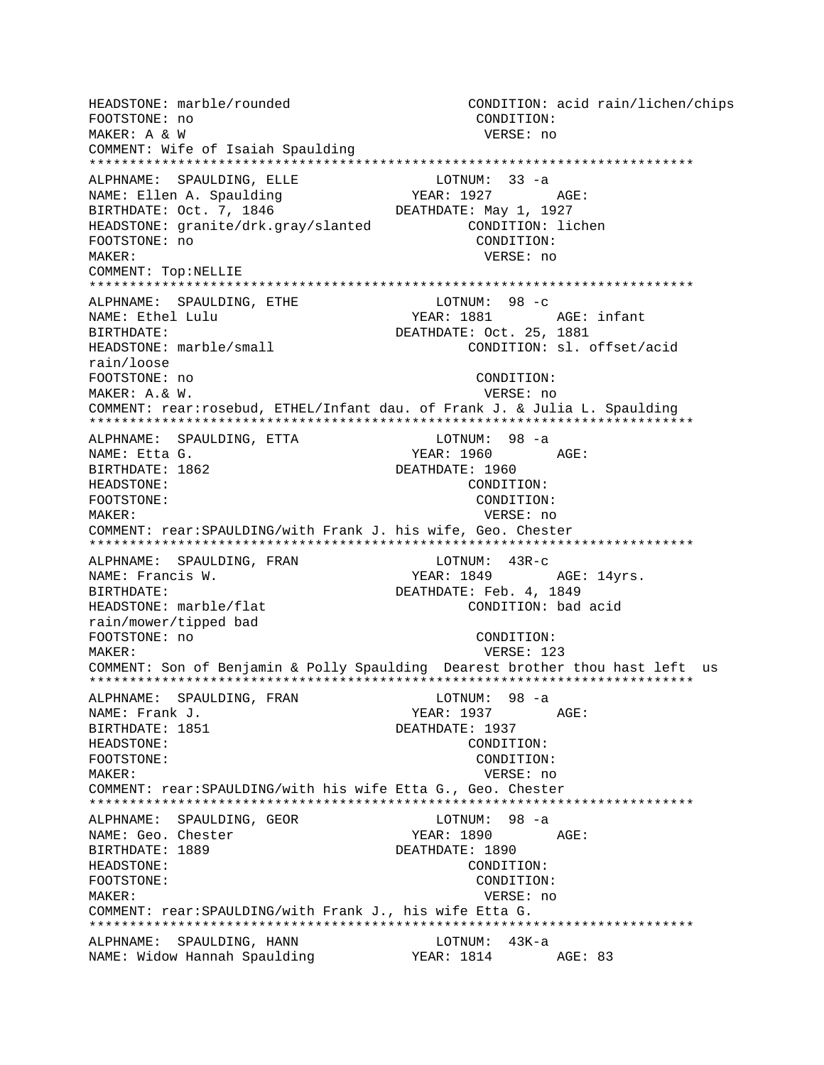HEADSTONE: marble/rounded CONDITION: acid rain/lichen/chips
FOOTSTONE: no CONDITION:
MAKER: A & W VERSE: no
COMMENT: Wife of Isaiah Spaulding
***************************************************************************
ALPHNAME: SPAULDING, ELLE LOTNUM: 33 -a
NAME: Ellen A. Spaulding YEAR: 1927 AGE:
BIRTHDATE: Oct. 7, 1846 DEATHDATE: May 1, 1927
HEADSTONE: granite/drk.gray/slanted CONDITION: lichen
FOOTSTONE: no CONDITION:
MAKER: VERSE: no
COMMENT: Top:NELLIE
***************************************************************************
ALPHNAME: SPAULDING, ETHE LOTNUM: 98 -c
NAME: Ethel Lulu YEAR: 1881 AGE: infant
BIRTHDATE: DEATHDATE: Oct. 25, 1881
HEADSTONE: marble/small CONDITION: sl. offset/acid rain/loose
FOOTSTONE: no CONDITION:
MAKER: A.& W. VERSE: no
COMMENT: rear:rosebud, ETHEL/Infant dau. of Frank J. & Julia L. Spaulding
***************************************************************************
ALPHNAME: SPAULDING, ETTA LOTNUM: 98 -a
NAME: Etta G. YEAR: 1960 AGE:
BIRTHDATE: 1862 DEATHDATE: 1960
HEADSTONE: CONDITION:
FOOTSTONE: CONDITION:
MAKER: VERSE: no
COMMENT: rear:SPAULDING/with Frank J. his wife, Geo. Chester
***************************************************************************
ALPHNAME: SPAULDING, FRAN LOTNUM: 43R-c
NAME: Francis W. YEAR: 1849 AGE: 14yrs.
BIRTHDATE: DEATHDATE: Feb. 4, 1849
HEADSTONE: marble/flat CONDITION: bad acid rain/mower/tipped bad
FOOTSTONE: no CONDITION:
MAKER: VERSE: 123
COMMENT: Son of Benjamin & Polly Spaulding Dearest brother thou hast left us
***************************************************************************
ALPHNAME: SPAULDING, FRAN LOTNUM: 98 -a
NAME: Frank J. YEAR: 1937 AGE:
BIRTHDATE: 1851 DEATHDATE: 1937
HEADSTONE: CONDITION:
FOOTSTONE: CONDITION:
MAKER: VERSE: no
COMMENT: rear:SPAULDING/with his wife Etta G., Geo. Chester
***************************************************************************
ALPHNAME: SPAULDING, GEOR LOTNUM: 98 -a
NAME: Geo. Chester YEAR: 1890 AGE:
BIRTHDATE: 1889 DEATHDATE: 1890
HEADSTONE: CONDITION:
FOOTSTONE: CONDITION:
MAKER: VERSE: no
COMMENT: rear:SPAULDING/with Frank J., his wife Etta G.
***************************************************************************
ALPHNAME: SPAULDING, HANN LOTNUM: 43K-a
NAME: Widow Hannah Spaulding YEAR: 1814 AGE: 83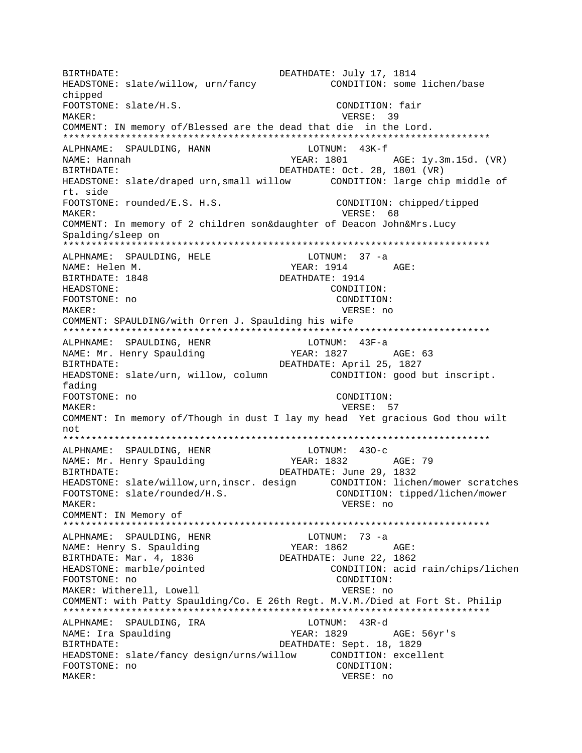BIRTHDATE: DEATHDATE: July 17, 1814
HEADSTONE: slate/willow, urn/fancy CONDITION: some lichen/base chipped
FOOTSTONE: slate/H.S. CONDITION: fair
MAKER: VERSE: 39
COMMENT: IN memory of/Blessed are the dead that die in the Lord.
***************************************************************************
ALPHNAME: SPAULDING, HANN LOTNUM: 43K-f
NAME: Hannah YEAR: 1801 AGE: 1y.3m.15d. (VR)
BIRTHDATE: DEATHDATE: Oct. 28, 1801 (VR)
HEADSTONE: slate/draped urn,small willow CONDITION: large chip middle of rt. side
FOOTSTONE: rounded/E.S. H.S. CONDITION: chipped/tipped
MAKER: VERSE: 68
COMMENT: In memory of 2 children son&daughter of Deacon John&Mrs.Lucy Spalding/sleep on
***************************************************************************
ALPHNAME: SPAULDING, HELE LOTNUM: 37 -a
NAME: Helen M. YEAR: 1914 AGE:
BIRTHDATE: 1848 DEATHDATE: 1914
HEADSTONE: CONDITION:
FOOTSTONE: no CONDITION:
MAKER: VERSE: no
COMMENT: SPAULDING/with Orren J. Spaulding his wife
***************************************************************************
ALPHNAME: SPAULDING, HENR LOTNUM: 43F-a
NAME: Mr. Henry Spaulding YEAR: 1827 AGE: 63
BIRTHDATE: DEATHDATE: April 25, 1827
HEADSTONE: slate/urn, willow, column CONDITION: good but inscript. fading
FOOTSTONE: no CONDITION:
MAKER: VERSE: 57
COMMENT: In memory of/Though in dust I lay my head Yet gracious God thou wilt not
***************************************************************************
ALPHNAME: SPAULDING, HENR LOTNUM: 43O-c
NAME: Mr. Henry Spaulding YEAR: 1832 AGE: 79
BIRTHDATE: DEATHDATE: June 29, 1832
HEADSTONE: slate/willow,urn,inscr. design CONDITION: lichen/mower scratches
FOOTSTONE: slate/rounded/H.S. CONDITION: tipped/lichen/mower
MAKER: VERSE: no
COMMENT: IN Memory of
***************************************************************************
ALPHNAME: SPAULDING, HENR LOTNUM: 73 -a
NAME: Henry S. Spaulding YEAR: 1862 AGE:
BIRTHDATE: Mar. 4, 1836 DEATHDATE: June 22, 1862
HEADSTONE: marble/pointed CONDITION: acid rain/chips/lichen
FOOTSTONE: no CONDITION:
MAKER: Witherell, Lowell VERSE: no
COMMENT: with Patty Spaulding/Co. E 26th Regt. M.V.M./Died at Fort St. Philip
***************************************************************************
ALPHNAME: SPAULDING, IRA LOTNUM: 43R-d
NAME: Ira Spaulding YEAR: 1829 AGE: 56yr's
BIRTHDATE: DEATHDATE: Sept. 18, 1829
HEADSTONE: slate/fancy design/urns/willow CONDITION: excellent
FOOTSTONE: no CONDITION:
MAKER: VERSE: no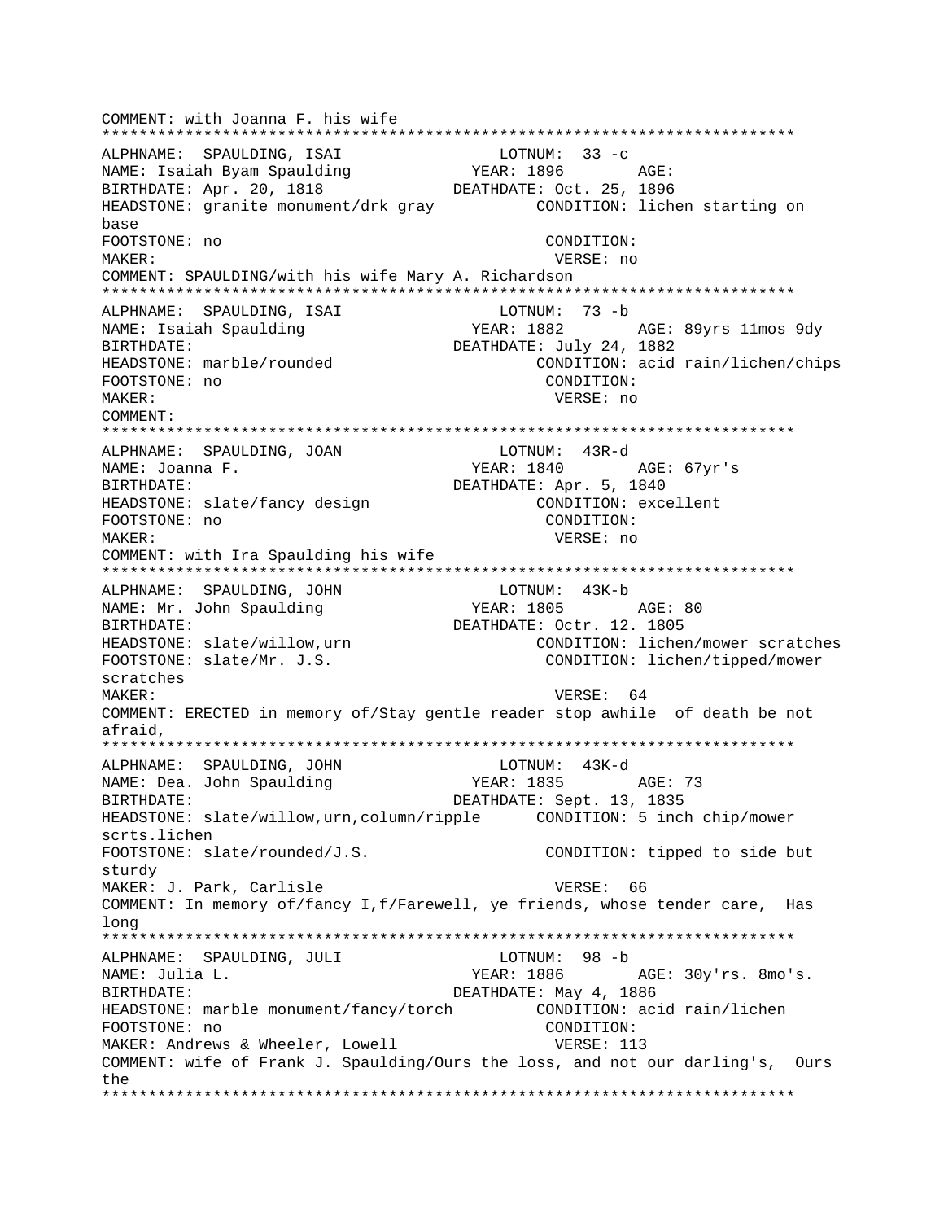COMMENT: with Joanna F. his wife
\*\*\*\*\*\*\*\*\*\*\*\*\*\*\*\*\*\*\*\*\*\*\*\*\*\*\*\*\*\*\*\*\*\*\*\*\*\*\*\*\*\*\*\*\*\*\*\*\*\*\*\*\*\*\*\*\*\*\*\*\*\*\*\*\*\*\*\*\*\*\*\*\*\*\*

ALPHNAME: SPAULDING, ISAI LOTNUM: 33 -c
NAME: Isaiah Byam Spaulding YEAR: 1896 AGE:
BIRTHDATE: Apr. 20, 1818 DEATHDATE: Oct. 25, 1896
HEADSTONE: granite monument/drk gray CONDITION: lichen starting on base
FOOTSTONE: no CONDITION:
MAKER: VERSE: no
COMMENT: SPAULDING/with his wife Mary A. Richardson
\*\*\*\*\*\*\*\*\*\*\*\*\*\*\*\*\*\*\*\*\*\*\*\*\*\*\*\*\*\*\*\*\*\*\*\*\*\*\*\*\*\*\*\*\*\*\*\*\*\*\*\*\*\*\*\*\*\*\*\*\*\*\*\*\*\*\*\*\*\*\*\*\*\*\*

ALPHNAME: SPAULDING, ISAI LOTNUM: 73 -b
NAME: Isaiah Spaulding YEAR: 1882 AGE: 89yrs 11mos 9dy
BIRTHDATE: DEATHDATE: July 24, 1882
HEADSTONE: marble/rounded CONDITION: acid rain/lichen/chips
FOOTSTONE: no CONDITION:
MAKER: VERSE: no
COMMENT:
\*\*\*\*\*\*\*\*\*\*\*\*\*\*\*\*\*\*\*\*\*\*\*\*\*\*\*\*\*\*\*\*\*\*\*\*\*\*\*\*\*\*\*\*\*\*\*\*\*\*\*\*\*\*\*\*\*\*\*\*\*\*\*\*\*\*\*\*\*\*\*\*\*\*\*

ALPHNAME: SPAULDING, JOAN LOTNUM: 43R-d
NAME: Joanna F. YEAR: 1840 AGE: 67yr's
BIRTHDATE: DEATHDATE: Apr. 5, 1840
HEADSTONE: slate/fancy design CONDITION: excellent
FOOTSTONE: no CONDITION:
MAKER: VERSE: no
COMMENT: with Ira Spaulding his wife
\*\*\*\*\*\*\*\*\*\*\*\*\*\*\*\*\*\*\*\*\*\*\*\*\*\*\*\*\*\*\*\*\*\*\*\*\*\*\*\*\*\*\*\*\*\*\*\*\*\*\*\*\*\*\*\*\*\*\*\*\*\*\*\*\*\*\*\*\*\*\*\*\*\*\*

ALPHNAME: SPAULDING, JOHN LOTNUM: 43K-b
NAME: Mr. John Spaulding YEAR: 1805 AGE: 80
BIRTHDATE: DEATHDATE: Octr. 12. 1805
HEADSTONE: slate/willow,urn CONDITION: lichen/mower scratches
FOOTSTONE: slate/Mr. J.S. CONDITION: lichen/tipped/mower scratches
MAKER: VERSE: 64
COMMENT: ERECTED in memory of/Stay gentle reader stop awhile of death be not afraid,
\*\*\*\*\*\*\*\*\*\*\*\*\*\*\*\*\*\*\*\*\*\*\*\*\*\*\*\*\*\*\*\*\*\*\*\*\*\*\*\*\*\*\*\*\*\*\*\*\*\*\*\*\*\*\*\*\*\*\*\*\*\*\*\*\*\*\*\*\*\*\*\*\*\*\*

ALPHNAME: SPAULDING, JOHN LOTNUM: 43K-d
NAME: Dea. John Spaulding YEAR: 1835 AGE: 73
BIRTHDATE: DEATHDATE: Sept. 13, 1835
HEADSTONE: slate/willow,urn,column/ripple CONDITION: 5 inch chip/mower scrts.lichen
FOOTSTONE: slate/rounded/J.S. CONDITION: tipped to side but sturdy
MAKER: J. Park, Carlisle VERSE: 66
COMMENT: In memory of/fancy I,f/Farewell, ye friends, whose tender care, Has long
\*\*\*\*\*\*\*\*\*\*\*\*\*\*\*\*\*\*\*\*\*\*\*\*\*\*\*\*\*\*\*\*\*\*\*\*\*\*\*\*\*\*\*\*\*\*\*\*\*\*\*\*\*\*\*\*\*\*\*\*\*\*\*\*\*\*\*\*\*\*\*\*\*\*\*

ALPHNAME: SPAULDING, JULI LOTNUM: 98 -b
NAME: Julia L. YEAR: 1886 AGE: 30y'rs. 8mo's.
BIRTHDATE: DEATHDATE: May 4, 1886
HEADSTONE: marble monument/fancy/torch CONDITION: acid rain/lichen
FOOTSTONE: no CONDITION:
MAKER: Andrews & Wheeler, Lowell VERSE: 113
COMMENT: wife of Frank J. Spaulding/Ours the loss, and not our darling's, Ours the
\*\*\*\*\*\*\*\*\*\*\*\*\*\*\*\*\*\*\*\*\*\*\*\*\*\*\*\*\*\*\*\*\*\*\*\*\*\*\*\*\*\*\*\*\*\*\*\*\*\*\*\*\*\*\*\*\*\*\*\*\*\*\*\*\*\*\*\*\*\*\*\*\*\*\*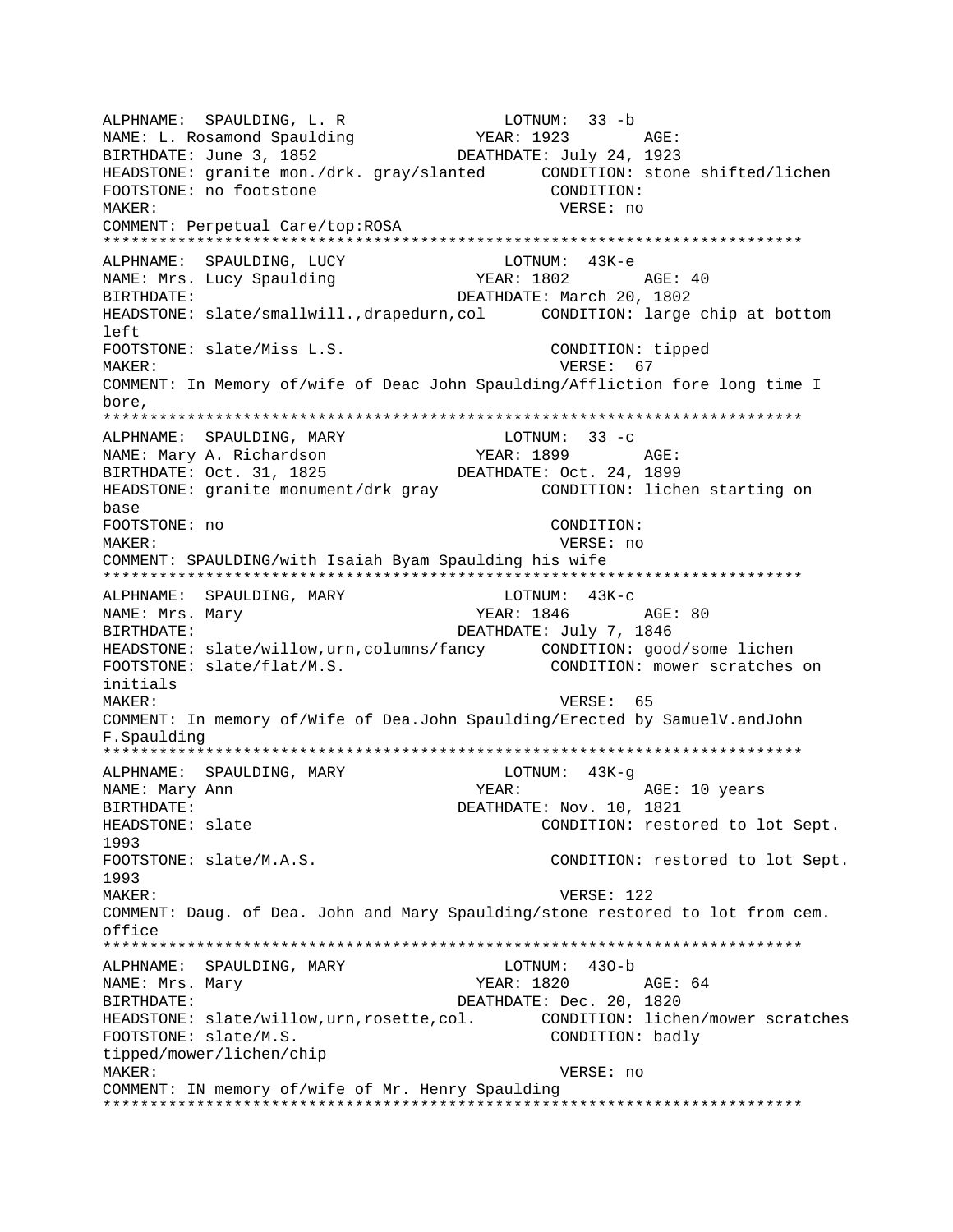```
ALPHNAME:  SPAULDING, L. R                LOTNUM:  33 -b
NAME: L. Rosamond Spaulding            YEAR: 1923        AGE:
BIRTHDATE: June 3, 1852              DEATHDATE: July 24, 1923
HEADSTONE: granite mon./drk. gray/slanted      CONDITION: stone shifted/lichen
FOOTSTONE: no footstone                         CONDITION:
MAKER:                                           VERSE: no
COMMENT: Perpetual Care/top:ROSA
***************************************************************************
ALPHNAME:  SPAULDING, LUCY                LOTNUM:  43K-e
NAME: Mrs. Lucy Spaulding              YEAR: 1802        AGE: 40
BIRTHDATE:                           DEATHDATE: March 20, 1802
HEADSTONE: slate/smallwill.,drapedurn,col      CONDITION: large chip at bottom
left
FOOTSTONE: slate/Miss L.S.                      CONDITION: tipped
MAKER:                                           VERSE:  67
COMMENT: In Memory of/wife of Deac John Spaulding/Affliction fore long time I
bore,
***************************************************************************
ALPHNAME:  SPAULDING, MARY                LOTNUM:  33 -c
NAME: Mary A. Richardson               YEAR: 1899        AGE:
BIRTHDATE: Oct. 31, 1825             DEATHDATE: Oct. 24, 1899
HEADSTONE: granite monument/drk gray           CONDITION: lichen starting on
base
FOOTSTONE: no                                   CONDITION:
MAKER:                                           VERSE: no
COMMENT: SPAULDING/with Isaiah Byam Spaulding his wife
***************************************************************************
ALPHNAME:  SPAULDING, MARY                LOTNUM:  43K-c
NAME: Mrs. Mary                        YEAR: 1846        AGE: 80
BIRTHDATE:                           DEATHDATE: July 7, 1846
HEADSTONE: slate/willow,urn,columns/fancy      CONDITION: good/some lichen
FOOTSTONE: slate/flat/M.S.                      CONDITION: mower scratches on
initials
MAKER:                                           VERSE:  65
COMMENT: In memory of/Wife of Dea.John Spaulding/Erected by SamuelV.andJohn
F.Spaulding
***************************************************************************
ALPHNAME:  SPAULDING, MARY                LOTNUM:  43K-g
NAME: Mary Ann                         YEAR:             AGE: 10 years
BIRTHDATE:                           DEATHDATE: Nov. 10, 1821
HEADSTONE: slate                                CONDITION: restored to lot Sept.
1993
FOOTSTONE: slate/M.A.S.                         CONDITION: restored to lot Sept.
1993
MAKER:                                           VERSE: 122
COMMENT: Daug. of Dea. John and Mary Spaulding/stone restored to lot from cem.
office
***************************************************************************
ALPHNAME:  SPAULDING, MARY                LOTNUM:  43O-b
NAME: Mrs. Mary                        YEAR: 1820        AGE: 64
BIRTHDATE:                           DEATHDATE: Dec. 20, 1820
HEADSTONE: slate/willow,urn,rosette,col.       CONDITION: lichen/mower scratches
FOOTSTONE: slate/M.S.                           CONDITION: badly
tipped/mower/lichen/chip
MAKER:                                           VERSE: no
COMMENT: IN memory of/wife of Mr. Henry Spaulding
***************************************************************************
```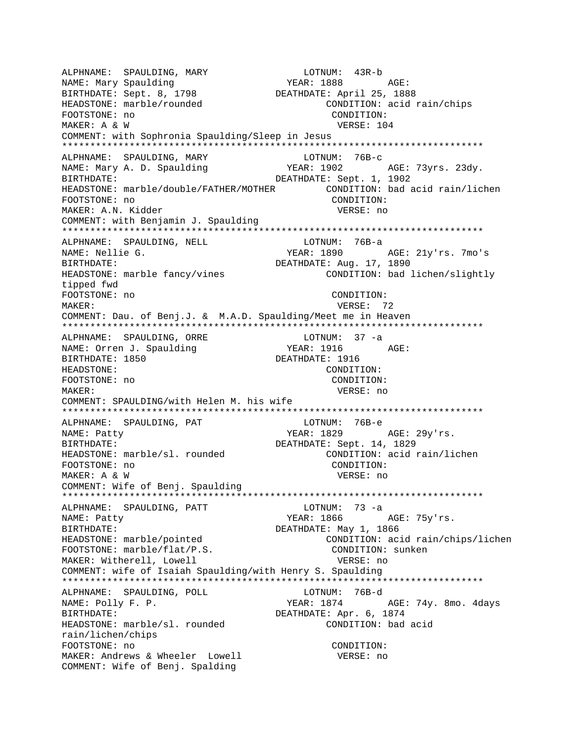ALPHNAME: SPAULDING, MARY LOTNUM: 43R-b
NAME: Mary Spaulding YEAR: 1888 AGE:
BIRTHDATE: Sept. 8, 1798 DEATHDATE: April 25, 1888
HEADSTONE: marble/rounded CONDITION: acid rain/chips
FOOTSTONE: no CONDITION:
MAKER: A & W VERSE: 104
COMMENT: with Sophronia Spaulding/Sleep in Jesus

---

ALPHNAME: SPAULDING, MARY LOTNUM: 76B-c
NAME: Mary A. D. Spaulding YEAR: 1902 AGE: 73yrs. 23dy.
BIRTHDATE: DEATHDATE: Sept. 1, 1902
HEADSTONE: marble/double/FATHER/MOTHER CONDITION: bad acid rain/lichen
FOOTSTONE: no CONDITION:
MAKER: A.N. Kidder VERSE: no
COMMENT: with Benjamin J. Spaulding

---

ALPHNAME: SPAULDING, NELL LOTNUM: 76B-a
NAME: Nellie G. YEAR: 1890 AGE: 21y'rs. 7mo's
BIRTHDATE: DEATHDATE: Aug. 17, 1890
HEADSTONE: marble fancy/vines CONDITION: bad lichen/slightly tipped fwd
FOOTSTONE: no CONDITION:
MAKER: VERSE: 72
COMMENT: Dau. of Benj.J. & M.A.D. Spaulding/Meet me in Heaven

---

ALPHNAME: SPAULDING, ORRE LOTNUM: 37 -a
NAME: Orren J. Spaulding YEAR: 1916 AGE:
BIRTHDATE: 1850 DEATHDATE: 1916
HEADSTONE: CONDITION:
FOOTSTONE: no CONDITION:
MAKER: VERSE: no
COMMENT: SPAULDING/with Helen M. his wife

---

ALPHNAME: SPAULDING, PAT LOTNUM: 76B-e
NAME: Patty YEAR: 1829 AGE: 29y'rs.
BIRTHDATE: DEATHDATE: Sept. 14, 1829
HEADSTONE: marble/sl. rounded CONDITION: acid rain/lichen
FOOTSTONE: no CONDITION:
MAKER: A & W VERSE: no
COMMENT: Wife of Benj. Spaulding

---

ALPHNAME: SPAULDING, PATT LOTNUM: 73 -a
NAME: Patty YEAR: 1866 AGE: 75y'rs.
BIRTHDATE: DEATHDATE: May 1, 1866
HEADSTONE: marble/pointed CONDITION: acid rain/chips/lichen
FOOTSTONE: marble/flat/P.S. CONDITION: sunken
MAKER: Witherell, Lowell VERSE: no
COMMENT: wife of Isaiah Spaulding/with Henry S. Spaulding

---

ALPHNAME: SPAULDING, POLL LOTNUM: 76B-d
NAME: Polly F. P. YEAR: 1874 AGE: 74y. 8mo. 4days
BIRTHDATE: DEATHDATE: Apr. 6, 1874
HEADSTONE: marble/sl. rounded CONDITION: bad acid rain/lichen/chips
FOOTSTONE: no CONDITION:
MAKER: Andrews & Wheeler Lowell VERSE: no
COMMENT: Wife of Benj. Spalding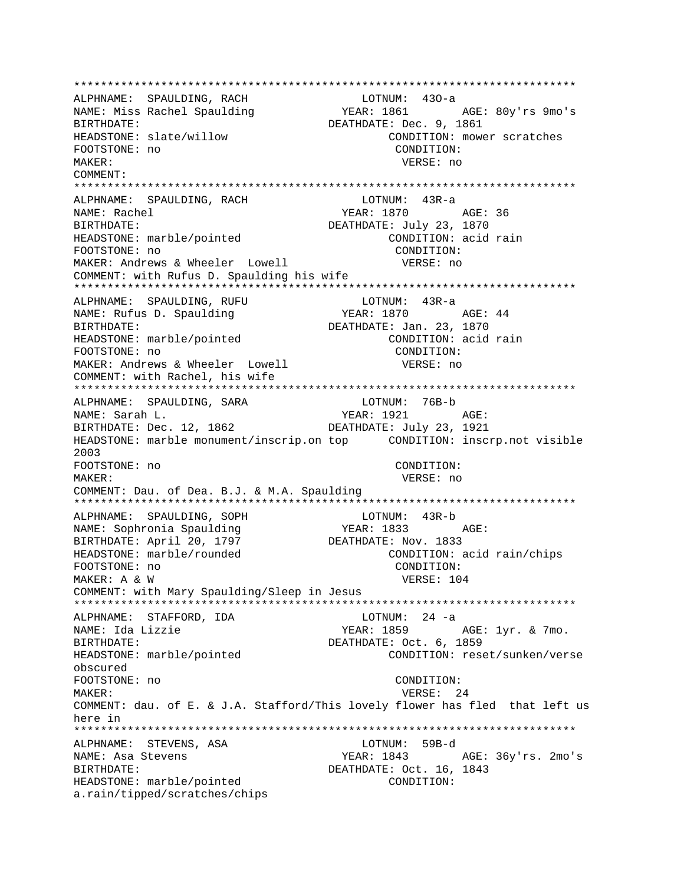```
****************************************************************************
ALPHNAME:  SPAULDING, RACH                    LOTNUM:  43O-a
NAME: Miss Rachel Spaulding              YEAR: 1861        AGE: 80y'rs 9mo's
BIRTHDATE:                             DEATHDATE: Dec. 9, 1861
HEADSTONE: slate/willow                         CONDITION: mower scratches
FOOTSTONE: no                                    CONDITION:
MAKER:                                            VERSE: no
COMMENT:
****************************************************************************
ALPHNAME:  SPAULDING, RACH                    LOTNUM:  43R-a
NAME: Rachel                              YEAR: 1870        AGE: 36
BIRTHDATE:                             DEATHDATE: July 23, 1870
HEADSTONE: marble/pointed                       CONDITION: acid rain
FOOTSTONE: no                                    CONDITION:
MAKER: Andrews & Wheeler  Lowell                  VERSE: no
COMMENT: with Rufus D. Spaulding his wife
****************************************************************************
ALPHNAME:  SPAULDING, RUFU                    LOTNUM:  43R-a
NAME: Rufus D. Spaulding                 YEAR: 1870        AGE: 44
BIRTHDATE:                             DEATHDATE: Jan. 23, 1870
HEADSTONE: marble/pointed                       CONDITION: acid rain
FOOTSTONE: no                                    CONDITION:
MAKER: Andrews & Wheeler  Lowell                  VERSE: no
COMMENT: with Rachel, his wife
****************************************************************************
ALPHNAME:  SPAULDING, SARA                    LOTNUM:  76B-b
NAME: Sarah L.                            YEAR: 1921        AGE:
BIRTHDATE: Dec. 12, 1862               DEATHDATE: July 23, 1921
HEADSTONE: marble monument/inscrip.on top      CONDITION: inscrp.not visible
2003
FOOTSTONE: no                                    CONDITION:
MAKER:                                            VERSE: no
COMMENT: Dau. of Dea. B.J. & M.A. Spaulding
****************************************************************************
ALPHNAME:  SPAULDING, SOPH                    LOTNUM:  43R-b
NAME: Sophronia Spaulding                YEAR: 1833        AGE:
BIRTHDATE: April 20, 1797              DEATHDATE: Nov. 1833
HEADSTONE: marble/rounded                       CONDITION: acid rain/chips
FOOTSTONE: no                                    CONDITION:
MAKER: A & W                                      VERSE: 104
COMMENT: with Mary Spaulding/Sleep in Jesus
****************************************************************************
ALPHNAME:  STAFFORD, IDA                      LOTNUM:  24 -a
NAME: Ida Lizzie                          YEAR: 1859        AGE: 1yr. & 7mo.
BIRTHDATE:                             DEATHDATE: Oct. 6, 1859
HEADSTONE: marble/pointed                       CONDITION: reset/sunken/verse
obscured
FOOTSTONE: no                                    CONDITION:
MAKER:                                            VERSE:  24
COMMENT: dau. of E. & J.A. Stafford/This lovely flower has fled  that left us
here in
****************************************************************************
ALPHNAME:  STEVENS, ASA                       LOTNUM:  59B-d
NAME: Asa Stevens                         YEAR: 1843        AGE: 36y'rs. 2mo's
BIRTHDATE:                             DEATHDATE: Oct. 16, 1843
HEADSTONE: marble/pointed                       CONDITION:
a.rain/tipped/scratches/chips
```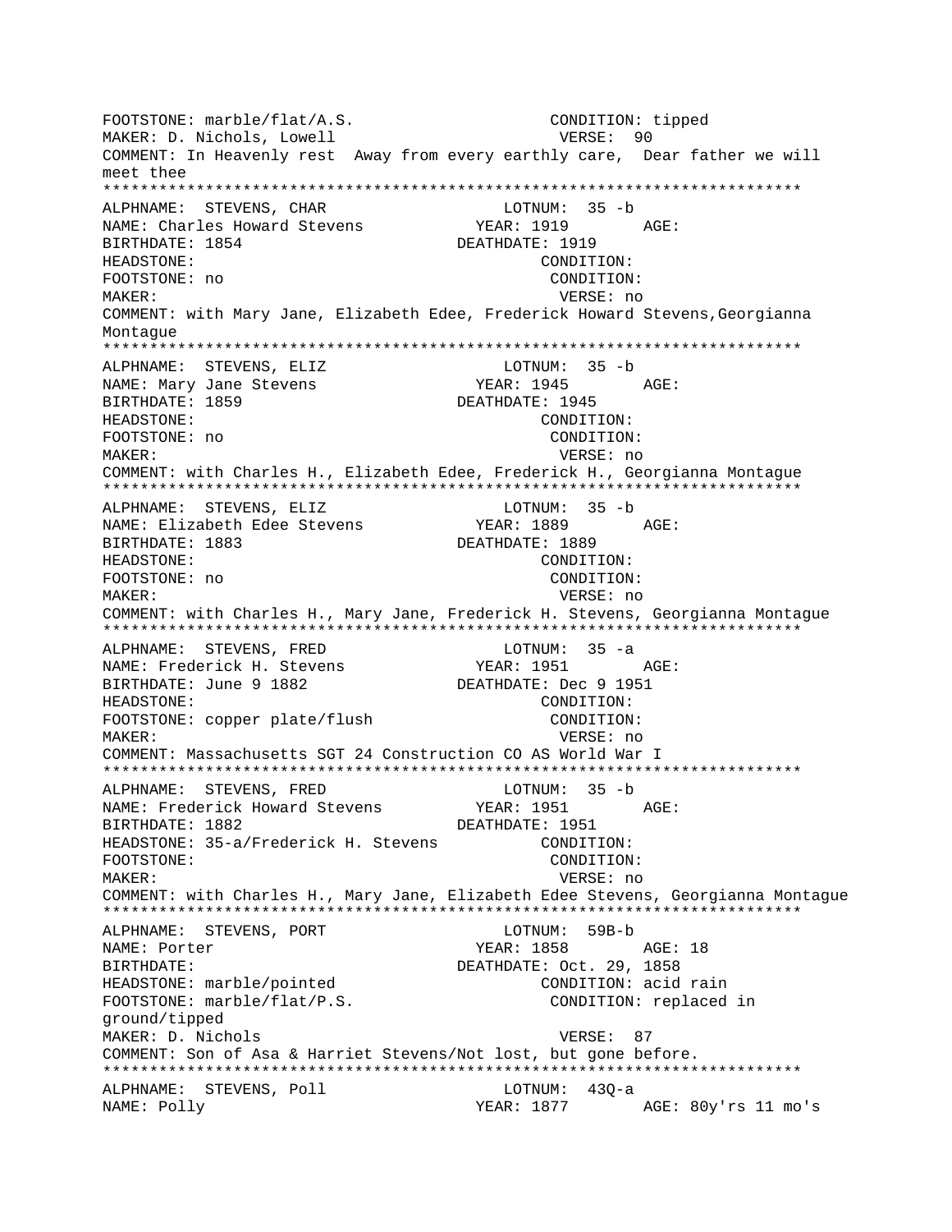FOOTSTONE: marble/flat/A.S.                    CONDITION: tipped
MAKER: D. Nichols, Lowell                      VERSE: 90
COMMENT: In Heavenly rest  Away from every earthly care,  Dear father we will meet thee

***************************************************************************

ALPHNAME: STEVENS, CHAR                        LOTNUM: 35 -b
NAME: Charles Howard Stevens          YEAR: 1919        AGE:
BIRTHDATE: 1854                        DEATHDATE: 1919
HEADSTONE:                                     CONDITION:
FOOTSTONE: no                                  CONDITION:
MAKER:                                         VERSE: no
COMMENT: with Mary Jane, Elizabeth Edee, Frederick Howard Stevens,Georgianna Montague

***************************************************************************

ALPHNAME: STEVENS, ELIZ                        LOTNUM: 35 -b
NAME: Mary Jane Stevens               YEAR: 1945        AGE:
BIRTHDATE: 1859                        DEATHDATE: 1945
HEADSTONE:                                     CONDITION:
FOOTSTONE: no                                  CONDITION:
MAKER:                                         VERSE: no
COMMENT: with Charles H., Elizabeth Edee, Frederick H., Georgianna Montague

***************************************************************************

ALPHNAME: STEVENS, ELIZ                        LOTNUM: 35 -b
NAME: Elizabeth Edee Stevens          YEAR: 1889        AGE:
BIRTHDATE: 1883                        DEATHDATE: 1889
HEADSTONE:                                     CONDITION:
FOOTSTONE: no                                  CONDITION:
MAKER:                                         VERSE: no
COMMENT: with Charles H., Mary Jane, Frederick H. Stevens, Georgianna Montague

***************************************************************************

ALPHNAME: STEVENS, FRED                        LOTNUM: 35 -a
NAME: Frederick H. Stevens            YEAR: 1951        AGE:
BIRTHDATE: June 9 1882                 DEATHDATE: Dec 9 1951
HEADSTONE:                                     CONDITION:
FOOTSTONE: copper plate/flush                  CONDITION:
MAKER:                                         VERSE: no
COMMENT: Massachusetts SGT 24 Construction CO AS World War I

***************************************************************************

ALPHNAME: STEVENS, FRED                        LOTNUM: 35 -b
NAME: Frederick Howard Stevens        YEAR: 1951        AGE:
BIRTHDATE: 1882                        DEATHDATE: 1951
HEADSTONE: 35-a/Frederick H. Stevens           CONDITION:
FOOTSTONE:                                     CONDITION:
MAKER:                                         VERSE: no
COMMENT: with Charles H., Mary Jane, Elizabeth Edee Stevens, Georgianna Montague

***************************************************************************

ALPHNAME: STEVENS, PORT                        LOTNUM: 59B-b
NAME: Porter                          YEAR: 1858        AGE: 18
BIRTHDATE:                             DEATHDATE: Oct. 29, 1858
HEADSTONE: marble/pointed                      CONDITION: acid rain
FOOTSTONE: marble/flat/P.S.                    CONDITION: replaced in ground/tipped
MAKER: D. Nichols                              VERSE: 87
COMMENT: Son of Asa & Harriet Stevens/Not lost, but gone before.

***************************************************************************

ALPHNAME: STEVENS, Poll                        LOTNUM: 43Q-a
NAME: Polly                           YEAR: 1877        AGE: 80y'rs 11 mo's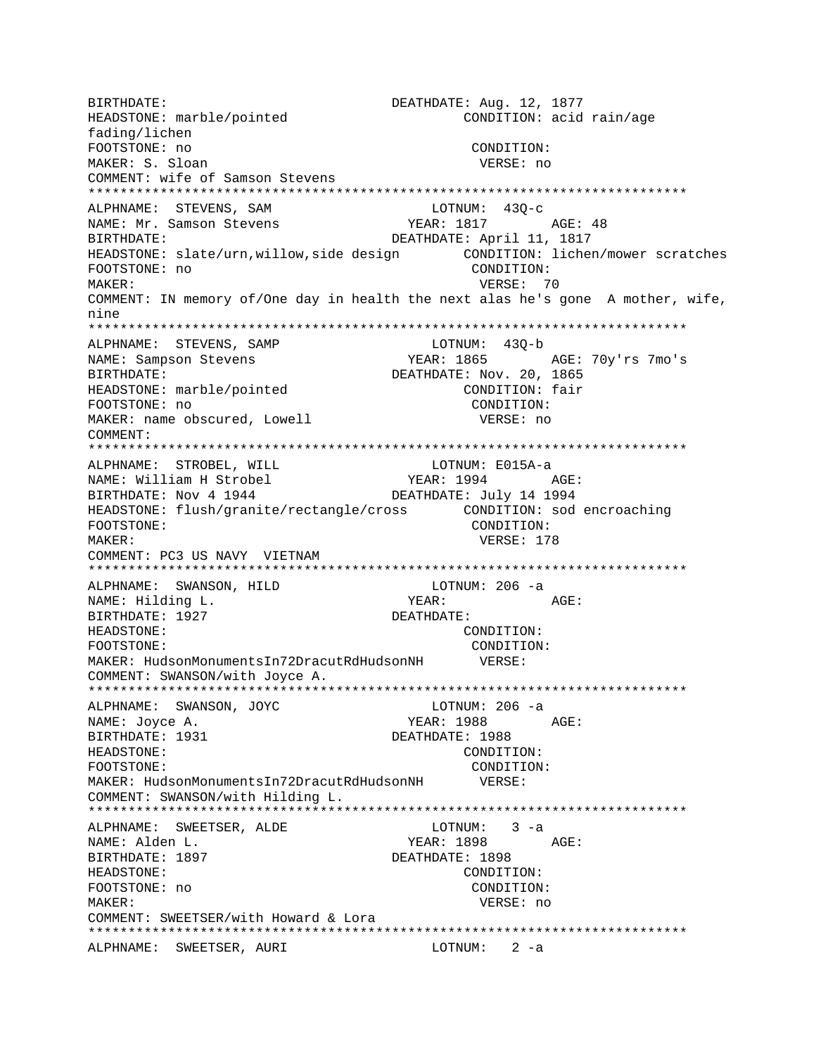```
BIRTHDATE:                              DEATHDATE: Aug. 12, 1877
HEADSTONE: marble/pointed                       CONDITION: acid rain/age
fading/lichen
FOOTSTONE: no                                   CONDITION:
MAKER: S. Sloan                                  VERSE: no
COMMENT: wife of Samson Stevens
***************************************************************************
ALPHNAME:  STEVENS, SAM                     LOTNUM:  43Q-c
NAME: Mr. Samson Stevens                  YEAR: 1817        AGE: 48
BIRTHDATE:                              DEATHDATE: April 11, 1817
HEADSTONE: slate/urn,willow,side design        CONDITION: lichen/mower scratches
FOOTSTONE: no                                   CONDITION:
MAKER:                                           VERSE:  70
COMMENT: IN memory of/One day in health the next alas he's gone  A mother, wife,
nine
***************************************************************************
ALPHNAME:  STEVENS, SAMP                    LOTNUM:  43Q-b
NAME: Sampson Stevens                     YEAR: 1865        AGE: 70y'rs 7mo's
BIRTHDATE:                              DEATHDATE: Nov. 20, 1865
HEADSTONE: marble/pointed                       CONDITION: fair
FOOTSTONE: no                                   CONDITION:
MAKER: name obscured, Lowell                     VERSE: no
COMMENT:
***************************************************************************
ALPHNAME:  STROBEL, WILL                    LOTNUM: E015A-a
NAME: William H Strobel                   YEAR: 1994        AGE:
BIRTHDATE: Nov 4 1944                   DEATHDATE: July 14 1994
HEADSTONE: flush/granite/rectangle/cross       CONDITION: sod encroaching
FOOTSTONE:                                      CONDITION:
MAKER:                                           VERSE: 178
COMMENT: PC3 US NAVY  VIETNAM
***************************************************************************
ALPHNAME:  SWANSON, HILD                    LOTNUM: 206 -a
NAME: Hilding L.                          YEAR:             AGE:
BIRTHDATE: 1927                         DEATHDATE:
HEADSTONE:                                      CONDITION:
FOOTSTONE:                                      CONDITION:
MAKER: HudsonMonumentsIn72DracutRdHudsonNH      VERSE:
COMMENT: SWANSON/with Joyce A.
***************************************************************************
ALPHNAME:  SWANSON, JOYC                    LOTNUM: 206 -a
NAME: Joyce A.                            YEAR: 1988        AGE:
BIRTHDATE: 1931                         DEATHDATE: 1988
HEADSTONE:                                      CONDITION:
FOOTSTONE:                                      CONDITION:
MAKER: HudsonMonumentsIn72DracutRdHudsonNH      VERSE:
COMMENT: SWANSON/with Hilding L.
***************************************************************************
ALPHNAME:  SWEETSER, ALDE                   LOTNUM:   3 -a
NAME: Alden L.                            YEAR: 1898        AGE:
BIRTHDATE: 1897                         DEATHDATE: 1898
HEADSTONE:                                      CONDITION:
FOOTSTONE: no                                   CONDITION:
MAKER:                                           VERSE: no
COMMENT: SWEETSER/with Howard & Lora
***************************************************************************
ALPHNAME:  SWEETSER, AURI                   LOTNUM:   2 -a
```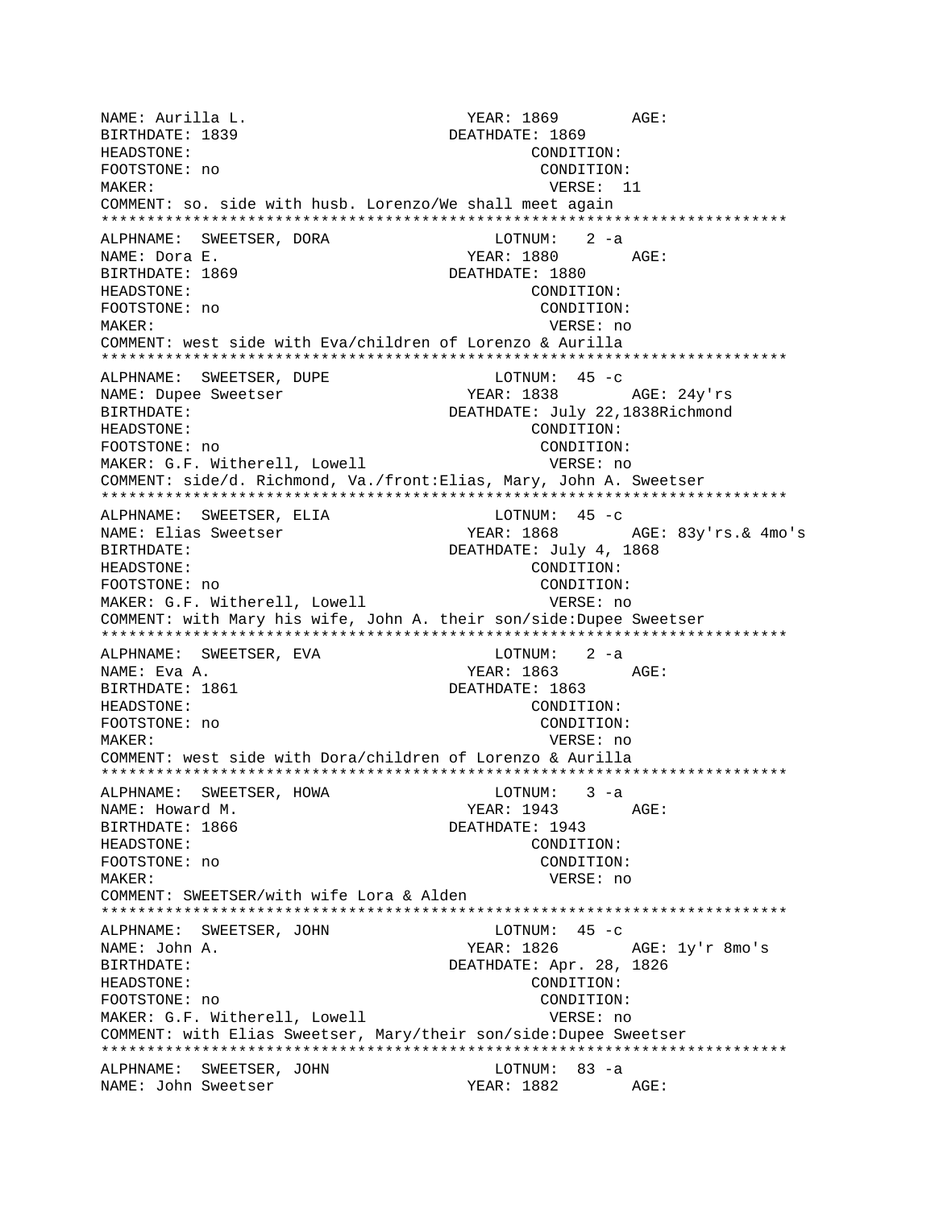```
NAME: Aurilla L.                          YEAR: 1869        AGE:
BIRTHDATE: 1839                        DEATHDATE: 1869
HEADSTONE:                                       CONDITION:
FOOTSTONE: no                                     CONDITION:
MAKER:                                             VERSE:  11
COMMENT: so. side with husb. Lorenzo/We shall meet again
*************************************************************************
ALPHNAME:  SWEETSER, DORA                  LOTNUM:   2 -a
NAME: Dora E.                             YEAR: 1880        AGE:
BIRTHDATE: 1869                        DEATHDATE: 1880
HEADSTONE:                                       CONDITION:
FOOTSTONE: no                                     CONDITION:
MAKER:                                             VERSE: no
COMMENT: west side with Eva/children of Lorenzo & Aurilla
*************************************************************************
ALPHNAME:  SWEETSER, DUPE                  LOTNUM:  45 -c
NAME: Dupee Sweetser                      YEAR: 1838        AGE: 24y'rs
BIRTHDATE:                             DEATHDATE: July 22,1838Richmond
HEADSTONE:                                       CONDITION:
FOOTSTONE: no                                     CONDITION:
MAKER: G.F. Witherell, Lowell                      VERSE: no
COMMENT: side/d. Richmond, Va./front:Elias, Mary, John A. Sweetser
*************************************************************************
ALPHNAME:  SWEETSER, ELIA                  LOTNUM:  45 -c
NAME: Elias Sweetser                      YEAR: 1868        AGE: 83y'rs.& 4mo's
BIRTHDATE:                             DEATHDATE: July 4, 1868
HEADSTONE:                                       CONDITION:
FOOTSTONE: no                                     CONDITION:
MAKER: G.F. Witherell, Lowell                      VERSE: no
COMMENT: with Mary his wife, John A. their son/side:Dupee Sweetser
*************************************************************************
ALPHNAME:  SWEETSER, EVA                   LOTNUM:   2 -a
NAME: Eva A.                              YEAR: 1863        AGE:
BIRTHDATE: 1861                        DEATHDATE: 1863
HEADSTONE:                                       CONDITION:
FOOTSTONE: no                                     CONDITION:
MAKER:                                             VERSE: no
COMMENT: west side with Dora/children of Lorenzo & Aurilla
*************************************************************************
ALPHNAME:  SWEETSER, HOWA                  LOTNUM:   3 -a
NAME: Howard M.                           YEAR: 1943        AGE:
BIRTHDATE: 1866                        DEATHDATE: 1943
HEADSTONE:                                       CONDITION:
FOOTSTONE: no                                     CONDITION:
MAKER:                                             VERSE: no
COMMENT: SWEETSER/with wife Lora & Alden
*************************************************************************
ALPHNAME:  SWEETSER, JOHN                  LOTNUM:  45 -c
NAME: John A.                             YEAR: 1826        AGE: 1y'r 8mo's
BIRTHDATE:                             DEATHDATE: Apr. 28, 1826
HEADSTONE:                                       CONDITION:
FOOTSTONE: no                                     CONDITION:
MAKER: G.F. Witherell, Lowell                      VERSE: no
COMMENT: with Elias Sweetser, Mary/their son/side:Dupee Sweetser
*************************************************************************
ALPHNAME:  SWEETSER, JOHN                  LOTNUM:  83 -a
NAME: John Sweetser                       YEAR: 1882        AGE:
```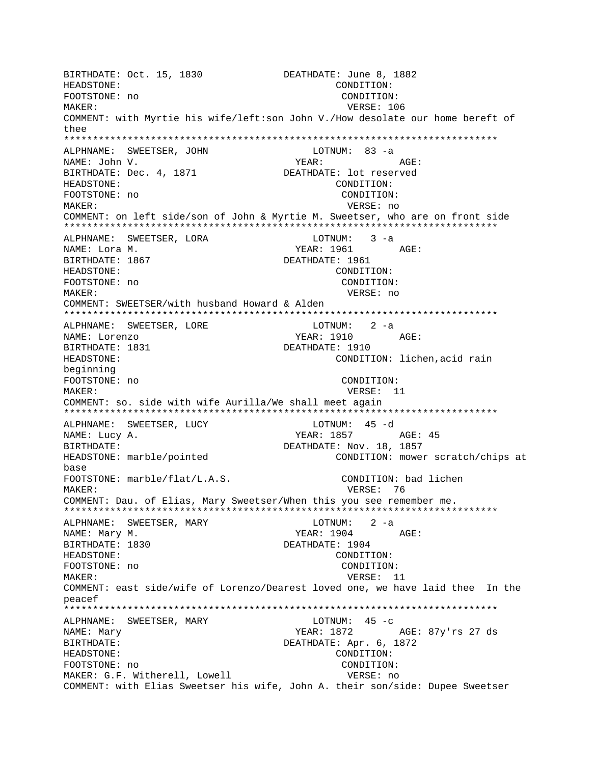BIRTHDATE: Oct. 15, 1830 DEATHDATE: June 8, 1882
HEADSTONE: CONDITION:
FOOTSTONE: no CONDITION:
MAKER: VERSE: 106
COMMENT: with Myrtie his wife/left:son John V./How desolate our home bereft of thee

***************************************************************************

ALPHNAME: SWEETSER, JOHN LOTNUM: 83 -a
NAME: John V. YEAR: AGE:
BIRTHDATE: Dec. 4, 1871 DEATHDATE: lot reserved
HEADSTONE: CONDITION:
FOOTSTONE: no CONDITION:
MAKER: VERSE: no
COMMENT: on left side/son of John & Myrtie M. Sweetser, who are on front side

***************************************************************************

ALPHNAME: SWEETSER, LORA LOTNUM: 3 -a
NAME: Lora M. YEAR: 1961 AGE:
BIRTHDATE: 1867 DEATHDATE: 1961
HEADSTONE: CONDITION:
FOOTSTONE: no CONDITION:
MAKER: VERSE: no
COMMENT: SWEETSER/with husband Howard & Alden

***************************************************************************

ALPHNAME: SWEETSER, LORE LOTNUM: 2 -a
NAME: Lorenzo YEAR: 1910 AGE:
BIRTHDATE: 1831 DEATHDATE: 1910
HEADSTONE: CONDITION: lichen,acid rain beginning
FOOTSTONE: no CONDITION:
MAKER: VERSE: 11
COMMENT: so. side with wife Aurilla/We shall meet again

***************************************************************************

ALPHNAME: SWEETSER, LUCY LOTNUM: 45 -d
NAME: Lucy A. YEAR: 1857 AGE: 45
BIRTHDATE: DEATHDATE: Nov. 18, 1857
HEADSTONE: marble/pointed CONDITION: mower scratch/chips at base
FOOTSTONE: marble/flat/L.A.S. CONDITION: bad lichen
MAKER: VERSE: 76
COMMENT: Dau. of Elias, Mary Sweetser/When this you see remember me.

***************************************************************************

ALPHNAME: SWEETSER, MARY LOTNUM: 2 -a
NAME: Mary M. YEAR: 1904 AGE:
BIRTHDATE: 1830 DEATHDATE: 1904
HEADSTONE: CONDITION:
FOOTSTONE: no CONDITION:
MAKER: VERSE: 11
COMMENT: east side/wife of Lorenzo/Dearest loved one, we have laid thee In the peacef

***************************************************************************

ALPHNAME: SWEETSER, MARY LOTNUM: 45 -c
NAME: Mary YEAR: 1872 AGE: 87y'rs 27 ds
BIRTHDATE: DEATHDATE: Apr. 6, 1872
HEADSTONE: CONDITION:
FOOTSTONE: no CONDITION:
MAKER: G.F. Witherell, Lowell VERSE: no
COMMENT: with Elias Sweetser his wife, John A. their son/side: Dupee Sweetser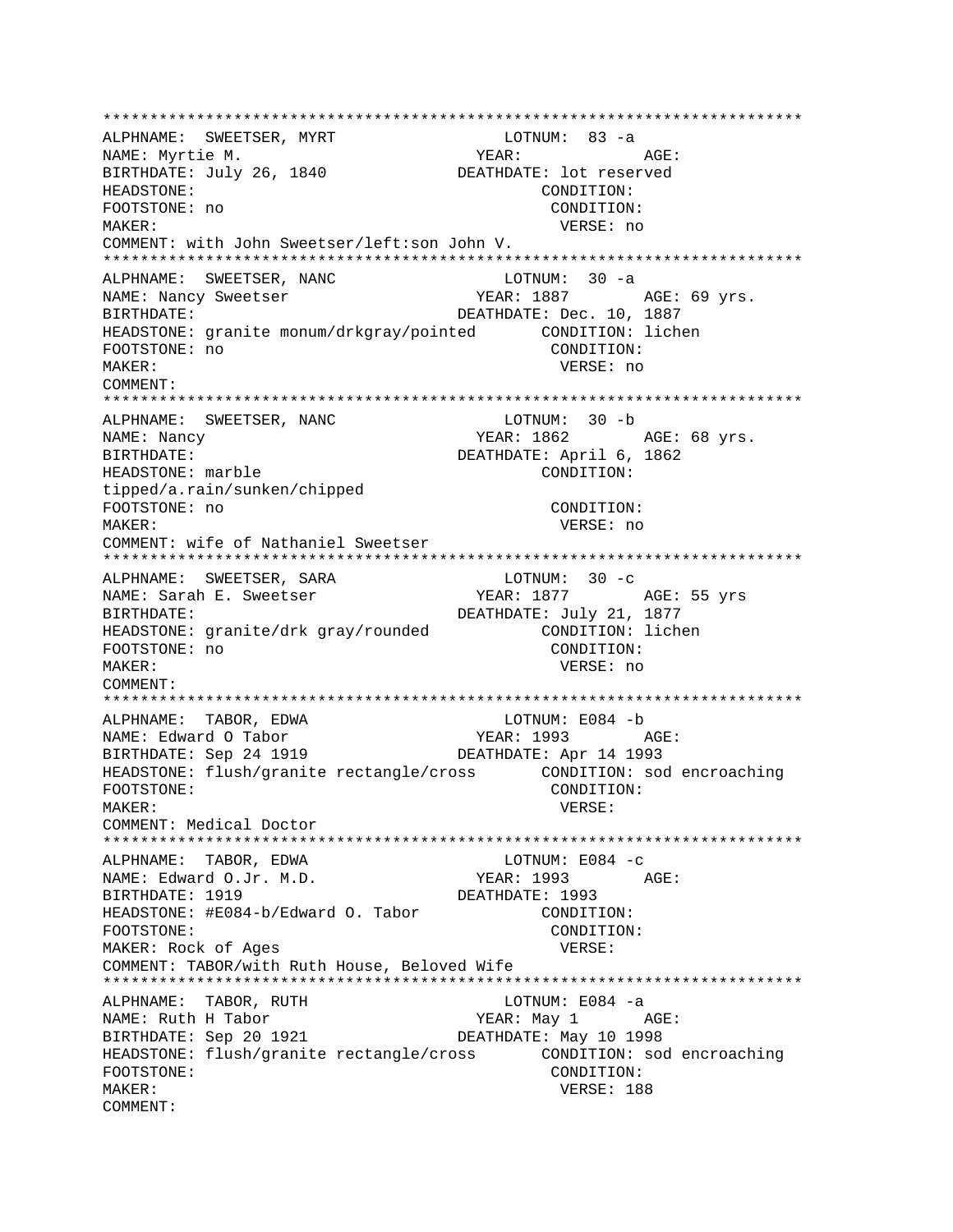```
****************************************************************************
ALPHNAME:  SWEETSER, MYRT                    LOTNUM:  83 -a
NAME: Myrtie M.                             YEAR:             AGE:
BIRTHDATE: July 26, 1840                 DEATHDATE: lot reserved
HEADSTONE:                                        CONDITION:
FOOTSTONE: no                                      CONDITION:
MAKER:                                              VERSE: no
COMMENT: with John Sweetser/left:son John V.
****************************************************************************
ALPHNAME:  SWEETSER, NANC                    LOTNUM:  30 -a
NAME: Nancy Sweetser                        YEAR: 1887        AGE: 69 yrs.
BIRTHDATE:                               DEATHDATE: Dec. 10, 1887
HEADSTONE: granite monum/drkgray/pointed       CONDITION: lichen
FOOTSTONE: no                                      CONDITION:
MAKER:                                              VERSE: no
COMMENT:
****************************************************************************
ALPHNAME:  SWEETSER, NANC                    LOTNUM:  30 -b
NAME: Nancy                                 YEAR: 1862        AGE: 68 yrs.
BIRTHDATE:                               DEATHDATE: April 6, 1862
HEADSTONE: marble                                 CONDITION:
tipped/a.rain/sunken/chipped
FOOTSTONE: no                                      CONDITION:
MAKER:                                              VERSE: no
COMMENT: wife of Nathaniel Sweetser
****************************************************************************
ALPHNAME:  SWEETSER, SARA                    LOTNUM:  30 -c
NAME: Sarah E. Sweetser                     YEAR: 1877        AGE: 55 yrs
BIRTHDATE:                               DEATHDATE: July 21, 1877
HEADSTONE: granite/drk gray/rounded            CONDITION: lichen
FOOTSTONE: no                                      CONDITION:
MAKER:                                              VERSE: no
COMMENT:
****************************************************************************
ALPHNAME:  TABOR, EDWA                       LOTNUM: E084 -b
NAME: Edward O Tabor                        YEAR: 1993        AGE:
BIRTHDATE: Sep 24 1919                   DEATHDATE: Apr 14 1993
HEADSTONE: flush/granite rectangle/cross       CONDITION: sod encroaching
FOOTSTONE:                                         CONDITION:
MAKER:                                              VERSE:
COMMENT: Medical Doctor
****************************************************************************
ALPHNAME:  TABOR, EDWA                       LOTNUM: E084 -c
NAME: Edward O.Jr. M.D.                     YEAR: 1993        AGE:
BIRTHDATE: 1919                          DEATHDATE: 1993
HEADSTONE: #E084-b/Edward O. Tabor              CONDITION:
FOOTSTONE:                                         CONDITION:
MAKER: Rock of Ages                                 VERSE:
COMMENT: TABOR/with Ruth House, Beloved Wife
****************************************************************************
ALPHNAME:  TABOR, RUTH                       LOTNUM: E084 -a
NAME: Ruth H Tabor                          YEAR: May 1       AGE:
BIRTHDATE: Sep 20 1921                   DEATHDATE: May 10 1998
HEADSTONE: flush/granite rectangle/cross       CONDITION: sod encroaching
FOOTSTONE:                                         CONDITION:
MAKER:                                              VERSE: 188
COMMENT:
```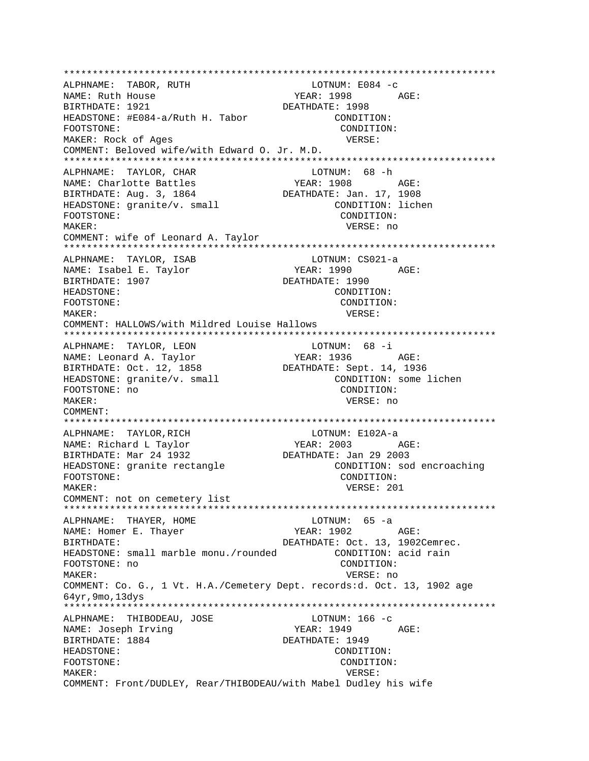```
***************************************************************************
ALPHNAME:  TABOR, RUTH                        LOTNUM: E084 -c
NAME: Ruth House                             YEAR: 1998       AGE:
BIRTHDATE: 1921                              DEATHDATE: 1998
HEADSTONE: #E084-a/Ruth H. Tabor                    CONDITION:
FOOTSTONE:                                          CONDITION:
MAKER: Rock of Ages                                 VERSE:
COMMENT: Beloved wife/with Edward O. Jr. M.D.
***************************************************************************
ALPHNAME:  TAYLOR, CHAR                       LOTNUM:  68 -h
NAME: Charlotte Battles                      YEAR: 1908       AGE:
BIRTHDATE: Aug. 3, 1864                      DEATHDATE: Jan. 17, 1908
HEADSTONE: granite/v. small                         CONDITION: lichen
FOOTSTONE:                                          CONDITION:
MAKER:                                              VERSE: no
COMMENT: wife of Leonard A. Taylor
***************************************************************************
ALPHNAME:  TAYLOR, ISAB                       LOTNUM: CS021-a
NAME: Isabel E. Taylor                       YEAR: 1990       AGE:
BIRTHDATE: 1907                              DEATHDATE: 1990
HEADSTONE:                                          CONDITION:
FOOTSTONE:                                          CONDITION:
MAKER:                                              VERSE:
COMMENT: HALLOWS/with Mildred Louise Hallows
***************************************************************************
ALPHNAME:  TAYLOR, LEON                       LOTNUM:  68 -i
NAME: Leonard A. Taylor                      YEAR: 1936       AGE:
BIRTHDATE: Oct. 12, 1858                     DEATHDATE: Sept. 14, 1936
HEADSTONE: granite/v. small                         CONDITION: some lichen
FOOTSTONE: no                                       CONDITION:
MAKER:                                              VERSE: no
COMMENT:
***************************************************************************
ALPHNAME:  TAYLOR,RICH                        LOTNUM: E102A-a
NAME: Richard L Taylor                       YEAR: 2003       AGE:
BIRTHDATE: Mar 24 1932                       DEATHDATE: Jan 29 2003
HEADSTONE: granite rectangle                        CONDITION: sod encroaching
FOOTSTONE:                                          CONDITION:
MAKER:                                              VERSE: 201
COMMENT: not on cemetery list
***************************************************************************
ALPHNAME:  THAYER, HOME                       LOTNUM:  65 -a
NAME: Homer E. Thayer                        YEAR: 1902       AGE:
BIRTHDATE:                                   DEATHDATE: Oct. 13, 1902Cemrec.
HEADSTONE: small marble monu./rounded               CONDITION: acid rain
FOOTSTONE: no                                       CONDITION:
MAKER:                                              VERSE: no
COMMENT: Co. G., 1 Vt. H.A./Cemetery Dept. records:d. Oct. 13, 1902 age
64yr,9mo,13dys
***************************************************************************
ALPHNAME:  THIBODEAU, JOSE                    LOTNUM: 166 -c
NAME: Joseph Irving                          YEAR: 1949       AGE:
BIRTHDATE: 1884                              DEATHDATE: 1949
HEADSTONE:                                          CONDITION:
FOOTSTONE:                                          CONDITION:
MAKER:                                              VERSE:
COMMENT: Front/DUDLEY, Rear/THIBODEAU/with Mabel Dudley his wife
```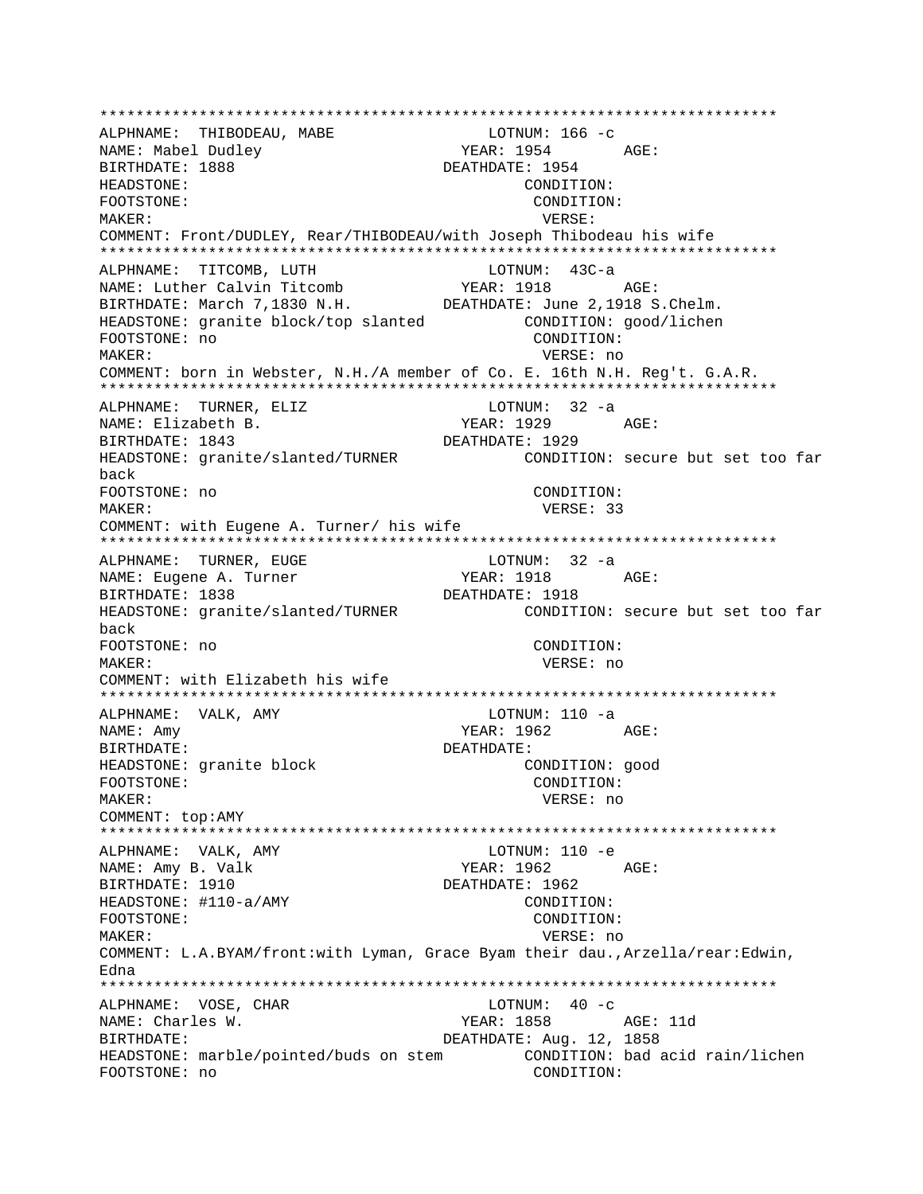```
******************************************************************************
ALPHNAME:  THIBODEAU, MABE                    LOTNUM: 166 -c
NAME: Mabel Dudley                         YEAR: 1954        AGE:
BIRTHDATE: 1888                           DEATHDATE: 1954
HEADSTONE:                                          CONDITION:
FOOTSTONE:                                          CONDITION:
MAKER:                                               VERSE:
COMMENT: Front/DUDLEY, Rear/THIBODEAU/with Joseph Thibodeau his wife
******************************************************************************
ALPHNAME:  TITCOMB, LUTH                      LOTNUM:  43C-a
NAME: Luther Calvin Titcomb              YEAR: 1918        AGE:
BIRTHDATE: March 7,1830 N.H.          DEATHDATE: June 2,1918 S.Chelm.
HEADSTONE: granite block/top slanted           CONDITION: good/lichen
FOOTSTONE: no                                       CONDITION:
MAKER:                                               VERSE: no
COMMENT: born in Webster, N.H./A member of Co. E. 16th N.H. Reg't. G.A.R.
******************************************************************************
ALPHNAME:  TURNER, ELIZ                       LOTNUM:  32 -a
NAME: Elizabeth B.                         YEAR: 1929        AGE:
BIRTHDATE: 1843                           DEATHDATE: 1929
HEADSTONE: granite/slanted/TURNER              CONDITION: secure but set too far
back
FOOTSTONE: no                                       CONDITION:
MAKER:                                               VERSE: 33
COMMENT: with Eugene A. Turner/ his wife
******************************************************************************
ALPHNAME:  TURNER, EUGE                       LOTNUM:  32 -a
NAME: Eugene A. Turner                     YEAR: 1918        AGE:
BIRTHDATE: 1838                           DEATHDATE: 1918
HEADSTONE: granite/slanted/TURNER              CONDITION: secure but set too far
back
FOOTSTONE: no                                       CONDITION:
MAKER:                                               VERSE: no
COMMENT: with Elizabeth his wife
******************************************************************************
ALPHNAME:  VALK, AMY                          LOTNUM: 110 -a
NAME: Amy                                  YEAR: 1962        AGE:
BIRTHDATE:                                DEATHDATE:
HEADSTONE: granite block                            CONDITION: good
FOOTSTONE:                                          CONDITION:
MAKER:                                               VERSE: no
COMMENT: top:AMY
******************************************************************************
ALPHNAME:  VALK, AMY                          LOTNUM: 110 -e
NAME: Amy B. Valk                          YEAR: 1962        AGE:
BIRTHDATE: 1910                           DEATHDATE: 1962
HEADSTONE: #110-a/AMY                               CONDITION:
FOOTSTONE:                                          CONDITION:
MAKER:                                               VERSE: no
COMMENT: L.A.BYAM/front:with Lyman, Grace Byam their dau.,Arzella/rear:Edwin,
Edna
******************************************************************************
ALPHNAME:  VOSE, CHAR                         LOTNUM:  40 -c
NAME: Charles W.                           YEAR: 1858        AGE: 11d
BIRTHDATE:                                DEATHDATE: Aug. 12, 1858
HEADSTONE: marble/pointed/buds on stem         CONDITION: bad acid rain/lichen
FOOTSTONE: no                                       CONDITION:
```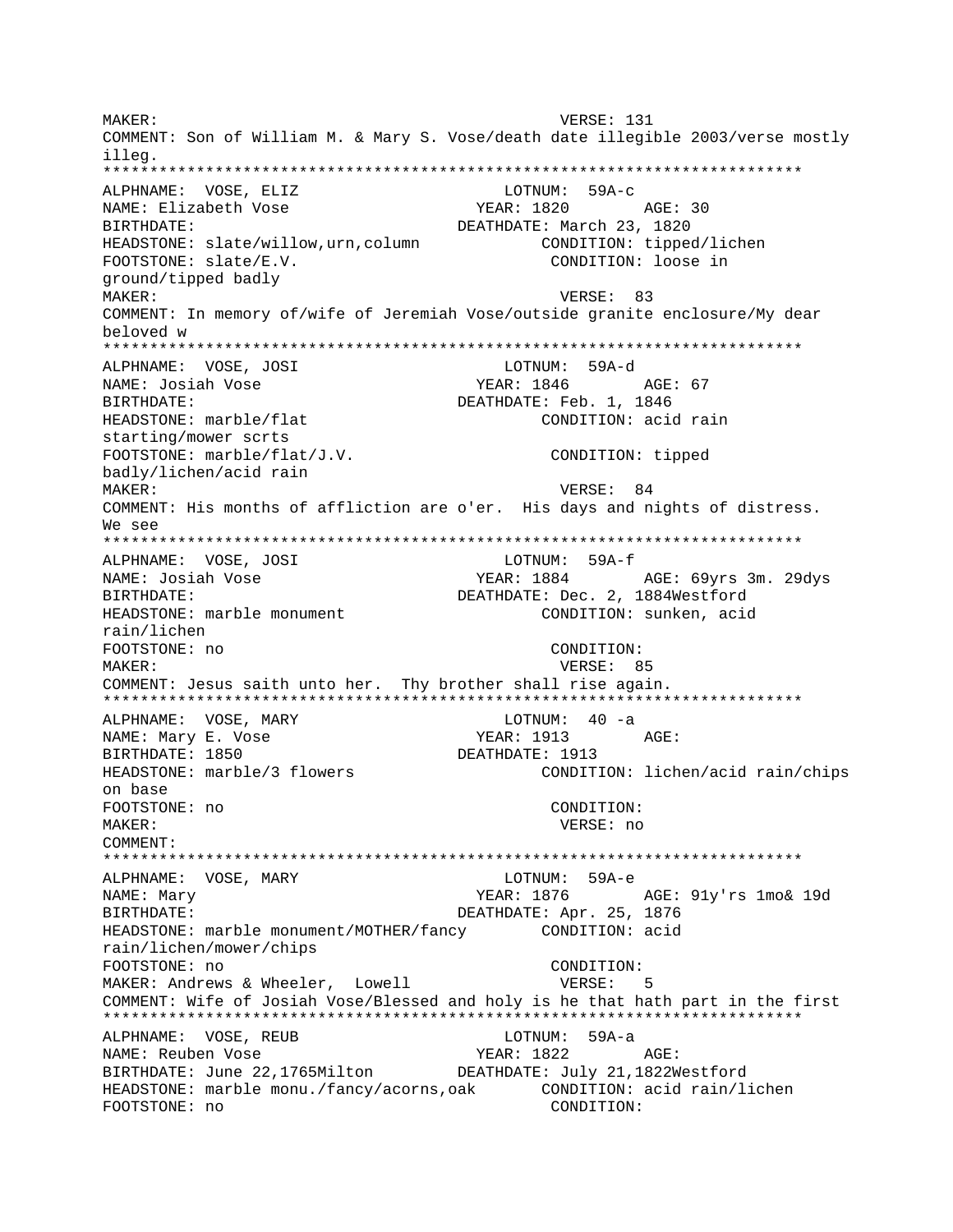MAKER: VERSE: 131
COMMENT: Son of William M. & Mary S. Vose/death date illegible 2003/verse mostly illeg.

***************************************************************************

ALPHNAME: VOSE, ELIZ LOTNUM: 59A-c
NAME: Elizabeth Vose YEAR: 1820 AGE: 30
BIRTHDATE: DEATHDATE: March 23, 1820
HEADSTONE: slate/willow,urn,column CONDITION: tipped/lichen
FOOTSTONE: slate/E.V. CONDITION: loose in ground/tipped badly
MAKER: VERSE: 83
COMMENT: In memory of/wife of Jeremiah Vose/outside granite enclosure/My dear beloved w

***************************************************************************

ALPHNAME: VOSE, JOSI LOTNUM: 59A-d
NAME: Josiah Vose YEAR: 1846 AGE: 67
BIRTHDATE: DEATHDATE: Feb. 1, 1846
HEADSTONE: marble/flat CONDITION: acid rain starting/mower scrts
FOOTSTONE: marble/flat/J.V. CONDITION: tipped badly/lichen/acid rain
MAKER: VERSE: 84
COMMENT: His months of affliction are o'er. His days and nights of distress. We see

***************************************************************************

ALPHNAME: VOSE, JOSI LOTNUM: 59A-f
NAME: Josiah Vose YEAR: 1884 AGE: 69yrs 3m. 29dys
BIRTHDATE: DEATHDATE: Dec. 2, 1884Westford
HEADSTONE: marble monument CONDITION: sunken, acid rain/lichen
FOOTSTONE: no CONDITION:
MAKER: VERSE: 85
COMMENT: Jesus saith unto her. Thy brother shall rise again.

***************************************************************************

ALPHNAME: VOSE, MARY LOTNUM: 40 -a
NAME: Mary E. Vose YEAR: 1913 AGE:
BIRTHDATE: 1850 DEATHDATE: 1913
HEADSTONE: marble/3 flowers CONDITION: lichen/acid rain/chips on base
FOOTSTONE: no CONDITION:
MAKER: VERSE: no
COMMENT:

***************************************************************************

ALPHNAME: VOSE, MARY LOTNUM: 59A-e
NAME: Mary YEAR: 1876 AGE: 91y'rs 1mo& 19d
BIRTHDATE: DEATHDATE: Apr. 25, 1876
HEADSTONE: marble monument/MOTHER/fancy CONDITION: acid rain/lichen/mower/chips
FOOTSTONE: no CONDITION:
MAKER: Andrews & Wheeler, Lowell VERSE: 5
COMMENT: Wife of Josiah Vose/Blessed and holy is he that hath part in the first

***************************************************************************

ALPHNAME: VOSE, REUB LOTNUM: 59A-a
NAME: Reuben Vose YEAR: 1822 AGE:
BIRTHDATE: June 22,1765Milton DEATHDATE: July 21,1822Westford
HEADSTONE: marble monu./fancy/acorns,oak CONDITION: acid rain/lichen
FOOTSTONE: no CONDITION: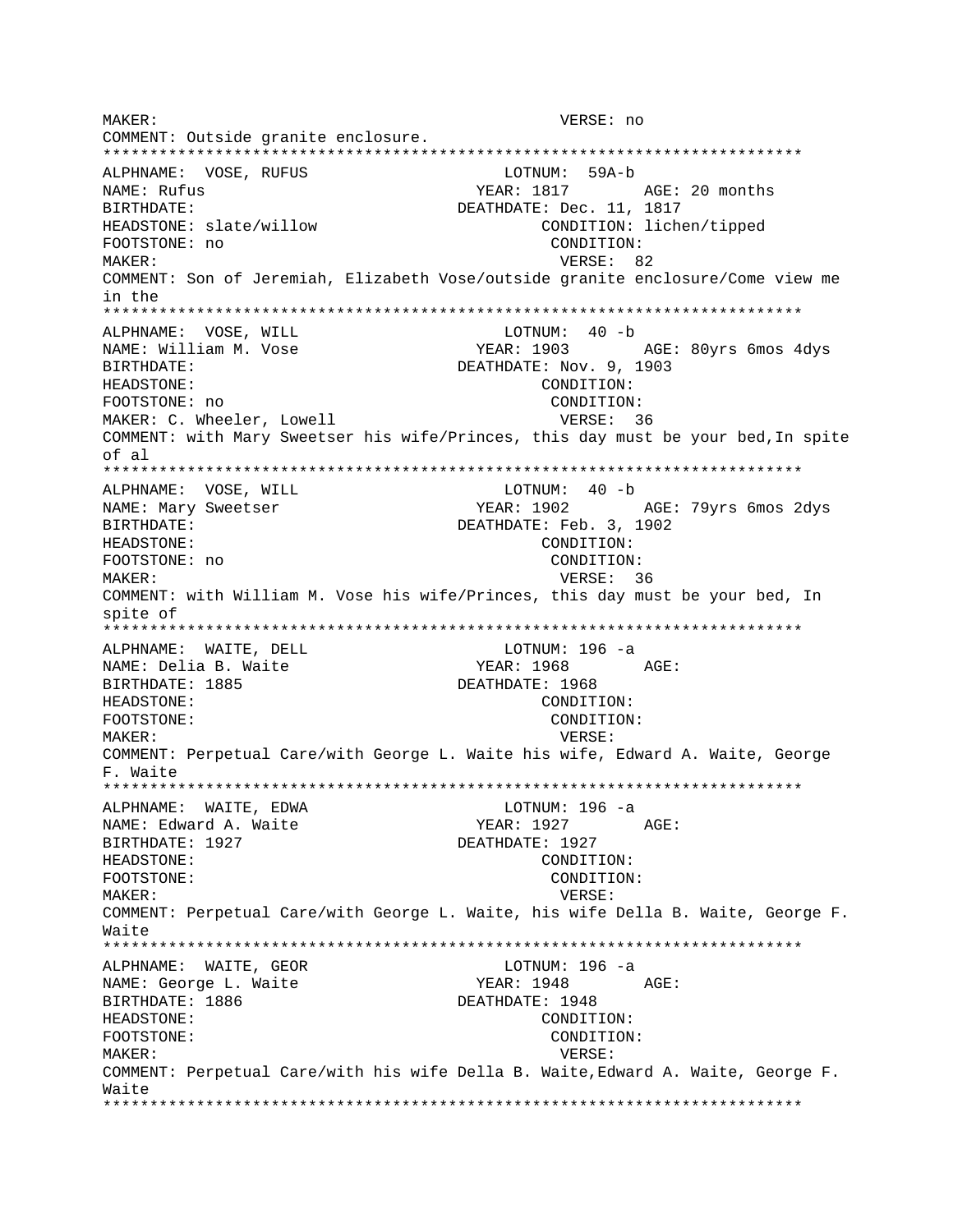```
MAKER:                                              VERSE: no
COMMENT: Outside granite enclosure.
***************************************************************************
ALPHNAME:  VOSE, RUFUS                     LOTNUM:  59A-b
NAME: Rufus                               YEAR: 1817       AGE: 20 months
BIRTHDATE:                              DEATHDATE: Dec. 11, 1817
HEADSTONE: slate/willow                         CONDITION: lichen/tipped
FOOTSTONE: no                                    CONDITION:
MAKER:                                            VERSE:  82
COMMENT: Son of Jeremiah, Elizabeth Vose/outside granite enclosure/Come view me
in the
***************************************************************************
ALPHNAME:  VOSE, WILL                      LOTNUM:  40 -b
NAME: William M. Vose                     YEAR: 1903       AGE: 80yrs 6mos 4dys
BIRTHDATE:                              DEATHDATE: Nov. 9, 1903
HEADSTONE:                                       CONDITION:
FOOTSTONE: no                                    CONDITION:
MAKER: C. Wheeler, Lowell                         VERSE:  36
COMMENT: with Mary Sweetser his wife/Princes, this day must be your bed,In spite
of al
***************************************************************************
ALPHNAME:  VOSE, WILL                      LOTNUM:  40 -b
NAME: Mary Sweetser                       YEAR: 1902       AGE: 79yrs 6mos 2dys
BIRTHDATE:                              DEATHDATE: Feb. 3, 1902
HEADSTONE:                                       CONDITION:
FOOTSTONE: no                                    CONDITION:
MAKER:                                            VERSE:  36
COMMENT: with William M. Vose his wife/Princes, this day must be your bed, In
spite of
***************************************************************************
ALPHNAME:  WAITE, DELL                     LOTNUM: 196 -a
NAME: Delia B. Waite                      YEAR: 1968       AGE:
BIRTHDATE: 1885                         DEATHDATE: 1968
HEADSTONE:                                       CONDITION:
FOOTSTONE:                                       CONDITION:
MAKER:                                            VERSE:
COMMENT: Perpetual Care/with George L. Waite his wife, Edward A. Waite, George
F. Waite
***************************************************************************
ALPHNAME:  WAITE, EDWA                     LOTNUM: 196 -a
NAME: Edward A. Waite                     YEAR: 1927       AGE:
BIRTHDATE: 1927                         DEATHDATE: 1927
HEADSTONE:                                       CONDITION:
FOOTSTONE:                                       CONDITION:
MAKER:                                            VERSE:
COMMENT: Perpetual Care/with George L. Waite, his wife Della B. Waite, George F.
Waite
***************************************************************************
ALPHNAME:  WAITE, GEOR                     LOTNUM: 196 -a
NAME: George L. Waite                     YEAR: 1948       AGE:
BIRTHDATE: 1886                         DEATHDATE: 1948
HEADSTONE:                                       CONDITION:
FOOTSTONE:                                       CONDITION:
MAKER:                                            VERSE:
COMMENT: Perpetual Care/with his wife Della B. Waite,Edward A. Waite, George F.
Waite
***************************************************************************
```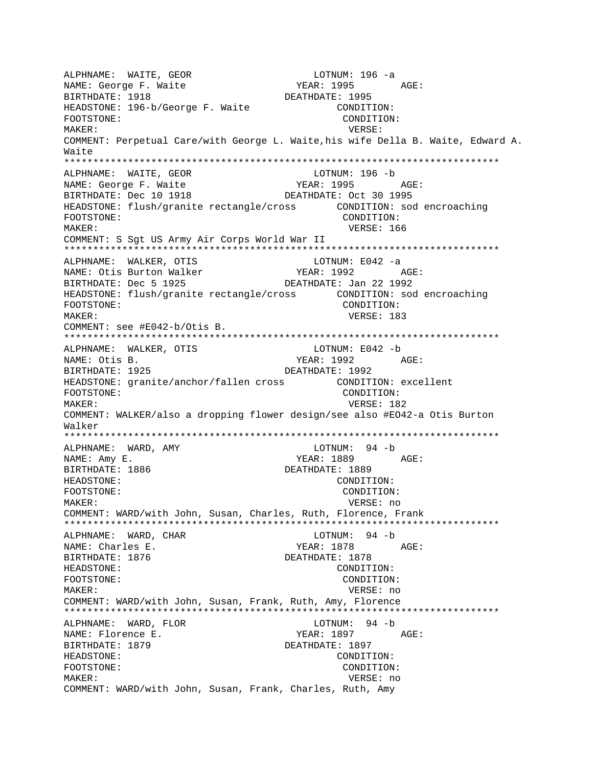ALPHNAME: WAITE, GEOR LOTNUM: 196 -a
NAME: George F. Waite YEAR: 1995 AGE:
BIRTHDATE: 1918 DEATHDATE: 1995
HEADSTONE: 196-b/George F. Waite CONDITION:
FOOTSTONE: CONDITION:
MAKER: VERSE:
COMMENT: Perpetual Care/with George L. Waite,his wife Della B. Waite, Edward A. Waite
***************************************************************************
ALPHNAME: WAITE, GEOR LOTNUM: 196 -b
NAME: George F. Waite YEAR: 1995 AGE:
BIRTHDATE: Dec 10 1918 DEATHDATE: Oct 30 1995
HEADSTONE: flush/granite rectangle/cross CONDITION: sod encroaching
FOOTSTONE: CONDITION:
MAKER: VERSE: 166
COMMENT: S Sgt US Army Air Corps World War II
***************************************************************************
ALPHNAME: WALKER, OTIS LOTNUM: E042 -a
NAME: Otis Burton Walker YEAR: 1992 AGE:
BIRTHDATE: Dec 5 1925 DEATHDATE: Jan 22 1992
HEADSTONE: flush/granite rectangle/cross CONDITION: sod encroaching
FOOTSTONE: CONDITION:
MAKER: VERSE: 183
COMMENT: see #E042-b/Otis B.
***************************************************************************
ALPHNAME: WALKER, OTIS LOTNUM: E042 -b
NAME: Otis B. YEAR: 1992 AGE:
BIRTHDATE: 1925 DEATHDATE: 1992
HEADSTONE: granite/anchor/fallen cross CONDITION: excellent
FOOTSTONE: CONDITION:
MAKER: VERSE: 182
COMMENT: WALKER/also a dropping flower design/see also #EO42-a Otis Burton Walker
***************************************************************************
ALPHNAME: WARD, AMY LOTNUM: 94 -b
NAME: Amy E. YEAR: 1889 AGE:
BIRTHDATE: 1886 DEATHDATE: 1889
HEADSTONE: CONDITION:
FOOTSTONE: CONDITION:
MAKER: VERSE: no
COMMENT: WARD/with John, Susan, Charles, Ruth, Florence, Frank
***************************************************************************
ALPHNAME: WARD, CHAR LOTNUM: 94 -b
NAME: Charles E. YEAR: 1878 AGE:
BIRTHDATE: 1876 DEATHDATE: 1878
HEADSTONE: CONDITION:
FOOTSTONE: CONDITION:
MAKER: VERSE: no
COMMENT: WARD/with John, Susan, Frank, Ruth, Amy, Florence
***************************************************************************
ALPHNAME: WARD, FLOR LOTNUM: 94 -b
NAME: Florence E. YEAR: 1897 AGE:
BIRTHDATE: 1879 DEATHDATE: 1897
HEADSTONE: CONDITION:
FOOTSTONE: CONDITION:
MAKER: VERSE: no
COMMENT: WARD/with John, Susan, Frank, Charles, Ruth, Amy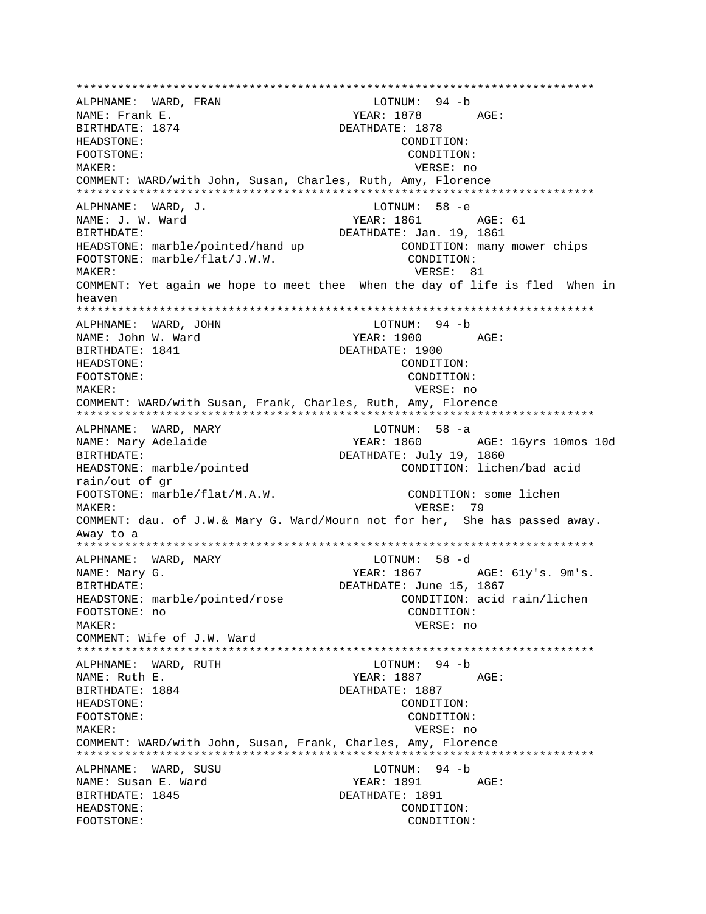```
***************************************************************************
ALPHNAME:  WARD, FRAN                         LOTNUM:  94 -b
NAME: Frank E.                               YEAR: 1878        AGE:
BIRTHDATE: 1874                             DEATHDATE: 1878
HEADSTONE:                                           CONDITION:
FOOTSTONE:                                           CONDITION:
MAKER:                                                VERSE: no
COMMENT: WARD/with John, Susan, Charles, Ruth, Amy, Florence
***************************************************************************
ALPHNAME:  WARD, J.                           LOTNUM:  58 -e
NAME: J. W. Ward                             YEAR: 1861        AGE: 61
BIRTHDATE:                                  DEATHDATE: Jan. 19, 1861
HEADSTONE: marble/pointed/hand up               CONDITION: many mower chips
FOOTSTONE: marble/flat/J.W.W.                    CONDITION:
MAKER:                                                VERSE:  81
COMMENT: Yet again we hope to meet thee  When the day of life is fled  When in
heaven
***************************************************************************
ALPHNAME:  WARD, JOHN                         LOTNUM:  94 -b
NAME: John W. Ward                           YEAR: 1900        AGE:
BIRTHDATE: 1841                             DEATHDATE: 1900
HEADSTONE:                                           CONDITION:
FOOTSTONE:                                           CONDITION:
MAKER:                                                VERSE: no
COMMENT: WARD/with Susan, Frank, Charles, Ruth, Amy, Florence
***************************************************************************
ALPHNAME:  WARD, MARY                         LOTNUM:  58 -a
NAME: Mary Adelaide                          YEAR: 1860        AGE: 16yrs 10mos 10d
BIRTHDATE:                                  DEATHDATE: July 19, 1860
HEADSTONE: marble/pointed                            CONDITION: lichen/bad acid
rain/out of gr
FOOTSTONE: marble/flat/M.A.W.                    CONDITION: some lichen
MAKER:                                                VERSE:  79
COMMENT: dau. of J.W.& Mary G. Ward/Mourn not for her,  She has passed away.
Away to a
***************************************************************************
ALPHNAME:  WARD, MARY                         LOTNUM:  58 -d
NAME: Mary G.                                YEAR: 1867        AGE: 61y's. 9m's.
BIRTHDATE:                                  DEATHDATE: June 15, 1867
HEADSTONE: marble/pointed/rose                   CONDITION: acid rain/lichen
FOOTSTONE: no                                        CONDITION:
MAKER:                                                VERSE: no
COMMENT: Wife of J.W. Ward
***************************************************************************
ALPHNAME:  WARD, RUTH                         LOTNUM:  94 -b
NAME: Ruth E.                                YEAR: 1887        AGE:
BIRTHDATE: 1884                             DEATHDATE: 1887
HEADSTONE:                                           CONDITION:
FOOTSTONE:                                           CONDITION:
MAKER:                                                VERSE: no
COMMENT: WARD/with John, Susan, Frank, Charles, Amy, Florence
***************************************************************************
ALPHNAME:  WARD, SUSU                         LOTNUM:  94 -b
NAME: Susan E. Ward                          YEAR: 1891        AGE:
BIRTHDATE: 1845                             DEATHDATE: 1891
HEADSTONE:                                           CONDITION:
FOOTSTONE:                                           CONDITION:
```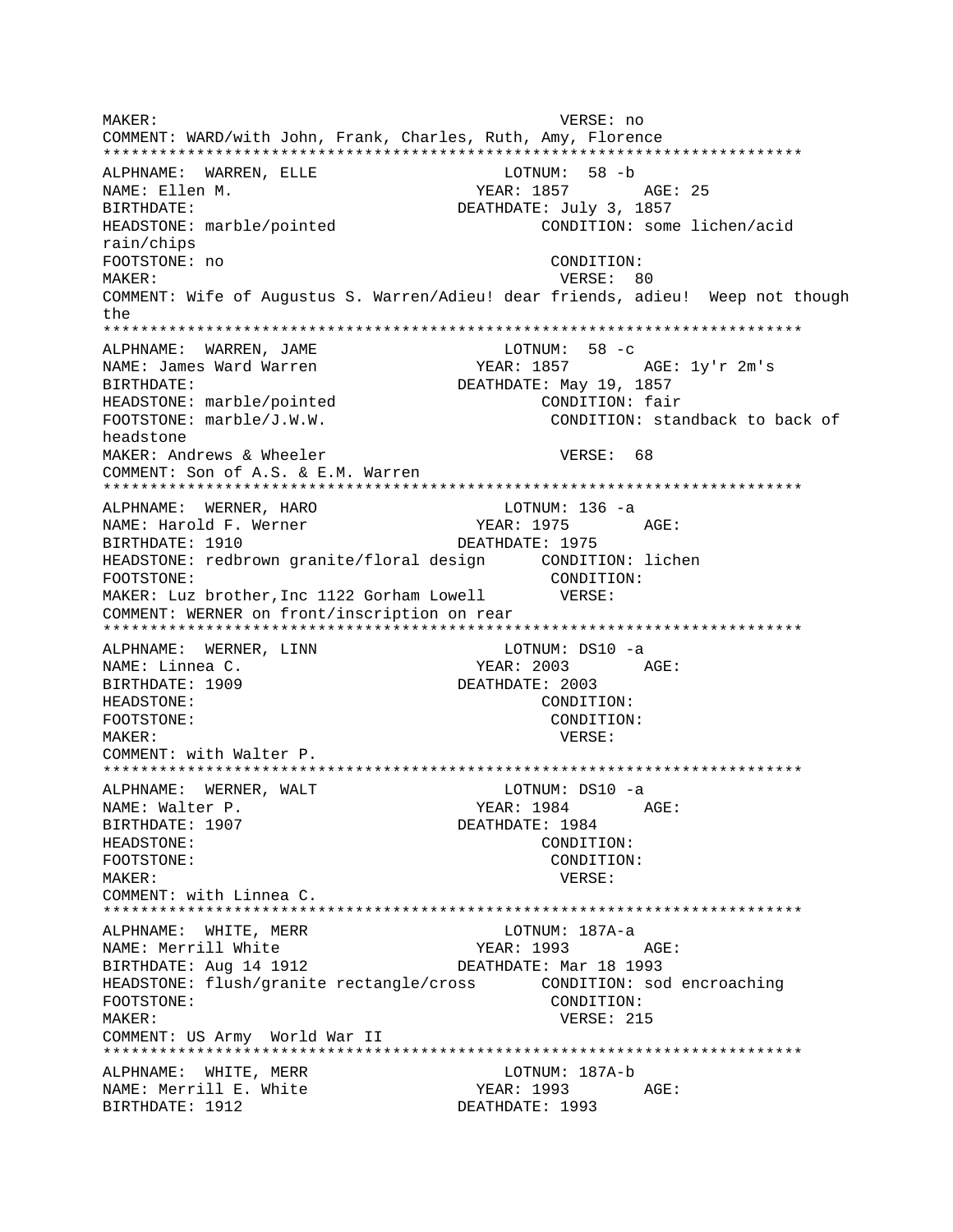```
MAKER:                                              VERSE: no
COMMENT: WARD/with John, Frank, Charles, Ruth, Amy, Florence
***************************************************************************
ALPHNAME:  WARREN, ELLE                         LOTNUM:  58 -b
NAME: Ellen M.                               YEAR: 1857        AGE: 25
BIRTHDATE:                                DEATHDATE: July 3, 1857
HEADSTONE: marble/pointed                         CONDITION: some lichen/acid
rain/chips
FOOTSTONE: no                                      CONDITION:
MAKER:                                              VERSE:  80
COMMENT: Wife of Augustus S. Warren/Adieu! dear friends, adieu!  Weep not though
the
***************************************************************************
ALPHNAME:  WARREN, JAME                         LOTNUM:  58 -c
NAME: James Ward Warren                      YEAR: 1857        AGE: 1y'r 2m's
BIRTHDATE:                                DEATHDATE: May 19, 1857
HEADSTONE: marble/pointed                         CONDITION: fair
FOOTSTONE: marble/J.W.W.                           CONDITION: standback to back of
headstone
MAKER: Andrews & Wheeler                            VERSE:  68
COMMENT: Son of A.S. & E.M. Warren
***************************************************************************
ALPHNAME:  WERNER, HARO                         LOTNUM: 136 -a
NAME: Harold F. Werner                       YEAR: 1975        AGE:
BIRTHDATE: 1910                           DEATHDATE: 1975
HEADSTONE: redbrown granite/floral design      CONDITION: lichen
FOOTSTONE:                                         CONDITION:
MAKER: Luz brother,Inc 1122 Gorham Lowell        VERSE:
COMMENT: WERNER on front/inscription on rear
***************************************************************************
ALPHNAME:  WERNER, LINN                         LOTNUM: DS10 -a
NAME: Linnea C.                              YEAR: 2003        AGE:
BIRTHDATE: 1909                           DEATHDATE: 2003
HEADSTONE:                                        CONDITION:
FOOTSTONE:                                         CONDITION:
MAKER:                                              VERSE:
COMMENT: with Walter P.
***************************************************************************
ALPHNAME:  WERNER, WALT                         LOTNUM: DS10 -a
NAME: Walter P.                              YEAR: 1984        AGE:
BIRTHDATE: 1907                           DEATHDATE: 1984
HEADSTONE:                                        CONDITION:
FOOTSTONE:                                         CONDITION:
MAKER:                                              VERSE:
COMMENT: with Linnea C.
***************************************************************************
ALPHNAME:  WHITE, MERR                          LOTNUM: 187A-a
NAME: Merrill White                          YEAR: 1993        AGE:
BIRTHDATE: Aug 14 1912                    DEATHDATE: Mar 18 1993
HEADSTONE: flush/granite rectangle/cross       CONDITION: sod encroaching
FOOTSTONE:                                         CONDITION:
MAKER:                                              VERSE: 215
COMMENT: US Army  World War II
***************************************************************************
ALPHNAME:  WHITE, MERR                          LOTNUM: 187A-b
NAME: Merrill E. White                       YEAR: 1993        AGE:
BIRTHDATE: 1912                           DEATHDATE: 1993
```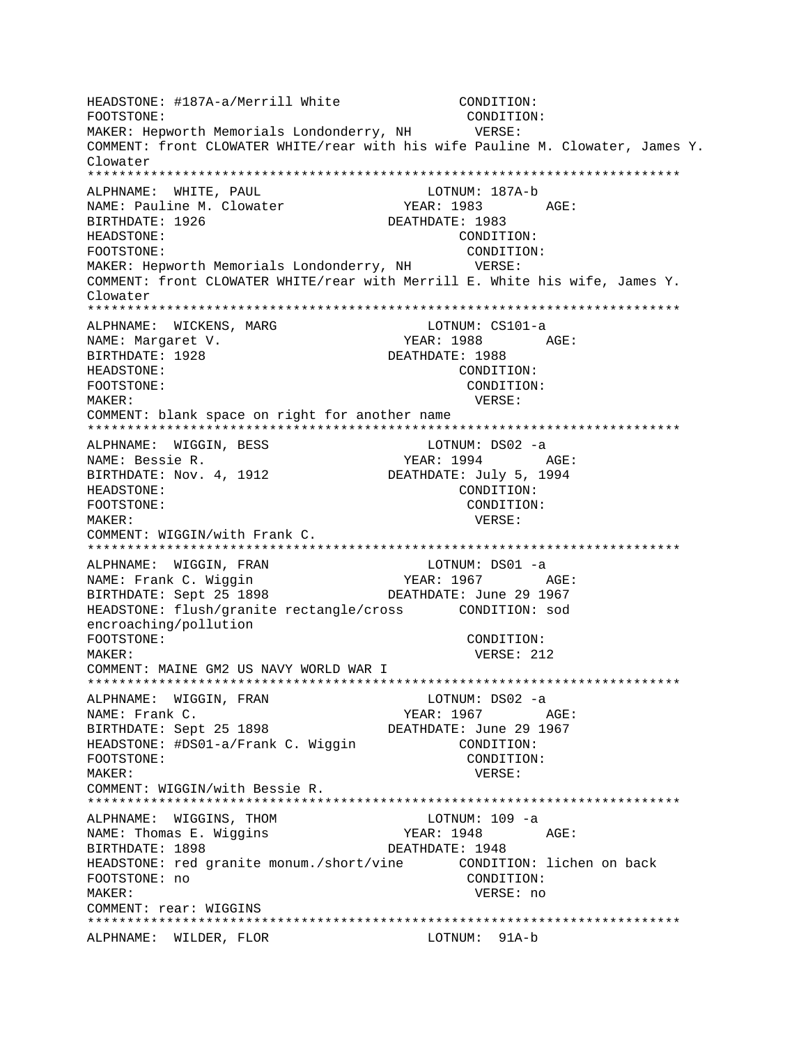```
HEADSTONE: #187A-a/Merrill White              CONDITION:
FOOTSTONE:                                     CONDITION:
MAKER: Hepworth Memorials Londonderry, NH       VERSE:
COMMENT: front CLOWATER WHITE/rear with his wife Pauline M. Clowater, James Y.
Clowater
***************************************************************************
ALPHNAME:  WHITE, PAUL                        LOTNUM: 187A-b
NAME: Pauline M. Clowater                  YEAR: 1983        AGE:
BIRTHDATE: 1926                          DEATHDATE: 1983
HEADSTONE:                                     CONDITION:
FOOTSTONE:                                     CONDITION:
MAKER: Hepworth Memorials Londonderry, NH       VERSE:
COMMENT: front CLOWATER WHITE/rear with Merrill E. White his wife, James Y.
Clowater
***************************************************************************
ALPHNAME:  WICKENS, MARG                      LOTNUM: CS101-a
NAME: Margaret V.                          YEAR: 1988        AGE:
BIRTHDATE: 1928                          DEATHDATE: 1988
HEADSTONE:                                     CONDITION:
FOOTSTONE:                                     CONDITION:
MAKER:                                          VERSE:
COMMENT: blank space on right for another name
***************************************************************************
ALPHNAME:  WIGGIN, BESS                       LOTNUM: DS02 -a
NAME: Bessie R.                            YEAR: 1994        AGE:
BIRTHDATE: Nov. 4, 1912                  DEATHDATE: July 5, 1994
HEADSTONE:                                     CONDITION:
FOOTSTONE:                                     CONDITION:
MAKER:                                          VERSE:
COMMENT: WIGGIN/with Frank C.
***************************************************************************
ALPHNAME:  WIGGIN, FRAN                       LOTNUM: DS01 -a
NAME: Frank C. Wiggin                      YEAR: 1967        AGE:
BIRTHDATE: Sept 25 1898                  DEATHDATE: June 29 1967
HEADSTONE: flush/granite rectangle/cross       CONDITION: sod
encroaching/pollution
FOOTSTONE:                                     CONDITION:
MAKER:                                          VERSE: 212
COMMENT: MAINE GM2 US NAVY WORLD WAR I
***************************************************************************
ALPHNAME:  WIGGIN, FRAN                       LOTNUM: DS02 -a
NAME: Frank C.                             YEAR: 1967        AGE:
BIRTHDATE: Sept 25 1898                  DEATHDATE: June 29 1967
HEADSTONE: #DS01-a/Frank C. Wiggin             CONDITION:
FOOTSTONE:                                     CONDITION:
MAKER:                                          VERSE:
COMMENT: WIGGIN/with Bessie R.
***************************************************************************
ALPHNAME:  WIGGINS, THOM                      LOTNUM: 109 -a
NAME: Thomas E. Wiggins                    YEAR: 1948        AGE:
BIRTHDATE: 1898                          DEATHDATE: 1948
HEADSTONE: red granite monum./short/vine       CONDITION: lichen on back
FOOTSTONE: no                                  CONDITION:
MAKER:                                          VERSE: no
COMMENT: rear: WIGGINS
***************************************************************************
ALPHNAME:  WILDER, FLOR                       LOTNUM:  91A-b
```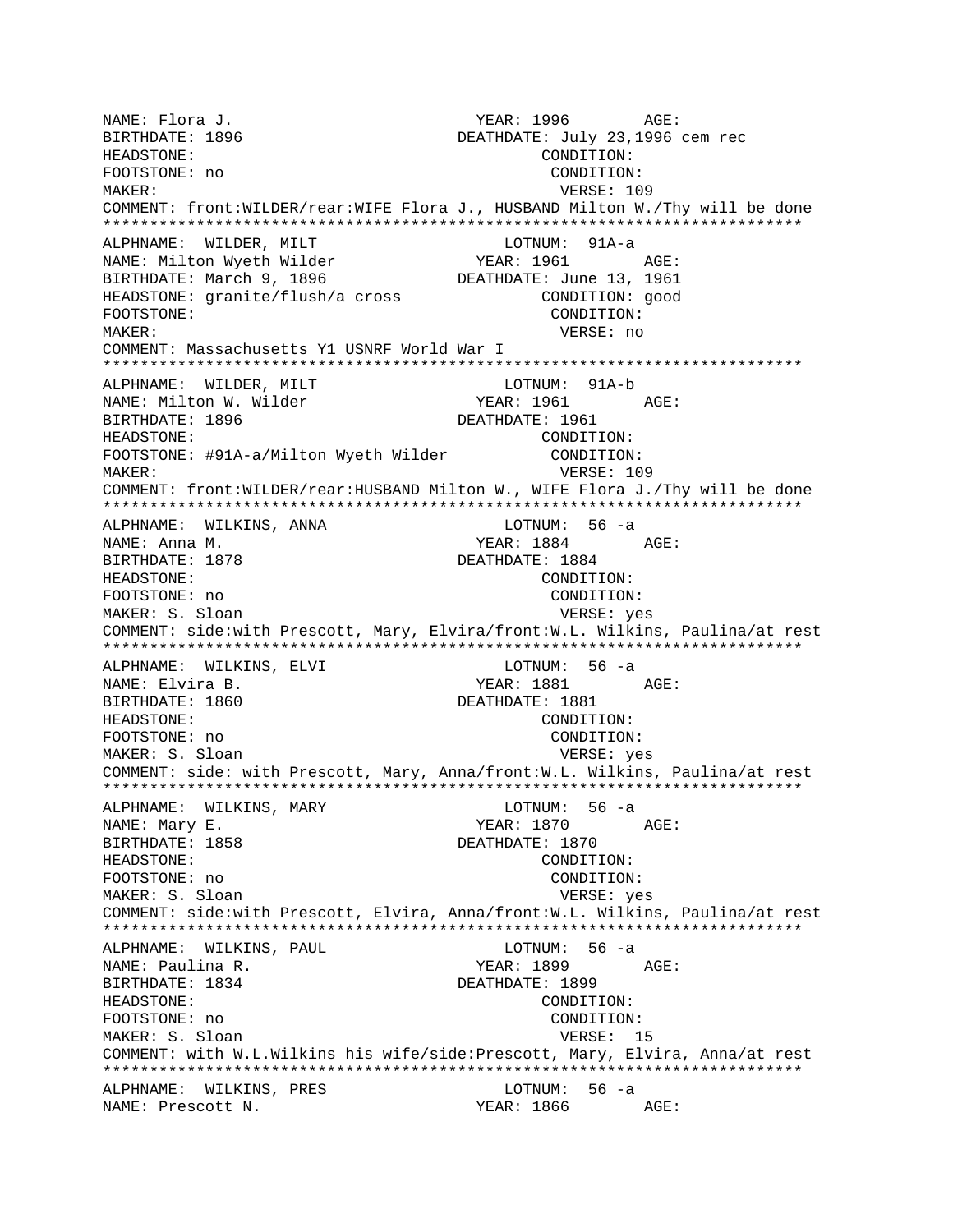```
NAME: Flora J.                              YEAR: 1996        AGE:
BIRTHDATE: 1896                        DEATHDATE: July 23,1996 cem rec
HEADSTONE:                                        CONDITION:
FOOTSTONE: no                                     CONDITION:
MAKER:                                             VERSE: 109
COMMENT: front:WILDER/rear:WIFE Flora J., HUSBAND Milton W./Thy will be done
***************************************************************************
ALPHNAME:  WILDER, MILT                     LOTNUM:  91A-a
NAME: Milton Wyeth Wilder                  YEAR: 1961        AGE:
BIRTHDATE: March 9, 1896               DEATHDATE: June 13, 1961
HEADSTONE: granite/flush/a cross                 CONDITION: good
FOOTSTONE:                                        CONDITION:
MAKER:                                             VERSE: no
COMMENT: Massachusetts Y1 USNRF World War I
***************************************************************************
ALPHNAME:  WILDER, MILT                     LOTNUM:  91A-b
NAME: Milton W. Wilder                      YEAR: 1961        AGE:
BIRTHDATE: 1896                        DEATHDATE: 1961
HEADSTONE:                                        CONDITION:
FOOTSTONE: #91A-a/Milton Wyeth Wilder            CONDITION:
MAKER:                                             VERSE: 109
COMMENT: front:WILDER/rear:HUSBAND Milton W., WIFE Flora J./Thy will be done
***************************************************************************
ALPHNAME:  WILKINS, ANNA                    LOTNUM:  56 -a
NAME: Anna M.                               YEAR: 1884        AGE:
BIRTHDATE: 1878                        DEATHDATE: 1884
HEADSTONE:                                        CONDITION:
FOOTSTONE: no                                     CONDITION:
MAKER: S. Sloan                                    VERSE: yes
COMMENT: side:with Prescott, Mary, Elvira/front:W.L. Wilkins, Paulina/at rest
***************************************************************************
ALPHNAME:  WILKINS, ELVI                    LOTNUM:  56 -a
NAME: Elvira B.                             YEAR: 1881        AGE:
BIRTHDATE: 1860                        DEATHDATE: 1881
HEADSTONE:                                        CONDITION:
FOOTSTONE: no                                     CONDITION:
MAKER: S. Sloan                                    VERSE: yes
COMMENT: side: with Prescott, Mary, Anna/front:W.L. Wilkins, Paulina/at rest
***************************************************************************
ALPHNAME:  WILKINS, MARY                    LOTNUM:  56 -a
NAME: Mary E.                               YEAR: 1870        AGE:
BIRTHDATE: 1858                        DEATHDATE: 1870
HEADSTONE:                                        CONDITION:
FOOTSTONE: no                                     CONDITION:
MAKER: S. Sloan                                    VERSE: yes
COMMENT: side:with Prescott, Elvira, Anna/front:W.L. Wilkins, Paulina/at rest
***************************************************************************
ALPHNAME:  WILKINS, PAUL                    LOTNUM:  56 -a
NAME: Paulina R.                            YEAR: 1899        AGE:
BIRTHDATE: 1834                        DEATHDATE: 1899
HEADSTONE:                                        CONDITION:
FOOTSTONE: no                                     CONDITION:
MAKER: S. Sloan                                    VERSE:  15
COMMENT: with W.L.Wilkins his wife/side:Prescott, Mary, Elvira, Anna/at rest
***************************************************************************
ALPHNAME:  WILKINS, PRES                    LOTNUM:  56 -a
NAME: Prescott N.                           YEAR: 1866        AGE:
```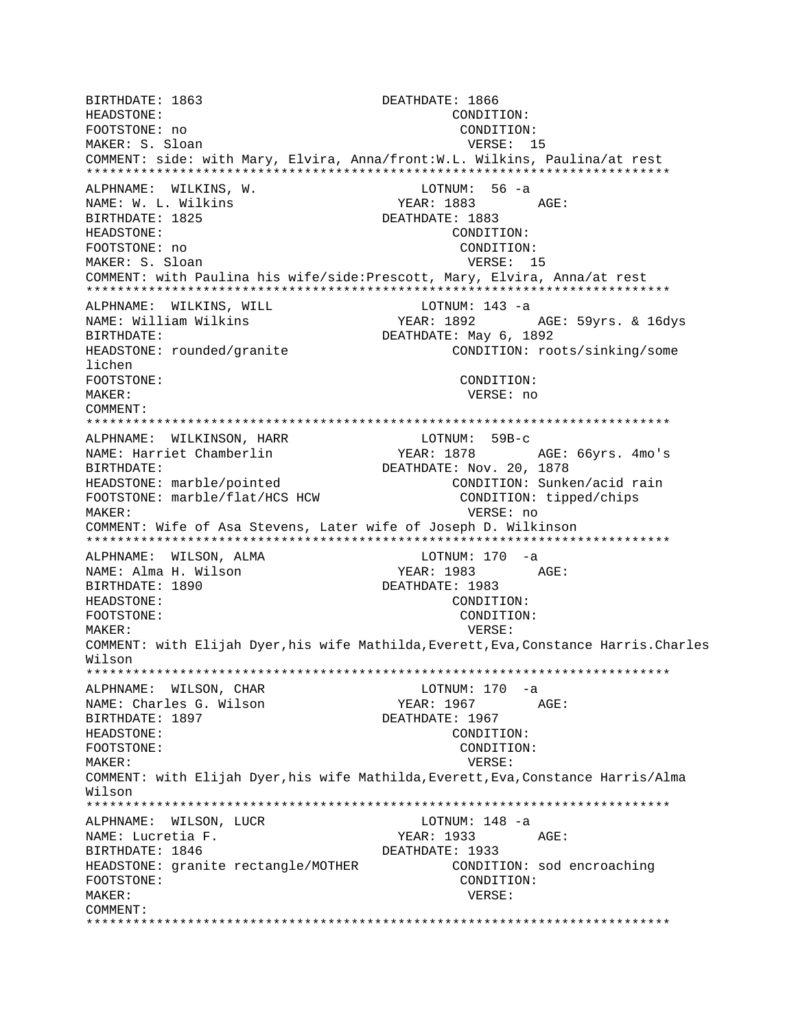```
BIRTHDATE: 1863                     DEATHDATE: 1866
HEADSTONE:                                   CONDITION:
FOOTSTONE: no                                CONDITION:
MAKER: S. Sloan                              VERSE:  15
COMMENT: side: with Mary, Elvira, Anna/front:W.L. Wilkins, Paulina/at rest
*************************************************************************
ALPHNAME:  WILKINS, W.                  LOTNUM:  56 -a
NAME: W. L. Wilkins                   YEAR: 1883        AGE:
BIRTHDATE: 1825                     DEATHDATE: 1883
HEADSTONE:                                   CONDITION:
FOOTSTONE: no                                CONDITION:
MAKER: S. Sloan                              VERSE:  15
COMMENT: with Paulina his wife/side:Prescott, Mary, Elvira, Anna/at rest
*************************************************************************
ALPHNAME:  WILKINS, WILL                LOTNUM: 143 -a
NAME: William Wilkins                 YEAR: 1892        AGE: 59yrs. & 16dys
BIRTHDATE:                          DEATHDATE: May 6, 1892
HEADSTONE: rounded/granite                   CONDITION: roots/sinking/some
lichen
FOOTSTONE:                                   CONDITION:
MAKER:                                       VERSE: no
COMMENT:
*************************************************************************
ALPHNAME:  WILKINSON, HARR              LOTNUM:  59B-c
NAME: Harriet Chamberlin              YEAR: 1878        AGE: 66yrs. 4mo's
BIRTHDATE:                          DEATHDATE: Nov. 20, 1878
HEADSTONE: marble/pointed                    CONDITION: Sunken/acid rain
FOOTSTONE: marble/flat/HCS HCW               CONDITION: tipped/chips
MAKER:                                       VERSE: no
COMMENT: Wife of Asa Stevens, Later wife of Joseph D. Wilkinson
*************************************************************************
ALPHNAME:  WILSON, ALMA                 LOTNUM: 170  -a
NAME: Alma H. Wilson                  YEAR: 1983        AGE:
BIRTHDATE: 1890                     DEATHDATE: 1983
HEADSTONE:                                   CONDITION:
FOOTSTONE:                                   CONDITION:
MAKER:                                       VERSE:
COMMENT: with Elijah Dyer,his wife Mathilda,Everett,Eva,Constance Harris.Charles
Wilson
*************************************************************************
ALPHNAME:  WILSON, CHAR                 LOTNUM: 170  -a
NAME: Charles G. Wilson               YEAR: 1967        AGE:
BIRTHDATE: 1897                     DEATHDATE: 1967
HEADSTONE:                                   CONDITION:
FOOTSTONE:                                   CONDITION:
MAKER:                                       VERSE:
COMMENT: with Elijah Dyer,his wife Mathilda,Everett,Eva,Constance Harris/Alma
Wilson
*************************************************************************
ALPHNAME:  WILSON, LUCR                 LOTNUM: 148 -a
NAME: Lucretia F.                     YEAR: 1933        AGE:
BIRTHDATE: 1846                     DEATHDATE: 1933
HEADSTONE: granite rectangle/MOTHER          CONDITION: sod encroaching
FOOTSTONE:                                   CONDITION:
MAKER:                                       VERSE:
COMMENT:
*************************************************************************
```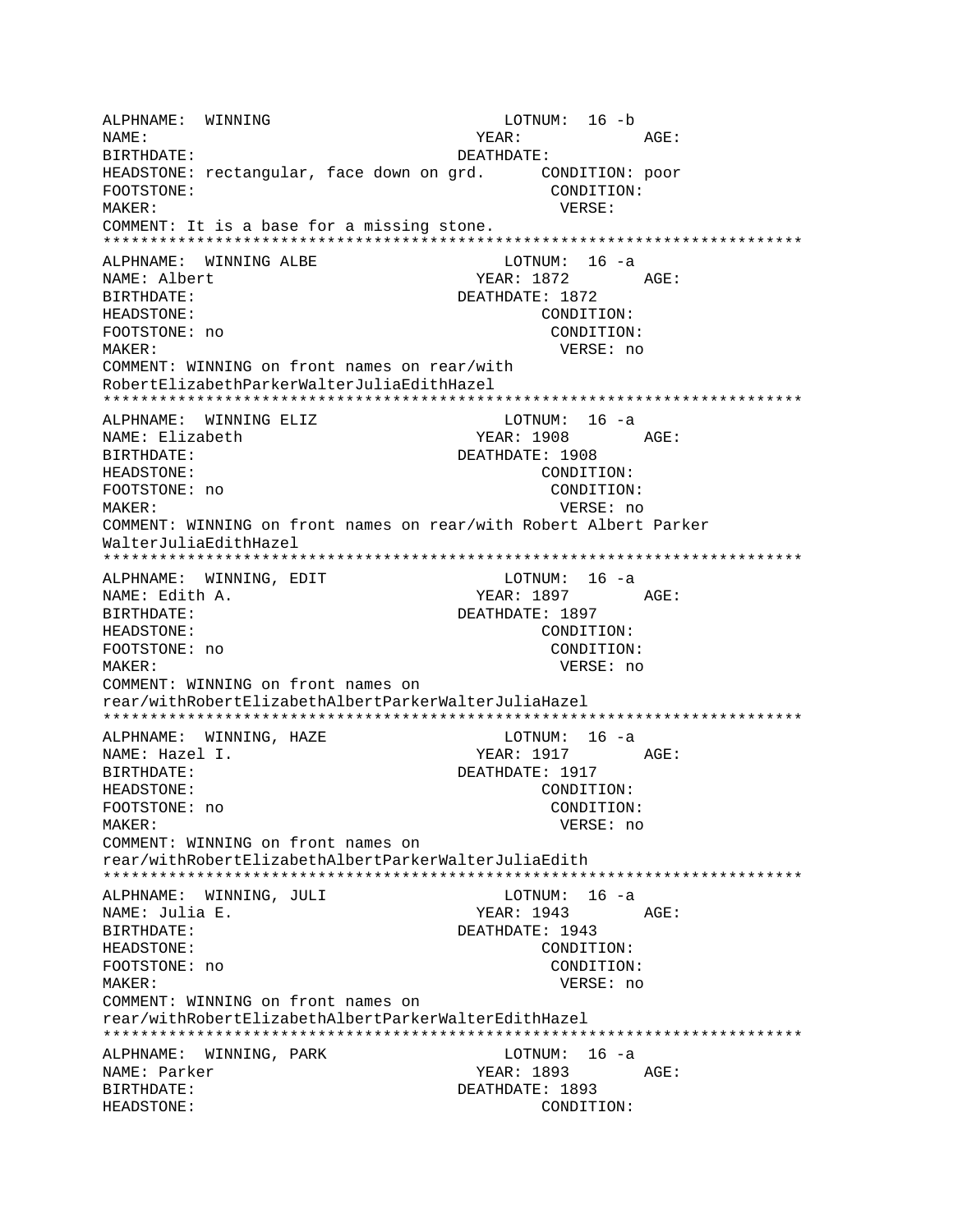```
ALPHNAME:  WINNING                            LOTNUM:  16 -b
NAME:                                        YEAR:            AGE:
BIRTHDATE:                                 DEATHDATE:
HEADSTONE: rectangular, face down on grd.      CONDITION: poor
FOOTSTONE:                                        CONDITION:
MAKER:                                             VERSE:
COMMENT: It is a base for a missing stone.
***************************************************************************
ALPHNAME:  WINNING ALBE                       LOTNUM:  16 -a
NAME: Albert                                 YEAR: 1872       AGE:
BIRTHDATE:                                 DEATHDATE: 1872
HEADSTONE:                                        CONDITION:
FOOTSTONE: no                                      CONDITION:
MAKER:                                             VERSE: no
COMMENT: WINNING on front names on rear/with
RobertElizabethParkerWalterJuliaEdithHazel
***************************************************************************
ALPHNAME:  WINNING ELIZ                       LOTNUM:  16 -a
NAME: Elizabeth                              YEAR: 1908       AGE:
BIRTHDATE:                                 DEATHDATE: 1908
HEADSTONE:                                        CONDITION:
FOOTSTONE: no                                      CONDITION:
MAKER:                                             VERSE: no
COMMENT: WINNING on front names on rear/with Robert Albert Parker
WalterJuliaEdithHazel
***************************************************************************
ALPHNAME:  WINNING, EDIT                      LOTNUM:  16 -a
NAME: Edith A.                               YEAR: 1897       AGE:
BIRTHDATE:                                 DEATHDATE: 1897
HEADSTONE:                                        CONDITION:
FOOTSTONE: no                                      CONDITION:
MAKER:                                             VERSE: no
COMMENT: WINNING on front names on
rear/withRobertElizabethAlbertParkerWalterJuliaHazel
***************************************************************************
ALPHNAME:  WINNING, HAZE                      LOTNUM:  16 -a
NAME: Hazel I.                               YEAR: 1917       AGE:
BIRTHDATE:                                 DEATHDATE: 1917
HEADSTONE:                                        CONDITION:
FOOTSTONE: no                                      CONDITION:
MAKER:                                             VERSE: no
COMMENT: WINNING on front names on
rear/withRobertElizabethAlbertParkerWalterJuliaEdith
***************************************************************************
ALPHNAME:  WINNING, JULI                      LOTNUM:  16 -a
NAME: Julia E.                               YEAR: 1943       AGE:
BIRTHDATE:                                 DEATHDATE: 1943
HEADSTONE:                                        CONDITION:
FOOTSTONE: no                                      CONDITION:
MAKER:                                             VERSE: no
COMMENT: WINNING on front names on
rear/withRobertElizabethAlbertParkerWalterEdithHazel
***************************************************************************
ALPHNAME:  WINNING, PARK                      LOTNUM:  16 -a
NAME: Parker                                 YEAR: 1893       AGE:
BIRTHDATE:                                 DEATHDATE: 1893
HEADSTONE:                                        CONDITION:
```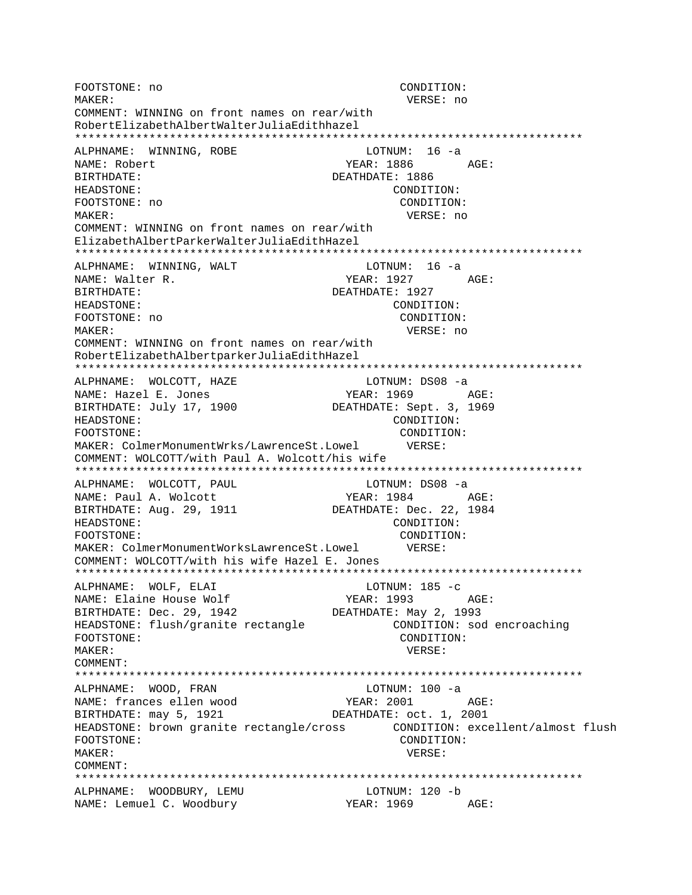```
FOOTSTONE: no                                    CONDITION:
MAKER:                                            VERSE: no
COMMENT: WINNING on front names on rear/with
RobertElizabethAlbertWalterJuliaEdithhazel
***************************************************************************
ALPHNAME:  WINNING, ROBE                      LOTNUM:  16 -a
NAME: Robert                              YEAR: 1886        AGE:
BIRTHDATE:                              DEATHDATE: 1886
HEADSTONE:                                       CONDITION:
FOOTSTONE: no                                    CONDITION:
MAKER:                                            VERSE: no
COMMENT: WINNING on front names on rear/with
ElizabethAlbertParkerWalterJuliaEdithHazel
***************************************************************************
ALPHNAME:  WINNING, WALT                      LOTNUM:  16 -a
NAME: Walter R.                           YEAR: 1927        AGE:
BIRTHDATE:                              DEATHDATE: 1927
HEADSTONE:                                       CONDITION:
FOOTSTONE: no                                    CONDITION:
MAKER:                                            VERSE: no
COMMENT: WINNING on front names on rear/with
RobertElizabethAlbertparkerJuliaEdithHazel
***************************************************************************
ALPHNAME:  WOLCOTT, HAZE                      LOTNUM: DS08 -a
NAME: Hazel E. Jones                      YEAR: 1969        AGE:
BIRTHDATE: July 17, 1900                DEATHDATE: Sept. 3, 1969
HEADSTONE:                                       CONDITION:
FOOTSTONE:                                       CONDITION:
MAKER: ColmerMonumentWrks/LawrenceSt.Lowel       VERSE:
COMMENT: WOLCOTT/with Paul A. Wolcott/his wife
***************************************************************************
ALPHNAME:  WOLCOTT, PAUL                      LOTNUM: DS08 -a
NAME: Paul A. Wolcott                     YEAR: 1984        AGE:
BIRTHDATE: Aug. 29, 1911                DEATHDATE: Dec. 22, 1984
HEADSTONE:                                       CONDITION:
FOOTSTONE:                                       CONDITION:
MAKER: ColmerMonumentWorksLawrenceSt.Lowel       VERSE:
COMMENT: WOLCOTT/with his wife Hazel E. Jones
***************************************************************************
ALPHNAME:  WOLF, ELAI                         LOTNUM: 185 -c
NAME: Elaine House Wolf                   YEAR: 1993        AGE:
BIRTHDATE: Dec. 29, 1942                DEATHDATE: May 2, 1993
HEADSTONE: flush/granite rectangle              CONDITION: sod encroaching
FOOTSTONE:                                       CONDITION:
MAKER:                                            VERSE:
COMMENT:
***************************************************************************
ALPHNAME:  WOOD, FRAN                         LOTNUM: 100 -a
NAME: frances ellen wood                  YEAR: 2001        AGE:
BIRTHDATE: may 5, 1921                  DEATHDATE: oct. 1, 2001
HEADSTONE: brown granite rectangle/cross        CONDITION: excellent/almost flush
FOOTSTONE:                                       CONDITION:
MAKER:                                            VERSE:
COMMENT:
***************************************************************************
ALPHNAME:  WOODBURY, LEMU                     LOTNUM: 120 -b
NAME: Lemuel C. Woodbury                  YEAR: 1969        AGE:
```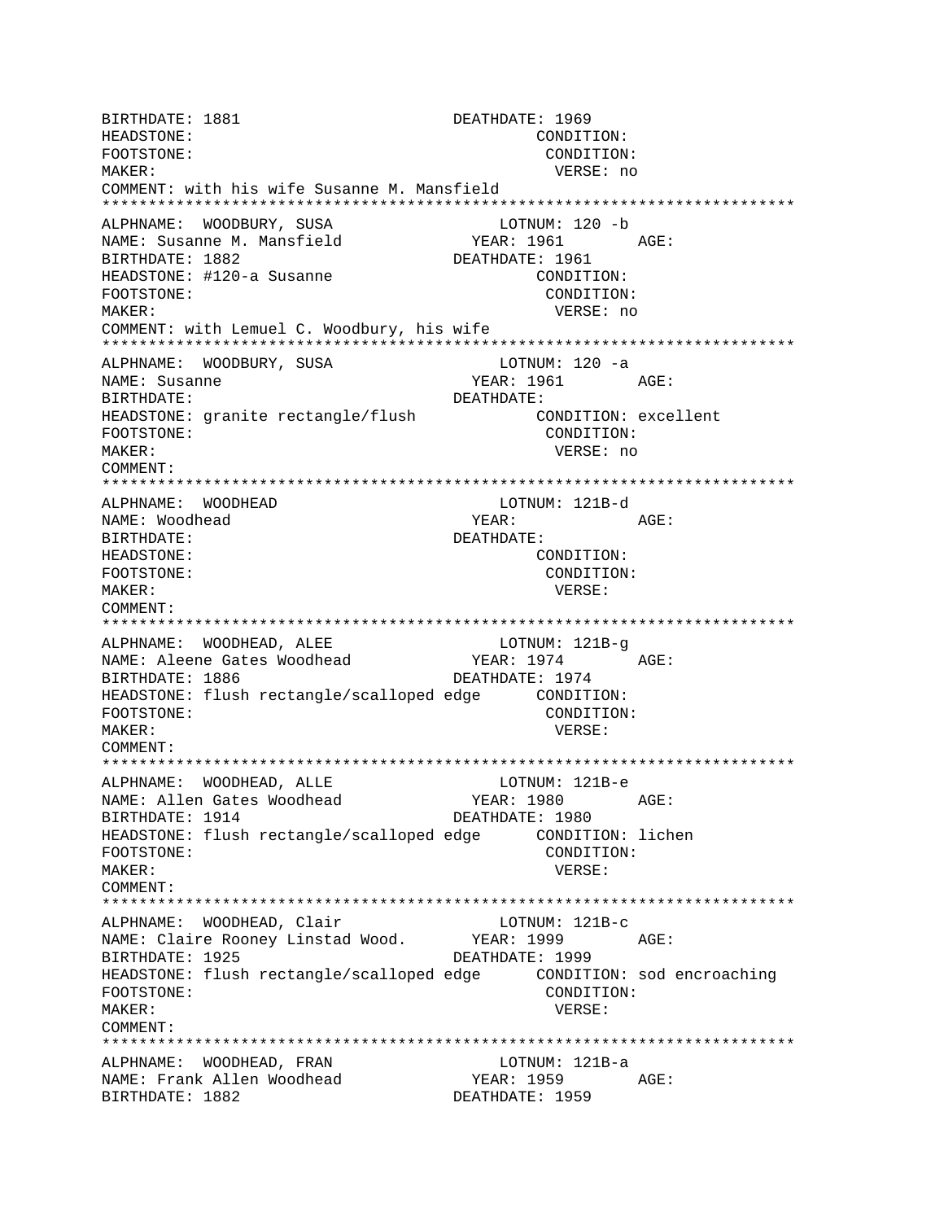```
BIRTHDATE: 1881                       DEATHDATE: 1969
HEADSTONE:                                   CONDITION:
FOOTSTONE:                                   CONDITION:
MAKER:                                        VERSE: no
COMMENT: with his wife Susanne M. Mansfield
*************************************************************************
ALPHNAME:  WOODBURY, SUSA                 LOTNUM: 120 -b
NAME: Susanne M. Mansfield              YEAR: 1961        AGE:
BIRTHDATE: 1882                       DEATHDATE: 1961
HEADSTONE: #120-a Susanne                    CONDITION:
FOOTSTONE:                                   CONDITION:
MAKER:                                        VERSE: no
COMMENT: with Lemuel C. Woodbury, his wife
*************************************************************************
ALPHNAME:  WOODBURY, SUSA                 LOTNUM: 120 -a
NAME: Susanne                           YEAR: 1961        AGE:
BIRTHDATE:                            DEATHDATE:
HEADSTONE: granite rectangle/flush           CONDITION: excellent
FOOTSTONE:                                   CONDITION:
MAKER:                                        VERSE: no
COMMENT:
*************************************************************************
ALPHNAME:  WOODHEAD                       LOTNUM: 121B-d
NAME: Woodhead                          YEAR:             AGE:
BIRTHDATE:                            DEATHDATE:
HEADSTONE:                                   CONDITION:
FOOTSTONE:                                   CONDITION:
MAKER:                                        VERSE:
COMMENT:
*************************************************************************
ALPHNAME:  WOODHEAD, ALEE                 LOTNUM: 121B-g
NAME: Aleene Gates Woodhead             YEAR: 1974        AGE:
BIRTHDATE: 1886                       DEATHDATE: 1974
HEADSTONE: flush rectangle/scalloped edge      CONDITION:
FOOTSTONE:                                   CONDITION:
MAKER:                                        VERSE:
COMMENT:
*************************************************************************
ALPHNAME:  WOODHEAD, ALLE                 LOTNUM: 121B-e
NAME: Allen Gates Woodhead              YEAR: 1980        AGE:
BIRTHDATE: 1914                       DEATHDATE: 1980
HEADSTONE: flush rectangle/scalloped edge      CONDITION: lichen
FOOTSTONE:                                   CONDITION:
MAKER:                                        VERSE:
COMMENT:
*************************************************************************
ALPHNAME:  WOODHEAD, Clair                LOTNUM: 121B-c
NAME: Claire Rooney Linstad Wood.       YEAR: 1999        AGE:
BIRTHDATE: 1925                       DEATHDATE: 1999
HEADSTONE: flush rectangle/scalloped edge      CONDITION: sod encroaching
FOOTSTONE:                                   CONDITION:
MAKER:                                        VERSE:
COMMENT:
*************************************************************************
ALPHNAME:  WOODHEAD, FRAN                 LOTNUM: 121B-a
NAME: Frank Allen Woodhead              YEAR: 1959        AGE:
BIRTHDATE: 1882                       DEATHDATE: 1959
```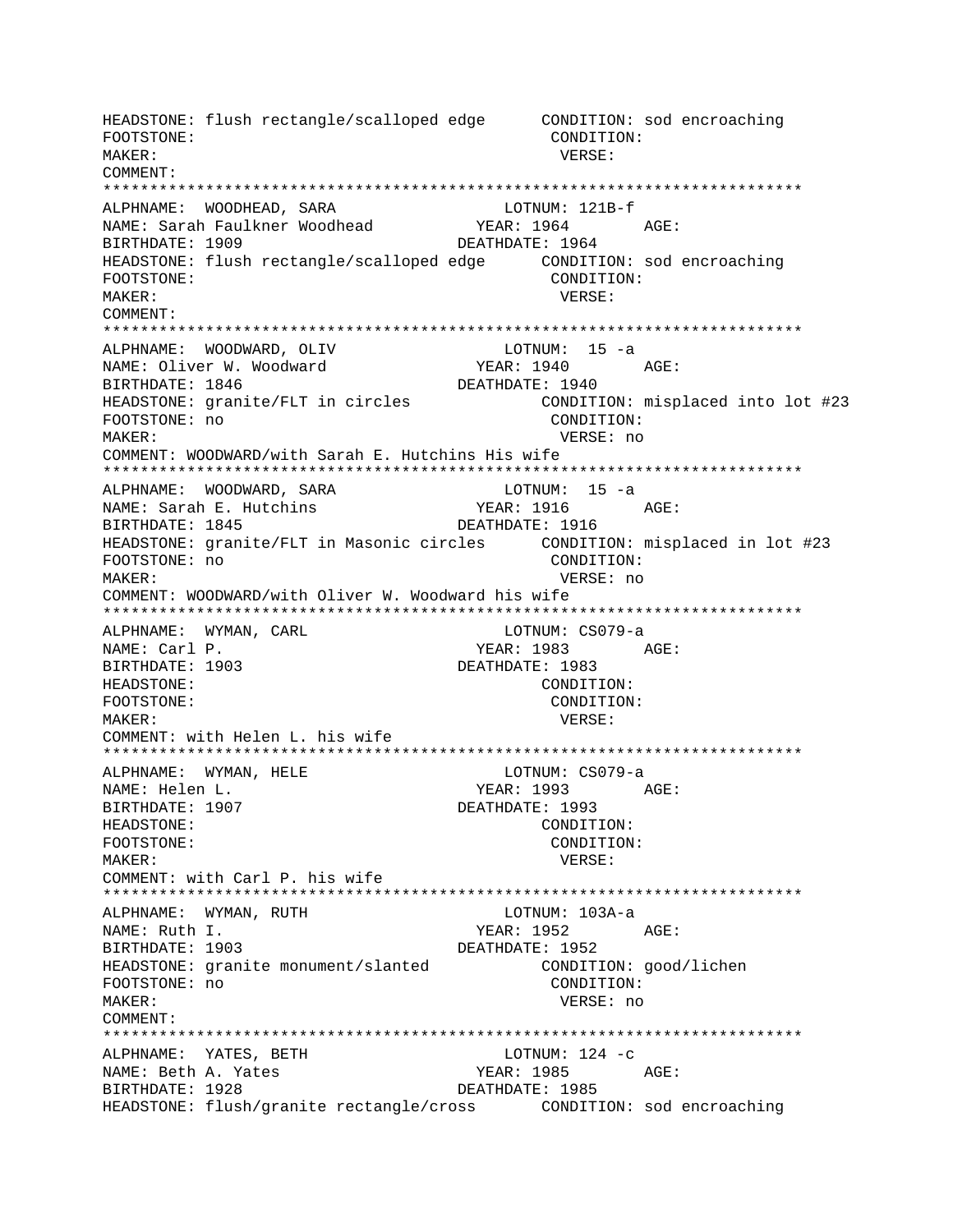```
HEADSTONE: flush rectangle/scalloped edge      CONDITION: sod encroaching
FOOTSTONE:                                      CONDITION:
MAKER:                                           VERSE:
COMMENT:
**************************************************************************
ALPHNAME:  WOODHEAD, SARA                   LOTNUM: 121B-f
NAME: Sarah Faulkner Woodhead           YEAR: 1964        AGE:
BIRTHDATE: 1909                        DEATHDATE: 1964
HEADSTONE: flush rectangle/scalloped edge      CONDITION: sod encroaching
FOOTSTONE:                                      CONDITION:
MAKER:                                           VERSE:
COMMENT:
**************************************************************************
ALPHNAME:  WOODWARD, OLIV                   LOTNUM:  15 -a
NAME: Oliver W. Woodward                YEAR: 1940        AGE:
BIRTHDATE: 1846                        DEATHDATE: 1940
HEADSTONE: granite/FLT in circles              CONDITION: misplaced into lot #23
FOOTSTONE: no                                   CONDITION:
MAKER:                                           VERSE: no
COMMENT: WOODWARD/with Sarah E. Hutchins His wife
**************************************************************************
ALPHNAME:  WOODWARD, SARA                   LOTNUM:  15 -a
NAME: Sarah E. Hutchins                 YEAR: 1916        AGE:
BIRTHDATE: 1845                        DEATHDATE: 1916
HEADSTONE: granite/FLT in Masonic circles      CONDITION: misplaced in lot #23
FOOTSTONE: no                                   CONDITION:
MAKER:                                           VERSE: no
COMMENT: WOODWARD/with Oliver W. Woodward his wife
**************************************************************************
ALPHNAME:  WYMAN, CARL                      LOTNUM: CS079-a
NAME: Carl P.                           YEAR: 1983        AGE:
BIRTHDATE: 1903                        DEATHDATE: 1983
HEADSTONE:                                      CONDITION:
FOOTSTONE:                                      CONDITION:
MAKER:                                           VERSE:
COMMENT: with Helen L. his wife
**************************************************************************
ALPHNAME:  WYMAN, HELE                      LOTNUM: CS079-a
NAME: Helen L.                          YEAR: 1993        AGE:
BIRTHDATE: 1907                        DEATHDATE: 1993
HEADSTONE:                                      CONDITION:
FOOTSTONE:                                      CONDITION:
MAKER:                                           VERSE:
COMMENT: with Carl P. his wife
**************************************************************************
ALPHNAME:  WYMAN, RUTH                      LOTNUM: 103A-a
NAME: Ruth I.                           YEAR: 1952        AGE:
BIRTHDATE: 1903                        DEATHDATE: 1952
HEADSTONE: granite monument/slanted            CONDITION: good/lichen
FOOTSTONE: no                                   CONDITION:
MAKER:                                           VERSE: no
COMMENT:
**************************************************************************
ALPHNAME:  YATES, BETH                      LOTNUM: 124 -c
NAME: Beth A. Yates                     YEAR: 1985        AGE:
BIRTHDATE: 1928                        DEATHDATE: 1985
HEADSTONE: flush/granite rectangle/cross       CONDITION: sod encroaching
```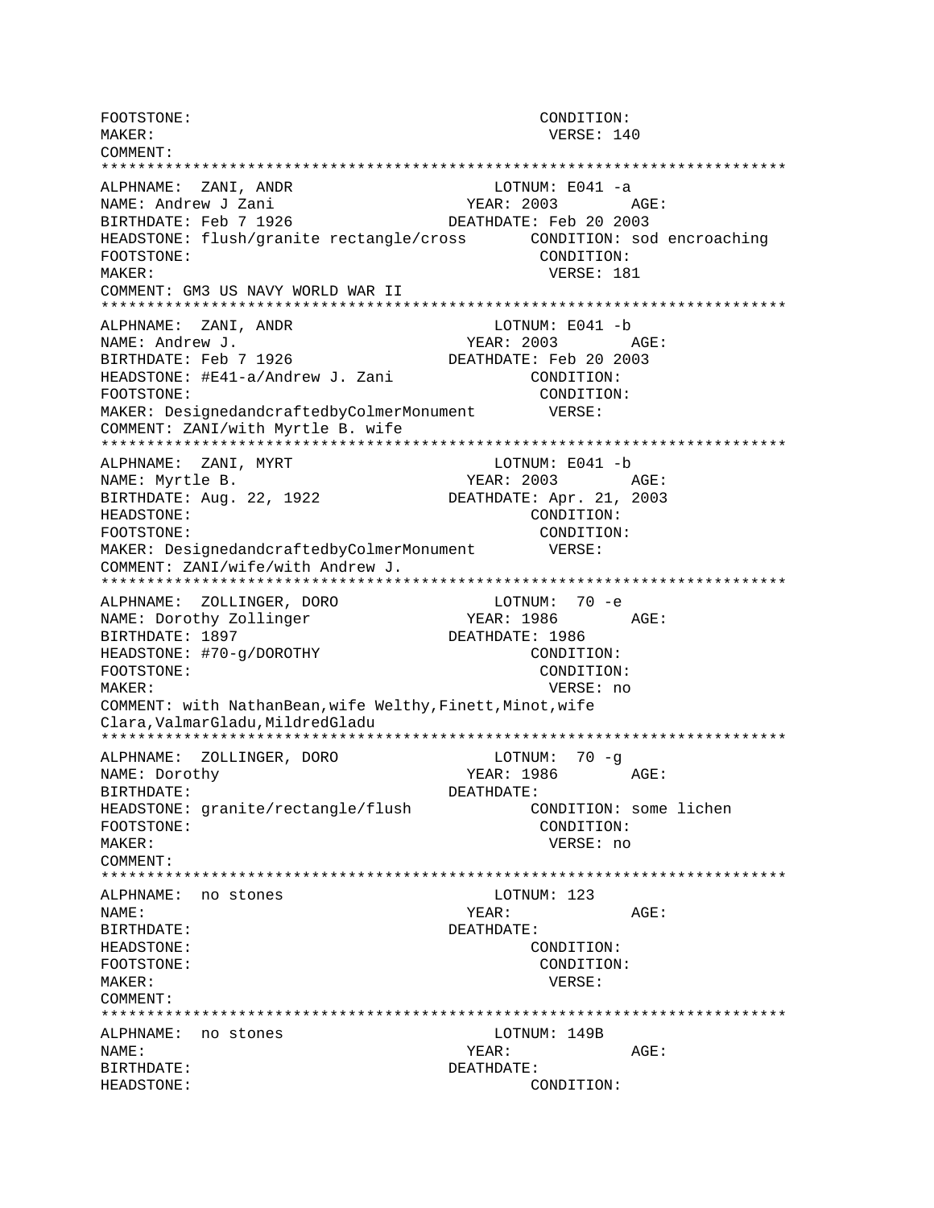```
FOOTSTONE:                                    CONDITION:
MAKER:                                         VERSE: 140
COMMENT:
***************************************************************************
ALPHNAME:  ZANI, ANDR                        LOTNUM: E041 -a
NAME: Andrew J Zani                         YEAR: 2003       AGE:
BIRTHDATE: Feb 7 1926                   DEATHDATE: Feb 20 2003
HEADSTONE: flush/granite rectangle/cross       CONDITION: sod encroaching
FOOTSTONE:                                    CONDITION:
MAKER:                                         VERSE: 181
COMMENT: GM3 US NAVY WORLD WAR II
***************************************************************************
ALPHNAME:  ZANI, ANDR                        LOTNUM: E041 -b
NAME: Andrew J.                             YEAR: 2003       AGE:
BIRTHDATE: Feb 7 1926                   DEATHDATE: Feb 20 2003
HEADSTONE: #E41-a/Andrew J. Zani              CONDITION:
FOOTSTONE:                                    CONDITION:
MAKER: DesignedandcraftedbyColmerMonument       VERSE:
COMMENT: ZANI/with Myrtle B. wife
***************************************************************************
ALPHNAME:  ZANI, MYRT                        LOTNUM: E041 -b
NAME: Myrtle B.                             YEAR: 2003       AGE:
BIRTHDATE: Aug. 22, 1922                DEATHDATE: Apr. 21, 2003
HEADSTONE:                                    CONDITION:
FOOTSTONE:                                    CONDITION:
MAKER: DesignedandcraftedbyColmerMonument       VERSE:
COMMENT: ZANI/wife/with Andrew J.
***************************************************************************
ALPHNAME:  ZOLLINGER, DORO                   LOTNUM:  70 -e
NAME: Dorothy Zollinger                     YEAR: 1986       AGE:
BIRTHDATE: 1897                         DEATHDATE: 1986
HEADSTONE: #70-g/DOROTHY                      CONDITION:
FOOTSTONE:                                    CONDITION:
MAKER:                                         VERSE: no
COMMENT: with NathanBean,wife Welthy,Finett,Minot,wife
Clara,ValmarGladu,MildredGladu
***************************************************************************
ALPHNAME:  ZOLLINGER, DORO                   LOTNUM:  70 -g
NAME: Dorothy                               YEAR: 1986       AGE:
BIRTHDATE:                              DEATHDATE:
HEADSTONE: granite/rectangle/flush            CONDITION: some lichen
FOOTSTONE:                                    CONDITION:
MAKER:                                         VERSE: no
COMMENT:
***************************************************************************
ALPHNAME:  no stones                         LOTNUM: 123
NAME:                                       YEAR:            AGE:
BIRTHDATE:                              DEATHDATE:
HEADSTONE:                                    CONDITION:
FOOTSTONE:                                    CONDITION:
MAKER:                                         VERSE:
COMMENT:
***************************************************************************
ALPHNAME:  no stones                         LOTNUM: 149B
NAME:                                       YEAR:            AGE:
BIRTHDATE:                              DEATHDATE:
HEADSTONE:                                    CONDITION:
```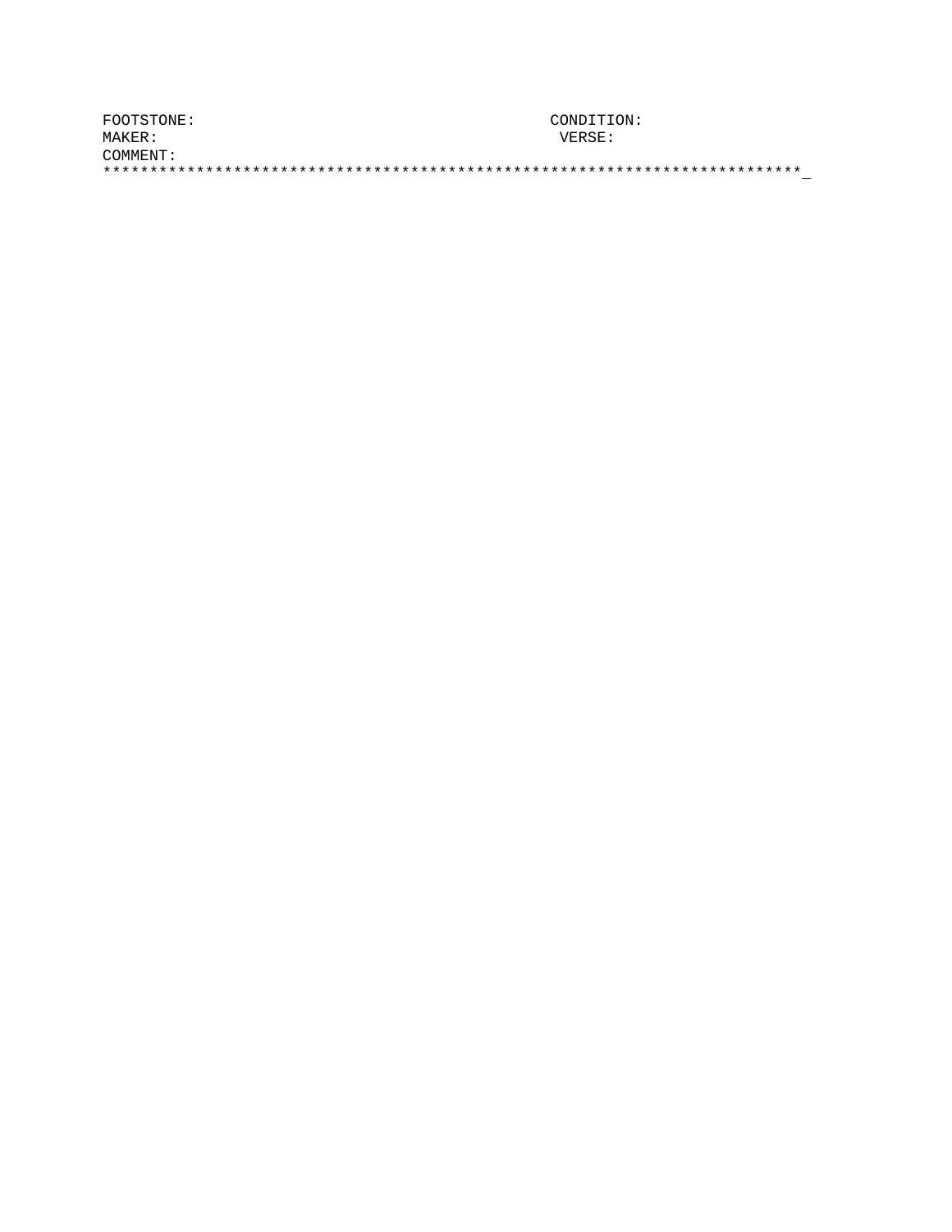FOOTSTONE: CONDITION:
MAKER: VERSE:
COMMENT:
***************************************************************************_